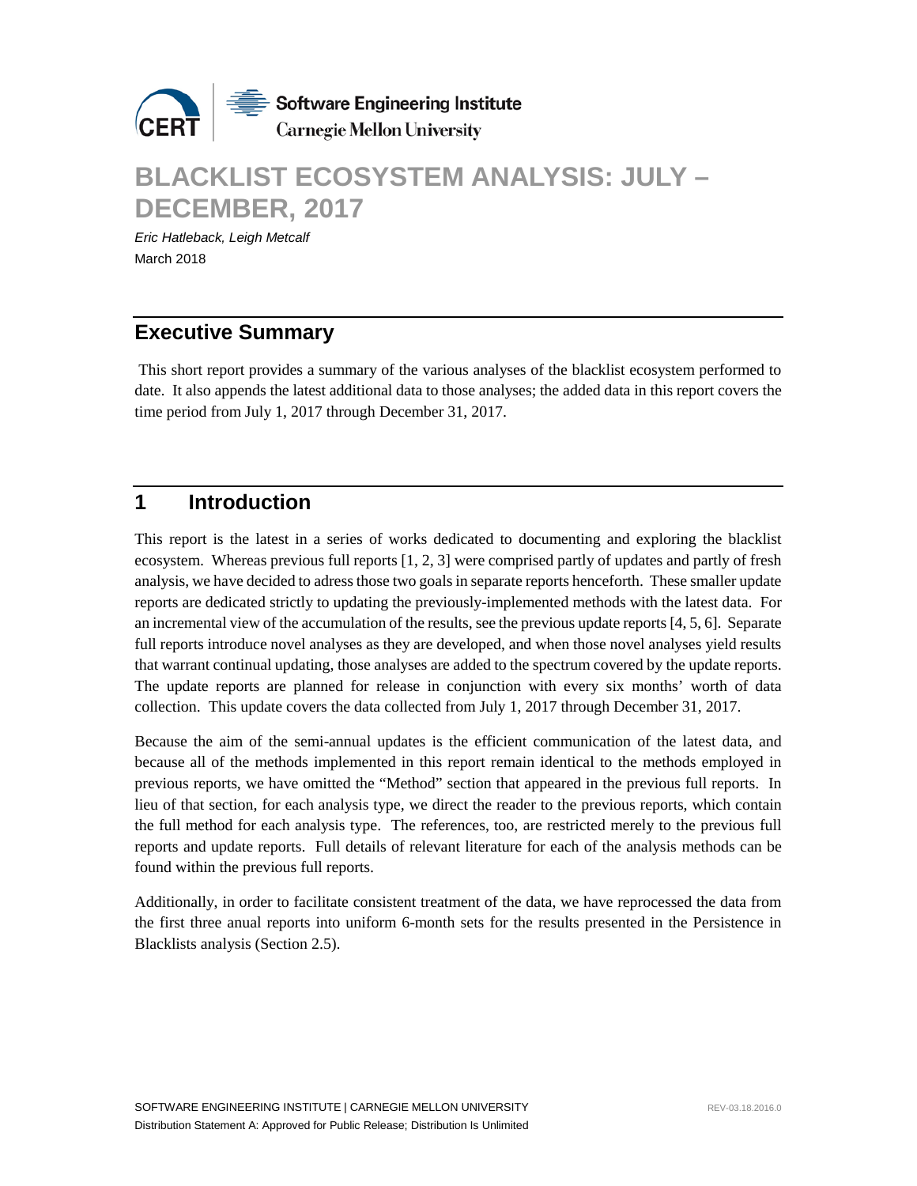# BLACKLIST ECOSYSTEM ANALYSIS: JULY – DECEMBER, 2017

*Eric Hatleback, Leigh Metcalf*

March 2018

## Executive Summary

This short report provides a summary of the various analyses of the blacklist ecosystem performed to date. It also appends the latest additional data to those analyses; the added data in this report covers the time period from July 1, 2017 through December 31, 2017.

## 1 Introduction

This report is the latest in a series of works dedicated to documenting and exploring the blacklist ecosystem. Whereas previous full reports [1, 2, 3] were comprised partly of updates and partly of fresh analysis, we have decided to adress those two goals in separate reports henceforth. These smaller update reports are dedicated strictly to updating the previously-implemented methods with the latest data. For an incremental view of the accumulation of the results, see the previous update reports [4, 5, 6]. Separate full reports introduce novel analyses as they are developed, and when those novel analyses yield results that warrant continual updating, those analyses are added to the spectrum covered by the update reports. The update reports are planned for release in conjunction with every six months' worth of data collection. This update covers the data collected from July 1, 2017 through December 31, 2017.

Because the aim of the semi-annual updates is the efficient communication of the latest data, and because all of the methods implemented in this report remain identical to the methods employed in previous reports, we have omitted the "Method" section that appeared in the previous full reports. In lieu of that section, for each analysis type, we direct the reader to the previous reports, which contain the full method for each analysis type. The references, too, are restricted merely to the previous full reports and update reports. Full details of relevant literature for each of the analysis methods can be found within the previous full reports.

Additionally, in order to facilitate consistent treatment of the data, we have reprocessed the data from the first three anual reports into uniform 6-month sets for the results presented in the Persistence in Blacklists analysis (Section 2.5).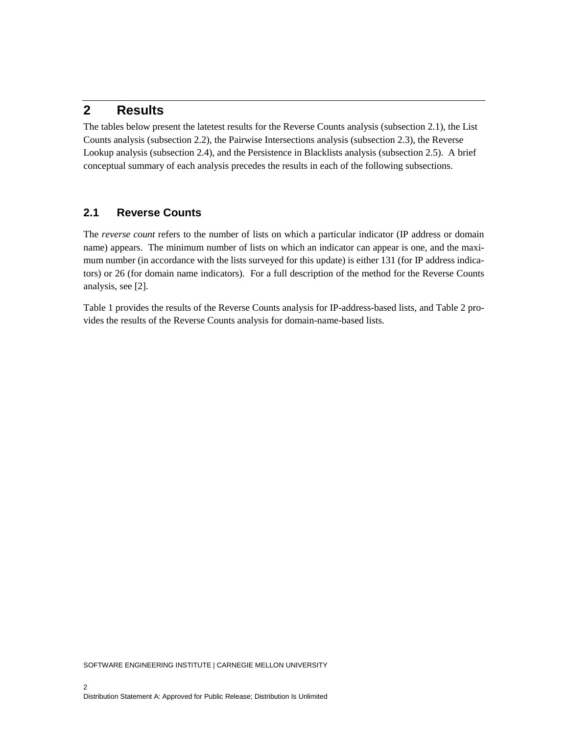# 2 Results

The tables below present the latetest results for the Reverse Counts analysis (subsection 2.1), the List Counts analysis (subsection 2.2), the Pairwise Intersections analysis (subsection 2.3), the Reverse Lookup analysis (subsection 2.4), and the Persistence in Blacklists analysis (subsection 2.5). A brief conceptual summary of each analysis precedes the results in each of the following subsections.

## 2.1 Reverse Counts

The *reverse count* refers to the number of lists on which a particular indicator (IP address or domain name) appears. The minimum number of lists on which an indicator can appear is one, and the maximum number (in accordance with the lists surveyed for this update) is either 131 (for IP address indicators) or 26 (for domain name indicators). For a full description of the method for the Reverse Counts analysis, see [2].

Table 1 provides the results of the Reverse Counts analysis for IP-address-based lists, and Table 2 provides the results of the Reverse Counts analysis for domain-name-based lists.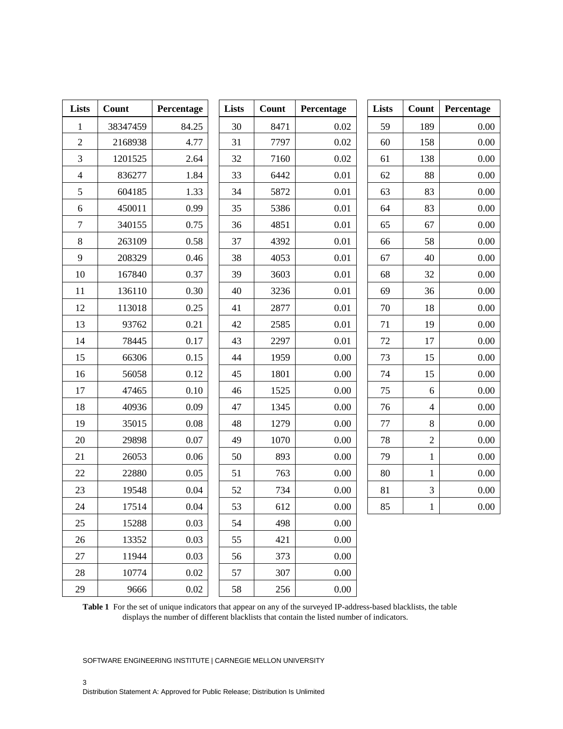| Lists | Count | Percentage | Lists | Count | Percentage | Lists | Count | Percentage |
|---|---|---|---|---|---|---|---|---|
| 1 | 38347459 | 84.25 | 30 | 8471 | 0.02 | 59 | 189 | 0.00 |
| 2 | 2168938 | 4.77 | 31 | 7797 | 0.02 | 60 | 158 | 0.00 |
| 3 | 1201525 | 2.64 | 32 | 7160 | 0.02 | 61 | 138 | 0.00 |
| 4 | 836277 | 1.84 | 33 | 6442 | 0.01 | 62 | 88 | 0.00 |
| 5 | 604185 | 1.33 | 34 | 5872 | 0.01 | 63 | 83 | 0.00 |
| 6 | 450011 | 0.99 | 35 | 5386 | 0.01 | 64 | 83 | 0.00 |
| 7 | 340155 | 0.75 | 36 | 4851 | 0.01 | 65 | 67 | 0.00 |
| 8 | 263109 | 0.58 | 37 | 4392 | 0.01 | 66 | 58 | 0.00 |
| 9 | 208329 | 0.46 | 38 | 4053 | 0.01 | 67 | 40 | 0.00 |
| 10 | 167840 | 0.37 | 39 | 3603 | 0.01 | 68 | 32 | 0.00 |
| 11 | 136110 | 0.30 | 40 | 3236 | 0.01 | 69 | 36 | 0.00 |
| 12 | 113018 | 0.25 | 41 | 2877 | 0.01 | 70 | 18 | 0.00 |
| 13 | 93762 | 0.21 | 42 | 2585 | 0.01 | 71 | 19 | 0.00 |
| 14 | 78445 | 0.17 | 43 | 2297 | 0.01 | 72 | 17 | 0.00 |
| 15 | 66306 | 0.15 | 44 | 1959 | 0.00 | 73 | 15 | 0.00 |
| 16 | 56058 | 0.12 | 45 | 1801 | 0.00 | 74 | 15 | 0.00 |
| 17 | 47465 | 0.10 | 46 | 1525 | 0.00 | 75 | 6 | 0.00 |
| 18 | 40936 | 0.09 | 47 | 1345 | 0.00 | 76 | 4 | 0.00 |
| 19 | 35015 | 0.08 | 48 | 1279 | 0.00 | 77 | 8 | 0.00 |
| 20 | 29898 | 0.07 | 49 | 1070 | 0.00 | 78 | 2 | 0.00 |
| 21 | 26053 | 0.06 | 50 | 893 | 0.00 | 79 | 1 | 0.00 |
| 22 | 22880 | 0.05 | 51 | 763 | 0.00 | 80 | 1 | 0.00 |
| 23 | 19548 | 0.04 | 52 | 734 | 0.00 | 81 | 3 | 0.00 |
| 24 | 17514 | 0.04 | 53 | 612 | 0.00 | 85 | 1 | 0.00 |
| 25 | 15288 | 0.03 | 54 | 498 | 0.00 | | | |
| 26 | 13352 | 0.03 | 55 | 421 | 0.00 | | | |
| 27 | 11944 | 0.03 | 56 | 373 | 0.00 | | | |
| 28 | 10774 | 0.02 | 57 | 307 | 0.00 | | | |
| 29 | 9666 | 0.02 | 58 | 256 | 0.00 | | | |

**Table 1** For the set of unique indicators that appear on any of the surveyed IP-address-based blacklists, the table displays the number of different blacklists that contain the listed number of indicators.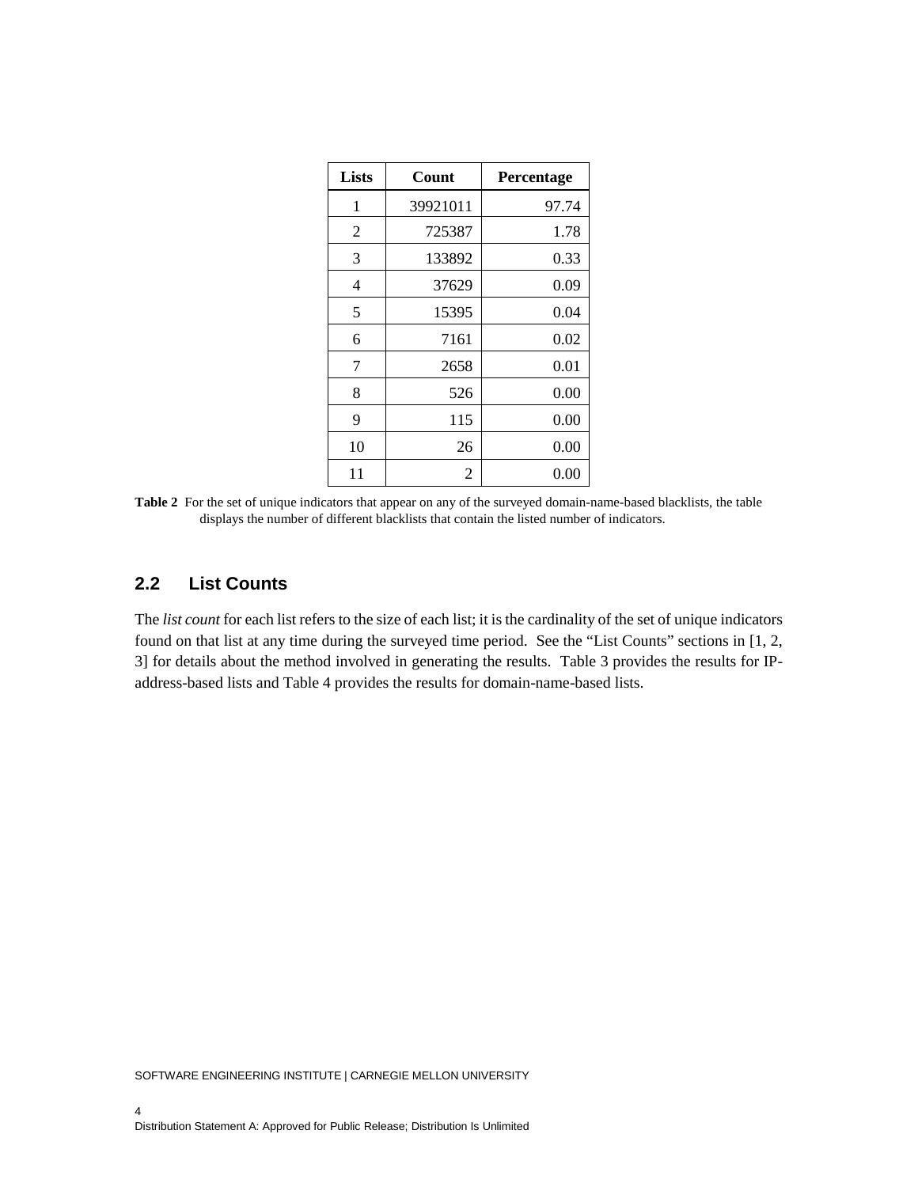| Lists | Count | Percentage |
|---|---|---|
| 1 | 39921011 | 97.74 |
| 2 | 725387 | 1.78 |
| 3 | 133892 | 0.33 |
| 4 | 37629 | 0.09 |
| 5 | 15395 | 0.04 |
| 6 | 7161 | 0.02 |
| 7 | 2658 | 0.01 |
| 8 | 526 | 0.00 |
| 9 | 115 | 0.00 |
| 10 | 26 | 0.00 |
| 11 | 2 | 0.00 |

**Table 2** For the set of unique indicators that appear on any of the surveyed domain-name-based blacklists, the table displays the number of different blacklists that contain the listed number of indicators.

## 2.2 List Counts

The *list count* for each list refers to the size of each list; it is the cardinality of the set of unique indicators found on that list at any time during the surveyed time period. See the "List Counts" sections in [1, 2, 3] for details about the method involved in generating the results. Table 3 provides the results for IP-address-based lists and Table 4 provides the results for domain-name-based lists.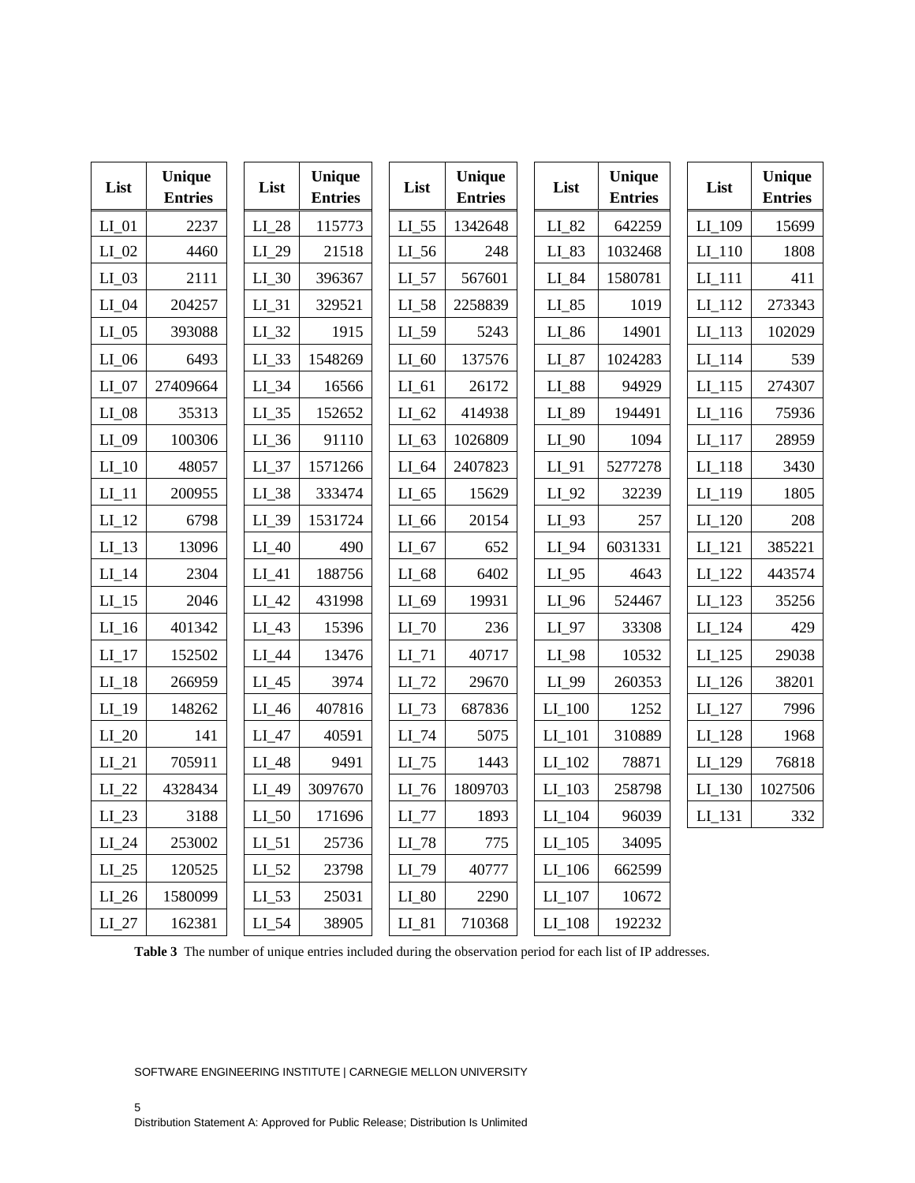| List | Unique Entries | List | Unique Entries | List | Unique Entries | List | Unique Entries | List | Unique Entries |
|---|---|---|---|---|---|---|---|---|---|
| LI_01 | 2237 | LI_28 | 115773 | LI_55 | 1342648 | LI_82 | 642259 | LI_109 | 15699 |
| LI_02 | 4460 | LI_29 | 21518 | LI_56 | 248 | LI_83 | 1032468 | LI_110 | 1808 |
| LI_03 | 2111 | LI_30 | 396367 | LI_57 | 567601 | LI_84 | 1580781 | LI_111 | 411 |
| LI_04 | 204257 | LI_31 | 329521 | LI_58 | 2258839 | LI_85 | 1019 | LI_112 | 273343 |
| LI_05 | 393088 | LI_32 | 1915 | LI_59 | 5243 | LI_86 | 14901 | LI_113 | 102029 |
| LI_06 | 6493 | LI_33 | 1548269 | LI_60 | 137576 | LI_87 | 1024283 | LI_114 | 539 |
| LI_07 | 27409664 | LI_34 | 16566 | LI_61 | 26172 | LI_88 | 94929 | LI_115 | 274307 |
| LI_08 | 35313 | LI_35 | 152652 | LI_62 | 414938 | LI_89 | 194491 | LI_116 | 75936 |
| LI_09 | 100306 | LI_36 | 91110 | LI_63 | 1026809 | LI_90 | 1094 | LI_117 | 28959 |
| LI_10 | 48057 | LI_37 | 1571266 | LI_64 | 2407823 | LI_91 | 5277278 | LI_118 | 3430 |
| LI_11 | 200955 | LI_38 | 333474 | LI_65 | 15629 | LI_92 | 32239 | LI_119 | 1805 |
| LI_12 | 6798 | LI_39 | 1531724 | LI_66 | 20154 | LI_93 | 257 | LI_120 | 208 |
| LI_13 | 13096 | LI_40 | 490 | LI_67 | 652 | LI_94 | 6031331 | LI_121 | 385221 |
| LI_14 | 2304 | LI_41 | 188756 | LI_68 | 6402 | LI_95 | 4643 | LI_122 | 443574 |
| LI_15 | 2046 | LI_42 | 431998 | LI_69 | 19931 | LI_96 | 524467 | LI_123 | 35256 |
| LI_16 | 401342 | LI_43 | 15396 | LI_70 | 236 | LI_97 | 33308 | LI_124 | 429 |
| LI_17 | 152502 | LI_44 | 13476 | LI_71 | 40717 | LI_98 | 10532 | LI_125 | 29038 |
| LI_18 | 266959 | LI_45 | 3974 | LI_72 | 29670 | LI_99 | 260353 | LI_126 | 38201 |
| LI_19 | 148262 | LI_46 | 407816 | LI_73 | 687836 | LI_100 | 1252 | LI_127 | 7996 |
| LI_20 | 141 | LI_47 | 40591 | LI_74 | 5075 | LI_101 | 310889 | LI_128 | 1968 |
| LI_21 | 705911 | LI_48 | 9491 | LI_75 | 1443 | LI_102 | 78871 | LI_129 | 76818 |
| LI_22 | 4328434 | LI_49 | 3097670 | LI_76 | 1809703 | LI_103 | 258798 | LI_130 | 1027506 |
| LI_23 | 3188 | LI_50 | 171696 | LI_77 | 1893 | LI_104 | 96039 | LI_131 | 332 |
| LI_24 | 253002 | LI_51 | 25736 | LI_78 | 775 | LI_105 | 34095 | | |
| LI_25 | 120525 | LI_52 | 23798 | LI_79 | 40777 | LI_106 | 662599 | | |
| LI_26 | 1580099 | LI_53 | 25031 | LI_80 | 2290 | LI_107 | 10672 | | |
| LI_27 | 162381 | LI_54 | 38905 | LI_81 | 710368 | LI_108 | 192232 | | |

**Table 3** The number of unique entries included during the observation period for each list of IP addresses.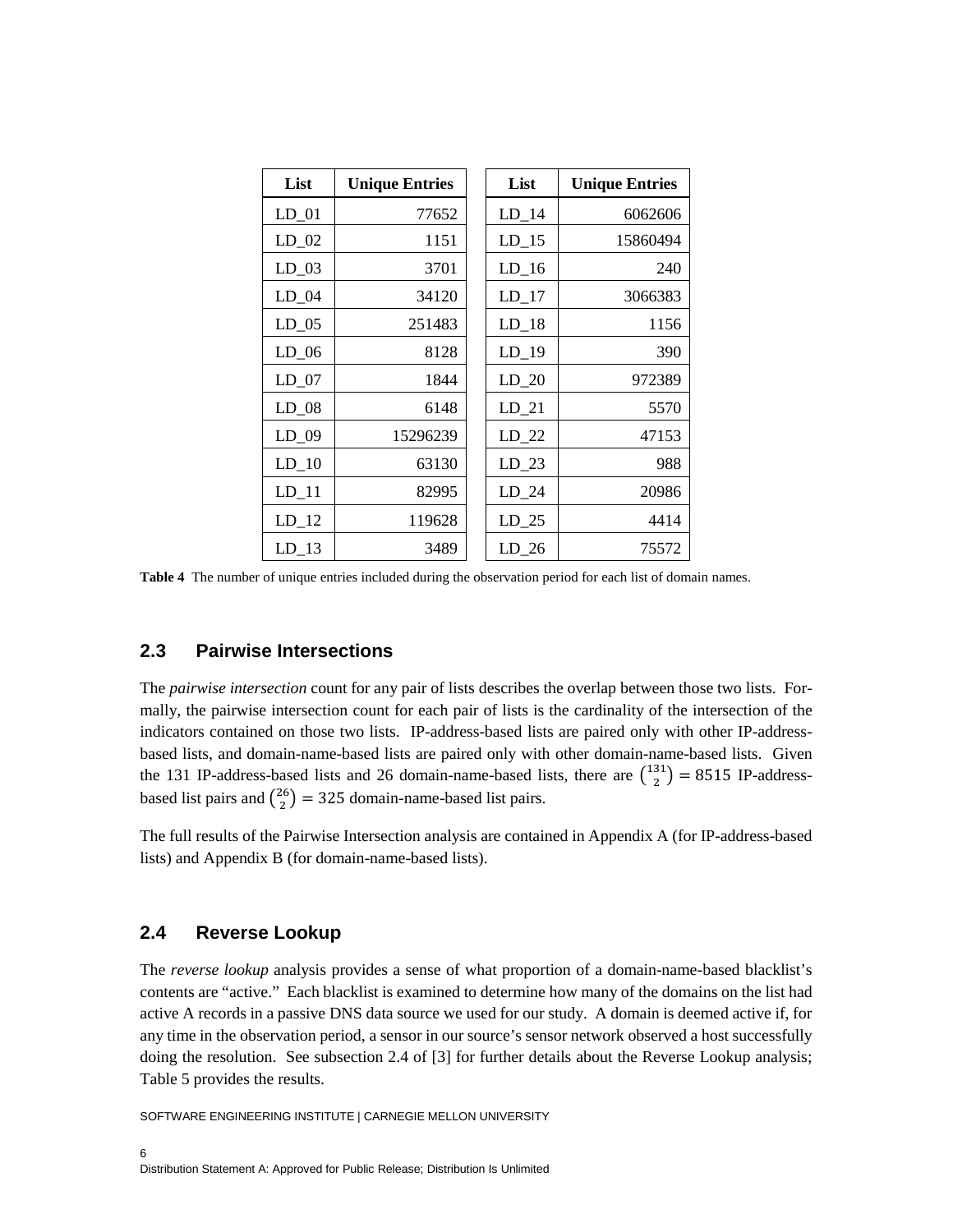| List | Unique Entries | List | Unique Entries |
|---|---:|---|---:|
| LD_01 | 77652 | LD_14 | 6062606 |
| LD_02 | 1151 | LD_15 | 15860494 |
| LD_03 | 3701 | LD_16 | 240 |
| LD_04 | 34120 | LD_17 | 3066383 |
| LD_05 | 251483 | LD_18 | 1156 |
| LD_06 | 8128 | LD_19 | 390 |
| LD_07 | 1844 | LD_20 | 972389 |
| LD_08 | 6148 | LD_21 | 5570 |
| LD_09 | 15296239 | LD_22 | 47153 |
| LD_10 | 63130 | LD_23 | 988 |
| LD_11 | 82995 | LD_24 | 20986 |
| LD_12 | 119628 | LD_25 | 4414 |
| LD_13 | 3489 | LD_26 | 75572 |

**Table 4** The number of unique entries included during the observation period for each list of domain names.

## 2.3 Pairwise Intersections

The *pairwise intersection* count for any pair of lists describes the overlap between those two lists. Formally, the pairwise intersection count for each pair of lists is the cardinality of the intersection of the indicators contained on those two lists. IP-address-based lists are paired only with other IP-address-based lists, and domain-name-based lists are paired only with other domain-name-based lists. Given the 131 IP-address-based lists and 26 domain-name-based lists, there are $\binom{131}{2} = 8515$ IP-address-based list pairs and $\binom{26}{2} = 325$ domain-name-based list pairs.

The full results of the Pairwise Intersection analysis are contained in Appendix A (for IP-address-based lists) and Appendix B (for domain-name-based lists).

## 2.4 Reverse Lookup

The *reverse lookup* analysis provides a sense of what proportion of a domain-name-based blacklist's contents are "active." Each blacklist is examined to determine how many of the domains on the list had active A records in a passive DNS data source we used for our study. A domain is deemed active if, for any time in the observation period, a sensor in our source's sensor network observed a host successfully doing the resolution. See subsection 2.4 of [3] for further details about the Reverse Lookup analysis; Table 5 provides the results.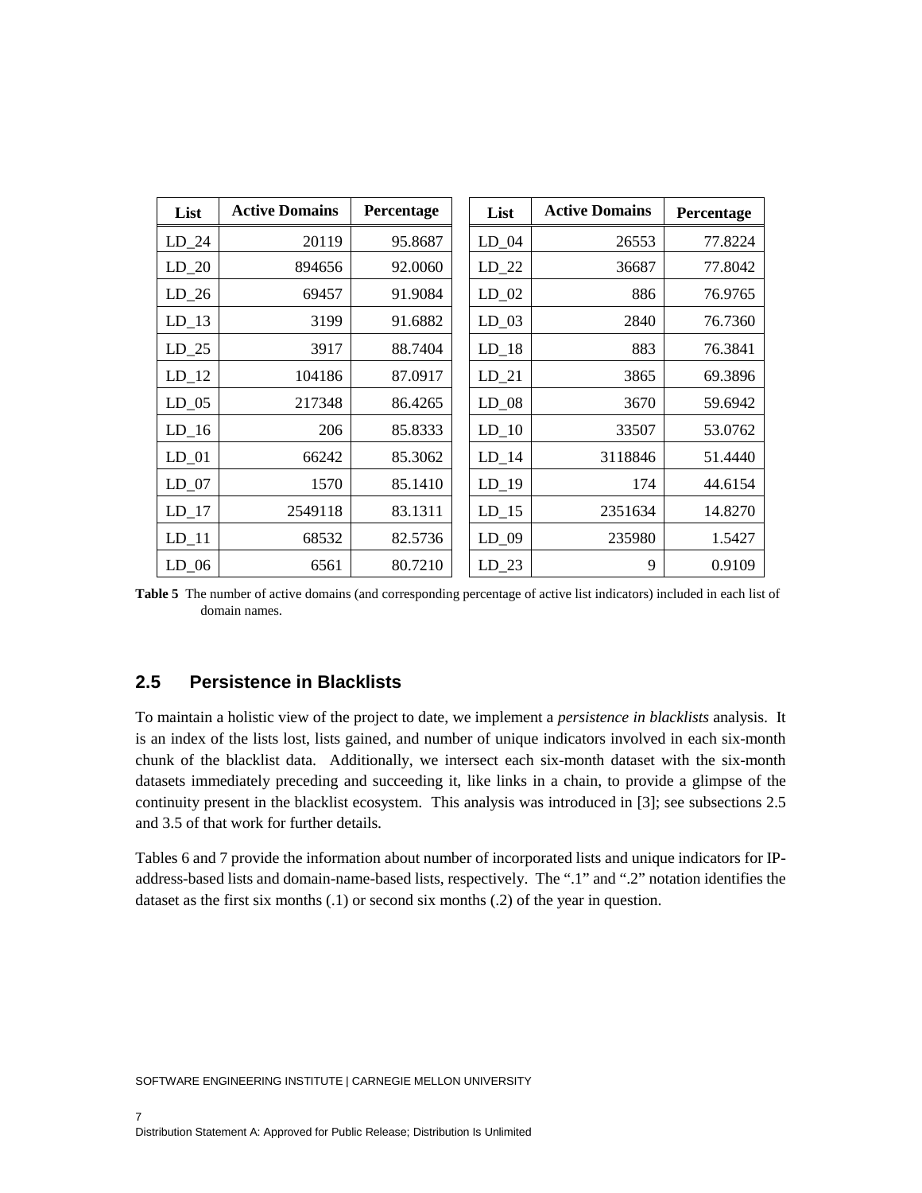| List | Active Domains | Percentage |
|---|---|---|
| LD_24 | 20119 | 95.8687 |
| LD_20 | 894656 | 92.0060 |
| LD_26 | 69457 | 91.9084 |
| LD_13 | 3199 | 91.6882 |
| LD_25 | 3917 | 88.7404 |
| LD_12 | 104186 | 87.0917 |
| LD_05 | 217348 | 86.4265 |
| LD_16 | 206 | 85.8333 |
| LD_01 | 66242 | 85.3062 |
| LD_07 | 1570 | 85.1410 |
| LD_17 | 2549118 | 83.1311 |
| LD_11 | 68532 | 82.5736 |
| LD_06 | 6561 | 80.7210 |
| LD_04 | 26553 | 77.8224 |
| LD_22 | 36687 | 77.8042 |
| LD_02 | 886 | 76.9765 |
| LD_03 | 2840 | 76.7360 |
| LD_18 | 883 | 76.3841 |
| LD_21 | 3865 | 69.3896 |
| LD_08 | 3670 | 59.6942 |
| LD_10 | 33507 | 53.0762 |
| LD_14 | 3118846 | 51.4440 |
| LD_19 | 174 | 44.6154 |
| LD_15 | 2351634 | 14.8270 |
| LD_09 | 235980 | 1.5427 |
| LD_23 | 9 | 0.9109 |

**Table 5** The number of active domains (and corresponding percentage of active list indicators) included in each list of domain names.

## 2.5 Persistence in Blacklists

To maintain a holistic view of the project to date, we implement a *persistence in blacklists* analysis. It is an index of the lists lost, lists gained, and number of unique indicators involved in each six-month chunk of the blacklist data. Additionally, we intersect each six-month dataset with the six-month datasets immediately preceding and succeeding it, like links in a chain, to provide a glimpse of the continuity present in the blacklist ecosystem. This analysis was introduced in [3]; see subsections 2.5 and 3.5 of that work for further details.

Tables 6 and 7 provide the information about number of incorporated lists and unique indicators for IP-address-based lists and domain-name-based lists, respectively. The ".1" and ".2" notation identifies the dataset as the first six months (.1) or second six months (.2) of the year in question.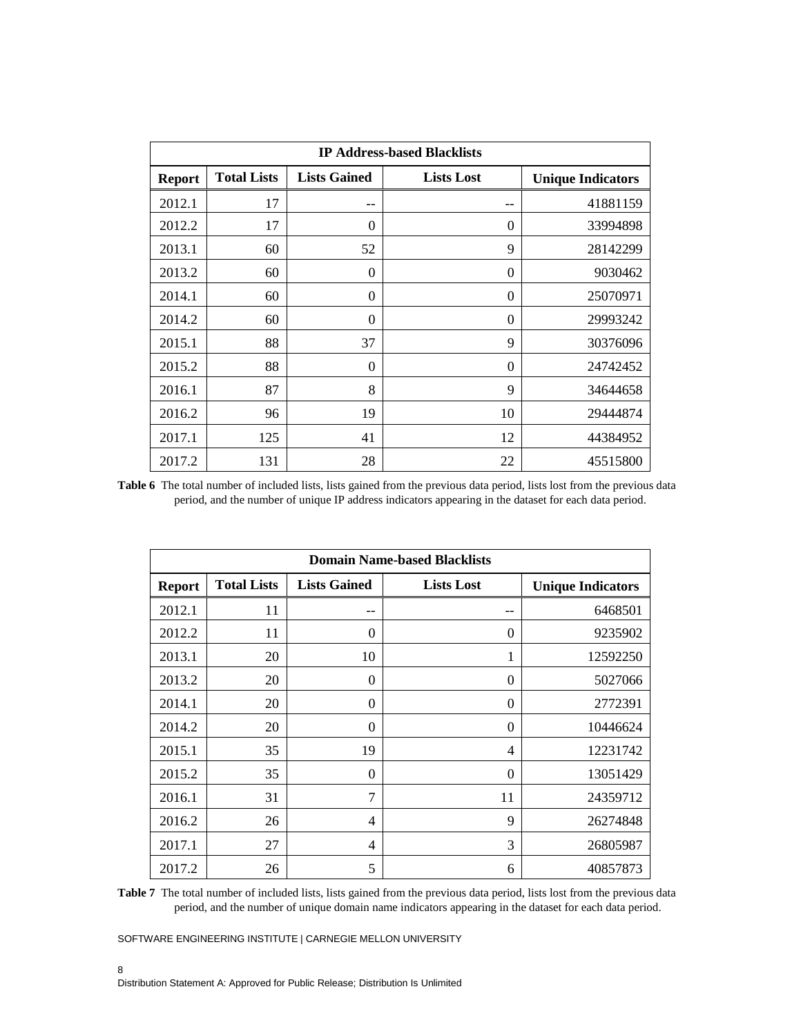| IP Address-based Blacklists | | | | |
|---|---|---|---|---|
| **Report** | **Total Lists** | **Lists Gained** | **Lists Lost** | **Unique Indicators** |
| 2012.1 | 17 | -- | -- | 41881159 |
| 2012.2 | 17 | 0 | 0 | 33994898 |
| 2013.1 | 60 | 52 | 9 | 28142299 |
| 2013.2 | 60 | 0 | 0 | 9030462 |
| 2014.1 | 60 | 0 | 0 | 25070971 |
| 2014.2 | 60 | 0 | 0 | 29993242 |
| 2015.1 | 88 | 37 | 9 | 30376096 |
| 2015.2 | 88 | 0 | 0 | 24742452 |
| 2016.1 | 87 | 8 | 9 | 34644658 |
| 2016.2 | 96 | 19 | 10 | 29444874 |
| 2017.1 | 125 | 41 | 12 | 44384952 |
| 2017.2 | 131 | 28 | 22 | 45515800 |

**Table 6** The total number of included lists, lists gained from the previous data period, lists lost from the previous data period, and the number of unique IP address indicators appearing in the dataset for each data period.

| Domain Name-based Blacklists | | | | |
|---|---|---|---|---|
| **Report** | **Total Lists** | **Lists Gained** | **Lists Lost** | **Unique Indicators** |
| 2012.1 | 11 | -- | -- | 6468501 |
| 2012.2 | 11 | 0 | 0 | 9235902 |
| 2013.1 | 20 | 10 | 1 | 12592250 |
| 2013.2 | 20 | 0 | 0 | 5027066 |
| 2014.1 | 20 | 0 | 0 | 2772391 |
| 2014.2 | 20 | 0 | 0 | 10446624 |
| 2015.1 | 35 | 19 | 4 | 12231742 |
| 2015.2 | 35 | 0 | 0 | 13051429 |
| 2016.1 | 31 | 7 | 11 | 24359712 |
| 2016.2 | 26 | 4 | 9 | 26274848 |
| 2017.1 | 27 | 4 | 3 | 26805987 |
| 2017.2 | 26 | 5 | 6 | 40857873 |

**Table 7** The total number of included lists, lists gained from the previous data period, lists lost from the previous data period, and the number of unique domain name indicators appearing in the dataset for each data period.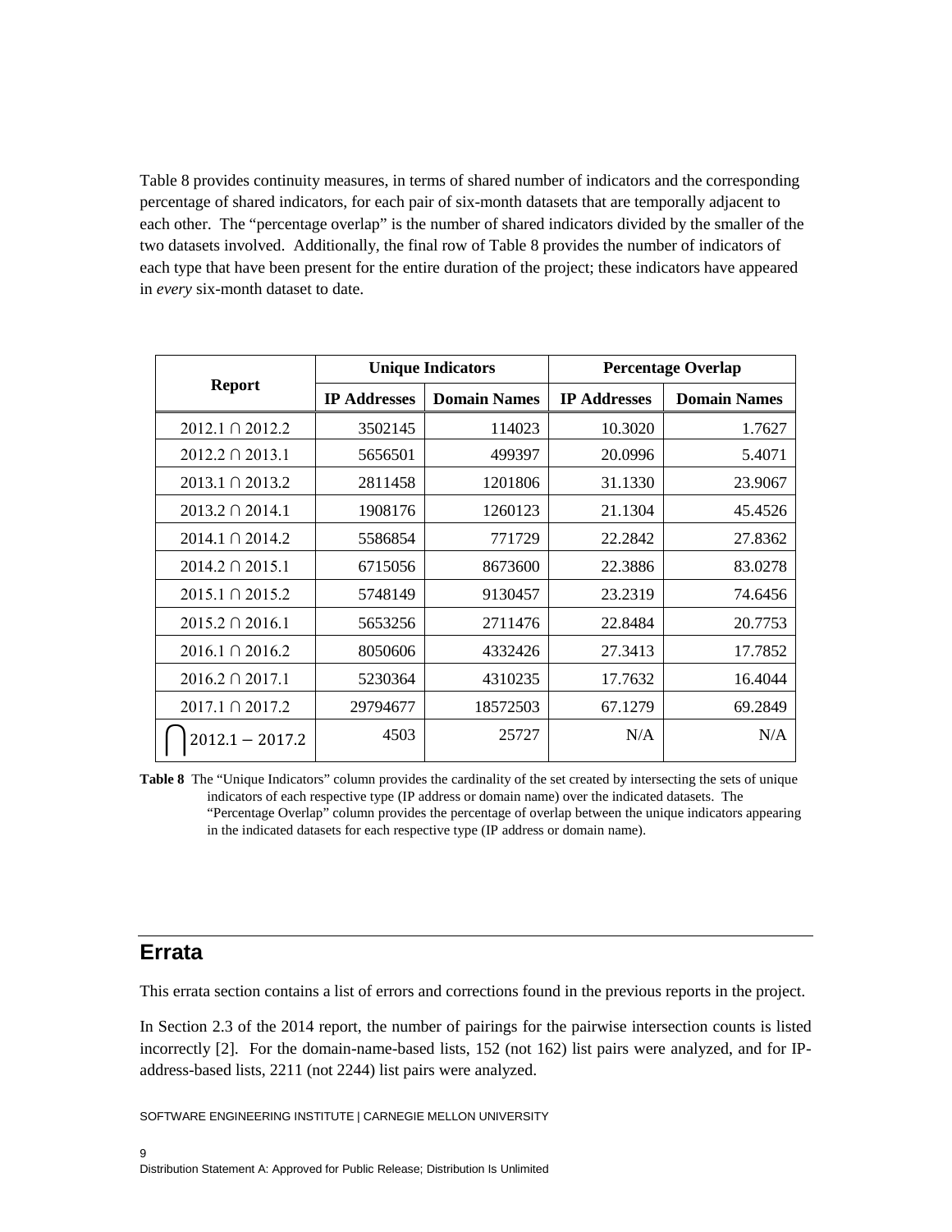Table 8 provides continuity measures, in terms of shared number of indicators and the corresponding percentage of shared indicators, for each pair of six-month datasets that are temporally adjacent to each other. The "percentage overlap" is the number of shared indicators divided by the smaller of the two datasets involved. Additionally, the final row of Table 8 provides the number of indicators of each type that have been present for the entire duration of the project; these indicators have appeared in *every* six-month dataset to date.

| Report | Unique Indicators | | Percentage Overlap | |
|---|---|---|---|---|
| | **IP Addresses** | **Domain Names** | **IP Addresses** | **Domain Names** |
| 2012.1 ∩ 2012.2 | 3502145 | 114023 | 10.3020 | 1.7627 |
| 2012.2 ∩ 2013.1 | 5656501 | 499397 | 20.0996 | 5.4071 |
| 2013.1 ∩ 2013.2 | 2811458 | 1201806 | 31.1330 | 23.9067 |
| 2013.2 ∩ 2014.1 | 1908176 | 1260123 | 21.1304 | 45.4526 |
| 2014.1 ∩ 2014.2 | 5586854 | 771729 | 22.2842 | 27.8362 |
| 2014.2 ∩ 2015.1 | 6715056 | 8673600 | 22.3886 | 83.0278 |
| 2015.1 ∩ 2015.2 | 5748149 | 9130457 | 23.2319 | 74.6456 |
| 2015.2 ∩ 2016.1 | 5653256 | 2711476 | 22.8484 | 20.7753 |
| 2016.1 ∩ 2016.2 | 8050606 | 4332426 | 27.3413 | 17.7852 |
| 2016.2 ∩ 2017.1 | 5230364 | 4310235 | 17.7632 | 16.4044 |
| 2017.1 ∩ 2017.2 | 29794677 | 18572503 | 67.1279 | 69.2849 |
| $\bigcap 2012.1 - 2017.2$ | 4503 | 25727 | N/A | N/A |

**Table 8** The "Unique Indicators" column provides the cardinality of the set created by intersecting the sets of unique indicators of each respective type (IP address or domain name) over the indicated datasets. The "Percentage Overlap" column provides the percentage of overlap between the unique indicators appearing in the indicated datasets for each respective type (IP address or domain name).

## Errata

This errata section contains a list of errors and corrections found in the previous reports in the project.

In Section 2.3 of the 2014 report, the number of pairings for the pairwise intersection counts is listed incorrectly [2]. For the domain-name-based lists, 152 (not 162) list pairs were analyzed, and for IP-address-based lists, 2211 (not 2244) list pairs were analyzed.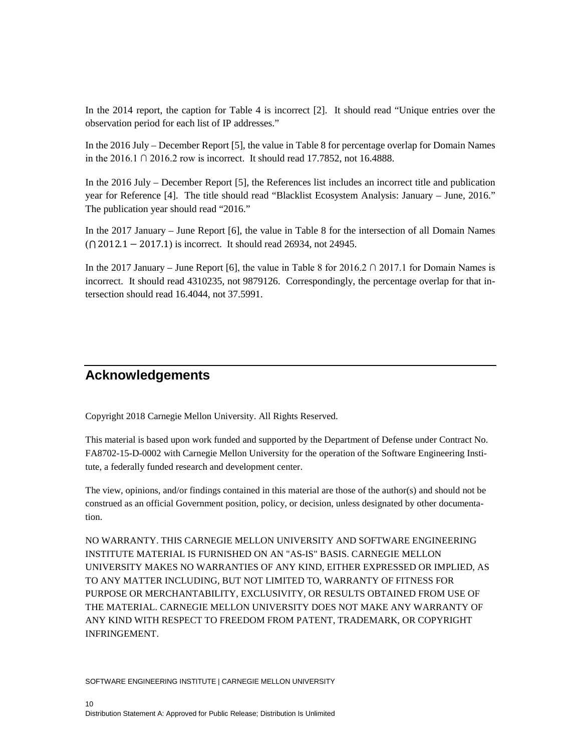In the 2014 report, the caption for Table 4 is incorrect [2]. It should read "Unique entries over the observation period for each list of IP addresses."

In the 2016 July – December Report [5], the value in Table 8 for percentage overlap for Domain Names in the 2016.1 ∩ 2016.2 row is incorrect. It should read 17.7852, not 16.4888.

In the 2016 July – December Report [5], the References list includes an incorrect title and publication year for Reference [4]. The title should read "Blacklist Ecosystem Analysis: January – June, 2016." The publication year should read "2016."

In the 2017 January – June Report [6], the value in Table 8 for the intersection of all Domain Names ($\bigcap 2012.1 - 2017.1$) is incorrect. It should read 26934, not 24945.

In the 2017 January – June Report [6], the value in Table 8 for 2016.2 ∩ 2017.1 for Domain Names is incorrect. It should read 4310235, not 9879126. Correspondingly, the percentage overlap for that intersection should read 16.4044, not 37.5991.

## Acknowledgements

Copyright 2018 Carnegie Mellon University. All Rights Reserved.

This material is based upon work funded and supported by the Department of Defense under Contract No. FA8702-15-D-0002 with Carnegie Mellon University for the operation of the Software Engineering Institute, a federally funded research and development center.

The view, opinions, and/or findings contained in this material are those of the author(s) and should not be construed as an official Government position, policy, or decision, unless designated by other documentation.

NO WARRANTY. THIS CARNEGIE MELLON UNIVERSITY AND SOFTWARE ENGINEERING INSTITUTE MATERIAL IS FURNISHED ON AN "AS-IS" BASIS. CARNEGIE MELLON UNIVERSITY MAKES NO WARRANTIES OF ANY KIND, EITHER EXPRESSED OR IMPLIED, AS TO ANY MATTER INCLUDING, BUT NOT LIMITED TO, WARRANTY OF FITNESS FOR PURPOSE OR MERCHANTABILITY, EXCLUSIVITY, OR RESULTS OBTAINED FROM USE OF THE MATERIAL. CARNEGIE MELLON UNIVERSITY DOES NOT MAKE ANY WARRANTY OF ANY KIND WITH RESPECT TO FREEDOM FROM PATENT, TRADEMARK, OR COPYRIGHT INFRINGEMENT.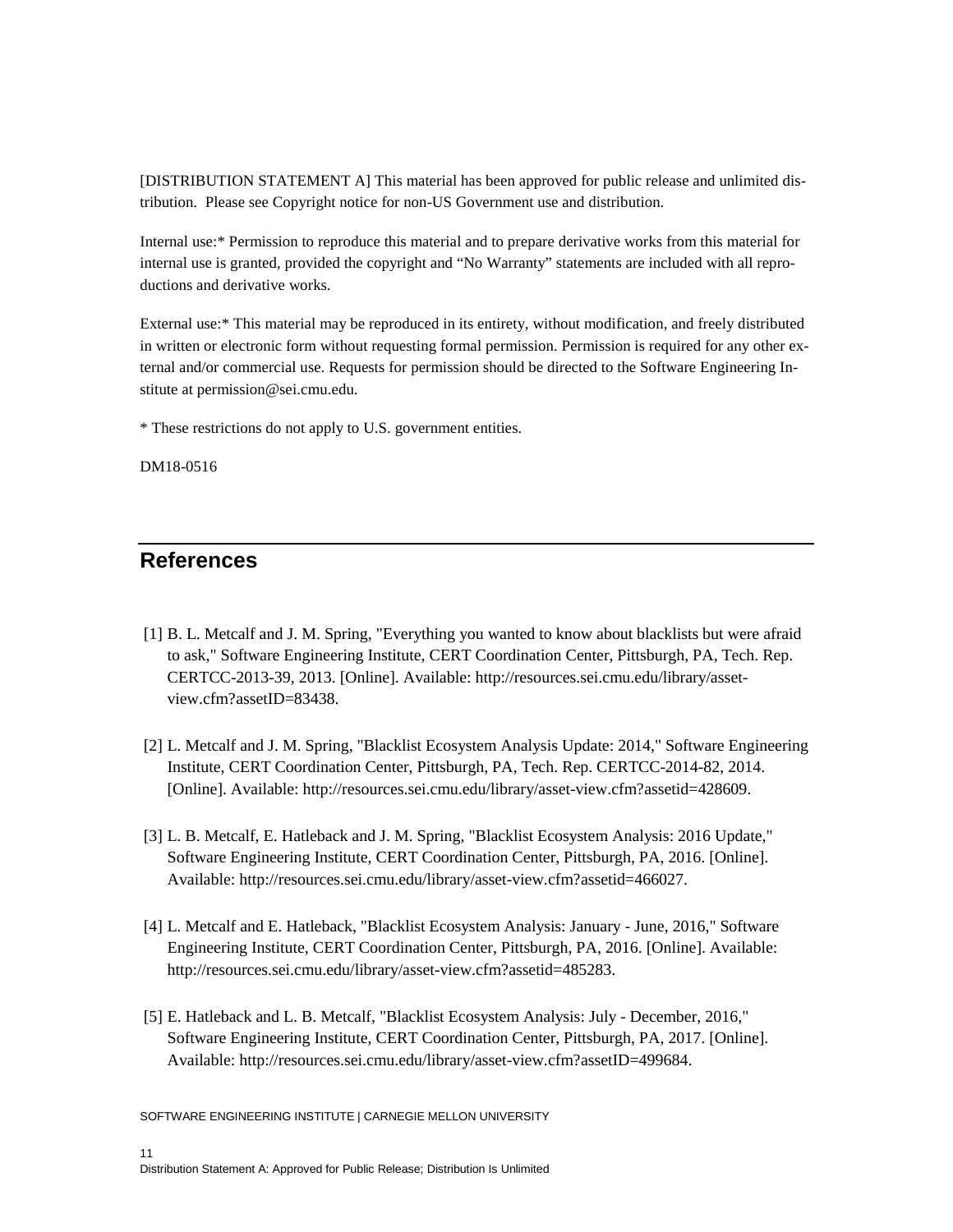[DISTRIBUTION STATEMENT A] This material has been approved for public release and unlimited distribution. Please see Copyright notice for non-US Government use and distribution.

Internal use:* Permission to reproduce this material and to prepare derivative works from this material for internal use is granted, provided the copyright and "No Warranty" statements are included with all reproductions and derivative works.

External use:* This material may be reproduced in its entirety, without modification, and freely distributed in written or electronic form without requesting formal permission. Permission is required for any other external and/or commercial use. Requests for permission should be directed to the Software Engineering Institute at permission@sei.cmu.edu.

* These restrictions do not apply to U.S. government entities.

DM18-0516

## References

[1] B. L. Metcalf and J. M. Spring, "Everything you wanted to know about blacklists but were afraid to ask," Software Engineering Institute, CERT Coordination Center, Pittsburgh, PA, Tech. Rep. CERTCC-2013-39, 2013. [Online]. Available: http://resources.sei.cmu.edu/library/asset-view.cfm?assetID=83438.

[2] L. Metcalf and J. M. Spring, "Blacklist Ecosystem Analysis Update: 2014," Software Engineering Institute, CERT Coordination Center, Pittsburgh, PA, Tech. Rep. CERTCC-2014-82, 2014. [Online]. Available: http://resources.sei.cmu.edu/library/asset-view.cfm?assetid=428609.

[3] L. B. Metcalf, E. Hatleback and J. M. Spring, "Blacklist Ecosystem Analysis: 2016 Update," Software Engineering Institute, CERT Coordination Center, Pittsburgh, PA, 2016. [Online]. Available: http://resources.sei.cmu.edu/library/asset-view.cfm?assetid=466027.

[4] L. Metcalf and E. Hatleback, "Blacklist Ecosystem Analysis: January - June, 2016," Software Engineering Institute, CERT Coordination Center, Pittsburgh, PA, 2016. [Online]. Available: http://resources.sei.cmu.edu/library/asset-view.cfm?assetid=485283.

[5] E. Hatleback and L. B. Metcalf, "Blacklist Ecosystem Analysis: July - December, 2016," Software Engineering Institute, CERT Coordination Center, Pittsburgh, PA, 2017. [Online]. Available: http://resources.sei.cmu.edu/library/asset-view.cfm?assetID=499684.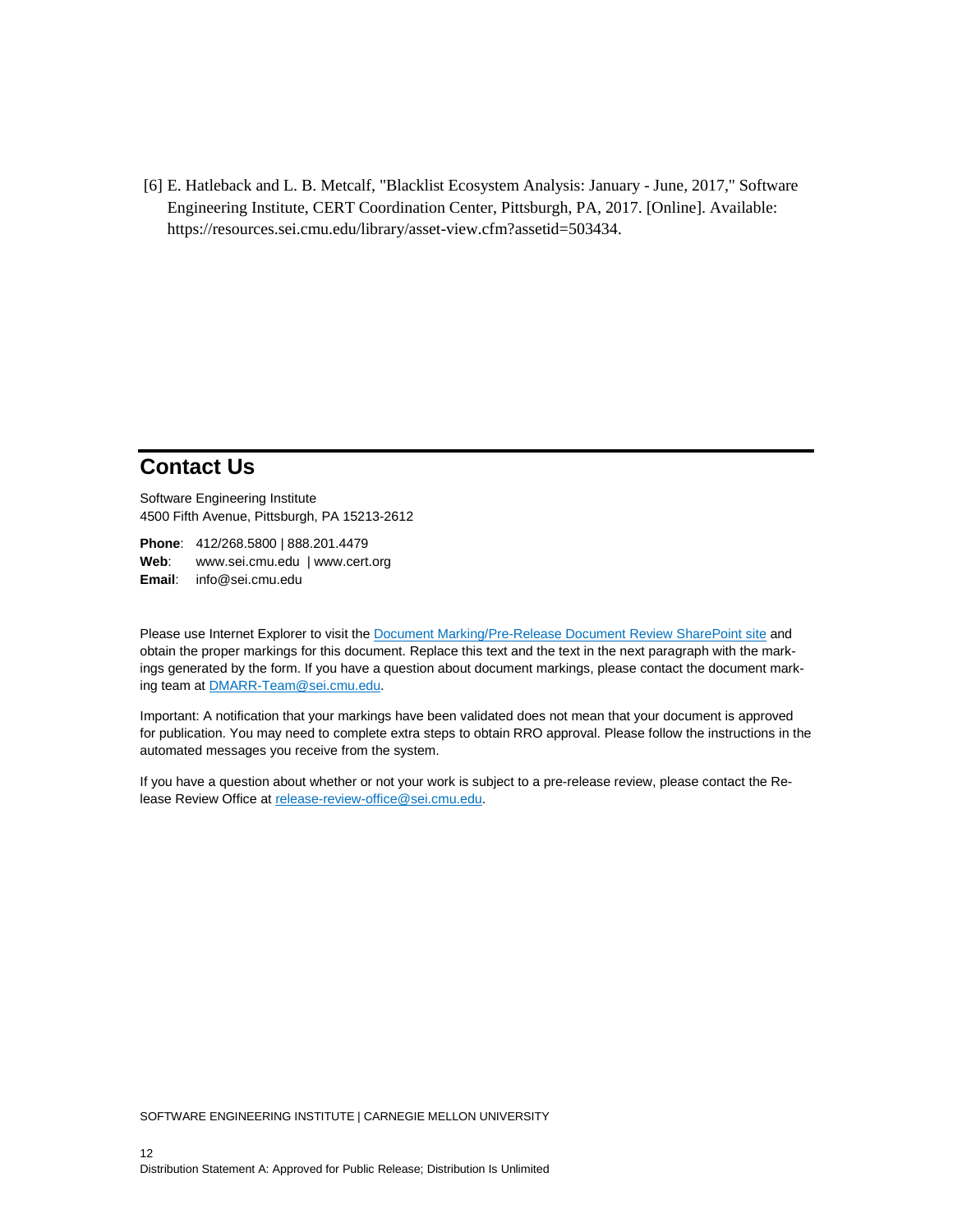[6] E. Hatleback and L. B. Metcalf, "Blacklist Ecosystem Analysis: January - June, 2017," Software Engineering Institute, CERT Coordination Center, Pittsburgh, PA, 2017. [Online]. Available: https://resources.sei.cmu.edu/library/asset-view.cfm?assetid=503434.

## Contact Us

Software Engineering Institute
4500 Fifth Avenue, Pittsburgh, PA 15213-2612

**Phone**: 412/268.5800 | 888.201.4479
**Web**: www.sei.cmu.edu | www.cert.org
**Email**: info@sei.cmu.edu

Please use Internet Explorer to visit the Document Marking/Pre-Release Document Review SharePoint site and obtain the proper markings for this document. Replace this text and the text in the next paragraph with the markings generated by the form. If you have a question about document markings, please contact the document marking team at DMARR-Team@sei.cmu.edu.

Important: A notification that your markings have been validated does not mean that your document is approved for publication. You may need to complete extra steps to obtain RRO approval. Please follow the instructions in the automated messages you receive from the system.

If you have a question about whether or not your work is subject to a pre-release review, please contact the Release Review Office at release-review-office@sei.cmu.edu.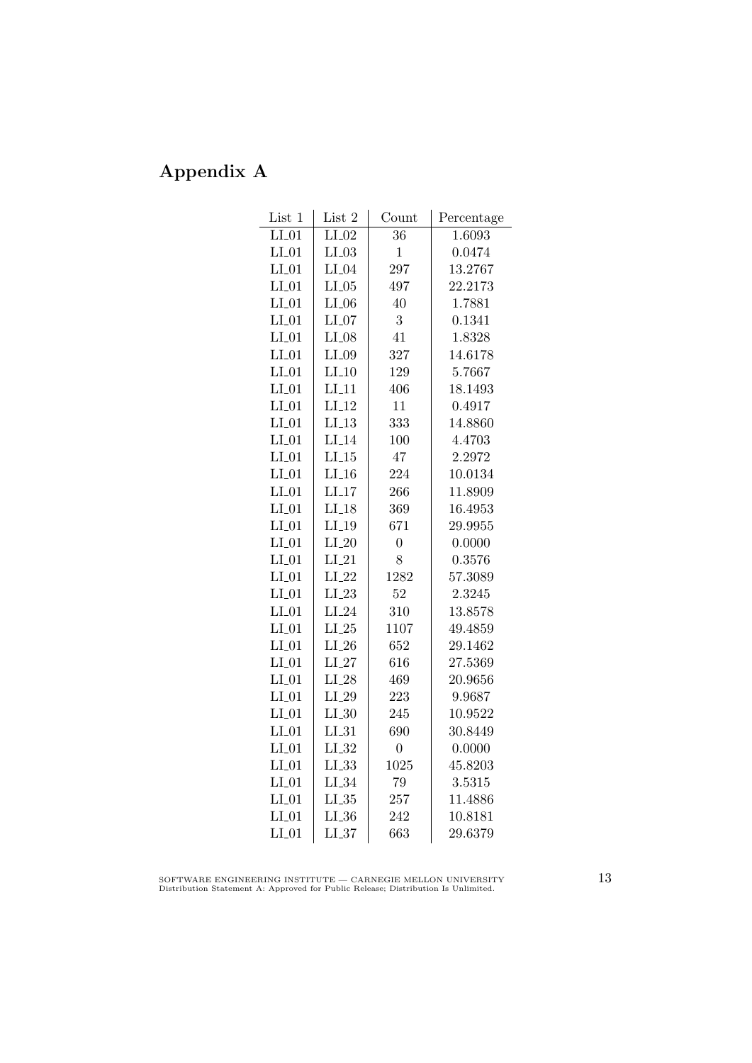# Appendix A

| List 1 | List 2 | Count | Percentage |
|---|---|---|---|
| LI_01 | LI_02 | 36 | 1.6093 |
| LI_01 | LI_03 | 1 | 0.0474 |
| LI_01 | LI_04 | 297 | 13.2767 |
| LI_01 | LI_05 | 497 | 22.2173 |
| LI_01 | LI_06 | 40 | 1.7881 |
| LI_01 | LI_07 | 3 | 0.1341 |
| LI_01 | LI_08 | 41 | 1.8328 |
| LI_01 | LI_09 | 327 | 14.6178 |
| LI_01 | LI_10 | 129 | 5.7667 |
| LI_01 | LI_11 | 406 | 18.1493 |
| LI_01 | LI_12 | 11 | 0.4917 |
| LI_01 | LI_13 | 333 | 14.8860 |
| LI_01 | LI_14 | 100 | 4.4703 |
| LI_01 | LI_15 | 47 | 2.2972 |
| LI_01 | LI_16 | 224 | 10.0134 |
| LI_01 | LI_17 | 266 | 11.8909 |
| LI_01 | LI_18 | 369 | 16.4953 |
| LI_01 | LI_19 | 671 | 29.9955 |
| LI_01 | LI_20 | 0 | 0.0000 |
| LI_01 | LI_21 | 8 | 0.3576 |
| LI_01 | LI_22 | 1282 | 57.3089 |
| LI_01 | LI_23 | 52 | 2.3245 |
| LI_01 | LI_24 | 310 | 13.8578 |
| LI_01 | LI_25 | 1107 | 49.4859 |
| LI_01 | LI_26 | 652 | 29.1462 |
| LI_01 | LI_27 | 616 | 27.5369 |
| LI_01 | LI_28 | 469 | 20.9656 |
| LI_01 | LI_29 | 223 | 9.9687 |
| LI_01 | LI_30 | 245 | 10.9522 |
| LI_01 | LI_31 | 690 | 30.8449 |
| LI_01 | LI_32 | 0 | 0.0000 |
| LI_01 | LI_33 | 1025 | 45.8203 |
| LI_01 | LI_34 | 79 | 3.5315 |
| LI_01 | LI_35 | 257 | 11.4886 |
| LI_01 | LI_36 | 242 | 10.8181 |
| LI_01 | LI_37 | 663 | 29.6379 |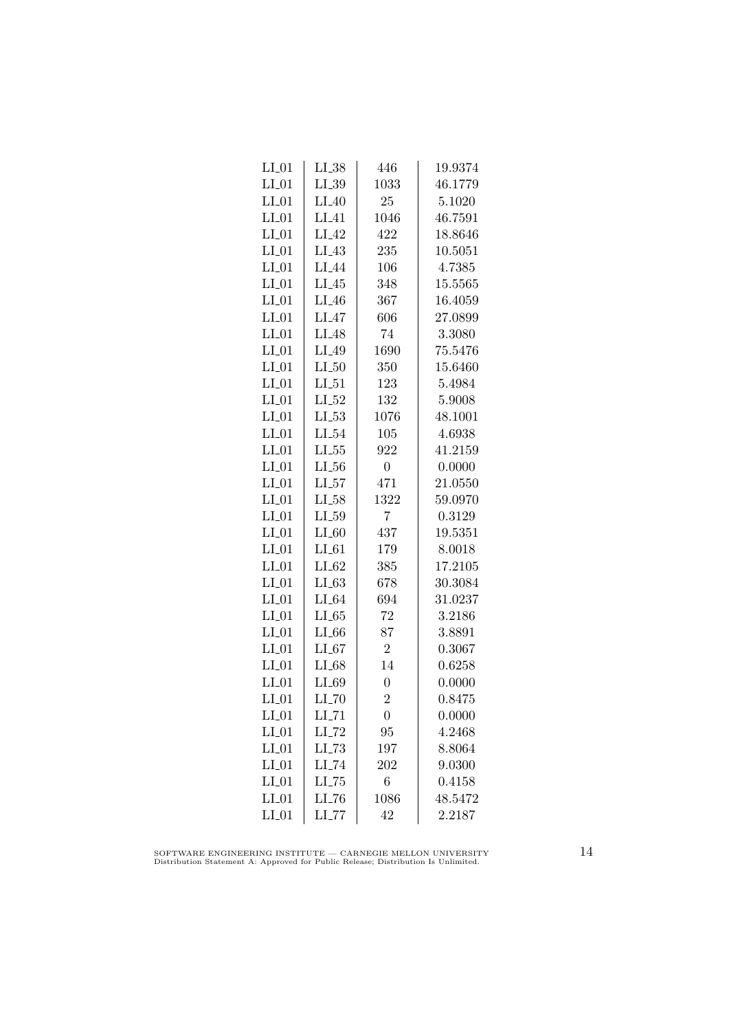| LI_01 | LI_38 | 446 | 19.9374 |
|---|---|---|---|
| LI_01 | LI_39 | 1033 | 46.1779 |
| LI_01 | LI_40 | 25 | 5.1020 |
| LI_01 | LI_41 | 1046 | 46.7591 |
| LI_01 | LI_42 | 422 | 18.8646 |
| LI_01 | LI_43 | 235 | 10.5051 |
| LI_01 | LI_44 | 106 | 4.7385 |
| LI_01 | LI_45 | 348 | 15.5565 |
| LI_01 | LI_46 | 367 | 16.4059 |
| LI_01 | LI_47 | 606 | 27.0899 |
| LI_01 | LI_48 | 74 | 3.3080 |
| LI_01 | LI_49 | 1690 | 75.5476 |
| LI_01 | LI_50 | 350 | 15.6460 |
| LI_01 | LI_51 | 123 | 5.4984 |
| LI_01 | LI_52 | 132 | 5.9008 |
| LI_01 | LI_53 | 1076 | 48.1001 |
| LI_01 | LI_54 | 105 | 4.6938 |
| LI_01 | LI_55 | 922 | 41.2159 |
| LI_01 | LI_56 | 0 | 0.0000 |
| LI_01 | LI_57 | 471 | 21.0550 |
| LI_01 | LI_58 | 1322 | 59.0970 |
| LI_01 | LI_59 | 7 | 0.3129 |
| LI_01 | LI_60 | 437 | 19.5351 |
| LI_01 | LI_61 | 179 | 8.0018 |
| LI_01 | LI_62 | 385 | 17.2105 |
| LI_01 | LI_63 | 678 | 30.3084 |
| LI_01 | LI_64 | 694 | 31.0237 |
| LI_01 | LI_65 | 72 | 3.2186 |
| LI_01 | LI_66 | 87 | 3.8891 |
| LI_01 | LI_67 | 2 | 0.3067 |
| LI_01 | LI_68 | 14 | 0.6258 |
| LI_01 | LI_69 | 0 | 0.0000 |
| LI_01 | LI_70 | 2 | 0.8475 |
| LI_01 | LI_71 | 0 | 0.0000 |
| LI_01 | LI_72 | 95 | 4.2468 |
| LI_01 | LI_73 | 197 | 8.8064 |
| LI_01 | LI_74 | 202 | 9.0300 |
| LI_01 | LI_75 | 6 | 0.4158 |
| LI_01 | LI_76 | 1086 | 48.5472 |
| LI_01 | LI_77 | 42 | 2.2187 |

SOFTWARE ENGINEERING INSTITUTE — CARNEGIE MELLON UNIVERSITY
Distribution Statement A: Approved for Public Release; Distribution Is Unlimited.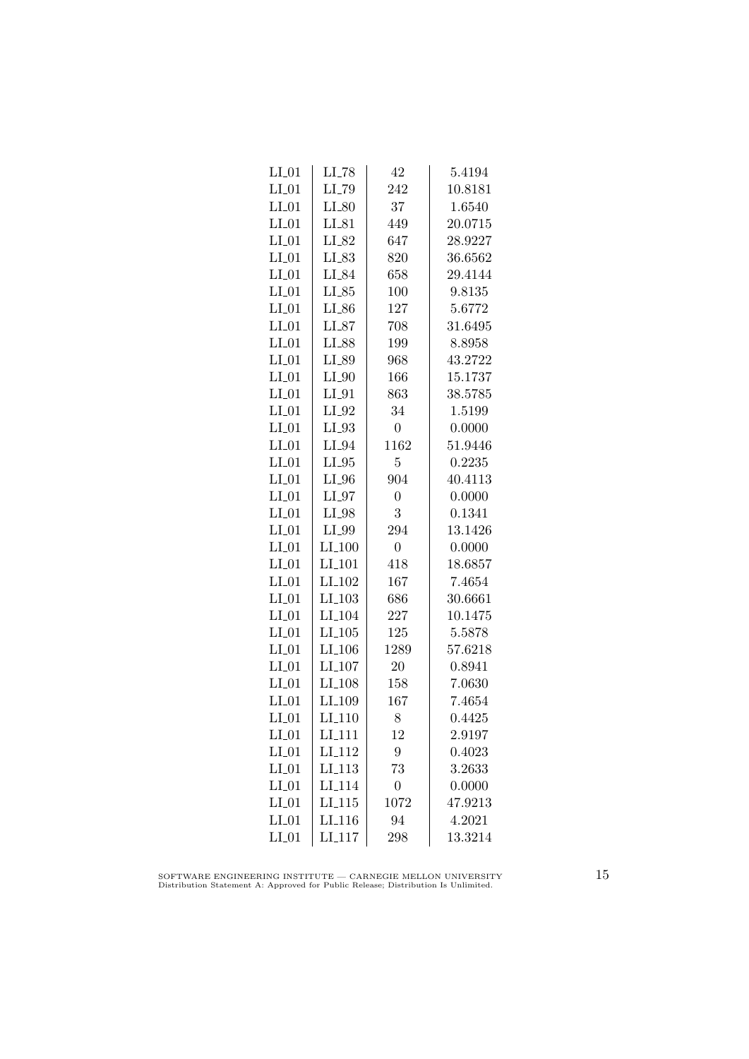| | | | |
|---|---|---|---|
| LI_01 | LI_78 | 42 | 5.4194 |
| LI_01 | LI_79 | 242 | 10.8181 |
| LI_01 | LI_80 | 37 | 1.6540 |
| LI_01 | LI_81 | 449 | 20.0715 |
| LI_01 | LI_82 | 647 | 28.9227 |
| LI_01 | LI_83 | 820 | 36.6562 |
| LI_01 | LI_84 | 658 | 29.4144 |
| LI_01 | LI_85 | 100 | 9.8135 |
| LI_01 | LI_86 | 127 | 5.6772 |
| LI_01 | LI_87 | 708 | 31.6495 |
| LI_01 | LI_88 | 199 | 8.8958 |
| LI_01 | LI_89 | 968 | 43.2722 |
| LI_01 | LI_90 | 166 | 15.1737 |
| LI_01 | LI_91 | 863 | 38.5785 |
| LI_01 | LI_92 | 34 | 1.5199 |
| LI_01 | LI_93 | 0 | 0.0000 |
| LI_01 | LI_94 | 1162 | 51.9446 |
| LI_01 | LI_95 | 5 | 0.2235 |
| LI_01 | LI_96 | 904 | 40.4113 |
| LI_01 | LI_97 | 0 | 0.0000 |
| LI_01 | LI_98 | 3 | 0.1341 |
| LI_01 | LI_99 | 294 | 13.1426 |
| LI_01 | LI_100 | 0 | 0.0000 |
| LI_01 | LI_101 | 418 | 18.6857 |
| LI_01 | LI_102 | 167 | 7.4654 |
| LI_01 | LI_103 | 686 | 30.6661 |
| LI_01 | LI_104 | 227 | 10.1475 |
| LI_01 | LI_105 | 125 | 5.5878 |
| LI_01 | LI_106 | 1289 | 57.6218 |
| LI_01 | LI_107 | 20 | 0.8941 |
| LI_01 | LI_108 | 158 | 7.0630 |
| LI_01 | LI_109 | 167 | 7.4654 |
| LI_01 | LI_110 | 8 | 0.4425 |
| LI_01 | LI_111 | 12 | 2.9197 |
| LI_01 | LI_112 | 9 | 0.4023 |
| LI_01 | LI_113 | 73 | 3.2633 |
| LI_01 | LI_114 | 0 | 0.0000 |
| LI_01 | LI_115 | 1072 | 47.9213 |
| LI_01 | LI_116 | 94 | 4.2021 |
| LI_01 | LI_117 | 298 | 13.3214 |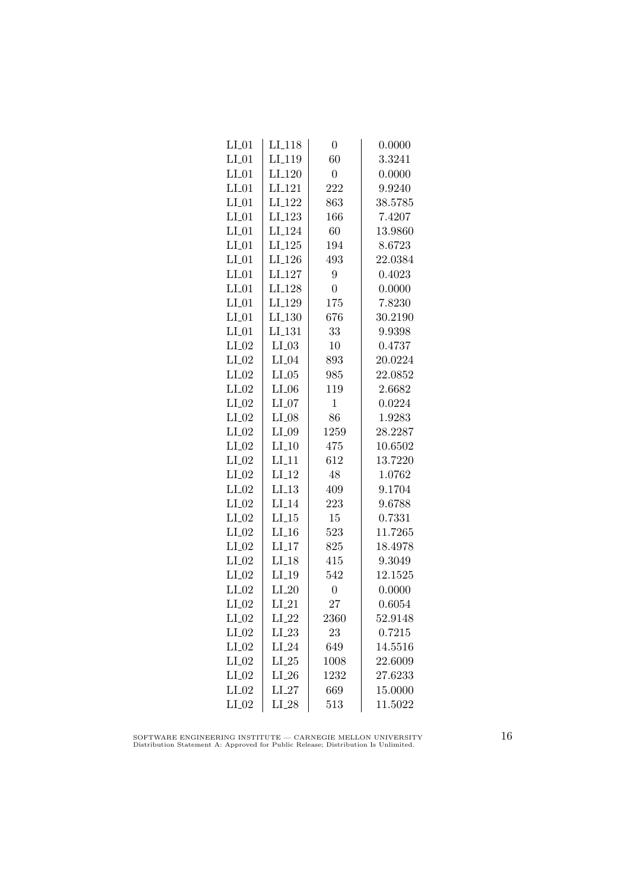| | | | |
|---|---|---|---|
| LI_01 | LI_118 | 0 | 0.0000 |
| LI_01 | LI_119 | 60 | 3.3241 |
| LI_01 | LI_120 | 0 | 0.0000 |
| LI_01 | LI_121 | 222 | 9.9240 |
| LI_01 | LI_122 | 863 | 38.5785 |
| LI_01 | LI_123 | 166 | 7.4207 |
| LI_01 | LI_124 | 60 | 13.9860 |
| LI_01 | LI_125 | 194 | 8.6723 |
| LI_01 | LI_126 | 493 | 22.0384 |
| LI_01 | LI_127 | 9 | 0.4023 |
| LI_01 | LI_128 | 0 | 0.0000 |
| LI_01 | LI_129 | 175 | 7.8230 |
| LI_01 | LI_130 | 676 | 30.2190 |
| LI_01 | LI_131 | 33 | 9.9398 |
| LI_02 | LI_03 | 10 | 0.4737 |
| LI_02 | LI_04 | 893 | 20.0224 |
| LI_02 | LI_05 | 985 | 22.0852 |
| LI_02 | LI_06 | 119 | 2.6682 |
| LI_02 | LI_07 | 1 | 0.0224 |
| LI_02 | LI_08 | 86 | 1.9283 |
| LI_02 | LI_09 | 1259 | 28.2287 |
| LI_02 | LI_10 | 475 | 10.6502 |
| LI_02 | LI_11 | 612 | 13.7220 |
| LI_02 | LI_12 | 48 | 1.0762 |
| LI_02 | LI_13 | 409 | 9.1704 |
| LI_02 | LI_14 | 223 | 9.6788 |
| LI_02 | LI_15 | 15 | 0.7331 |
| LI_02 | LI_16 | 523 | 11.7265 |
| LI_02 | LI_17 | 825 | 18.4978 |
| LI_02 | LI_18 | 415 | 9.3049 |
| LI_02 | LI_19 | 542 | 12.1525 |
| LI_02 | LI_20 | 0 | 0.0000 |
| LI_02 | LI_21 | 27 | 0.6054 |
| LI_02 | LI_22 | 2360 | 52.9148 |
| LI_02 | LI_23 | 23 | 0.7215 |
| LI_02 | LI_24 | 649 | 14.5516 |
| LI_02 | LI_25 | 1008 | 22.6009 |
| LI_02 | LI_26 | 1232 | 27.6233 |
| LI_02 | LI_27 | 669 | 15.0000 |
| LI_02 | LI_28 | 513 | 11.5022 |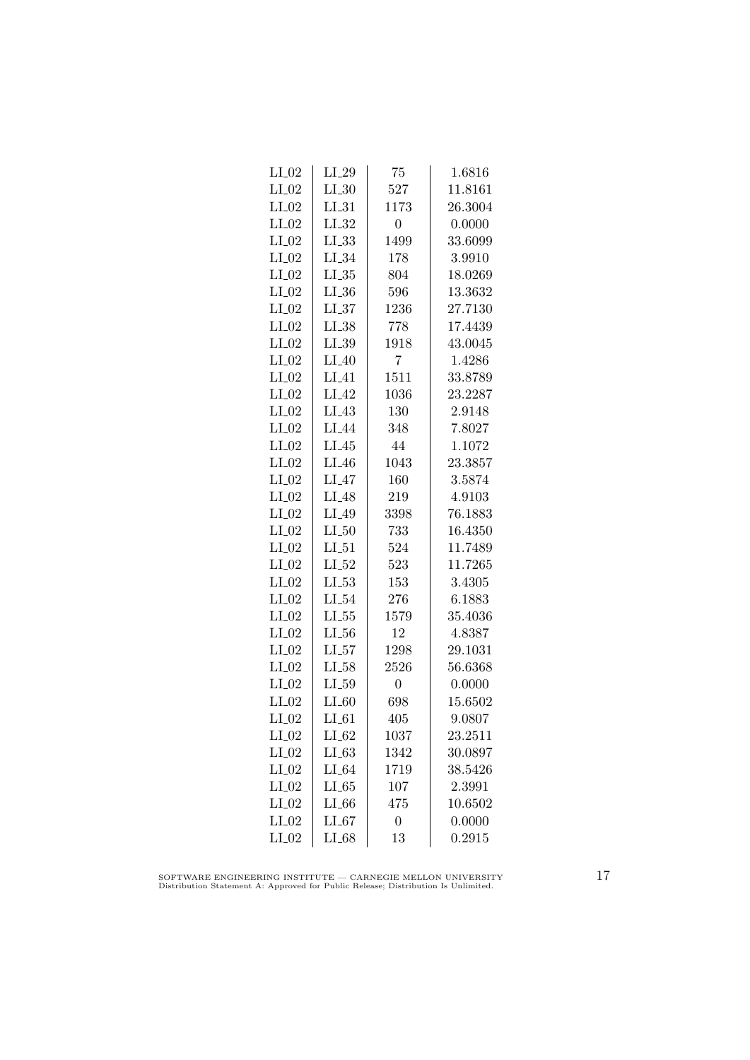| LI_02 | LI_29 | 75 | 1.6816 |
|---|---|---|---|
| LI_02 | LI_30 | 527 | 11.8161 |
| LI_02 | LI_31 | 1173 | 26.3004 |
| LI_02 | LI_32 | 0 | 0.0000 |
| LI_02 | LI_33 | 1499 | 33.6099 |
| LI_02 | LI_34 | 178 | 3.9910 |
| LI_02 | LI_35 | 804 | 18.0269 |
| LI_02 | LI_36 | 596 | 13.3632 |
| LI_02 | LI_37 | 1236 | 27.7130 |
| LI_02 | LI_38 | 778 | 17.4439 |
| LI_02 | LI_39 | 1918 | 43.0045 |
| LI_02 | LI_40 | 7 | 1.4286 |
| LI_02 | LI_41 | 1511 | 33.8789 |
| LI_02 | LI_42 | 1036 | 23.2287 |
| LI_02 | LI_43 | 130 | 2.9148 |
| LI_02 | LI_44 | 348 | 7.8027 |
| LI_02 | LI_45 | 44 | 1.1072 |
| LI_02 | LI_46 | 1043 | 23.3857 |
| LI_02 | LI_47 | 160 | 3.5874 |
| LI_02 | LI_48 | 219 | 4.9103 |
| LI_02 | LI_49 | 3398 | 76.1883 |
| LI_02 | LI_50 | 733 | 16.4350 |
| LI_02 | LI_51 | 524 | 11.7489 |
| LI_02 | LI_52 | 523 | 11.7265 |
| LI_02 | LI_53 | 153 | 3.4305 |
| LI_02 | LI_54 | 276 | 6.1883 |
| LI_02 | LI_55 | 1579 | 35.4036 |
| LI_02 | LI_56 | 12 | 4.8387 |
| LI_02 | LI_57 | 1298 | 29.1031 |
| LI_02 | LI_58 | 2526 | 56.6368 |
| LI_02 | LI_59 | 0 | 0.0000 |
| LI_02 | LI_60 | 698 | 15.6502 |
| LI_02 | LI_61 | 405 | 9.0807 |
| LI_02 | LI_62 | 1037 | 23.2511 |
| LI_02 | LI_63 | 1342 | 30.0897 |
| LI_02 | LI_64 | 1719 | 38.5426 |
| LI_02 | LI_65 | 107 | 2.3991 |
| LI_02 | LI_66 | 475 | 10.6502 |
| LI_02 | LI_67 | 0 | 0.0000 |
| LI_02 | LI_68 | 13 | 0.2915 |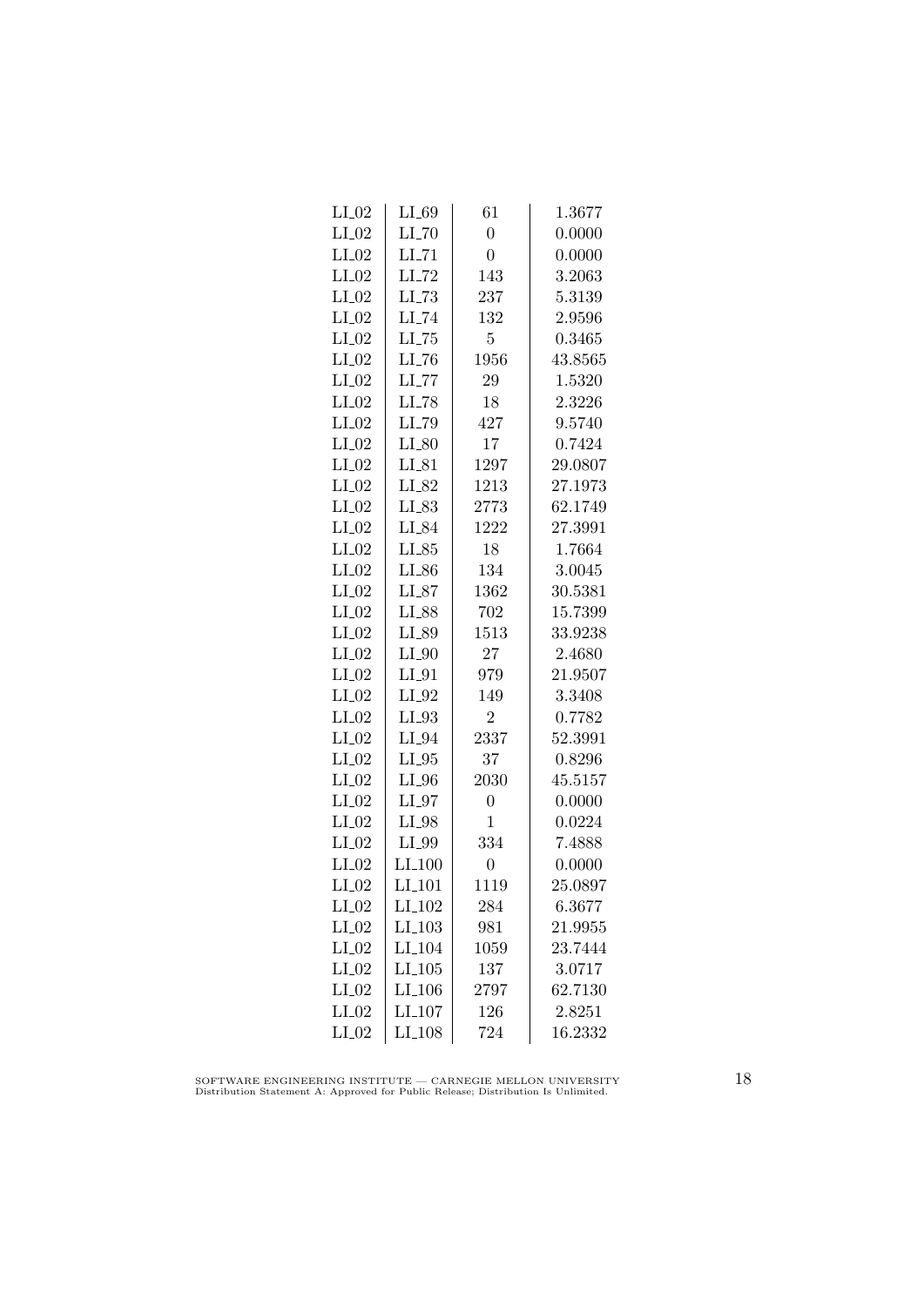| | | | |
|---|---|---|---|
| LI_02 | LI_69 | 61 | 1.3677 |
| LI_02 | LI_70 | 0 | 0.0000 |
| LI_02 | LI_71 | 0 | 0.0000 |
| LI_02 | LI_72 | 143 | 3.2063 |
| LI_02 | LI_73 | 237 | 5.3139 |
| LI_02 | LI_74 | 132 | 2.9596 |
| LI_02 | LI_75 | 5 | 0.3465 |
| LI_02 | LI_76 | 1956 | 43.8565 |
| LI_02 | LI_77 | 29 | 1.5320 |
| LI_02 | LI_78 | 18 | 2.3226 |
| LI_02 | LI_79 | 427 | 9.5740 |
| LI_02 | LI_80 | 17 | 0.7424 |
| LI_02 | LI_81 | 1297 | 29.0807 |
| LI_02 | LI_82 | 1213 | 27.1973 |
| LI_02 | LI_83 | 2773 | 62.1749 |
| LI_02 | LI_84 | 1222 | 27.3991 |
| LI_02 | LI_85 | 18 | 1.7664 |
| LI_02 | LI_86 | 134 | 3.0045 |
| LI_02 | LI_87 | 1362 | 30.5381 |
| LI_02 | LI_88 | 702 | 15.7399 |
| LI_02 | LI_89 | 1513 | 33.9238 |
| LI_02 | LI_90 | 27 | 2.4680 |
| LI_02 | LI_91 | 979 | 21.9507 |
| LI_02 | LI_92 | 149 | 3.3408 |
| LI_02 | LI_93 | 2 | 0.7782 |
| LI_02 | LI_94 | 2337 | 52.3991 |
| LI_02 | LI_95 | 37 | 0.8296 |
| LI_02 | LI_96 | 2030 | 45.5157 |
| LI_02 | LI_97 | 0 | 0.0000 |
| LI_02 | LI_98 | 1 | 0.0224 |
| LI_02 | LI_99 | 334 | 7.4888 |
| LI_02 | LI_100 | 0 | 0.0000 |
| LI_02 | LI_101 | 1119 | 25.0897 |
| LI_02 | LI_102 | 284 | 6.3677 |
| LI_02 | LI_103 | 981 | 21.9955 |
| LI_02 | LI_104 | 1059 | 23.7444 |
| LI_02 | LI_105 | 137 | 3.0717 |
| LI_02 | LI_106 | 2797 | 62.7130 |
| LI_02 | LI_107 | 126 | 2.8251 |
| LI_02 | LI_108 | 724 | 16.2332 |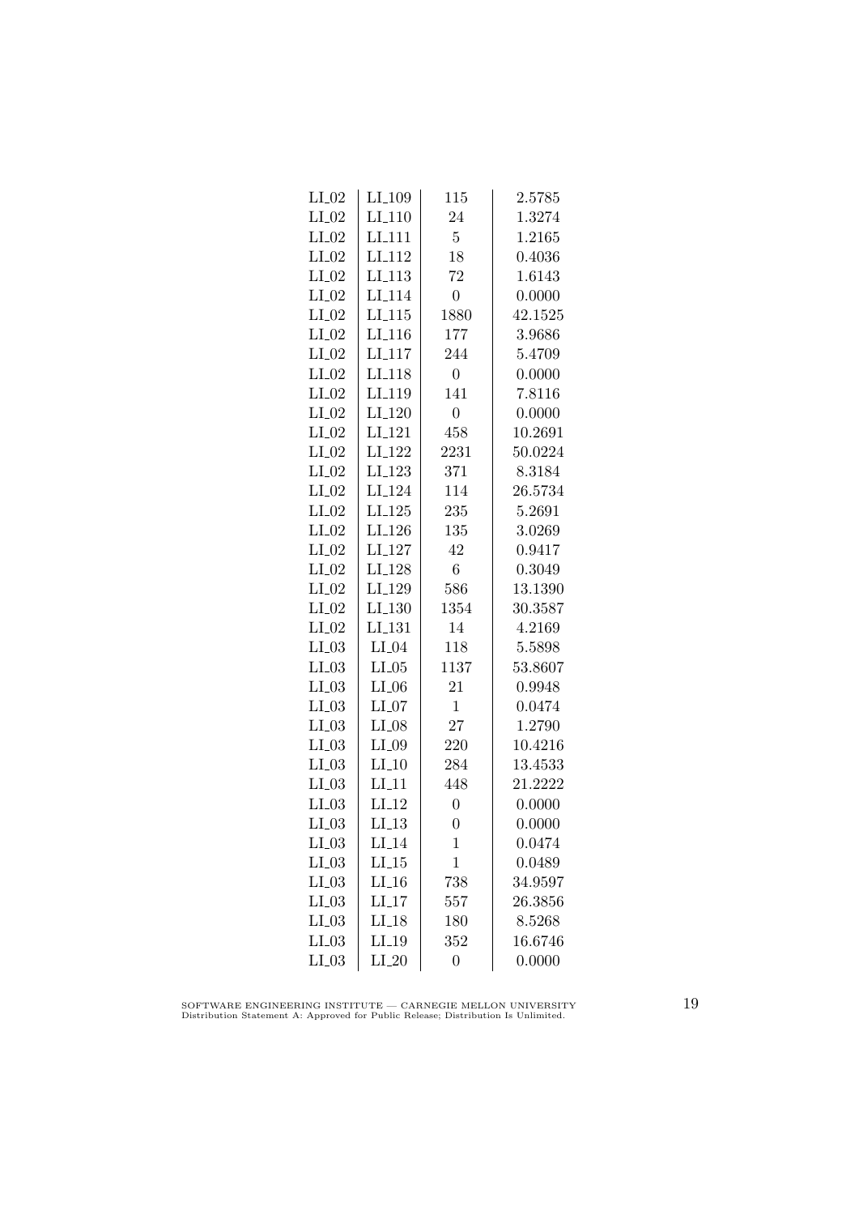| | | | |
|---|---|---|---|
| LI_02 | LI_109 | 115 | 2.5785 |
| LI_02 | LI_110 | 24 | 1.3274 |
| LI_02 | LI_111 | 5 | 1.2165 |
| LI_02 | LI_112 | 18 | 0.4036 |
| LI_02 | LI_113 | 72 | 1.6143 |
| LI_02 | LI_114 | 0 | 0.0000 |
| LI_02 | LI_115 | 1880 | 42.1525 |
| LI_02 | LI_116 | 177 | 3.9686 |
| LI_02 | LI_117 | 244 | 5.4709 |
| LI_02 | LI_118 | 0 | 0.0000 |
| LI_02 | LI_119 | 141 | 7.8116 |
| LI_02 | LI_120 | 0 | 0.0000 |
| LI_02 | LI_121 | 458 | 10.2691 |
| LI_02 | LI_122 | 2231 | 50.0224 |
| LI_02 | LI_123 | 371 | 8.3184 |
| LI_02 | LI_124 | 114 | 26.5734 |
| LI_02 | LI_125 | 235 | 5.2691 |
| LI_02 | LI_126 | 135 | 3.0269 |
| LI_02 | LI_127 | 42 | 0.9417 |
| LI_02 | LI_128 | 6 | 0.3049 |
| LI_02 | LI_129 | 586 | 13.1390 |
| LI_02 | LI_130 | 1354 | 30.3587 |
| LI_02 | LI_131 | 14 | 4.2169 |
| LI_03 | LI_04 | 118 | 5.5898 |
| LI_03 | LI_05 | 1137 | 53.8607 |
| LI_03 | LI_06 | 21 | 0.9948 |
| LI_03 | LI_07 | 1 | 0.0474 |
| LI_03 | LI_08 | 27 | 1.2790 |
| LI_03 | LI_09 | 220 | 10.4216 |
| LI_03 | LI_10 | 284 | 13.4533 |
| LI_03 | LI_11 | 448 | 21.2222 |
| LI_03 | LI_12 | 0 | 0.0000 |
| LI_03 | LI_13 | 0 | 0.0000 |
| LI_03 | LI_14 | 1 | 0.0474 |
| LI_03 | LI_15 | 1 | 0.0489 |
| LI_03 | LI_16 | 738 | 34.9597 |
| LI_03 | LI_17 | 557 | 26.3856 |
| LI_03 | LI_18 | 180 | 8.5268 |
| LI_03 | LI_19 | 352 | 16.6746 |
| LI_03 | LI_20 | 0 | 0.0000 |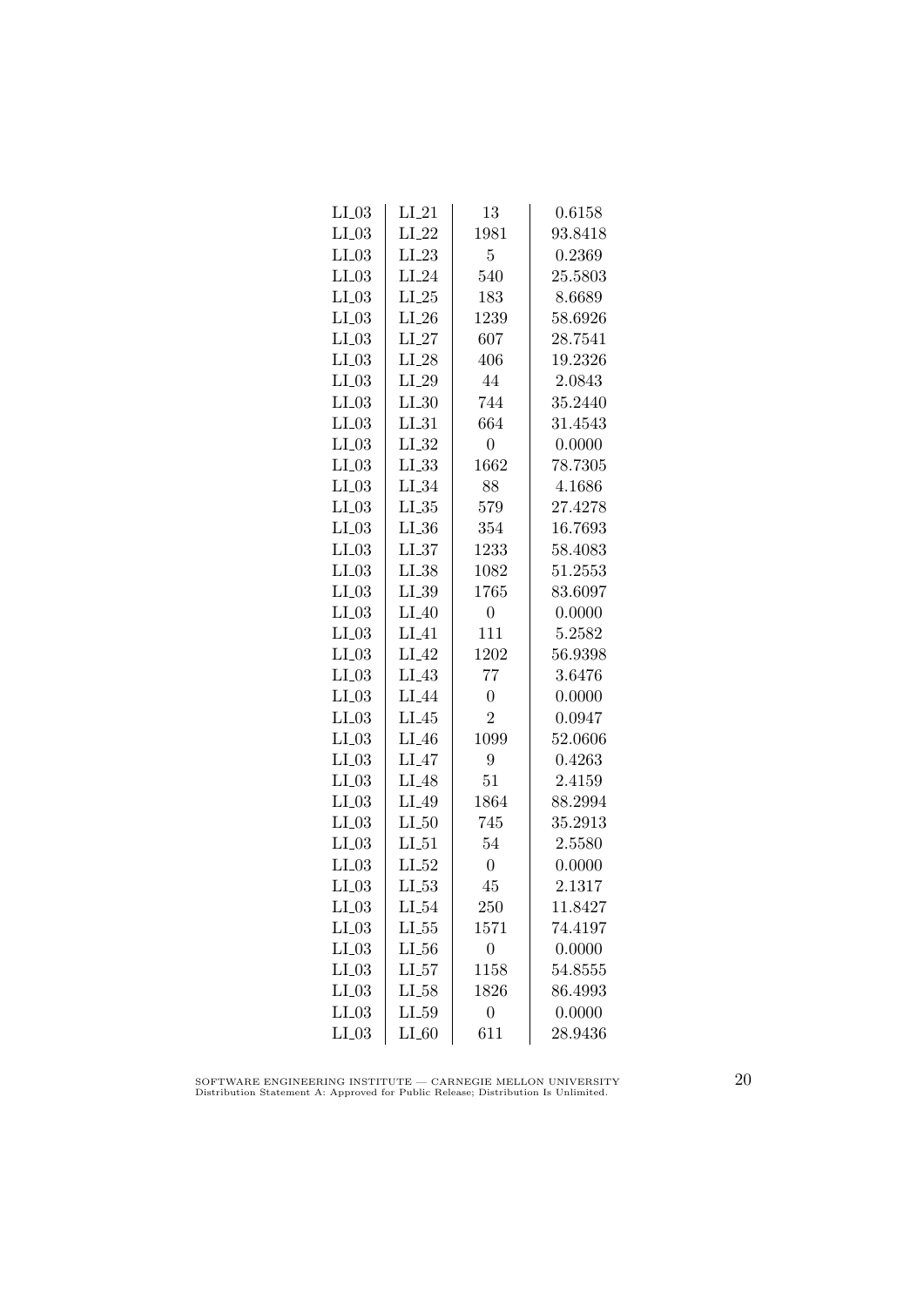| LI_03 | LI_21 | 13 | 0.6158 |
|---|---|---|---|
| LI_03 | LI_22 | 1981 | 93.8418 |
| LI_03 | LI_23 | 5 | 0.2369 |
| LI_03 | LI_24 | 540 | 25.5803 |
| LI_03 | LI_25 | 183 | 8.6689 |
| LI_03 | LI_26 | 1239 | 58.6926 |
| LI_03 | LI_27 | 607 | 28.7541 |
| LI_03 | LI_28 | 406 | 19.2326 |
| LI_03 | LI_29 | 44 | 2.0843 |
| LI_03 | LI_30 | 744 | 35.2440 |
| LI_03 | LI_31 | 664 | 31.4543 |
| LI_03 | LI_32 | 0 | 0.0000 |
| LI_03 | LI_33 | 1662 | 78.7305 |
| LI_03 | LI_34 | 88 | 4.1686 |
| LI_03 | LI_35 | 579 | 27.4278 |
| LI_03 | LI_36 | 354 | 16.7693 |
| LI_03 | LI_37 | 1233 | 58.4083 |
| LI_03 | LI_38 | 1082 | 51.2553 |
| LI_03 | LI_39 | 1765 | 83.6097 |
| LI_03 | LI_40 | 0 | 0.0000 |
| LI_03 | LI_41 | 111 | 5.2582 |
| LI_03 | LI_42 | 1202 | 56.9398 |
| LI_03 | LI_43 | 77 | 3.6476 |
| LI_03 | LI_44 | 0 | 0.0000 |
| LI_03 | LI_45 | 2 | 0.0947 |
| LI_03 | LI_46 | 1099 | 52.0606 |
| LI_03 | LI_47 | 9 | 0.4263 |
| LI_03 | LI_48 | 51 | 2.4159 |
| LI_03 | LI_49 | 1864 | 88.2994 |
| LI_03 | LI_50 | 745 | 35.2913 |
| LI_03 | LI_51 | 54 | 2.5580 |
| LI_03 | LI_52 | 0 | 0.0000 |
| LI_03 | LI_53 | 45 | 2.1317 |
| LI_03 | LI_54 | 250 | 11.8427 |
| LI_03 | LI_55 | 1571 | 74.4197 |
| LI_03 | LI_56 | 0 | 0.0000 |
| LI_03 | LI_57 | 1158 | 54.8555 |
| LI_03 | LI_58 | 1826 | 86.4993 |
| LI_03 | LI_59 | 0 | 0.0000 |
| LI_03 | LI_60 | 611 | 28.9436 |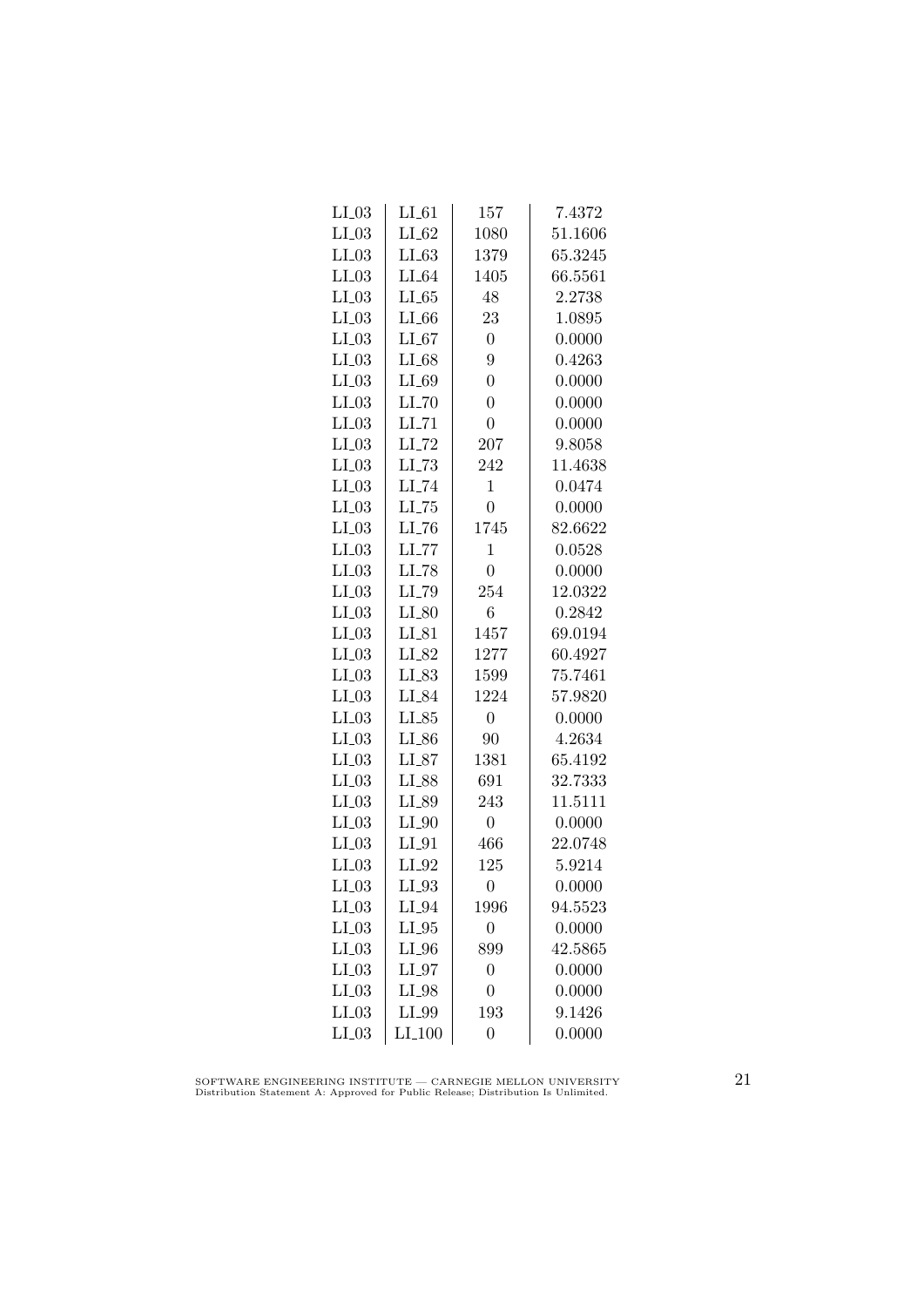| | | | |
|---|---|---|---|
| LI_03 | LI_61 | 157 | 7.4372 |
| LI_03 | LI_62 | 1080 | 51.1606 |
| LI_03 | LI_63 | 1379 | 65.3245 |
| LI_03 | LI_64 | 1405 | 66.5561 |
| LI_03 | LI_65 | 48 | 2.2738 |
| LI_03 | LI_66 | 23 | 1.0895 |
| LI_03 | LI_67 | 0 | 0.0000 |
| LI_03 | LI_68 | 9 | 0.4263 |
| LI_03 | LI_69 | 0 | 0.0000 |
| LI_03 | LI_70 | 0 | 0.0000 |
| LI_03 | LI_71 | 0 | 0.0000 |
| LI_03 | LI_72 | 207 | 9.8058 |
| LI_03 | LI_73 | 242 | 11.4638 |
| LI_03 | LI_74 | 1 | 0.0474 |
| LI_03 | LI_75 | 0 | 0.0000 |
| LI_03 | LI_76 | 1745 | 82.6622 |
| LI_03 | LI_77 | 1 | 0.0528 |
| LI_03 | LI_78 | 0 | 0.0000 |
| LI_03 | LI_79 | 254 | 12.0322 |
| LI_03 | LI_80 | 6 | 0.2842 |
| LI_03 | LI_81 | 1457 | 69.0194 |
| LI_03 | LI_82 | 1277 | 60.4927 |
| LI_03 | LI_83 | 1599 | 75.7461 |
| LI_03 | LI_84 | 1224 | 57.9820 |
| LI_03 | LI_85 | 0 | 0.0000 |
| LI_03 | LI_86 | 90 | 4.2634 |
| LI_03 | LI_87 | 1381 | 65.4192 |
| LI_03 | LI_88 | 691 | 32.7333 |
| LI_03 | LI_89 | 243 | 11.5111 |
| LI_03 | LI_90 | 0 | 0.0000 |
| LI_03 | LI_91 | 466 | 22.0748 |
| LI_03 | LI_92 | 125 | 5.9214 |
| LI_03 | LI_93 | 0 | 0.0000 |
| LI_03 | LI_94 | 1996 | 94.5523 |
| LI_03 | LI_95 | 0 | 0.0000 |
| LI_03 | LI_96 | 899 | 42.5865 |
| LI_03 | LI_97 | 0 | 0.0000 |
| LI_03 | LI_98 | 0 | 0.0000 |
| LI_03 | LI_99 | 193 | 9.1426 |
| LI_03 | LI_100 | 0 | 0.0000 |

SOFTWARE ENGINEERING INSTITUTE — CARNEGIE MELLON UNIVERSITY
Distribution Statement A: Approved for Public Release; Distribution Is Unlimited.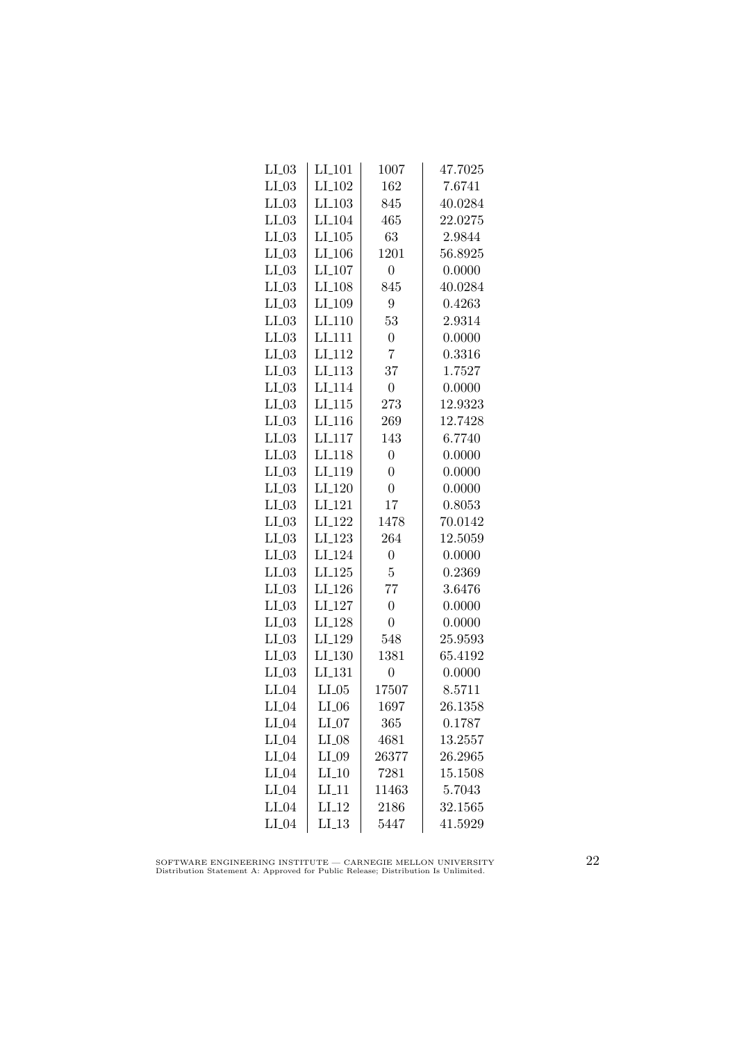| LI_03 | LI_101 | 1007 | 47.7025 |
|---|---|---|---|
| LI_03 | LI_102 | 162 | 7.6741 |
| LI_03 | LI_103 | 845 | 40.0284 |
| LI_03 | LI_104 | 465 | 22.0275 |
| LI_03 | LI_105 | 63 | 2.9844 |
| LI_03 | LI_106 | 1201 | 56.8925 |
| LI_03 | LI_107 | 0 | 0.0000 |
| LI_03 | LI_108 | 845 | 40.0284 |
| LI_03 | LI_109 | 9 | 0.4263 |
| LI_03 | LI_110 | 53 | 2.9314 |
| LI_03 | LI_111 | 0 | 0.0000 |
| LI_03 | LI_112 | 7 | 0.3316 |
| LI_03 | LI_113 | 37 | 1.7527 |
| LI_03 | LI_114 | 0 | 0.0000 |
| LI_03 | LI_115 | 273 | 12.9323 |
| LI_03 | LI_116 | 269 | 12.7428 |
| LI_03 | LI_117 | 143 | 6.7740 |
| LI_03 | LI_118 | 0 | 0.0000 |
| LI_03 | LI_119 | 0 | 0.0000 |
| LI_03 | LI_120 | 0 | 0.0000 |
| LI_03 | LI_121 | 17 | 0.8053 |
| LI_03 | LI_122 | 1478 | 70.0142 |
| LI_03 | LI_123 | 264 | 12.5059 |
| LI_03 | LI_124 | 0 | 0.0000 |
| LI_03 | LI_125 | 5 | 0.2369 |
| LI_03 | LI_126 | 77 | 3.6476 |
| LI_03 | LI_127 | 0 | 0.0000 |
| LI_03 | LI_128 | 0 | 0.0000 |
| LI_03 | LI_129 | 548 | 25.9593 |
| LI_03 | LI_130 | 1381 | 65.4192 |
| LI_03 | LI_131 | 0 | 0.0000 |
| LI_04 | LI_05 | 17507 | 8.5711 |
| LI_04 | LI_06 | 1697 | 26.1358 |
| LI_04 | LI_07 | 365 | 0.1787 |
| LI_04 | LI_08 | 4681 | 13.2557 |
| LI_04 | LI_09 | 26377 | 26.2965 |
| LI_04 | LI_10 | 7281 | 15.1508 |
| LI_04 | LI_11 | 11463 | 5.7043 |
| LI_04 | LI_12 | 2186 | 32.1565 |
| LI_04 | LI_13 | 5447 | 41.5929 |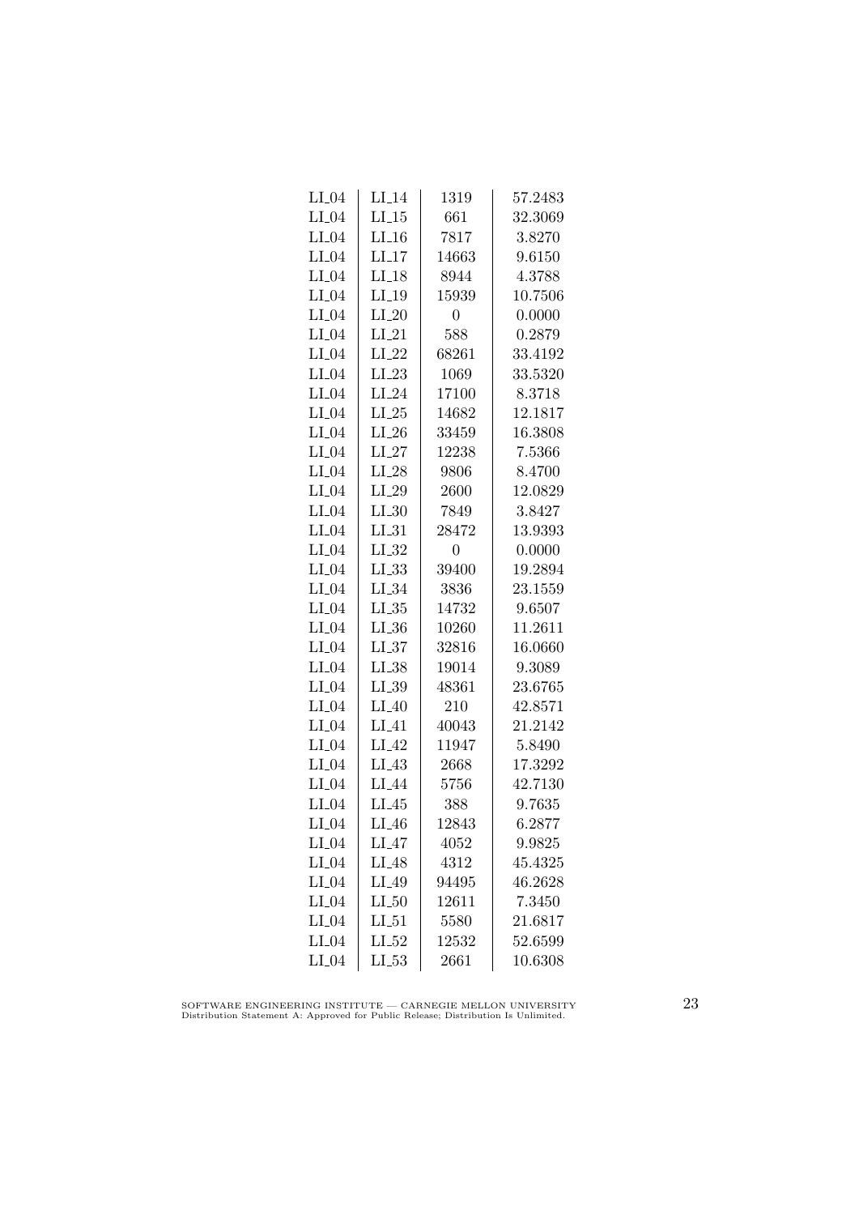| LI_04 | LI_14 | 1319 | 57.2483 |
|---|---|---|---|
| LI_04 | LI_15 | 661 | 32.3069 |
| LI_04 | LI_16 | 7817 | 3.8270 |
| LI_04 | LI_17 | 14663 | 9.6150 |
| LI_04 | LI_18 | 8944 | 4.3788 |
| LI_04 | LI_19 | 15939 | 10.7506 |
| LI_04 | LI_20 | 0 | 0.0000 |
| LI_04 | LI_21 | 588 | 0.2879 |
| LI_04 | LI_22 | 68261 | 33.4192 |
| LI_04 | LI_23 | 1069 | 33.5320 |
| LI_04 | LI_24 | 17100 | 8.3718 |
| LI_04 | LI_25 | 14682 | 12.1817 |
| LI_04 | LI_26 | 33459 | 16.3808 |
| LI_04 | LI_27 | 12238 | 7.5366 |
| LI_04 | LI_28 | 9806 | 8.4700 |
| LI_04 | LI_29 | 2600 | 12.0829 |
| LI_04 | LI_30 | 7849 | 3.8427 |
| LI_04 | LI_31 | 28472 | 13.9393 |
| LI_04 | LI_32 | 0 | 0.0000 |
| LI_04 | LI_33 | 39400 | 19.2894 |
| LI_04 | LI_34 | 3836 | 23.1559 |
| LI_04 | LI_35 | 14732 | 9.6507 |
| LI_04 | LI_36 | 10260 | 11.2611 |
| LI_04 | LI_37 | 32816 | 16.0660 |
| LI_04 | LI_38 | 19014 | 9.3089 |
| LI_04 | LI_39 | 48361 | 23.6765 |
| LI_04 | LI_40 | 210 | 42.8571 |
| LI_04 | LI_41 | 40043 | 21.2142 |
| LI_04 | LI_42 | 11947 | 5.8490 |
| LI_04 | LI_43 | 2668 | 17.3292 |
| LI_04 | LI_44 | 5756 | 42.7130 |
| LI_04 | LI_45 | 388 | 9.7635 |
| LI_04 | LI_46 | 12843 | 6.2877 |
| LI_04 | LI_47 | 4052 | 9.9825 |
| LI_04 | LI_48 | 4312 | 45.4325 |
| LI_04 | LI_49 | 94495 | 46.2628 |
| LI_04 | LI_50 | 12611 | 7.3450 |
| LI_04 | LI_51 | 5580 | 21.6817 |
| LI_04 | LI_52 | 12532 | 52.6599 |
| LI_04 | LI_53 | 2661 | 10.6308 |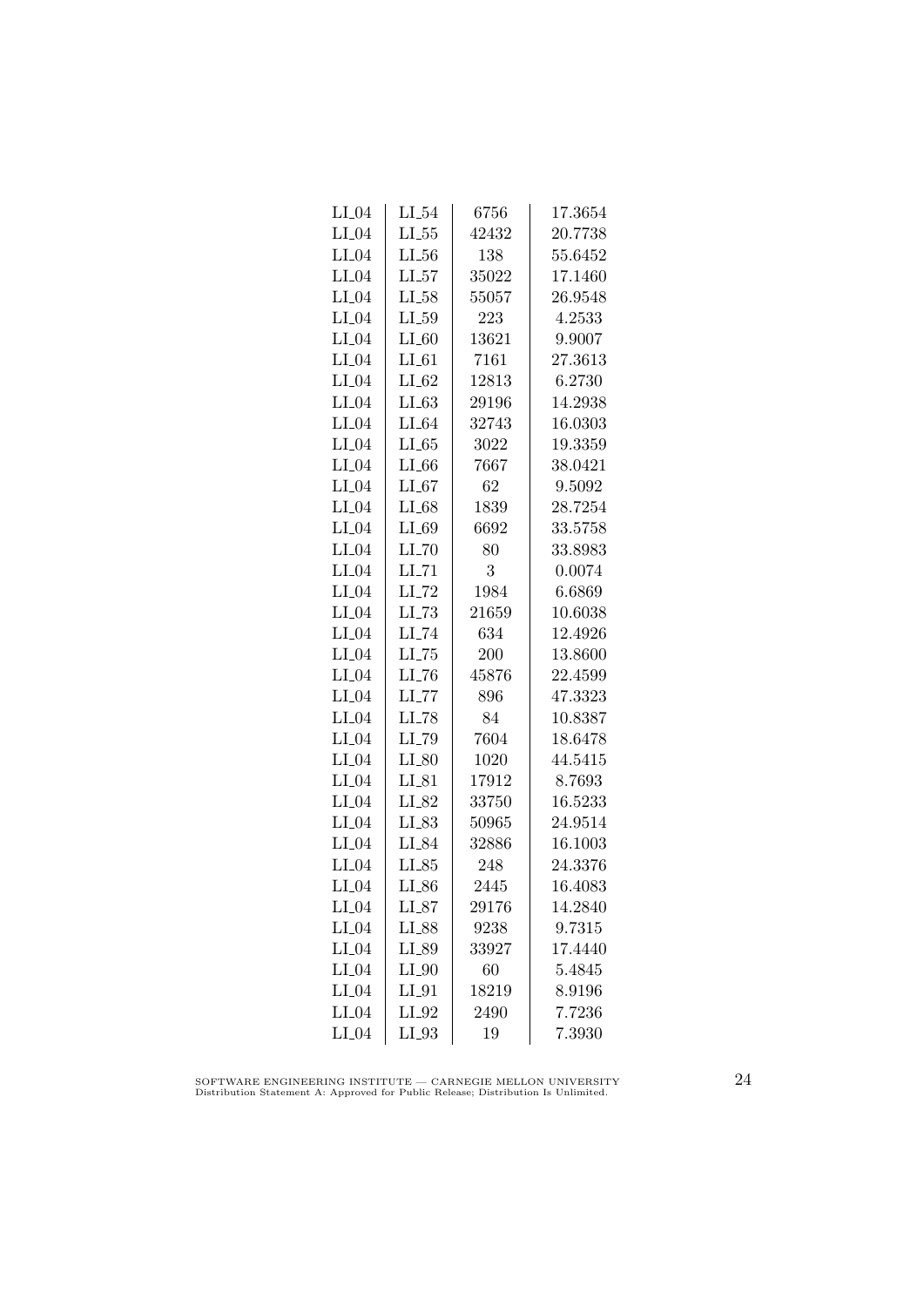| | | | |
|---|---|---|---|
| LI_04 | LI_54 | 6756 | 17.3654 |
| LI_04 | LI_55 | 42432 | 20.7738 |
| LI_04 | LI_56 | 138 | 55.6452 |
| LI_04 | LI_57 | 35022 | 17.1460 |
| LI_04 | LI_58 | 55057 | 26.9548 |
| LI_04 | LI_59 | 223 | 4.2533 |
| LI_04 | LI_60 | 13621 | 9.9007 |
| LI_04 | LI_61 | 7161 | 27.3613 |
| LI_04 | LI_62 | 12813 | 6.2730 |
| LI_04 | LI_63 | 29196 | 14.2938 |
| LI_04 | LI_64 | 32743 | 16.0303 |
| LI_04 | LI_65 | 3022 | 19.3359 |
| LI_04 | LI_66 | 7667 | 38.0421 |
| LI_04 | LI_67 | 62 | 9.5092 |
| LI_04 | LI_68 | 1839 | 28.7254 |
| LI_04 | LI_69 | 6692 | 33.5758 |
| LI_04 | LI_70 | 80 | 33.8983 |
| LI_04 | LI_71 | 3 | 0.0074 |
| LI_04 | LI_72 | 1984 | 6.6869 |
| LI_04 | LI_73 | 21659 | 10.6038 |
| LI_04 | LI_74 | 634 | 12.4926 |
| LI_04 | LI_75 | 200 | 13.8600 |
| LI_04 | LI_76 | 45876 | 22.4599 |
| LI_04 | LI_77 | 896 | 47.3323 |
| LI_04 | LI_78 | 84 | 10.8387 |
| LI_04 | LI_79 | 7604 | 18.6478 |
| LI_04 | LI_80 | 1020 | 44.5415 |
| LI_04 | LI_81 | 17912 | 8.7693 |
| LI_04 | LI_82 | 33750 | 16.5233 |
| LI_04 | LI_83 | 50965 | 24.9514 |
| LI_04 | LI_84 | 32886 | 16.1003 |
| LI_04 | LI_85 | 248 | 24.3376 |
| LI_04 | LI_86 | 2445 | 16.4083 |
| LI_04 | LI_87 | 29176 | 14.2840 |
| LI_04 | LI_88 | 9238 | 9.7315 |
| LI_04 | LI_89 | 33927 | 17.4440 |
| LI_04 | LI_90 | 60 | 5.4845 |
| LI_04 | LI_91 | 18219 | 8.9196 |
| LI_04 | LI_92 | 2490 | 7.7236 |
| LI_04 | LI_93 | 19 | 7.3930 |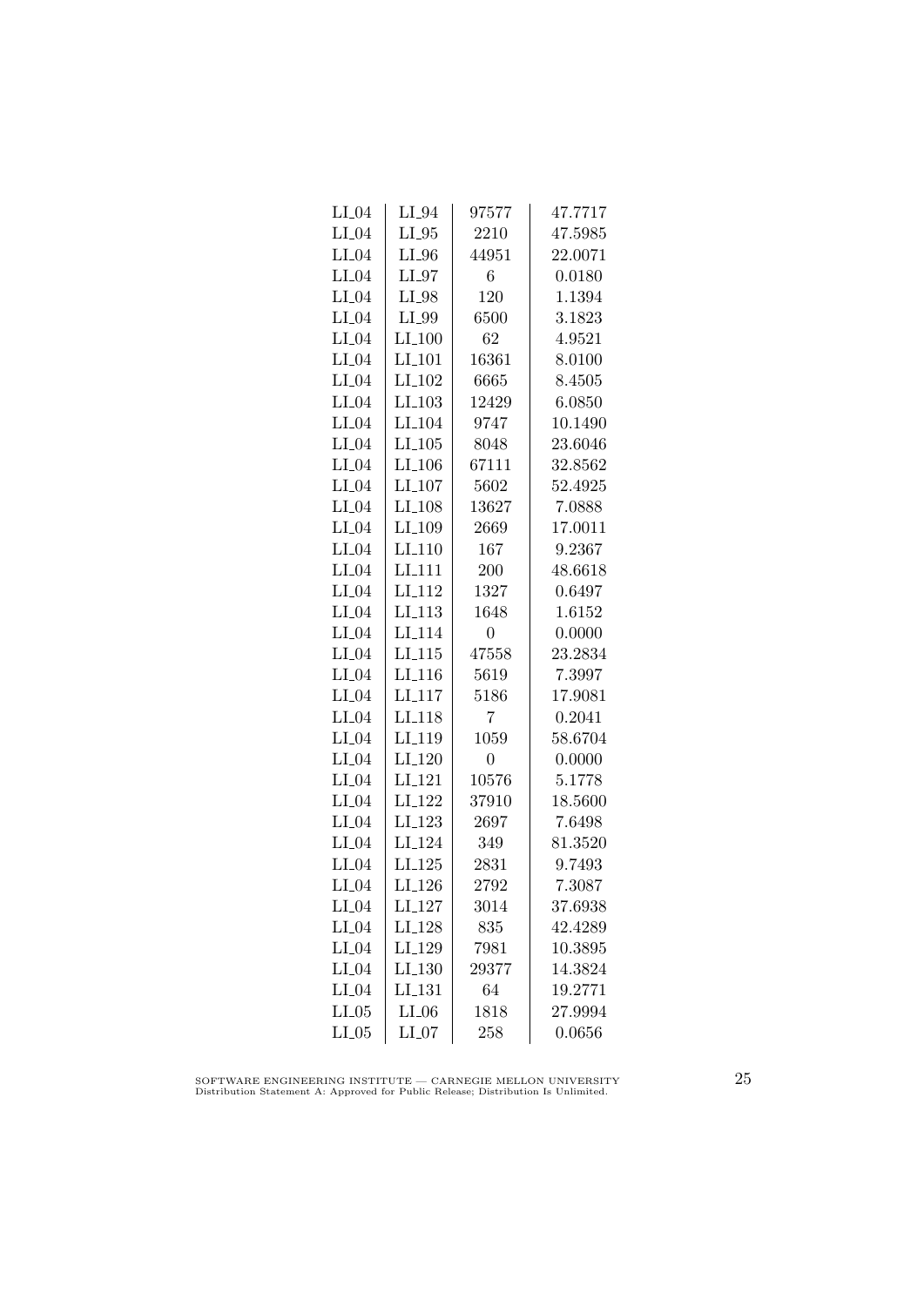| | | | |
|---|---|---|---|
| LI_04 | LI_94 | 97577 | 47.7717 |
| LI_04 | LI_95 | 2210 | 47.5985 |
| LI_04 | LI_96 | 44951 | 22.0071 |
| LI_04 | LI_97 | 6 | 0.0180 |
| LI_04 | LI_98 | 120 | 1.1394 |
| LI_04 | LI_99 | 6500 | 3.1823 |
| LI_04 | LI_100 | 62 | 4.9521 |
| LI_04 | LI_101 | 16361 | 8.0100 |
| LI_04 | LI_102 | 6665 | 8.4505 |
| LI_04 | LI_103 | 12429 | 6.0850 |
| LI_04 | LI_104 | 9747 | 10.1490 |
| LI_04 | LI_105 | 8048 | 23.6046 |
| LI_04 | LI_106 | 67111 | 32.8562 |
| LI_04 | LI_107 | 5602 | 52.4925 |
| LI_04 | LI_108 | 13627 | 7.0888 |
| LI_04 | LI_109 | 2669 | 17.0011 |
| LI_04 | LI_110 | 167 | 9.2367 |
| LI_04 | LI_111 | 200 | 48.6618 |
| LI_04 | LI_112 | 1327 | 0.6497 |
| LI_04 | LI_113 | 1648 | 1.6152 |
| LI_04 | LI_114 | 0 | 0.0000 |
| LI_04 | LI_115 | 47558 | 23.2834 |
| LI_04 | LI_116 | 5619 | 7.3997 |
| LI_04 | LI_117 | 5186 | 17.9081 |
| LI_04 | LI_118 | 7 | 0.2041 |
| LI_04 | LI_119 | 1059 | 58.6704 |
| LI_04 | LI_120 | 0 | 0.0000 |
| LI_04 | LI_121 | 10576 | 5.1778 |
| LI_04 | LI_122 | 37910 | 18.5600 |
| LI_04 | LI_123 | 2697 | 7.6498 |
| LI_04 | LI_124 | 349 | 81.3520 |
| LI_04 | LI_125 | 2831 | 9.7493 |
| LI_04 | LI_126 | 2792 | 7.3087 |
| LI_04 | LI_127 | 3014 | 37.6938 |
| LI_04 | LI_128 | 835 | 42.4289 |
| LI_04 | LI_129 | 7981 | 10.3895 |
| LI_04 | LI_130 | 29377 | 14.3824 |
| LI_04 | LI_131 | 64 | 19.2771 |
| LI_05 | LI_06 | 1818 | 27.9994 |
| LI_05 | LI_07 | 258 | 0.0656 |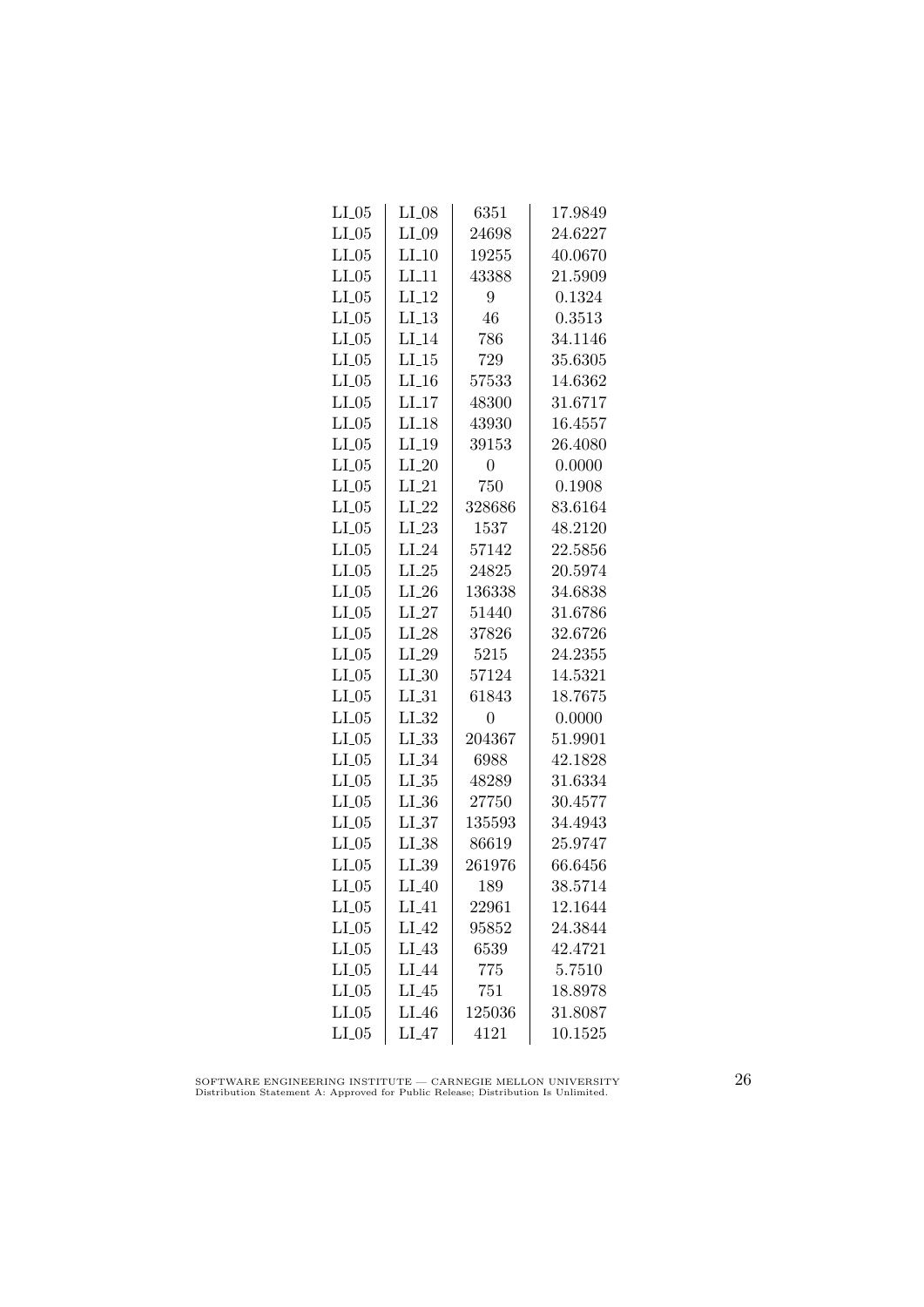| LI_05 | LI_08 | 6351 | 17.9849 |
|---|---|---|---|
| LI_05 | LI_09 | 24698 | 24.6227 |
| LI_05 | LI_10 | 19255 | 40.0670 |
| LI_05 | LI_11 | 43388 | 21.5909 |
| LI_05 | LI_12 | 9 | 0.1324 |
| LI_05 | LI_13 | 46 | 0.3513 |
| LI_05 | LI_14 | 786 | 34.1146 |
| LI_05 | LI_15 | 729 | 35.6305 |
| LI_05 | LI_16 | 57533 | 14.6362 |
| LI_05 | LI_17 | 48300 | 31.6717 |
| LI_05 | LI_18 | 43930 | 16.4557 |
| LI_05 | LI_19 | 39153 | 26.4080 |
| LI_05 | LI_20 | 0 | 0.0000 |
| LI_05 | LI_21 | 750 | 0.1908 |
| LI_05 | LI_22 | 328686 | 83.6164 |
| LI_05 | LI_23 | 1537 | 48.2120 |
| LI_05 | LI_24 | 57142 | 22.5856 |
| LI_05 | LI_25 | 24825 | 20.5974 |
| LI_05 | LI_26 | 136338 | 34.6838 |
| LI_05 | LI_27 | 51440 | 31.6786 |
| LI_05 | LI_28 | 37826 | 32.6726 |
| LI_05 | LI_29 | 5215 | 24.2355 |
| LI_05 | LI_30 | 57124 | 14.5321 |
| LI_05 | LI_31 | 61843 | 18.7675 |
| LI_05 | LI_32 | 0 | 0.0000 |
| LI_05 | LI_33 | 204367 | 51.9901 |
| LI_05 | LI_34 | 6988 | 42.1828 |
| LI_05 | LI_35 | 48289 | 31.6334 |
| LI_05 | LI_36 | 27750 | 30.4577 |
| LI_05 | LI_37 | 135593 | 34.4943 |
| LI_05 | LI_38 | 86619 | 25.9747 |
| LI_05 | LI_39 | 261976 | 66.6456 |
| LI_05 | LI_40 | 189 | 38.5714 |
| LI_05 | LI_41 | 22961 | 12.1644 |
| LI_05 | LI_42 | 95852 | 24.3844 |
| LI_05 | LI_43 | 6539 | 42.4721 |
| LI_05 | LI_44 | 775 | 5.7510 |
| LI_05 | LI_45 | 751 | 18.8978 |
| LI_05 | LI_46 | 125036 | 31.8087 |
| LI_05 | LI_47 | 4121 | 10.1525 |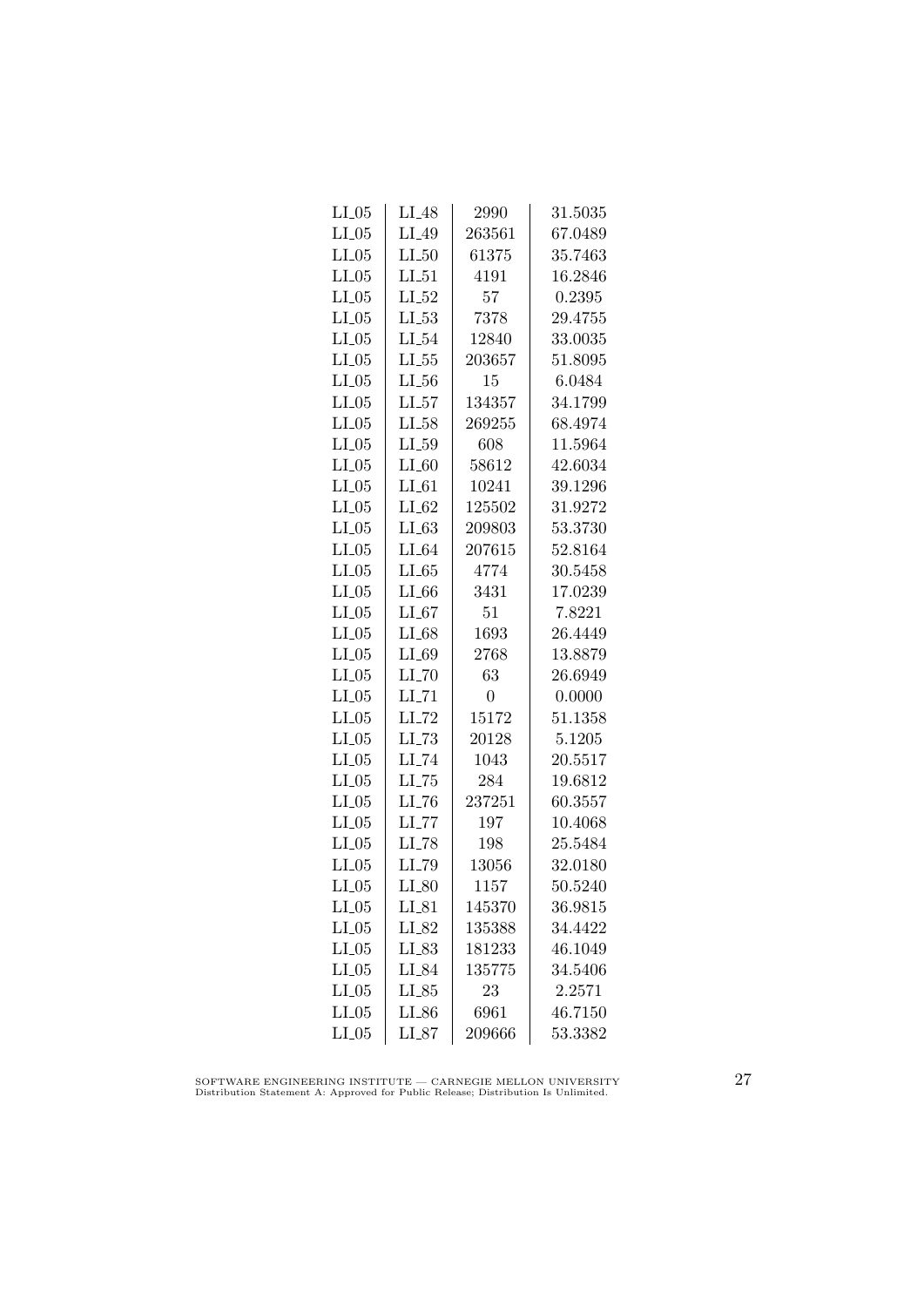| LI_05 | LI_48 | 2990 | 31.5035 |
|---|---|---|---|
| LI_05 | LI_49 | 263561 | 67.0489 |
| LI_05 | LI_50 | 61375 | 35.7463 |
| LI_05 | LI_51 | 4191 | 16.2846 |
| LI_05 | LI_52 | 57 | 0.2395 |
| LI_05 | LI_53 | 7378 | 29.4755 |
| LI_05 | LI_54 | 12840 | 33.0035 |
| LI_05 | LI_55 | 203657 | 51.8095 |
| LI_05 | LI_56 | 15 | 6.0484 |
| LI_05 | LI_57 | 134357 | 34.1799 |
| LI_05 | LI_58 | 269255 | 68.4974 |
| LI_05 | LI_59 | 608 | 11.5964 |
| LI_05 | LI_60 | 58612 | 42.6034 |
| LI_05 | LI_61 | 10241 | 39.1296 |
| LI_05 | LI_62 | 125502 | 31.9272 |
| LI_05 | LI_63 | 209803 | 53.3730 |
| LI_05 | LI_64 | 207615 | 52.8164 |
| LI_05 | LI_65 | 4774 | 30.5458 |
| LI_05 | LI_66 | 3431 | 17.0239 |
| LI_05 | LI_67 | 51 | 7.8221 |
| LI_05 | LI_68 | 1693 | 26.4449 |
| LI_05 | LI_69 | 2768 | 13.8879 |
| LI_05 | LI_70 | 63 | 26.6949 |
| LI_05 | LI_71 | 0 | 0.0000 |
| LI_05 | LI_72 | 15172 | 51.1358 |
| LI_05 | LI_73 | 20128 | 5.1205 |
| LI_05 | LI_74 | 1043 | 20.5517 |
| LI_05 | LI_75 | 284 | 19.6812 |
| LI_05 | LI_76 | 237251 | 60.3557 |
| LI_05 | LI_77 | 197 | 10.4068 |
| LI_05 | LI_78 | 198 | 25.5484 |
| LI_05 | LI_79 | 13056 | 32.0180 |
| LI_05 | LI_80 | 1157 | 50.5240 |
| LI_05 | LI_81 | 145370 | 36.9815 |
| LI_05 | LI_82 | 135388 | 34.4422 |
| LI_05 | LI_83 | 181233 | 46.1049 |
| LI_05 | LI_84 | 135775 | 34.5406 |
| LI_05 | LI_85 | 23 | 2.2571 |
| LI_05 | LI_86 | 6961 | 46.7150 |
| LI_05 | LI_87 | 209666 | 53.3382 |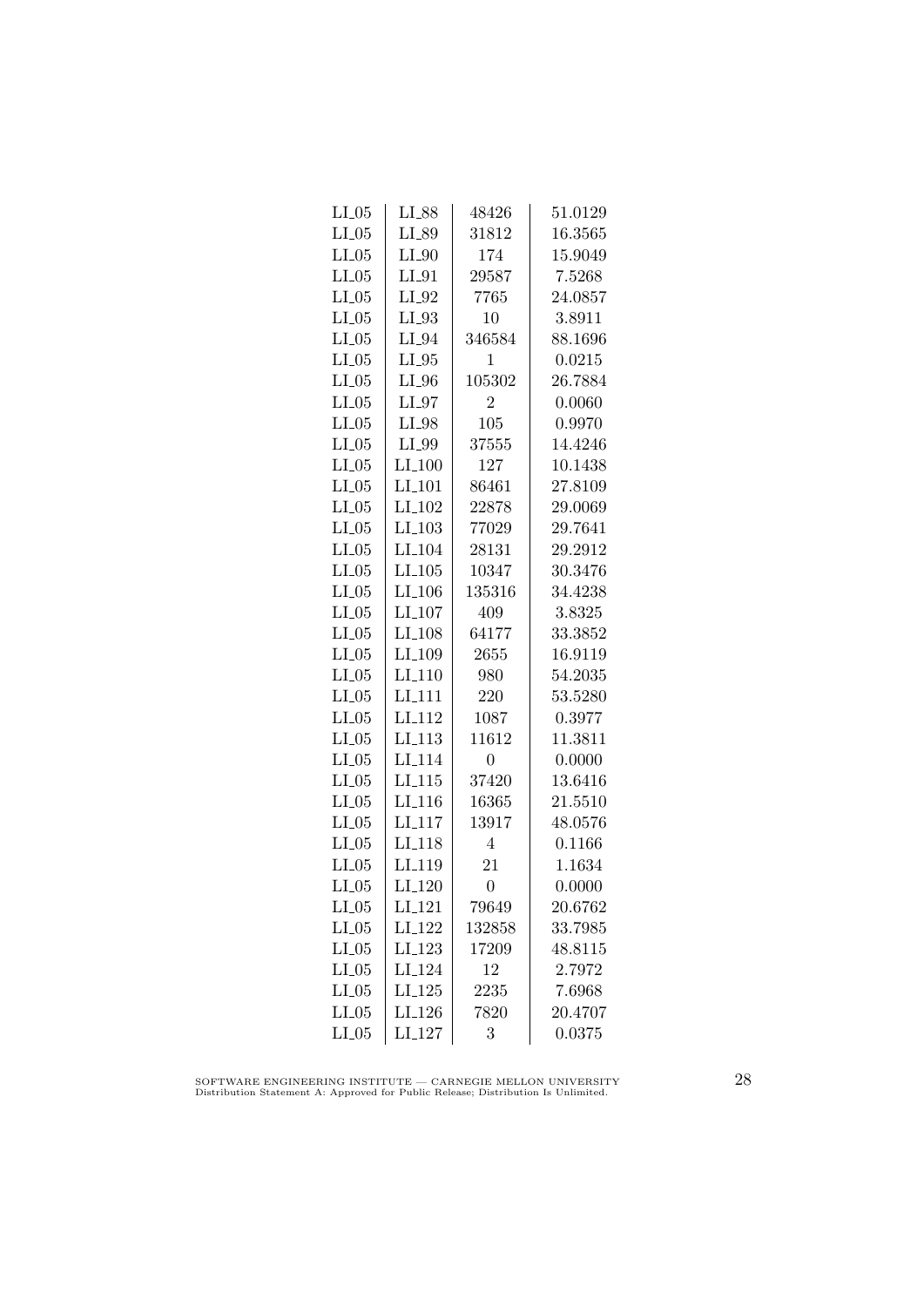| LI_05 | LI_88 | 48426 | 51.0129 |
|---|---|---|---|
| LI_05 | LI_89 | 31812 | 16.3565 |
| LI_05 | LI_90 | 174 | 15.9049 |
| LI_05 | LI_91 | 29587 | 7.5268 |
| LI_05 | LI_92 | 7765 | 24.0857 |
| LI_05 | LI_93 | 10 | 3.8911 |
| LI_05 | LI_94 | 346584 | 88.1696 |
| LI_05 | LI_95 | 1 | 0.0215 |
| LI_05 | LI_96 | 105302 | 26.7884 |
| LI_05 | LI_97 | 2 | 0.0060 |
| LI_05 | LI_98 | 105 | 0.9970 |
| LI_05 | LI_99 | 37555 | 14.4246 |
| LI_05 | LI_100 | 127 | 10.1438 |
| LI_05 | LI_101 | 86461 | 27.8109 |
| LI_05 | LI_102 | 22878 | 29.0069 |
| LI_05 | LI_103 | 77029 | 29.7641 |
| LI_05 | LI_104 | 28131 | 29.2912 |
| LI_05 | LI_105 | 10347 | 30.3476 |
| LI_05 | LI_106 | 135316 | 34.4238 |
| LI_05 | LI_107 | 409 | 3.8325 |
| LI_05 | LI_108 | 64177 | 33.3852 |
| LI_05 | LI_109 | 2655 | 16.9119 |
| LI_05 | LI_110 | 980 | 54.2035 |
| LI_05 | LI_111 | 220 | 53.5280 |
| LI_05 | LI_112 | 1087 | 0.3977 |
| LI_05 | LI_113 | 11612 | 11.3811 |
| LI_05 | LI_114 | 0 | 0.0000 |
| LI_05 | LI_115 | 37420 | 13.6416 |
| LI_05 | LI_116 | 16365 | 21.5510 |
| LI_05 | LI_117 | 13917 | 48.0576 |
| LI_05 | LI_118 | 4 | 0.1166 |
| LI_05 | LI_119 | 21 | 1.1634 |
| LI_05 | LI_120 | 0 | 0.0000 |
| LI_05 | LI_121 | 79649 | 20.6762 |
| LI_05 | LI_122 | 132858 | 33.7985 |
| LI_05 | LI_123 | 17209 | 48.8115 |
| LI_05 | LI_124 | 12 | 2.7972 |
| LI_05 | LI_125 | 2235 | 7.6968 |
| LI_05 | LI_126 | 7820 | 20.4707 |
| LI_05 | LI_127 | 3 | 0.0375 |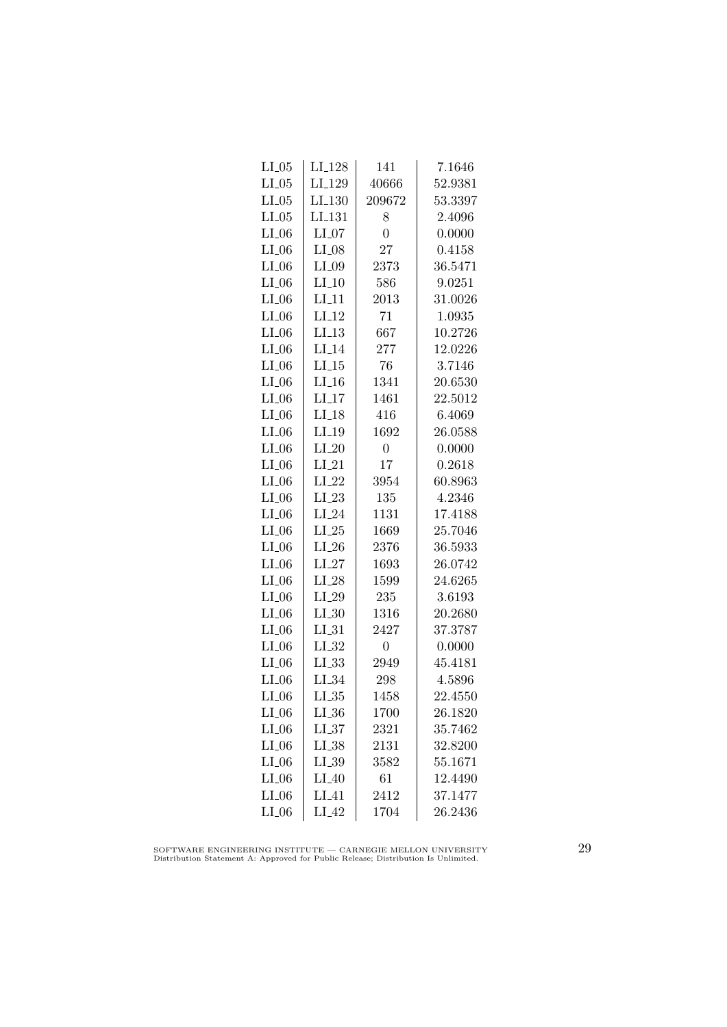| | | | |
|---|---|---|---|
| LI_05 | LI_128 | 141 | 7.1646 |
| LI_05 | LI_129 | 40666 | 52.9381 |
| LI_05 | LI_130 | 209672 | 53.3397 |
| LI_05 | LI_131 | 8 | 2.4096 |
| LI_06 | LI_07 | 0 | 0.0000 |
| LI_06 | LI_08 | 27 | 0.4158 |
| LI_06 | LI_09 | 2373 | 36.5471 |
| LI_06 | LI_10 | 586 | 9.0251 |
| LI_06 | LI_11 | 2013 | 31.0026 |
| LI_06 | LI_12 | 71 | 1.0935 |
| LI_06 | LI_13 | 667 | 10.2726 |
| LI_06 | LI_14 | 277 | 12.0226 |
| LI_06 | LI_15 | 76 | 3.7146 |
| LI_06 | LI_16 | 1341 | 20.6530 |
| LI_06 | LI_17 | 1461 | 22.5012 |
| LI_06 | LI_18 | 416 | 6.4069 |
| LI_06 | LI_19 | 1692 | 26.0588 |
| LI_06 | LI_20 | 0 | 0.0000 |
| LI_06 | LI_21 | 17 | 0.2618 |
| LI_06 | LI_22 | 3954 | 60.8963 |
| LI_06 | LI_23 | 135 | 4.2346 |
| LI_06 | LI_24 | 1131 | 17.4188 |
| LI_06 | LI_25 | 1669 | 25.7046 |
| LI_06 | LI_26 | 2376 | 36.5933 |
| LI_06 | LI_27 | 1693 | 26.0742 |
| LI_06 | LI_28 | 1599 | 24.6265 |
| LI_06 | LI_29 | 235 | 3.6193 |
| LI_06 | LI_30 | 1316 | 20.2680 |
| LI_06 | LI_31 | 2427 | 37.3787 |
| LI_06 | LI_32 | 0 | 0.0000 |
| LI_06 | LI_33 | 2949 | 45.4181 |
| LI_06 | LI_34 | 298 | 4.5896 |
| LI_06 | LI_35 | 1458 | 22.4550 |
| LI_06 | LI_36 | 1700 | 26.1820 |
| LI_06 | LI_37 | 2321 | 35.7462 |
| LI_06 | LI_38 | 2131 | 32.8200 |
| LI_06 | LI_39 | 3582 | 55.1671 |
| LI_06 | LI_40 | 61 | 12.4490 |
| LI_06 | LI_41 | 2412 | 37.1477 |
| LI_06 | LI_42 | 1704 | 26.2436 |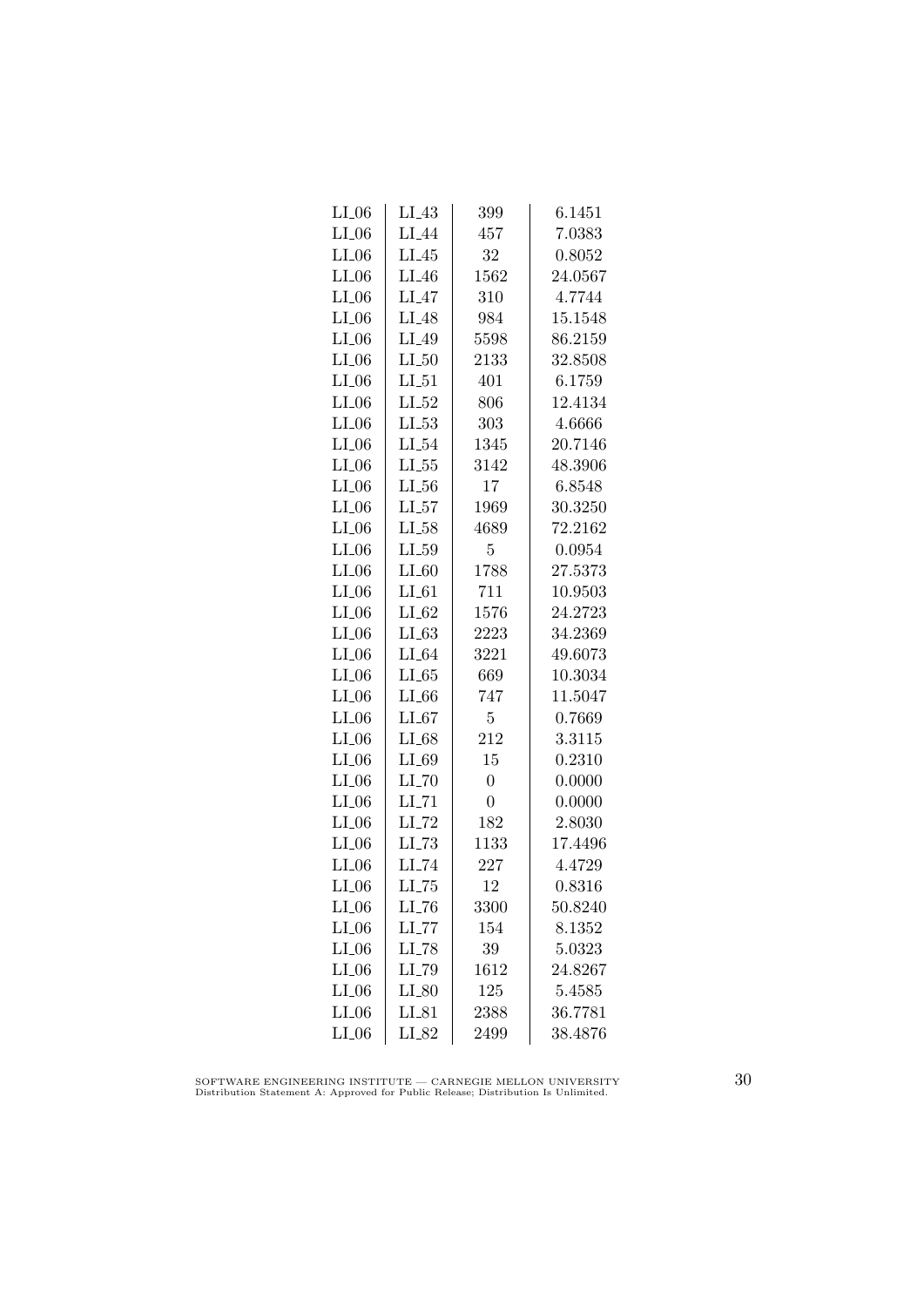| LI_06 | LI_43 | 399 | 6.1451 |
|---|---|---|---|
| LI_06 | LI_44 | 457 | 7.0383 |
| LI_06 | LI_45 | 32 | 0.8052 |
| LI_06 | LI_46 | 1562 | 24.0567 |
| LI_06 | LI_47 | 310 | 4.7744 |
| LI_06 | LI_48 | 984 | 15.1548 |
| LI_06 | LI_49 | 5598 | 86.2159 |
| LI_06 | LI_50 | 2133 | 32.8508 |
| LI_06 | LI_51 | 401 | 6.1759 |
| LI_06 | LI_52 | 806 | 12.4134 |
| LI_06 | LI_53 | 303 | 4.6666 |
| LI_06 | LI_54 | 1345 | 20.7146 |
| LI_06 | LI_55 | 3142 | 48.3906 |
| LI_06 | LI_56 | 17 | 6.8548 |
| LI_06 | LI_57 | 1969 | 30.3250 |
| LI_06 | LI_58 | 4689 | 72.2162 |
| LI_06 | LI_59 | 5 | 0.0954 |
| LI_06 | LI_60 | 1788 | 27.5373 |
| LI_06 | LI_61 | 711 | 10.9503 |
| LI_06 | LI_62 | 1576 | 24.2723 |
| LI_06 | LI_63 | 2223 | 34.2369 |
| LI_06 | LI_64 | 3221 | 49.6073 |
| LI_06 | LI_65 | 669 | 10.3034 |
| LI_06 | LI_66 | 747 | 11.5047 |
| LI_06 | LI_67 | 5 | 0.7669 |
| LI_06 | LI_68 | 212 | 3.3115 |
| LI_06 | LI_69 | 15 | 0.2310 |
| LI_06 | LI_70 | 0 | 0.0000 |
| LI_06 | LI_71 | 0 | 0.0000 |
| LI_06 | LI_72 | 182 | 2.8030 |
| LI_06 | LI_73 | 1133 | 17.4496 |
| LI_06 | LI_74 | 227 | 4.4729 |
| LI_06 | LI_75 | 12 | 0.8316 |
| LI_06 | LI_76 | 3300 | 50.8240 |
| LI_06 | LI_77 | 154 | 8.1352 |
| LI_06 | LI_78 | 39 | 5.0323 |
| LI_06 | LI_79 | 1612 | 24.8267 |
| LI_06 | LI_80 | 125 | 5.4585 |
| LI_06 | LI_81 | 2388 | 36.7781 |
| LI_06 | LI_82 | 2499 | 38.4876 |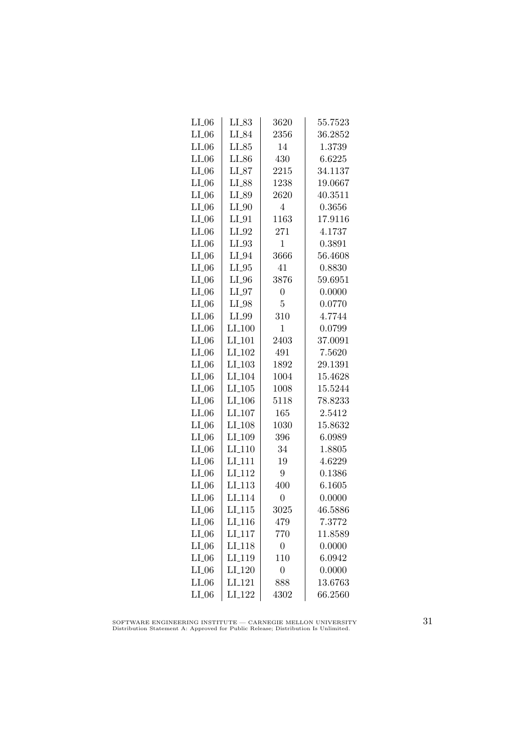| | | | |
|---|---|---|---|
| LI_06 | LI_83 | 3620 | 55.7523 |
| LI_06 | LI_84 | 2356 | 36.2852 |
| LI_06 | LI_85 | 14 | 1.3739 |
| LI_06 | LI_86 | 430 | 6.6225 |
| LI_06 | LI_87 | 2215 | 34.1137 |
| LI_06 | LI_88 | 1238 | 19.0667 |
| LI_06 | LI_89 | 2620 | 40.3511 |
| LI_06 | LI_90 | 4 | 0.3656 |
| LI_06 | LI_91 | 1163 | 17.9116 |
| LI_06 | LI_92 | 271 | 4.1737 |
| LI_06 | LI_93 | 1 | 0.3891 |
| LI_06 | LI_94 | 3666 | 56.4608 |
| LI_06 | LI_95 | 41 | 0.8830 |
| LI_06 | LI_96 | 3876 | 59.6951 |
| LI_06 | LI_97 | 0 | 0.0000 |
| LI_06 | LI_98 | 5 | 0.0770 |
| LI_06 | LI_99 | 310 | 4.7744 |
| LI_06 | LI_100 | 1 | 0.0799 |
| LI_06 | LI_101 | 2403 | 37.0091 |
| LI_06 | LI_102 | 491 | 7.5620 |
| LI_06 | LI_103 | 1892 | 29.1391 |
| LI_06 | LI_104 | 1004 | 15.4628 |
| LI_06 | LI_105 | 1008 | 15.5244 |
| LI_06 | LI_106 | 5118 | 78.8233 |
| LI_06 | LI_107 | 165 | 2.5412 |
| LI_06 | LI_108 | 1030 | 15.8632 |
| LI_06 | LI_109 | 396 | 6.0989 |
| LI_06 | LI_110 | 34 | 1.8805 |
| LI_06 | LI_111 | 19 | 4.6229 |
| LI_06 | LI_112 | 9 | 0.1386 |
| LI_06 | LI_113 | 400 | 6.1605 |
| LI_06 | LI_114 | 0 | 0.0000 |
| LI_06 | LI_115 | 3025 | 46.5886 |
| LI_06 | LI_116 | 479 | 7.3772 |
| LI_06 | LI_117 | 770 | 11.8589 |
| LI_06 | LI_118 | 0 | 0.0000 |
| LI_06 | LI_119 | 110 | 6.0942 |
| LI_06 | LI_120 | 0 | 0.0000 |
| LI_06 | LI_121 | 888 | 13.6763 |
| LI_06 | LI_122 | 4302 | 66.2560 |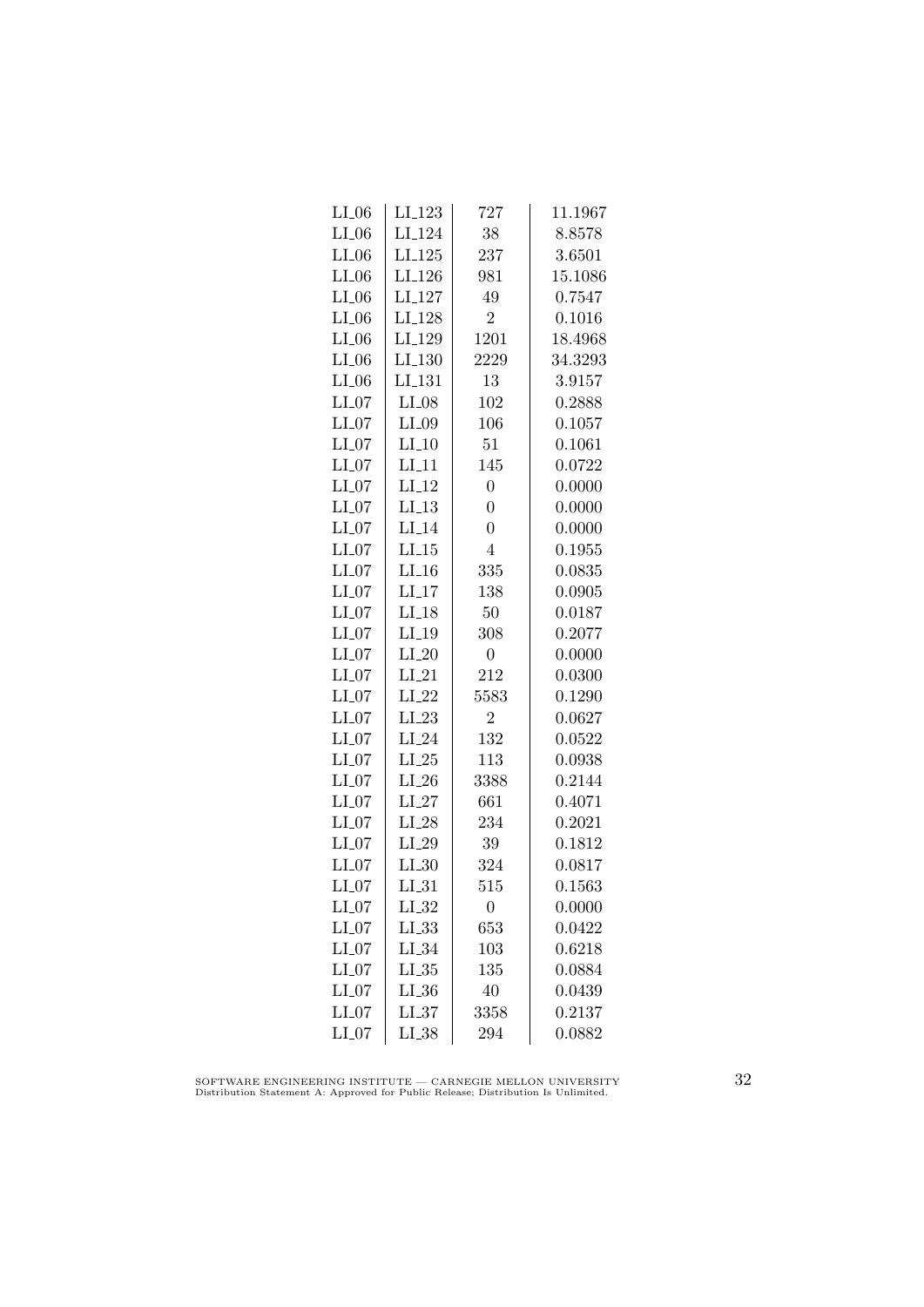| | | | |
|---|---|---|---|
| LI_06 | LI_123 | 727 | 11.1967 |
| LI_06 | LI_124 | 38 | 8.8578 |
| LI_06 | LI_125 | 237 | 3.6501 |
| LI_06 | LI_126 | 981 | 15.1086 |
| LI_06 | LI_127 | 49 | 0.7547 |
| LI_06 | LI_128 | 2 | 0.1016 |
| LI_06 | LI_129 | 1201 | 18.4968 |
| LI_06 | LI_130 | 2229 | 34.3293 |
| LI_06 | LI_131 | 13 | 3.9157 |
| LI_07 | LI_08 | 102 | 0.2888 |
| LI_07 | LI_09 | 106 | 0.1057 |
| LI_07 | LI_10 | 51 | 0.1061 |
| LI_07 | LI_11 | 145 | 0.0722 |
| LI_07 | LI_12 | 0 | 0.0000 |
| LI_07 | LI_13 | 0 | 0.0000 |
| LI_07 | LI_14 | 0 | 0.0000 |
| LI_07 | LI_15 | 4 | 0.1955 |
| LI_07 | LI_16 | 335 | 0.0835 |
| LI_07 | LI_17 | 138 | 0.0905 |
| LI_07 | LI_18 | 50 | 0.0187 |
| LI_07 | LI_19 | 308 | 0.2077 |
| LI_07 | LI_20 | 0 | 0.0000 |
| LI_07 | LI_21 | 212 | 0.0300 |
| LI_07 | LI_22 | 5583 | 0.1290 |
| LI_07 | LI_23 | 2 | 0.0627 |
| LI_07 | LI_24 | 132 | 0.0522 |
| LI_07 | LI_25 | 113 | 0.0938 |
| LI_07 | LI_26 | 3388 | 0.2144 |
| LI_07 | LI_27 | 661 | 0.4071 |
| LI_07 | LI_28 | 234 | 0.2021 |
| LI_07 | LI_29 | 39 | 0.1812 |
| LI_07 | LI_30 | 324 | 0.0817 |
| LI_07 | LI_31 | 515 | 0.1563 |
| LI_07 | LI_32 | 0 | 0.0000 |
| LI_07 | LI_33 | 653 | 0.0422 |
| LI_07 | LI_34 | 103 | 0.6218 |
| LI_07 | LI_35 | 135 | 0.0884 |
| LI_07 | LI_36 | 40 | 0.0439 |
| LI_07 | LI_37 | 3358 | 0.2137 |
| LI_07 | LI_38 | 294 | 0.0882 |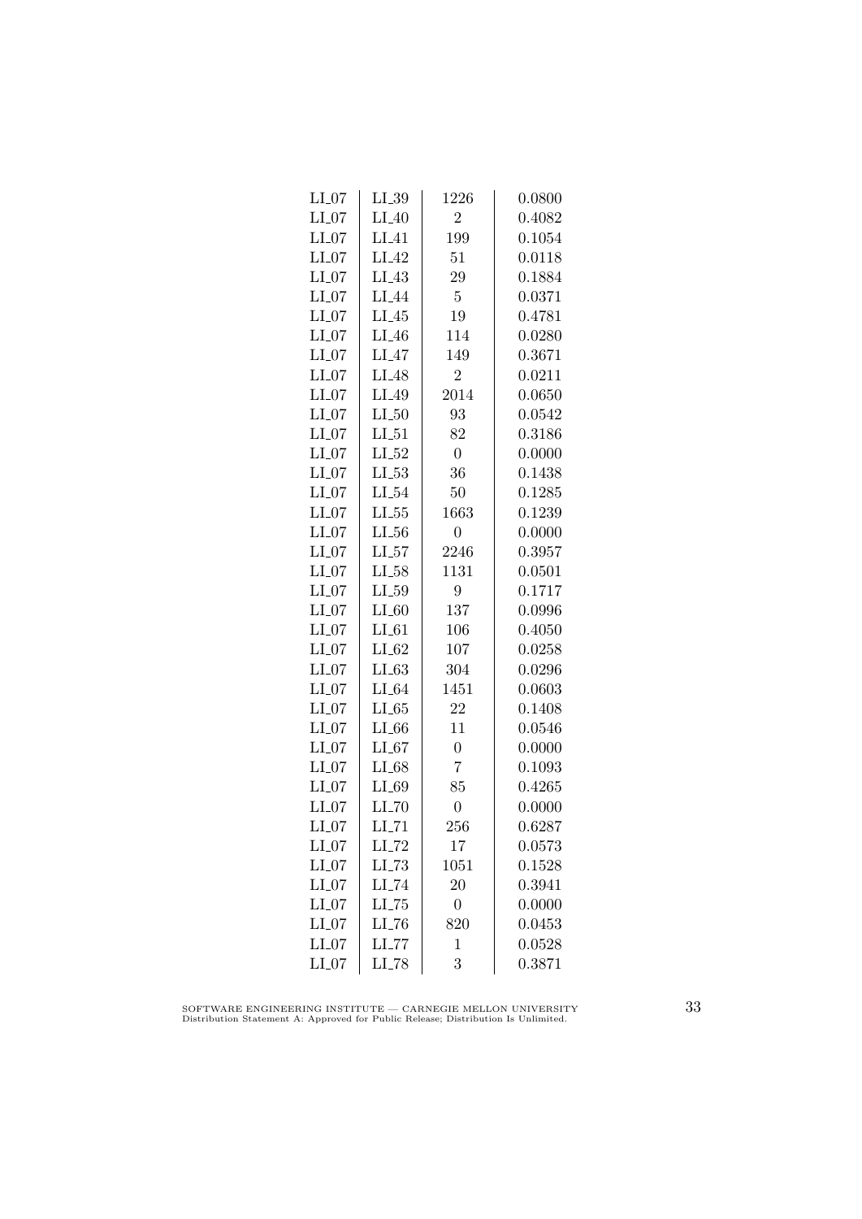| | | | |
|---|---|---|---|
| LI_07 | LI_39 | 1226 | 0.0800 |
| LI_07 | LI_40 | 2 | 0.4082 |
| LI_07 | LI_41 | 199 | 0.1054 |
| LI_07 | LI_42 | 51 | 0.0118 |
| LI_07 | LI_43 | 29 | 0.1884 |
| LI_07 | LI_44 | 5 | 0.0371 |
| LI_07 | LI_45 | 19 | 0.4781 |
| LI_07 | LI_46 | 114 | 0.0280 |
| LI_07 | LI_47 | 149 | 0.3671 |
| LI_07 | LI_48 | 2 | 0.0211 |
| LI_07 | LI_49 | 2014 | 0.0650 |
| LI_07 | LI_50 | 93 | 0.0542 |
| LI_07 | LI_51 | 82 | 0.3186 |
| LI_07 | LI_52 | 0 | 0.0000 |
| LI_07 | LI_53 | 36 | 0.1438 |
| LI_07 | LI_54 | 50 | 0.1285 |
| LI_07 | LI_55 | 1663 | 0.1239 |
| LI_07 | LI_56 | 0 | 0.0000 |
| LI_07 | LI_57 | 2246 | 0.3957 |
| LI_07 | LI_58 | 1131 | 0.0501 |
| LI_07 | LI_59 | 9 | 0.1717 |
| LI_07 | LI_60 | 137 | 0.0996 |
| LI_07 | LI_61 | 106 | 0.4050 |
| LI_07 | LI_62 | 107 | 0.0258 |
| LI_07 | LI_63 | 304 | 0.0296 |
| LI_07 | LI_64 | 1451 | 0.0603 |
| LI_07 | LI_65 | 22 | 0.1408 |
| LI_07 | LI_66 | 11 | 0.0546 |
| LI_07 | LI_67 | 0 | 0.0000 |
| LI_07 | LI_68 | 7 | 0.1093 |
| LI_07 | LI_69 | 85 | 0.4265 |
| LI_07 | LI_70 | 0 | 0.0000 |
| LI_07 | LI_71 | 256 | 0.6287 |
| LI_07 | LI_72 | 17 | 0.0573 |
| LI_07 | LI_73 | 1051 | 0.1528 |
| LI_07 | LI_74 | 20 | 0.3941 |
| LI_07 | LI_75 | 0 | 0.0000 |
| LI_07 | LI_76 | 820 | 0.0453 |
| LI_07 | LI_77 | 1 | 0.0528 |
| LI_07 | LI_78 | 3 | 0.3871 |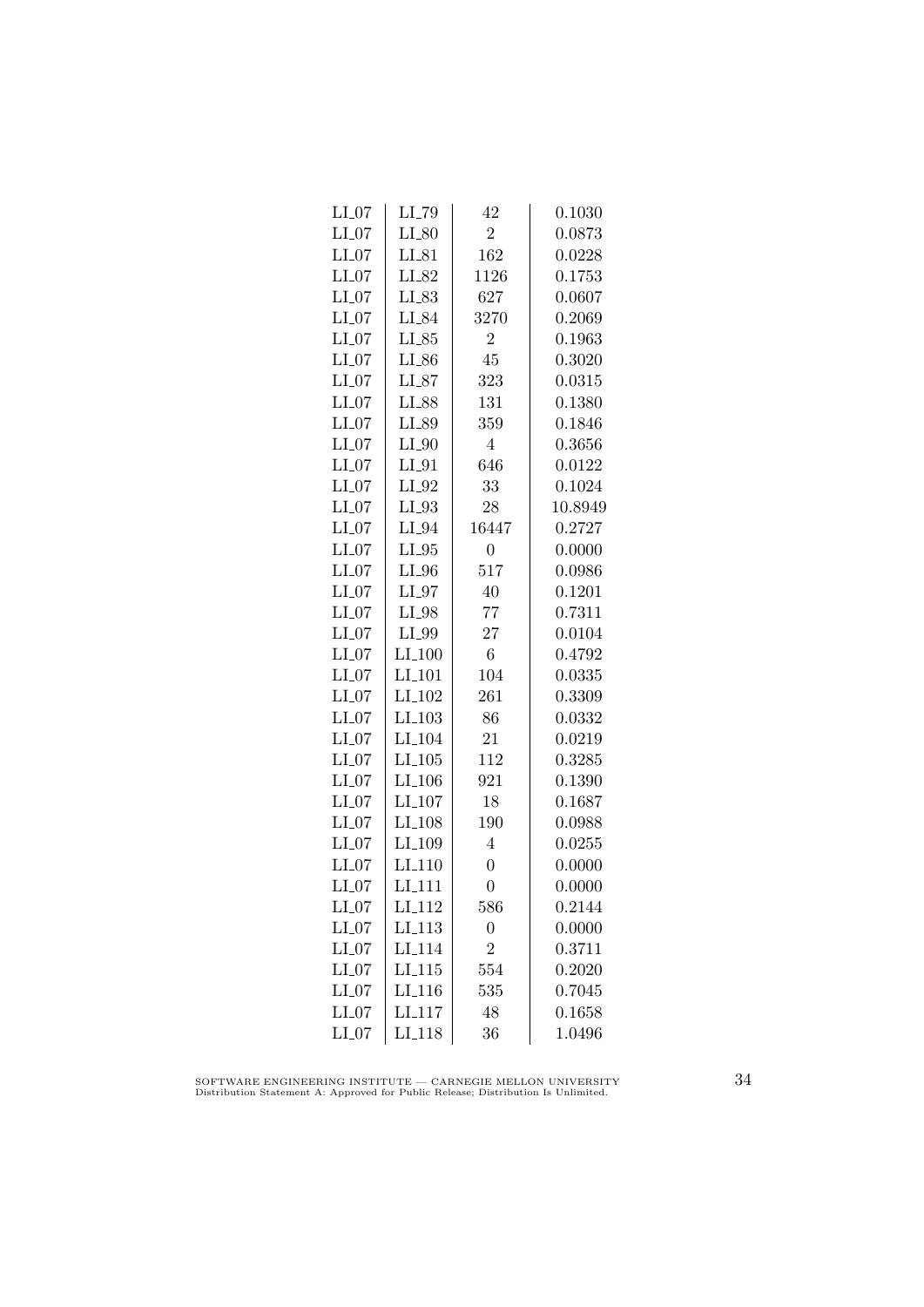| | | | |
|---|---|---|---|
| LI_07 | LI_79 | 42 | 0.1030 |
| LI_07 | LI_80 | 2 | 0.0873 |
| LI_07 | LI_81 | 162 | 0.0228 |
| LI_07 | LI_82 | 1126 | 0.1753 |
| LI_07 | LI_83 | 627 | 0.0607 |
| LI_07 | LI_84 | 3270 | 0.2069 |
| LI_07 | LI_85 | 2 | 0.1963 |
| LI_07 | LI_86 | 45 | 0.3020 |
| LI_07 | LI_87 | 323 | 0.0315 |
| LI_07 | LI_88 | 131 | 0.1380 |
| LI_07 | LI_89 | 359 | 0.1846 |
| LI_07 | LI_90 | 4 | 0.3656 |
| LI_07 | LI_91 | 646 | 0.0122 |
| LI_07 | LI_92 | 33 | 0.1024 |
| LI_07 | LI_93 | 28 | 10.8949 |
| LI_07 | LI_94 | 16447 | 0.2727 |
| LI_07 | LI_95 | 0 | 0.0000 |
| LI_07 | LI_96 | 517 | 0.0986 |
| LI_07 | LI_97 | 40 | 0.1201 |
| LI_07 | LI_98 | 77 | 0.7311 |
| LI_07 | LI_99 | 27 | 0.0104 |
| LI_07 | LI_100 | 6 | 0.4792 |
| LI_07 | LI_101 | 104 | 0.0335 |
| LI_07 | LI_102 | 261 | 0.3309 |
| LI_07 | LI_103 | 86 | 0.0332 |
| LI_07 | LI_104 | 21 | 0.0219 |
| LI_07 | LI_105 | 112 | 0.3285 |
| LI_07 | LI_106 | 921 | 0.1390 |
| LI_07 | LI_107 | 18 | 0.1687 |
| LI_07 | LI_108 | 190 | 0.0988 |
| LI_07 | LI_109 | 4 | 0.0255 |
| LI_07 | LI_110 | 0 | 0.0000 |
| LI_07 | LI_111 | 0 | 0.0000 |
| LI_07 | LI_112 | 586 | 0.2144 |
| LI_07 | LI_113 | 0 | 0.0000 |
| LI_07 | LI_114 | 2 | 0.3711 |
| LI_07 | LI_115 | 554 | 0.2020 |
| LI_07 | LI_116 | 535 | 0.7045 |
| LI_07 | LI_117 | 48 | 0.1658 |
| LI_07 | LI_118 | 36 | 1.0496 |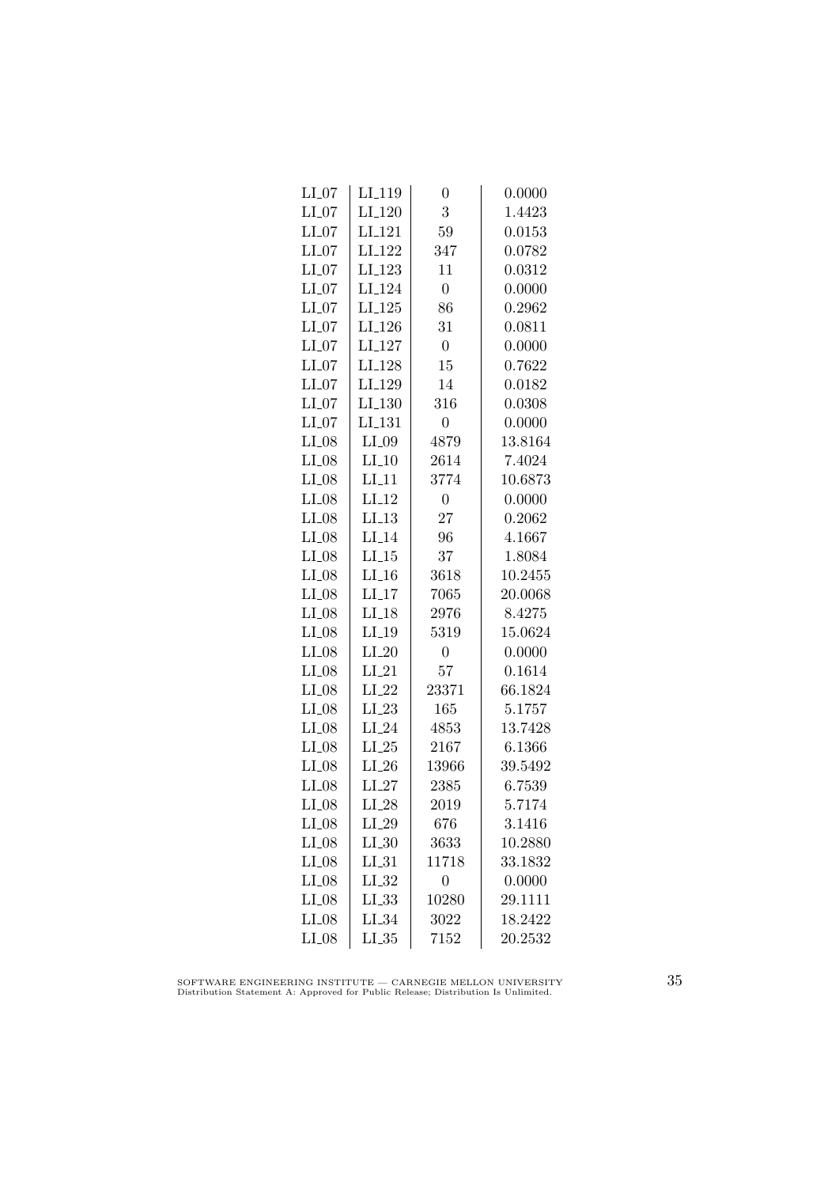| | | | |
|---|---|---|---|
| LI_07 | LI_119 | 0 | 0.0000 |
| LI_07 | LI_120 | 3 | 1.4423 |
| LI_07 | LI_121 | 59 | 0.0153 |
| LI_07 | LI_122 | 347 | 0.0782 |
| LI_07 | LI_123 | 11 | 0.0312 |
| LI_07 | LI_124 | 0 | 0.0000 |
| LI_07 | LI_125 | 86 | 0.2962 |
| LI_07 | LI_126 | 31 | 0.0811 |
| LI_07 | LI_127 | 0 | 0.0000 |
| LI_07 | LI_128 | 15 | 0.7622 |
| LI_07 | LI_129 | 14 | 0.0182 |
| LI_07 | LI_130 | 316 | 0.0308 |
| LI_07 | LI_131 | 0 | 0.0000 |
| LI_08 | LI_09 | 4879 | 13.8164 |
| LI_08 | LI_10 | 2614 | 7.4024 |
| LI_08 | LI_11 | 3774 | 10.6873 |
| LI_08 | LI_12 | 0 | 0.0000 |
| LI_08 | LI_13 | 27 | 0.2062 |
| LI_08 | LI_14 | 96 | 4.1667 |
| LI_08 | LI_15 | 37 | 1.8084 |
| LI_08 | LI_16 | 3618 | 10.2455 |
| LI_08 | LI_17 | 7065 | 20.0068 |
| LI_08 | LI_18 | 2976 | 8.4275 |
| LI_08 | LI_19 | 5319 | 15.0624 |
| LI_08 | LI_20 | 0 | 0.0000 |
| LI_08 | LI_21 | 57 | 0.1614 |
| LI_08 | LI_22 | 23371 | 66.1824 |
| LI_08 | LI_23 | 165 | 5.1757 |
| LI_08 | LI_24 | 4853 | 13.7428 |
| LI_08 | LI_25 | 2167 | 6.1366 |
| LI_08 | LI_26 | 13966 | 39.5492 |
| LI_08 | LI_27 | 2385 | 6.7539 |
| LI_08 | LI_28 | 2019 | 5.7174 |
| LI_08 | LI_29 | 676 | 3.1416 |
| LI_08 | LI_30 | 3633 | 10.2880 |
| LI_08 | LI_31 | 11718 | 33.1832 |
| LI_08 | LI_32 | 0 | 0.0000 |
| LI_08 | LI_33 | 10280 | 29.1111 |
| LI_08 | LI_34 | 3022 | 18.2422 |
| LI_08 | LI_35 | 7152 | 20.2532 |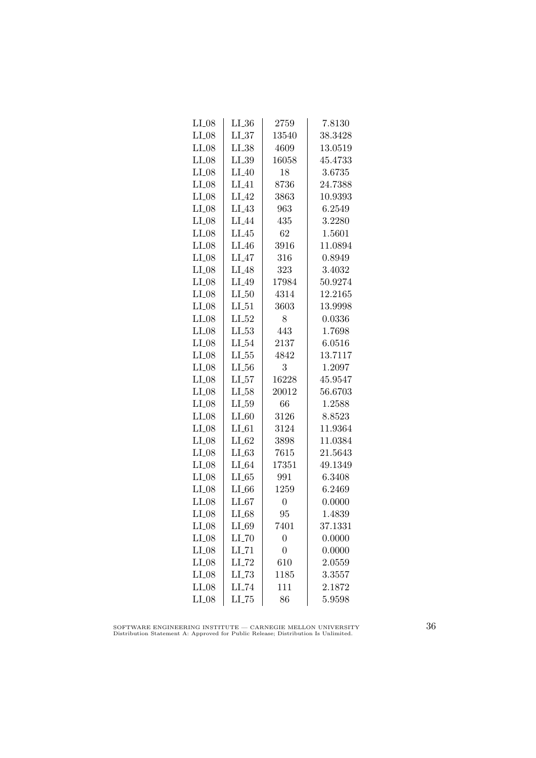| LI_08 | LI_36 | 2759 | 7.8130 |
|---|---|---|---|
| LI_08 | LI_37 | 13540 | 38.3428 |
| LI_08 | LI_38 | 4609 | 13.0519 |
| LI_08 | LI_39 | 16058 | 45.4733 |
| LI_08 | LI_40 | 18 | 3.6735 |
| LI_08 | LI_41 | 8736 | 24.7388 |
| LI_08 | LI_42 | 3863 | 10.9393 |
| LI_08 | LI_43 | 963 | 6.2549 |
| LI_08 | LI_44 | 435 | 3.2280 |
| LI_08 | LI_45 | 62 | 1.5601 |
| LI_08 | LI_46 | 3916 | 11.0894 |
| LI_08 | LI_47 | 316 | 0.8949 |
| LI_08 | LI_48 | 323 | 3.4032 |
| LI_08 | LI_49 | 17984 | 50.9274 |
| LI_08 | LI_50 | 4314 | 12.2165 |
| LI_08 | LI_51 | 3603 | 13.9998 |
| LI_08 | LI_52 | 8 | 0.0336 |
| LI_08 | LI_53 | 443 | 1.7698 |
| LI_08 | LI_54 | 2137 | 6.0516 |
| LI_08 | LI_55 | 4842 | 13.7117 |
| LI_08 | LI_56 | 3 | 1.2097 |
| LI_08 | LI_57 | 16228 | 45.9547 |
| LI_08 | LI_58 | 20012 | 56.6703 |
| LI_08 | LI_59 | 66 | 1.2588 |
| LI_08 | LI_60 | 3126 | 8.8523 |
| LI_08 | LI_61 | 3124 | 11.9364 |
| LI_08 | LI_62 | 3898 | 11.0384 |
| LI_08 | LI_63 | 7615 | 21.5643 |
| LI_08 | LI_64 | 17351 | 49.1349 |
| LI_08 | LI_65 | 991 | 6.3408 |
| LI_08 | LI_66 | 1259 | 6.2469 |
| LI_08 | LI_67 | 0 | 0.0000 |
| LI_08 | LI_68 | 95 | 1.4839 |
| LI_08 | LI_69 | 7401 | 37.1331 |
| LI_08 | LI_70 | 0 | 0.0000 |
| LI_08 | LI_71 | 0 | 0.0000 |
| LI_08 | LI_72 | 610 | 2.0559 |
| LI_08 | LI_73 | 1185 | 3.3557 |
| LI_08 | LI_74 | 111 | 2.1872 |
| LI_08 | LI_75 | 86 | 5.9598 |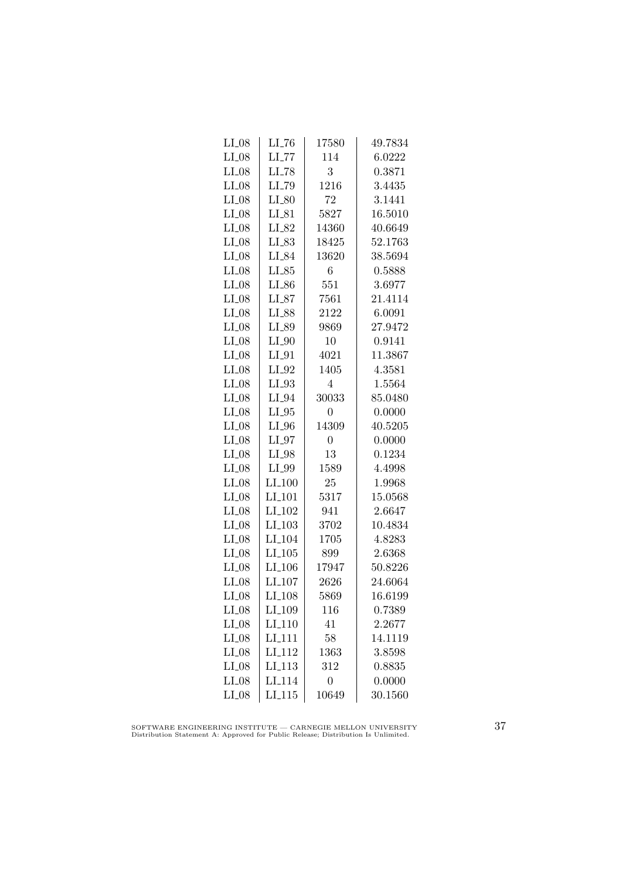| | | | |
|---|---|---|---|
| LI_08 | LI_76 | 17580 | 49.7834 |
| LI_08 | LI_77 | 114 | 6.0222 |
| LI_08 | LI_78 | 3 | 0.3871 |
| LI_08 | LI_79 | 1216 | 3.4435 |
| LI_08 | LI_80 | 72 | 3.1441 |
| LI_08 | LI_81 | 5827 | 16.5010 |
| LI_08 | LI_82 | 14360 | 40.6649 |
| LI_08 | LI_83 | 18425 | 52.1763 |
| LI_08 | LI_84 | 13620 | 38.5694 |
| LI_08 | LI_85 | 6 | 0.5888 |
| LI_08 | LI_86 | 551 | 3.6977 |
| LI_08 | LI_87 | 7561 | 21.4114 |
| LI_08 | LI_88 | 2122 | 6.0091 |
| LI_08 | LI_89 | 9869 | 27.9472 |
| LI_08 | LI_90 | 10 | 0.9141 |
| LI_08 | LI_91 | 4021 | 11.3867 |
| LI_08 | LI_92 | 1405 | 4.3581 |
| LI_08 | LI_93 | 4 | 1.5564 |
| LI_08 | LI_94 | 30033 | 85.0480 |
| LI_08 | LI_95 | 0 | 0.0000 |
| LI_08 | LI_96 | 14309 | 40.5205 |
| LI_08 | LI_97 | 0 | 0.0000 |
| LI_08 | LI_98 | 13 | 0.1234 |
| LI_08 | LI_99 | 1589 | 4.4998 |
| LI_08 | LI_100 | 25 | 1.9968 |
| LI_08 | LI_101 | 5317 | 15.0568 |
| LI_08 | LI_102 | 941 | 2.6647 |
| LI_08 | LI_103 | 3702 | 10.4834 |
| LI_08 | LI_104 | 1705 | 4.8283 |
| LI_08 | LI_105 | 899 | 2.6368 |
| LI_08 | LI_106 | 17947 | 50.8226 |
| LI_08 | LI_107 | 2626 | 24.6064 |
| LI_08 | LI_108 | 5869 | 16.6199 |
| LI_08 | LI_109 | 116 | 0.7389 |
| LI_08 | LI_110 | 41 | 2.2677 |
| LI_08 | LI_111 | 58 | 14.1119 |
| LI_08 | LI_112 | 1363 | 3.8598 |
| LI_08 | LI_113 | 312 | 0.8835 |
| LI_08 | LI_114 | 0 | 0.0000 |
| LI_08 | LI_115 | 10649 | 30.1560 |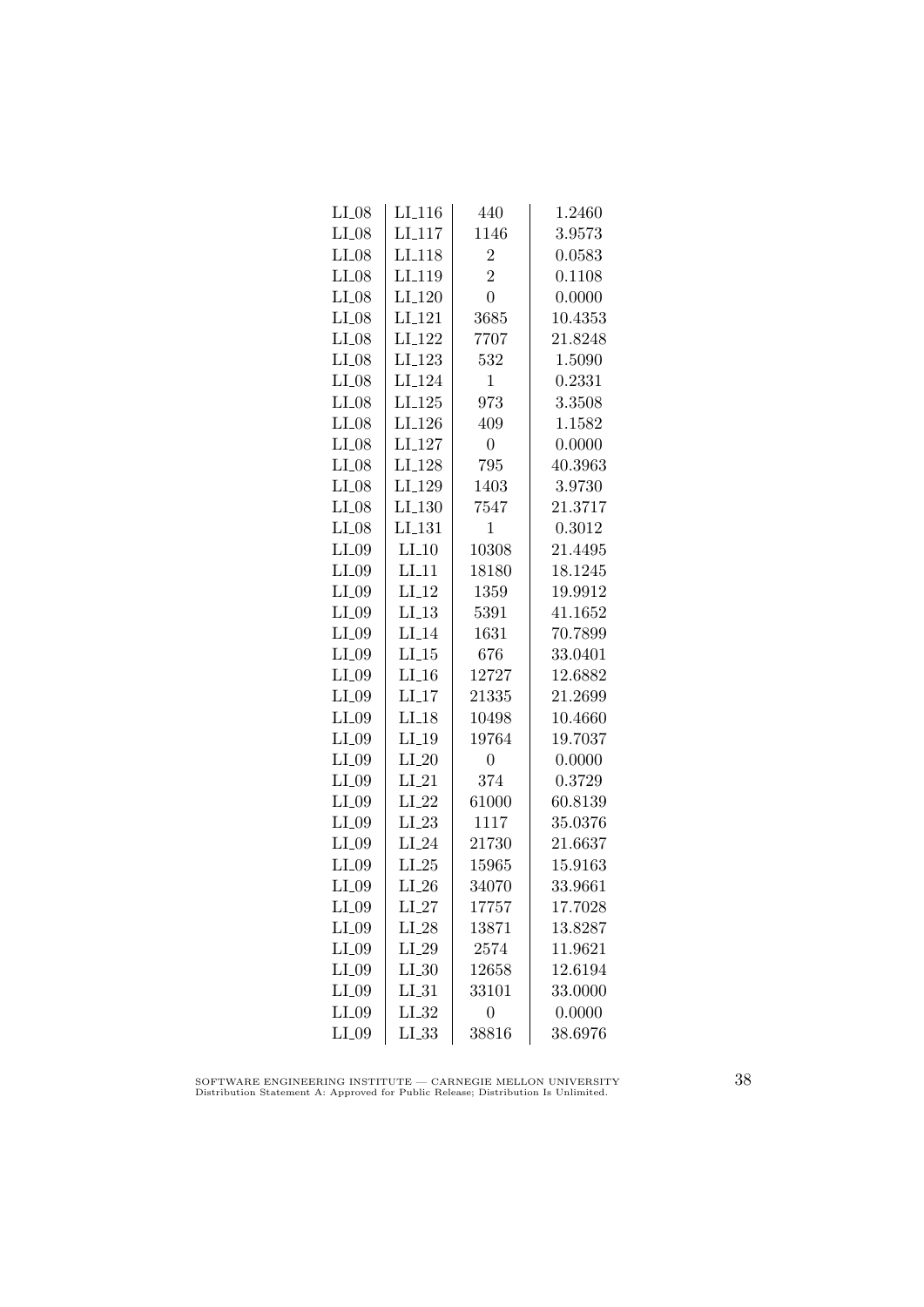| | | | |
|---|---|---|---|
| LI_08 | LI_116 | 440 | 1.2460 |
| LI_08 | LI_117 | 1146 | 3.9573 |
| LI_08 | LI_118 | 2 | 0.0583 |
| LI_08 | LI_119 | 2 | 0.1108 |
| LI_08 | LI_120 | 0 | 0.0000 |
| LI_08 | LI_121 | 3685 | 10.4353 |
| LI_08 | LI_122 | 7707 | 21.8248 |
| LI_08 | LI_123 | 532 | 1.5090 |
| LI_08 | LI_124 | 1 | 0.2331 |
| LI_08 | LI_125 | 973 | 3.3508 |
| LI_08 | LI_126 | 409 | 1.1582 |
| LI_08 | LI_127 | 0 | 0.0000 |
| LI_08 | LI_128 | 795 | 40.3963 |
| LI_08 | LI_129 | 1403 | 3.9730 |
| LI_08 | LI_130 | 7547 | 21.3717 |
| LI_08 | LI_131 | 1 | 0.3012 |
| LI_09 | LI_10 | 10308 | 21.4495 |
| LI_09 | LI_11 | 18180 | 18.1245 |
| LI_09 | LI_12 | 1359 | 19.9912 |
| LI_09 | LI_13 | 5391 | 41.1652 |
| LI_09 | LI_14 | 1631 | 70.7899 |
| LI_09 | LI_15 | 676 | 33.0401 |
| LI_09 | LI_16 | 12727 | 12.6882 |
| LI_09 | LI_17 | 21335 | 21.2699 |
| LI_09 | LI_18 | 10498 | 10.4660 |
| LI_09 | LI_19 | 19764 | 19.7037 |
| LI_09 | LI_20 | 0 | 0.0000 |
| LI_09 | LI_21 | 374 | 0.3729 |
| LI_09 | LI_22 | 61000 | 60.8139 |
| LI_09 | LI_23 | 1117 | 35.0376 |
| LI_09 | LI_24 | 21730 | 21.6637 |
| LI_09 | LI_25 | 15965 | 15.9163 |
| LI_09 | LI_26 | 34070 | 33.9661 |
| LI_09 | LI_27 | 17757 | 17.7028 |
| LI_09 | LI_28 | 13871 | 13.8287 |
| LI_09 | LI_29 | 2574 | 11.9621 |
| LI_09 | LI_30 | 12658 | 12.6194 |
| LI_09 | LI_31 | 33101 | 33.0000 |
| LI_09 | LI_32 | 0 | 0.0000 |
| LI_09 | LI_33 | 38816 | 38.6976 |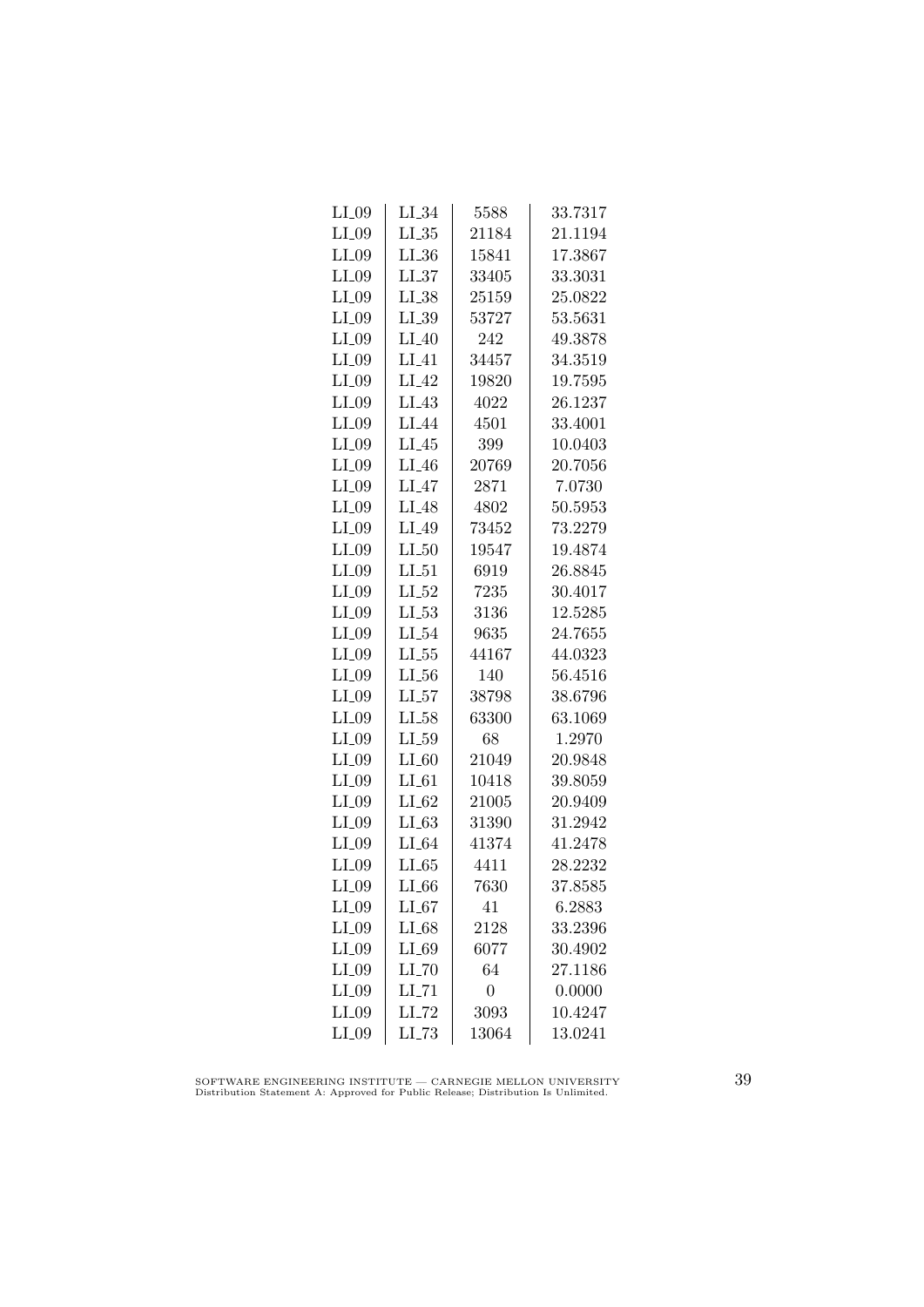| | | | |
|---|---|---|---|
| LI_09 | LI_34 | 5588 | 33.7317 |
| LI_09 | LI_35 | 21184 | 21.1194 |
| LI_09 | LI_36 | 15841 | 17.3867 |
| LI_09 | LI_37 | 33405 | 33.3031 |
| LI_09 | LI_38 | 25159 | 25.0822 |
| LI_09 | LI_39 | 53727 | 53.5631 |
| LI_09 | LI_40 | 242 | 49.3878 |
| LI_09 | LI_41 | 34457 | 34.3519 |
| LI_09 | LI_42 | 19820 | 19.7595 |
| LI_09 | LI_43 | 4022 | 26.1237 |
| LI_09 | LI_44 | 4501 | 33.4001 |
| LI_09 | LI_45 | 399 | 10.0403 |
| LI_09 | LI_46 | 20769 | 20.7056 |
| LI_09 | LI_47 | 2871 | 7.0730 |
| LI_09 | LI_48 | 4802 | 50.5953 |
| LI_09 | LI_49 | 73452 | 73.2279 |
| LI_09 | LI_50 | 19547 | 19.4874 |
| LI_09 | LI_51 | 6919 | 26.8845 |
| LI_09 | LI_52 | 7235 | 30.4017 |
| LI_09 | LI_53 | 3136 | 12.5285 |
| LI_09 | LI_54 | 9635 | 24.7655 |
| LI_09 | LI_55 | 44167 | 44.0323 |
| LI_09 | LI_56 | 140 | 56.4516 |
| LI_09 | LI_57 | 38798 | 38.6796 |
| LI_09 | LI_58 | 63300 | 63.1069 |
| LI_09 | LI_59 | 68 | 1.2970 |
| LI_09 | LI_60 | 21049 | 20.9848 |
| LI_09 | LI_61 | 10418 | 39.8059 |
| LI_09 | LI_62 | 21005 | 20.9409 |
| LI_09 | LI_63 | 31390 | 31.2942 |
| LI_09 | LI_64 | 41374 | 41.2478 |
| LI_09 | LI_65 | 4411 | 28.2232 |
| LI_09 | LI_66 | 7630 | 37.8585 |
| LI_09 | LI_67 | 41 | 6.2883 |
| LI_09 | LI_68 | 2128 | 33.2396 |
| LI_09 | LI_69 | 6077 | 30.4902 |
| LI_09 | LI_70 | 64 | 27.1186 |
| LI_09 | LI_71 | 0 | 0.0000 |
| LI_09 | LI_72 | 3093 | 10.4247 |
| LI_09 | LI_73 | 13064 | 13.0241 |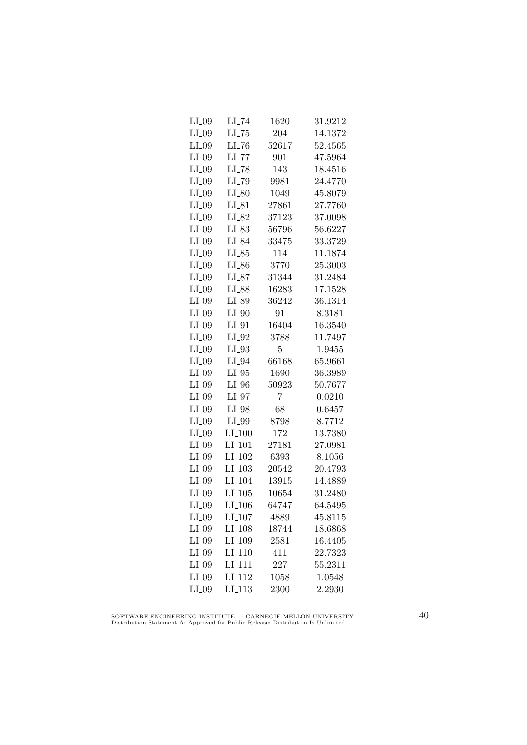| | | | |
|---|---|---|---|
| LI_09 | LI_74 | 1620 | 31.9212 |
| LI_09 | LI_75 | 204 | 14.1372 |
| LI_09 | LI_76 | 52617 | 52.4565 |
| LI_09 | LI_77 | 901 | 47.5964 |
| LI_09 | LI_78 | 143 | 18.4516 |
| LI_09 | LI_79 | 9981 | 24.4770 |
| LI_09 | LI_80 | 1049 | 45.8079 |
| LI_09 | LI_81 | 27861 | 27.7760 |
| LI_09 | LI_82 | 37123 | 37.0098 |
| LI_09 | LI_83 | 56796 | 56.6227 |
| LI_09 | LI_84 | 33475 | 33.3729 |
| LI_09 | LI_85 | 114 | 11.1874 |
| LI_09 | LI_86 | 3770 | 25.3003 |
| LI_09 | LI_87 | 31344 | 31.2484 |
| LI_09 | LI_88 | 16283 | 17.1528 |
| LI_09 | LI_89 | 36242 | 36.1314 |
| LI_09 | LI_90 | 91 | 8.3181 |
| LI_09 | LI_91 | 16404 | 16.3540 |
| LI_09 | LI_92 | 3788 | 11.7497 |
| LI_09 | LI_93 | 5 | 1.9455 |
| LI_09 | LI_94 | 66168 | 65.9661 |
| LI_09 | LI_95 | 1690 | 36.3989 |
| LI_09 | LI_96 | 50923 | 50.7677 |
| LI_09 | LI_97 | 7 | 0.0210 |
| LI_09 | LI_98 | 68 | 0.6457 |
| LI_09 | LI_99 | 8798 | 8.7712 |
| LI_09 | LI_100 | 172 | 13.7380 |
| LI_09 | LI_101 | 27181 | 27.0981 |
| LI_09 | LI_102 | 6393 | 8.1056 |
| LI_09 | LI_103 | 20542 | 20.4793 |
| LI_09 | LI_104 | 13915 | 14.4889 |
| LI_09 | LI_105 | 10654 | 31.2480 |
| LI_09 | LI_106 | 64747 | 64.5495 |
| LI_09 | LI_107 | 4889 | 45.8115 |
| LI_09 | LI_108 | 18744 | 18.6868 |
| LI_09 | LI_109 | 2581 | 16.4405 |
| LI_09 | LI_110 | 411 | 22.7323 |
| LI_09 | LI_111 | 227 | 55.2311 |
| LI_09 | LI_112 | 1058 | 1.0548 |
| LI_09 | LI_113 | 2300 | 2.2930 |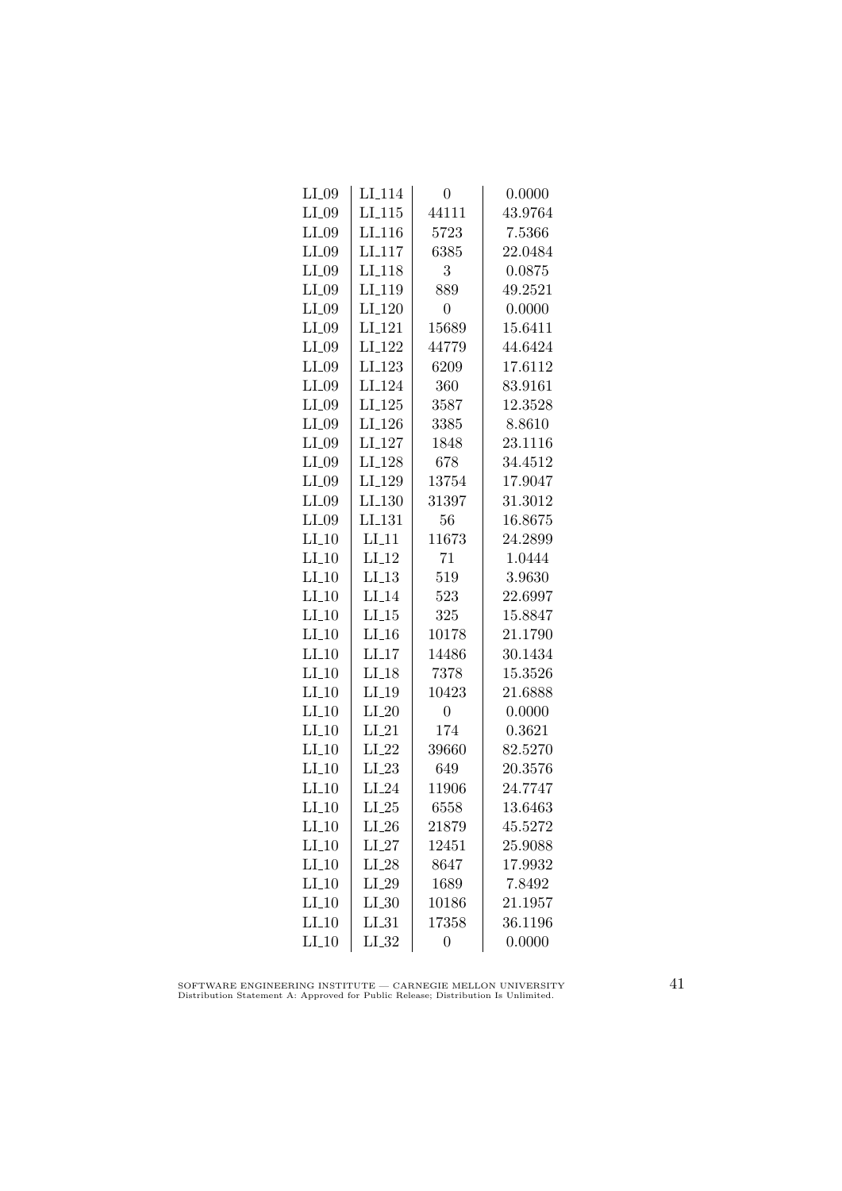| | | | |
|---|---|---|---|
| LI_09 | LI_114 | 0 | 0.0000 |
| LI_09 | LI_115 | 44111 | 43.9764 |
| LI_09 | LI_116 | 5723 | 7.5366 |
| LI_09 | LI_117 | 6385 | 22.0484 |
| LI_09 | LI_118 | 3 | 0.0875 |
| LI_09 | LI_119 | 889 | 49.2521 |
| LI_09 | LI_120 | 0 | 0.0000 |
| LI_09 | LI_121 | 15689 | 15.6411 |
| LI_09 | LI_122 | 44779 | 44.6424 |
| LI_09 | LI_123 | 6209 | 17.6112 |
| LI_09 | LI_124 | 360 | 83.9161 |
| LI_09 | LI_125 | 3587 | 12.3528 |
| LI_09 | LI_126 | 3385 | 8.8610 |
| LI_09 | LI_127 | 1848 | 23.1116 |
| LI_09 | LI_128 | 678 | 34.4512 |
| LI_09 | LI_129 | 13754 | 17.9047 |
| LI_09 | LI_130 | 31397 | 31.3012 |
| LI_09 | LI_131 | 56 | 16.8675 |
| LI_10 | LI_11 | 11673 | 24.2899 |
| LI_10 | LI_12 | 71 | 1.0444 |
| LI_10 | LI_13 | 519 | 3.9630 |
| LI_10 | LI_14 | 523 | 22.6997 |
| LI_10 | LI_15 | 325 | 15.8847 |
| LI_10 | LI_16 | 10178 | 21.1790 |
| LI_10 | LI_17 | 14486 | 30.1434 |
| LI_10 | LI_18 | 7378 | 15.3526 |
| LI_10 | LI_19 | 10423 | 21.6888 |
| LI_10 | LI_20 | 0 | 0.0000 |
| LI_10 | LI_21 | 174 | 0.3621 |
| LI_10 | LI_22 | 39660 | 82.5270 |
| LI_10 | LI_23 | 649 | 20.3576 |
| LI_10 | LI_24 | 11906 | 24.7747 |
| LI_10 | LI_25 | 6558 | 13.6463 |
| LI_10 | LI_26 | 21879 | 45.5272 |
| LI_10 | LI_27 | 12451 | 25.9088 |
| LI_10 | LI_28 | 8647 | 17.9932 |
| LI_10 | LI_29 | 1689 | 7.8492 |
| LI_10 | LI_30 | 10186 | 21.1957 |
| LI_10 | LI_31 | 17358 | 36.1196 |
| LI_10 | LI_32 | 0 | 0.0000 |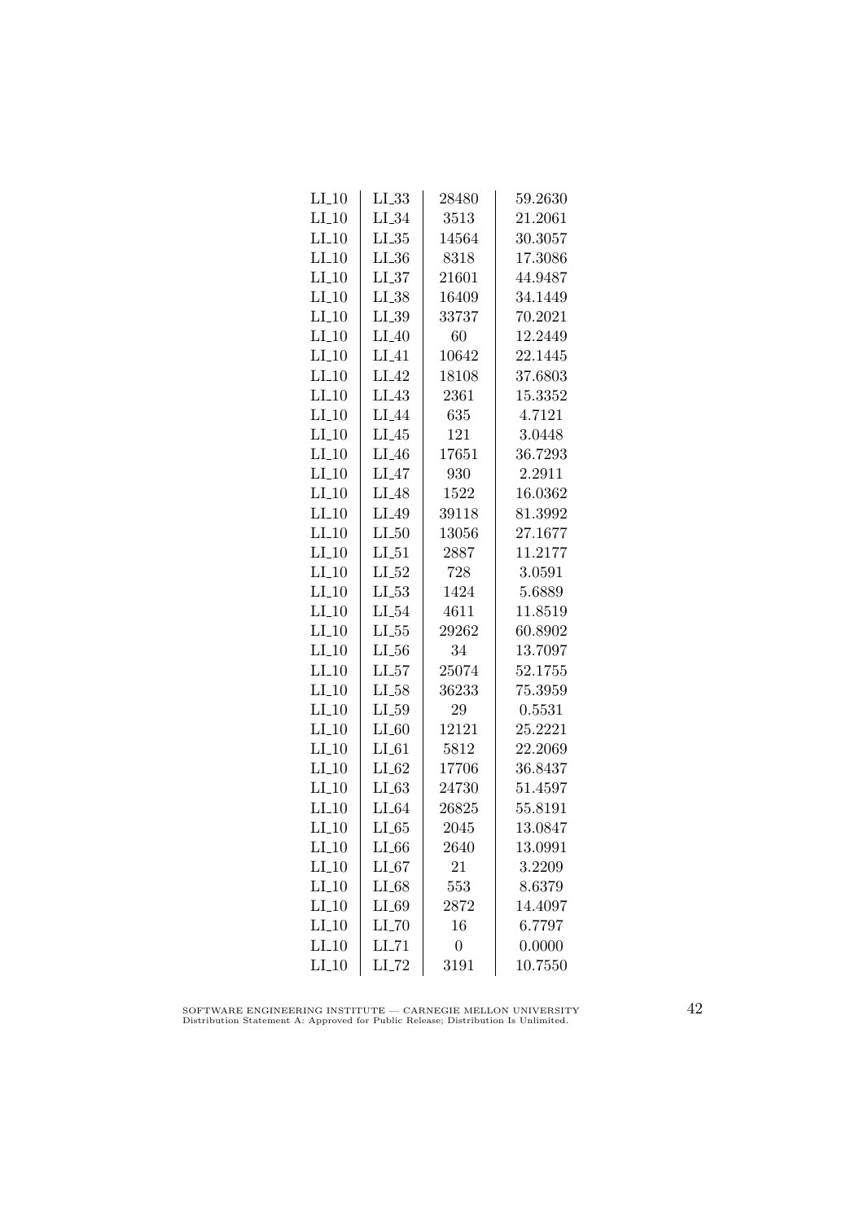| | | | |
|---|---|---|---|
| LI_10 | LI_33 | 28480 | 59.2630 |
| LI_10 | LI_34 | 3513 | 21.2061 |
| LI_10 | LI_35 | 14564 | 30.3057 |
| LI_10 | LI_36 | 8318 | 17.3086 |
| LI_10 | LI_37 | 21601 | 44.9487 |
| LI_10 | LI_38 | 16409 | 34.1449 |
| LI_10 | LI_39 | 33737 | 70.2021 |
| LI_10 | LI_40 | 60 | 12.2449 |
| LI_10 | LI_41 | 10642 | 22.1445 |
| LI_10 | LI_42 | 18108 | 37.6803 |
| LI_10 | LI_43 | 2361 | 15.3352 |
| LI_10 | LI_44 | 635 | 4.7121 |
| LI_10 | LI_45 | 121 | 3.0448 |
| LI_10 | LI_46 | 17651 | 36.7293 |
| LI_10 | LI_47 | 930 | 2.2911 |
| LI_10 | LI_48 | 1522 | 16.0362 |
| LI_10 | LI_49 | 39118 | 81.3992 |
| LI_10 | LI_50 | 13056 | 27.1677 |
| LI_10 | LI_51 | 2887 | 11.2177 |
| LI_10 | LI_52 | 728 | 3.0591 |
| LI_10 | LI_53 | 1424 | 5.6889 |
| LI_10 | LI_54 | 4611 | 11.8519 |
| LI_10 | LI_55 | 29262 | 60.8902 |
| LI_10 | LI_56 | 34 | 13.7097 |
| LI_10 | LI_57 | 25074 | 52.1755 |
| LI_10 | LI_58 | 36233 | 75.3959 |
| LI_10 | LI_59 | 29 | 0.5531 |
| LI_10 | LI_60 | 12121 | 25.2221 |
| LI_10 | LI_61 | 5812 | 22.2069 |
| LI_10 | LI_62 | 17706 | 36.8437 |
| LI_10 | LI_63 | 24730 | 51.4597 |
| LI_10 | LI_64 | 26825 | 55.8191 |
| LI_10 | LI_65 | 2045 | 13.0847 |
| LI_10 | LI_66 | 2640 | 13.0991 |
| LI_10 | LI_67 | 21 | 3.2209 |
| LI_10 | LI_68 | 553 | 8.6379 |
| LI_10 | LI_69 | 2872 | 14.4097 |
| LI_10 | LI_70 | 16 | 6.7797 |
| LI_10 | LI_71 | 0 | 0.0000 |
| LI_10 | LI_72 | 3191 | 10.7550 |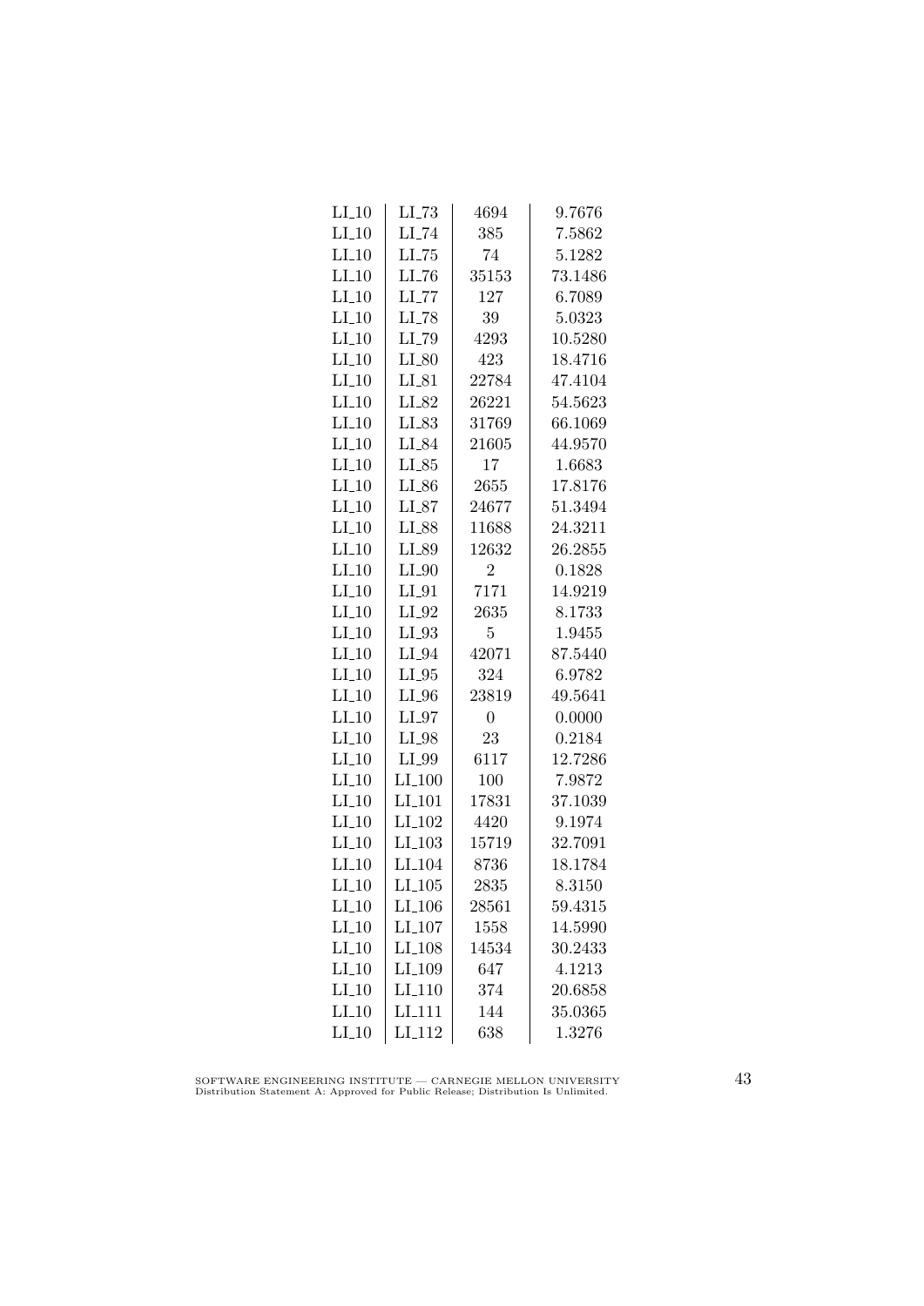| LI_10 | LI_73 | 4694 | 9.7676 |
|---|---|---|---|
| LI_10 | LI_74 | 385 | 7.5862 |
| LI_10 | LI_75 | 74 | 5.1282 |
| LI_10 | LI_76 | 35153 | 73.1486 |
| LI_10 | LI_77 | 127 | 6.7089 |
| LI_10 | LI_78 | 39 | 5.0323 |
| LI_10 | LI_79 | 4293 | 10.5280 |
| LI_10 | LI_80 | 423 | 18.4716 |
| LI_10 | LI_81 | 22784 | 47.4104 |
| LI_10 | LI_82 | 26221 | 54.5623 |
| LI_10 | LI_83 | 31769 | 66.1069 |
| LI_10 | LI_84 | 21605 | 44.9570 |
| LI_10 | LI_85 | 17 | 1.6683 |
| LI_10 | LI_86 | 2655 | 17.8176 |
| LI_10 | LI_87 | 24677 | 51.3494 |
| LI_10 | LI_88 | 11688 | 24.3211 |
| LI_10 | LI_89 | 12632 | 26.2855 |
| LI_10 | LI_90 | 2 | 0.1828 |
| LI_10 | LI_91 | 7171 | 14.9219 |
| LI_10 | LI_92 | 2635 | 8.1733 |
| LI_10 | LI_93 | 5 | 1.9455 |
| LI_10 | LI_94 | 42071 | 87.5440 |
| LI_10 | LI_95 | 324 | 6.9782 |
| LI_10 | LI_96 | 23819 | 49.5641 |
| LI_10 | LI_97 | 0 | 0.0000 |
| LI_10 | LI_98 | 23 | 0.2184 |
| LI_10 | LI_99 | 6117 | 12.7286 |
| LI_10 | LI_100 | 100 | 7.9872 |
| LI_10 | LI_101 | 17831 | 37.1039 |
| LI_10 | LI_102 | 4420 | 9.1974 |
| LI_10 | LI_103 | 15719 | 32.7091 |
| LI_10 | LI_104 | 8736 | 18.1784 |
| LI_10 | LI_105 | 2835 | 8.3150 |
| LI_10 | LI_106 | 28561 | 59.4315 |
| LI_10 | LI_107 | 1558 | 14.5990 |
| LI_10 | LI_108 | 14534 | 30.2433 |
| LI_10 | LI_109 | 647 | 4.1213 |
| LI_10 | LI_110 | 374 | 20.6858 |
| LI_10 | LI_111 | 144 | 35.0365 |
| LI_10 | LI_112 | 638 | 1.3276 |

SOFTWARE ENGINEERING INSTITUTE — CARNEGIE MELLON UNIVERSITY
Distribution Statement A: Approved for Public Release; Distribution Is Unlimited.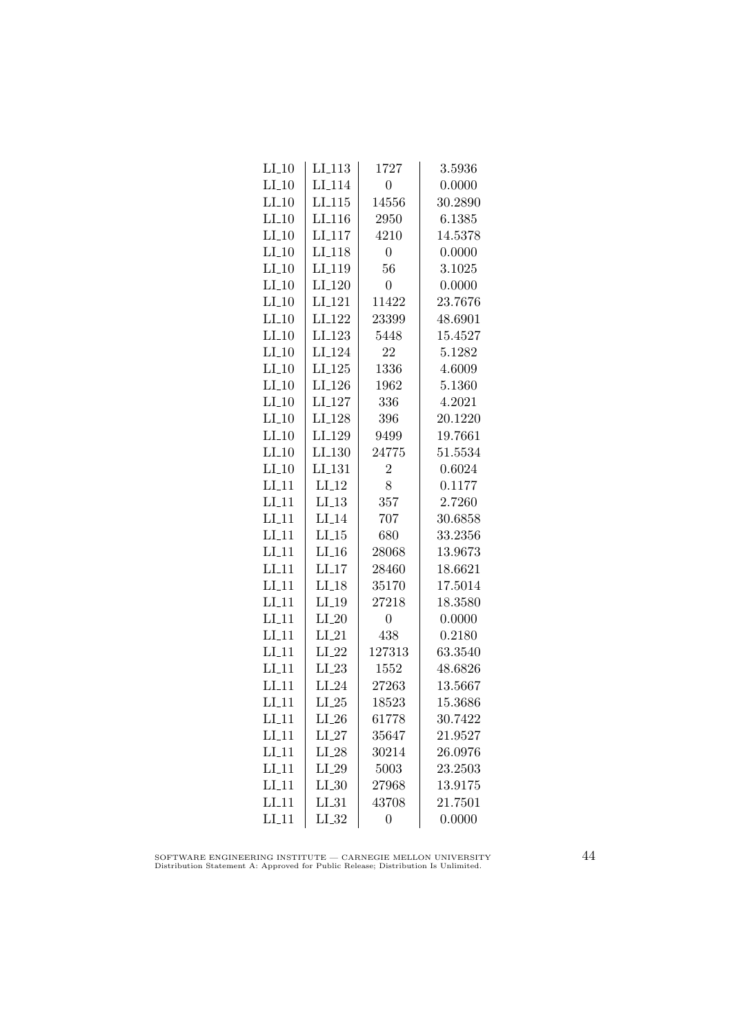| | | | |
|---|---|---|---|
| LI_10 | LI_113 | 1727 | 3.5936 |
| LI_10 | LI_114 | 0 | 0.0000 |
| LI_10 | LI_115 | 14556 | 30.2890 |
| LI_10 | LI_116 | 2950 | 6.1385 |
| LI_10 | LI_117 | 4210 | 14.5378 |
| LI_10 | LI_118 | 0 | 0.0000 |
| LI_10 | LI_119 | 56 | 3.1025 |
| LI_10 | LI_120 | 0 | 0.0000 |
| LI_10 | LI_121 | 11422 | 23.7676 |
| LI_10 | LI_122 | 23399 | 48.6901 |
| LI_10 | LI_123 | 5448 | 15.4527 |
| LI_10 | LI_124 | 22 | 5.1282 |
| LI_10 | LI_125 | 1336 | 4.6009 |
| LI_10 | LI_126 | 1962 | 5.1360 |
| LI_10 | LI_127 | 336 | 4.2021 |
| LI_10 | LI_128 | 396 | 20.1220 |
| LI_10 | LI_129 | 9499 | 19.7661 |
| LI_10 | LI_130 | 24775 | 51.5534 |
| LI_10 | LI_131 | 2 | 0.6024 |
| LI_11 | LI_12 | 8 | 0.1177 |
| LI_11 | LI_13 | 357 | 2.7260 |
| LI_11 | LI_14 | 707 | 30.6858 |
| LI_11 | LI_15 | 680 | 33.2356 |
| LI_11 | LI_16 | 28068 | 13.9673 |
| LI_11 | LI_17 | 28460 | 18.6621 |
| LI_11 | LI_18 | 35170 | 17.5014 |
| LI_11 | LI_19 | 27218 | 18.3580 |
| LI_11 | LI_20 | 0 | 0.0000 |
| LI_11 | LI_21 | 438 | 0.2180 |
| LI_11 | LI_22 | 127313 | 63.3540 |
| LI_11 | LI_23 | 1552 | 48.6826 |
| LI_11 | LI_24 | 27263 | 13.5667 |
| LI_11 | LI_25 | 18523 | 15.3686 |
| LI_11 | LI_26 | 61778 | 30.7422 |
| LI_11 | LI_27 | 35647 | 21.9527 |
| LI_11 | LI_28 | 30214 | 26.0976 |
| LI_11 | LI_29 | 5003 | 23.2503 |
| LI_11 | LI_30 | 27968 | 13.9175 |
| LI_11 | LI_31 | 43708 | 21.7501 |
| LI_11 | LI_32 | 0 | 0.0000 |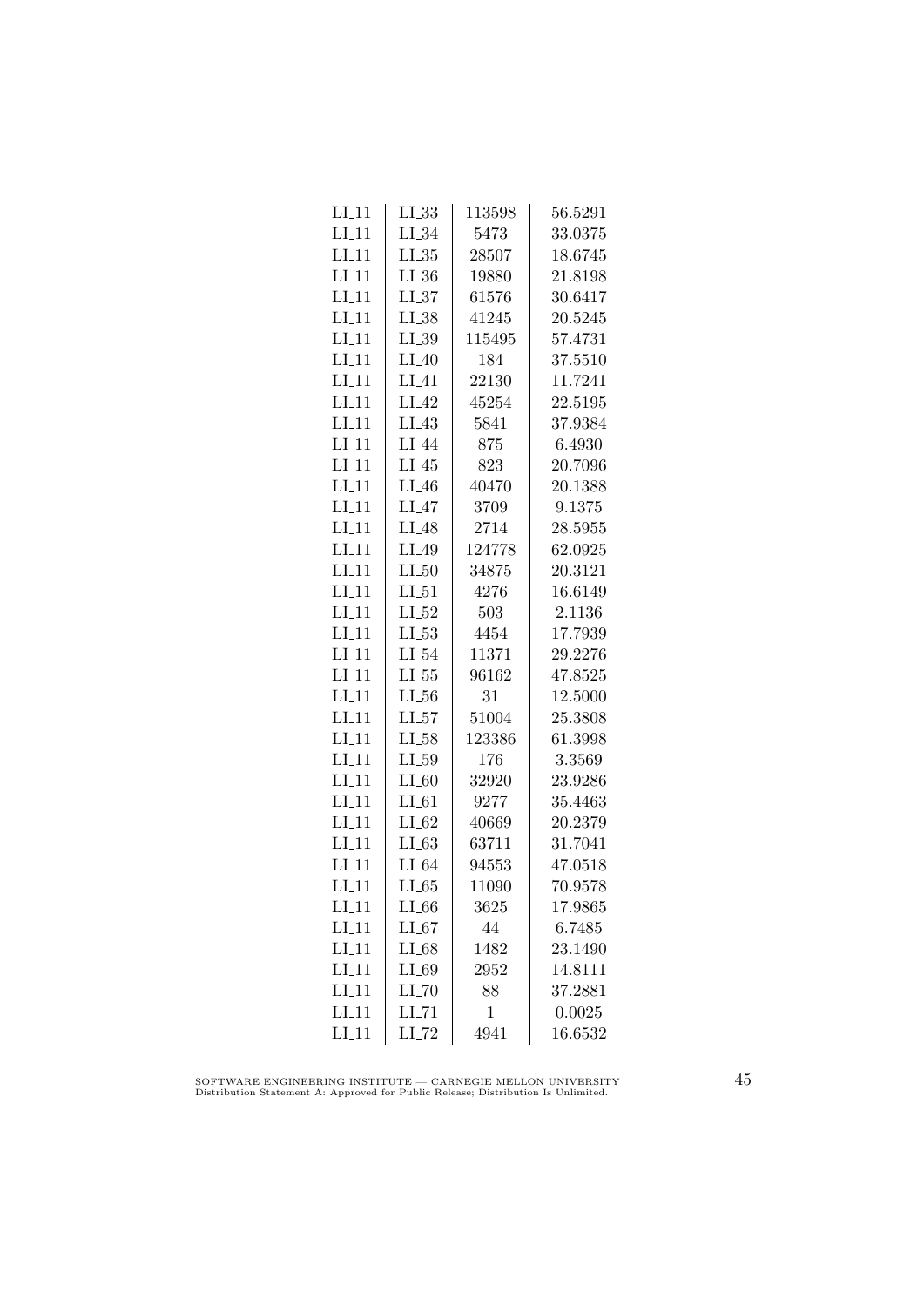| LI_11 | LI_33 | 113598 | 56.5291 |
|---|---|---|---|
| LI_11 | LI_34 | 5473 | 33.0375 |
| LI_11 | LI_35 | 28507 | 18.6745 |
| LI_11 | LI_36 | 19880 | 21.8198 |
| LI_11 | LI_37 | 61576 | 30.6417 |
| LI_11 | LI_38 | 41245 | 20.5245 |
| LI_11 | LI_39 | 115495 | 57.4731 |
| LI_11 | LI_40 | 184 | 37.5510 |
| LI_11 | LI_41 | 22130 | 11.7241 |
| LI_11 | LI_42 | 45254 | 22.5195 |
| LI_11 | LI_43 | 5841 | 37.9384 |
| LI_11 | LI_44 | 875 | 6.4930 |
| LI_11 | LI_45 | 823 | 20.7096 |
| LI_11 | LI_46 | 40470 | 20.1388 |
| LI_11 | LI_47 | 3709 | 9.1375 |
| LI_11 | LI_48 | 2714 | 28.5955 |
| LI_11 | LI_49 | 124778 | 62.0925 |
| LI_11 | LI_50 | 34875 | 20.3121 |
| LI_11 | LI_51 | 4276 | 16.6149 |
| LI_11 | LI_52 | 503 | 2.1136 |
| LI_11 | LI_53 | 4454 | 17.7939 |
| LI_11 | LI_54 | 11371 | 29.2276 |
| LI_11 | LI_55 | 96162 | 47.8525 |
| LI_11 | LI_56 | 31 | 12.5000 |
| LI_11 | LI_57 | 51004 | 25.3808 |
| LI_11 | LI_58 | 123386 | 61.3998 |
| LI_11 | LI_59 | 176 | 3.3569 |
| LI_11 | LI_60 | 32920 | 23.9286 |
| LI_11 | LI_61 | 9277 | 35.4463 |
| LI_11 | LI_62 | 40669 | 20.2379 |
| LI_11 | LI_63 | 63711 | 31.7041 |
| LI_11 | LI_64 | 94553 | 47.0518 |
| LI_11 | LI_65 | 11090 | 70.9578 |
| LI_11 | LI_66 | 3625 | 17.9865 |
| LI_11 | LI_67 | 44 | 6.7485 |
| LI_11 | LI_68 | 1482 | 23.1490 |
| LI_11 | LI_69 | 2952 | 14.8111 |
| LI_11 | LI_70 | 88 | 37.2881 |
| LI_11 | LI_71 | 1 | 0.0025 |
| LI_11 | LI_72 | 4941 | 16.6532 |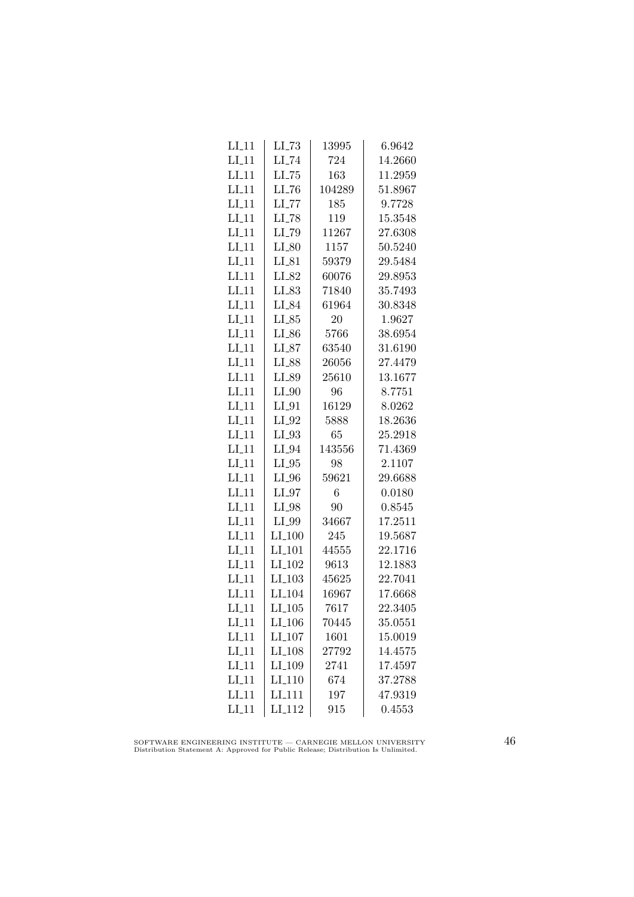| | | | |
|---|---|---|---|
| LI_11 | LI_73 | 13995 | 6.9642 |
| LI_11 | LI_74 | 724 | 14.2660 |
| LI_11 | LI_75 | 163 | 11.2959 |
| LI_11 | LI_76 | 104289 | 51.8967 |
| LI_11 | LI_77 | 185 | 9.7728 |
| LI_11 | LI_78 | 119 | 15.3548 |
| LI_11 | LI_79 | 11267 | 27.6308 |
| LI_11 | LI_80 | 1157 | 50.5240 |
| LI_11 | LI_81 | 59379 | 29.5484 |
| LI_11 | LI_82 | 60076 | 29.8953 |
| LI_11 | LI_83 | 71840 | 35.7493 |
| LI_11 | LI_84 | 61964 | 30.8348 |
| LI_11 | LI_85 | 20 | 1.9627 |
| LI_11 | LI_86 | 5766 | 38.6954 |
| LI_11 | LI_87 | 63540 | 31.6190 |
| LI_11 | LI_88 | 26056 | 27.4479 |
| LI_11 | LI_89 | 25610 | 13.1677 |
| LI_11 | LI_90 | 96 | 8.7751 |
| LI_11 | LI_91 | 16129 | 8.0262 |
| LI_11 | LI_92 | 5888 | 18.2636 |
| LI_11 | LI_93 | 65 | 25.2918 |
| LI_11 | LI_94 | 143556 | 71.4369 |
| LI_11 | LI_95 | 98 | 2.1107 |
| LI_11 | LI_96 | 59621 | 29.6688 |
| LI_11 | LI_97 | 6 | 0.0180 |
| LI_11 | LI_98 | 90 | 0.8545 |
| LI_11 | LI_99 | 34667 | 17.2511 |
| LI_11 | LI_100 | 245 | 19.5687 |
| LI_11 | LI_101 | 44555 | 22.1716 |
| LI_11 | LI_102 | 9613 | 12.1883 |
| LI_11 | LI_103 | 45625 | 22.7041 |
| LI_11 | LI_104 | 16967 | 17.6668 |
| LI_11 | LI_105 | 7617 | 22.3405 |
| LI_11 | LI_106 | 70445 | 35.0551 |
| LI_11 | LI_107 | 1601 | 15.0019 |
| LI_11 | LI_108 | 27792 | 14.4575 |
| LI_11 | LI_109 | 2741 | 17.4597 |
| LI_11 | LI_110 | 674 | 37.2788 |
| LI_11 | LI_111 | 197 | 47.9319 |
| LI_11 | LI_112 | 915 | 0.4553 |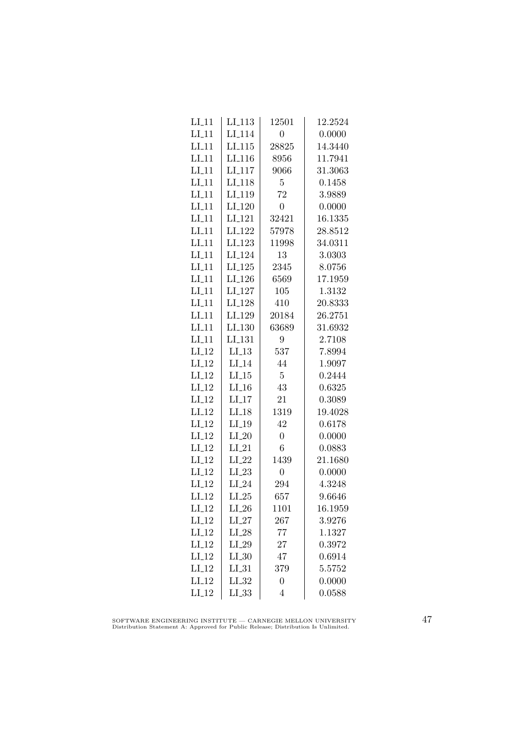| | | | |
|---|---|---|---|
| LI_11 | LI_113 | 12501 | 12.2524 |
| LI_11 | LI_114 | 0 | 0.0000 |
| LI_11 | LI_115 | 28825 | 14.3440 |
| LI_11 | LI_116 | 8956 | 11.7941 |
| LI_11 | LI_117 | 9066 | 31.3063 |
| LI_11 | LI_118 | 5 | 0.1458 |
| LI_11 | LI_119 | 72 | 3.9889 |
| LI_11 | LI_120 | 0 | 0.0000 |
| LI_11 | LI_121 | 32421 | 16.1335 |
| LI_11 | LI_122 | 57978 | 28.8512 |
| LI_11 | LI_123 | 11998 | 34.0311 |
| LI_11 | LI_124 | 13 | 3.0303 |
| LI_11 | LI_125 | 2345 | 8.0756 |
| LI_11 | LI_126 | 6569 | 17.1959 |
| LI_11 | LI_127 | 105 | 1.3132 |
| LI_11 | LI_128 | 410 | 20.8333 |
| LI_11 | LI_129 | 20184 | 26.2751 |
| LI_11 | LI_130 | 63689 | 31.6932 |
| LI_11 | LI_131 | 9 | 2.7108 |
| LI_12 | LI_13 | 537 | 7.8994 |
| LI_12 | LI_14 | 44 | 1.9097 |
| LI_12 | LI_15 | 5 | 0.2444 |
| LI_12 | LI_16 | 43 | 0.6325 |
| LI_12 | LI_17 | 21 | 0.3089 |
| LI_12 | LI_18 | 1319 | 19.4028 |
| LI_12 | LI_19 | 42 | 0.6178 |
| LI_12 | LI_20 | 0 | 0.0000 |
| LI_12 | LI_21 | 6 | 0.0883 |
| LI_12 | LI_22 | 1439 | 21.1680 |
| LI_12 | LI_23 | 0 | 0.0000 |
| LI_12 | LI_24 | 294 | 4.3248 |
| LI_12 | LI_25 | 657 | 9.6646 |
| LI_12 | LI_26 | 1101 | 16.1959 |
| LI_12 | LI_27 | 267 | 3.9276 |
| LI_12 | LI_28 | 77 | 1.1327 |
| LI_12 | LI_29 | 27 | 0.3972 |
| LI_12 | LI_30 | 47 | 0.6914 |
| LI_12 | LI_31 | 379 | 5.5752 |
| LI_12 | LI_32 | 0 | 0.0000 |
| LI_12 | LI_33 | 4 | 0.0588 |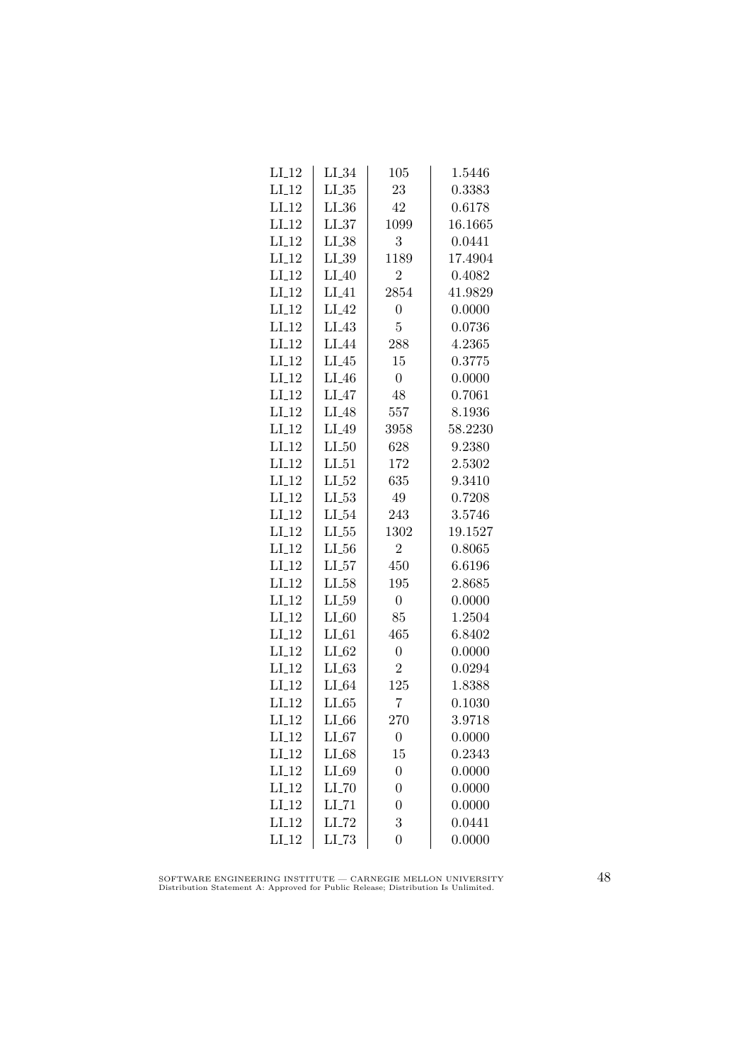| LI_12 | LI_34 | 105 | 1.5446 |
|---|---|---|---|
| LI_12 | LI_35 | 23 | 0.3383 |
| LI_12 | LI_36 | 42 | 0.6178 |
| LI_12 | LI_37 | 1099 | 16.1665 |
| LI_12 | LI_38 | 3 | 0.0441 |
| LI_12 | LI_39 | 1189 | 17.4904 |
| LI_12 | LI_40 | 2 | 0.4082 |
| LI_12 | LI_41 | 2854 | 41.9829 |
| LI_12 | LI_42 | 0 | 0.0000 |
| LI_12 | LI_43 | 5 | 0.0736 |
| LI_12 | LI_44 | 288 | 4.2365 |
| LI_12 | LI_45 | 15 | 0.3775 |
| LI_12 | LI_46 | 0 | 0.0000 |
| LI_12 | LI_47 | 48 | 0.7061 |
| LI_12 | LI_48 | 557 | 8.1936 |
| LI_12 | LI_49 | 3958 | 58.2230 |
| LI_12 | LI_50 | 628 | 9.2380 |
| LI_12 | LI_51 | 172 | 2.5302 |
| LI_12 | LI_52 | 635 | 9.3410 |
| LI_12 | LI_53 | 49 | 0.7208 |
| LI_12 | LI_54 | 243 | 3.5746 |
| LI_12 | LI_55 | 1302 | 19.1527 |
| LI_12 | LI_56 | 2 | 0.8065 |
| LI_12 | LI_57 | 450 | 6.6196 |
| LI_12 | LI_58 | 195 | 2.8685 |
| LI_12 | LI_59 | 0 | 0.0000 |
| LI_12 | LI_60 | 85 | 1.2504 |
| LI_12 | LI_61 | 465 | 6.8402 |
| LI_12 | LI_62 | 0 | 0.0000 |
| LI_12 | LI_63 | 2 | 0.0294 |
| LI_12 | LI_64 | 125 | 1.8388 |
| LI_12 | LI_65 | 7 | 0.1030 |
| LI_12 | LI_66 | 270 | 3.9718 |
| LI_12 | LI_67 | 0 | 0.0000 |
| LI_12 | LI_68 | 15 | 0.2343 |
| LI_12 | LI_69 | 0 | 0.0000 |
| LI_12 | LI_70 | 0 | 0.0000 |
| LI_12 | LI_71 | 0 | 0.0000 |
| LI_12 | LI_72 | 3 | 0.0441 |
| LI_12 | LI_73 | 0 | 0.0000 |

SOFTWARE ENGINEERING INSTITUTE — CARNEGIE MELLON UNIVERSITY
Distribution Statement A: Approved for Public Release; Distribution Is Unlimited.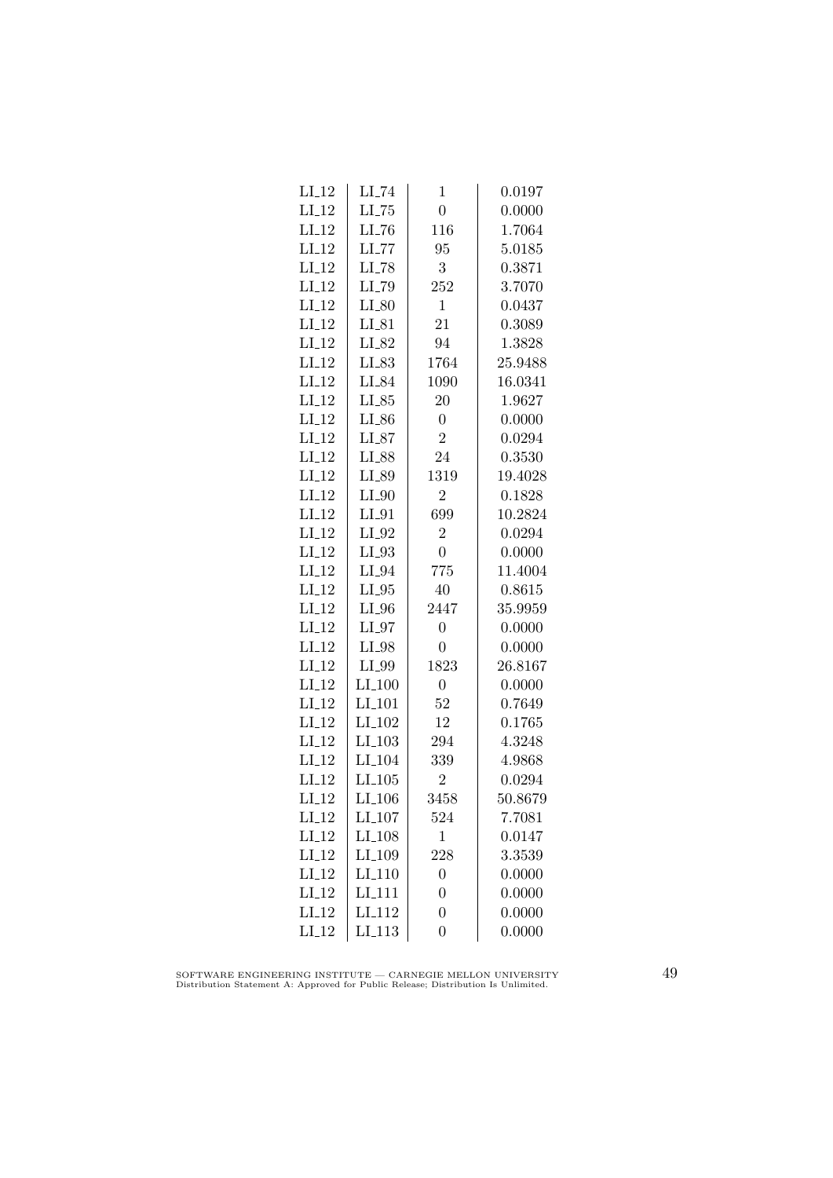| | | | |
|---|---|---|---|
| LI_12 | LI_74 | 1 | 0.0197 |
| LI_12 | LI_75 | 0 | 0.0000 |
| LI_12 | LI_76 | 116 | 1.7064 |
| LI_12 | LI_77 | 95 | 5.0185 |
| LI_12 | LI_78 | 3 | 0.3871 |
| LI_12 | LI_79 | 252 | 3.7070 |
| LI_12 | LI_80 | 1 | 0.0437 |
| LI_12 | LI_81 | 21 | 0.3089 |
| LI_12 | LI_82 | 94 | 1.3828 |
| LI_12 | LI_83 | 1764 | 25.9488 |
| LI_12 | LI_84 | 1090 | 16.0341 |
| LI_12 | LI_85 | 20 | 1.9627 |
| LI_12 | LI_86 | 0 | 0.0000 |
| LI_12 | LI_87 | 2 | 0.0294 |
| LI_12 | LI_88 | 24 | 0.3530 |
| LI_12 | LI_89 | 1319 | 19.4028 |
| LI_12 | LI_90 | 2 | 0.1828 |
| LI_12 | LI_91 | 699 | 10.2824 |
| LI_12 | LI_92 | 2 | 0.0294 |
| LI_12 | LI_93 | 0 | 0.0000 |
| LI_12 | LI_94 | 775 | 11.4004 |
| LI_12 | LI_95 | 40 | 0.8615 |
| LI_12 | LI_96 | 2447 | 35.9959 |
| LI_12 | LI_97 | 0 | 0.0000 |
| LI_12 | LI_98 | 0 | 0.0000 |
| LI_12 | LI_99 | 1823 | 26.8167 |
| LI_12 | LI_100 | 0 | 0.0000 |
| LI_12 | LI_101 | 52 | 0.7649 |
| LI_12 | LI_102 | 12 | 0.1765 |
| LI_12 | LI_103 | 294 | 4.3248 |
| LI_12 | LI_104 | 339 | 4.9868 |
| LI_12 | LI_105 | 2 | 0.0294 |
| LI_12 | LI_106 | 3458 | 50.8679 |
| LI_12 | LI_107 | 524 | 7.7081 |
| LI_12 | LI_108 | 1 | 0.0147 |
| LI_12 | LI_109 | 228 | 3.3539 |
| LI_12 | LI_110 | 0 | 0.0000 |
| LI_12 | LI_111 | 0 | 0.0000 |
| LI_12 | LI_112 | 0 | 0.0000 |
| LI_12 | LI_113 | 0 | 0.0000 |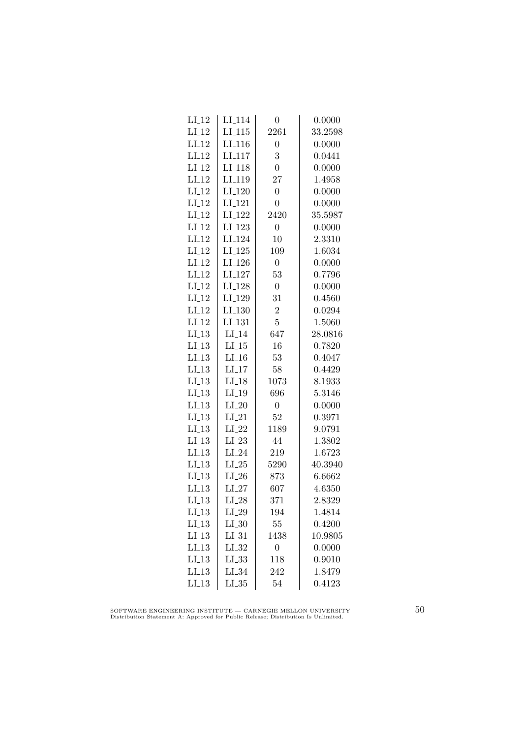| | | | |
|---|---|---|---|
| LI_12 | LI_114 | 0 | 0.0000 |
| LI_12 | LI_115 | 2261 | 33.2598 |
| LI_12 | LI_116 | 0 | 0.0000 |
| LI_12 | LI_117 | 3 | 0.0441 |
| LI_12 | LI_118 | 0 | 0.0000 |
| LI_12 | LI_119 | 27 | 1.4958 |
| LI_12 | LI_120 | 0 | 0.0000 |
| LI_12 | LI_121 | 0 | 0.0000 |
| LI_12 | LI_122 | 2420 | 35.5987 |
| LI_12 | LI_123 | 0 | 0.0000 |
| LI_12 | LI_124 | 10 | 2.3310 |
| LI_12 | LI_125 | 109 | 1.6034 |
| LI_12 | LI_126 | 0 | 0.0000 |
| LI_12 | LI_127 | 53 | 0.7796 |
| LI_12 | LI_128 | 0 | 0.0000 |
| LI_12 | LI_129 | 31 | 0.4560 |
| LI_12 | LI_130 | 2 | 0.0294 |
| LI_12 | LI_131 | 5 | 1.5060 |
| LI_13 | LI_14 | 647 | 28.0816 |
| LI_13 | LI_15 | 16 | 0.7820 |
| LI_13 | LI_16 | 53 | 0.4047 |
| LI_13 | LI_17 | 58 | 0.4429 |
| LI_13 | LI_18 | 1073 | 8.1933 |
| LI_13 | LI_19 | 696 | 5.3146 |
| LI_13 | LI_20 | 0 | 0.0000 |
| LI_13 | LI_21 | 52 | 0.3971 |
| LI_13 | LI_22 | 1189 | 9.0791 |
| LI_13 | LI_23 | 44 | 1.3802 |
| LI_13 | LI_24 | 219 | 1.6723 |
| LI_13 | LI_25 | 5290 | 40.3940 |
| LI_13 | LI_26 | 873 | 6.6662 |
| LI_13 | LI_27 | 607 | 4.6350 |
| LI_13 | LI_28 | 371 | 2.8329 |
| LI_13 | LI_29 | 194 | 1.4814 |
| LI_13 | LI_30 | 55 | 0.4200 |
| LI_13 | LI_31 | 1438 | 10.9805 |
| LI_13 | LI_32 | 0 | 0.0000 |
| LI_13 | LI_33 | 118 | 0.9010 |
| LI_13 | LI_34 | 242 | 1.8479 |
| LI_13 | LI_35 | 54 | 0.4123 |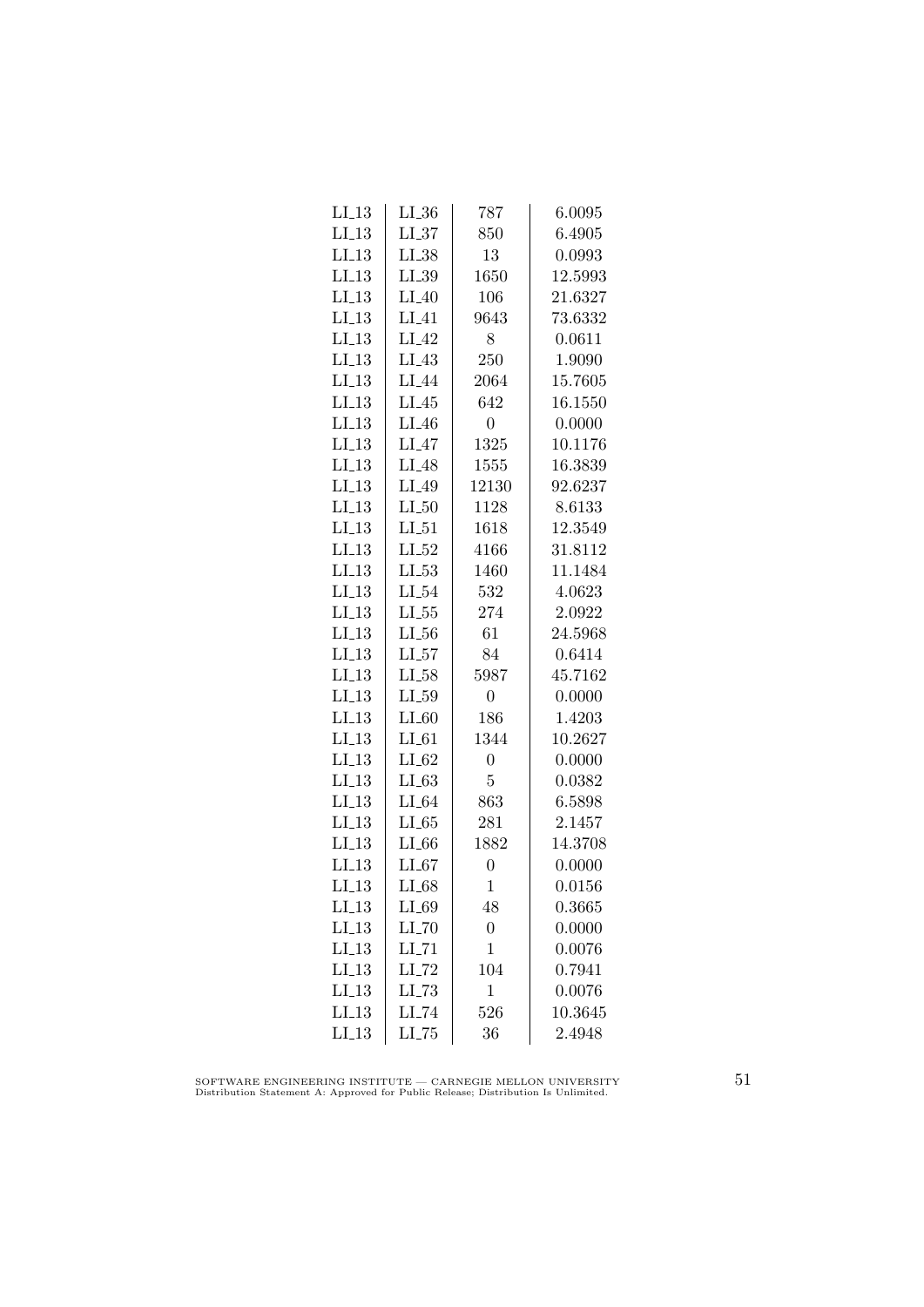| | | | |
|---|---|---|---|
| LI_13 | LI_36 | 787 | 6.0095 |
| LI_13 | LI_37 | 850 | 6.4905 |
| LI_13 | LI_38 | 13 | 0.0993 |
| LI_13 | LI_39 | 1650 | 12.5993 |
| LI_13 | LI_40 | 106 | 21.6327 |
| LI_13 | LI_41 | 9643 | 73.6332 |
| LI_13 | LI_42 | 8 | 0.0611 |
| LI_13 | LI_43 | 250 | 1.9090 |
| LI_13 | LI_44 | 2064 | 15.7605 |
| LI_13 | LI_45 | 642 | 16.1550 |
| LI_13 | LI_46 | 0 | 0.0000 |
| LI_13 | LI_47 | 1325 | 10.1176 |
| LI_13 | LI_48 | 1555 | 16.3839 |
| LI_13 | LI_49 | 12130 | 92.6237 |
| LI_13 | LI_50 | 1128 | 8.6133 |
| LI_13 | LI_51 | 1618 | 12.3549 |
| LI_13 | LI_52 | 4166 | 31.8112 |
| LI_13 | LI_53 | 1460 | 11.1484 |
| LI_13 | LI_54 | 532 | 4.0623 |
| LI_13 | LI_55 | 274 | 2.0922 |
| LI_13 | LI_56 | 61 | 24.5968 |
| LI_13 | LI_57 | 84 | 0.6414 |
| LI_13 | LI_58 | 5987 | 45.7162 |
| LI_13 | LI_59 | 0 | 0.0000 |
| LI_13 | LI_60 | 186 | 1.4203 |
| LI_13 | LI_61 | 1344 | 10.2627 |
| LI_13 | LI_62 | 0 | 0.0000 |
| LI_13 | LI_63 | 5 | 0.0382 |
| LI_13 | LI_64 | 863 | 6.5898 |
| LI_13 | LI_65 | 281 | 2.1457 |
| LI_13 | LI_66 | 1882 | 14.3708 |
| LI_13 | LI_67 | 0 | 0.0000 |
| LI_13 | LI_68 | 1 | 0.0156 |
| LI_13 | LI_69 | 48 | 0.3665 |
| LI_13 | LI_70 | 0 | 0.0000 |
| LI_13 | LI_71 | 1 | 0.0076 |
| LI_13 | LI_72 | 104 | 0.7941 |
| LI_13 | LI_73 | 1 | 0.0076 |
| LI_13 | LI_74 | 526 | 10.3645 |
| LI_13 | LI_75 | 36 | 2.4948 |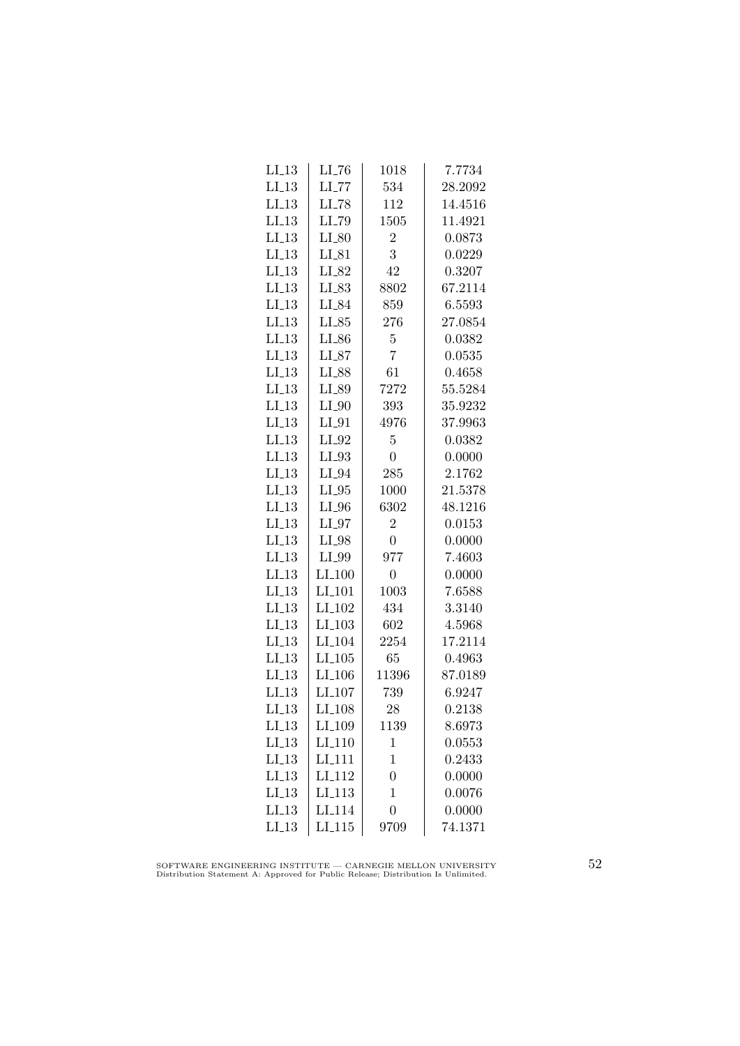| LI_13 | LI_76 | 1018 | 7.7734 |
|---|---|---|---|
| LI_13 | LI_77 | 534 | 28.2092 |
| LI_13 | LI_78 | 112 | 14.4516 |
| LI_13 | LI_79 | 1505 | 11.4921 |
| LI_13 | LI_80 | 2 | 0.0873 |
| LI_13 | LI_81 | 3 | 0.0229 |
| LI_13 | LI_82 | 42 | 0.3207 |
| LI_13 | LI_83 | 8802 | 67.2114 |
| LI_13 | LI_84 | 859 | 6.5593 |
| LI_13 | LI_85 | 276 | 27.0854 |
| LI_13 | LI_86 | 5 | 0.0382 |
| LI_13 | LI_87 | 7 | 0.0535 |
| LI_13 | LI_88 | 61 | 0.4658 |
| LI_13 | LI_89 | 7272 | 55.5284 |
| LI_13 | LI_90 | 393 | 35.9232 |
| LI_13 | LI_91 | 4976 | 37.9963 |
| LI_13 | LI_92 | 5 | 0.0382 |
| LI_13 | LI_93 | 0 | 0.0000 |
| LI_13 | LI_94 | 285 | 2.1762 |
| LI_13 | LI_95 | 1000 | 21.5378 |
| LI_13 | LI_96 | 6302 | 48.1216 |
| LI_13 | LI_97 | 2 | 0.0153 |
| LI_13 | LI_98 | 0 | 0.0000 |
| LI_13 | LI_99 | 977 | 7.4603 |
| LI_13 | LI_100 | 0 | 0.0000 |
| LI_13 | LI_101 | 1003 | 7.6588 |
| LI_13 | LI_102 | 434 | 3.3140 |
| LI_13 | LI_103 | 602 | 4.5968 |
| LI_13 | LI_104 | 2254 | 17.2114 |
| LI_13 | LI_105 | 65 | 0.4963 |
| LI_13 | LI_106 | 11396 | 87.0189 |
| LI_13 | LI_107 | 739 | 6.9247 |
| LI_13 | LI_108 | 28 | 0.2138 |
| LI_13 | LI_109 | 1139 | 8.6973 |
| LI_13 | LI_110 | 1 | 0.0553 |
| LI_13 | LI_111 | 1 | 0.2433 |
| LI_13 | LI_112 | 0 | 0.0000 |
| LI_13 | LI_113 | 1 | 0.0076 |
| LI_13 | LI_114 | 0 | 0.0000 |
| LI_13 | LI_115 | 9709 | 74.1371 |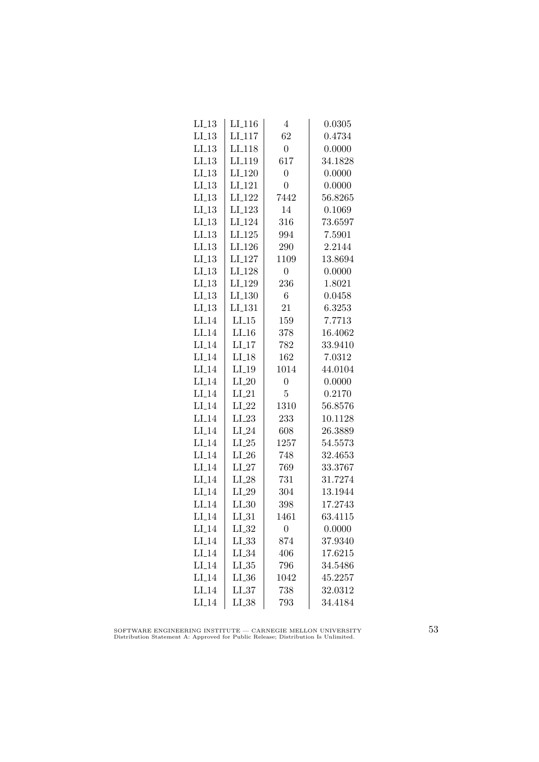| | | | |
|---|---|---|---|
| LI_13 | LI_116 | 4 | 0.0305 |
| LI_13 | LI_117 | 62 | 0.4734 |
| LI_13 | LI_118 | 0 | 0.0000 |
| LI_13 | LI_119 | 617 | 34.1828 |
| LI_13 | LI_120 | 0 | 0.0000 |
| LI_13 | LI_121 | 0 | 0.0000 |
| LI_13 | LI_122 | 7442 | 56.8265 |
| LI_13 | LI_123 | 14 | 0.1069 |
| LI_13 | LI_124 | 316 | 73.6597 |
| LI_13 | LI_125 | 994 | 7.5901 |
| LI_13 | LI_126 | 290 | 2.2144 |
| LI_13 | LI_127 | 1109 | 13.8694 |
| LI_13 | LI_128 | 0 | 0.0000 |
| LI_13 | LI_129 | 236 | 1.8021 |
| LI_13 | LI_130 | 6 | 0.0458 |
| LI_13 | LI_131 | 21 | 6.3253 |
| LI_14 | LI_15 | 159 | 7.7713 |
| LI_14 | LI_16 | 378 | 16.4062 |
| LI_14 | LI_17 | 782 | 33.9410 |
| LI_14 | LI_18 | 162 | 7.0312 |
| LI_14 | LI_19 | 1014 | 44.0104 |
| LI_14 | LI_20 | 0 | 0.0000 |
| LI_14 | LI_21 | 5 | 0.2170 |
| LI_14 | LI_22 | 1310 | 56.8576 |
| LI_14 | LI_23 | 233 | 10.1128 |
| LI_14 | LI_24 | 608 | 26.3889 |
| LI_14 | LI_25 | 1257 | 54.5573 |
| LI_14 | LI_26 | 748 | 32.4653 |
| LI_14 | LI_27 | 769 | 33.3767 |
| LI_14 | LI_28 | 731 | 31.7274 |
| LI_14 | LI_29 | 304 | 13.1944 |
| LI_14 | LI_30 | 398 | 17.2743 |
| LI_14 | LI_31 | 1461 | 63.4115 |
| LI_14 | LI_32 | 0 | 0.0000 |
| LI_14 | LI_33 | 874 | 37.9340 |
| LI_14 | LI_34 | 406 | 17.6215 |
| LI_14 | LI_35 | 796 | 34.5486 |
| LI_14 | LI_36 | 1042 | 45.2257 |
| LI_14 | LI_37 | 738 | 32.0312 |
| LI_14 | LI_38 | 793 | 34.4184 |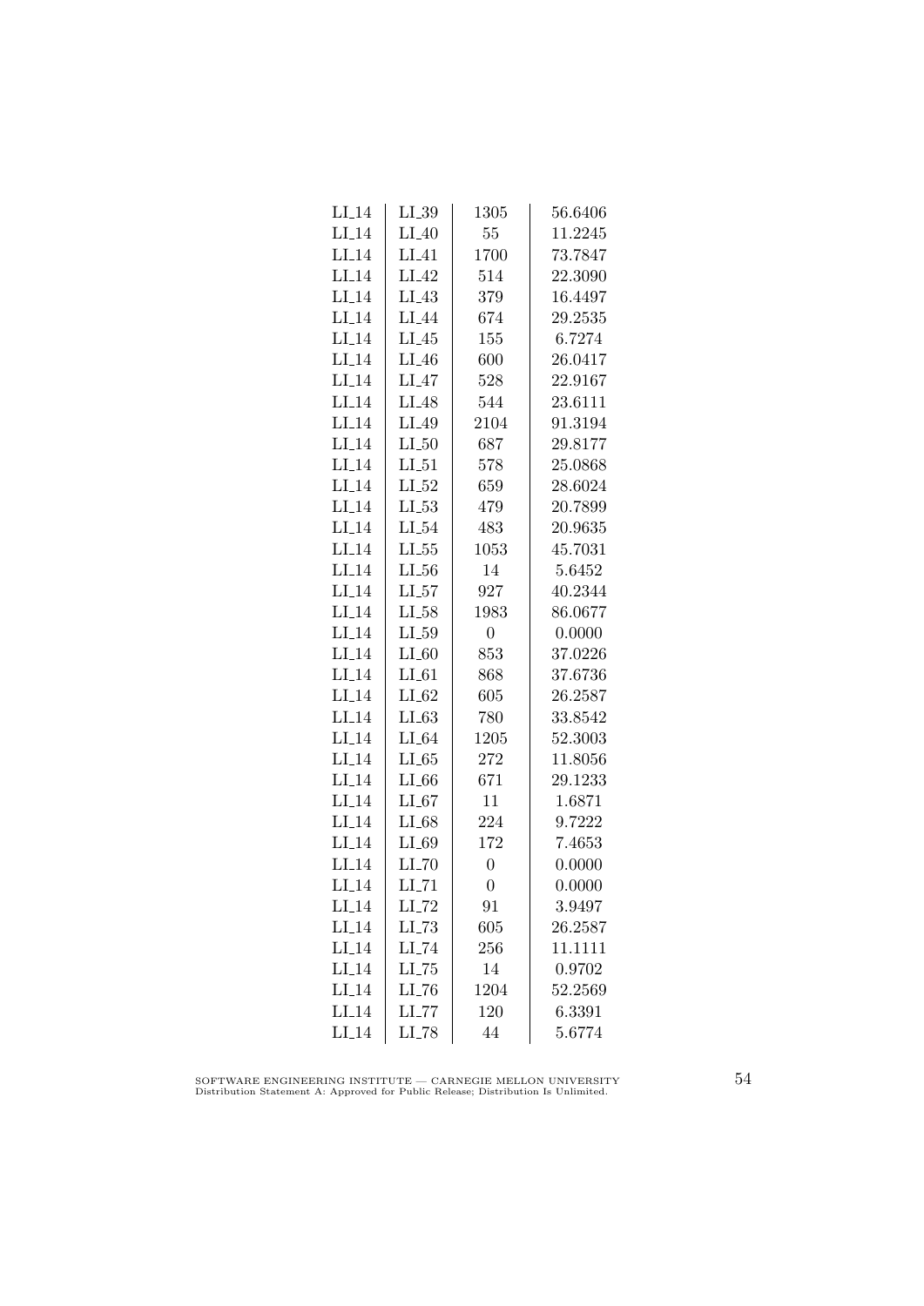| | | | |
|---|---|---|---|
| LI_14 | LI_39 | 1305 | 56.6406 |
| LI_14 | LI_40 | 55 | 11.2245 |
| LI_14 | LI_41 | 1700 | 73.7847 |
| LI_14 | LI_42 | 514 | 22.3090 |
| LI_14 | LI_43 | 379 | 16.4497 |
| LI_14 | LI_44 | 674 | 29.2535 |
| LI_14 | LI_45 | 155 | 6.7274 |
| LI_14 | LI_46 | 600 | 26.0417 |
| LI_14 | LI_47 | 528 | 22.9167 |
| LI_14 | LI_48 | 544 | 23.6111 |
| LI_14 | LI_49 | 2104 | 91.3194 |
| LI_14 | LI_50 | 687 | 29.8177 |
| LI_14 | LI_51 | 578 | 25.0868 |
| LI_14 | LI_52 | 659 | 28.6024 |
| LI_14 | LI_53 | 479 | 20.7899 |
| LI_14 | LI_54 | 483 | 20.9635 |
| LI_14 | LI_55 | 1053 | 45.7031 |
| LI_14 | LI_56 | 14 | 5.6452 |
| LI_14 | LI_57 | 927 | 40.2344 |
| LI_14 | LI_58 | 1983 | 86.0677 |
| LI_14 | LI_59 | 0 | 0.0000 |
| LI_14 | LI_60 | 853 | 37.0226 |
| LI_14 | LI_61 | 868 | 37.6736 |
| LI_14 | LI_62 | 605 | 26.2587 |
| LI_14 | LI_63 | 780 | 33.8542 |
| LI_14 | LI_64 | 1205 | 52.3003 |
| LI_14 | LI_65 | 272 | 11.8056 |
| LI_14 | LI_66 | 671 | 29.1233 |
| LI_14 | LI_67 | 11 | 1.6871 |
| LI_14 | LI_68 | 224 | 9.7222 |
| LI_14 | LI_69 | 172 | 7.4653 |
| LI_14 | LI_70 | 0 | 0.0000 |
| LI_14 | LI_71 | 0 | 0.0000 |
| LI_14 | LI_72 | 91 | 3.9497 |
| LI_14 | LI_73 | 605 | 26.2587 |
| LI_14 | LI_74 | 256 | 11.1111 |
| LI_14 | LI_75 | 14 | 0.9702 |
| LI_14 | LI_76 | 1204 | 52.2569 |
| LI_14 | LI_77 | 120 | 6.3391 |
| LI_14 | LI_78 | 44 | 5.6774 |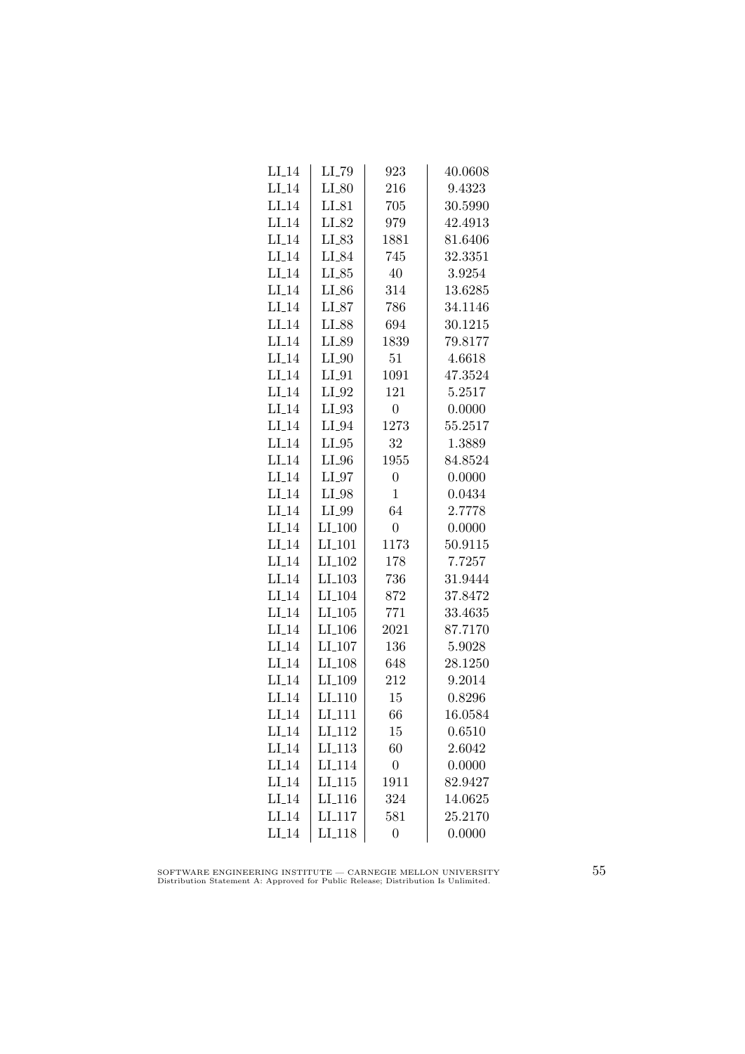| LI_14 | LI_79 | 923 | 40.0608 |
|---|---|---|---|
| LI_14 | LI_80 | 216 | 9.4323 |
| LI_14 | LI_81 | 705 | 30.5990 |
| LI_14 | LI_82 | 979 | 42.4913 |
| LI_14 | LI_83 | 1881 | 81.6406 |
| LI_14 | LI_84 | 745 | 32.3351 |
| LI_14 | LI_85 | 40 | 3.9254 |
| LI_14 | LI_86 | 314 | 13.6285 |
| LI_14 | LI_87 | 786 | 34.1146 |
| LI_14 | LI_88 | 694 | 30.1215 |
| LI_14 | LI_89 | 1839 | 79.8177 |
| LI_14 | LI_90 | 51 | 4.6618 |
| LI_14 | LI_91 | 1091 | 47.3524 |
| LI_14 | LI_92 | 121 | 5.2517 |
| LI_14 | LI_93 | 0 | 0.0000 |
| LI_14 | LI_94 | 1273 | 55.2517 |
| LI_14 | LI_95 | 32 | 1.3889 |
| LI_14 | LI_96 | 1955 | 84.8524 |
| LI_14 | LI_97 | 0 | 0.0000 |
| LI_14 | LI_98 | 1 | 0.0434 |
| LI_14 | LI_99 | 64 | 2.7778 |
| LI_14 | LI_100 | 0 | 0.0000 |
| LI_14 | LI_101 | 1173 | 50.9115 |
| LI_14 | LI_102 | 178 | 7.7257 |
| LI_14 | LI_103 | 736 | 31.9444 |
| LI_14 | LI_104 | 872 | 37.8472 |
| LI_14 | LI_105 | 771 | 33.4635 |
| LI_14 | LI_106 | 2021 | 87.7170 |
| LI_14 | LI_107 | 136 | 5.9028 |
| LI_14 | LI_108 | 648 | 28.1250 |
| LI_14 | LI_109 | 212 | 9.2014 |
| LI_14 | LI_110 | 15 | 0.8296 |
| LI_14 | LI_111 | 66 | 16.0584 |
| LI_14 | LI_112 | 15 | 0.6510 |
| LI_14 | LI_113 | 60 | 2.6042 |
| LI_14 | LI_114 | 0 | 0.0000 |
| LI_14 | LI_115 | 1911 | 82.9427 |
| LI_14 | LI_116 | 324 | 14.0625 |
| LI_14 | LI_117 | 581 | 25.2170 |
| LI_14 | LI_118 | 0 | 0.0000 |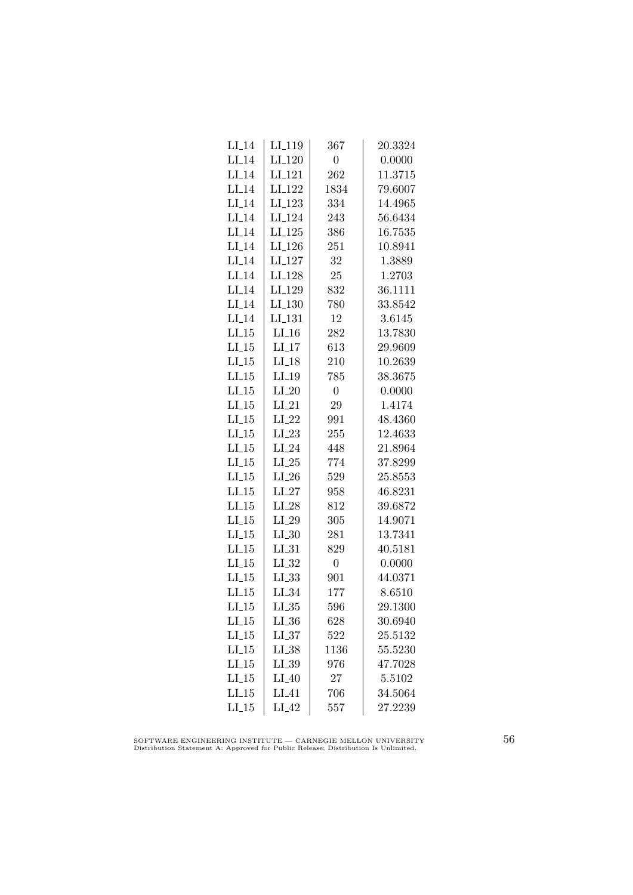| | | | |
|---|---|---|---|
| LI_14 | LI_119 | 367 | 20.3324 |
| LI_14 | LI_120 | 0 | 0.0000 |
| LI_14 | LI_121 | 262 | 11.3715 |
| LI_14 | LI_122 | 1834 | 79.6007 |
| LI_14 | LI_123 | 334 | 14.4965 |
| LI_14 | LI_124 | 243 | 56.6434 |
| LI_14 | LI_125 | 386 | 16.7535 |
| LI_14 | LI_126 | 251 | 10.8941 |
| LI_14 | LI_127 | 32 | 1.3889 |
| LI_14 | LI_128 | 25 | 1.2703 |
| LI_14 | LI_129 | 832 | 36.1111 |
| LI_14 | LI_130 | 780 | 33.8542 |
| LI_14 | LI_131 | 12 | 3.6145 |
| LI_15 | LI_16 | 282 | 13.7830 |
| LI_15 | LI_17 | 613 | 29.9609 |
| LI_15 | LI_18 | 210 | 10.2639 |
| LI_15 | LI_19 | 785 | 38.3675 |
| LI_15 | LI_20 | 0 | 0.0000 |
| LI_15 | LI_21 | 29 | 1.4174 |
| LI_15 | LI_22 | 991 | 48.4360 |
| LI_15 | LI_23 | 255 | 12.4633 |
| LI_15 | LI_24 | 448 | 21.8964 |
| LI_15 | LI_25 | 774 | 37.8299 |
| LI_15 | LI_26 | 529 | 25.8553 |
| LI_15 | LI_27 | 958 | 46.8231 |
| LI_15 | LI_28 | 812 | 39.6872 |
| LI_15 | LI_29 | 305 | 14.9071 |
| LI_15 | LI_30 | 281 | 13.7341 |
| LI_15 | LI_31 | 829 | 40.5181 |
| LI_15 | LI_32 | 0 | 0.0000 |
| LI_15 | LI_33 | 901 | 44.0371 |
| LI_15 | LI_34 | 177 | 8.6510 |
| LI_15 | LI_35 | 596 | 29.1300 |
| LI_15 | LI_36 | 628 | 30.6940 |
| LI_15 | LI_37 | 522 | 25.5132 |
| LI_15 | LI_38 | 1136 | 55.5230 |
| LI_15 | LI_39 | 976 | 47.7028 |
| LI_15 | LI_40 | 27 | 5.5102 |
| LI_15 | LI_41 | 706 | 34.5064 |
| LI_15 | LI_42 | 557 | 27.2239 |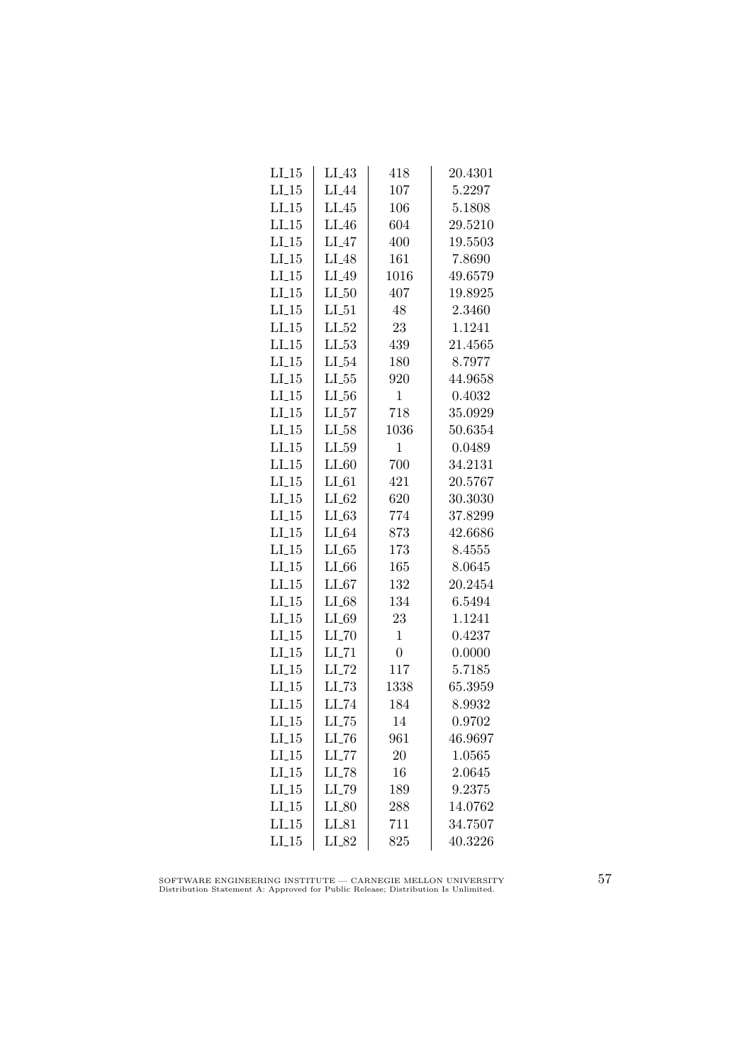| | | | |
|---|---|---|---|
| LI_15 | LI_43 | 418 | 20.4301 |
| LI_15 | LI_44 | 107 | 5.2297 |
| LI_15 | LI_45 | 106 | 5.1808 |
| LI_15 | LI_46 | 604 | 29.5210 |
| LI_15 | LI_47 | 400 | 19.5503 |
| LI_15 | LI_48 | 161 | 7.8690 |
| LI_15 | LI_49 | 1016 | 49.6579 |
| LI_15 | LI_50 | 407 | 19.8925 |
| LI_15 | LI_51 | 48 | 2.3460 |
| LI_15 | LI_52 | 23 | 1.1241 |
| LI_15 | LI_53 | 439 | 21.4565 |
| LI_15 | LI_54 | 180 | 8.7977 |
| LI_15 | LI_55 | 920 | 44.9658 |
| LI_15 | LI_56 | 1 | 0.4032 |
| LI_15 | LI_57 | 718 | 35.0929 |
| LI_15 | LI_58 | 1036 | 50.6354 |
| LI_15 | LI_59 | 1 | 0.0489 |
| LI_15 | LI_60 | 700 | 34.2131 |
| LI_15 | LI_61 | 421 | 20.5767 |
| LI_15 | LI_62 | 620 | 30.3030 |
| LI_15 | LI_63 | 774 | 37.8299 |
| LI_15 | LI_64 | 873 | 42.6686 |
| LI_15 | LI_65 | 173 | 8.4555 |
| LI_15 | LI_66 | 165 | 8.0645 |
| LI_15 | LI_67 | 132 | 20.2454 |
| LI_15 | LI_68 | 134 | 6.5494 |
| LI_15 | LI_69 | 23 | 1.1241 |
| LI_15 | LI_70 | 1 | 0.4237 |
| LI_15 | LI_71 | 0 | 0.0000 |
| LI_15 | LI_72 | 117 | 5.7185 |
| LI_15 | LI_73 | 1338 | 65.3959 |
| LI_15 | LI_74 | 184 | 8.9932 |
| LI_15 | LI_75 | 14 | 0.9702 |
| LI_15 | LI_76 | 961 | 46.9697 |
| LI_15 | LI_77 | 20 | 1.0565 |
| LI_15 | LI_78 | 16 | 2.0645 |
| LI_15 | LI_79 | 189 | 9.2375 |
| LI_15 | LI_80 | 288 | 14.0762 |
| LI_15 | LI_81 | 711 | 34.7507 |
| LI_15 | LI_82 | 825 | 40.3226 |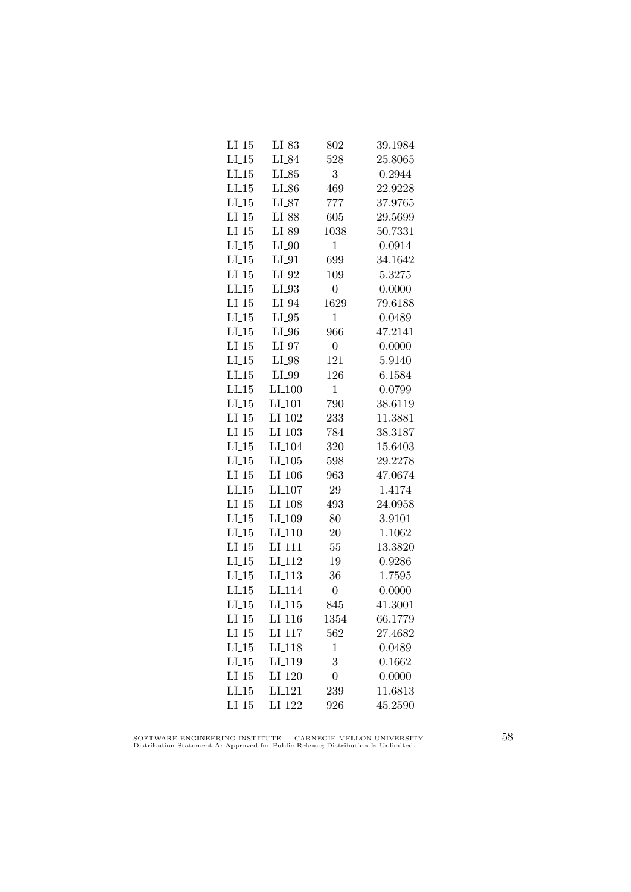| | | | |
|---|---|---|---|
| LI_15 | LI_83 | 802 | 39.1984 |
| LI_15 | LI_84 | 528 | 25.8065 |
| LI_15 | LI_85 | 3 | 0.2944 |
| LI_15 | LI_86 | 469 | 22.9228 |
| LI_15 | LI_87 | 777 | 37.9765 |
| LI_15 | LI_88 | 605 | 29.5699 |
| LI_15 | LI_89 | 1038 | 50.7331 |
| LI_15 | LI_90 | 1 | 0.0914 |
| LI_15 | LI_91 | 699 | 34.1642 |
| LI_15 | LI_92 | 109 | 5.3275 |
| LI_15 | LI_93 | 0 | 0.0000 |
| LI_15 | LI_94 | 1629 | 79.6188 |
| LI_15 | LI_95 | 1 | 0.0489 |
| LI_15 | LI_96 | 966 | 47.2141 |
| LI_15 | LI_97 | 0 | 0.0000 |
| LI_15 | LI_98 | 121 | 5.9140 |
| LI_15 | LI_99 | 126 | 6.1584 |
| LI_15 | LI_100 | 1 | 0.0799 |
| LI_15 | LI_101 | 790 | 38.6119 |
| LI_15 | LI_102 | 233 | 11.3881 |
| LI_15 | LI_103 | 784 | 38.3187 |
| LI_15 | LI_104 | 320 | 15.6403 |
| LI_15 | LI_105 | 598 | 29.2278 |
| LI_15 | LI_106 | 963 | 47.0674 |
| LI_15 | LI_107 | 29 | 1.4174 |
| LI_15 | LI_108 | 493 | 24.0958 |
| LI_15 | LI_109 | 80 | 3.9101 |
| LI_15 | LI_110 | 20 | 1.1062 |
| LI_15 | LI_111 | 55 | 13.3820 |
| LI_15 | LI_112 | 19 | 0.9286 |
| LI_15 | LI_113 | 36 | 1.7595 |
| LI_15 | LI_114 | 0 | 0.0000 |
| LI_15 | LI_115 | 845 | 41.3001 |
| LI_15 | LI_116 | 1354 | 66.1779 |
| LI_15 | LI_117 | 562 | 27.4682 |
| LI_15 | LI_118 | 1 | 0.0489 |
| LI_15 | LI_119 | 3 | 0.1662 |
| LI_15 | LI_120 | 0 | 0.0000 |
| LI_15 | LI_121 | 239 | 11.6813 |
| LI_15 | LI_122 | 926 | 45.2590 |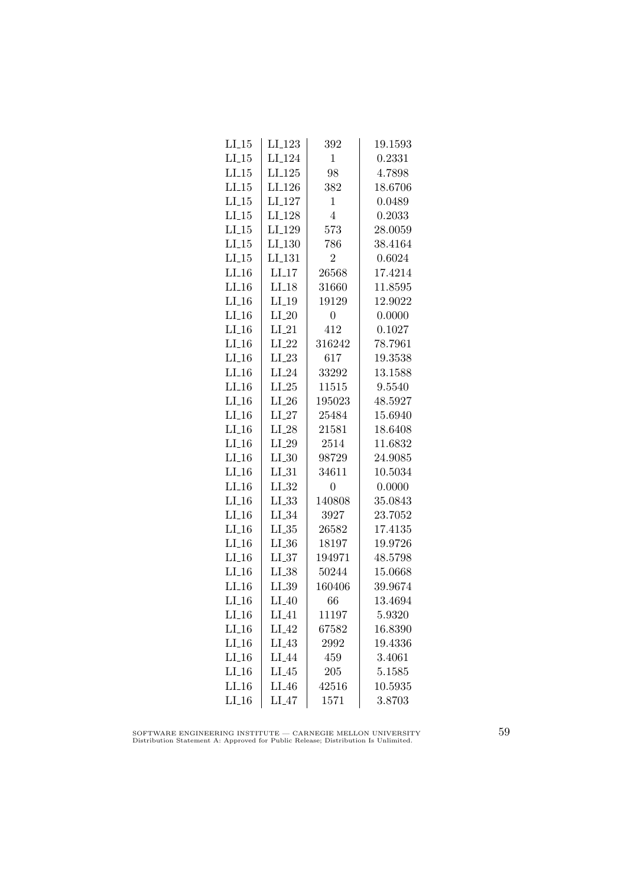| | | | |
|---|---|---|---|
| LI_15 | LI_123 | 392 | 19.1593 |
| LI_15 | LI_124 | 1 | 0.2331 |
| LI_15 | LI_125 | 98 | 4.7898 |
| LI_15 | LI_126 | 382 | 18.6706 |
| LI_15 | LI_127 | 1 | 0.0489 |
| LI_15 | LI_128 | 4 | 0.2033 |
| LI_15 | LI_129 | 573 | 28.0059 |
| LI_15 | LI_130 | 786 | 38.4164 |
| LI_15 | LI_131 | 2 | 0.6024 |
| LI_16 | LI_17 | 26568 | 17.4214 |
| LI_16 | LI_18 | 31660 | 11.8595 |
| LI_16 | LI_19 | 19129 | 12.9022 |
| LI_16 | LI_20 | 0 | 0.0000 |
| LI_16 | LI_21 | 412 | 0.1027 |
| LI_16 | LI_22 | 316242 | 78.7961 |
| LI_16 | LI_23 | 617 | 19.3538 |
| LI_16 | LI_24 | 33292 | 13.1588 |
| LI_16 | LI_25 | 11515 | 9.5540 |
| LI_16 | LI_26 | 195023 | 48.5927 |
| LI_16 | LI_27 | 25484 | 15.6940 |
| LI_16 | LI_28 | 21581 | 18.6408 |
| LI_16 | LI_29 | 2514 | 11.6832 |
| LI_16 | LI_30 | 98729 | 24.9085 |
| LI_16 | LI_31 | 34611 | 10.5034 |
| LI_16 | LI_32 | 0 | 0.0000 |
| LI_16 | LI_33 | 140808 | 35.0843 |
| LI_16 | LI_34 | 3927 | 23.7052 |
| LI_16 | LI_35 | 26582 | 17.4135 |
| LI_16 | LI_36 | 18197 | 19.9726 |
| LI_16 | LI_37 | 194971 | 48.5798 |
| LI_16 | LI_38 | 50244 | 15.0668 |
| LI_16 | LI_39 | 160406 | 39.9674 |
| LI_16 | LI_40 | 66 | 13.4694 |
| LI_16 | LI_41 | 11197 | 5.9320 |
| LI_16 | LI_42 | 67582 | 16.8390 |
| LI_16 | LI_43 | 2992 | 19.4336 |
| LI_16 | LI_44 | 459 | 3.4061 |
| LI_16 | LI_45 | 205 | 5.1585 |
| LI_16 | LI_46 | 42516 | 10.5935 |
| LI_16 | LI_47 | 1571 | 3.8703 |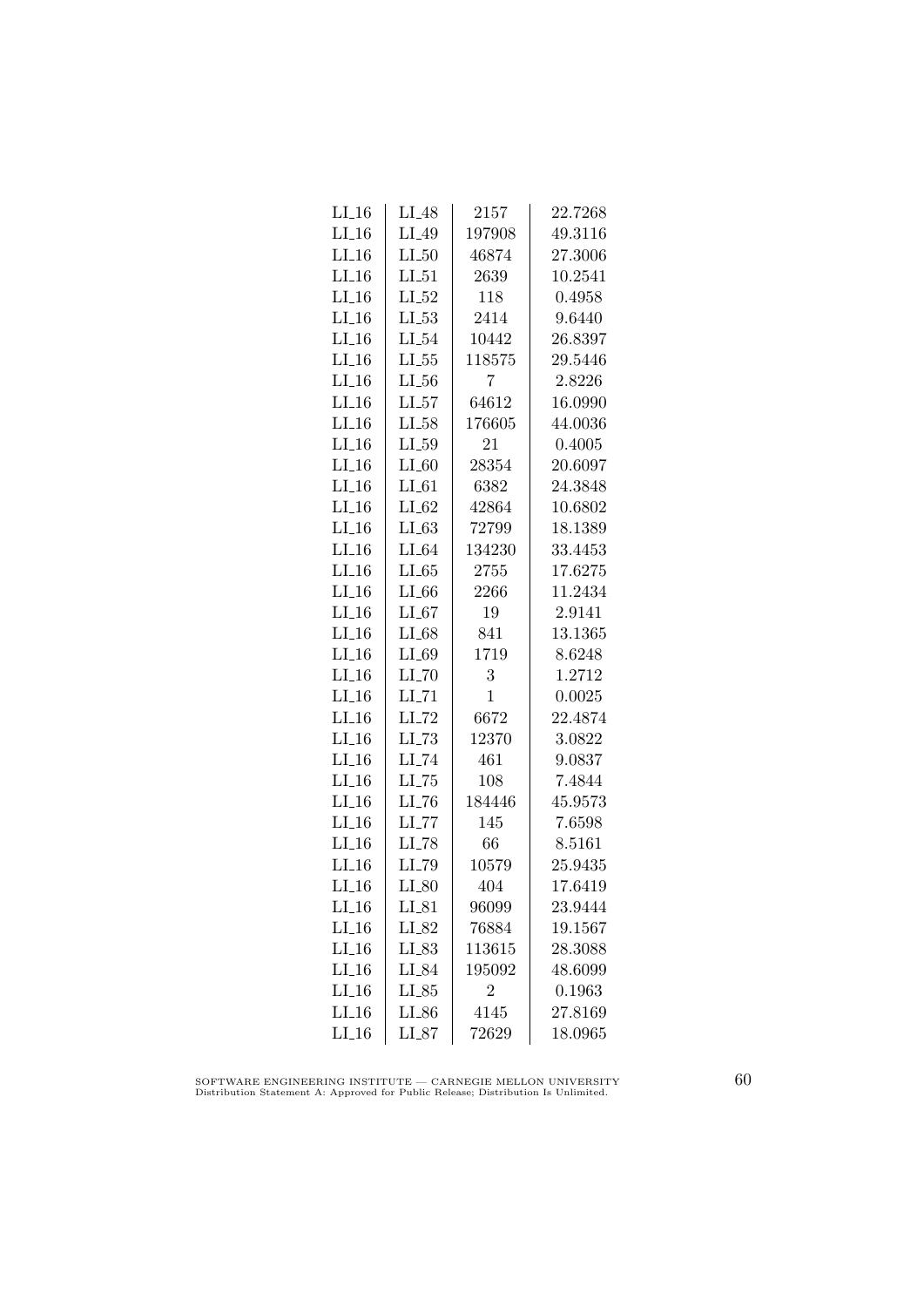| LI_16 | LI_48 | 2157 | 22.7268 |
|---|---|---|---|
| LI_16 | LI_49 | 197908 | 49.3116 |
| LI_16 | LI_50 | 46874 | 27.3006 |
| LI_16 | LI_51 | 2639 | 10.2541 |
| LI_16 | LI_52 | 118 | 0.4958 |
| LI_16 | LI_53 | 2414 | 9.6440 |
| LI_16 | LI_54 | 10442 | 26.8397 |
| LI_16 | LI_55 | 118575 | 29.5446 |
| LI_16 | LI_56 | 7 | 2.8226 |
| LI_16 | LI_57 | 64612 | 16.0990 |
| LI_16 | LI_58 | 176605 | 44.0036 |
| LI_16 | LI_59 | 21 | 0.4005 |
| LI_16 | LI_60 | 28354 | 20.6097 |
| LI_16 | LI_61 | 6382 | 24.3848 |
| LI_16 | LI_62 | 42864 | 10.6802 |
| LI_16 | LI_63 | 72799 | 18.1389 |
| LI_16 | LI_64 | 134230 | 33.4453 |
| LI_16 | LI_65 | 2755 | 17.6275 |
| LI_16 | LI_66 | 2266 | 11.2434 |
| LI_16 | LI_67 | 19 | 2.9141 |
| LI_16 | LI_68 | 841 | 13.1365 |
| LI_16 | LI_69 | 1719 | 8.6248 |
| LI_16 | LI_70 | 3 | 1.2712 |
| LI_16 | LI_71 | 1 | 0.0025 |
| LI_16 | LI_72 | 6672 | 22.4874 |
| LI_16 | LI_73 | 12370 | 3.0822 |
| LI_16 | LI_74 | 461 | 9.0837 |
| LI_16 | LI_75 | 108 | 7.4844 |
| LI_16 | LI_76 | 184446 | 45.9573 |
| LI_16 | LI_77 | 145 | 7.6598 |
| LI_16 | LI_78 | 66 | 8.5161 |
| LI_16 | LI_79 | 10579 | 25.9435 |
| LI_16 | LI_80 | 404 | 17.6419 |
| LI_16 | LI_81 | 96099 | 23.9444 |
| LI_16 | LI_82 | 76884 | 19.1567 |
| LI_16 | LI_83 | 113615 | 28.3088 |
| LI_16 | LI_84 | 195092 | 48.6099 |
| LI_16 | LI_85 | 2 | 0.1963 |
| LI_16 | LI_86 | 4145 | 27.8169 |
| LI_16 | LI_87 | 72629 | 18.0965 |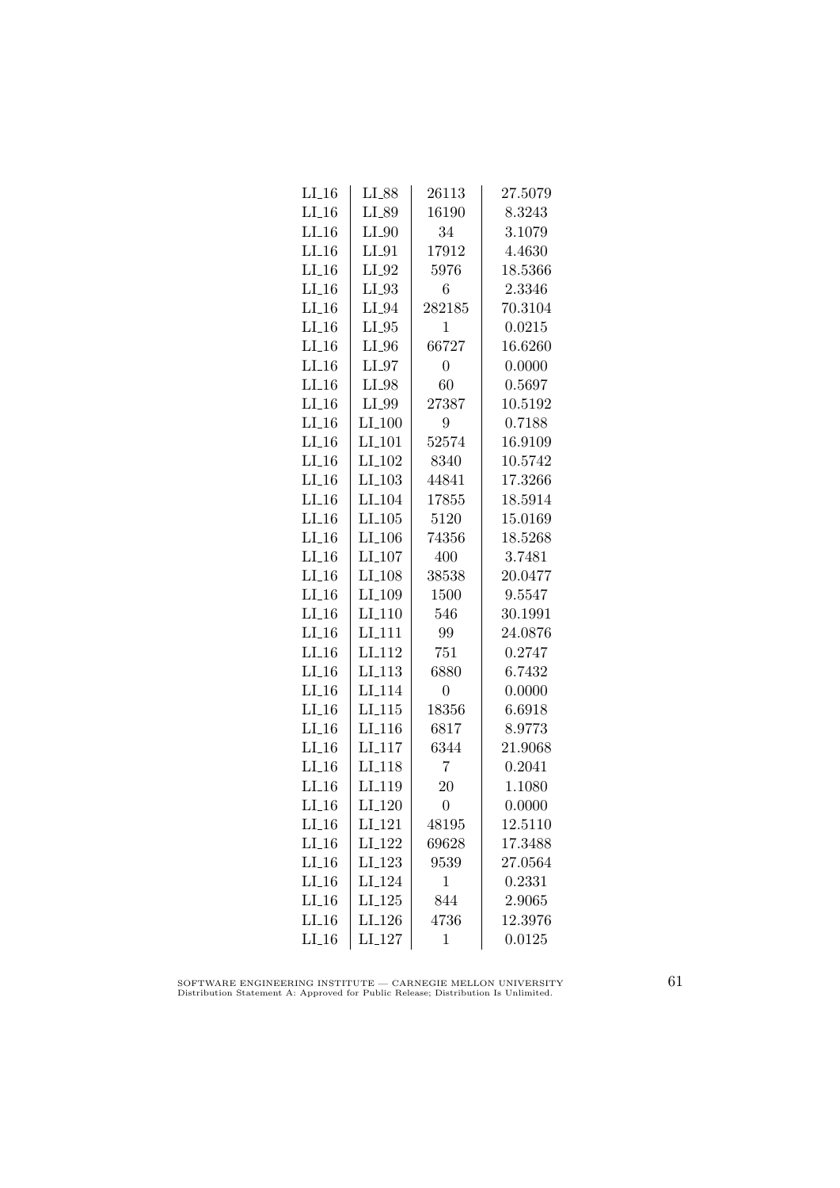| | | | |
|---|---|---|---|
| LI_16 | LI_88 | 26113 | 27.5079 |
| LI_16 | LI_89 | 16190 | 8.3243 |
| LI_16 | LI_90 | 34 | 3.1079 |
| LI_16 | LI_91 | 17912 | 4.4630 |
| LI_16 | LI_92 | 5976 | 18.5366 |
| LI_16 | LI_93 | 6 | 2.3346 |
| LI_16 | LI_94 | 282185 | 70.3104 |
| LI_16 | LI_95 | 1 | 0.0215 |
| LI_16 | LI_96 | 66727 | 16.6260 |
| LI_16 | LI_97 | 0 | 0.0000 |
| LI_16 | LI_98 | 60 | 0.5697 |
| LI_16 | LI_99 | 27387 | 10.5192 |
| LI_16 | LI_100 | 9 | 0.7188 |
| LI_16 | LI_101 | 52574 | 16.9109 |
| LI_16 | LI_102 | 8340 | 10.5742 |
| LI_16 | LI_103 | 44841 | 17.3266 |
| LI_16 | LI_104 | 17855 | 18.5914 |
| LI_16 | LI_105 | 5120 | 15.0169 |
| LI_16 | LI_106 | 74356 | 18.5268 |
| LI_16 | LI_107 | 400 | 3.7481 |
| LI_16 | LI_108 | 38538 | 20.0477 |
| LI_16 | LI_109 | 1500 | 9.5547 |
| LI_16 | LI_110 | 546 | 30.1991 |
| LI_16 | LI_111 | 99 | 24.0876 |
| LI_16 | LI_112 | 751 | 0.2747 |
| LI_16 | LI_113 | 6880 | 6.7432 |
| LI_16 | LI_114 | 0 | 0.0000 |
| LI_16 | LI_115 | 18356 | 6.6918 |
| LI_16 | LI_116 | 6817 | 8.9773 |
| LI_16 | LI_117 | 6344 | 21.9068 |
| LI_16 | LI_118 | 7 | 0.2041 |
| LI_16 | LI_119 | 20 | 1.1080 |
| LI_16 | LI_120 | 0 | 0.0000 |
| LI_16 | LI_121 | 48195 | 12.5110 |
| LI_16 | LI_122 | 69628 | 17.3488 |
| LI_16 | LI_123 | 9539 | 27.0564 |
| LI_16 | LI_124 | 1 | 0.2331 |
| LI_16 | LI_125 | 844 | 2.9065 |
| LI_16 | LI_126 | 4736 | 12.3976 |
| LI_16 | LI_127 | 1 | 0.0125 |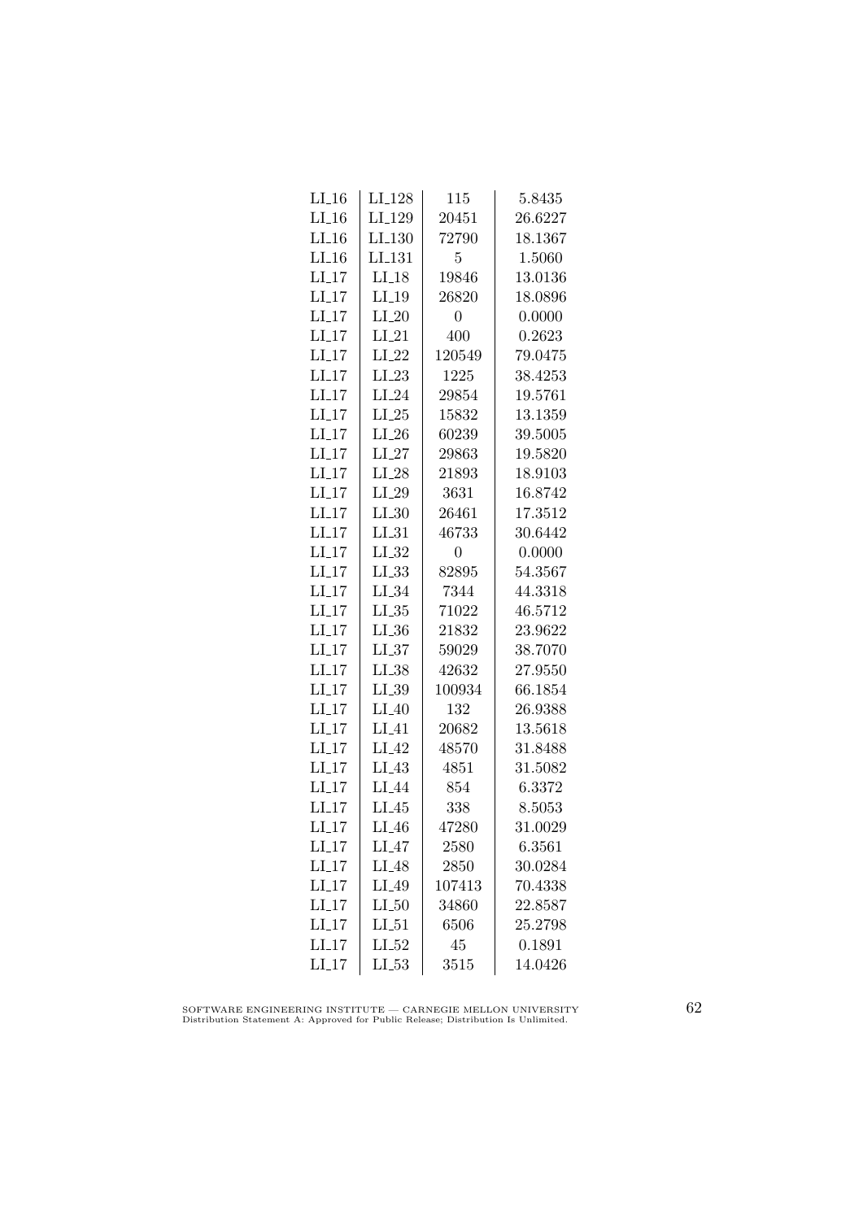| | | | |
|---|---|---|---|
| LI_16 | LI_128 | 115 | 5.8435 |
| LI_16 | LI_129 | 20451 | 26.6227 |
| LI_16 | LI_130 | 72790 | 18.1367 |
| LI_16 | LI_131 | 5 | 1.5060 |
| LI_17 | LI_18 | 19846 | 13.0136 |
| LI_17 | LI_19 | 26820 | 18.0896 |
| LI_17 | LI_20 | 0 | 0.0000 |
| LI_17 | LI_21 | 400 | 0.2623 |
| LI_17 | LI_22 | 120549 | 79.0475 |
| LI_17 | LI_23 | 1225 | 38.4253 |
| LI_17 | LI_24 | 29854 | 19.5761 |
| LI_17 | LI_25 | 15832 | 13.1359 |
| LI_17 | LI_26 | 60239 | 39.5005 |
| LI_17 | LI_27 | 29863 | 19.5820 |
| LI_17 | LI_28 | 21893 | 18.9103 |
| LI_17 | LI_29 | 3631 | 16.8742 |
| LI_17 | LI_30 | 26461 | 17.3512 |
| LI_17 | LI_31 | 46733 | 30.6442 |
| LI_17 | LI_32 | 0 | 0.0000 |
| LI_17 | LI_33 | 82895 | 54.3567 |
| LI_17 | LI_34 | 7344 | 44.3318 |
| LI_17 | LI_35 | 71022 | 46.5712 |
| LI_17 | LI_36 | 21832 | 23.9622 |
| LI_17 | LI_37 | 59029 | 38.7070 |
| LI_17 | LI_38 | 42632 | 27.9550 |
| LI_17 | LI_39 | 100934 | 66.1854 |
| LI_17 | LI_40 | 132 | 26.9388 |
| LI_17 | LI_41 | 20682 | 13.5618 |
| LI_17 | LI_42 | 48570 | 31.8488 |
| LI_17 | LI_43 | 4851 | 31.5082 |
| LI_17 | LI_44 | 854 | 6.3372 |
| LI_17 | LI_45 | 338 | 8.5053 |
| LI_17 | LI_46 | 47280 | 31.0029 |
| LI_17 | LI_47 | 2580 | 6.3561 |
| LI_17 | LI_48 | 2850 | 30.0284 |
| LI_17 | LI_49 | 107413 | 70.4338 |
| LI_17 | LI_50 | 34860 | 22.8587 |
| LI_17 | LI_51 | 6506 | 25.2798 |
| LI_17 | LI_52 | 45 | 0.1891 |
| LI_17 | LI_53 | 3515 | 14.0426 |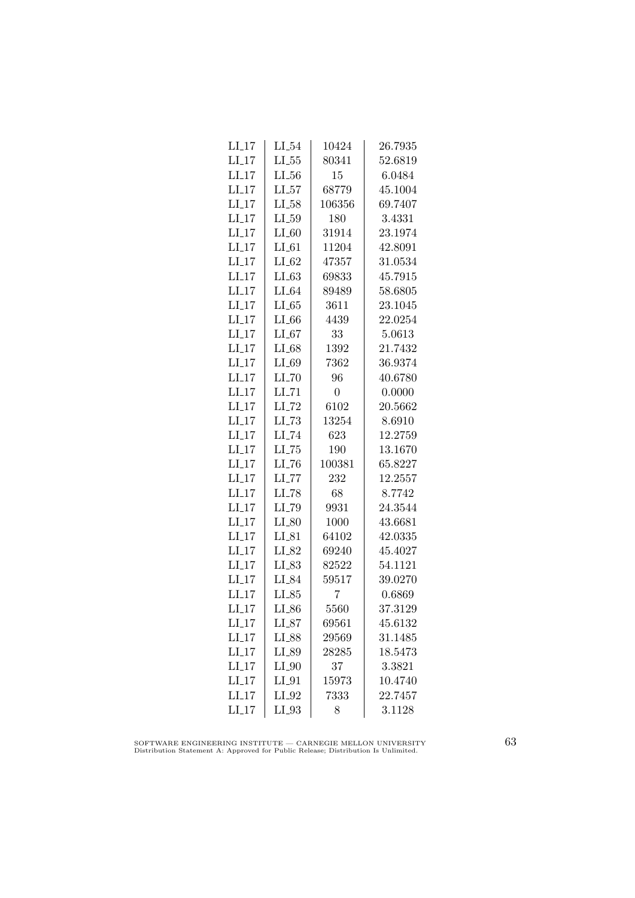| | | | |
|---|---|---|---|
| LI_17 | LI_54 | 10424 | 26.7935 |
| LI_17 | LI_55 | 80341 | 52.6819 |
| LI_17 | LI_56 | 15 | 6.0484 |
| LI_17 | LI_57 | 68779 | 45.1004 |
| LI_17 | LI_58 | 106356 | 69.7407 |
| LI_17 | LI_59 | 180 | 3.4331 |
| LI_17 | LI_60 | 31914 | 23.1974 |
| LI_17 | LI_61 | 11204 | 42.8091 |
| LI_17 | LI_62 | 47357 | 31.0534 |
| LI_17 | LI_63 | 69833 | 45.7915 |
| LI_17 | LI_64 | 89489 | 58.6805 |
| LI_17 | LI_65 | 3611 | 23.1045 |
| LI_17 | LI_66 | 4439 | 22.0254 |
| LI_17 | LI_67 | 33 | 5.0613 |
| LI_17 | LI_68 | 1392 | 21.7432 |
| LI_17 | LI_69 | 7362 | 36.9374 |
| LI_17 | LI_70 | 96 | 40.6780 |
| LI_17 | LI_71 | 0 | 0.0000 |
| LI_17 | LI_72 | 6102 | 20.5662 |
| LI_17 | LI_73 | 13254 | 8.6910 |
| LI_17 | LI_74 | 623 | 12.2759 |
| LI_17 | LI_75 | 190 | 13.1670 |
| LI_17 | LI_76 | 100381 | 65.8227 |
| LI_17 | LI_77 | 232 | 12.2557 |
| LI_17 | LI_78 | 68 | 8.7742 |
| LI_17 | LI_79 | 9931 | 24.3544 |
| LI_17 | LI_80 | 1000 | 43.6681 |
| LI_17 | LI_81 | 64102 | 42.0335 |
| LI_17 | LI_82 | 69240 | 45.4027 |
| LI_17 | LI_83 | 82522 | 54.1121 |
| LI_17 | LI_84 | 59517 | 39.0270 |
| LI_17 | LI_85 | 7 | 0.6869 |
| LI_17 | LI_86 | 5560 | 37.3129 |
| LI_17 | LI_87 | 69561 | 45.6132 |
| LI_17 | LI_88 | 29569 | 31.1485 |
| LI_17 | LI_89 | 28285 | 18.5473 |
| LI_17 | LI_90 | 37 | 3.3821 |
| LI_17 | LI_91 | 15973 | 10.4740 |
| LI_17 | LI_92 | 7333 | 22.7457 |
| LI_17 | LI_93 | 8 | 3.1128 |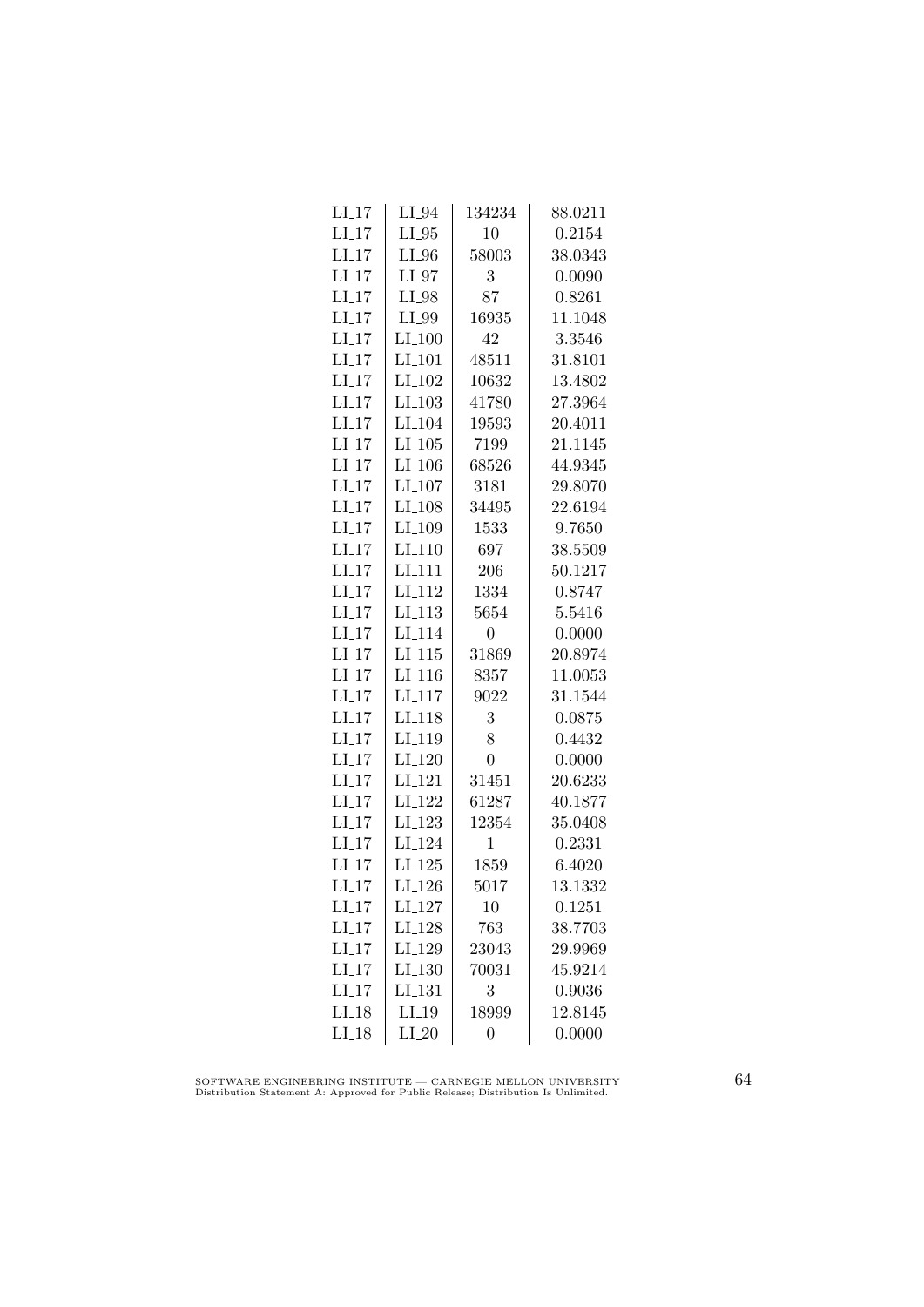| | | | |
|---|---|---|---|
| LI_17 | LI_94 | 134234 | 88.0211 |
| LI_17 | LI_95 | 10 | 0.2154 |
| LI_17 | LI_96 | 58003 | 38.0343 |
| LI_17 | LI_97 | 3 | 0.0090 |
| LI_17 | LI_98 | 87 | 0.8261 |
| LI_17 | LI_99 | 16935 | 11.1048 |
| LI_17 | LI_100 | 42 | 3.3546 |
| LI_17 | LI_101 | 48511 | 31.8101 |
| LI_17 | LI_102 | 10632 | 13.4802 |
| LI_17 | LI_103 | 41780 | 27.3964 |
| LI_17 | LI_104 | 19593 | 20.4011 |
| LI_17 | LI_105 | 7199 | 21.1145 |
| LI_17 | LI_106 | 68526 | 44.9345 |
| LI_17 | LI_107 | 3181 | 29.8070 |
| LI_17 | LI_108 | 34495 | 22.6194 |
| LI_17 | LI_109 | 1533 | 9.7650 |
| LI_17 | LI_110 | 697 | 38.5509 |
| LI_17 | LI_111 | 206 | 50.1217 |
| LI_17 | LI_112 | 1334 | 0.8747 |
| LI_17 | LI_113 | 5654 | 5.5416 |
| LI_17 | LI_114 | 0 | 0.0000 |
| LI_17 | LI_115 | 31869 | 20.8974 |
| LI_17 | LI_116 | 8357 | 11.0053 |
| LI_17 | LI_117 | 9022 | 31.1544 |
| LI_17 | LI_118 | 3 | 0.0875 |
| LI_17 | LI_119 | 8 | 0.4432 |
| LI_17 | LI_120 | 0 | 0.0000 |
| LI_17 | LI_121 | 31451 | 20.6233 |
| LI_17 | LI_122 | 61287 | 40.1877 |
| LI_17 | LI_123 | 12354 | 35.0408 |
| LI_17 | LI_124 | 1 | 0.2331 |
| LI_17 | LI_125 | 1859 | 6.4020 |
| LI_17 | LI_126 | 5017 | 13.1332 |
| LI_17 | LI_127 | 10 | 0.1251 |
| LI_17 | LI_128 | 763 | 38.7703 |
| LI_17 | LI_129 | 23043 | 29.9969 |
| LI_17 | LI_130 | 70031 | 45.9214 |
| LI_17 | LI_131 | 3 | 0.9036 |
| LI_18 | LI_19 | 18999 | 12.8145 |
| LI_18 | LI_20 | 0 | 0.0000 |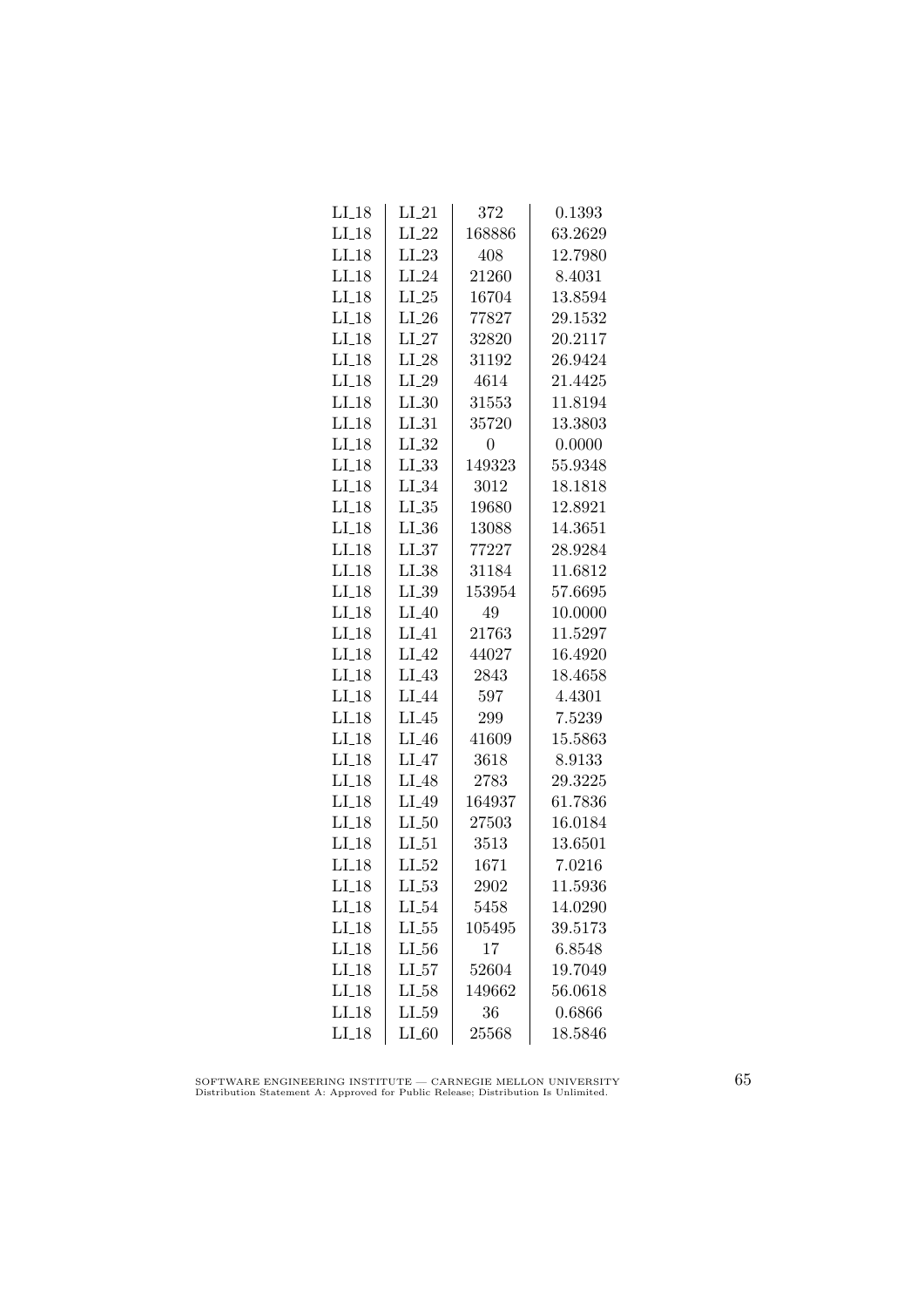| | | | |
|---|---|---|---|
| LI_18 | LI_21 | 372 | 0.1393 |
| LI_18 | LI_22 | 168886 | 63.2629 |
| LI_18 | LI_23 | 408 | 12.7980 |
| LI_18 | LI_24 | 21260 | 8.4031 |
| LI_18 | LI_25 | 16704 | 13.8594 |
| LI_18 | LI_26 | 77827 | 29.1532 |
| LI_18 | LI_27 | 32820 | 20.2117 |
| LI_18 | LI_28 | 31192 | 26.9424 |
| LI_18 | LI_29 | 4614 | 21.4425 |
| LI_18 | LI_30 | 31553 | 11.8194 |
| LI_18 | LI_31 | 35720 | 13.3803 |
| LI_18 | LI_32 | 0 | 0.0000 |
| LI_18 | LI_33 | 149323 | 55.9348 |
| LI_18 | LI_34 | 3012 | 18.1818 |
| LI_18 | LI_35 | 19680 | 12.8921 |
| LI_18 | LI_36 | 13088 | 14.3651 |
| LI_18 | LI_37 | 77227 | 28.9284 |
| LI_18 | LI_38 | 31184 | 11.6812 |
| LI_18 | LI_39 | 153954 | 57.6695 |
| LI_18 | LI_40 | 49 | 10.0000 |
| LI_18 | LI_41 | 21763 | 11.5297 |
| LI_18 | LI_42 | 44027 | 16.4920 |
| LI_18 | LI_43 | 2843 | 18.4658 |
| LI_18 | LI_44 | 597 | 4.4301 |
| LI_18 | LI_45 | 299 | 7.5239 |
| LI_18 | LI_46 | 41609 | 15.5863 |
| LI_18 | LI_47 | 3618 | 8.9133 |
| LI_18 | LI_48 | 2783 | 29.3225 |
| LI_18 | LI_49 | 164937 | 61.7836 |
| LI_18 | LI_50 | 27503 | 16.0184 |
| LI_18 | LI_51 | 3513 | 13.6501 |
| LI_18 | LI_52 | 1671 | 7.0216 |
| LI_18 | LI_53 | 2902 | 11.5936 |
| LI_18 | LI_54 | 5458 | 14.0290 |
| LI_18 | LI_55 | 105495 | 39.5173 |
| LI_18 | LI_56 | 17 | 6.8548 |
| LI_18 | LI_57 | 52604 | 19.7049 |
| LI_18 | LI_58 | 149662 | 56.0618 |
| LI_18 | LI_59 | 36 | 0.6866 |
| LI_18 | LI_60 | 25568 | 18.5846 |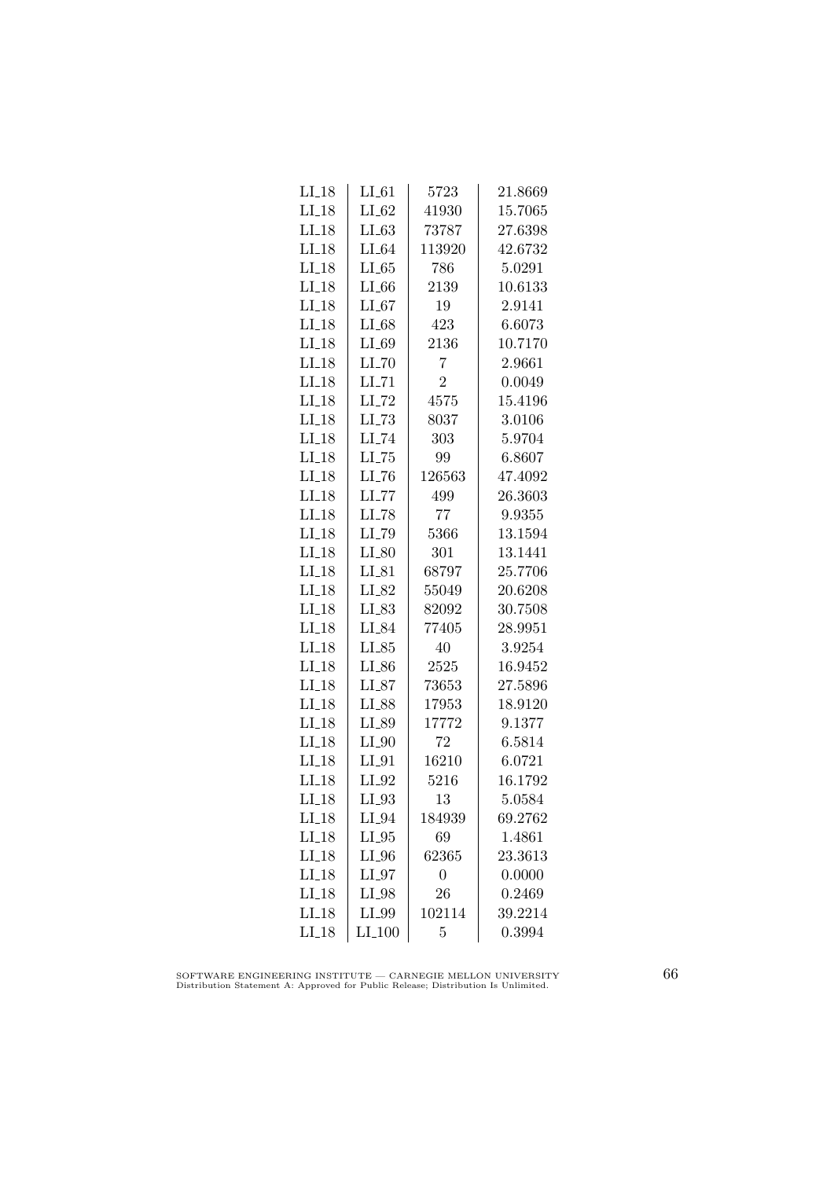| | | | |
|---|---|---|---|
| LI_18 | LI_61 | 5723 | 21.8669 |
| LI_18 | LI_62 | 41930 | 15.7065 |
| LI_18 | LI_63 | 73787 | 27.6398 |
| LI_18 | LI_64 | 113920 | 42.6732 |
| LI_18 | LI_65 | 786 | 5.0291 |
| LI_18 | LI_66 | 2139 | 10.6133 |
| LI_18 | LI_67 | 19 | 2.9141 |
| LI_18 | LI_68 | 423 | 6.6073 |
| LI_18 | LI_69 | 2136 | 10.7170 |
| LI_18 | LI_70 | 7 | 2.9661 |
| LI_18 | LI_71 | 2 | 0.0049 |
| LI_18 | LI_72 | 4575 | 15.4196 |
| LI_18 | LI_73 | 8037 | 3.0106 |
| LI_18 | LI_74 | 303 | 5.9704 |
| LI_18 | LI_75 | 99 | 6.8607 |
| LI_18 | LI_76 | 126563 | 47.4092 |
| LI_18 | LI_77 | 499 | 26.3603 |
| LI_18 | LI_78 | 77 | 9.9355 |
| LI_18 | LI_79 | 5366 | 13.1594 |
| LI_18 | LI_80 | 301 | 13.1441 |
| LI_18 | LI_81 | 68797 | 25.7706 |
| LI_18 | LI_82 | 55049 | 20.6208 |
| LI_18 | LI_83 | 82092 | 30.7508 |
| LI_18 | LI_84 | 77405 | 28.9951 |
| LI_18 | LI_85 | 40 | 3.9254 |
| LI_18 | LI_86 | 2525 | 16.9452 |
| LI_18 | LI_87 | 73653 | 27.5896 |
| LI_18 | LI_88 | 17953 | 18.9120 |
| LI_18 | LI_89 | 17772 | 9.1377 |
| LI_18 | LI_90 | 72 | 6.5814 |
| LI_18 | LI_91 | 16210 | 6.0721 |
| LI_18 | LI_92 | 5216 | 16.1792 |
| LI_18 | LI_93 | 13 | 5.0584 |
| LI_18 | LI_94 | 184939 | 69.2762 |
| LI_18 | LI_95 | 69 | 1.4861 |
| LI_18 | LI_96 | 62365 | 23.3613 |
| LI_18 | LI_97 | 0 | 0.0000 |
| LI_18 | LI_98 | 26 | 0.2469 |
| LI_18 | LI_99 | 102114 | 39.2214 |
| LI_18 | LI_100 | 5 | 0.3994 |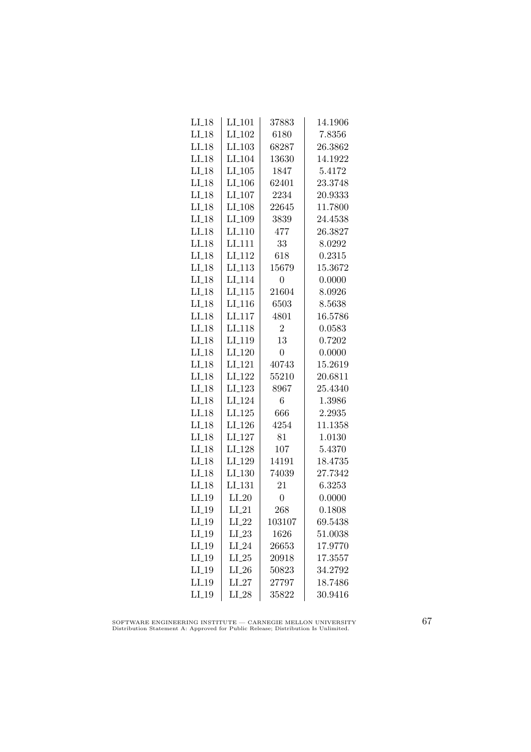| | | | |
|---|---|---|---|
| LI_18 | LI_101 | 37883 | 14.1906 |
| LI_18 | LI_102 | 6180 | 7.8356 |
| LI_18 | LI_103 | 68287 | 26.3862 |
| LI_18 | LI_104 | 13630 | 14.1922 |
| LI_18 | LI_105 | 1847 | 5.4172 |
| LI_18 | LI_106 | 62401 | 23.3748 |
| LI_18 | LI_107 | 2234 | 20.9333 |
| LI_18 | LI_108 | 22645 | 11.7800 |
| LI_18 | LI_109 | 3839 | 24.4538 |
| LI_18 | LI_110 | 477 | 26.3827 |
| LI_18 | LI_111 | 33 | 8.0292 |
| LI_18 | LI_112 | 618 | 0.2315 |
| LI_18 | LI_113 | 15679 | 15.3672 |
| LI_18 | LI_114 | 0 | 0.0000 |
| LI_18 | LI_115 | 21604 | 8.0926 |
| LI_18 | LI_116 | 6503 | 8.5638 |
| LI_18 | LI_117 | 4801 | 16.5786 |
| LI_18 | LI_118 | 2 | 0.0583 |
| LI_18 | LI_119 | 13 | 0.7202 |
| LI_18 | LI_120 | 0 | 0.0000 |
| LI_18 | LI_121 | 40743 | 15.2619 |
| LI_18 | LI_122 | 55210 | 20.6811 |
| LI_18 | LI_123 | 8967 | 25.4340 |
| LI_18 | LI_124 | 6 | 1.3986 |
| LI_18 | LI_125 | 666 | 2.2935 |
| LI_18 | LI_126 | 4254 | 11.1358 |
| LI_18 | LI_127 | 81 | 1.0130 |
| LI_18 | LI_128 | 107 | 5.4370 |
| LI_18 | LI_129 | 14191 | 18.4735 |
| LI_18 | LI_130 | 74039 | 27.7342 |
| LI_18 | LI_131 | 21 | 6.3253 |
| LI_19 | LI_20 | 0 | 0.0000 |
| LI_19 | LI_21 | 268 | 0.1808 |
| LI_19 | LI_22 | 103107 | 69.5438 |
| LI_19 | LI_23 | 1626 | 51.0038 |
| LI_19 | LI_24 | 26653 | 17.9770 |
| LI_19 | LI_25 | 20918 | 17.3557 |
| LI_19 | LI_26 | 50823 | 34.2792 |
| LI_19 | LI_27 | 27797 | 18.7486 |
| LI_19 | LI_28 | 35822 | 30.9416 |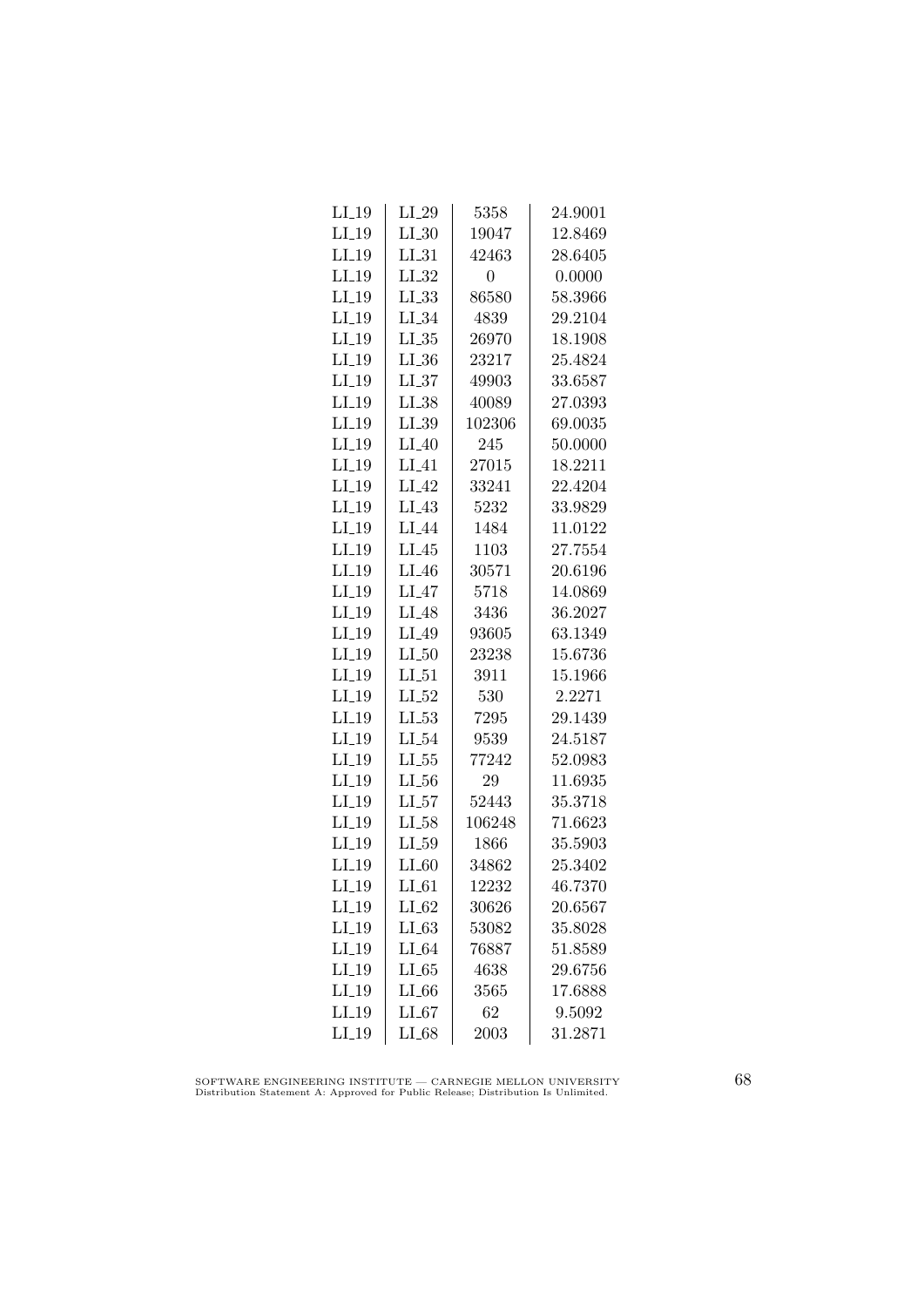| LI_19 | LI_29 | 5358 | 24.9001 |
|---|---|---|---|
| LI_19 | LI_30 | 19047 | 12.8469 |
| LI_19 | LI_31 | 42463 | 28.6405 |
| LI_19 | LI_32 | 0 | 0.0000 |
| LI_19 | LI_33 | 86580 | 58.3966 |
| LI_19 | LI_34 | 4839 | 29.2104 |
| LI_19 | LI_35 | 26970 | 18.1908 |
| LI_19 | LI_36 | 23217 | 25.4824 |
| LI_19 | LI_37 | 49903 | 33.6587 |
| LI_19 | LI_38 | 40089 | 27.0393 |
| LI_19 | LI_39 | 102306 | 69.0035 |
| LI_19 | LI_40 | 245 | 50.0000 |
| LI_19 | LI_41 | 27015 | 18.2211 |
| LI_19 | LI_42 | 33241 | 22.4204 |
| LI_19 | LI_43 | 5232 | 33.9829 |
| LI_19 | LI_44 | 1484 | 11.0122 |
| LI_19 | LI_45 | 1103 | 27.7554 |
| LI_19 | LI_46 | 30571 | 20.6196 |
| LI_19 | LI_47 | 5718 | 14.0869 |
| LI_19 | LI_48 | 3436 | 36.2027 |
| LI_19 | LI_49 | 93605 | 63.1349 |
| LI_19 | LI_50 | 23238 | 15.6736 |
| LI_19 | LI_51 | 3911 | 15.1966 |
| LI_19 | LI_52 | 530 | 2.2271 |
| LI_19 | LI_53 | 7295 | 29.1439 |
| LI_19 | LI_54 | 9539 | 24.5187 |
| LI_19 | LI_55 | 77242 | 52.0983 |
| LI_19 | LI_56 | 29 | 11.6935 |
| LI_19 | LI_57 | 52443 | 35.3718 |
| LI_19 | LI_58 | 106248 | 71.6623 |
| LI_19 | LI_59 | 1866 | 35.5903 |
| LI_19 | LI_60 | 34862 | 25.3402 |
| LI_19 | LI_61 | 12232 | 46.7370 |
| LI_19 | LI_62 | 30626 | 20.6567 |
| LI_19 | LI_63 | 53082 | 35.8028 |
| LI_19 | LI_64 | 76887 | 51.8589 |
| LI_19 | LI_65 | 4638 | 29.6756 |
| LI_19 | LI_66 | 3565 | 17.6888 |
| LI_19 | LI_67 | 62 | 9.5092 |
| LI_19 | LI_68 | 2003 | 31.2871 |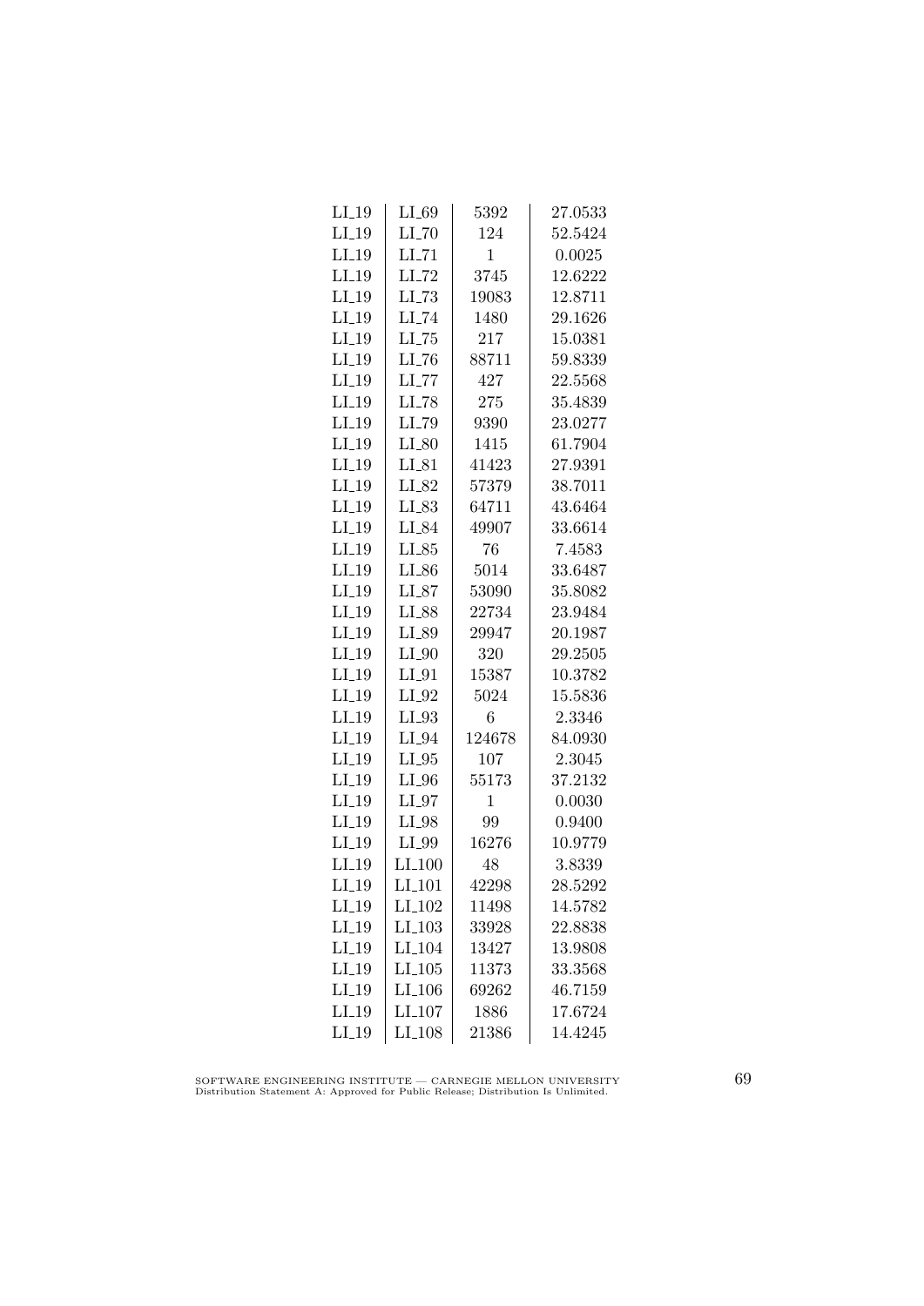| LI_19 | LI_69 | 5392 | 27.0533 |
|---|---|---|---|
| LI_19 | LI_70 | 124 | 52.5424 |
| LI_19 | LI_71 | 1 | 0.0025 |
| LI_19 | LI_72 | 3745 | 12.6222 |
| LI_19 | LI_73 | 19083 | 12.8711 |
| LI_19 | LI_74 | 1480 | 29.1626 |
| LI_19 | LI_75 | 217 | 15.0381 |
| LI_19 | LI_76 | 88711 | 59.8339 |
| LI_19 | LI_77 | 427 | 22.5568 |
| LI_19 | LI_78 | 275 | 35.4839 |
| LI_19 | LI_79 | 9390 | 23.0277 |
| LI_19 | LI_80 | 1415 | 61.7904 |
| LI_19 | LI_81 | 41423 | 27.9391 |
| LI_19 | LI_82 | 57379 | 38.7011 |
| LI_19 | LI_83 | 64711 | 43.6464 |
| LI_19 | LI_84 | 49907 | 33.6614 |
| LI_19 | LI_85 | 76 | 7.4583 |
| LI_19 | LI_86 | 5014 | 33.6487 |
| LI_19 | LI_87 | 53090 | 35.8082 |
| LI_19 | LI_88 | 22734 | 23.9484 |
| LI_19 | LI_89 | 29947 | 20.1987 |
| LI_19 | LI_90 | 320 | 29.2505 |
| LI_19 | LI_91 | 15387 | 10.3782 |
| LI_19 | LI_92 | 5024 | 15.5836 |
| LI_19 | LI_93 | 6 | 2.3346 |
| LI_19 | LI_94 | 124678 | 84.0930 |
| LI_19 | LI_95 | 107 | 2.3045 |
| LI_19 | LI_96 | 55173 | 37.2132 |
| LI_19 | LI_97 | 1 | 0.0030 |
| LI_19 | LI_98 | 99 | 0.9400 |
| LI_19 | LI_99 | 16276 | 10.9779 |
| LI_19 | LI_100 | 48 | 3.8339 |
| LI_19 | LI_101 | 42298 | 28.5292 |
| LI_19 | LI_102 | 11498 | 14.5782 |
| LI_19 | LI_103 | 33928 | 22.8838 |
| LI_19 | LI_104 | 13427 | 13.9808 |
| LI_19 | LI_105 | 11373 | 33.3568 |
| LI_19 | LI_106 | 69262 | 46.7159 |
| LI_19 | LI_107 | 1886 | 17.6724 |
| LI_19 | LI_108 | 21386 | 14.4245 |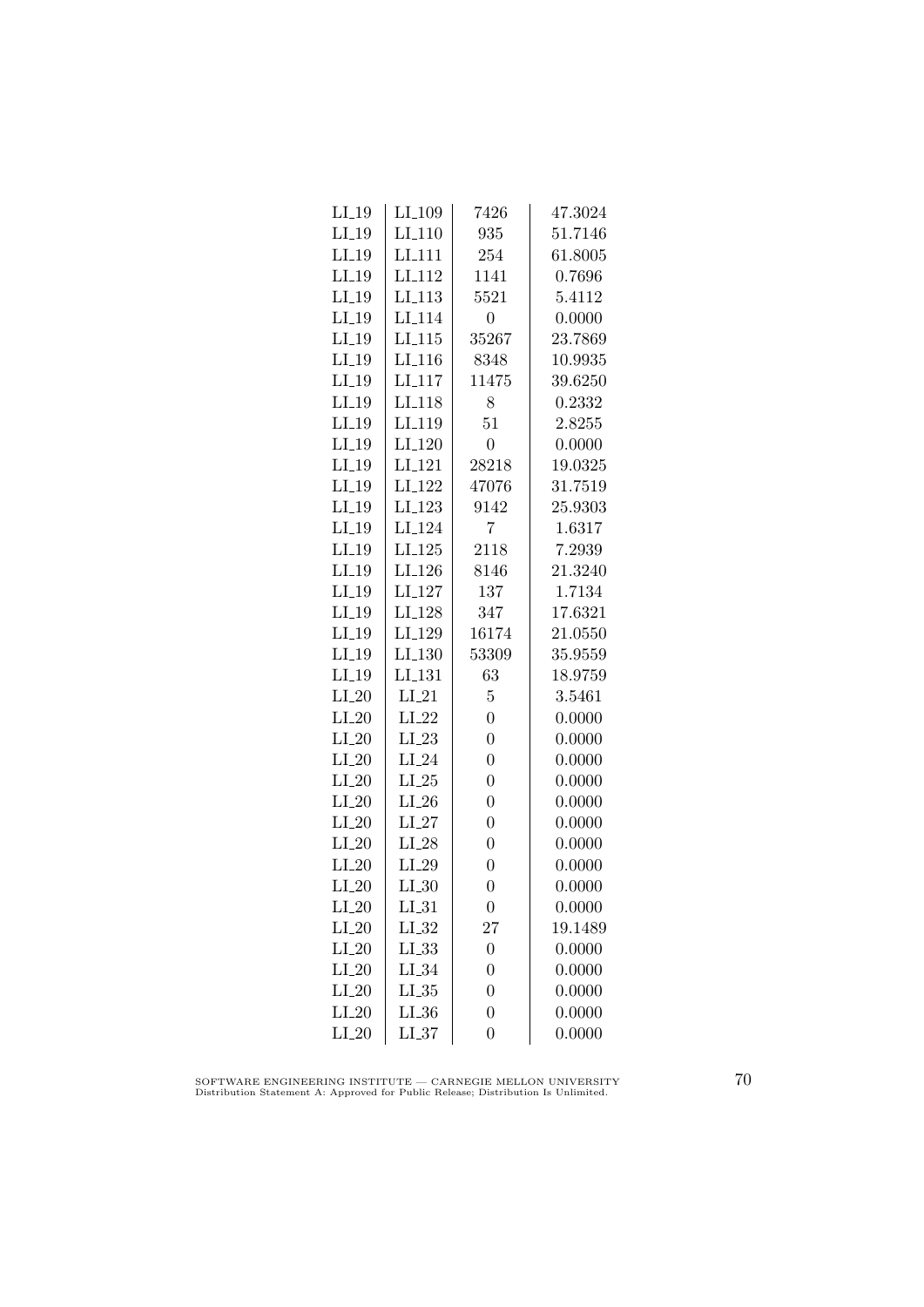| | | | |
|---|---|---|---|
| LI_19 | LI_109 | 7426 | 47.3024 |
| LI_19 | LI_110 | 935 | 51.7146 |
| LI_19 | LI_111 | 254 | 61.8005 |
| LI_19 | LI_112 | 1141 | 0.7696 |
| LI_19 | LI_113 | 5521 | 5.4112 |
| LI_19 | LI_114 | 0 | 0.0000 |
| LI_19 | LI_115 | 35267 | 23.7869 |
| LI_19 | LI_116 | 8348 | 10.9935 |
| LI_19 | LI_117 | 11475 | 39.6250 |
| LI_19 | LI_118 | 8 | 0.2332 |
| LI_19 | LI_119 | 51 | 2.8255 |
| LI_19 | LI_120 | 0 | 0.0000 |
| LI_19 | LI_121 | 28218 | 19.0325 |
| LI_19 | LI_122 | 47076 | 31.7519 |
| LI_19 | LI_123 | 9142 | 25.9303 |
| LI_19 | LI_124 | 7 | 1.6317 |
| LI_19 | LI_125 | 2118 | 7.2939 |
| LI_19 | LI_126 | 8146 | 21.3240 |
| LI_19 | LI_127 | 137 | 1.7134 |
| LI_19 | LI_128 | 347 | 17.6321 |
| LI_19 | LI_129 | 16174 | 21.0550 |
| LI_19 | LI_130 | 53309 | 35.9559 |
| LI_19 | LI_131 | 63 | 18.9759 |
| LI_20 | LI_21 | 5 | 3.5461 |
| LI_20 | LI_22 | 0 | 0.0000 |
| LI_20 | LI_23 | 0 | 0.0000 |
| LI_20 | LI_24 | 0 | 0.0000 |
| LI_20 | LI_25 | 0 | 0.0000 |
| LI_20 | LI_26 | 0 | 0.0000 |
| LI_20 | LI_27 | 0 | 0.0000 |
| LI_20 | LI_28 | 0 | 0.0000 |
| LI_20 | LI_29 | 0 | 0.0000 |
| LI_20 | LI_30 | 0 | 0.0000 |
| LI_20 | LI_31 | 0 | 0.0000 |
| LI_20 | LI_32 | 27 | 19.1489 |
| LI_20 | LI_33 | 0 | 0.0000 |
| LI_20 | LI_34 | 0 | 0.0000 |
| LI_20 | LI_35 | 0 | 0.0000 |
| LI_20 | LI_36 | 0 | 0.0000 |
| LI_20 | LI_37 | 0 | 0.0000 |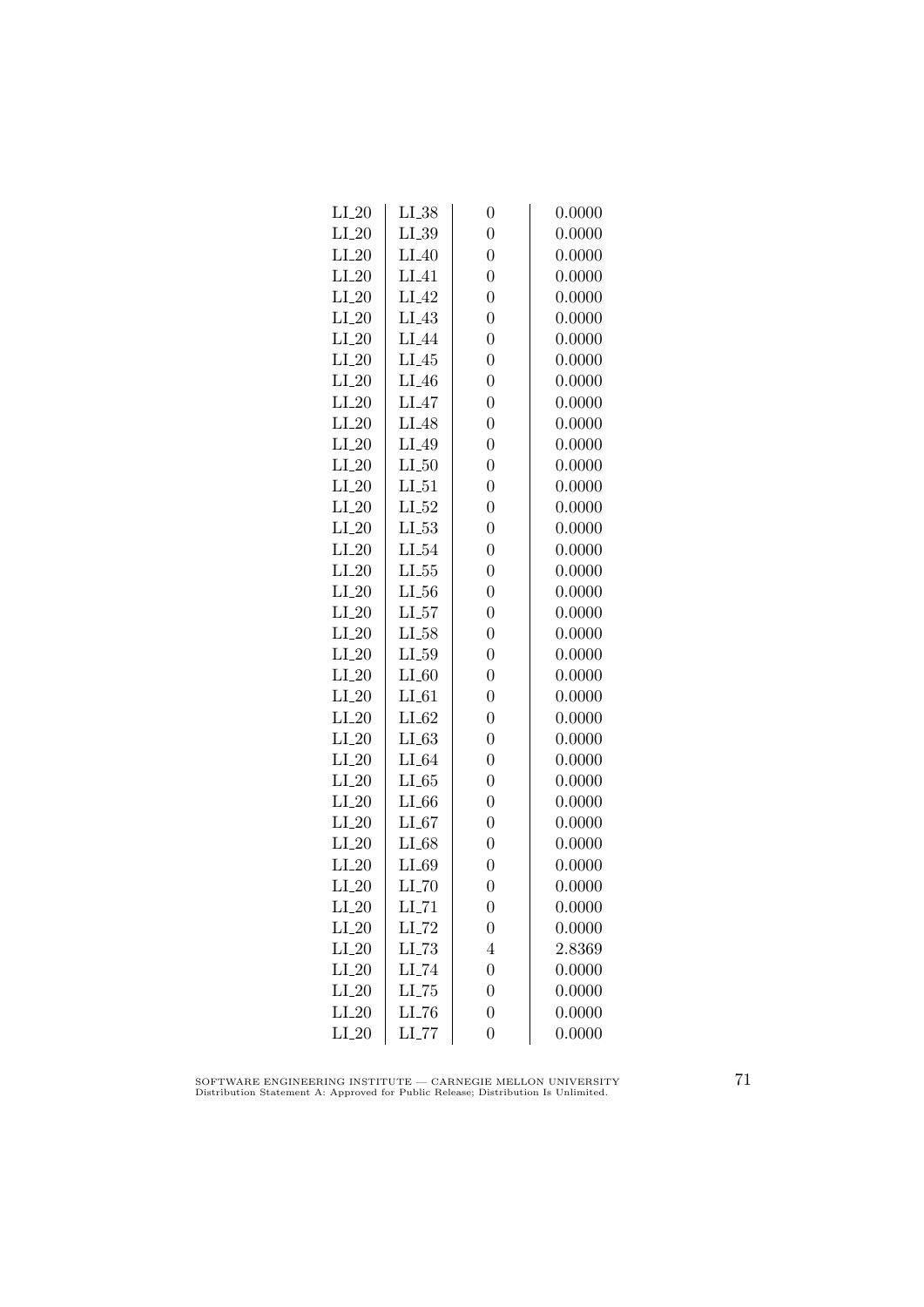| LI_20 | LI_38 | 0 | 0.0000 |
|---|---|---|---|
| LI_20 | LI_39 | 0 | 0.0000 |
| LI_20 | LI_40 | 0 | 0.0000 |
| LI_20 | LI_41 | 0 | 0.0000 |
| LI_20 | LI_42 | 0 | 0.0000 |
| LI_20 | LI_43 | 0 | 0.0000 |
| LI_20 | LI_44 | 0 | 0.0000 |
| LI_20 | LI_45 | 0 | 0.0000 |
| LI_20 | LI_46 | 0 | 0.0000 |
| LI_20 | LI_47 | 0 | 0.0000 |
| LI_20 | LI_48 | 0 | 0.0000 |
| LI_20 | LI_49 | 0 | 0.0000 |
| LI_20 | LI_50 | 0 | 0.0000 |
| LI_20 | LI_51 | 0 | 0.0000 |
| LI_20 | LI_52 | 0 | 0.0000 |
| LI_20 | LI_53 | 0 | 0.0000 |
| LI_20 | LI_54 | 0 | 0.0000 |
| LI_20 | LI_55 | 0 | 0.0000 |
| LI_20 | LI_56 | 0 | 0.0000 |
| LI_20 | LI_57 | 0 | 0.0000 |
| LI_20 | LI_58 | 0 | 0.0000 |
| LI_20 | LI_59 | 0 | 0.0000 |
| LI_20 | LI_60 | 0 | 0.0000 |
| LI_20 | LI_61 | 0 | 0.0000 |
| LI_20 | LI_62 | 0 | 0.0000 |
| LI_20 | LI_63 | 0 | 0.0000 |
| LI_20 | LI_64 | 0 | 0.0000 |
| LI_20 | LI_65 | 0 | 0.0000 |
| LI_20 | LI_66 | 0 | 0.0000 |
| LI_20 | LI_67 | 0 | 0.0000 |
| LI_20 | LI_68 | 0 | 0.0000 |
| LI_20 | LI_69 | 0 | 0.0000 |
| LI_20 | LI_70 | 0 | 0.0000 |
| LI_20 | LI_71 | 0 | 0.0000 |
| LI_20 | LI_72 | 0 | 0.0000 |
| LI_20 | LI_73 | 4 | 2.8369 |
| LI_20 | LI_74 | 0 | 0.0000 |
| LI_20 | LI_75 | 0 | 0.0000 |
| LI_20 | LI_76 | 0 | 0.0000 |
| LI_20 | LI_77 | 0 | 0.0000 |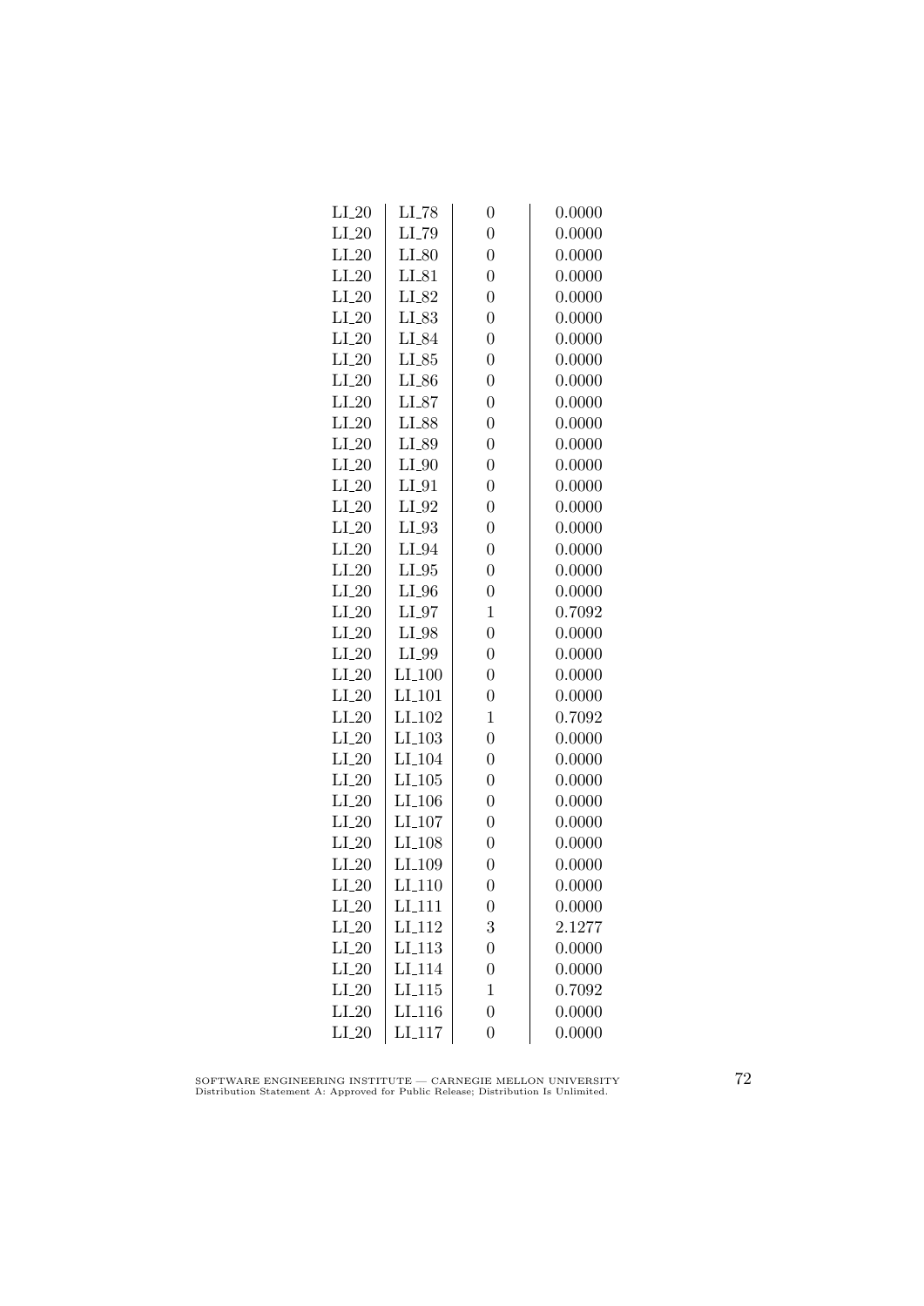| | | | |
|---|---|---|---|
| LI_20 | LI_78 | 0 | 0.0000 |
| LI_20 | LI_79 | 0 | 0.0000 |
| LI_20 | LI_80 | 0 | 0.0000 |
| LI_20 | LI_81 | 0 | 0.0000 |
| LI_20 | LI_82 | 0 | 0.0000 |
| LI_20 | LI_83 | 0 | 0.0000 |
| LI_20 | LI_84 | 0 | 0.0000 |
| LI_20 | LI_85 | 0 | 0.0000 |
| LI_20 | LI_86 | 0 | 0.0000 |
| LI_20 | LI_87 | 0 | 0.0000 |
| LI_20 | LI_88 | 0 | 0.0000 |
| LI_20 | LI_89 | 0 | 0.0000 |
| LI_20 | LI_90 | 0 | 0.0000 |
| LI_20 | LI_91 | 0 | 0.0000 |
| LI_20 | LI_92 | 0 | 0.0000 |
| LI_20 | LI_93 | 0 | 0.0000 |
| LI_20 | LI_94 | 0 | 0.0000 |
| LI_20 | LI_95 | 0 | 0.0000 |
| LI_20 | LI_96 | 0 | 0.0000 |
| LI_20 | LI_97 | 1 | 0.7092 |
| LI_20 | LI_98 | 0 | 0.0000 |
| LI_20 | LI_99 | 0 | 0.0000 |
| LI_20 | LI_100 | 0 | 0.0000 |
| LI_20 | LI_101 | 0 | 0.0000 |
| LI_20 | LI_102 | 1 | 0.7092 |
| LI_20 | LI_103 | 0 | 0.0000 |
| LI_20 | LI_104 | 0 | 0.0000 |
| LI_20 | LI_105 | 0 | 0.0000 |
| LI_20 | LI_106 | 0 | 0.0000 |
| LI_20 | LI_107 | 0 | 0.0000 |
| LI_20 | LI_108 | 0 | 0.0000 |
| LI_20 | LI_109 | 0 | 0.0000 |
| LI_20 | LI_110 | 0 | 0.0000 |
| LI_20 | LI_111 | 0 | 0.0000 |
| LI_20 | LI_112 | 3 | 2.1277 |
| LI_20 | LI_113 | 0 | 0.0000 |
| LI_20 | LI_114 | 0 | 0.0000 |
| LI_20 | LI_115 | 1 | 0.7092 |
| LI_20 | LI_116 | 0 | 0.0000 |
| LI_20 | LI_117 | 0 | 0.0000 |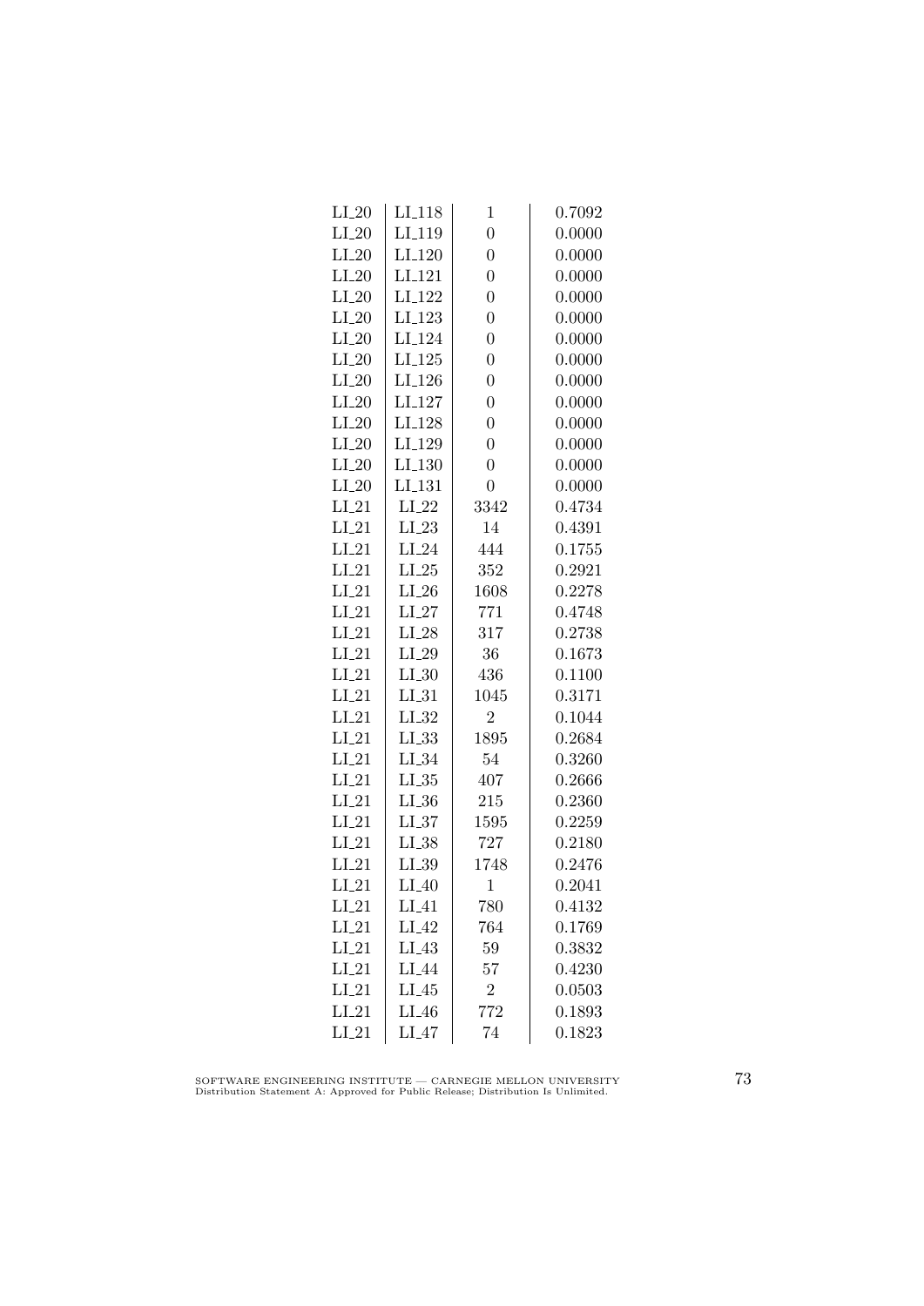| | | | |
|---|---|---|---|
| LI_20 | LI_118 | 1 | 0.7092 |
| LI_20 | LI_119 | 0 | 0.0000 |
| LI_20 | LI_120 | 0 | 0.0000 |
| LI_20 | LI_121 | 0 | 0.0000 |
| LI_20 | LI_122 | 0 | 0.0000 |
| LI_20 | LI_123 | 0 | 0.0000 |
| LI_20 | LI_124 | 0 | 0.0000 |
| LI_20 | LI_125 | 0 | 0.0000 |
| LI_20 | LI_126 | 0 | 0.0000 |
| LI_20 | LI_127 | 0 | 0.0000 |
| LI_20 | LI_128 | 0 | 0.0000 |
| LI_20 | LI_129 | 0 | 0.0000 |
| LI_20 | LI_130 | 0 | 0.0000 |
| LI_20 | LI_131 | 0 | 0.0000 |
| LI_21 | LI_22 | 3342 | 0.4734 |
| LI_21 | LI_23 | 14 | 0.4391 |
| LI_21 | LI_24 | 444 | 0.1755 |
| LI_21 | LI_25 | 352 | 0.2921 |
| LI_21 | LI_26 | 1608 | 0.2278 |
| LI_21 | LI_27 | 771 | 0.4748 |
| LI_21 | LI_28 | 317 | 0.2738 |
| LI_21 | LI_29 | 36 | 0.1673 |
| LI_21 | LI_30 | 436 | 0.1100 |
| LI_21 | LI_31 | 1045 | 0.3171 |
| LI_21 | LI_32 | 2 | 0.1044 |
| LI_21 | LI_33 | 1895 | 0.2684 |
| LI_21 | LI_34 | 54 | 0.3260 |
| LI_21 | LI_35 | 407 | 0.2666 |
| LI_21 | LI_36 | 215 | 0.2360 |
| LI_21 | LI_37 | 1595 | 0.2259 |
| LI_21 | LI_38 | 727 | 0.2180 |
| LI_21 | LI_39 | 1748 | 0.2476 |
| LI_21 | LI_40 | 1 | 0.2041 |
| LI_21 | LI_41 | 780 | 0.4132 |
| LI_21 | LI_42 | 764 | 0.1769 |
| LI_21 | LI_43 | 59 | 0.3832 |
| LI_21 | LI_44 | 57 | 0.4230 |
| LI_21 | LI_45 | 2 | 0.0503 |
| LI_21 | LI_46 | 772 | 0.1893 |
| LI_21 | LI_47 | 74 | 0.1823 |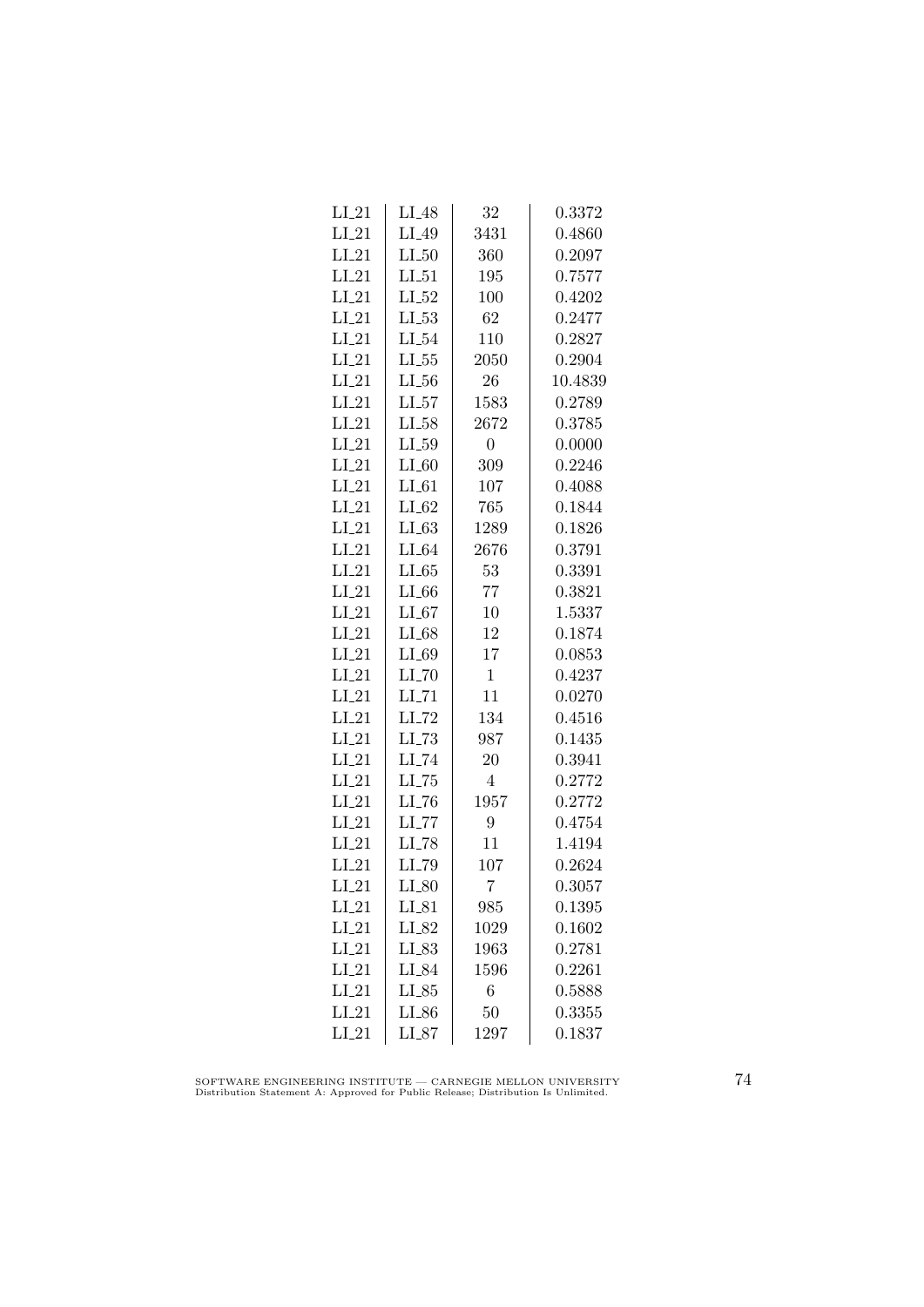| | | | |
|---|---|---|---|
| LI_21 | LI_48 | 32 | 0.3372 |
| LI_21 | LI_49 | 3431 | 0.4860 |
| LI_21 | LI_50 | 360 | 0.2097 |
| LI_21 | LI_51 | 195 | 0.7577 |
| LI_21 | LI_52 | 100 | 0.4202 |
| LI_21 | LI_53 | 62 | 0.2477 |
| LI_21 | LI_54 | 110 | 0.2827 |
| LI_21 | LI_55 | 2050 | 0.2904 |
| LI_21 | LI_56 | 26 | 10.4839 |
| LI_21 | LI_57 | 1583 | 0.2789 |
| LI_21 | LI_58 | 2672 | 0.3785 |
| LI_21 | LI_59 | 0 | 0.0000 |
| LI_21 | LI_60 | 309 | 0.2246 |
| LI_21 | LI_61 | 107 | 0.4088 |
| LI_21 | LI_62 | 765 | 0.1844 |
| LI_21 | LI_63 | 1289 | 0.1826 |
| LI_21 | LI_64 | 2676 | 0.3791 |
| LI_21 | LI_65 | 53 | 0.3391 |
| LI_21 | LI_66 | 77 | 0.3821 |
| LI_21 | LI_67 | 10 | 1.5337 |
| LI_21 | LI_68 | 12 | 0.1874 |
| LI_21 | LI_69 | 17 | 0.0853 |
| LI_21 | LI_70 | 1 | 0.4237 |
| LI_21 | LI_71 | 11 | 0.0270 |
| LI_21 | LI_72 | 134 | 0.4516 |
| LI_21 | LI_73 | 987 | 0.1435 |
| LI_21 | LI_74 | 20 | 0.3941 |
| LI_21 | LI_75 | 4 | 0.2772 |
| LI_21 | LI_76 | 1957 | 0.2772 |
| LI_21 | LI_77 | 9 | 0.4754 |
| LI_21 | LI_78 | 11 | 1.4194 |
| LI_21 | LI_79 | 107 | 0.2624 |
| LI_21 | LI_80 | 7 | 0.3057 |
| LI_21 | LI_81 | 985 | 0.1395 |
| LI_21 | LI_82 | 1029 | 0.1602 |
| LI_21 | LI_83 | 1963 | 0.2781 |
| LI_21 | LI_84 | 1596 | 0.2261 |
| LI_21 | LI_85 | 6 | 0.5888 |
| LI_21 | LI_86 | 50 | 0.3355 |
| LI_21 | LI_87 | 1297 | 0.1837 |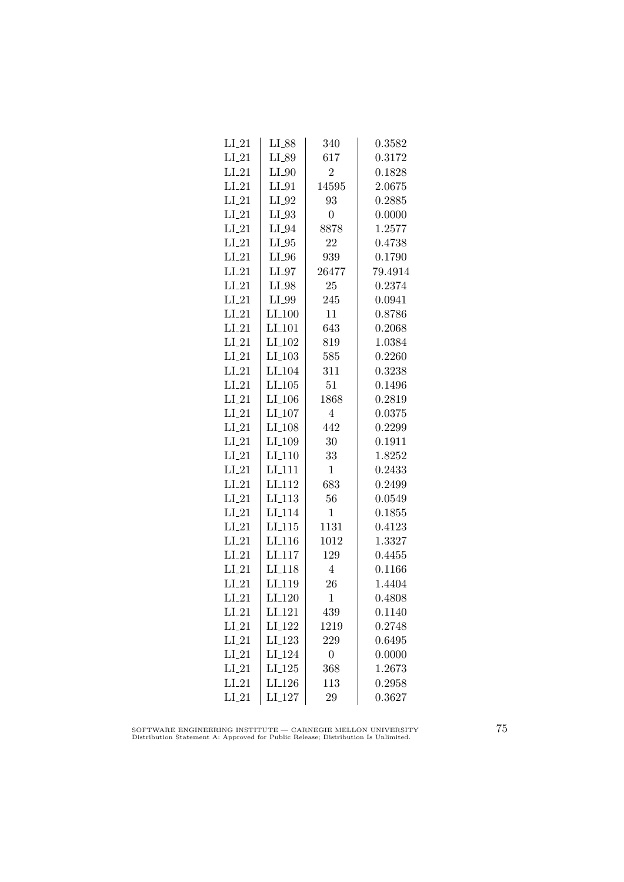| LI_21 | LI_88 | 340 | 0.3582 |
|---|---|---|---|
| LI_21 | LI_89 | 617 | 0.3172 |
| LI_21 | LI_90 | 2 | 0.1828 |
| LI_21 | LI_91 | 14595 | 2.0675 |
| LI_21 | LI_92 | 93 | 0.2885 |
| LI_21 | LI_93 | 0 | 0.0000 |
| LI_21 | LI_94 | 8878 | 1.2577 |
| LI_21 | LI_95 | 22 | 0.4738 |
| LI_21 | LI_96 | 939 | 0.1790 |
| LI_21 | LI_97 | 26477 | 79.4914 |
| LI_21 | LI_98 | 25 | 0.2374 |
| LI_21 | LI_99 | 245 | 0.0941 |
| LI_21 | LI_100 | 11 | 0.8786 |
| LI_21 | LI_101 | 643 | 0.2068 |
| LI_21 | LI_102 | 819 | 1.0384 |
| LI_21 | LI_103 | 585 | 0.2260 |
| LI_21 | LI_104 | 311 | 0.3238 |
| LI_21 | LI_105 | 51 | 0.1496 |
| LI_21 | LI_106 | 1868 | 0.2819 |
| LI_21 | LI_107 | 4 | 0.0375 |
| LI_21 | LI_108 | 442 | 0.2299 |
| LI_21 | LI_109 | 30 | 0.1911 |
| LI_21 | LI_110 | 33 | 1.8252 |
| LI_21 | LI_111 | 1 | 0.2433 |
| LI_21 | LI_112 | 683 | 0.2499 |
| LI_21 | LI_113 | 56 | 0.0549 |
| LI_21 | LI_114 | 1 | 0.1855 |
| LI_21 | LI_115 | 1131 | 0.4123 |
| LI_21 | LI_116 | 1012 | 1.3327 |
| LI_21 | LI_117 | 129 | 0.4455 |
| LI_21 | LI_118 | 4 | 0.1166 |
| LI_21 | LI_119 | 26 | 1.4404 |
| LI_21 | LI_120 | 1 | 0.4808 |
| LI_21 | LI_121 | 439 | 0.1140 |
| LI_21 | LI_122 | 1219 | 0.2748 |
| LI_21 | LI_123 | 229 | 0.6495 |
| LI_21 | LI_124 | 0 | 0.0000 |
| LI_21 | LI_125 | 368 | 1.2673 |
| LI_21 | LI_126 | 113 | 0.2958 |
| LI_21 | LI_127 | 29 | 0.3627 |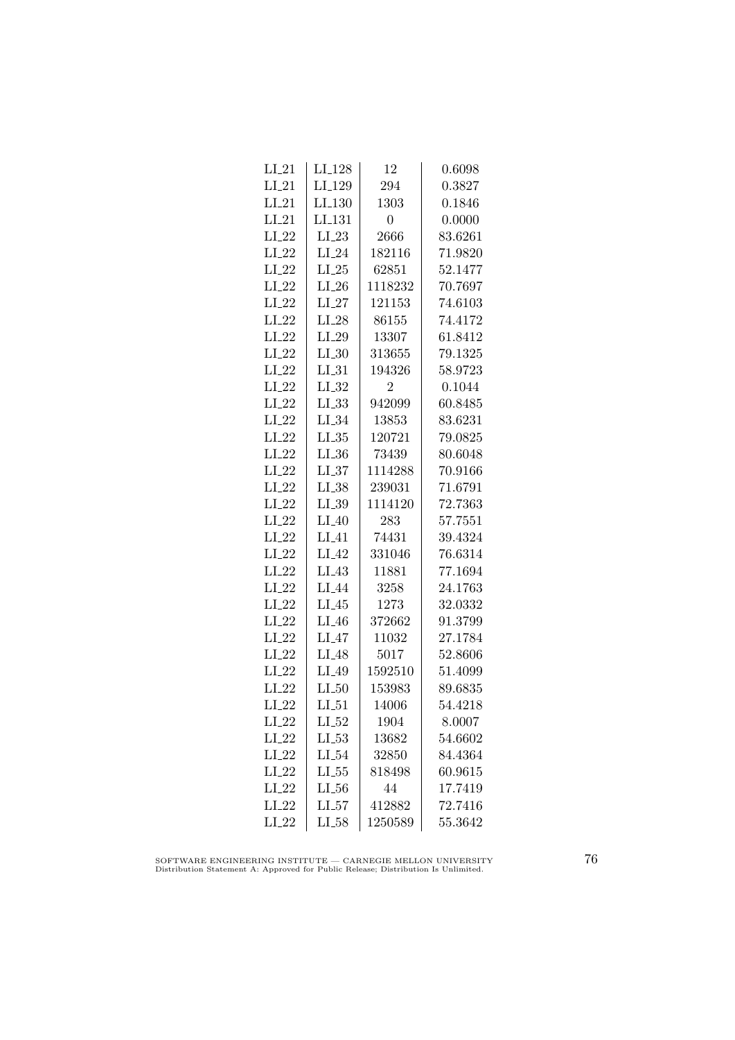| LI_21 | LI_128 | 12 | 0.6098 |
|---|---|---|---|
| LI_21 | LI_129 | 294 | 0.3827 |
| LI_21 | LI_130 | 1303 | 0.1846 |
| LI_21 | LI_131 | 0 | 0.0000 |
| LI_22 | LI_23 | 2666 | 83.6261 |
| LI_22 | LI_24 | 182116 | 71.9820 |
| LI_22 | LI_25 | 62851 | 52.1477 |
| LI_22 | LI_26 | 1118232 | 70.7697 |
| LI_22 | LI_27 | 121153 | 74.6103 |
| LI_22 | LI_28 | 86155 | 74.4172 |
| LI_22 | LI_29 | 13307 | 61.8412 |
| LI_22 | LI_30 | 313655 | 79.1325 |
| LI_22 | LI_31 | 194326 | 58.9723 |
| LI_22 | LI_32 | 2 | 0.1044 |
| LI_22 | LI_33 | 942099 | 60.8485 |
| LI_22 | LI_34 | 13853 | 83.6231 |
| LI_22 | LI_35 | 120721 | 79.0825 |
| LI_22 | LI_36 | 73439 | 80.6048 |
| LI_22 | LI_37 | 1114288 | 70.9166 |
| LI_22 | LI_38 | 239031 | 71.6791 |
| LI_22 | LI_39 | 1114120 | 72.7363 |
| LI_22 | LI_40 | 283 | 57.7551 |
| LI_22 | LI_41 | 74431 | 39.4324 |
| LI_22 | LI_42 | 331046 | 76.6314 |
| LI_22 | LI_43 | 11881 | 77.1694 |
| LI_22 | LI_44 | 3258 | 24.1763 |
| LI_22 | LI_45 | 1273 | 32.0332 |
| LI_22 | LI_46 | 372662 | 91.3799 |
| LI_22 | LI_47 | 11032 | 27.1784 |
| LI_22 | LI_48 | 5017 | 52.8606 |
| LI_22 | LI_49 | 1592510 | 51.4099 |
| LI_22 | LI_50 | 153983 | 89.6835 |
| LI_22 | LI_51 | 14006 | 54.4218 |
| LI_22 | LI_52 | 1904 | 8.0007 |
| LI_22 | LI_53 | 13682 | 54.6602 |
| LI_22 | LI_54 | 32850 | 84.4364 |
| LI_22 | LI_55 | 818498 | 60.9615 |
| LI_22 | LI_56 | 44 | 17.7419 |
| LI_22 | LI_57 | 412882 | 72.7416 |
| LI_22 | LI_58 | 1250589 | 55.3642 |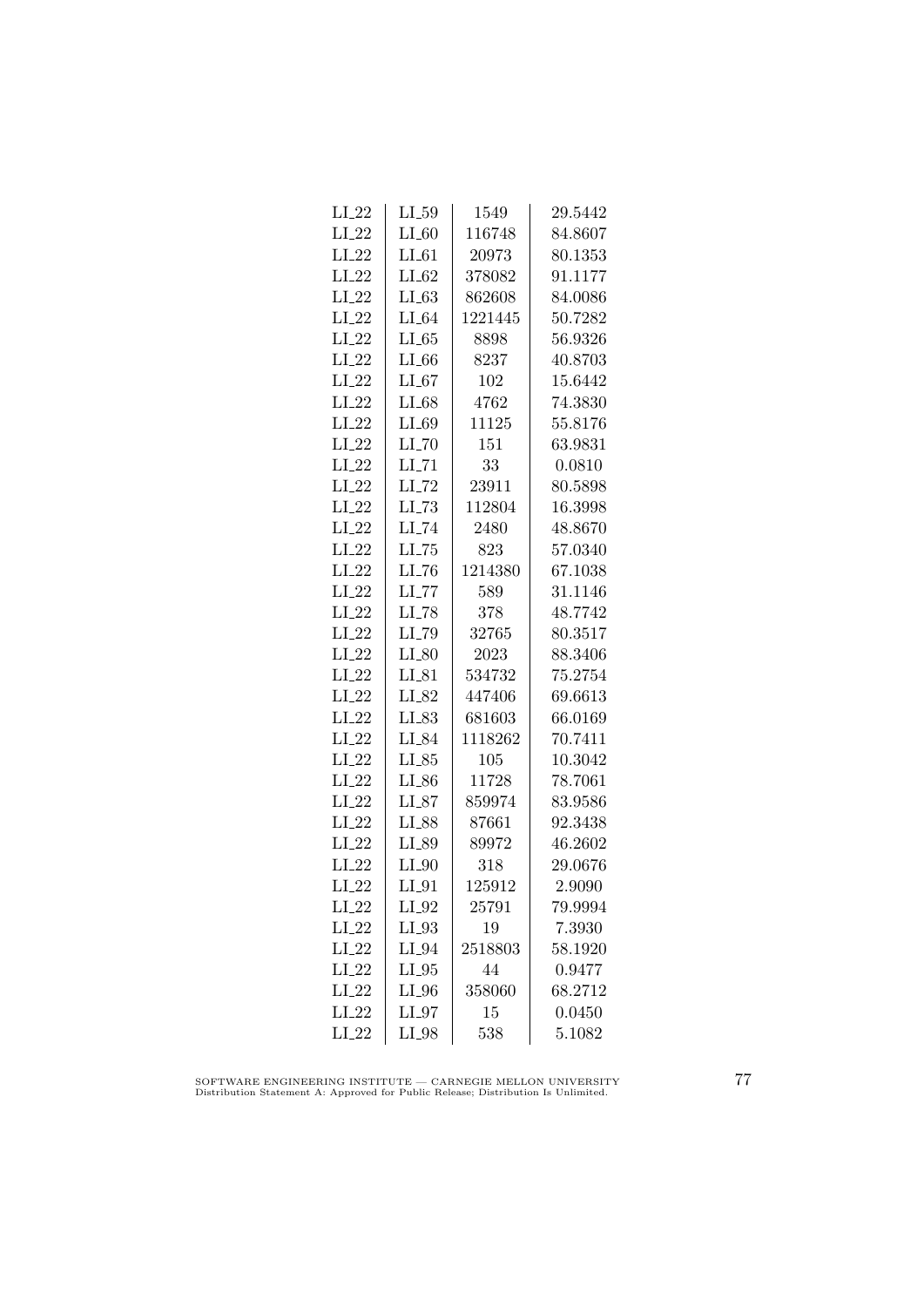| LI_22 | LI_59 | 1549 | 29.5442 |
|---|---|---|---|
| LI_22 | LI_60 | 116748 | 84.8607 |
| LI_22 | LI_61 | 20973 | 80.1353 |
| LI_22 | LI_62 | 378082 | 91.1177 |
| LI_22 | LI_63 | 862608 | 84.0086 |
| LI_22 | LI_64 | 1221445 | 50.7282 |
| LI_22 | LI_65 | 8898 | 56.9326 |
| LI_22 | LI_66 | 8237 | 40.8703 |
| LI_22 | LI_67 | 102 | 15.6442 |
| LI_22 | LI_68 | 4762 | 74.3830 |
| LI_22 | LI_69 | 11125 | 55.8176 |
| LI_22 | LI_70 | 151 | 63.9831 |
| LI_22 | LI_71 | 33 | 0.0810 |
| LI_22 | LI_72 | 23911 | 80.5898 |
| LI_22 | LI_73 | 112804 | 16.3998 |
| LI_22 | LI_74 | 2480 | 48.8670 |
| LI_22 | LI_75 | 823 | 57.0340 |
| LI_22 | LI_76 | 1214380 | 67.1038 |
| LI_22 | LI_77 | 589 | 31.1146 |
| LI_22 | LI_78 | 378 | 48.7742 |
| LI_22 | LI_79 | 32765 | 80.3517 |
| LI_22 | LI_80 | 2023 | 88.3406 |
| LI_22 | LI_81 | 534732 | 75.2754 |
| LI_22 | LI_82 | 447406 | 69.6613 |
| LI_22 | LI_83 | 681603 | 66.0169 |
| LI_22 | LI_84 | 1118262 | 70.7411 |
| LI_22 | LI_85 | 105 | 10.3042 |
| LI_22 | LI_86 | 11728 | 78.7061 |
| LI_22 | LI_87 | 859974 | 83.9586 |
| LI_22 | LI_88 | 87661 | 92.3438 |
| LI_22 | LI_89 | 89972 | 46.2602 |
| LI_22 | LI_90 | 318 | 29.0676 |
| LI_22 | LI_91 | 125912 | 2.9090 |
| LI_22 | LI_92 | 25791 | 79.9994 |
| LI_22 | LI_93 | 19 | 7.3930 |
| LI_22 | LI_94 | 2518803 | 58.1920 |
| LI_22 | LI_95 | 44 | 0.9477 |
| LI_22 | LI_96 | 358060 | 68.2712 |
| LI_22 | LI_97 | 15 | 0.0450 |
| LI_22 | LI_98 | 538 | 5.1082 |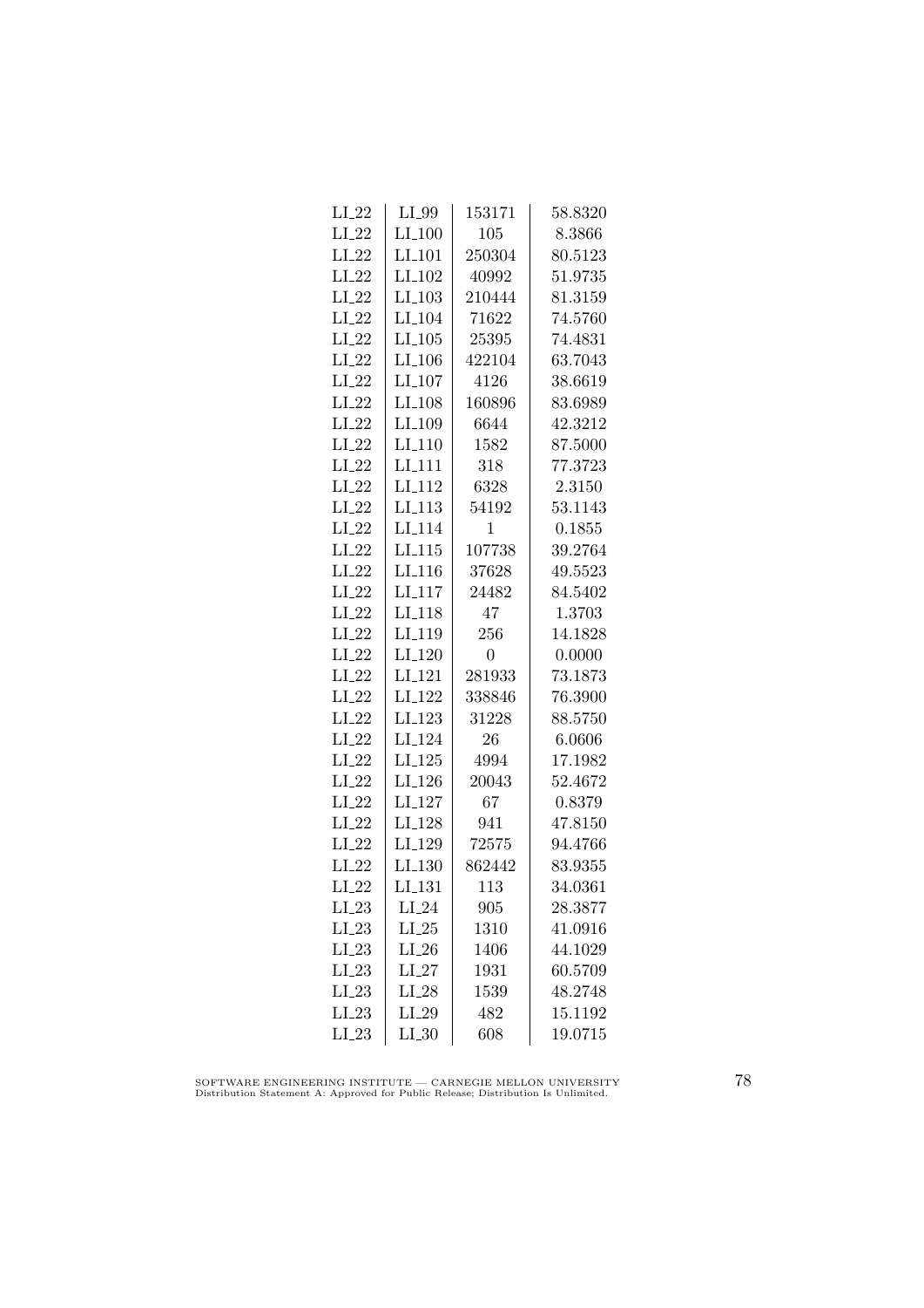| LI_22 | LI_99 | 153171 | 58.8320 |
|---|---|---|---|
| LI_22 | LI_100 | 105 | 8.3866 |
| LI_22 | LI_101 | 250304 | 80.5123 |
| LI_22 | LI_102 | 40992 | 51.9735 |
| LI_22 | LI_103 | 210444 | 81.3159 |
| LI_22 | LI_104 | 71622 | 74.5760 |
| LI_22 | LI_105 | 25395 | 74.4831 |
| LI_22 | LI_106 | 422104 | 63.7043 |
| LI_22 | LI_107 | 4126 | 38.6619 |
| LI_22 | LI_108 | 160896 | 83.6989 |
| LI_22 | LI_109 | 6644 | 42.3212 |
| LI_22 | LI_110 | 1582 | 87.5000 |
| LI_22 | LI_111 | 318 | 77.3723 |
| LI_22 | LI_112 | 6328 | 2.3150 |
| LI_22 | LI_113 | 54192 | 53.1143 |
| LI_22 | LI_114 | 1 | 0.1855 |
| LI_22 | LI_115 | 107738 | 39.2764 |
| LI_22 | LI_116 | 37628 | 49.5523 |
| LI_22 | LI_117 | 24482 | 84.5402 |
| LI_22 | LI_118 | 47 | 1.3703 |
| LI_22 | LI_119 | 256 | 14.1828 |
| LI_22 | LI_120 | 0 | 0.0000 |
| LI_22 | LI_121 | 281933 | 73.1873 |
| LI_22 | LI_122 | 338846 | 76.3900 |
| LI_22 | LI_123 | 31228 | 88.5750 |
| LI_22 | LI_124 | 26 | 6.0606 |
| LI_22 | LI_125 | 4994 | 17.1982 |
| LI_22 | LI_126 | 20043 | 52.4672 |
| LI_22 | LI_127 | 67 | 0.8379 |
| LI_22 | LI_128 | 941 | 47.8150 |
| LI_22 | LI_129 | 72575 | 94.4766 |
| LI_22 | LI_130 | 862442 | 83.9355 |
| LI_22 | LI_131 | 113 | 34.0361 |
| LI_23 | LI_24 | 905 | 28.3877 |
| LI_23 | LI_25 | 1310 | 41.0916 |
| LI_23 | LI_26 | 1406 | 44.1029 |
| LI_23 | LI_27 | 1931 | 60.5709 |
| LI_23 | LI_28 | 1539 | 48.2748 |
| LI_23 | LI_29 | 482 | 15.1192 |
| LI_23 | LI_30 | 608 | 19.0715 |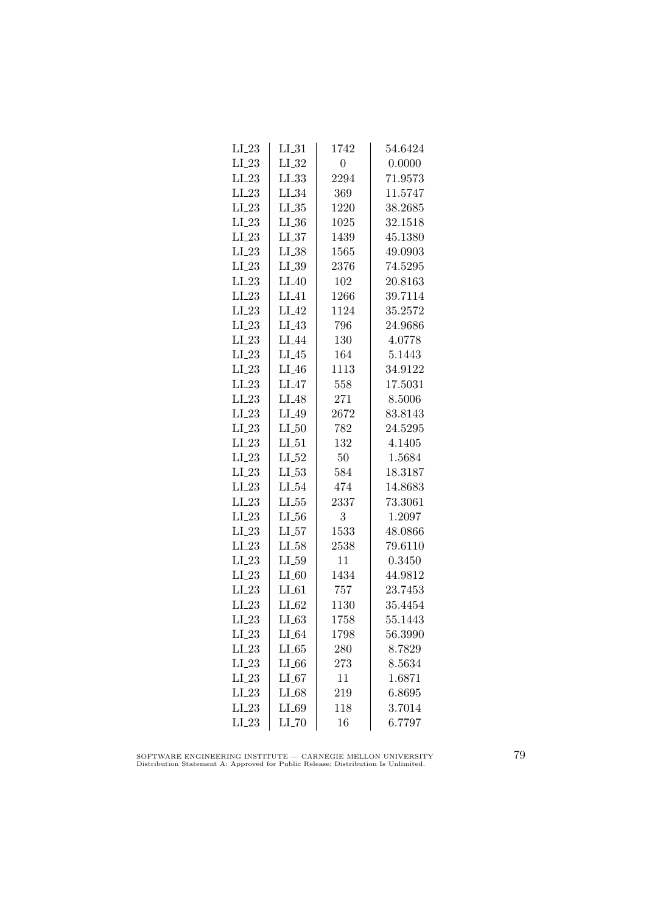| LI_23 | LI_31 | 1742 | 54.6424 |
|---|---|---|---|
| LI_23 | LI_32 | 0 | 0.0000 |
| LI_23 | LI_33 | 2294 | 71.9573 |
| LI_23 | LI_34 | 369 | 11.5747 |
| LI_23 | LI_35 | 1220 | 38.2685 |
| LI_23 | LI_36 | 1025 | 32.1518 |
| LI_23 | LI_37 | 1439 | 45.1380 |
| LI_23 | LI_38 | 1565 | 49.0903 |
| LI_23 | LI_39 | 2376 | 74.5295 |
| LI_23 | LI_40 | 102 | 20.8163 |
| LI_23 | LI_41 | 1266 | 39.7114 |
| LI_23 | LI_42 | 1124 | 35.2572 |
| LI_23 | LI_43 | 796 | 24.9686 |
| LI_23 | LI_44 | 130 | 4.0778 |
| LI_23 | LI_45 | 164 | 5.1443 |
| LI_23 | LI_46 | 1113 | 34.9122 |
| LI_23 | LI_47 | 558 | 17.5031 |
| LI_23 | LI_48 | 271 | 8.5006 |
| LI_23 | LI_49 | 2672 | 83.8143 |
| LI_23 | LI_50 | 782 | 24.5295 |
| LI_23 | LI_51 | 132 | 4.1405 |
| LI_23 | LI_52 | 50 | 1.5684 |
| LI_23 | LI_53 | 584 | 18.3187 |
| LI_23 | LI_54 | 474 | 14.8683 |
| LI_23 | LI_55 | 2337 | 73.3061 |
| LI_23 | LI_56 | 3 | 1.2097 |
| LI_23 | LI_57 | 1533 | 48.0866 |
| LI_23 | LI_58 | 2538 | 79.6110 |
| LI_23 | LI_59 | 11 | 0.3450 |
| LI_23 | LI_60 | 1434 | 44.9812 |
| LI_23 | LI_61 | 757 | 23.7453 |
| LI_23 | LI_62 | 1130 | 35.4454 |
| LI_23 | LI_63 | 1758 | 55.1443 |
| LI_23 | LI_64 | 1798 | 56.3990 |
| LI_23 | LI_65 | 280 | 8.7829 |
| LI_23 | LI_66 | 273 | 8.5634 |
| LI_23 | LI_67 | 11 | 1.6871 |
| LI_23 | LI_68 | 219 | 6.8695 |
| LI_23 | LI_69 | 118 | 3.7014 |
| LI_23 | LI_70 | 16 | 6.7797 |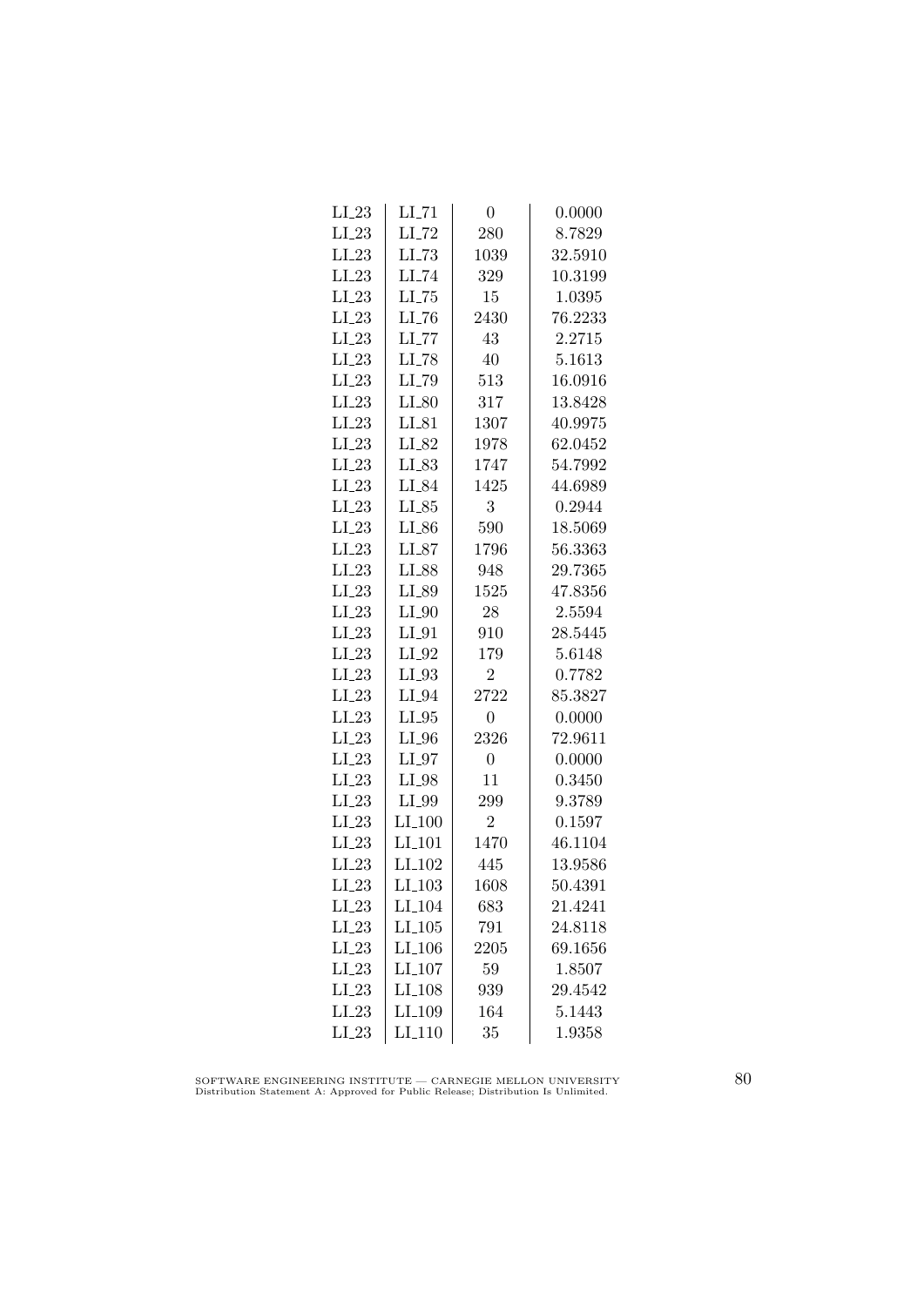| | | | |
|---|---|---|---|
| LI_23 | LI_71 | 0 | 0.0000 |
| LI_23 | LI_72 | 280 | 8.7829 |
| LI_23 | LI_73 | 1039 | 32.5910 |
| LI_23 | LI_74 | 329 | 10.3199 |
| LI_23 | LI_75 | 15 | 1.0395 |
| LI_23 | LI_76 | 2430 | 76.2233 |
| LI_23 | LI_77 | 43 | 2.2715 |
| LI_23 | LI_78 | 40 | 5.1613 |
| LI_23 | LI_79 | 513 | 16.0916 |
| LI_23 | LI_80 | 317 | 13.8428 |
| LI_23 | LI_81 | 1307 | 40.9975 |
| LI_23 | LI_82 | 1978 | 62.0452 |
| LI_23 | LI_83 | 1747 | 54.7992 |
| LI_23 | LI_84 | 1425 | 44.6989 |
| LI_23 | LI_85 | 3 | 0.2944 |
| LI_23 | LI_86 | 590 | 18.5069 |
| LI_23 | LI_87 | 1796 | 56.3363 |
| LI_23 | LI_88 | 948 | 29.7365 |
| LI_23 | LI_89 | 1525 | 47.8356 |
| LI_23 | LI_90 | 28 | 2.5594 |
| LI_23 | LI_91 | 910 | 28.5445 |
| LI_23 | LI_92 | 179 | 5.6148 |
| LI_23 | LI_93 | 2 | 0.7782 |
| LI_23 | LI_94 | 2722 | 85.3827 |
| LI_23 | LI_95 | 0 | 0.0000 |
| LI_23 | LI_96 | 2326 | 72.9611 |
| LI_23 | LI_97 | 0 | 0.0000 |
| LI_23 | LI_98 | 11 | 0.3450 |
| LI_23 | LI_99 | 299 | 9.3789 |
| LI_23 | LI_100 | 2 | 0.1597 |
| LI_23 | LI_101 | 1470 | 46.1104 |
| LI_23 | LI_102 | 445 | 13.9586 |
| LI_23 | LI_103 | 1608 | 50.4391 |
| LI_23 | LI_104 | 683 | 21.4241 |
| LI_23 | LI_105 | 791 | 24.8118 |
| LI_23 | LI_106 | 2205 | 69.1656 |
| LI_23 | LI_107 | 59 | 1.8507 |
| LI_23 | LI_108 | 939 | 29.4542 |
| LI_23 | LI_109 | 164 | 5.1443 |
| LI_23 | LI_110 | 35 | 1.9358 |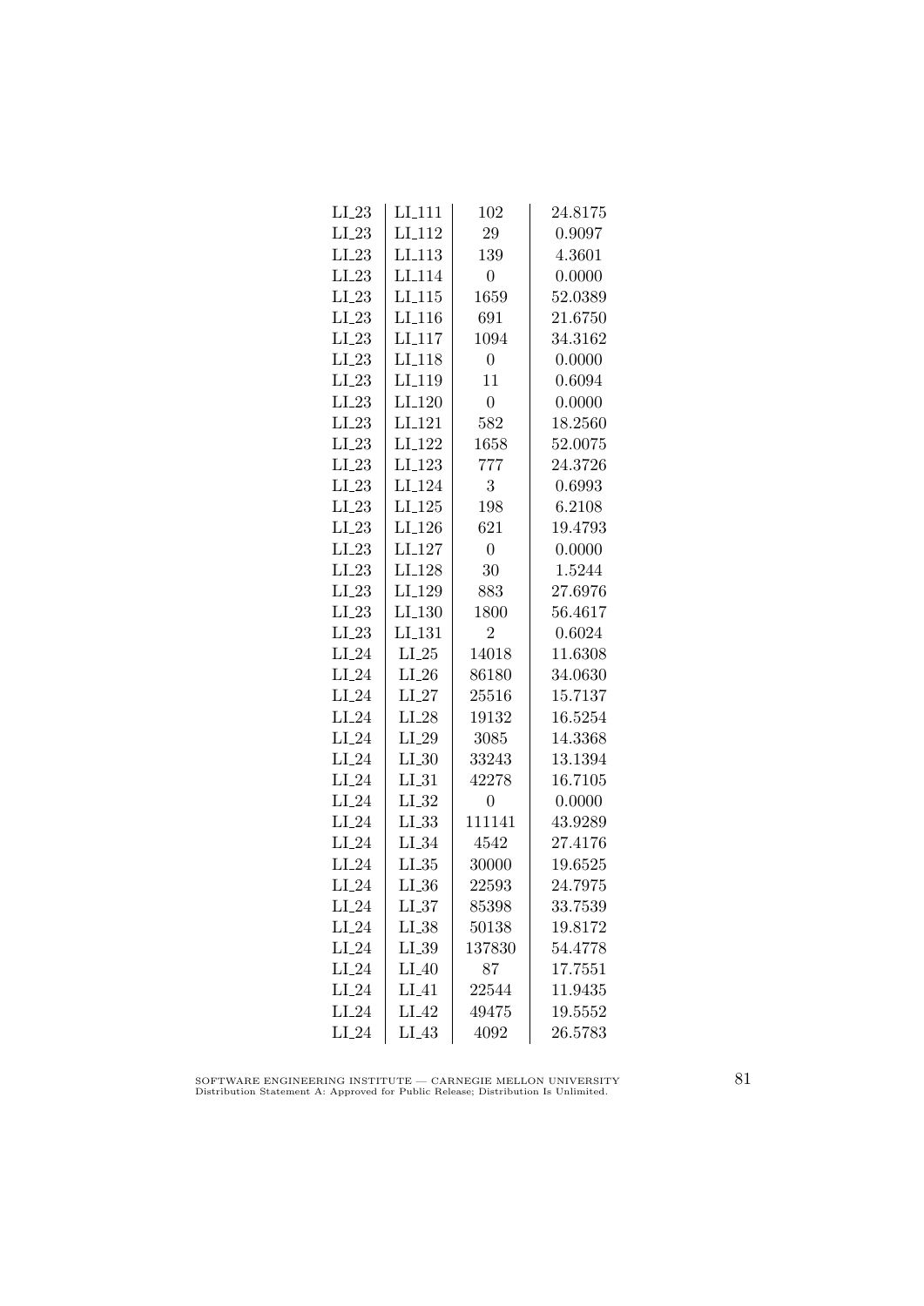| | | | |
|---|---|---|---|
| LI_23 | LI_111 | 102 | 24.8175 |
| LI_23 | LI_112 | 29 | 0.9097 |
| LI_23 | LI_113 | 139 | 4.3601 |
| LI_23 | LI_114 | 0 | 0.0000 |
| LI_23 | LI_115 | 1659 | 52.0389 |
| LI_23 | LI_116 | 691 | 21.6750 |
| LI_23 | LI_117 | 1094 | 34.3162 |
| LI_23 | LI_118 | 0 | 0.0000 |
| LI_23 | LI_119 | 11 | 0.6094 |
| LI_23 | LI_120 | 0 | 0.0000 |
| LI_23 | LI_121 | 582 | 18.2560 |
| LI_23 | LI_122 | 1658 | 52.0075 |
| LI_23 | LI_123 | 777 | 24.3726 |
| LI_23 | LI_124 | 3 | 0.6993 |
| LI_23 | LI_125 | 198 | 6.2108 |
| LI_23 | LI_126 | 621 | 19.4793 |
| LI_23 | LI_127 | 0 | 0.0000 |
| LI_23 | LI_128 | 30 | 1.5244 |
| LI_23 | LI_129 | 883 | 27.6976 |
| LI_23 | LI_130 | 1800 | 56.4617 |
| LI_23 | LI_131 | 2 | 0.6024 |
| LI_24 | LI_25 | 14018 | 11.6308 |
| LI_24 | LI_26 | 86180 | 34.0630 |
| LI_24 | LI_27 | 25516 | 15.7137 |
| LI_24 | LI_28 | 19132 | 16.5254 |
| LI_24 | LI_29 | 3085 | 14.3368 |
| LI_24 | LI_30 | 33243 | 13.1394 |
| LI_24 | LI_31 | 42278 | 16.7105 |
| LI_24 | LI_32 | 0 | 0.0000 |
| LI_24 | LI_33 | 111141 | 43.9289 |
| LI_24 | LI_34 | 4542 | 27.4176 |
| LI_24 | LI_35 | 30000 | 19.6525 |
| LI_24 | LI_36 | 22593 | 24.7975 |
| LI_24 | LI_37 | 85398 | 33.7539 |
| LI_24 | LI_38 | 50138 | 19.8172 |
| LI_24 | LI_39 | 137830 | 54.4778 |
| LI_24 | LI_40 | 87 | 17.7551 |
| LI_24 | LI_41 | 22544 | 11.9435 |
| LI_24 | LI_42 | 49475 | 19.5552 |
| LI_24 | LI_43 | 4092 | 26.5783 |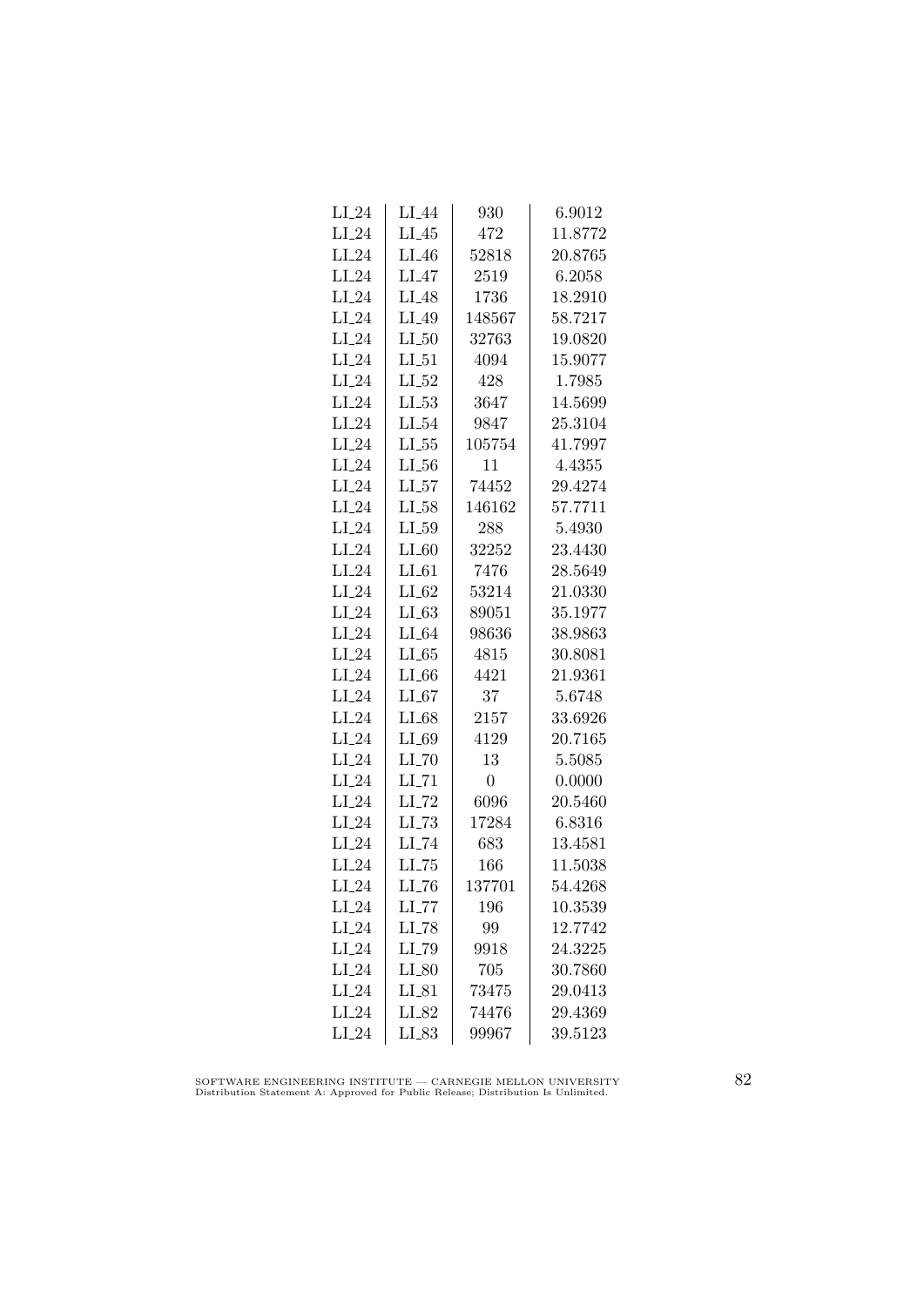| LI_24 | LI_44 | 930 | 6.9012 |
|---|---|---|---|
| LI_24 | LI_45 | 472 | 11.8772 |
| LI_24 | LI_46 | 52818 | 20.8765 |
| LI_24 | LI_47 | 2519 | 6.2058 |
| LI_24 | LI_48 | 1736 | 18.2910 |
| LI_24 | LI_49 | 148567 | 58.7217 |
| LI_24 | LI_50 | 32763 | 19.0820 |
| LI_24 | LI_51 | 4094 | 15.9077 |
| LI_24 | LI_52 | 428 | 1.7985 |
| LI_24 | LI_53 | 3647 | 14.5699 |
| LI_24 | LI_54 | 9847 | 25.3104 |
| LI_24 | LI_55 | 105754 | 41.7997 |
| LI_24 | LI_56 | 11 | 4.4355 |
| LI_24 | LI_57 | 74452 | 29.4274 |
| LI_24 | LI_58 | 146162 | 57.7711 |
| LI_24 | LI_59 | 288 | 5.4930 |
| LI_24 | LI_60 | 32252 | 23.4430 |
| LI_24 | LI_61 | 7476 | 28.5649 |
| LI_24 | LI_62 | 53214 | 21.0330 |
| LI_24 | LI_63 | 89051 | 35.1977 |
| LI_24 | LI_64 | 98636 | 38.9863 |
| LI_24 | LI_65 | 4815 | 30.8081 |
| LI_24 | LI_66 | 4421 | 21.9361 |
| LI_24 | LI_67 | 37 | 5.6748 |
| LI_24 | LI_68 | 2157 | 33.6926 |
| LI_24 | LI_69 | 4129 | 20.7165 |
| LI_24 | LI_70 | 13 | 5.5085 |
| LI_24 | LI_71 | 0 | 0.0000 |
| LI_24 | LI_72 | 6096 | 20.5460 |
| LI_24 | LI_73 | 17284 | 6.8316 |
| LI_24 | LI_74 | 683 | 13.4581 |
| LI_24 | LI_75 | 166 | 11.5038 |
| LI_24 | LI_76 | 137701 | 54.4268 |
| LI_24 | LI_77 | 196 | 10.3539 |
| LI_24 | LI_78 | 99 | 12.7742 |
| LI_24 | LI_79 | 9918 | 24.3225 |
| LI_24 | LI_80 | 705 | 30.7860 |
| LI_24 | LI_81 | 73475 | 29.0413 |
| LI_24 | LI_82 | 74476 | 29.4369 |
| LI_24 | LI_83 | 99967 | 39.5123 |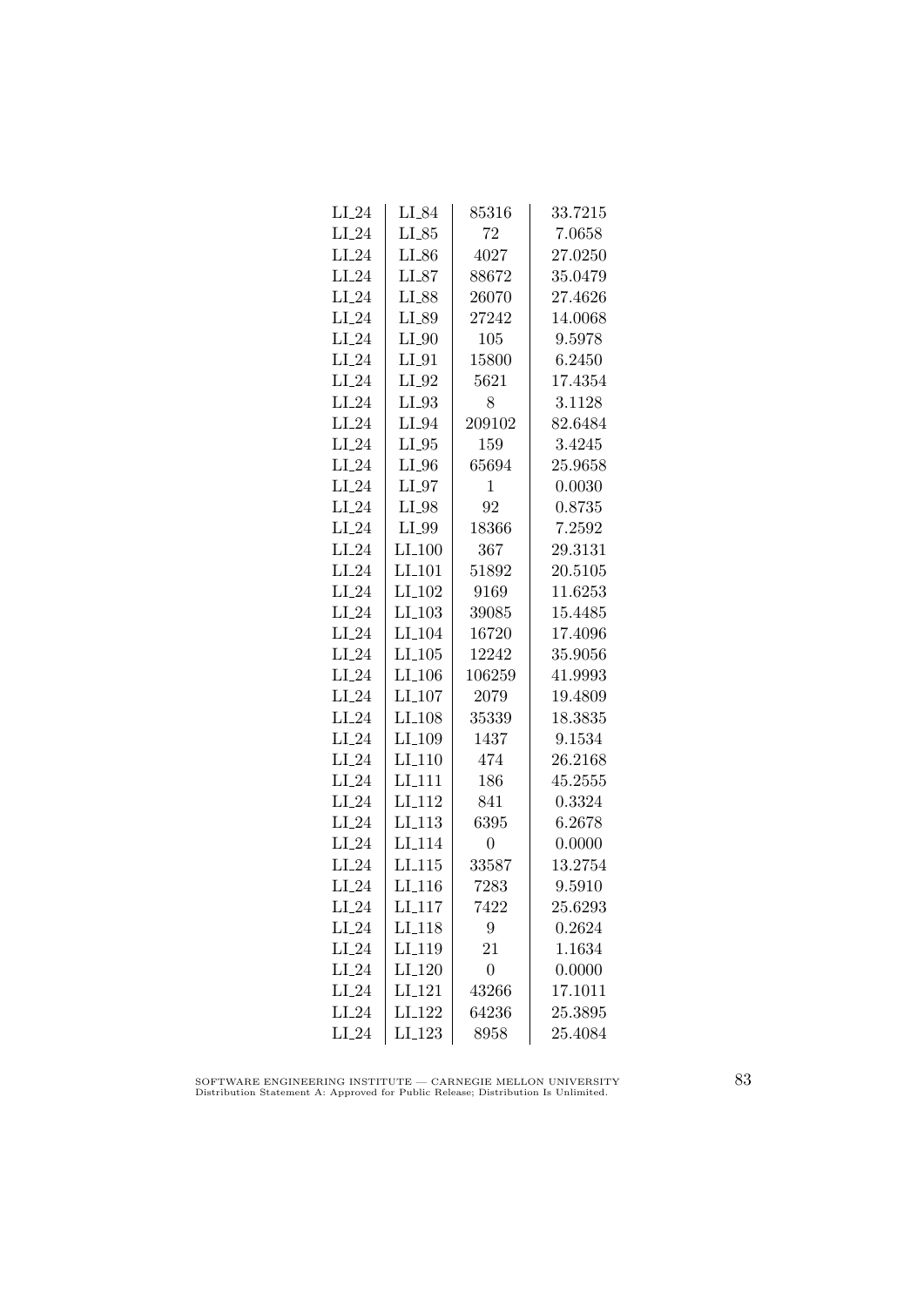| LI_24 | LI_84 | 85316 | 33.7215 |
|---|---|---|---|
| LI_24 | LI_85 | 72 | 7.0658 |
| LI_24 | LI_86 | 4027 | 27.0250 |
| LI_24 | LI_87 | 88672 | 35.0479 |
| LI_24 | LI_88 | 26070 | 27.4626 |
| LI_24 | LI_89 | 27242 | 14.0068 |
| LI_24 | LI_90 | 105 | 9.5978 |
| LI_24 | LI_91 | 15800 | 6.2450 |
| LI_24 | LI_92 | 5621 | 17.4354 |
| LI_24 | LI_93 | 8 | 3.1128 |
| LI_24 | LI_94 | 209102 | 82.6484 |
| LI_24 | LI_95 | 159 | 3.4245 |
| LI_24 | LI_96 | 65694 | 25.9658 |
| LI_24 | LI_97 | 1 | 0.0030 |
| LI_24 | LI_98 | 92 | 0.8735 |
| LI_24 | LI_99 | 18366 | 7.2592 |
| LI_24 | LI_100 | 367 | 29.3131 |
| LI_24 | LI_101 | 51892 | 20.5105 |
| LI_24 | LI_102 | 9169 | 11.6253 |
| LI_24 | LI_103 | 39085 | 15.4485 |
| LI_24 | LI_104 | 16720 | 17.4096 |
| LI_24 | LI_105 | 12242 | 35.9056 |
| LI_24 | LI_106 | 106259 | 41.9993 |
| LI_24 | LI_107 | 2079 | 19.4809 |
| LI_24 | LI_108 | 35339 | 18.3835 |
| LI_24 | LI_109 | 1437 | 9.1534 |
| LI_24 | LI_110 | 474 | 26.2168 |
| LI_24 | LI_111 | 186 | 45.2555 |
| LI_24 | LI_112 | 841 | 0.3324 |
| LI_24 | LI_113 | 6395 | 6.2678 |
| LI_24 | LI_114 | 0 | 0.0000 |
| LI_24 | LI_115 | 33587 | 13.2754 |
| LI_24 | LI_116 | 7283 | 9.5910 |
| LI_24 | LI_117 | 7422 | 25.6293 |
| LI_24 | LI_118 | 9 | 0.2624 |
| LI_24 | LI_119 | 21 | 1.1634 |
| LI_24 | LI_120 | 0 | 0.0000 |
| LI_24 | LI_121 | 43266 | 17.1011 |
| LI_24 | LI_122 | 64236 | 25.3895 |
| LI_24 | LI_123 | 8958 | 25.4084 |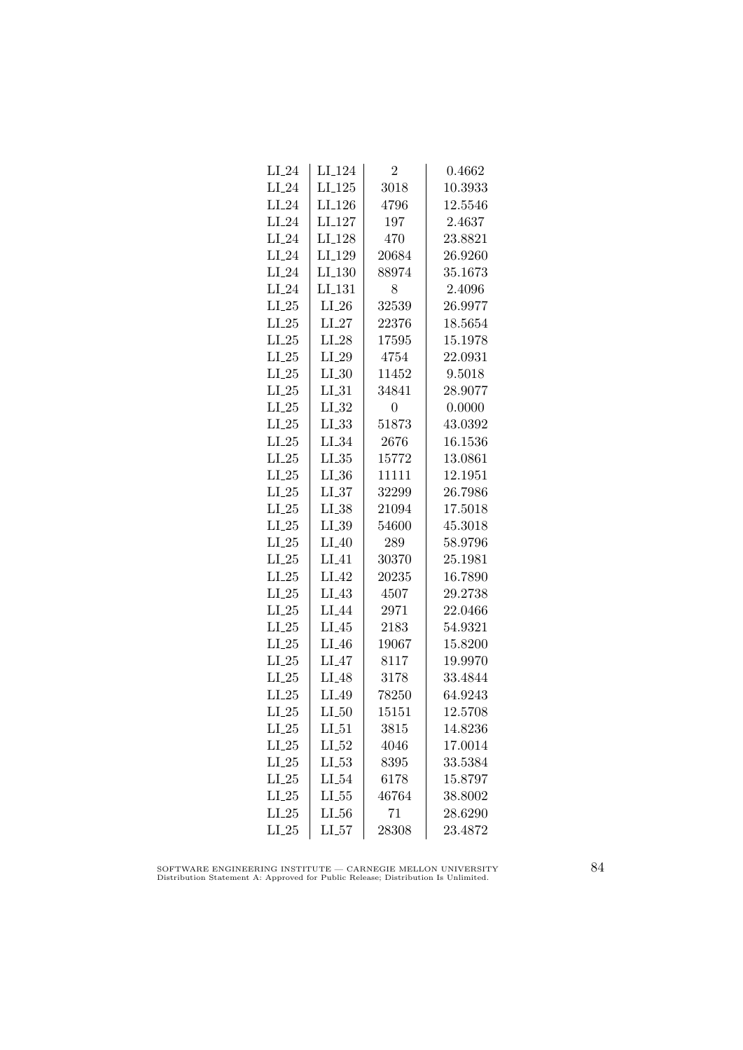| LI_24 | LI_124 | 2 | 0.4662 |
|---|---|---|---|
| LI_24 | LI_125 | 3018 | 10.3933 |
| LI_24 | LI_126 | 4796 | 12.5546 |
| LI_24 | LI_127 | 197 | 2.4637 |
| LI_24 | LI_128 | 470 | 23.8821 |
| LI_24 | LI_129 | 20684 | 26.9260 |
| LI_24 | LI_130 | 88974 | 35.1673 |
| LI_24 | LI_131 | 8 | 2.4096 |
| LI_25 | LI_26 | 32539 | 26.9977 |
| LI_25 | LI_27 | 22376 | 18.5654 |
| LI_25 | LI_28 | 17595 | 15.1978 |
| LI_25 | LI_29 | 4754 | 22.0931 |
| LI_25 | LI_30 | 11452 | 9.5018 |
| LI_25 | LI_31 | 34841 | 28.9077 |
| LI_25 | LI_32 | 0 | 0.0000 |
| LI_25 | LI_33 | 51873 | 43.0392 |
| LI_25 | LI_34 | 2676 | 16.1536 |
| LI_25 | LI_35 | 15772 | 13.0861 |
| LI_25 | LI_36 | 11111 | 12.1951 |
| LI_25 | LI_37 | 32299 | 26.7986 |
| LI_25 | LI_38 | 21094 | 17.5018 |
| LI_25 | LI_39 | 54600 | 45.3018 |
| LI_25 | LI_40 | 289 | 58.9796 |
| LI_25 | LI_41 | 30370 | 25.1981 |
| LI_25 | LI_42 | 20235 | 16.7890 |
| LI_25 | LI_43 | 4507 | 29.2738 |
| LI_25 | LI_44 | 2971 | 22.0466 |
| LI_25 | LI_45 | 2183 | 54.9321 |
| LI_25 | LI_46 | 19067 | 15.8200 |
| LI_25 | LI_47 | 8117 | 19.9970 |
| LI_25 | LI_48 | 3178 | 33.4844 |
| LI_25 | LI_49 | 78250 | 64.9243 |
| LI_25 | LI_50 | 15151 | 12.5708 |
| LI_25 | LI_51 | 3815 | 14.8236 |
| LI_25 | LI_52 | 4046 | 17.0014 |
| LI_25 | LI_53 | 8395 | 33.5384 |
| LI_25 | LI_54 | 6178 | 15.8797 |
| LI_25 | LI_55 | 46764 | 38.8002 |
| LI_25 | LI_56 | 71 | 28.6290 |
| LI_25 | LI_57 | 28308 | 23.4872 |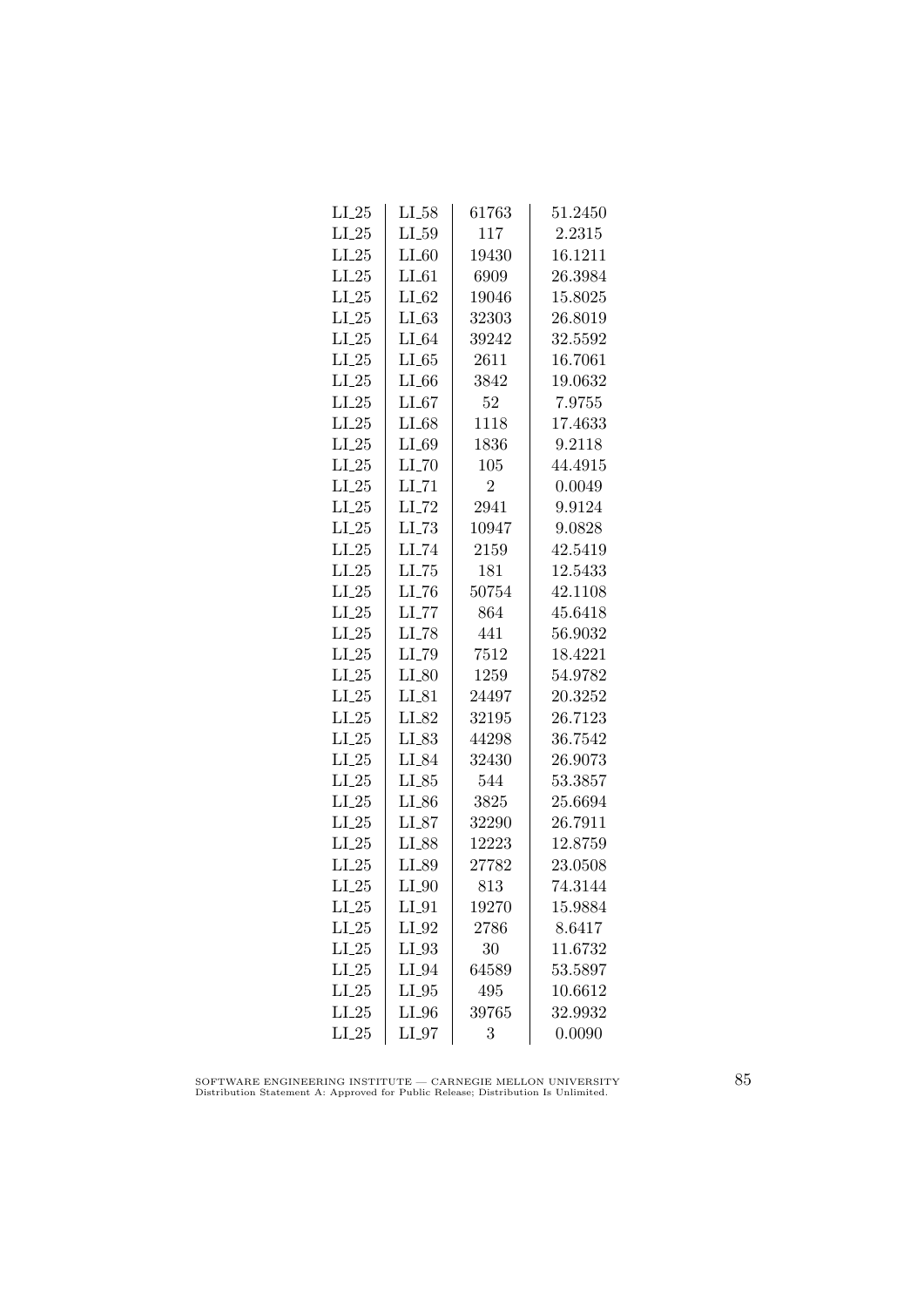| | | | |
|---|---|---|---|
| LI_25 | LI_58 | 61763 | 51.2450 |
| LI_25 | LI_59 | 117 | 2.2315 |
| LI_25 | LI_60 | 19430 | 16.1211 |
| LI_25 | LI_61 | 6909 | 26.3984 |
| LI_25 | LI_62 | 19046 | 15.8025 |
| LI_25 | LI_63 | 32303 | 26.8019 |
| LI_25 | LI_64 | 39242 | 32.5592 |
| LI_25 | LI_65 | 2611 | 16.7061 |
| LI_25 | LI_66 | 3842 | 19.0632 |
| LI_25 | LI_67 | 52 | 7.9755 |
| LI_25 | LI_68 | 1118 | 17.4633 |
| LI_25 | LI_69 | 1836 | 9.2118 |
| LI_25 | LI_70 | 105 | 44.4915 |
| LI_25 | LI_71 | 2 | 0.0049 |
| LI_25 | LI_72 | 2941 | 9.9124 |
| LI_25 | LI_73 | 10947 | 9.0828 |
| LI_25 | LI_74 | 2159 | 42.5419 |
| LI_25 | LI_75 | 181 | 12.5433 |
| LI_25 | LI_76 | 50754 | 42.1108 |
| LI_25 | LI_77 | 864 | 45.6418 |
| LI_25 | LI_78 | 441 | 56.9032 |
| LI_25 | LI_79 | 7512 | 18.4221 |
| LI_25 | LI_80 | 1259 | 54.9782 |
| LI_25 | LI_81 | 24497 | 20.3252 |
| LI_25 | LI_82 | 32195 | 26.7123 |
| LI_25 | LI_83 | 44298 | 36.7542 |
| LI_25 | LI_84 | 32430 | 26.9073 |
| LI_25 | LI_85 | 544 | 53.3857 |
| LI_25 | LI_86 | 3825 | 25.6694 |
| LI_25 | LI_87 | 32290 | 26.7911 |
| LI_25 | LI_88 | 12223 | 12.8759 |
| LI_25 | LI_89 | 27782 | 23.0508 |
| LI_25 | LI_90 | 813 | 74.3144 |
| LI_25 | LI_91 | 19270 | 15.9884 |
| LI_25 | LI_92 | 2786 | 8.6417 |
| LI_25 | LI_93 | 30 | 11.6732 |
| LI_25 | LI_94 | 64589 | 53.5897 |
| LI_25 | LI_95 | 495 | 10.6612 |
| LI_25 | LI_96 | 39765 | 32.9932 |
| LI_25 | LI_97 | 3 | 0.0090 |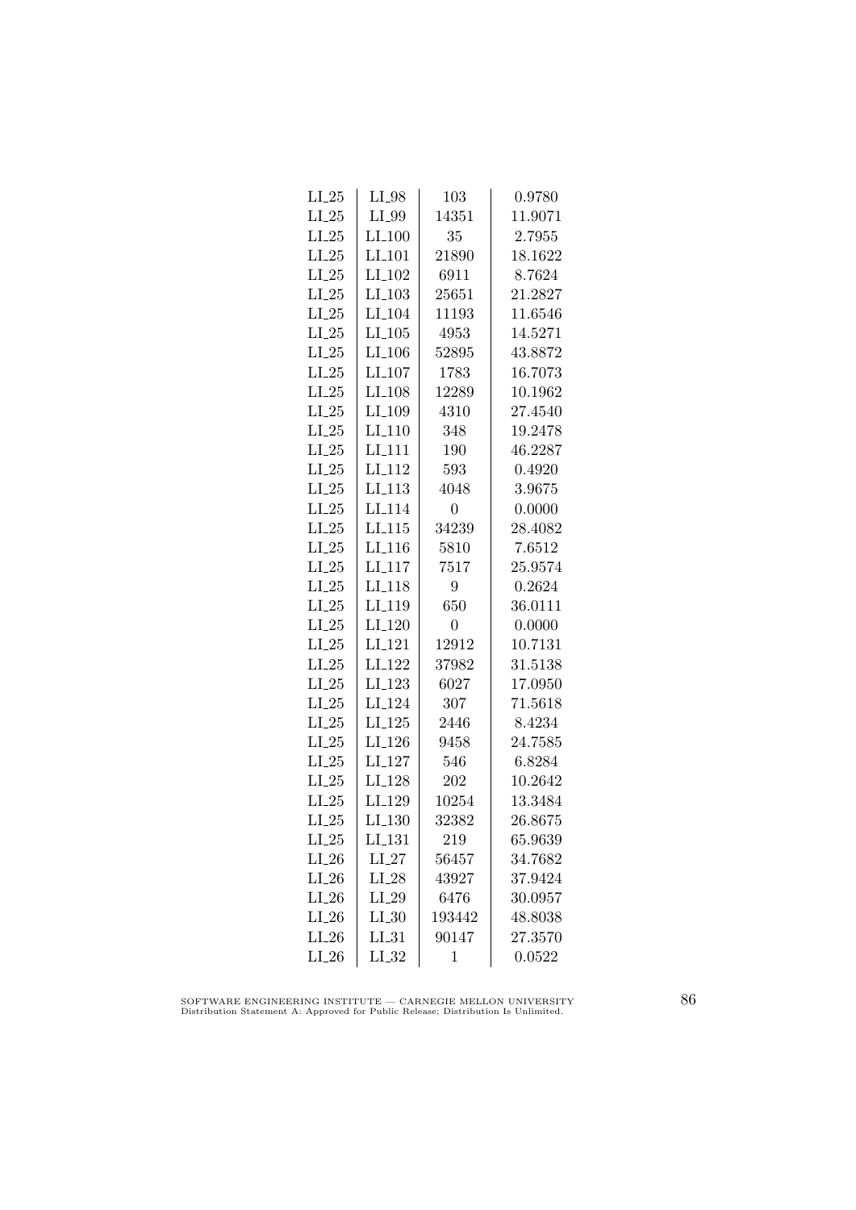| LI_25 | LI_98 | 103 | 0.9780 |
|---|---|---|---|
| LI_25 | LI_99 | 14351 | 11.9071 |
| LI_25 | LI_100 | 35 | 2.7955 |
| LI_25 | LI_101 | 21890 | 18.1622 |
| LI_25 | LI_102 | 6911 | 8.7624 |
| LI_25 | LI_103 | 25651 | 21.2827 |
| LI_25 | LI_104 | 11193 | 11.6546 |
| LI_25 | LI_105 | 4953 | 14.5271 |
| LI_25 | LI_106 | 52895 | 43.8872 |
| LI_25 | LI_107 | 1783 | 16.7073 |
| LI_25 | LI_108 | 12289 | 10.1962 |
| LI_25 | LI_109 | 4310 | 27.4540 |
| LI_25 | LI_110 | 348 | 19.2478 |
| LI_25 | LI_111 | 190 | 46.2287 |
| LI_25 | LI_112 | 593 | 0.4920 |
| LI_25 | LI_113 | 4048 | 3.9675 |
| LI_25 | LI_114 | 0 | 0.0000 |
| LI_25 | LI_115 | 34239 | 28.4082 |
| LI_25 | LI_116 | 5810 | 7.6512 |
| LI_25 | LI_117 | 7517 | 25.9574 |
| LI_25 | LI_118 | 9 | 0.2624 |
| LI_25 | LI_119 | 650 | 36.0111 |
| LI_25 | LI_120 | 0 | 0.0000 |
| LI_25 | LI_121 | 12912 | 10.7131 |
| LI_25 | LI_122 | 37982 | 31.5138 |
| LI_25 | LI_123 | 6027 | 17.0950 |
| LI_25 | LI_124 | 307 | 71.5618 |
| LI_25 | LI_125 | 2446 | 8.4234 |
| LI_25 | LI_126 | 9458 | 24.7585 |
| LI_25 | LI_127 | 546 | 6.8284 |
| LI_25 | LI_128 | 202 | 10.2642 |
| LI_25 | LI_129 | 10254 | 13.3484 |
| LI_25 | LI_130 | 32382 | 26.8675 |
| LI_25 | LI_131 | 219 | 65.9639 |
| LI_26 | LI_27 | 56457 | 34.7682 |
| LI_26 | LI_28 | 43927 | 37.9424 |
| LI_26 | LI_29 | 6476 | 30.0957 |
| LI_26 | LI_30 | 193442 | 48.8038 |
| LI_26 | LI_31 | 90147 | 27.3570 |
| LI_26 | LI_32 | 1 | 0.0522 |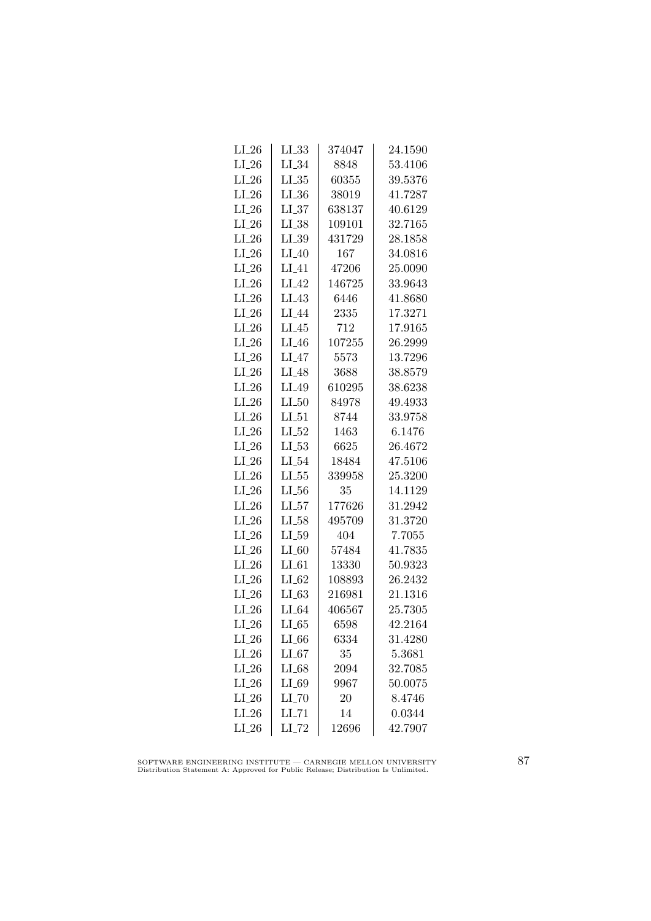| | | | |
|---|---|---|---|
| LI_26 | LI_33 | 374047 | 24.1590 |
| LI_26 | LI_34 | 8848 | 53.4106 |
| LI_26 | LI_35 | 60355 | 39.5376 |
| LI_26 | LI_36 | 38019 | 41.7287 |
| LI_26 | LI_37 | 638137 | 40.6129 |
| LI_26 | LI_38 | 109101 | 32.7165 |
| LI_26 | LI_39 | 431729 | 28.1858 |
| LI_26 | LI_40 | 167 | 34.0816 |
| LI_26 | LI_41 | 47206 | 25.0090 |
| LI_26 | LI_42 | 146725 | 33.9643 |
| LI_26 | LI_43 | 6446 | 41.8680 |
| LI_26 | LI_44 | 2335 | 17.3271 |
| LI_26 | LI_45 | 712 | 17.9165 |
| LI_26 | LI_46 | 107255 | 26.2999 |
| LI_26 | LI_47 | 5573 | 13.7296 |
| LI_26 | LI_48 | 3688 | 38.8579 |
| LI_26 | LI_49 | 610295 | 38.6238 |
| LI_26 | LI_50 | 84978 | 49.4933 |
| LI_26 | LI_51 | 8744 | 33.9758 |
| LI_26 | LI_52 | 1463 | 6.1476 |
| LI_26 | LI_53 | 6625 | 26.4672 |
| LI_26 | LI_54 | 18484 | 47.5106 |
| LI_26 | LI_55 | 339958 | 25.3200 |
| LI_26 | LI_56 | 35 | 14.1129 |
| LI_26 | LI_57 | 177626 | 31.2942 |
| LI_26 | LI_58 | 495709 | 31.3720 |
| LI_26 | LI_59 | 404 | 7.7055 |
| LI_26 | LI_60 | 57484 | 41.7835 |
| LI_26 | LI_61 | 13330 | 50.9323 |
| LI_26 | LI_62 | 108893 | 26.2432 |
| LI_26 | LI_63 | 216981 | 21.1316 |
| LI_26 | LI_64 | 406567 | 25.7305 |
| LI_26 | LI_65 | 6598 | 42.2164 |
| LI_26 | LI_66 | 6334 | 31.4280 |
| LI_26 | LI_67 | 35 | 5.3681 |
| LI_26 | LI_68 | 2094 | 32.7085 |
| LI_26 | LI_69 | 9967 | 50.0075 |
| LI_26 | LI_70 | 20 | 8.4746 |
| LI_26 | LI_71 | 14 | 0.0344 |
| LI_26 | LI_72 | 12696 | 42.7907 |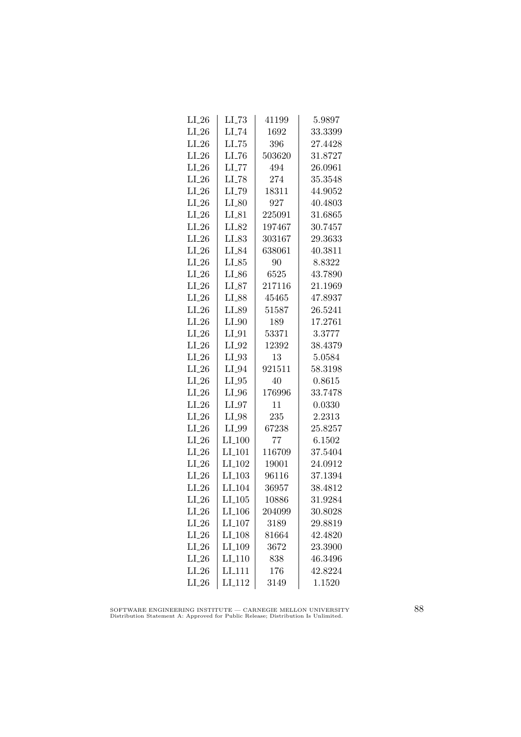| | | | |
|---|---|---|---|
| LI_26 | LI_73 | 41199 | 5.9897 |
| LI_26 | LI_74 | 1692 | 33.3399 |
| LI_26 | LI_75 | 396 | 27.4428 |
| LI_26 | LI_76 | 503620 | 31.8727 |
| LI_26 | LI_77 | 494 | 26.0961 |
| LI_26 | LI_78 | 274 | 35.3548 |
| LI_26 | LI_79 | 18311 | 44.9052 |
| LI_26 | LI_80 | 927 | 40.4803 |
| LI_26 | LI_81 | 225091 | 31.6865 |
| LI_26 | LI_82 | 197467 | 30.7457 |
| LI_26 | LI_83 | 303167 | 29.3633 |
| LI_26 | LI_84 | 638061 | 40.3811 |
| LI_26 | LI_85 | 90 | 8.8322 |
| LI_26 | LI_86 | 6525 | 43.7890 |
| LI_26 | LI_87 | 217116 | 21.1969 |
| LI_26 | LI_88 | 45465 | 47.8937 |
| LI_26 | LI_89 | 51587 | 26.5241 |
| LI_26 | LI_90 | 189 | 17.2761 |
| LI_26 | LI_91 | 53371 | 3.3777 |
| LI_26 | LI_92 | 12392 | 38.4379 |
| LI_26 | LI_93 | 13 | 5.0584 |
| LI_26 | LI_94 | 921511 | 58.3198 |
| LI_26 | LI_95 | 40 | 0.8615 |
| LI_26 | LI_96 | 176996 | 33.7478 |
| LI_26 | LI_97 | 11 | 0.0330 |
| LI_26 | LI_98 | 235 | 2.2313 |
| LI_26 | LI_99 | 67238 | 25.8257 |
| LI_26 | LI_100 | 77 | 6.1502 |
| LI_26 | LI_101 | 116709 | 37.5404 |
| LI_26 | LI_102 | 19001 | 24.0912 |
| LI_26 | LI_103 | 96116 | 37.1394 |
| LI_26 | LI_104 | 36957 | 38.4812 |
| LI_26 | LI_105 | 10886 | 31.9284 |
| LI_26 | LI_106 | 204099 | 30.8028 |
| LI_26 | LI_107 | 3189 | 29.8819 |
| LI_26 | LI_108 | 81664 | 42.4820 |
| LI_26 | LI_109 | 3672 | 23.3900 |
| LI_26 | LI_110 | 838 | 46.3496 |
| LI_26 | LI_111 | 176 | 42.8224 |
| LI_26 | LI_112 | 3149 | 1.1520 |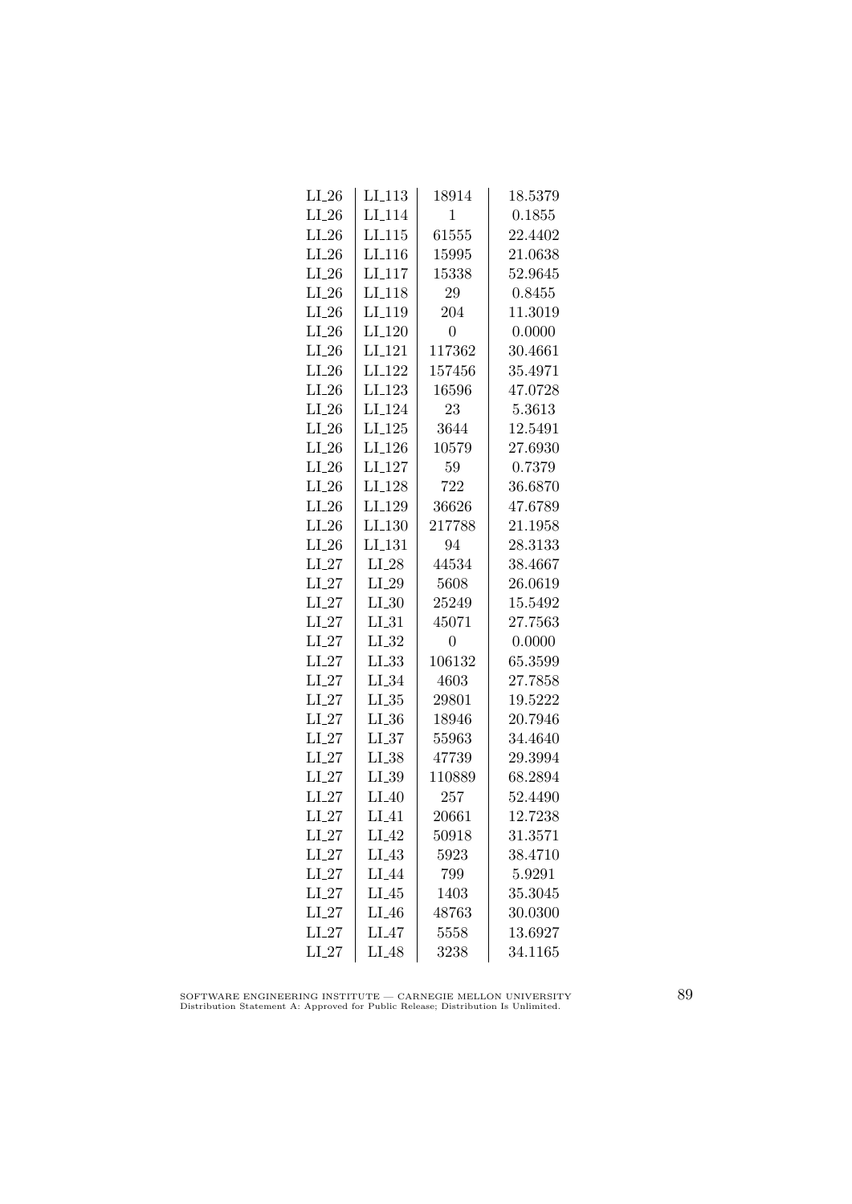| | | | |
|---|---|---|---|
| LI_26 | LI_113 | 18914 | 18.5379 |
| LI_26 | LI_114 | 1 | 0.1855 |
| LI_26 | LI_115 | 61555 | 22.4402 |
| LI_26 | LI_116 | 15995 | 21.0638 |
| LI_26 | LI_117 | 15338 | 52.9645 |
| LI_26 | LI_118 | 29 | 0.8455 |
| LI_26 | LI_119 | 204 | 11.3019 |
| LI_26 | LI_120 | 0 | 0.0000 |
| LI_26 | LI_121 | 117362 | 30.4661 |
| LI_26 | LI_122 | 157456 | 35.4971 |
| LI_26 | LI_123 | 16596 | 47.0728 |
| LI_26 | LI_124 | 23 | 5.3613 |
| LI_26 | LI_125 | 3644 | 12.5491 |
| LI_26 | LI_126 | 10579 | 27.6930 |
| LI_26 | LI_127 | 59 | 0.7379 |
| LI_26 | LI_128 | 722 | 36.6870 |
| LI_26 | LI_129 | 36626 | 47.6789 |
| LI_26 | LI_130 | 217788 | 21.1958 |
| LI_26 | LI_131 | 94 | 28.3133 |
| LI_27 | LI_28 | 44534 | 38.4667 |
| LI_27 | LI_29 | 5608 | 26.0619 |
| LI_27 | LI_30 | 25249 | 15.5492 |
| LI_27 | LI_31 | 45071 | 27.7563 |
| LI_27 | LI_32 | 0 | 0.0000 |
| LI_27 | LI_33 | 106132 | 65.3599 |
| LI_27 | LI_34 | 4603 | 27.7858 |
| LI_27 | LI_35 | 29801 | 19.5222 |
| LI_27 | LI_36 | 18946 | 20.7946 |
| LI_27 | LI_37 | 55963 | 34.4640 |
| LI_27 | LI_38 | 47739 | 29.3994 |
| LI_27 | LI_39 | 110889 | 68.2894 |
| LI_27 | LI_40 | 257 | 52.4490 |
| LI_27 | LI_41 | 20661 | 12.7238 |
| LI_27 | LI_42 | 50918 | 31.3571 |
| LI_27 | LI_43 | 5923 | 38.4710 |
| LI_27 | LI_44 | 799 | 5.9291 |
| LI_27 | LI_45 | 1403 | 35.3045 |
| LI_27 | LI_46 | 48763 | 30.0300 |
| LI_27 | LI_47 | 5558 | 13.6927 |
| LI_27 | LI_48 | 3238 | 34.1165 |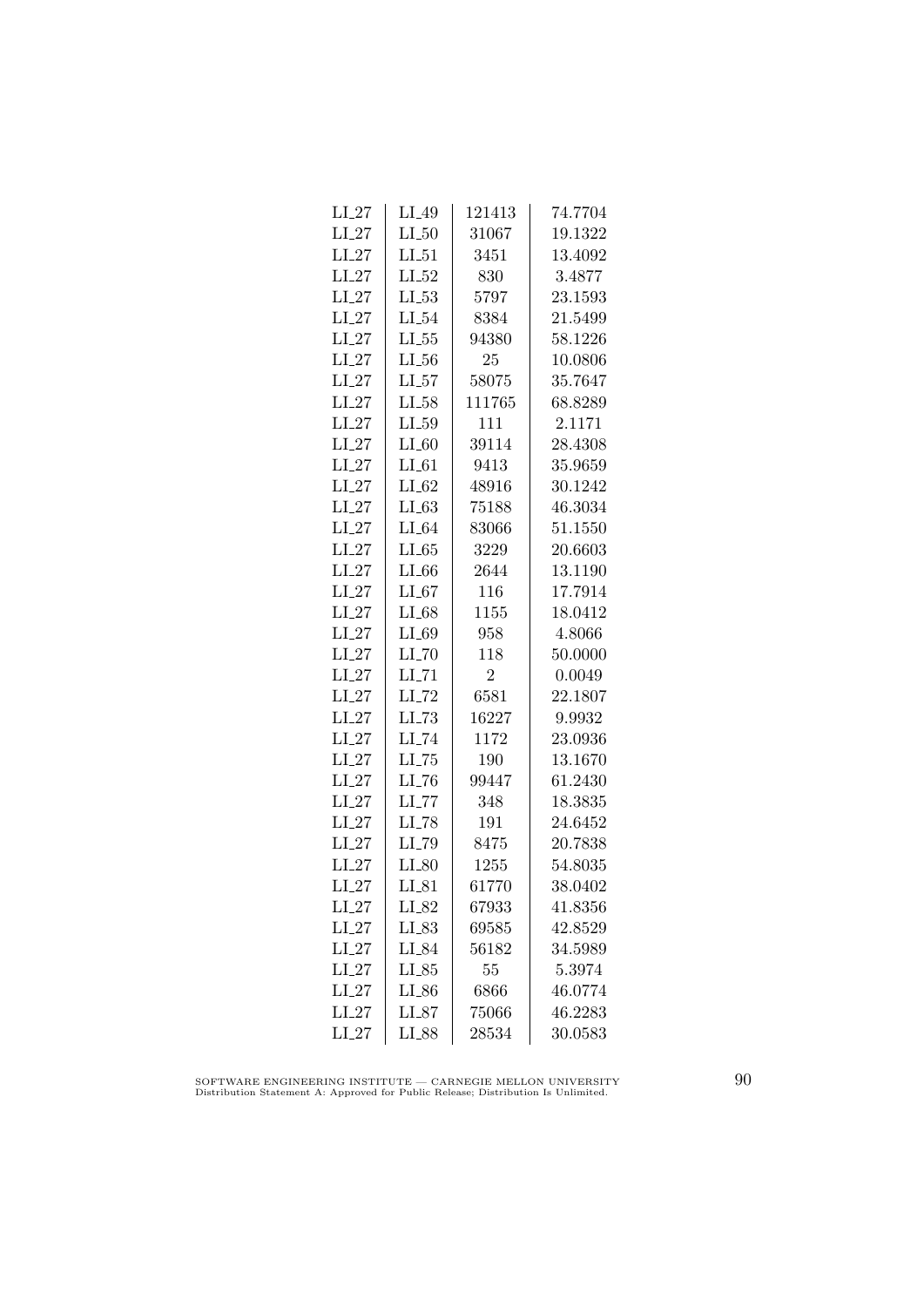| LI_27 | LI_49 | 121413 | 74.7704 |
|---|---|---|---|
| LI_27 | LI_50 | 31067 | 19.1322 |
| LI_27 | LI_51 | 3451 | 13.4092 |
| LI_27 | LI_52 | 830 | 3.4877 |
| LI_27 | LI_53 | 5797 | 23.1593 |
| LI_27 | LI_54 | 8384 | 21.5499 |
| LI_27 | LI_55 | 94380 | 58.1226 |
| LI_27 | LI_56 | 25 | 10.0806 |
| LI_27 | LI_57 | 58075 | 35.7647 |
| LI_27 | LI_58 | 111765 | 68.8289 |
| LI_27 | LI_59 | 111 | 2.1171 |
| LI_27 | LI_60 | 39114 | 28.4308 |
| LI_27 | LI_61 | 9413 | 35.9659 |
| LI_27 | LI_62 | 48916 | 30.1242 |
| LI_27 | LI_63 | 75188 | 46.3034 |
| LI_27 | LI_64 | 83066 | 51.1550 |
| LI_27 | LI_65 | 3229 | 20.6603 |
| LI_27 | LI_66 | 2644 | 13.1190 |
| LI_27 | LI_67 | 116 | 17.7914 |
| LI_27 | LI_68 | 1155 | 18.0412 |
| LI_27 | LI_69 | 958 | 4.8066 |
| LI_27 | LI_70 | 118 | 50.0000 |
| LI_27 | LI_71 | 2 | 0.0049 |
| LI_27 | LI_72 | 6581 | 22.1807 |
| LI_27 | LI_73 | 16227 | 9.9932 |
| LI_27 | LI_74 | 1172 | 23.0936 |
| LI_27 | LI_75 | 190 | 13.1670 |
| LI_27 | LI_76 | 99447 | 61.2430 |
| LI_27 | LI_77 | 348 | 18.3835 |
| LI_27 | LI_78 | 191 | 24.6452 |
| LI_27 | LI_79 | 8475 | 20.7838 |
| LI_27 | LI_80 | 1255 | 54.8035 |
| LI_27 | LI_81 | 61770 | 38.0402 |
| LI_27 | LI_82 | 67933 | 41.8356 |
| LI_27 | LI_83 | 69585 | 42.8529 |
| LI_27 | LI_84 | 56182 | 34.5989 |
| LI_27 | LI_85 | 55 | 5.3974 |
| LI_27 | LI_86 | 6866 | 46.0774 |
| LI_27 | LI_87 | 75066 | 46.2283 |
| LI_27 | LI_88 | 28534 | 30.0583 |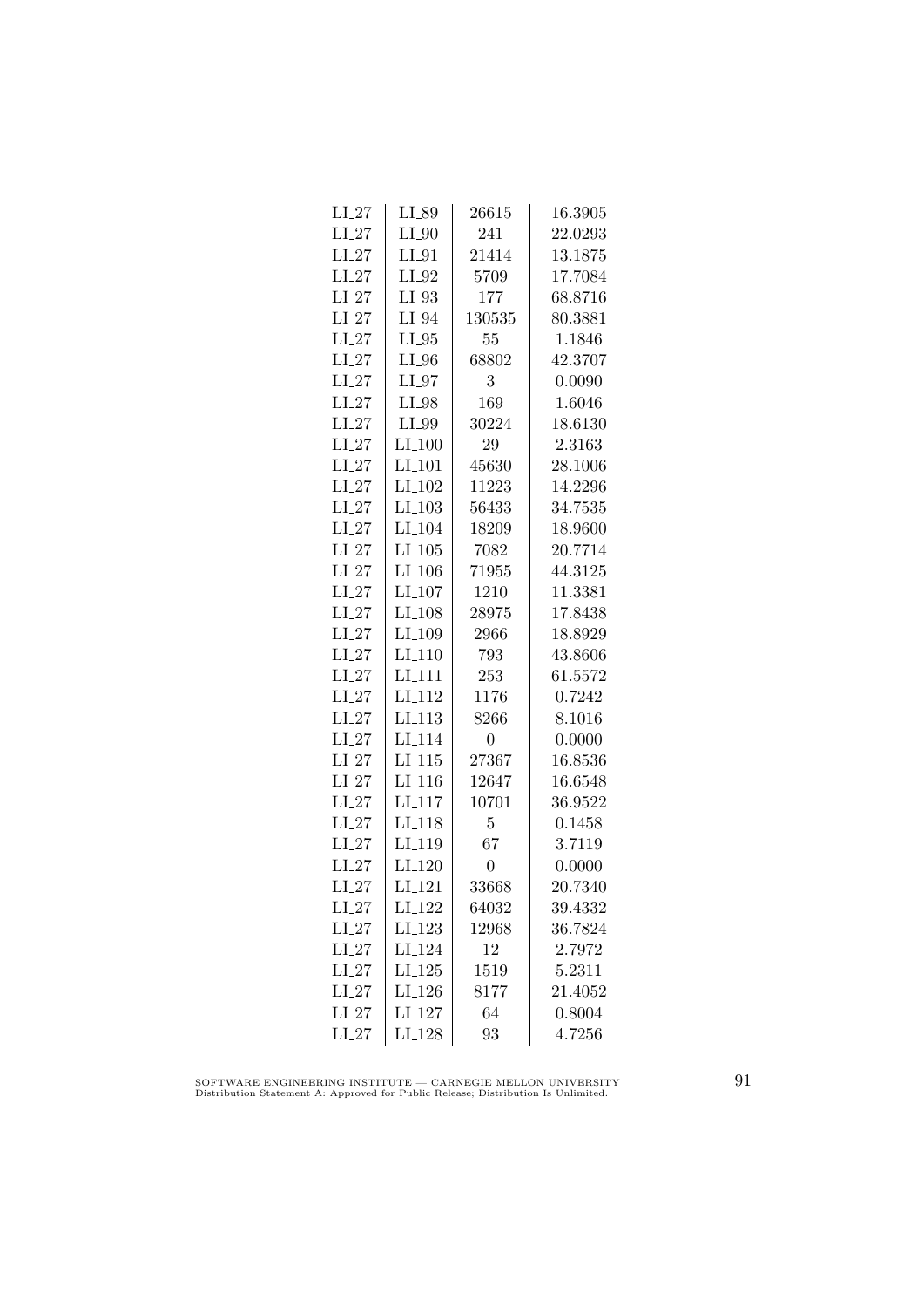| LI_27 | LI_89 | 26615 | 16.3905 |
|---|---|---|---|
| LI_27 | LI_90 | 241 | 22.0293 |
| LI_27 | LI_91 | 21414 | 13.1875 |
| LI_27 | LI_92 | 5709 | 17.7084 |
| LI_27 | LI_93 | 177 | 68.8716 |
| LI_27 | LI_94 | 130535 | 80.3881 |
| LI_27 | LI_95 | 55 | 1.1846 |
| LI_27 | LI_96 | 68802 | 42.3707 |
| LI_27 | LI_97 | 3 | 0.0090 |
| LI_27 | LI_98 | 169 | 1.6046 |
| LI_27 | LI_99 | 30224 | 18.6130 |
| LI_27 | LI_100 | 29 | 2.3163 |
| LI_27 | LI_101 | 45630 | 28.1006 |
| LI_27 | LI_102 | 11223 | 14.2296 |
| LI_27 | LI_103 | 56433 | 34.7535 |
| LI_27 | LI_104 | 18209 | 18.9600 |
| LI_27 | LI_105 | 7082 | 20.7714 |
| LI_27 | LI_106 | 71955 | 44.3125 |
| LI_27 | LI_107 | 1210 | 11.3381 |
| LI_27 | LI_108 | 28975 | 17.8438 |
| LI_27 | LI_109 | 2966 | 18.8929 |
| LI_27 | LI_110 | 793 | 43.8606 |
| LI_27 | LI_111 | 253 | 61.5572 |
| LI_27 | LI_112 | 1176 | 0.7242 |
| LI_27 | LI_113 | 8266 | 8.1016 |
| LI_27 | LI_114 | 0 | 0.0000 |
| LI_27 | LI_115 | 27367 | 16.8536 |
| LI_27 | LI_116 | 12647 | 16.6548 |
| LI_27 | LI_117 | 10701 | 36.9522 |
| LI_27 | LI_118 | 5 | 0.1458 |
| LI_27 | LI_119 | 67 | 3.7119 |
| LI_27 | LI_120 | 0 | 0.0000 |
| LI_27 | LI_121 | 33668 | 20.7340 |
| LI_27 | LI_122 | 64032 | 39.4332 |
| LI_27 | LI_123 | 12968 | 36.7824 |
| LI_27 | LI_124 | 12 | 2.7972 |
| LI_27 | LI_125 | 1519 | 5.2311 |
| LI_27 | LI_126 | 8177 | 21.4052 |
| LI_27 | LI_127 | 64 | 0.8004 |
| LI_27 | LI_128 | 93 | 4.7256 |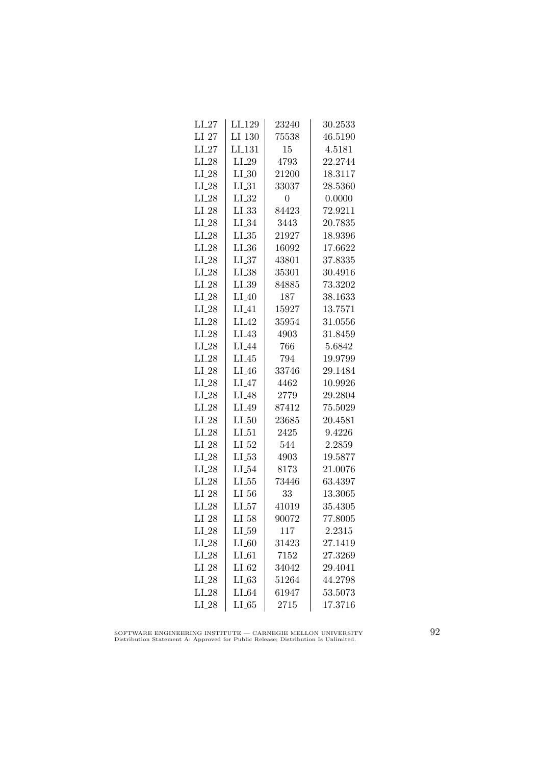| | | | |
|---|---|---|---|
| LI_27 | LI_129 | 23240 | 30.2533 |
| LI_27 | LI_130 | 75538 | 46.5190 |
| LI_27 | LI_131 | 15 | 4.5181 |
| LI_28 | LI_29 | 4793 | 22.2744 |
| LI_28 | LI_30 | 21200 | 18.3117 |
| LI_28 | LI_31 | 33037 | 28.5360 |
| LI_28 | LI_32 | 0 | 0.0000 |
| LI_28 | LI_33 | 84423 | 72.9211 |
| LI_28 | LI_34 | 3443 | 20.7835 |
| LI_28 | LI_35 | 21927 | 18.9396 |
| LI_28 | LI_36 | 16092 | 17.6622 |
| LI_28 | LI_37 | 43801 | 37.8335 |
| LI_28 | LI_38 | 35301 | 30.4916 |
| LI_28 | LI_39 | 84885 | 73.3202 |
| LI_28 | LI_40 | 187 | 38.1633 |
| LI_28 | LI_41 | 15927 | 13.7571 |
| LI_28 | LI_42 | 35954 | 31.0556 |
| LI_28 | LI_43 | 4903 | 31.8459 |
| LI_28 | LI_44 | 766 | 5.6842 |
| LI_28 | LI_45 | 794 | 19.9799 |
| LI_28 | LI_46 | 33746 | 29.1484 |
| LI_28 | LI_47 | 4462 | 10.9926 |
| LI_28 | LI_48 | 2779 | 29.2804 |
| LI_28 | LI_49 | 87412 | 75.5029 |
| LI_28 | LI_50 | 23685 | 20.4581 |
| LI_28 | LI_51 | 2425 | 9.4226 |
| LI_28 | LI_52 | 544 | 2.2859 |
| LI_28 | LI_53 | 4903 | 19.5877 |
| LI_28 | LI_54 | 8173 | 21.0076 |
| LI_28 | LI_55 | 73446 | 63.4397 |
| LI_28 | LI_56 | 33 | 13.3065 |
| LI_28 | LI_57 | 41019 | 35.4305 |
| LI_28 | LI_58 | 90072 | 77.8005 |
| LI_28 | LI_59 | 117 | 2.2315 |
| LI_28 | LI_60 | 31423 | 27.1419 |
| LI_28 | LI_61 | 7152 | 27.3269 |
| LI_28 | LI_62 | 34042 | 29.4041 |
| LI_28 | LI_63 | 51264 | 44.2798 |
| LI_28 | LI_64 | 61947 | 53.5073 |
| LI_28 | LI_65 | 2715 | 17.3716 |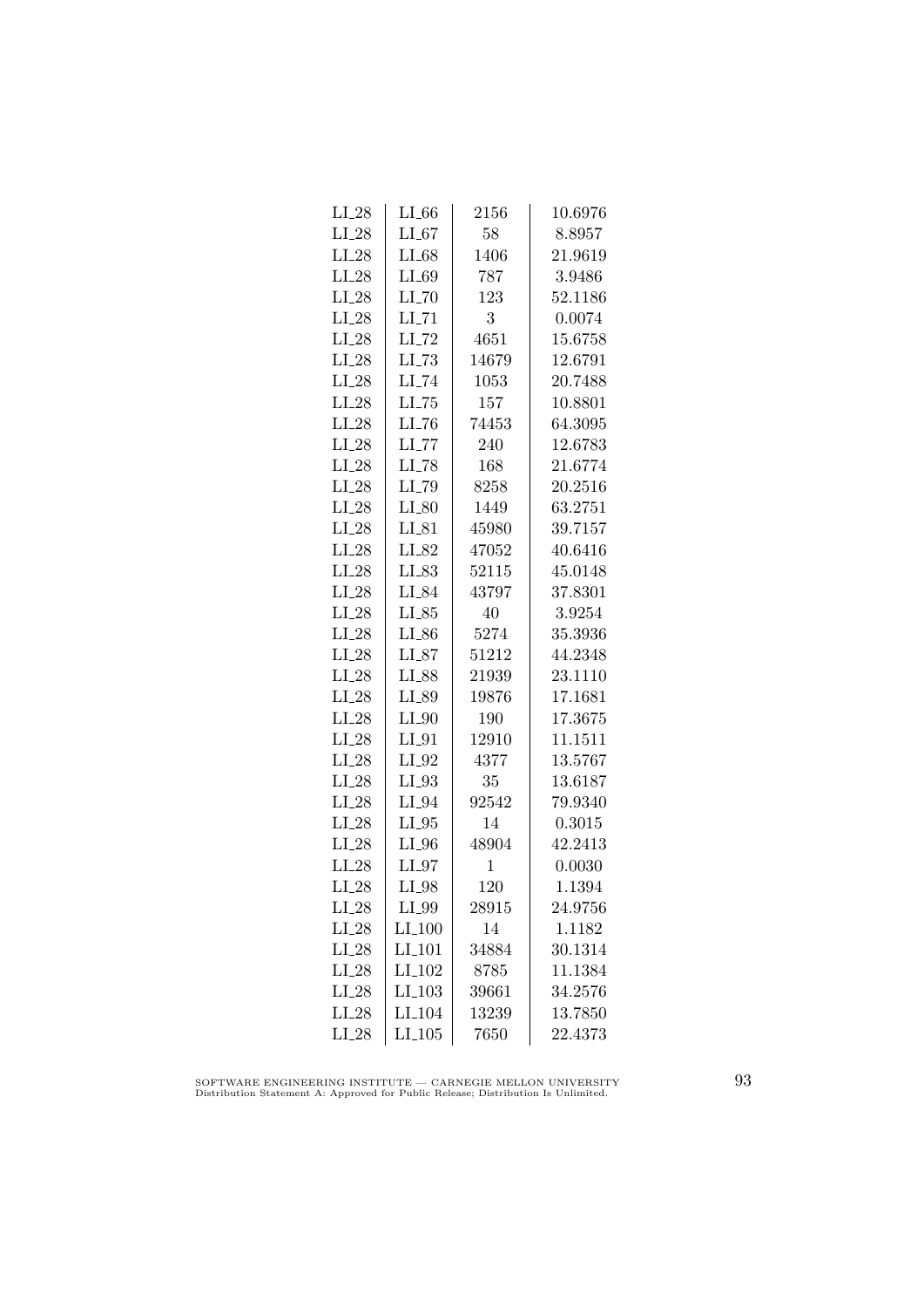| | | | |
|---|---|---|---|
| LI_28 | LI_66 | 2156 | 10.6976 |
| LI_28 | LI_67 | 58 | 8.8957 |
| LI_28 | LI_68 | 1406 | 21.9619 |
| LI_28 | LI_69 | 787 | 3.9486 |
| LI_28 | LI_70 | 123 | 52.1186 |
| LI_28 | LI_71 | 3 | 0.0074 |
| LI_28 | LI_72 | 4651 | 15.6758 |
| LI_28 | LI_73 | 14679 | 12.6791 |
| LI_28 | LI_74 | 1053 | 20.7488 |
| LI_28 | LI_75 | 157 | 10.8801 |
| LI_28 | LI_76 | 74453 | 64.3095 |
| LI_28 | LI_77 | 240 | 12.6783 |
| LI_28 | LI_78 | 168 | 21.6774 |
| LI_28 | LI_79 | 8258 | 20.2516 |
| LI_28 | LI_80 | 1449 | 63.2751 |
| LI_28 | LI_81 | 45980 | 39.7157 |
| LI_28 | LI_82 | 47052 | 40.6416 |
| LI_28 | LI_83 | 52115 | 45.0148 |
| LI_28 | LI_84 | 43797 | 37.8301 |
| LI_28 | LI_85 | 40 | 3.9254 |
| LI_28 | LI_86 | 5274 | 35.3936 |
| LI_28 | LI_87 | 51212 | 44.2348 |
| LI_28 | LI_88 | 21939 | 23.1110 |
| LI_28 | LI_89 | 19876 | 17.1681 |
| LI_28 | LI_90 | 190 | 17.3675 |
| LI_28 | LI_91 | 12910 | 11.1511 |
| LI_28 | LI_92 | 4377 | 13.5767 |
| LI_28 | LI_93 | 35 | 13.6187 |
| LI_28 | LI_94 | 92542 | 79.9340 |
| LI_28 | LI_95 | 14 | 0.3015 |
| LI_28 | LI_96 | 48904 | 42.2413 |
| LI_28 | LI_97 | 1 | 0.0030 |
| LI_28 | LI_98 | 120 | 1.1394 |
| LI_28 | LI_99 | 28915 | 24.9756 |
| LI_28 | LI_100 | 14 | 1.1182 |
| LI_28 | LI_101 | 34884 | 30.1314 |
| LI_28 | LI_102 | 8785 | 11.1384 |
| LI_28 | LI_103 | 39661 | 34.2576 |
| LI_28 | LI_104 | 13239 | 13.7850 |
| LI_28 | LI_105 | 7650 | 22.4373 |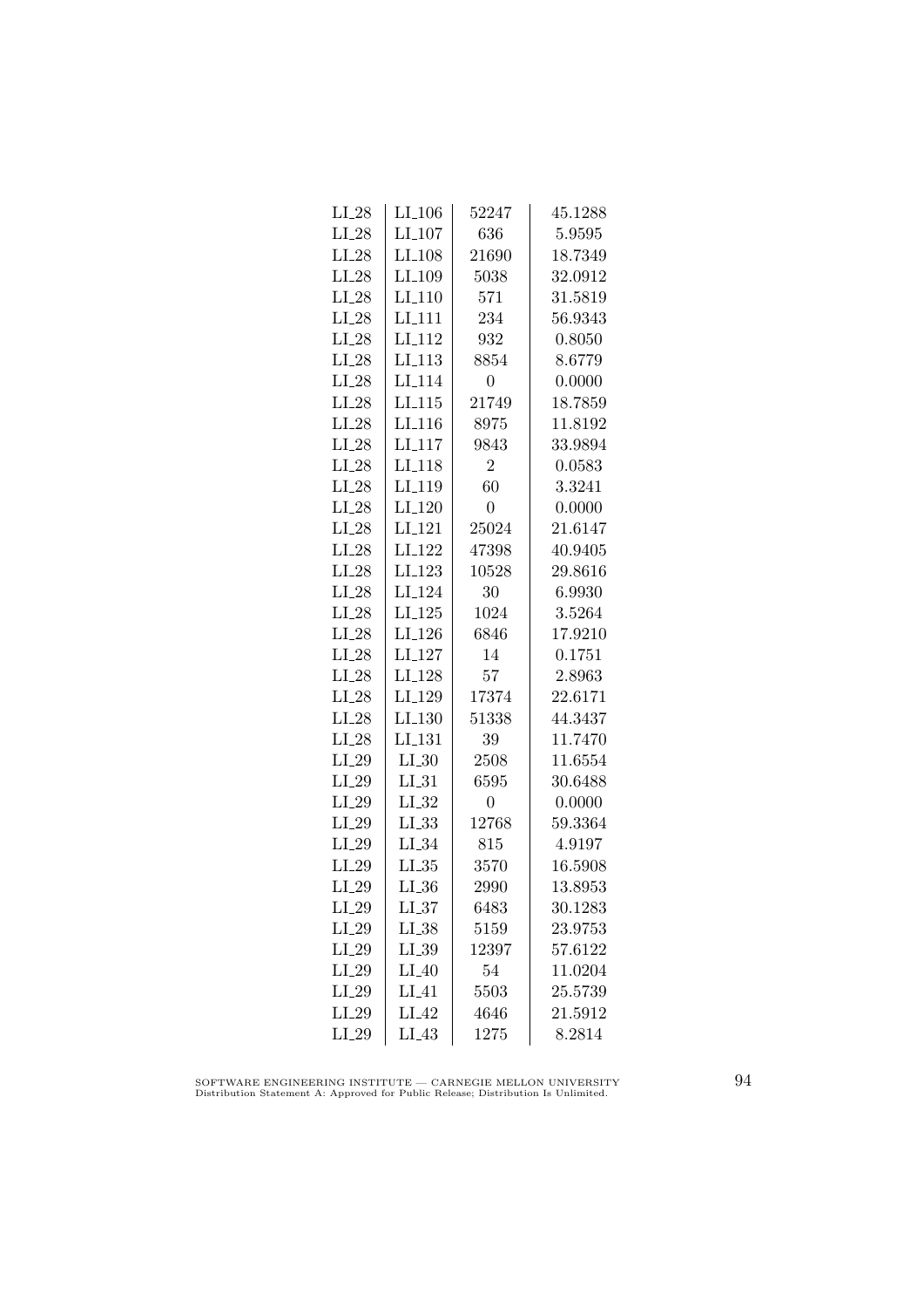| | | | |
|---|---|---|---|
| LI_28 | LI_106 | 52247 | 45.1288 |
| LI_28 | LI_107 | 636 | 5.9595 |
| LI_28 | LI_108 | 21690 | 18.7349 |
| LI_28 | LI_109 | 5038 | 32.0912 |
| LI_28 | LI_110 | 571 | 31.5819 |
| LI_28 | LI_111 | 234 | 56.9343 |
| LI_28 | LI_112 | 932 | 0.8050 |
| LI_28 | LI_113 | 8854 | 8.6779 |
| LI_28 | LI_114 | 0 | 0.0000 |
| LI_28 | LI_115 | 21749 | 18.7859 |
| LI_28 | LI_116 | 8975 | 11.8192 |
| LI_28 | LI_117 | 9843 | 33.9894 |
| LI_28 | LI_118 | 2 | 0.0583 |
| LI_28 | LI_119 | 60 | 3.3241 |
| LI_28 | LI_120 | 0 | 0.0000 |
| LI_28 | LI_121 | 25024 | 21.6147 |
| LI_28 | LI_122 | 47398 | 40.9405 |
| LI_28 | LI_123 | 10528 | 29.8616 |
| LI_28 | LI_124 | 30 | 6.9930 |
| LI_28 | LI_125 | 1024 | 3.5264 |
| LI_28 | LI_126 | 6846 | 17.9210 |
| LI_28 | LI_127 | 14 | 0.1751 |
| LI_28 | LI_128 | 57 | 2.8963 |
| LI_28 | LI_129 | 17374 | 22.6171 |
| LI_28 | LI_130 | 51338 | 44.3437 |
| LI_28 | LI_131 | 39 | 11.7470 |
| LI_29 | LI_30 | 2508 | 11.6554 |
| LI_29 | LI_31 | 6595 | 30.6488 |
| LI_29 | LI_32 | 0 | 0.0000 |
| LI_29 | LI_33 | 12768 | 59.3364 |
| LI_29 | LI_34 | 815 | 4.9197 |
| LI_29 | LI_35 | 3570 | 16.5908 |
| LI_29 | LI_36 | 2990 | 13.8953 |
| LI_29 | LI_37 | 6483 | 30.1283 |
| LI_29 | LI_38 | 5159 | 23.9753 |
| LI_29 | LI_39 | 12397 | 57.6122 |
| LI_29 | LI_40 | 54 | 11.0204 |
| LI_29 | LI_41 | 5503 | 25.5739 |
| LI_29 | LI_42 | 4646 | 21.5912 |
| LI_29 | LI_43 | 1275 | 8.2814 |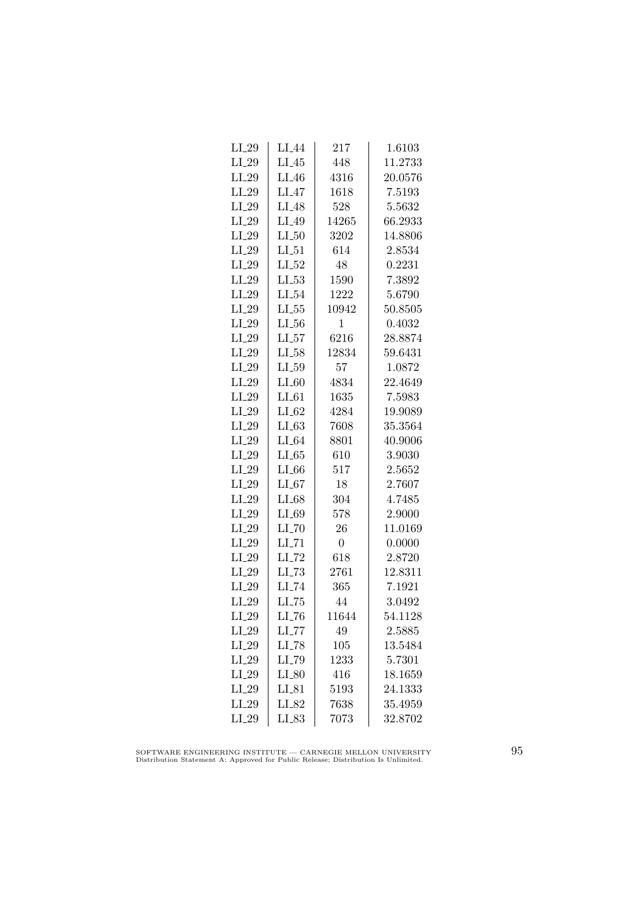| LI_29 | LI_44 | 217 | 1.6103 |
|---|---|---|---|
| LI_29 | LI_45 | 448 | 11.2733 |
| LI_29 | LI_46 | 4316 | 20.0576 |
| LI_29 | LI_47 | 1618 | 7.5193 |
| LI_29 | LI_48 | 528 | 5.5632 |
| LI_29 | LI_49 | 14265 | 66.2933 |
| LI_29 | LI_50 | 3202 | 14.8806 |
| LI_29 | LI_51 | 614 | 2.8534 |
| LI_29 | LI_52 | 48 | 0.2231 |
| LI_29 | LI_53 | 1590 | 7.3892 |
| LI_29 | LI_54 | 1222 | 5.6790 |
| LI_29 | LI_55 | 10942 | 50.8505 |
| LI_29 | LI_56 | 1 | 0.4032 |
| LI_29 | LI_57 | 6216 | 28.8874 |
| LI_29 | LI_58 | 12834 | 59.6431 |
| LI_29 | LI_59 | 57 | 1.0872 |
| LI_29 | LI_60 | 4834 | 22.4649 |
| LI_29 | LI_61 | 1635 | 7.5983 |
| LI_29 | LI_62 | 4284 | 19.9089 |
| LI_29 | LI_63 | 7608 | 35.3564 |
| LI_29 | LI_64 | 8801 | 40.9006 |
| LI_29 | LI_65 | 610 | 3.9030 |
| LI_29 | LI_66 | 517 | 2.5652 |
| LI_29 | LI_67 | 18 | 2.7607 |
| LI_29 | LI_68 | 304 | 4.7485 |
| LI_29 | LI_69 | 578 | 2.9000 |
| LI_29 | LI_70 | 26 | 11.0169 |
| LI_29 | LI_71 | 0 | 0.0000 |
| LI_29 | LI_72 | 618 | 2.8720 |
| LI_29 | LI_73 | 2761 | 12.8311 |
| LI_29 | LI_74 | 365 | 7.1921 |
| LI_29 | LI_75 | 44 | 3.0492 |
| LI_29 | LI_76 | 11644 | 54.1128 |
| LI_29 | LI_77 | 49 | 2.5885 |
| LI_29 | LI_78 | 105 | 13.5484 |
| LI_29 | LI_79 | 1233 | 5.7301 |
| LI_29 | LI_80 | 416 | 18.1659 |
| LI_29 | LI_81 | 5193 | 24.1333 |
| LI_29 | LI_82 | 7638 | 35.4959 |
| LI_29 | LI_83 | 7073 | 32.8702 |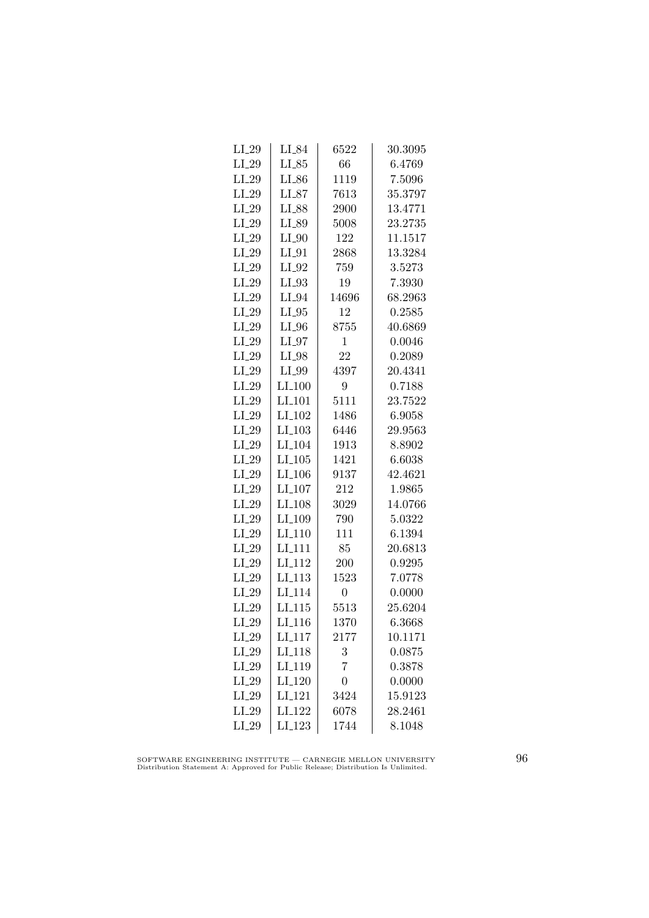| LI_29 | LI_84 | 6522 | 30.3095 |
|---|---|---|---|
| LI_29 | LI_85 | 66 | 6.4769 |
| LI_29 | LI_86 | 1119 | 7.5096 |
| LI_29 | LI_87 | 7613 | 35.3797 |
| LI_29 | LI_88 | 2900 | 13.4771 |
| LI_29 | LI_89 | 5008 | 23.2735 |
| LI_29 | LI_90 | 122 | 11.1517 |
| LI_29 | LI_91 | 2868 | 13.3284 |
| LI_29 | LI_92 | 759 | 3.5273 |
| LI_29 | LI_93 | 19 | 7.3930 |
| LI_29 | LI_94 | 14696 | 68.2963 |
| LI_29 | LI_95 | 12 | 0.2585 |
| LI_29 | LI_96 | 8755 | 40.6869 |
| LI_29 | LI_97 | 1 | 0.0046 |
| LI_29 | LI_98 | 22 | 0.2089 |
| LI_29 | LI_99 | 4397 | 20.4341 |
| LI_29 | LI_100 | 9 | 0.7188 |
| LI_29 | LI_101 | 5111 | 23.7522 |
| LI_29 | LI_102 | 1486 | 6.9058 |
| LI_29 | LI_103 | 6446 | 29.9563 |
| LI_29 | LI_104 | 1913 | 8.8902 |
| LI_29 | LI_105 | 1421 | 6.6038 |
| LI_29 | LI_106 | 9137 | 42.4621 |
| LI_29 | LI_107 | 212 | 1.9865 |
| LI_29 | LI_108 | 3029 | 14.0766 |
| LI_29 | LI_109 | 790 | 5.0322 |
| LI_29 | LI_110 | 111 | 6.1394 |
| LI_29 | LI_111 | 85 | 20.6813 |
| LI_29 | LI_112 | 200 | 0.9295 |
| LI_29 | LI_113 | 1523 | 7.0778 |
| LI_29 | LI_114 | 0 | 0.0000 |
| LI_29 | LI_115 | 5513 | 25.6204 |
| LI_29 | LI_116 | 1370 | 6.3668 |
| LI_29 | LI_117 | 2177 | 10.1171 |
| LI_29 | LI_118 | 3 | 0.0875 |
| LI_29 | LI_119 | 7 | 0.3878 |
| LI_29 | LI_120 | 0 | 0.0000 |
| LI_29 | LI_121 | 3424 | 15.9123 |
| LI_29 | LI_122 | 6078 | 28.2461 |
| LI_29 | LI_123 | 1744 | 8.1048 |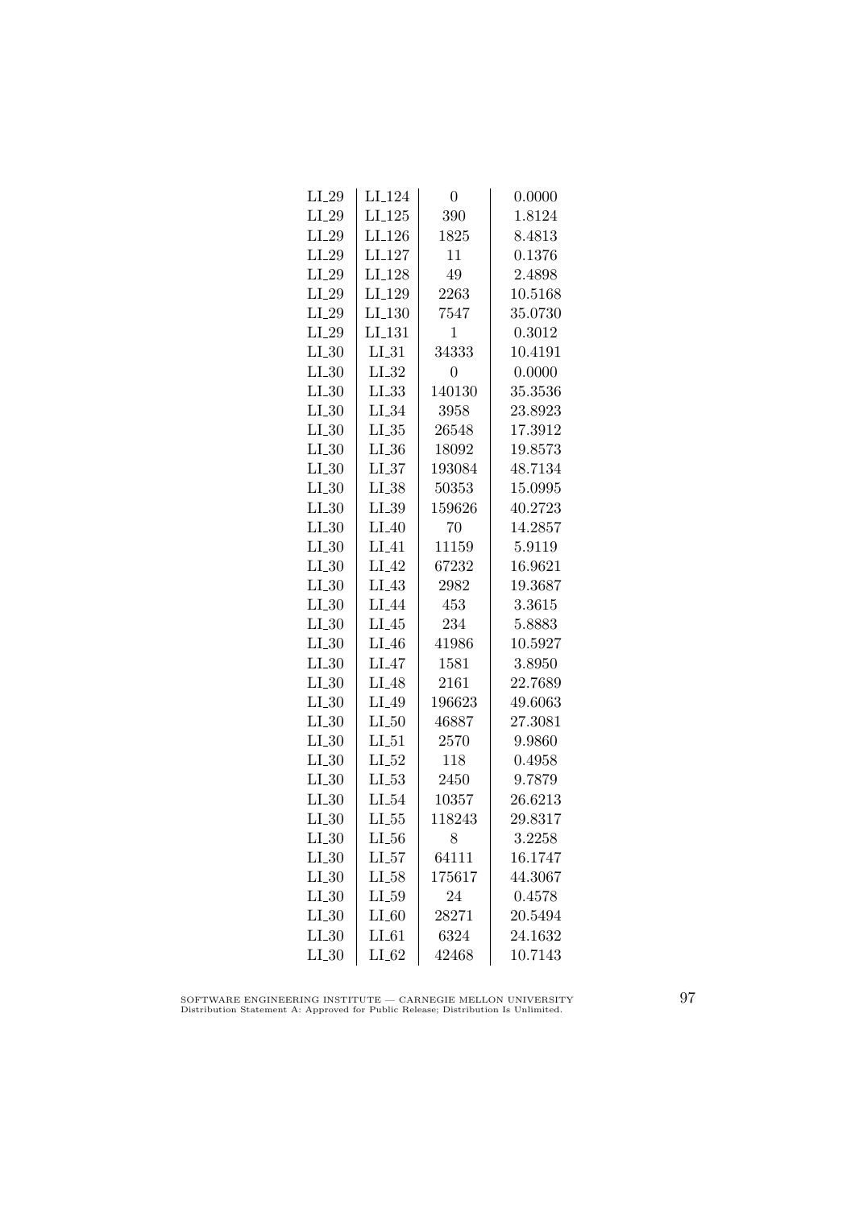| | | | |
|---|---|---|---|
| LI_29 | LI_124 | 0 | 0.0000 |
| LI_29 | LI_125 | 390 | 1.8124 |
| LI_29 | LI_126 | 1825 | 8.4813 |
| LI_29 | LI_127 | 11 | 0.1376 |
| LI_29 | LI_128 | 49 | 2.4898 |
| LI_29 | LI_129 | 2263 | 10.5168 |
| LI_29 | LI_130 | 7547 | 35.0730 |
| LI_29 | LI_131 | 1 | 0.3012 |
| LI_30 | LI_31 | 34333 | 10.4191 |
| LI_30 | LI_32 | 0 | 0.0000 |
| LI_30 | LI_33 | 140130 | 35.3536 |
| LI_30 | LI_34 | 3958 | 23.8923 |
| LI_30 | LI_35 | 26548 | 17.3912 |
| LI_30 | LI_36 | 18092 | 19.8573 |
| LI_30 | LI_37 | 193084 | 48.7134 |
| LI_30 | LI_38 | 50353 | 15.0995 |
| LI_30 | LI_39 | 159626 | 40.2723 |
| LI_30 | LI_40 | 70 | 14.2857 |
| LI_30 | LI_41 | 11159 | 5.9119 |
| LI_30 | LI_42 | 67232 | 16.9621 |
| LI_30 | LI_43 | 2982 | 19.3687 |
| LI_30 | LI_44 | 453 | 3.3615 |
| LI_30 | LI_45 | 234 | 5.8883 |
| LI_30 | LI_46 | 41986 | 10.5927 |
| LI_30 | LI_47 | 1581 | 3.8950 |
| LI_30 | LI_48 | 2161 | 22.7689 |
| LI_30 | LI_49 | 196623 | 49.6063 |
| LI_30 | LI_50 | 46887 | 27.3081 |
| LI_30 | LI_51 | 2570 | 9.9860 |
| LI_30 | LI_52 | 118 | 0.4958 |
| LI_30 | LI_53 | 2450 | 9.7879 |
| LI_30 | LI_54 | 10357 | 26.6213 |
| LI_30 | LI_55 | 118243 | 29.8317 |
| LI_30 | LI_56 | 8 | 3.2258 |
| LI_30 | LI_57 | 64111 | 16.1747 |
| LI_30 | LI_58 | 175617 | 44.3067 |
| LI_30 | LI_59 | 24 | 0.4578 |
| LI_30 | LI_60 | 28271 | 20.5494 |
| LI_30 | LI_61 | 6324 | 24.1632 |
| LI_30 | LI_62 | 42468 | 10.7143 |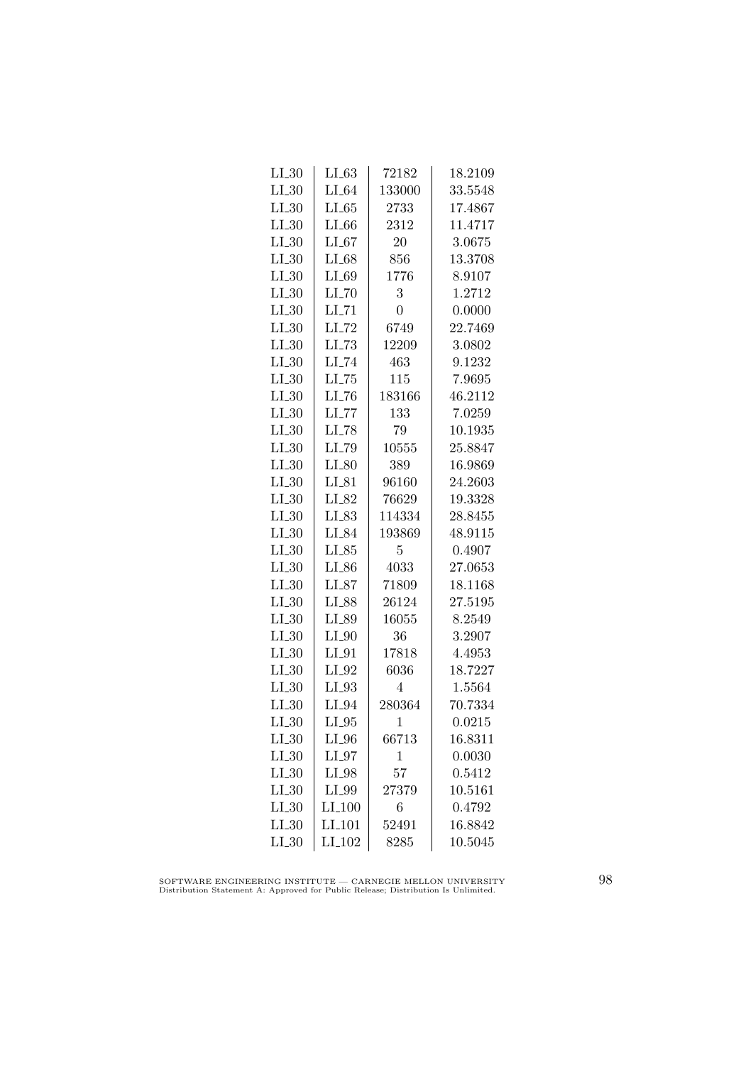| LI_30 | LI_63 | 72182 | 18.2109 |
|---|---|---|---|
| LI_30 | LI_64 | 133000 | 33.5548 |
| LI_30 | LI_65 | 2733 | 17.4867 |
| LI_30 | LI_66 | 2312 | 11.4717 |
| LI_30 | LI_67 | 20 | 3.0675 |
| LI_30 | LI_68 | 856 | 13.3708 |
| LI_30 | LI_69 | 1776 | 8.9107 |
| LI_30 | LI_70 | 3 | 1.2712 |
| LI_30 | LI_71 | 0 | 0.0000 |
| LI_30 | LI_72 | 6749 | 22.7469 |
| LI_30 | LI_73 | 12209 | 3.0802 |
| LI_30 | LI_74 | 463 | 9.1232 |
| LI_30 | LI_75 | 115 | 7.9695 |
| LI_30 | LI_76 | 183166 | 46.2112 |
| LI_30 | LI_77 | 133 | 7.0259 |
| LI_30 | LI_78 | 79 | 10.1935 |
| LI_30 | LI_79 | 10555 | 25.8847 |
| LI_30 | LI_80 | 389 | 16.9869 |
| LI_30 | LI_81 | 96160 | 24.2603 |
| LI_30 | LI_82 | 76629 | 19.3328 |
| LI_30 | LI_83 | 114334 | 28.8455 |
| LI_30 | LI_84 | 193869 | 48.9115 |
| LI_30 | LI_85 | 5 | 0.4907 |
| LI_30 | LI_86 | 4033 | 27.0653 |
| LI_30 | LI_87 | 71809 | 18.1168 |
| LI_30 | LI_88 | 26124 | 27.5195 |
| LI_30 | LI_89 | 16055 | 8.2549 |
| LI_30 | LI_90 | 36 | 3.2907 |
| LI_30 | LI_91 | 17818 | 4.4953 |
| LI_30 | LI_92 | 6036 | 18.7227 |
| LI_30 | LI_93 | 4 | 1.5564 |
| LI_30 | LI_94 | 280364 | 70.7334 |
| LI_30 | LI_95 | 1 | 0.0215 |
| LI_30 | LI_96 | 66713 | 16.8311 |
| LI_30 | LI_97 | 1 | 0.0030 |
| LI_30 | LI_98 | 57 | 0.5412 |
| LI_30 | LI_99 | 27379 | 10.5161 |
| LI_30 | LI_100 | 6 | 0.4792 |
| LI_30 | LI_101 | 52491 | 16.8842 |
| LI_30 | LI_102 | 8285 | 10.5045 |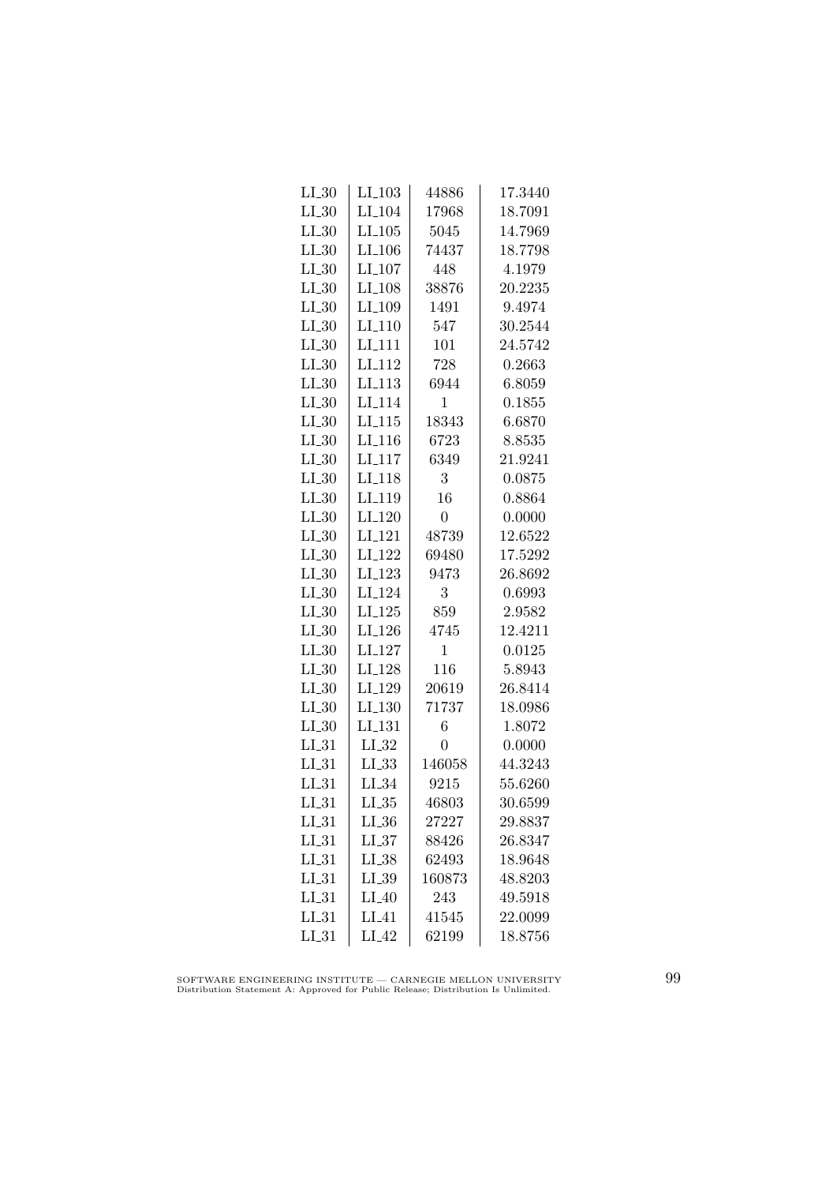| LI_30 | LI_103 | 44886 | 17.3440 |
|---|---|---|---|
| LI_30 | LI_104 | 17968 | 18.7091 |
| LI_30 | LI_105 | 5045 | 14.7969 |
| LI_30 | LI_106 | 74437 | 18.7798 |
| LI_30 | LI_107 | 448 | 4.1979 |
| LI_30 | LI_108 | 38876 | 20.2235 |
| LI_30 | LI_109 | 1491 | 9.4974 |
| LI_30 | LI_110 | 547 | 30.2544 |
| LI_30 | LI_111 | 101 | 24.5742 |
| LI_30 | LI_112 | 728 | 0.2663 |
| LI_30 | LI_113 | 6944 | 6.8059 |
| LI_30 | LI_114 | 1 | 0.1855 |
| LI_30 | LI_115 | 18343 | 6.6870 |
| LI_30 | LI_116 | 6723 | 8.8535 |
| LI_30 | LI_117 | 6349 | 21.9241 |
| LI_30 | LI_118 | 3 | 0.0875 |
| LI_30 | LI_119 | 16 | 0.8864 |
| LI_30 | LI_120 | 0 | 0.0000 |
| LI_30 | LI_121 | 48739 | 12.6522 |
| LI_30 | LI_122 | 69480 | 17.5292 |
| LI_30 | LI_123 | 9473 | 26.8692 |
| LI_30 | LI_124 | 3 | 0.6993 |
| LI_30 | LI_125 | 859 | 2.9582 |
| LI_30 | LI_126 | 4745 | 12.4211 |
| LI_30 | LI_127 | 1 | 0.0125 |
| LI_30 | LI_128 | 116 | 5.8943 |
| LI_30 | LI_129 | 20619 | 26.8414 |
| LI_30 | LI_130 | 71737 | 18.0986 |
| LI_30 | LI_131 | 6 | 1.8072 |
| LI_31 | LI_32 | 0 | 0.0000 |
| LI_31 | LI_33 | 146058 | 44.3243 |
| LI_31 | LI_34 | 9215 | 55.6260 |
| LI_31 | LI_35 | 46803 | 30.6599 |
| LI_31 | LI_36 | 27227 | 29.8837 |
| LI_31 | LI_37 | 88426 | 26.8347 |
| LI_31 | LI_38 | 62493 | 18.9648 |
| LI_31 | LI_39 | 160873 | 48.8203 |
| LI_31 | LI_40 | 243 | 49.5918 |
| LI_31 | LI_41 | 41545 | 22.0099 |
| LI_31 | LI_42 | 62199 | 18.8756 |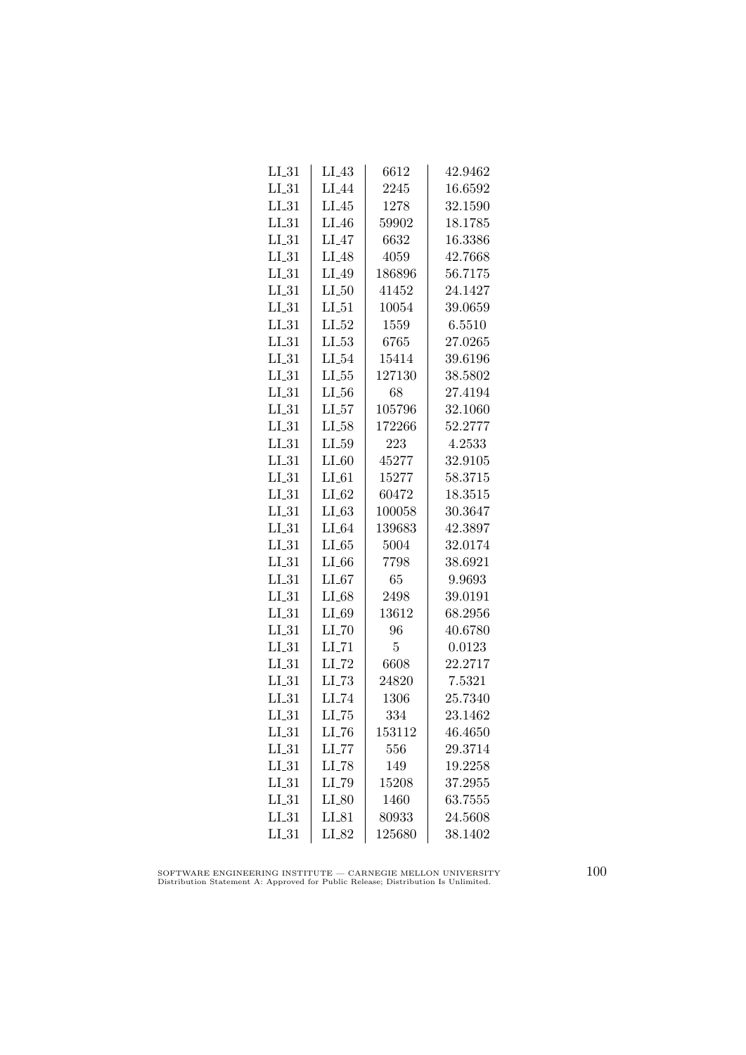| LI_31 | LI_43 | 6612 | 42.9462 |
|---|---|---|---|
| LI_31 | LI_44 | 2245 | 16.6592 |
| LI_31 | LI_45 | 1278 | 32.1590 |
| LI_31 | LI_46 | 59902 | 18.1785 |
| LI_31 | LI_47 | 6632 | 16.3386 |
| LI_31 | LI_48 | 4059 | 42.7668 |
| LI_31 | LI_49 | 186896 | 56.7175 |
| LI_31 | LI_50 | 41452 | 24.1427 |
| LI_31 | LI_51 | 10054 | 39.0659 |
| LI_31 | LI_52 | 1559 | 6.5510 |
| LI_31 | LI_53 | 6765 | 27.0265 |
| LI_31 | LI_54 | 15414 | 39.6196 |
| LI_31 | LI_55 | 127130 | 38.5802 |
| LI_31 | LI_56 | 68 | 27.4194 |
| LI_31 | LI_57 | 105796 | 32.1060 |
| LI_31 | LI_58 | 172266 | 52.2777 |
| LI_31 | LI_59 | 223 | 4.2533 |
| LI_31 | LI_60 | 45277 | 32.9105 |
| LI_31 | LI_61 | 15277 | 58.3715 |
| LI_31 | LI_62 | 60472 | 18.3515 |
| LI_31 | LI_63 | 100058 | 30.3647 |
| LI_31 | LI_64 | 139683 | 42.3897 |
| LI_31 | LI_65 | 5004 | 32.0174 |
| LI_31 | LI_66 | 7798 | 38.6921 |
| LI_31 | LI_67 | 65 | 9.9693 |
| LI_31 | LI_68 | 2498 | 39.0191 |
| LI_31 | LI_69 | 13612 | 68.2956 |
| LI_31 | LI_70 | 96 | 40.6780 |
| LI_31 | LI_71 | 5 | 0.0123 |
| LI_31 | LI_72 | 6608 | 22.2717 |
| LI_31 | LI_73 | 24820 | 7.5321 |
| LI_31 | LI_74 | 1306 | 25.7340 |
| LI_31 | LI_75 | 334 | 23.1462 |
| LI_31 | LI_76 | 153112 | 46.4650 |
| LI_31 | LI_77 | 556 | 29.3714 |
| LI_31 | LI_78 | 149 | 19.2258 |
| LI_31 | LI_79 | 15208 | 37.2955 |
| LI_31 | LI_80 | 1460 | 63.7555 |
| LI_31 | LI_81 | 80933 | 24.5608 |
| LI_31 | LI_82 | 125680 | 38.1402 |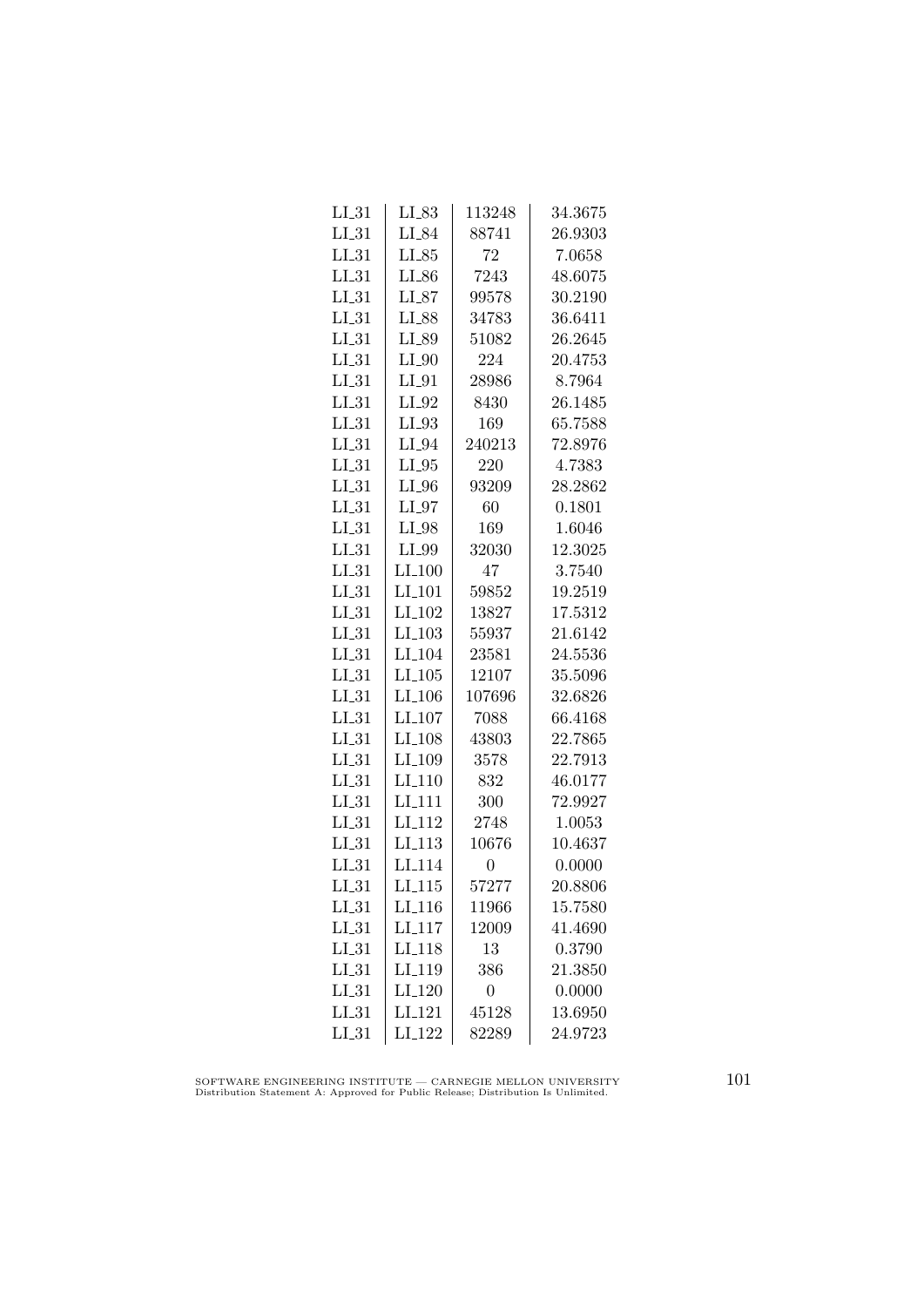| LI_31 | LI_83 | 113248 | 34.3675 |
|---|---|---|---|
| LI_31 | LI_84 | 88741 | 26.9303 |
| LI_31 | LI_85 | 72 | 7.0658 |
| LI_31 | LI_86 | 7243 | 48.6075 |
| LI_31 | LI_87 | 99578 | 30.2190 |
| LI_31 | LI_88 | 34783 | 36.6411 |
| LI_31 | LI_89 | 51082 | 26.2645 |
| LI_31 | LI_90 | 224 | 20.4753 |
| LI_31 | LI_91 | 28986 | 8.7964 |
| LI_31 | LI_92 | 8430 | 26.1485 |
| LI_31 | LI_93 | 169 | 65.7588 |
| LI_31 | LI_94 | 240213 | 72.8976 |
| LI_31 | LI_95 | 220 | 4.7383 |
| LI_31 | LI_96 | 93209 | 28.2862 |
| LI_31 | LI_97 | 60 | 0.1801 |
| LI_31 | LI_98 | 169 | 1.6046 |
| LI_31 | LI_99 | 32030 | 12.3025 |
| LI_31 | LI_100 | 47 | 3.7540 |
| LI_31 | LI_101 | 59852 | 19.2519 |
| LI_31 | LI_102 | 13827 | 17.5312 |
| LI_31 | LI_103 | 55937 | 21.6142 |
| LI_31 | LI_104 | 23581 | 24.5536 |
| LI_31 | LI_105 | 12107 | 35.5096 |
| LI_31 | LI_106 | 107696 | 32.6826 |
| LI_31 | LI_107 | 7088 | 66.4168 |
| LI_31 | LI_108 | 43803 | 22.7865 |
| LI_31 | LI_109 | 3578 | 22.7913 |
| LI_31 | LI_110 | 832 | 46.0177 |
| LI_31 | LI_111 | 300 | 72.9927 |
| LI_31 | LI_112 | 2748 | 1.0053 |
| LI_31 | LI_113 | 10676 | 10.4637 |
| LI_31 | LI_114 | 0 | 0.0000 |
| LI_31 | LI_115 | 57277 | 20.8806 |
| LI_31 | LI_116 | 11966 | 15.7580 |
| LI_31 | LI_117 | 12009 | 41.4690 |
| LI_31 | LI_118 | 13 | 0.3790 |
| LI_31 | LI_119 | 386 | 21.3850 |
| LI_31 | LI_120 | 0 | 0.0000 |
| LI_31 | LI_121 | 45128 | 13.6950 |
| LI_31 | LI_122 | 82289 | 24.9723 |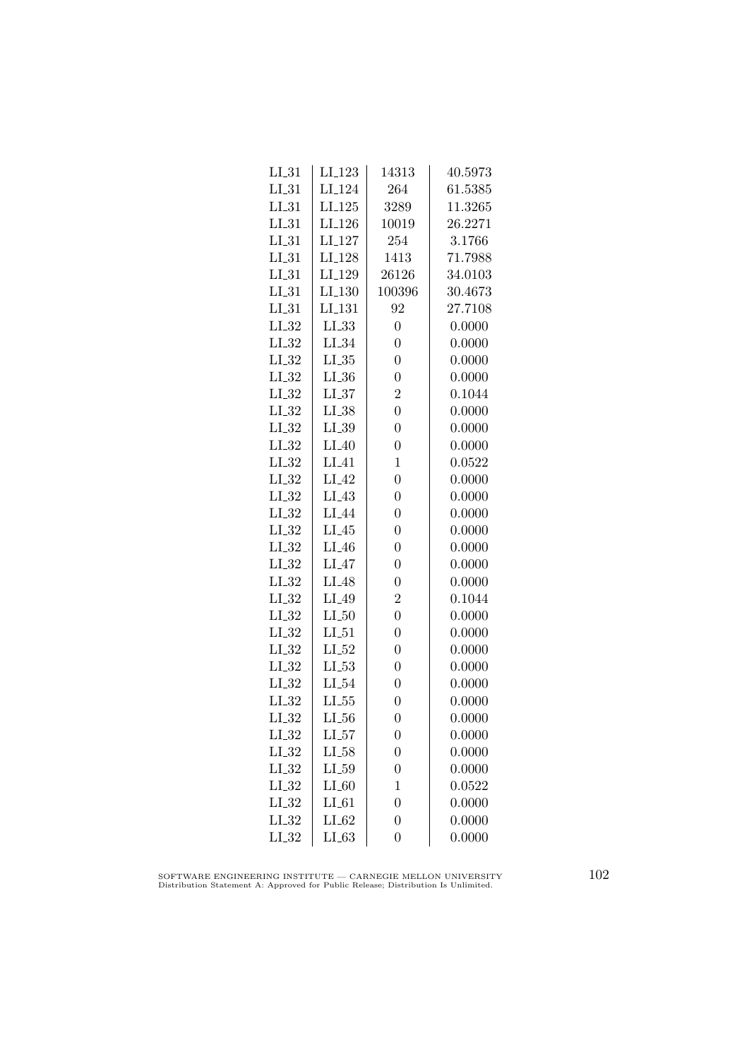| LI_31 | LI_123 | 14313 | 40.5973 |
|---|---|---|---|
| LI_31 | LI_124 | 264 | 61.5385 |
| LI_31 | LI_125 | 3289 | 11.3265 |
| LI_31 | LI_126 | 10019 | 26.2271 |
| LI_31 | LI_127 | 254 | 3.1766 |
| LI_31 | LI_128 | 1413 | 71.7988 |
| LI_31 | LI_129 | 26126 | 34.0103 |
| LI_31 | LI_130 | 100396 | 30.4673 |
| LI_31 | LI_131 | 92 | 27.7108 |
| LI_32 | LI_33 | 0 | 0.0000 |
| LI_32 | LI_34 | 0 | 0.0000 |
| LI_32 | LI_35 | 0 | 0.0000 |
| LI_32 | LI_36 | 0 | 0.0000 |
| LI_32 | LI_37 | 2 | 0.1044 |
| LI_32 | LI_38 | 0 | 0.0000 |
| LI_32 | LI_39 | 0 | 0.0000 |
| LI_32 | LI_40 | 0 | 0.0000 |
| LI_32 | LI_41 | 1 | 0.0522 |
| LI_32 | LI_42 | 0 | 0.0000 |
| LI_32 | LI_43 | 0 | 0.0000 |
| LI_32 | LI_44 | 0 | 0.0000 |
| LI_32 | LI_45 | 0 | 0.0000 |
| LI_32 | LI_46 | 0 | 0.0000 |
| LI_32 | LI_47 | 0 | 0.0000 |
| LI_32 | LI_48 | 0 | 0.0000 |
| LI_32 | LI_49 | 2 | 0.1044 |
| LI_32 | LI_50 | 0 | 0.0000 |
| LI_32 | LI_51 | 0 | 0.0000 |
| LI_32 | LI_52 | 0 | 0.0000 |
| LI_32 | LI_53 | 0 | 0.0000 |
| LI_32 | LI_54 | 0 | 0.0000 |
| LI_32 | LI_55 | 0 | 0.0000 |
| LI_32 | LI_56 | 0 | 0.0000 |
| LI_32 | LI_57 | 0 | 0.0000 |
| LI_32 | LI_58 | 0 | 0.0000 |
| LI_32 | LI_59 | 0 | 0.0000 |
| LI_32 | LI_60 | 1 | 0.0522 |
| LI_32 | LI_61 | 0 | 0.0000 |
| LI_32 | LI_62 | 0 | 0.0000 |
| LI_32 | LI_63 | 0 | 0.0000 |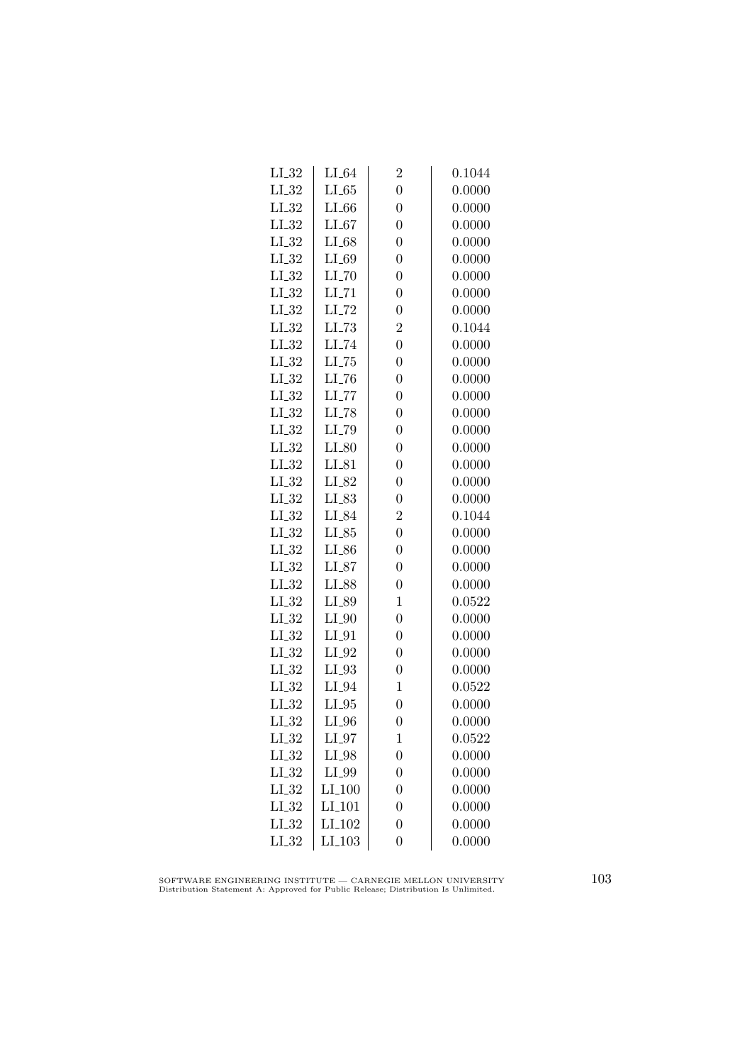| LI_32 | LI_64 | 2 | 0.1044 |
|---|---|---|---|
| LI_32 | LI_65 | 0 | 0.0000 |
| LI_32 | LI_66 | 0 | 0.0000 |
| LI_32 | LI_67 | 0 | 0.0000 |
| LI_32 | LI_68 | 0 | 0.0000 |
| LI_32 | LI_69 | 0 | 0.0000 |
| LI_32 | LI_70 | 0 | 0.0000 |
| LI_32 | LI_71 | 0 | 0.0000 |
| LI_32 | LI_72 | 0 | 0.0000 |
| LI_32 | LI_73 | 2 | 0.1044 |
| LI_32 | LI_74 | 0 | 0.0000 |
| LI_32 | LI_75 | 0 | 0.0000 |
| LI_32 | LI_76 | 0 | 0.0000 |
| LI_32 | LI_77 | 0 | 0.0000 |
| LI_32 | LI_78 | 0 | 0.0000 |
| LI_32 | LI_79 | 0 | 0.0000 |
| LI_32 | LI_80 | 0 | 0.0000 |
| LI_32 | LI_81 | 0 | 0.0000 |
| LI_32 | LI_82 | 0 | 0.0000 |
| LI_32 | LI_83 | 0 | 0.0000 |
| LI_32 | LI_84 | 2 | 0.1044 |
| LI_32 | LI_85 | 0 | 0.0000 |
| LI_32 | LI_86 | 0 | 0.0000 |
| LI_32 | LI_87 | 0 | 0.0000 |
| LI_32 | LI_88 | 0 | 0.0000 |
| LI_32 | LI_89 | 1 | 0.0522 |
| LI_32 | LI_90 | 0 | 0.0000 |
| LI_32 | LI_91 | 0 | 0.0000 |
| LI_32 | LI_92 | 0 | 0.0000 |
| LI_32 | LI_93 | 0 | 0.0000 |
| LI_32 | LI_94 | 1 | 0.0522 |
| LI_32 | LI_95 | 0 | 0.0000 |
| LI_32 | LI_96 | 0 | 0.0000 |
| LI_32 | LI_97 | 1 | 0.0522 |
| LI_32 | LI_98 | 0 | 0.0000 |
| LI_32 | LI_99 | 0 | 0.0000 |
| LI_32 | LI_100 | 0 | 0.0000 |
| LI_32 | LI_101 | 0 | 0.0000 |
| LI_32 | LI_102 | 0 | 0.0000 |
| LI_32 | LI_103 | 0 | 0.0000 |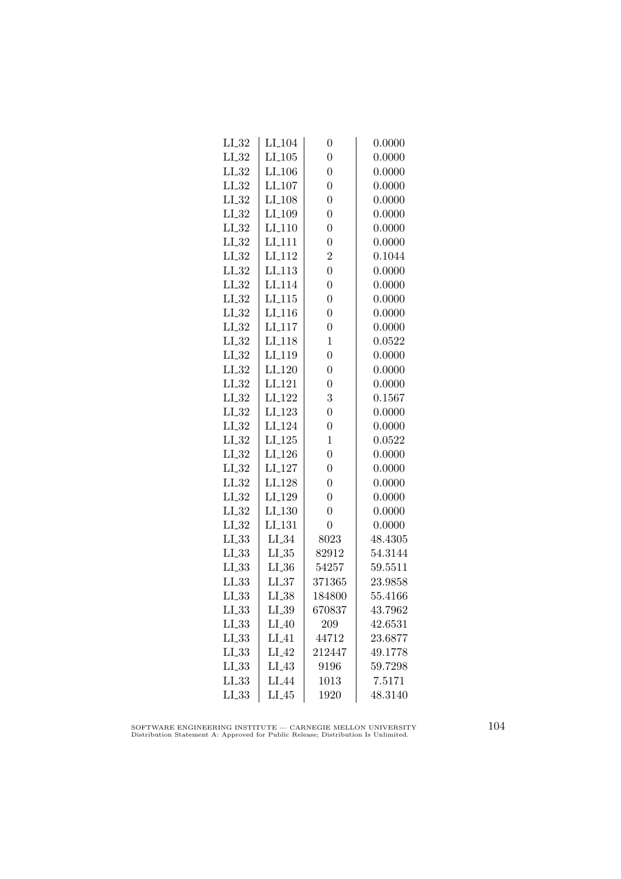| | | | |
|---|---|---|---|
| LI_32 | LI_104 | 0 | 0.0000 |
| LI_32 | LI_105 | 0 | 0.0000 |
| LI_32 | LI_106 | 0 | 0.0000 |
| LI_32 | LI_107 | 0 | 0.0000 |
| LI_32 | LI_108 | 0 | 0.0000 |
| LI_32 | LI_109 | 0 | 0.0000 |
| LI_32 | LI_110 | 0 | 0.0000 |
| LI_32 | LI_111 | 0 | 0.0000 |
| LI_32 | LI_112 | 2 | 0.1044 |
| LI_32 | LI_113 | 0 | 0.0000 |
| LI_32 | LI_114 | 0 | 0.0000 |
| LI_32 | LI_115 | 0 | 0.0000 |
| LI_32 | LI_116 | 0 | 0.0000 |
| LI_32 | LI_117 | 0 | 0.0000 |
| LI_32 | LI_118 | 1 | 0.0522 |
| LI_32 | LI_119 | 0 | 0.0000 |
| LI_32 | LI_120 | 0 | 0.0000 |
| LI_32 | LI_121 | 0 | 0.0000 |
| LI_32 | LI_122 | 3 | 0.1567 |
| LI_32 | LI_123 | 0 | 0.0000 |
| LI_32 | LI_124 | 0 | 0.0000 |
| LI_32 | LI_125 | 1 | 0.0522 |
| LI_32 | LI_126 | 0 | 0.0000 |
| LI_32 | LI_127 | 0 | 0.0000 |
| LI_32 | LI_128 | 0 | 0.0000 |
| LI_32 | LI_129 | 0 | 0.0000 |
| LI_32 | LI_130 | 0 | 0.0000 |
| LI_32 | LI_131 | 0 | 0.0000 |
| LI_33 | LI_34 | 8023 | 48.4305 |
| LI_33 | LI_35 | 82912 | 54.3144 |
| LI_33 | LI_36 | 54257 | 59.5511 |
| LI_33 | LI_37 | 371365 | 23.9858 |
| LI_33 | LI_38 | 184800 | 55.4166 |
| LI_33 | LI_39 | 670837 | 43.7962 |
| LI_33 | LI_40 | 209 | 42.6531 |
| LI_33 | LI_41 | 44712 | 23.6877 |
| LI_33 | LI_42 | 212447 | 49.1778 |
| LI_33 | LI_43 | 9196 | 59.7298 |
| LI_33 | LI_44 | 1013 | 7.5171 |
| LI_33 | LI_45 | 1920 | 48.3140 |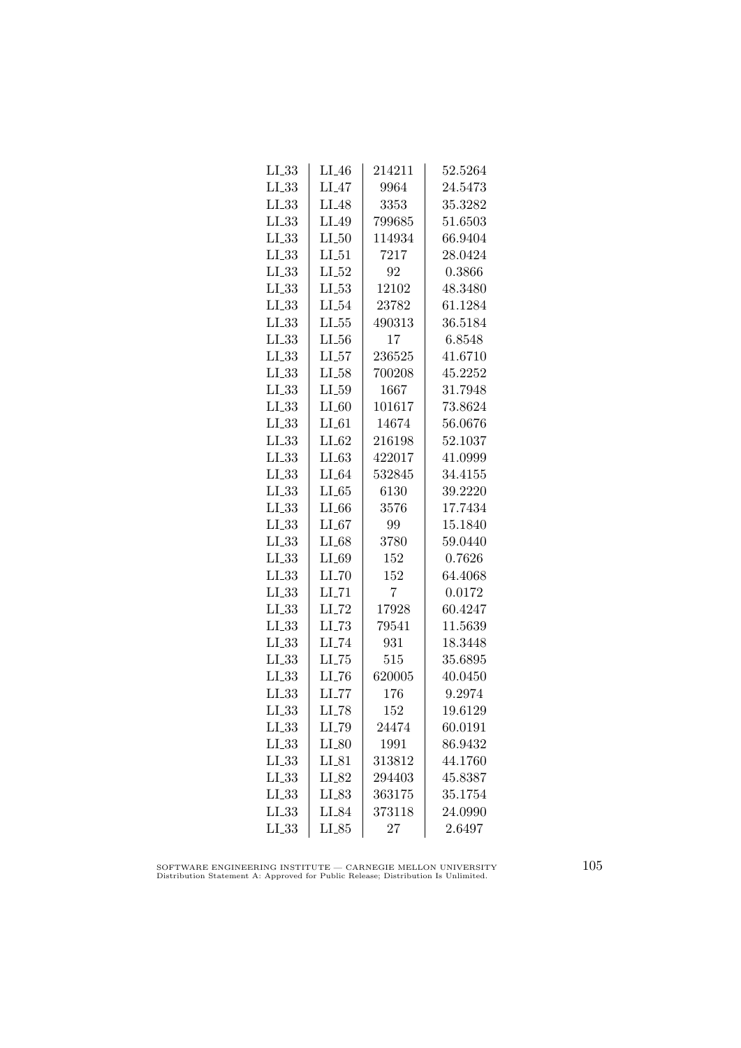| | | | |
|---|---|---|---|
| LI_33 | LI_46 | 214211 | 52.5264 |
| LI_33 | LI_47 | 9964 | 24.5473 |
| LI_33 | LI_48 | 3353 | 35.3282 |
| LI_33 | LI_49 | 799685 | 51.6503 |
| LI_33 | LI_50 | 114934 | 66.9404 |
| LI_33 | LI_51 | 7217 | 28.0424 |
| LI_33 | LI_52 | 92 | 0.3866 |
| LI_33 | LI_53 | 12102 | 48.3480 |
| LI_33 | LI_54 | 23782 | 61.1284 |
| LI_33 | LI_55 | 490313 | 36.5184 |
| LI_33 | LI_56 | 17 | 6.8548 |
| LI_33 | LI_57 | 236525 | 41.6710 |
| LI_33 | LI_58 | 700208 | 45.2252 |
| LI_33 | LI_59 | 1667 | 31.7948 |
| LI_33 | LI_60 | 101617 | 73.8624 |
| LI_33 | LI_61 | 14674 | 56.0676 |
| LI_33 | LI_62 | 216198 | 52.1037 |
| LI_33 | LI_63 | 422017 | 41.0999 |
| LI_33 | LI_64 | 532845 | 34.4155 |
| LI_33 | LI_65 | 6130 | 39.2220 |
| LI_33 | LI_66 | 3576 | 17.7434 |
| LI_33 | LI_67 | 99 | 15.1840 |
| LI_33 | LI_68 | 3780 | 59.0440 |
| LI_33 | LI_69 | 152 | 0.7626 |
| LI_33 | LI_70 | 152 | 64.4068 |
| LI_33 | LI_71 | 7 | 0.0172 |
| LI_33 | LI_72 | 17928 | 60.4247 |
| LI_33 | LI_73 | 79541 | 11.5639 |
| LI_33 | LI_74 | 931 | 18.3448 |
| LI_33 | LI_75 | 515 | 35.6895 |
| LI_33 | LI_76 | 620005 | 40.0450 |
| LI_33 | LI_77 | 176 | 9.2974 |
| LI_33 | LI_78 | 152 | 19.6129 |
| LI_33 | LI_79 | 24474 | 60.0191 |
| LI_33 | LI_80 | 1991 | 86.9432 |
| LI_33 | LI_81 | 313812 | 44.1760 |
| LI_33 | LI_82 | 294403 | 45.8387 |
| LI_33 | LI_83 | 363175 | 35.1754 |
| LI_33 | LI_84 | 373118 | 24.0990 |
| LI_33 | LI_85 | 27 | 2.6497 |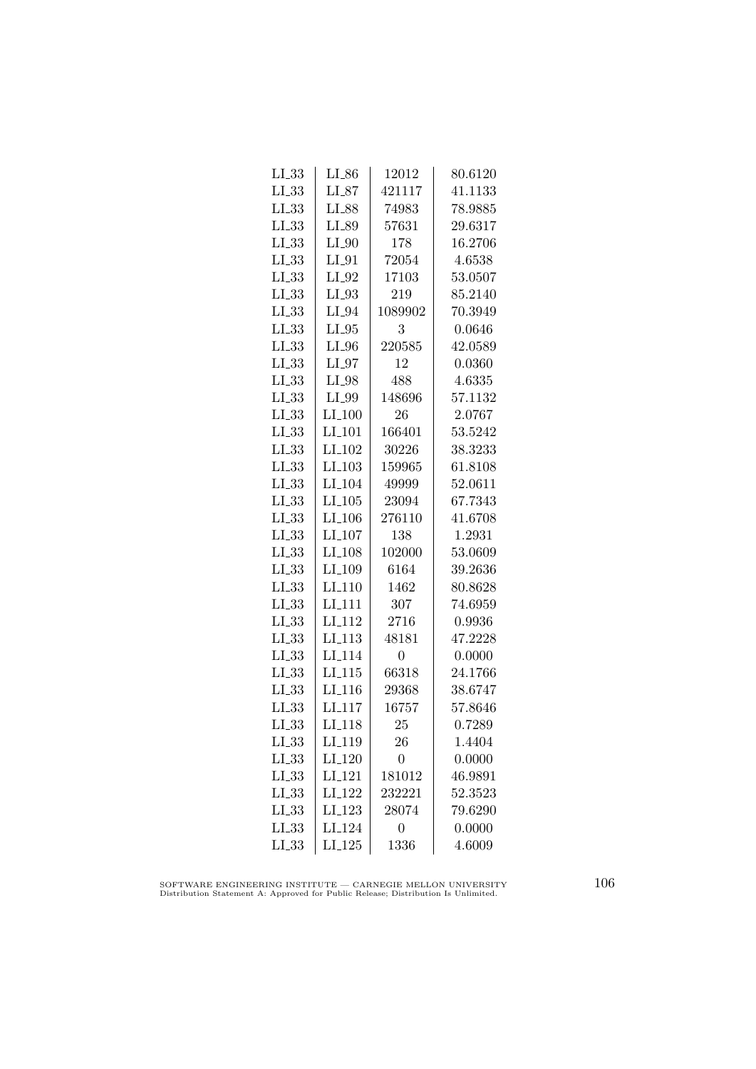| LI_33 | LI_86 | 12012 | 80.6120 |
|---|---|---|---|
| LI_33 | LI_87 | 421117 | 41.1133 |
| LI_33 | LI_88 | 74983 | 78.9885 |
| LI_33 | LI_89 | 57631 | 29.6317 |
| LI_33 | LI_90 | 178 | 16.2706 |
| LI_33 | LI_91 | 72054 | 4.6538 |
| LI_33 | LI_92 | 17103 | 53.0507 |
| LI_33 | LI_93 | 219 | 85.2140 |
| LI_33 | LI_94 | 1089902 | 70.3949 |
| LI_33 | LI_95 | 3 | 0.0646 |
| LI_33 | LI_96 | 220585 | 42.0589 |
| LI_33 | LI_97 | 12 | 0.0360 |
| LI_33 | LI_98 | 488 | 4.6335 |
| LI_33 | LI_99 | 148696 | 57.1132 |
| LI_33 | LI_100 | 26 | 2.0767 |
| LI_33 | LI_101 | 166401 | 53.5242 |
| LI_33 | LI_102 | 30226 | 38.3233 |
| LI_33 | LI_103 | 159965 | 61.8108 |
| LI_33 | LI_104 | 49999 | 52.0611 |
| LI_33 | LI_105 | 23094 | 67.7343 |
| LI_33 | LI_106 | 276110 | 41.6708 |
| LI_33 | LI_107 | 138 | 1.2931 |
| LI_33 | LI_108 | 102000 | 53.0609 |
| LI_33 | LI_109 | 6164 | 39.2636 |
| LI_33 | LI_110 | 1462 | 80.8628 |
| LI_33 | LI_111 | 307 | 74.6959 |
| LI_33 | LI_112 | 2716 | 0.9936 |
| LI_33 | LI_113 | 48181 | 47.2228 |
| LI_33 | LI_114 | 0 | 0.0000 |
| LI_33 | LI_115 | 66318 | 24.1766 |
| LI_33 | LI_116 | 29368 | 38.6747 |
| LI_33 | LI_117 | 16757 | 57.8646 |
| LI_33 | LI_118 | 25 | 0.7289 |
| LI_33 | LI_119 | 26 | 1.4404 |
| LI_33 | LI_120 | 0 | 0.0000 |
| LI_33 | LI_121 | 181012 | 46.9891 |
| LI_33 | LI_122 | 232221 | 52.3523 |
| LI_33 | LI_123 | 28074 | 79.6290 |
| LI_33 | LI_124 | 0 | 0.0000 |
| LI_33 | LI_125 | 1336 | 4.6009 |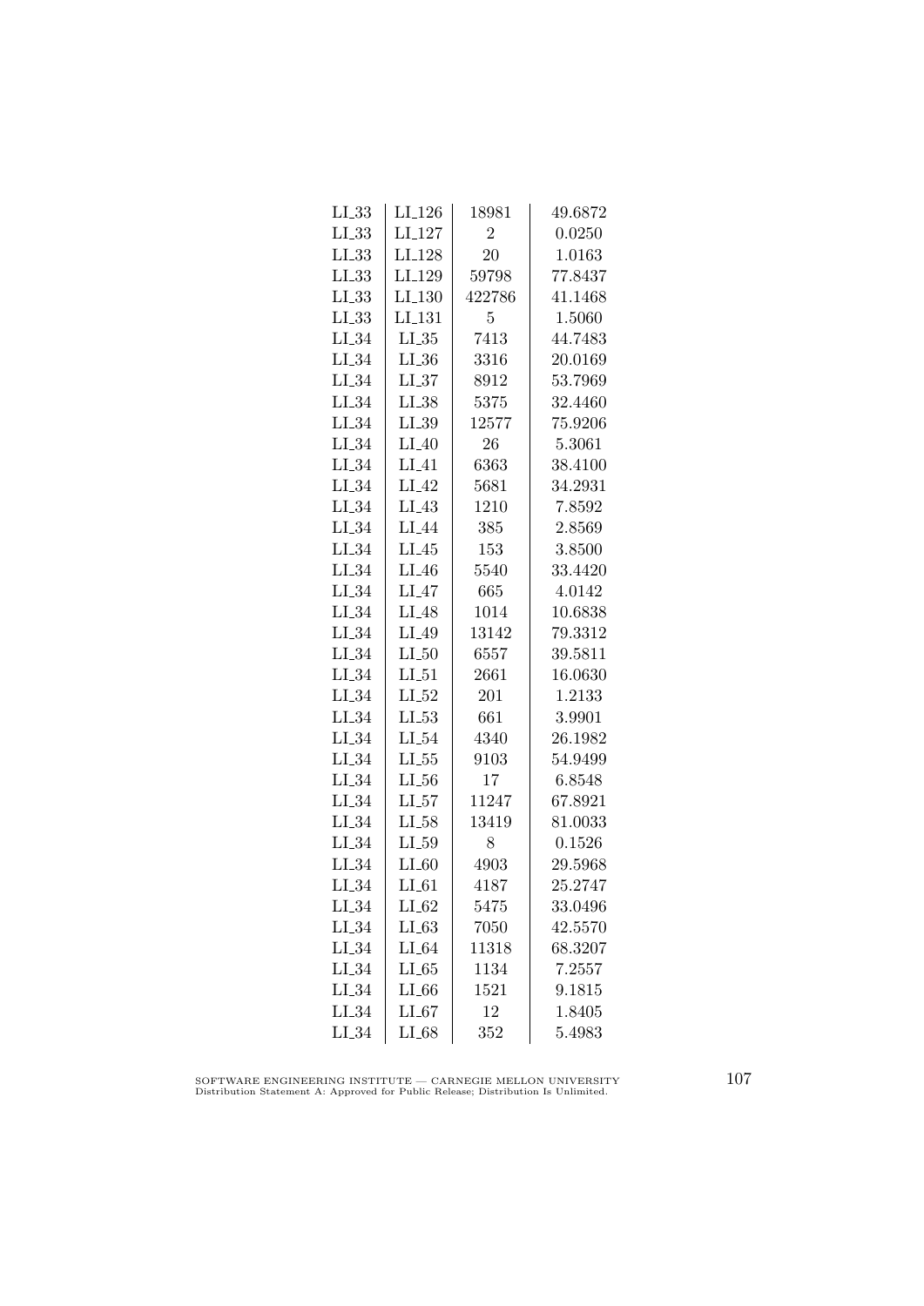| | | | |
|---|---|---|---|
| LI_33 | LI_126 | 18981 | 49.6872 |
| LI_33 | LI_127 | 2 | 0.0250 |
| LI_33 | LI_128 | 20 | 1.0163 |
| LI_33 | LI_129 | 59798 | 77.8437 |
| LI_33 | LI_130 | 422786 | 41.1468 |
| LI_33 | LI_131 | 5 | 1.5060 |
| LI_34 | LI_35 | 7413 | 44.7483 |
| LI_34 | LI_36 | 3316 | 20.0169 |
| LI_34 | LI_37 | 8912 | 53.7969 |
| LI_34 | LI_38 | 5375 | 32.4460 |
| LI_34 | LI_39 | 12577 | 75.9206 |
| LI_34 | LI_40 | 26 | 5.3061 |
| LI_34 | LI_41 | 6363 | 38.4100 |
| LI_34 | LI_42 | 5681 | 34.2931 |
| LI_34 | LI_43 | 1210 | 7.8592 |
| LI_34 | LI_44 | 385 | 2.8569 |
| LI_34 | LI_45 | 153 | 3.8500 |
| LI_34 | LI_46 | 5540 | 33.4420 |
| LI_34 | LI_47 | 665 | 4.0142 |
| LI_34 | LI_48 | 1014 | 10.6838 |
| LI_34 | LI_49 | 13142 | 79.3312 |
| LI_34 | LI_50 | 6557 | 39.5811 |
| LI_34 | LI_51 | 2661 | 16.0630 |
| LI_34 | LI_52 | 201 | 1.2133 |
| LI_34 | LI_53 | 661 | 3.9901 |
| LI_34 | LI_54 | 4340 | 26.1982 |
| LI_34 | LI_55 | 9103 | 54.9499 |
| LI_34 | LI_56 | 17 | 6.8548 |
| LI_34 | LI_57 | 11247 | 67.8921 |
| LI_34 | LI_58 | 13419 | 81.0033 |
| LI_34 | LI_59 | 8 | 0.1526 |
| LI_34 | LI_60 | 4903 | 29.5968 |
| LI_34 | LI_61 | 4187 | 25.2747 |
| LI_34 | LI_62 | 5475 | 33.0496 |
| LI_34 | LI_63 | 7050 | 42.5570 |
| LI_34 | LI_64 | 11318 | 68.3207 |
| LI_34 | LI_65 | 1134 | 7.2557 |
| LI_34 | LI_66 | 1521 | 9.1815 |
| LI_34 | LI_67 | 12 | 1.8405 |
| LI_34 | LI_68 | 352 | 5.4983 |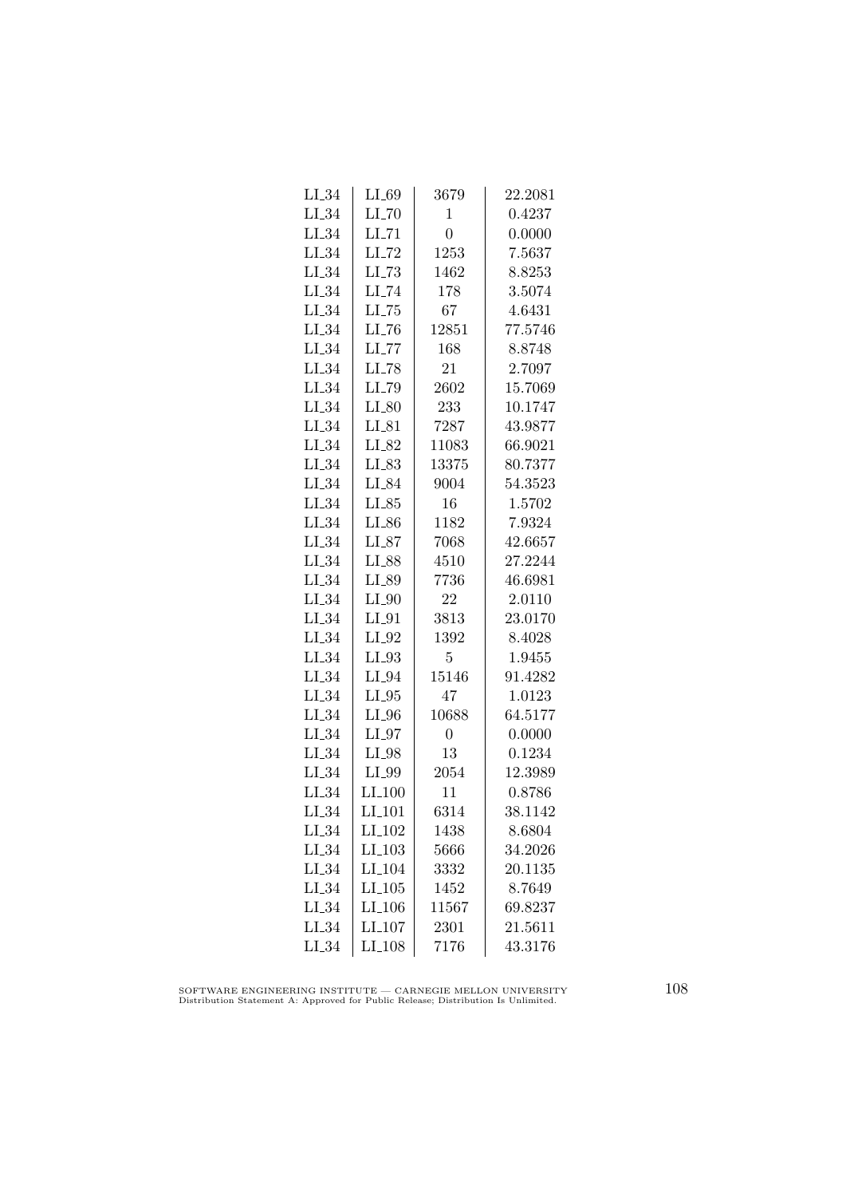| | | | |
|---|---|---|---|
| LI_34 | LI_69 | 3679 | 22.2081 |
| LI_34 | LI_70 | 1 | 0.4237 |
| LI_34 | LI_71 | 0 | 0.0000 |
| LI_34 | LI_72 | 1253 | 7.5637 |
| LI_34 | LI_73 | 1462 | 8.8253 |
| LI_34 | LI_74 | 178 | 3.5074 |
| LI_34 | LI_75 | 67 | 4.6431 |
| LI_34 | LI_76 | 12851 | 77.5746 |
| LI_34 | LI_77 | 168 | 8.8748 |
| LI_34 | LI_78 | 21 | 2.7097 |
| LI_34 | LI_79 | 2602 | 15.7069 |
| LI_34 | LI_80 | 233 | 10.1747 |
| LI_34 | LI_81 | 7287 | 43.9877 |
| LI_34 | LI_82 | 11083 | 66.9021 |
| LI_34 | LI_83 | 13375 | 80.7377 |
| LI_34 | LI_84 | 9004 | 54.3523 |
| LI_34 | LI_85 | 16 | 1.5702 |
| LI_34 | LI_86 | 1182 | 7.9324 |
| LI_34 | LI_87 | 7068 | 42.6657 |
| LI_34 | LI_88 | 4510 | 27.2244 |
| LI_34 | LI_89 | 7736 | 46.6981 |
| LI_34 | LI_90 | 22 | 2.0110 |
| LI_34 | LI_91 | 3813 | 23.0170 |
| LI_34 | LI_92 | 1392 | 8.4028 |
| LI_34 | LI_93 | 5 | 1.9455 |
| LI_34 | LI_94 | 15146 | 91.4282 |
| LI_34 | LI_95 | 47 | 1.0123 |
| LI_34 | LI_96 | 10688 | 64.5177 |
| LI_34 | LI_97 | 0 | 0.0000 |
| LI_34 | LI_98 | 13 | 0.1234 |
| LI_34 | LI_99 | 2054 | 12.3989 |
| LI_34 | LI_100 | 11 | 0.8786 |
| LI_34 | LI_101 | 6314 | 38.1142 |
| LI_34 | LI_102 | 1438 | 8.6804 |
| LI_34 | LI_103 | 5666 | 34.2026 |
| LI_34 | LI_104 | 3332 | 20.1135 |
| LI_34 | LI_105 | 1452 | 8.7649 |
| LI_34 | LI_106 | 11567 | 69.8237 |
| LI_34 | LI_107 | 2301 | 21.5611 |
| LI_34 | LI_108 | 7176 | 43.3176 |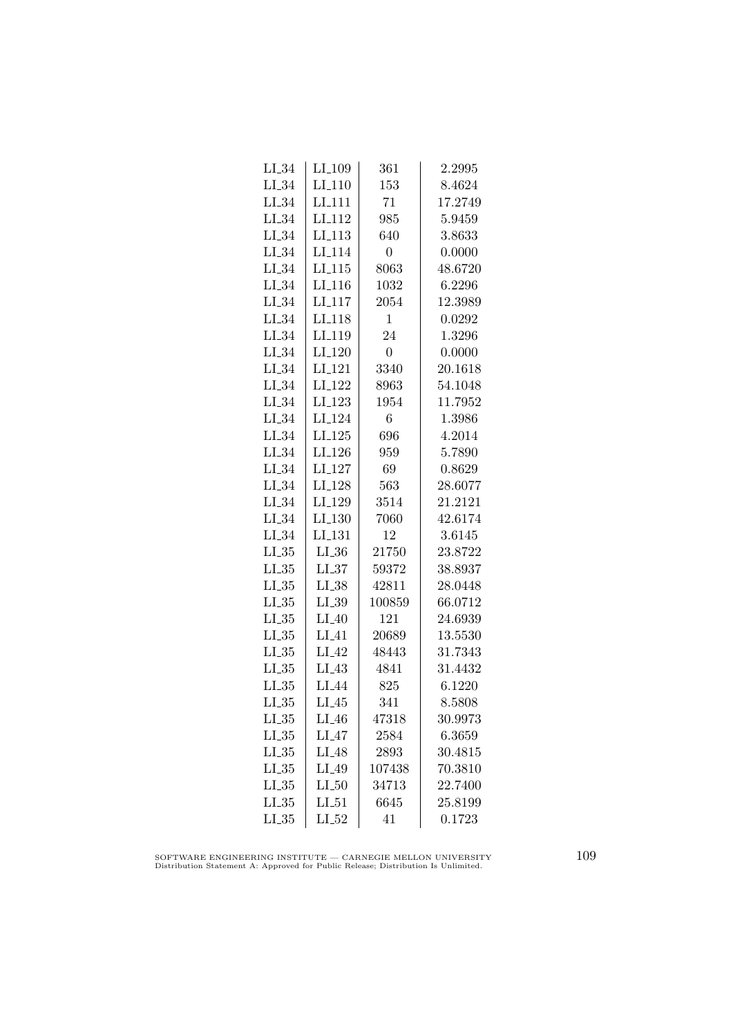| | | | |
|---|---|---|---|
| LI_34 | LI_109 | 361 | 2.2995 |
| LI_34 | LI_110 | 153 | 8.4624 |
| LI_34 | LI_111 | 71 | 17.2749 |
| LI_34 | LI_112 | 985 | 5.9459 |
| LI_34 | LI_113 | 640 | 3.8633 |
| LI_34 | LI_114 | 0 | 0.0000 |
| LI_34 | LI_115 | 8063 | 48.6720 |
| LI_34 | LI_116 | 1032 | 6.2296 |
| LI_34 | LI_117 | 2054 | 12.3989 |
| LI_34 | LI_118 | 1 | 0.0292 |
| LI_34 | LI_119 | 24 | 1.3296 |
| LI_34 | LI_120 | 0 | 0.0000 |
| LI_34 | LI_121 | 3340 | 20.1618 |
| LI_34 | LI_122 | 8963 | 54.1048 |
| LI_34 | LI_123 | 1954 | 11.7952 |
| LI_34 | LI_124 | 6 | 1.3986 |
| LI_34 | LI_125 | 696 | 4.2014 |
| LI_34 | LI_126 | 959 | 5.7890 |
| LI_34 | LI_127 | 69 | 0.8629 |
| LI_34 | LI_128 | 563 | 28.6077 |
| LI_34 | LI_129 | 3514 | 21.2121 |
| LI_34 | LI_130 | 7060 | 42.6174 |
| LI_34 | LI_131 | 12 | 3.6145 |
| LI_35 | LI_36 | 21750 | 23.8722 |
| LI_35 | LI_37 | 59372 | 38.8937 |
| LI_35 | LI_38 | 42811 | 28.0448 |
| LI_35 | LI_39 | 100859 | 66.0712 |
| LI_35 | LI_40 | 121 | 24.6939 |
| LI_35 | LI_41 | 20689 | 13.5530 |
| LI_35 | LI_42 | 48443 | 31.7343 |
| LI_35 | LI_43 | 4841 | 31.4432 |
| LI_35 | LI_44 | 825 | 6.1220 |
| LI_35 | LI_45 | 341 | 8.5808 |
| LI_35 | LI_46 | 47318 | 30.9973 |
| LI_35 | LI_47 | 2584 | 6.3659 |
| LI_35 | LI_48 | 2893 | 30.4815 |
| LI_35 | LI_49 | 107438 | 70.3810 |
| LI_35 | LI_50 | 34713 | 22.7400 |
| LI_35 | LI_51 | 6645 | 25.8199 |
| LI_35 | LI_52 | 41 | 0.1723 |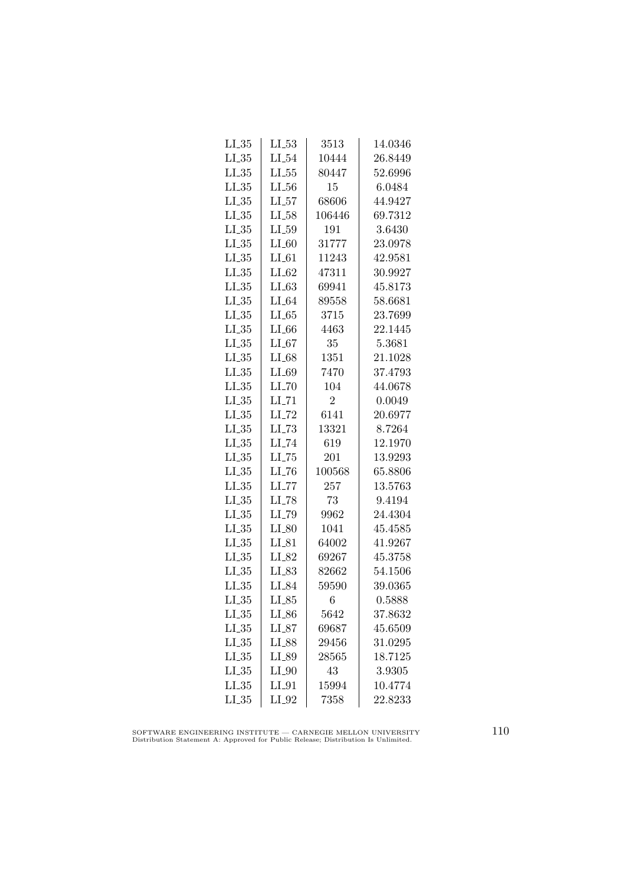| LI_35 | LI_53 | 3513 | 14.0346 |
|---|---|---|---|
| LI_35 | LI_54 | 10444 | 26.8449 |
| LI_35 | LI_55 | 80447 | 52.6996 |
| LI_35 | LI_56 | 15 | 6.0484 |
| LI_35 | LI_57 | 68606 | 44.9427 |
| LI_35 | LI_58 | 106446 | 69.7312 |
| LI_35 | LI_59 | 191 | 3.6430 |
| LI_35 | LI_60 | 31777 | 23.0978 |
| LI_35 | LI_61 | 11243 | 42.9581 |
| LI_35 | LI_62 | 47311 | 30.9927 |
| LI_35 | LI_63 | 69941 | 45.8173 |
| LI_35 | LI_64 | 89558 | 58.6681 |
| LI_35 | LI_65 | 3715 | 23.7699 |
| LI_35 | LI_66 | 4463 | 22.1445 |
| LI_35 | LI_67 | 35 | 5.3681 |
| LI_35 | LI_68 | 1351 | 21.1028 |
| LI_35 | LI_69 | 7470 | 37.4793 |
| LI_35 | LI_70 | 104 | 44.0678 |
| LI_35 | LI_71 | 2 | 0.0049 |
| LI_35 | LI_72 | 6141 | 20.6977 |
| LI_35 | LI_73 | 13321 | 8.7264 |
| LI_35 | LI_74 | 619 | 12.1970 |
| LI_35 | LI_75 | 201 | 13.9293 |
| LI_35 | LI_76 | 100568 | 65.8806 |
| LI_35 | LI_77 | 257 | 13.5763 |
| LI_35 | LI_78 | 73 | 9.4194 |
| LI_35 | LI_79 | 9962 | 24.4304 |
| LI_35 | LI_80 | 1041 | 45.4585 |
| LI_35 | LI_81 | 64002 | 41.9267 |
| LI_35 | LI_82 | 69267 | 45.3758 |
| LI_35 | LI_83 | 82662 | 54.1506 |
| LI_35 | LI_84 | 59590 | 39.0365 |
| LI_35 | LI_85 | 6 | 0.5888 |
| LI_35 | LI_86 | 5642 | 37.8632 |
| LI_35 | LI_87 | 69687 | 45.6509 |
| LI_35 | LI_88 | 29456 | 31.0295 |
| LI_35 | LI_89 | 28565 | 18.7125 |
| LI_35 | LI_90 | 43 | 3.9305 |
| LI_35 | LI_91 | 15994 | 10.4774 |
| LI_35 | LI_92 | 7358 | 22.8233 |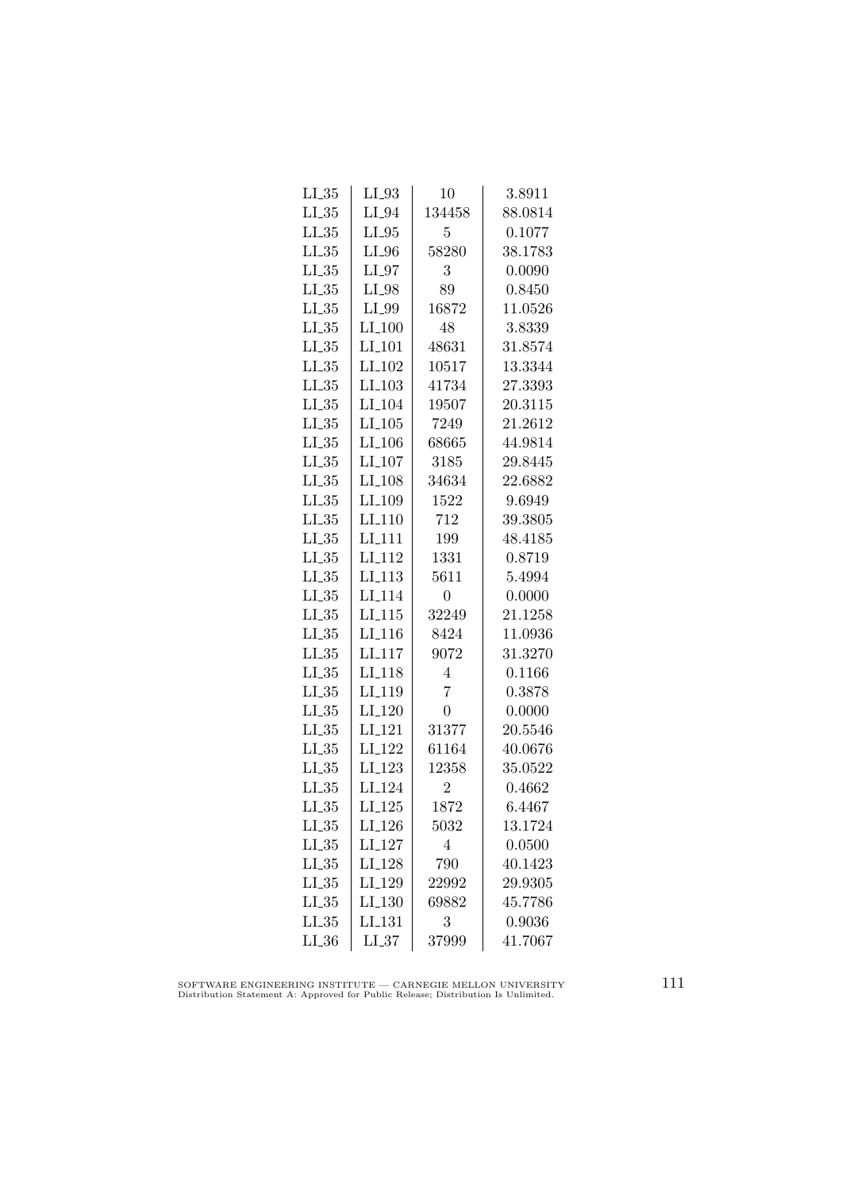| LI_35 | LI_93 | 10 | 3.8911 |
|---|---|---|---|
| LI_35 | LI_94 | 134458 | 88.0814 |
| LI_35 | LI_95 | 5 | 0.1077 |
| LI_35 | LI_96 | 58280 | 38.1783 |
| LI_35 | LI_97 | 3 | 0.0090 |
| LI_35 | LI_98 | 89 | 0.8450 |
| LI_35 | LI_99 | 16872 | 11.0526 |
| LI_35 | LI_100 | 48 | 3.8339 |
| LI_35 | LI_101 | 48631 | 31.8574 |
| LI_35 | LI_102 | 10517 | 13.3344 |
| LI_35 | LI_103 | 41734 | 27.3393 |
| LI_35 | LI_104 | 19507 | 20.3115 |
| LI_35 | LI_105 | 7249 | 21.2612 |
| LI_35 | LI_106 | 68665 | 44.9814 |
| LI_35 | LI_107 | 3185 | 29.8445 |
| LI_35 | LI_108 | 34634 | 22.6882 |
| LI_35 | LI_109 | 1522 | 9.6949 |
| LI_35 | LI_110 | 712 | 39.3805 |
| LI_35 | LI_111 | 199 | 48.4185 |
| LI_35 | LI_112 | 1331 | 0.8719 |
| LI_35 | LI_113 | 5611 | 5.4994 |
| LI_35 | LI_114 | 0 | 0.0000 |
| LI_35 | LI_115 | 32249 | 21.1258 |
| LI_35 | LI_116 | 8424 | 11.0936 |
| LI_35 | LI_117 | 9072 | 31.3270 |
| LI_35 | LI_118 | 4 | 0.1166 |
| LI_35 | LI_119 | 7 | 0.3878 |
| LI_35 | LI_120 | 0 | 0.0000 |
| LI_35 | LI_121 | 31377 | 20.5546 |
| LI_35 | LI_122 | 61164 | 40.0676 |
| LI_35 | LI_123 | 12358 | 35.0522 |
| LI_35 | LI_124 | 2 | 0.4662 |
| LI_35 | LI_125 | 1872 | 6.4467 |
| LI_35 | LI_126 | 5032 | 13.1724 |
| LI_35 | LI_127 | 4 | 0.0500 |
| LI_35 | LI_128 | 790 | 40.1423 |
| LI_35 | LI_129 | 22992 | 29.9305 |
| LI_35 | LI_130 | 69882 | 45.7786 |
| LI_35 | LI_131 | 3 | 0.9036 |
| LI_36 | LI_37 | 37999 | 41.7067 |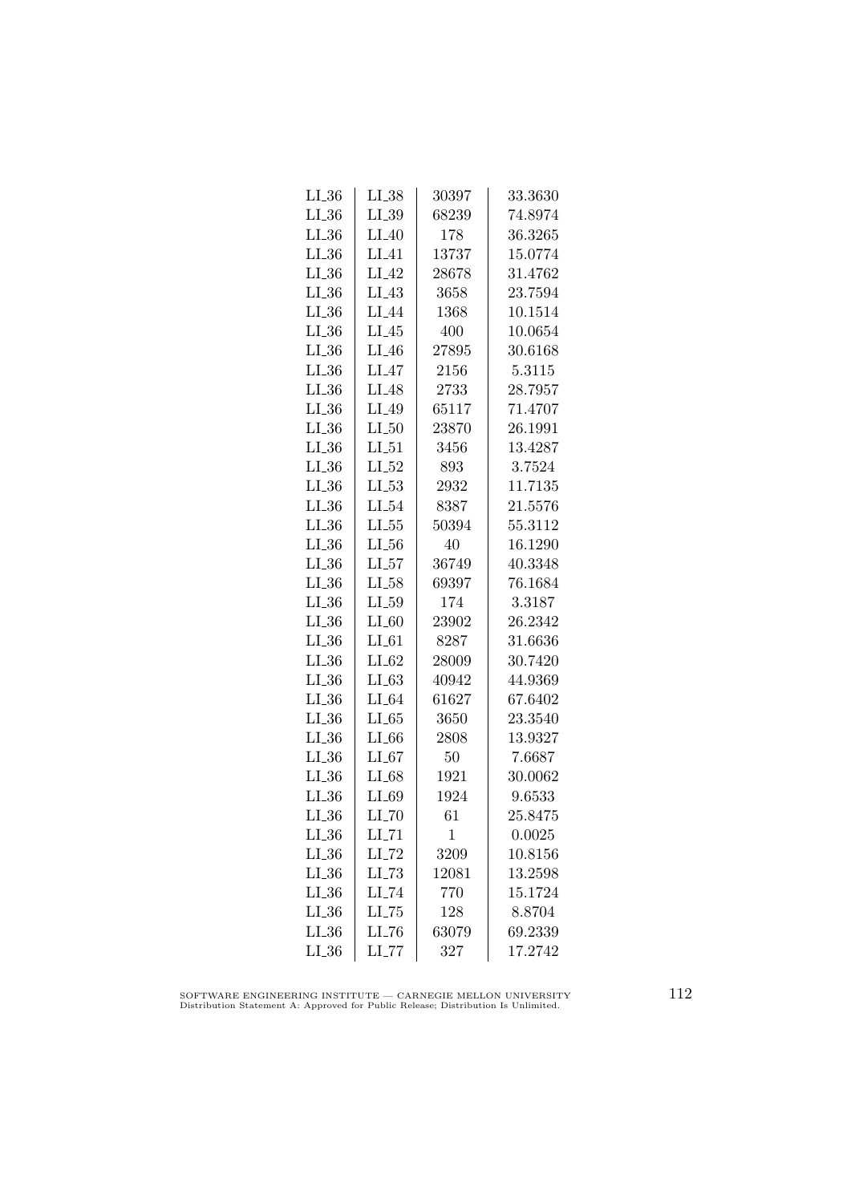| LI_36 | LI_38 | 30397 | 33.3630 |
|---|---|---|---|
| LI_36 | LI_39 | 68239 | 74.8974 |
| LI_36 | LI_40 | 178 | 36.3265 |
| LI_36 | LI_41 | 13737 | 15.0774 |
| LI_36 | LI_42 | 28678 | 31.4762 |
| LI_36 | LI_43 | 3658 | 23.7594 |
| LI_36 | LI_44 | 1368 | 10.1514 |
| LI_36 | LI_45 | 400 | 10.0654 |
| LI_36 | LI_46 | 27895 | 30.6168 |
| LI_36 | LI_47 | 2156 | 5.3115 |
| LI_36 | LI_48 | 2733 | 28.7957 |
| LI_36 | LI_49 | 65117 | 71.4707 |
| LI_36 | LI_50 | 23870 | 26.1991 |
| LI_36 | LI_51 | 3456 | 13.4287 |
| LI_36 | LI_52 | 893 | 3.7524 |
| LI_36 | LI_53 | 2932 | 11.7135 |
| LI_36 | LI_54 | 8387 | 21.5576 |
| LI_36 | LI_55 | 50394 | 55.3112 |
| LI_36 | LI_56 | 40 | 16.1290 |
| LI_36 | LI_57 | 36749 | 40.3348 |
| LI_36 | LI_58 | 69397 | 76.1684 |
| LI_36 | LI_59 | 174 | 3.3187 |
| LI_36 | LI_60 | 23902 | 26.2342 |
| LI_36 | LI_61 | 8287 | 31.6636 |
| LI_36 | LI_62 | 28009 | 30.7420 |
| LI_36 | LI_63 | 40942 | 44.9369 |
| LI_36 | LI_64 | 61627 | 67.6402 |
| LI_36 | LI_65 | 3650 | 23.3540 |
| LI_36 | LI_66 | 2808 | 13.9327 |
| LI_36 | LI_67 | 50 | 7.6687 |
| LI_36 | LI_68 | 1921 | 30.0062 |
| LI_36 | LI_69 | 1924 | 9.6533 |
| LI_36 | LI_70 | 61 | 25.8475 |
| LI_36 | LI_71 | 1 | 0.0025 |
| LI_36 | LI_72 | 3209 | 10.8156 |
| LI_36 | LI_73 | 12081 | 13.2598 |
| LI_36 | LI_74 | 770 | 15.1724 |
| LI_36 | LI_75 | 128 | 8.8704 |
| LI_36 | LI_76 | 63079 | 69.2339 |
| LI_36 | LI_77 | 327 | 17.2742 |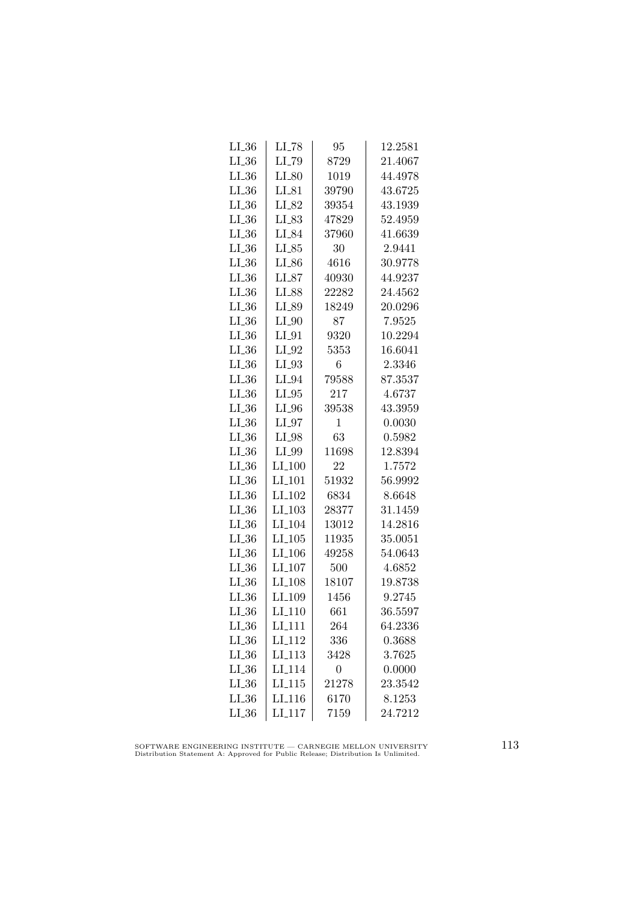| | | | |
|---|---|---|---|
| LI_36 | LI_78 | 95 | 12.2581 |
| LI_36 | LI_79 | 8729 | 21.4067 |
| LI_36 | LI_80 | 1019 | 44.4978 |
| LI_36 | LI_81 | 39790 | 43.6725 |
| LI_36 | LI_82 | 39354 | 43.1939 |
| LI_36 | LI_83 | 47829 | 52.4959 |
| LI_36 | LI_84 | 37960 | 41.6639 |
| LI_36 | LI_85 | 30 | 2.9441 |
| LI_36 | LI_86 | 4616 | 30.9778 |
| LI_36 | LI_87 | 40930 | 44.9237 |
| LI_36 | LI_88 | 22282 | 24.4562 |
| LI_36 | LI_89 | 18249 | 20.0296 |
| LI_36 | LI_90 | 87 | 7.9525 |
| LI_36 | LI_91 | 9320 | 10.2294 |
| LI_36 | LI_92 | 5353 | 16.6041 |
| LI_36 | LI_93 | 6 | 2.3346 |
| LI_36 | LI_94 | 79588 | 87.3537 |
| LI_36 | LI_95 | 217 | 4.6737 |
| LI_36 | LI_96 | 39538 | 43.3959 |
| LI_36 | LI_97 | 1 | 0.0030 |
| LI_36 | LI_98 | 63 | 0.5982 |
| LI_36 | LI_99 | 11698 | 12.8394 |
| LI_36 | LI_100 | 22 | 1.7572 |
| LI_36 | LI_101 | 51932 | 56.9992 |
| LI_36 | LI_102 | 6834 | 8.6648 |
| LI_36 | LI_103 | 28377 | 31.1459 |
| LI_36 | LI_104 | 13012 | 14.2816 |
| LI_36 | LI_105 | 11935 | 35.0051 |
| LI_36 | LI_106 | 49258 | 54.0643 |
| LI_36 | LI_107 | 500 | 4.6852 |
| LI_36 | LI_108 | 18107 | 19.8738 |
| LI_36 | LI_109 | 1456 | 9.2745 |
| LI_36 | LI_110 | 661 | 36.5597 |
| LI_36 | LI_111 | 264 | 64.2336 |
| LI_36 | LI_112 | 336 | 0.3688 |
| LI_36 | LI_113 | 3428 | 3.7625 |
| LI_36 | LI_114 | 0 | 0.0000 |
| LI_36 | LI_115 | 21278 | 23.3542 |
| LI_36 | LI_116 | 6170 | 8.1253 |
| LI_36 | LI_117 | 7159 | 24.7212 |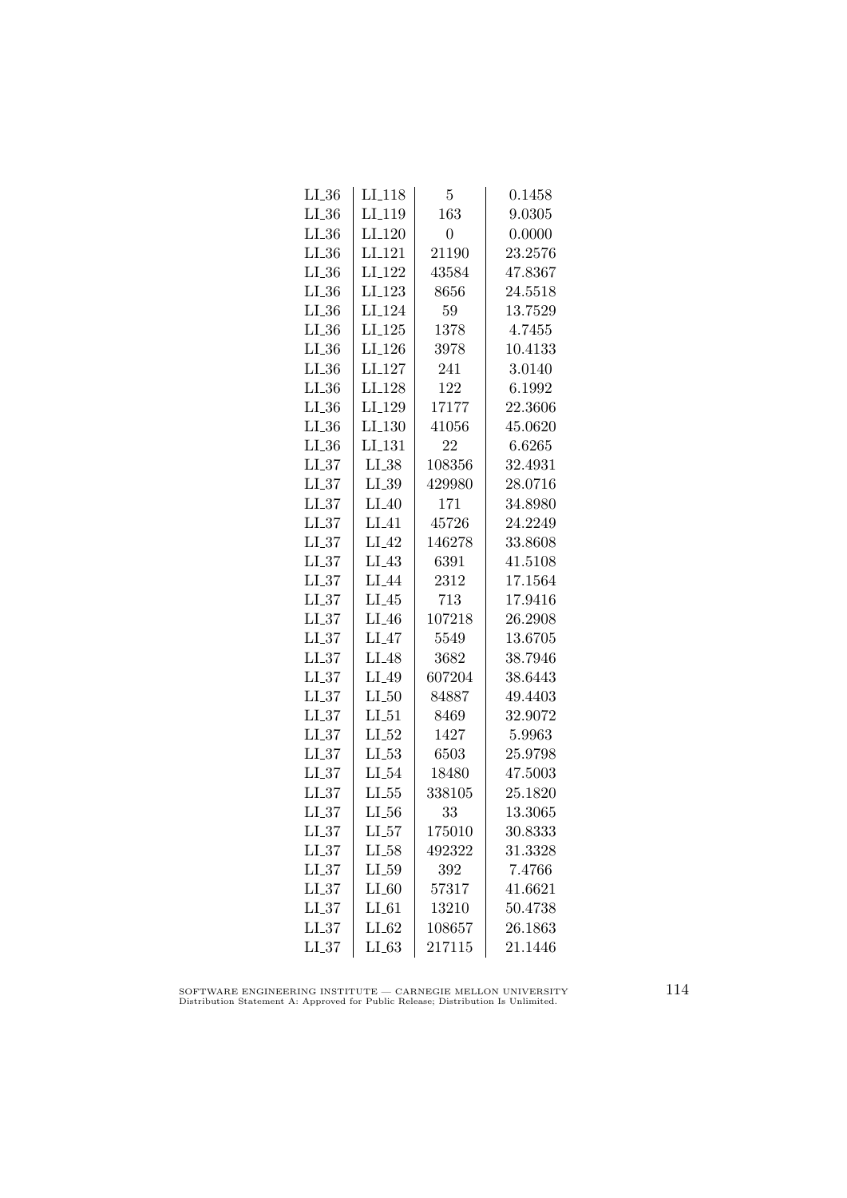| | | | |
|---|---|---|---|
| LI_36 | LI_118 | 5 | 0.1458 |
| LI_36 | LI_119 | 163 | 9.0305 |
| LI_36 | LI_120 | 0 | 0.0000 |
| LI_36 | LI_121 | 21190 | 23.2576 |
| LI_36 | LI_122 | 43584 | 47.8367 |
| LI_36 | LI_123 | 8656 | 24.5518 |
| LI_36 | LI_124 | 59 | 13.7529 |
| LI_36 | LI_125 | 1378 | 4.7455 |
| LI_36 | LI_126 | 3978 | 10.4133 |
| LI_36 | LI_127 | 241 | 3.0140 |
| LI_36 | LI_128 | 122 | 6.1992 |
| LI_36 | LI_129 | 17177 | 22.3606 |
| LI_36 | LI_130 | 41056 | 45.0620 |
| LI_36 | LI_131 | 22 | 6.6265 |
| LI_37 | LI_38 | 108356 | 32.4931 |
| LI_37 | LI_39 | 429980 | 28.0716 |
| LI_37 | LI_40 | 171 | 34.8980 |
| LI_37 | LI_41 | 45726 | 24.2249 |
| LI_37 | LI_42 | 146278 | 33.8608 |
| LI_37 | LI_43 | 6391 | 41.5108 |
| LI_37 | LI_44 | 2312 | 17.1564 |
| LI_37 | LI_45 | 713 | 17.9416 |
| LI_37 | LI_46 | 107218 | 26.2908 |
| LI_37 | LI_47 | 5549 | 13.6705 |
| LI_37 | LI_48 | 3682 | 38.7946 |
| LI_37 | LI_49 | 607204 | 38.6443 |
| LI_37 | LI_50 | 84887 | 49.4403 |
| LI_37 | LI_51 | 8469 | 32.9072 |
| LI_37 | LI_52 | 1427 | 5.9963 |
| LI_37 | LI_53 | 6503 | 25.9798 |
| LI_37 | LI_54 | 18480 | 47.5003 |
| LI_37 | LI_55 | 338105 | 25.1820 |
| LI_37 | LI_56 | 33 | 13.3065 |
| LI_37 | LI_57 | 175010 | 30.8333 |
| LI_37 | LI_58 | 492322 | 31.3328 |
| LI_37 | LI_59 | 392 | 7.4766 |
| LI_37 | LI_60 | 57317 | 41.6621 |
| LI_37 | LI_61 | 13210 | 50.4738 |
| LI_37 | LI_62 | 108657 | 26.1863 |
| LI_37 | LI_63 | 217115 | 21.1446 |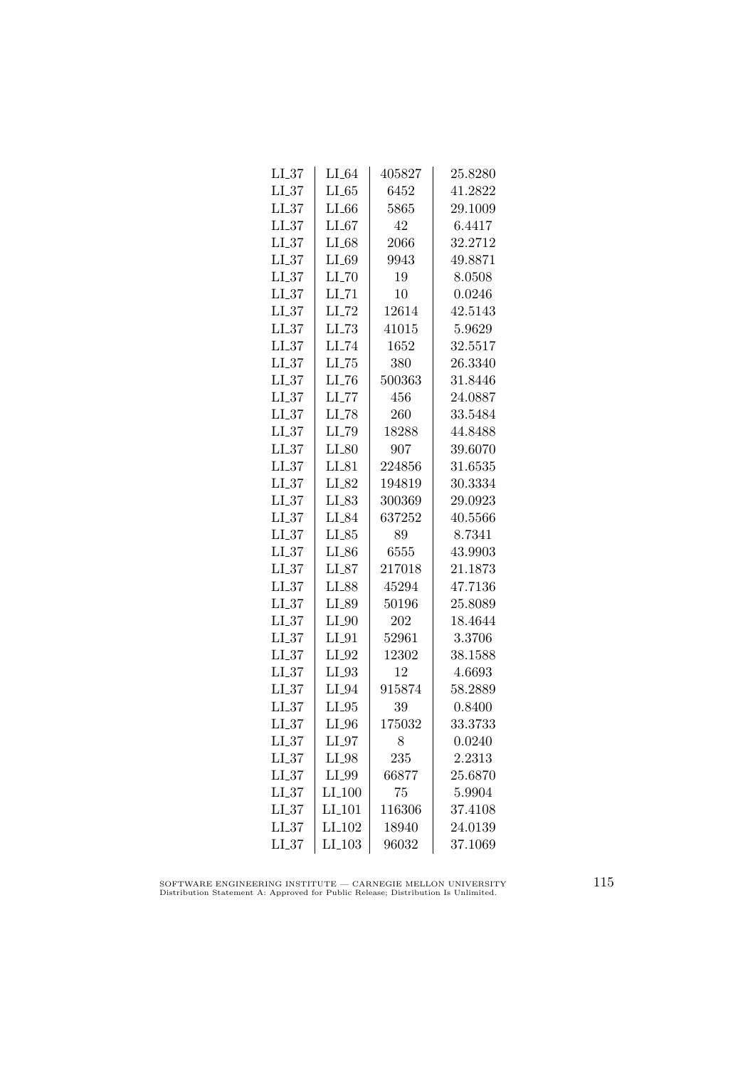| LI_37 | LI_64 | 405827 | 25.8280 |
|---|---|---|---|
| LI_37 | LI_65 | 6452 | 41.2822 |
| LI_37 | LI_66 | 5865 | 29.1009 |
| LI_37 | LI_67 | 42 | 6.4417 |
| LI_37 | LI_68 | 2066 | 32.2712 |
| LI_37 | LI_69 | 9943 | 49.8871 |
| LI_37 | LI_70 | 19 | 8.0508 |
| LI_37 | LI_71 | 10 | 0.0246 |
| LI_37 | LI_72 | 12614 | 42.5143 |
| LI_37 | LI_73 | 41015 | 5.9629 |
| LI_37 | LI_74 | 1652 | 32.5517 |
| LI_37 | LI_75 | 380 | 26.3340 |
| LI_37 | LI_76 | 500363 | 31.8446 |
| LI_37 | LI_77 | 456 | 24.0887 |
| LI_37 | LI_78 | 260 | 33.5484 |
| LI_37 | LI_79 | 18288 | 44.8488 |
| LI_37 | LI_80 | 907 | 39.6070 |
| LI_37 | LI_81 | 224856 | 31.6535 |
| LI_37 | LI_82 | 194819 | 30.3334 |
| LI_37 | LI_83 | 300369 | 29.0923 |
| LI_37 | LI_84 | 637252 | 40.5566 |
| LI_37 | LI_85 | 89 | 8.7341 |
| LI_37 | LI_86 | 6555 | 43.9903 |
| LI_37 | LI_87 | 217018 | 21.1873 |
| LI_37 | LI_88 | 45294 | 47.7136 |
| LI_37 | LI_89 | 50196 | 25.8089 |
| LI_37 | LI_90 | 202 | 18.4644 |
| LI_37 | LI_91 | 52961 | 3.3706 |
| LI_37 | LI_92 | 12302 | 38.1588 |
| LI_37 | LI_93 | 12 | 4.6693 |
| LI_37 | LI_94 | 915874 | 58.2889 |
| LI_37 | LI_95 | 39 | 0.8400 |
| LI_37 | LI_96 | 175032 | 33.3733 |
| LI_37 | LI_97 | 8 | 0.0240 |
| LI_37 | LI_98 | 235 | 2.2313 |
| LI_37 | LI_99 | 66877 | 25.6870 |
| LI_37 | LI_100 | 75 | 5.9904 |
| LI_37 | LI_101 | 116306 | 37.4108 |
| LI_37 | LI_102 | 18940 | 24.0139 |
| LI_37 | LI_103 | 96032 | 37.1069 |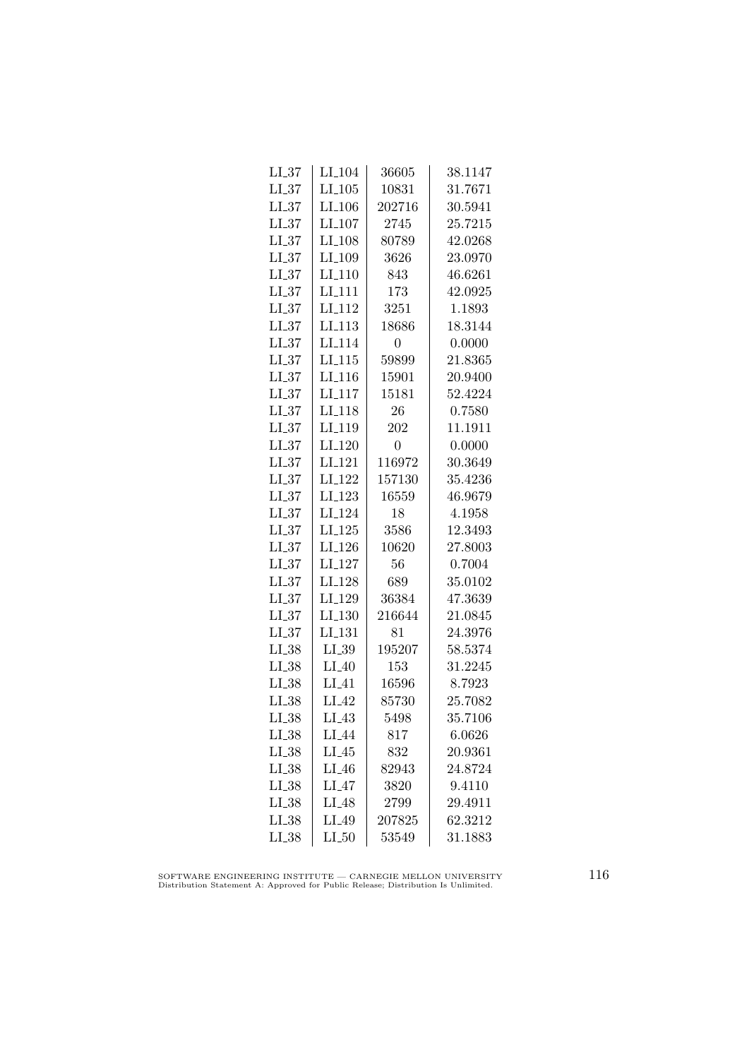| | | | |
|---|---|---|---|
| LI_37 | LI_104 | 36605 | 38.1147 |
| LI_37 | LI_105 | 10831 | 31.7671 |
| LI_37 | LI_106 | 202716 | 30.5941 |
| LI_37 | LI_107 | 2745 | 25.7215 |
| LI_37 | LI_108 | 80789 | 42.0268 |
| LI_37 | LI_109 | 3626 | 23.0970 |
| LI_37 | LI_110 | 843 | 46.6261 |
| LI_37 | LI_111 | 173 | 42.0925 |
| LI_37 | LI_112 | 3251 | 1.1893 |
| LI_37 | LI_113 | 18686 | 18.3144 |
| LI_37 | LI_114 | 0 | 0.0000 |
| LI_37 | LI_115 | 59899 | 21.8365 |
| LI_37 | LI_116 | 15901 | 20.9400 |
| LI_37 | LI_117 | 15181 | 52.4224 |
| LI_37 | LI_118 | 26 | 0.7580 |
| LI_37 | LI_119 | 202 | 11.1911 |
| LI_37 | LI_120 | 0 | 0.0000 |
| LI_37 | LI_121 | 116972 | 30.3649 |
| LI_37 | LI_122 | 157130 | 35.4236 |
| LI_37 | LI_123 | 16559 | 46.9679 |
| LI_37 | LI_124 | 18 | 4.1958 |
| LI_37 | LI_125 | 3586 | 12.3493 |
| LI_37 | LI_126 | 10620 | 27.8003 |
| LI_37 | LI_127 | 56 | 0.7004 |
| LI_37 | LI_128 | 689 | 35.0102 |
| LI_37 | LI_129 | 36384 | 47.3639 |
| LI_37 | LI_130 | 216644 | 21.0845 |
| LI_37 | LI_131 | 81 | 24.3976 |
| LI_38 | LI_39 | 195207 | 58.5374 |
| LI_38 | LI_40 | 153 | 31.2245 |
| LI_38 | LI_41 | 16596 | 8.7923 |
| LI_38 | LI_42 | 85730 | 25.7082 |
| LI_38 | LI_43 | 5498 | 35.7106 |
| LI_38 | LI_44 | 817 | 6.0626 |
| LI_38 | LI_45 | 832 | 20.9361 |
| LI_38 | LI_46 | 82943 | 24.8724 |
| LI_38 | LI_47 | 3820 | 9.4110 |
| LI_38 | LI_48 | 2799 | 29.4911 |
| LI_38 | LI_49 | 207825 | 62.3212 |
| LI_38 | LI_50 | 53549 | 31.1883 |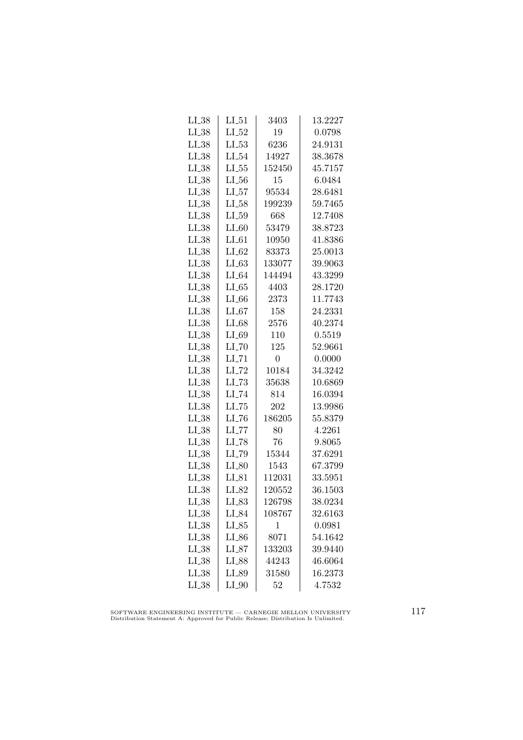| | | | |
|---|---|---|---|
| LI_38 | LI_51 | 3403 | 13.2227 |
| LI_38 | LI_52 | 19 | 0.0798 |
| LI_38 | LI_53 | 6236 | 24.9131 |
| LI_38 | LI_54 | 14927 | 38.3678 |
| LI_38 | LI_55 | 152450 | 45.7157 |
| LI_38 | LI_56 | 15 | 6.0484 |
| LI_38 | LI_57 | 95534 | 28.6481 |
| LI_38 | LI_58 | 199239 | 59.7465 |
| LI_38 | LI_59 | 668 | 12.7408 |
| LI_38 | LI_60 | 53479 | 38.8723 |
| LI_38 | LI_61 | 10950 | 41.8386 |
| LI_38 | LI_62 | 83373 | 25.0013 |
| LI_38 | LI_63 | 133077 | 39.9063 |
| LI_38 | LI_64 | 144494 | 43.3299 |
| LI_38 | LI_65 | 4403 | 28.1720 |
| LI_38 | LI_66 | 2373 | 11.7743 |
| LI_38 | LI_67 | 158 | 24.2331 |
| LI_38 | LI_68 | 2576 | 40.2374 |
| LI_38 | LI_69 | 110 | 0.5519 |
| LI_38 | LI_70 | 125 | 52.9661 |
| LI_38 | LI_71 | 0 | 0.0000 |
| LI_38 | LI_72 | 10184 | 34.3242 |
| LI_38 | LI_73 | 35638 | 10.6869 |
| LI_38 | LI_74 | 814 | 16.0394 |
| LI_38 | LI_75 | 202 | 13.9986 |
| LI_38 | LI_76 | 186205 | 55.8379 |
| LI_38 | LI_77 | 80 | 4.2261 |
| LI_38 | LI_78 | 76 | 9.8065 |
| LI_38 | LI_79 | 15344 | 37.6291 |
| LI_38 | LI_80 | 1543 | 67.3799 |
| LI_38 | LI_81 | 112031 | 33.5951 |
| LI_38 | LI_82 | 120552 | 36.1503 |
| LI_38 | LI_83 | 126798 | 38.0234 |
| LI_38 | LI_84 | 108767 | 32.6163 |
| LI_38 | LI_85 | 1 | 0.0981 |
| LI_38 | LI_86 | 8071 | 54.1642 |
| LI_38 | LI_87 | 133203 | 39.9440 |
| LI_38 | LI_88 | 44243 | 46.6064 |
| LI_38 | LI_89 | 31580 | 16.2373 |
| LI_38 | LI_90 | 52 | 4.7532 |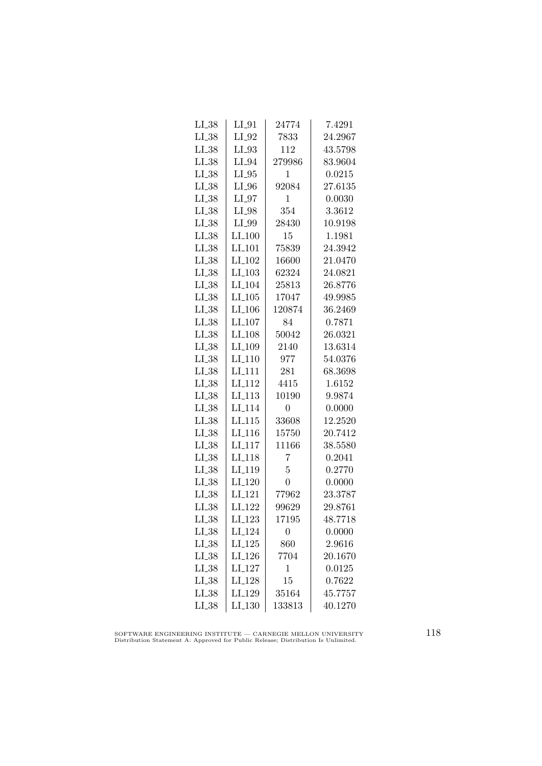| | | | |
|---|---|---|---|
| LI_38 | LI_91 | 24774 | 7.4291 |
| LI_38 | LI_92 | 7833 | 24.2967 |
| LI_38 | LI_93 | 112 | 43.5798 |
| LI_38 | LI_94 | 279986 | 83.9604 |
| LI_38 | LI_95 | 1 | 0.0215 |
| LI_38 | LI_96 | 92084 | 27.6135 |
| LI_38 | LI_97 | 1 | 0.0030 |
| LI_38 | LI_98 | 354 | 3.3612 |
| LI_38 | LI_99 | 28430 | 10.9198 |
| LI_38 | LI_100 | 15 | 1.1981 |
| LI_38 | LI_101 | 75839 | 24.3942 |
| LI_38 | LI_102 | 16600 | 21.0470 |
| LI_38 | LI_103 | 62324 | 24.0821 |
| LI_38 | LI_104 | 25813 | 26.8776 |
| LI_38 | LI_105 | 17047 | 49.9985 |
| LI_38 | LI_106 | 120874 | 36.2469 |
| LI_38 | LI_107 | 84 | 0.7871 |
| LI_38 | LI_108 | 50042 | 26.0321 |
| LI_38 | LI_109 | 2140 | 13.6314 |
| LI_38 | LI_110 | 977 | 54.0376 |
| LI_38 | LI_111 | 281 | 68.3698 |
| LI_38 | LI_112 | 4415 | 1.6152 |
| LI_38 | LI_113 | 10190 | 9.9874 |
| LI_38 | LI_114 | 0 | 0.0000 |
| LI_38 | LI_115 | 33608 | 12.2520 |
| LI_38 | LI_116 | 15750 | 20.7412 |
| LI_38 | LI_117 | 11166 | 38.5580 |
| LI_38 | LI_118 | 7 | 0.2041 |
| LI_38 | LI_119 | 5 | 0.2770 |
| LI_38 | LI_120 | 0 | 0.0000 |
| LI_38 | LI_121 | 77962 | 23.3787 |
| LI_38 | LI_122 | 99629 | 29.8761 |
| LI_38 | LI_123 | 17195 | 48.7718 |
| LI_38 | LI_124 | 0 | 0.0000 |
| LI_38 | LI_125 | 860 | 2.9616 |
| LI_38 | LI_126 | 7704 | 20.1670 |
| LI_38 | LI_127 | 1 | 0.0125 |
| LI_38 | LI_128 | 15 | 0.7622 |
| LI_38 | LI_129 | 35164 | 45.7757 |
| LI_38 | LI_130 | 133813 | 40.1270 |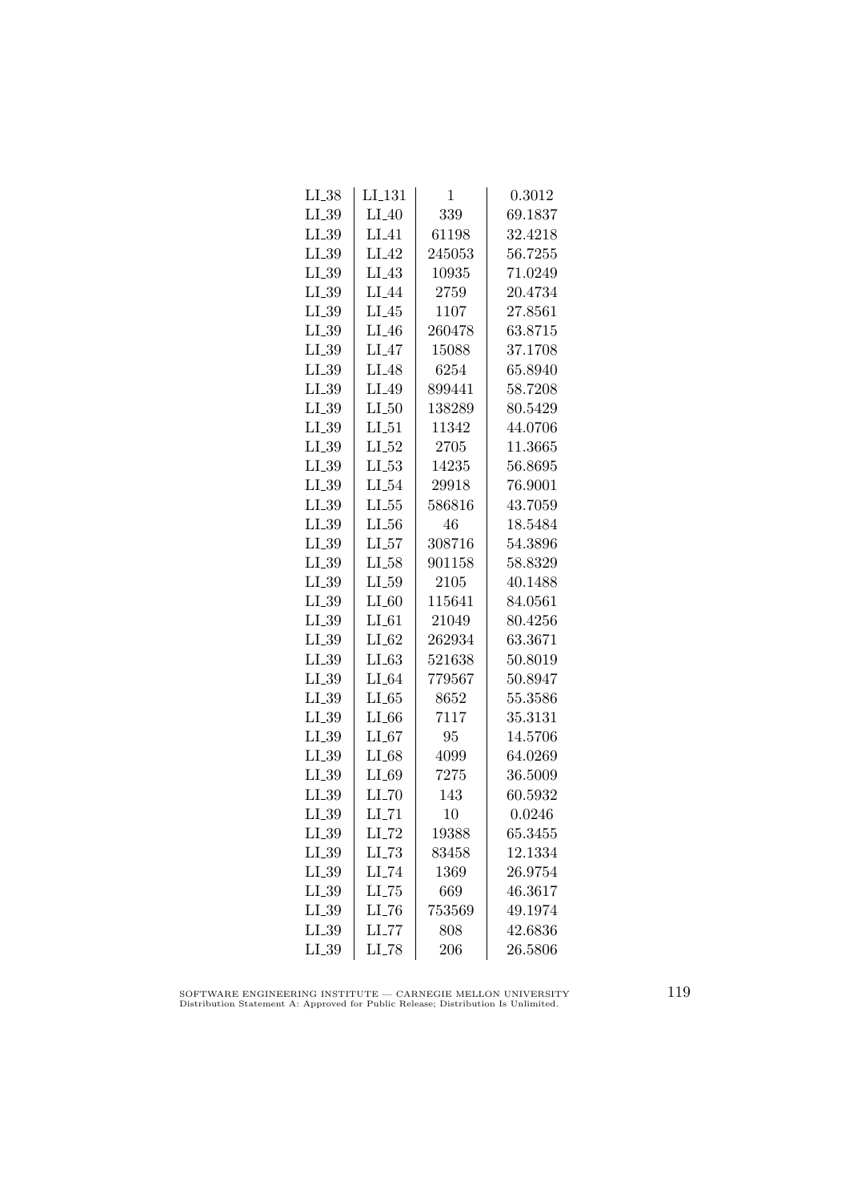| LI_38 | LI_131 | 1 | 0.3012 |
|---|---|---|---|
| LI_39 | LI_40 | 339 | 69.1837 |
| LI_39 | LI_41 | 61198 | 32.4218 |
| LI_39 | LI_42 | 245053 | 56.7255 |
| LI_39 | LI_43 | 10935 | 71.0249 |
| LI_39 | LI_44 | 2759 | 20.4734 |
| LI_39 | LI_45 | 1107 | 27.8561 |
| LI_39 | LI_46 | 260478 | 63.8715 |
| LI_39 | LI_47 | 15088 | 37.1708 |
| LI_39 | LI_48 | 6254 | 65.8940 |
| LI_39 | LI_49 | 899441 | 58.7208 |
| LI_39 | LI_50 | 138289 | 80.5429 |
| LI_39 | LI_51 | 11342 | 44.0706 |
| LI_39 | LI_52 | 2705 | 11.3665 |
| LI_39 | LI_53 | 14235 | 56.8695 |
| LI_39 | LI_54 | 29918 | 76.9001 |
| LI_39 | LI_55 | 586816 | 43.7059 |
| LI_39 | LI_56 | 46 | 18.5484 |
| LI_39 | LI_57 | 308716 | 54.3896 |
| LI_39 | LI_58 | 901158 | 58.8329 |
| LI_39 | LI_59 | 2105 | 40.1488 |
| LI_39 | LI_60 | 115641 | 84.0561 |
| LI_39 | LI_61 | 21049 | 80.4256 |
| LI_39 | LI_62 | 262934 | 63.3671 |
| LI_39 | LI_63 | 521638 | 50.8019 |
| LI_39 | LI_64 | 779567 | 50.8947 |
| LI_39 | LI_65 | 8652 | 55.3586 |
| LI_39 | LI_66 | 7117 | 35.3131 |
| LI_39 | LI_67 | 95 | 14.5706 |
| LI_39 | LI_68 | 4099 | 64.0269 |
| LI_39 | LI_69 | 7275 | 36.5009 |
| LI_39 | LI_70 | 143 | 60.5932 |
| LI_39 | LI_71 | 10 | 0.0246 |
| LI_39 | LI_72 | 19388 | 65.3455 |
| LI_39 | LI_73 | 83458 | 12.1334 |
| LI_39 | LI_74 | 1369 | 26.9754 |
| LI_39 | LI_75 | 669 | 46.3617 |
| LI_39 | LI_76 | 753569 | 49.1974 |
| LI_39 | LI_77 | 808 | 42.6836 |
| LI_39 | LI_78 | 206 | 26.5806 |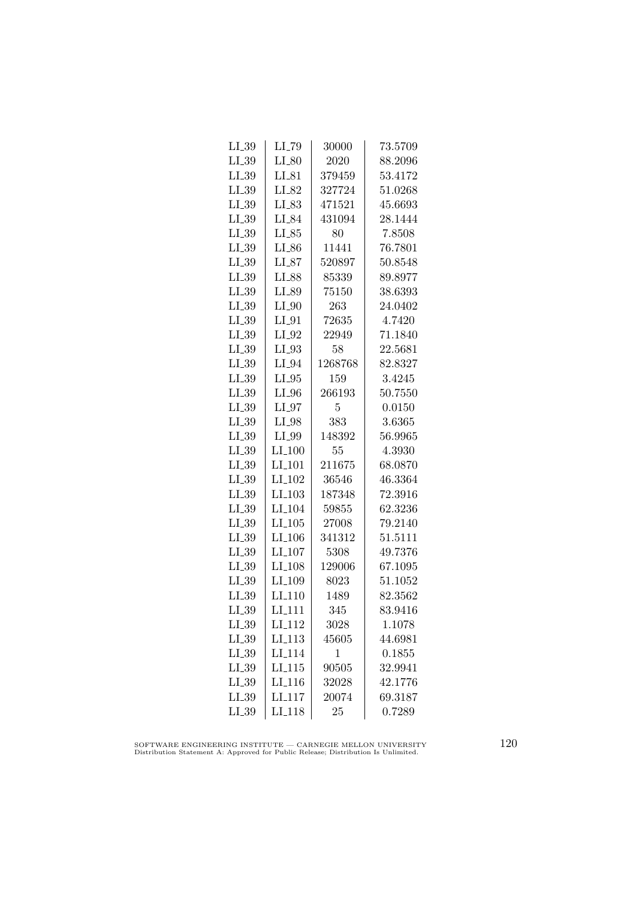| | | | |
|---|---|---|---|
| LI_39 | LI_79 | 30000 | 73.5709 |
| LI_39 | LI_80 | 2020 | 88.2096 |
| LI_39 | LI_81 | 379459 | 53.4172 |
| LI_39 | LI_82 | 327724 | 51.0268 |
| LI_39 | LI_83 | 471521 | 45.6693 |
| LI_39 | LI_84 | 431094 | 28.1444 |
| LI_39 | LI_85 | 80 | 7.8508 |
| LI_39 | LI_86 | 11441 | 76.7801 |
| LI_39 | LI_87 | 520897 | 50.8548 |
| LI_39 | LI_88 | 85339 | 89.8977 |
| LI_39 | LI_89 | 75150 | 38.6393 |
| LI_39 | LI_90 | 263 | 24.0402 |
| LI_39 | LI_91 | 72635 | 4.7420 |
| LI_39 | LI_92 | 22949 | 71.1840 |
| LI_39 | LI_93 | 58 | 22.5681 |
| LI_39 | LI_94 | 1268768 | 82.8327 |
| LI_39 | LI_95 | 159 | 3.4245 |
| LI_39 | LI_96 | 266193 | 50.7550 |
| LI_39 | LI_97 | 5 | 0.0150 |
| LI_39 | LI_98 | 383 | 3.6365 |
| LI_39 | LI_99 | 148392 | 56.9965 |
| LI_39 | LI_100 | 55 | 4.3930 |
| LI_39 | LI_101 | 211675 | 68.0870 |
| LI_39 | LI_102 | 36546 | 46.3364 |
| LI_39 | LI_103 | 187348 | 72.3916 |
| LI_39 | LI_104 | 59855 | 62.3236 |
| LI_39 | LI_105 | 27008 | 79.2140 |
| LI_39 | LI_106 | 341312 | 51.5111 |
| LI_39 | LI_107 | 5308 | 49.7376 |
| LI_39 | LI_108 | 129006 | 67.1095 |
| LI_39 | LI_109 | 8023 | 51.1052 |
| LI_39 | LI_110 | 1489 | 82.3562 |
| LI_39 | LI_111 | 345 | 83.9416 |
| LI_39 | LI_112 | 3028 | 1.1078 |
| LI_39 | LI_113 | 45605 | 44.6981 |
| LI_39 | LI_114 | 1 | 0.1855 |
| LI_39 | LI_115 | 90505 | 32.9941 |
| LI_39 | LI_116 | 32028 | 42.1776 |
| LI_39 | LI_117 | 20074 | 69.3187 |
| LI_39 | LI_118 | 25 | 0.7289 |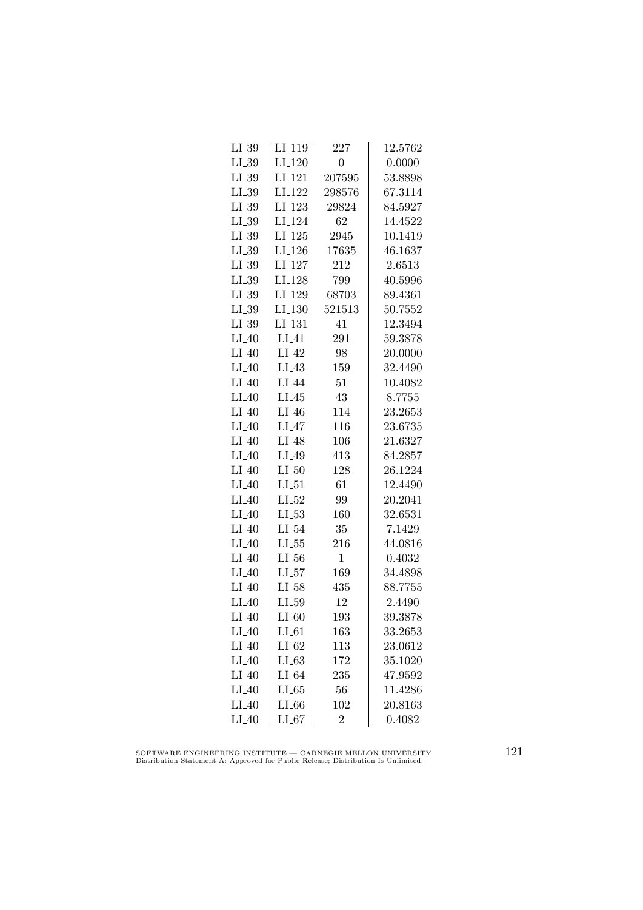| LI_39 | LI_119 | 227 | 12.5762 |
|---|---|---|---|
| LI_39 | LI_120 | 0 | 0.0000 |
| LI_39 | LI_121 | 207595 | 53.8898 |
| LI_39 | LI_122 | 298576 | 67.3114 |
| LI_39 | LI_123 | 29824 | 84.5927 |
| LI_39 | LI_124 | 62 | 14.4522 |
| LI_39 | LI_125 | 2945 | 10.1419 |
| LI_39 | LI_126 | 17635 | 46.1637 |
| LI_39 | LI_127 | 212 | 2.6513 |
| LI_39 | LI_128 | 799 | 40.5996 |
| LI_39 | LI_129 | 68703 | 89.4361 |
| LI_39 | LI_130 | 521513 | 50.7552 |
| LI_39 | LI_131 | 41 | 12.3494 |
| LI_40 | LI_41 | 291 | 59.3878 |
| LI_40 | LI_42 | 98 | 20.0000 |
| LI_40 | LI_43 | 159 | 32.4490 |
| LI_40 | LI_44 | 51 | 10.4082 |
| LI_40 | LI_45 | 43 | 8.7755 |
| LI_40 | LI_46 | 114 | 23.2653 |
| LI_40 | LI_47 | 116 | 23.6735 |
| LI_40 | LI_48 | 106 | 21.6327 |
| LI_40 | LI_49 | 413 | 84.2857 |
| LI_40 | LI_50 | 128 | 26.1224 |
| LI_40 | LI_51 | 61 | 12.4490 |
| LI_40 | LI_52 | 99 | 20.2041 |
| LI_40 | LI_53 | 160 | 32.6531 |
| LI_40 | LI_54 | 35 | 7.1429 |
| LI_40 | LI_55 | 216 | 44.0816 |
| LI_40 | LI_56 | 1 | 0.4032 |
| LI_40 | LI_57 | 169 | 34.4898 |
| LI_40 | LI_58 | 435 | 88.7755 |
| LI_40 | LI_59 | 12 | 2.4490 |
| LI_40 | LI_60 | 193 | 39.3878 |
| LI_40 | LI_61 | 163 | 33.2653 |
| LI_40 | LI_62 | 113 | 23.0612 |
| LI_40 | LI_63 | 172 | 35.1020 |
| LI_40 | LI_64 | 235 | 47.9592 |
| LI_40 | LI_65 | 56 | 11.4286 |
| LI_40 | LI_66 | 102 | 20.8163 |
| LI_40 | LI_67 | 2 | 0.4082 |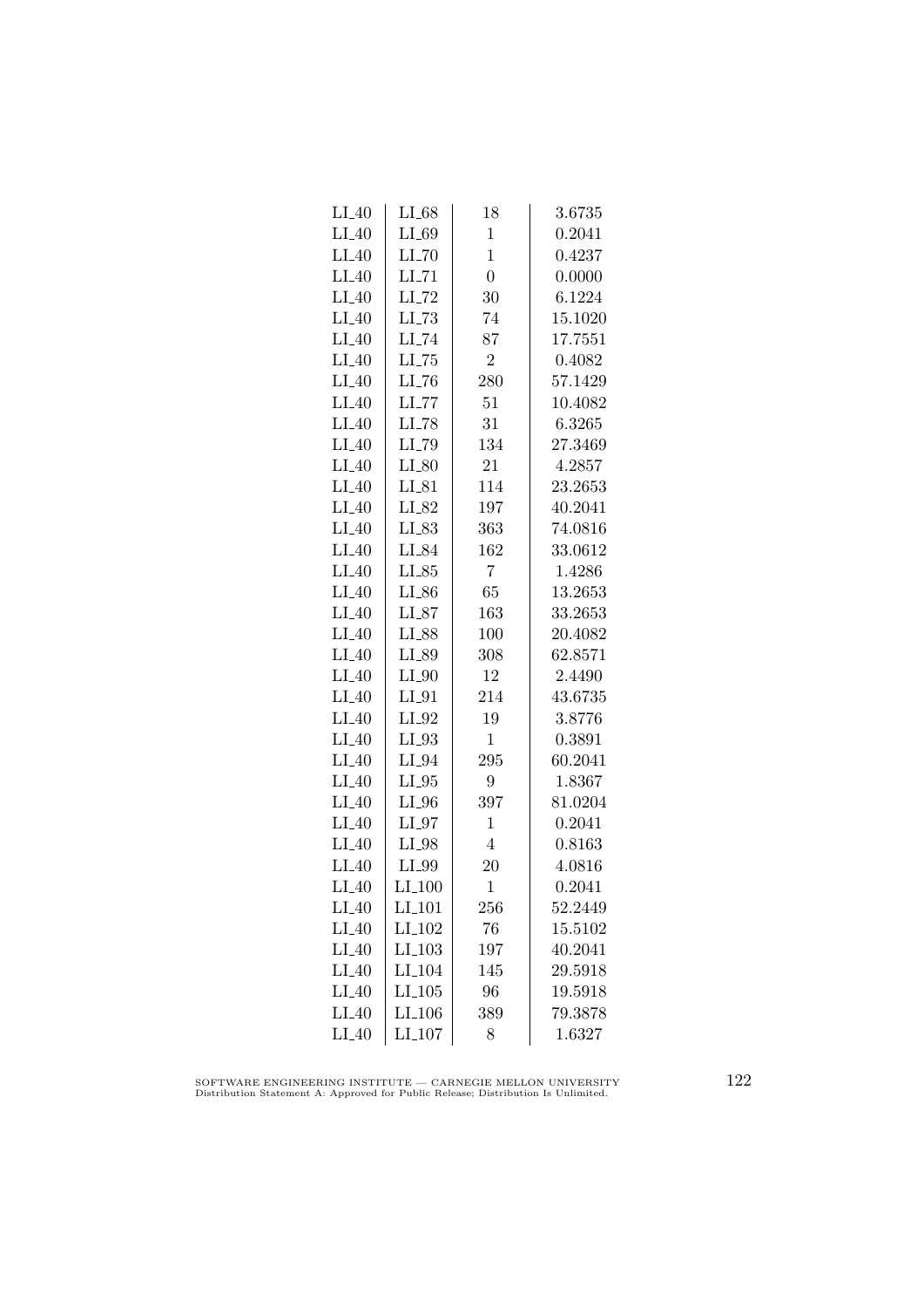| LI_40 | LI_68 | 18 | 3.6735 |
|---|---|---|---|
| LI_40 | LI_69 | 1 | 0.2041 |
| LI_40 | LI_70 | 1 | 0.4237 |
| LI_40 | LI_71 | 0 | 0.0000 |
| LI_40 | LI_72 | 30 | 6.1224 |
| LI_40 | LI_73 | 74 | 15.1020 |
| LI_40 | LI_74 | 87 | 17.7551 |
| LI_40 | LI_75 | 2 | 0.4082 |
| LI_40 | LI_76 | 280 | 57.1429 |
| LI_40 | LI_77 | 51 | 10.4082 |
| LI_40 | LI_78 | 31 | 6.3265 |
| LI_40 | LI_79 | 134 | 27.3469 |
| LI_40 | LI_80 | 21 | 4.2857 |
| LI_40 | LI_81 | 114 | 23.2653 |
| LI_40 | LI_82 | 197 | 40.2041 |
| LI_40 | LI_83 | 363 | 74.0816 |
| LI_40 | LI_84 | 162 | 33.0612 |
| LI_40 | LI_85 | 7 | 1.4286 |
| LI_40 | LI_86 | 65 | 13.2653 |
| LI_40 | LI_87 | 163 | 33.2653 |
| LI_40 | LI_88 | 100 | 20.4082 |
| LI_40 | LI_89 | 308 | 62.8571 |
| LI_40 | LI_90 | 12 | 2.4490 |
| LI_40 | LI_91 | 214 | 43.6735 |
| LI_40 | LI_92 | 19 | 3.8776 |
| LI_40 | LI_93 | 1 | 0.3891 |
| LI_40 | LI_94 | 295 | 60.2041 |
| LI_40 | LI_95 | 9 | 1.8367 |
| LI_40 | LI_96 | 397 | 81.0204 |
| LI_40 | LI_97 | 1 | 0.2041 |
| LI_40 | LI_98 | 4 | 0.8163 |
| LI_40 | LI_99 | 20 | 4.0816 |
| LI_40 | LI_100 | 1 | 0.2041 |
| LI_40 | LI_101 | 256 | 52.2449 |
| LI_40 | LI_102 | 76 | 15.5102 |
| LI_40 | LI_103 | 197 | 40.2041 |
| LI_40 | LI_104 | 145 | 29.5918 |
| LI_40 | LI_105 | 96 | 19.5918 |
| LI_40 | LI_106 | 389 | 79.3878 |
| LI_40 | LI_107 | 8 | 1.6327 |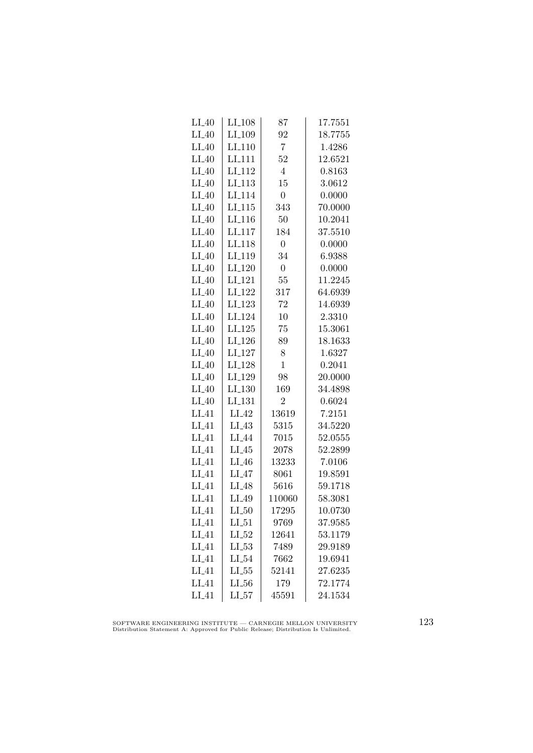| | | | |
|---|---|---|---|
| LI_40 | LI_108 | 87 | 17.7551 |
| LI_40 | LI_109 | 92 | 18.7755 |
| LI_40 | LI_110 | 7 | 1.4286 |
| LI_40 | LI_111 | 52 | 12.6521 |
| LI_40 | LI_112 | 4 | 0.8163 |
| LI_40 | LI_113 | 15 | 3.0612 |
| LI_40 | LI_114 | 0 | 0.0000 |
| LI_40 | LI_115 | 343 | 70.0000 |
| LI_40 | LI_116 | 50 | 10.2041 |
| LI_40 | LI_117 | 184 | 37.5510 |
| LI_40 | LI_118 | 0 | 0.0000 |
| LI_40 | LI_119 | 34 | 6.9388 |
| LI_40 | LI_120 | 0 | 0.0000 |
| LI_40 | LI_121 | 55 | 11.2245 |
| LI_40 | LI_122 | 317 | 64.6939 |
| LI_40 | LI_123 | 72 | 14.6939 |
| LI_40 | LI_124 | 10 | 2.3310 |
| LI_40 | LI_125 | 75 | 15.3061 |
| LI_40 | LI_126 | 89 | 18.1633 |
| LI_40 | LI_127 | 8 | 1.6327 |
| LI_40 | LI_128 | 1 | 0.2041 |
| LI_40 | LI_129 | 98 | 20.0000 |
| LI_40 | LI_130 | 169 | 34.4898 |
| LI_40 | LI_131 | 2 | 0.6024 |
| LI_41 | LI_42 | 13619 | 7.2151 |
| LI_41 | LI_43 | 5315 | 34.5220 |
| LI_41 | LI_44 | 7015 | 52.0555 |
| LI_41 | LI_45 | 2078 | 52.2899 |
| LI_41 | LI_46 | 13233 | 7.0106 |
| LI_41 | LI_47 | 8061 | 19.8591 |
| LI_41 | LI_48 | 5616 | 59.1718 |
| LI_41 | LI_49 | 110060 | 58.3081 |
| LI_41 | LI_50 | 17295 | 10.0730 |
| LI_41 | LI_51 | 9769 | 37.9585 |
| LI_41 | LI_52 | 12641 | 53.1179 |
| LI_41 | LI_53 | 7489 | 29.9189 |
| LI_41 | LI_54 | 7662 | 19.6941 |
| LI_41 | LI_55 | 52141 | 27.6235 |
| LI_41 | LI_56 | 179 | 72.1774 |
| LI_41 | LI_57 | 45591 | 24.1534 |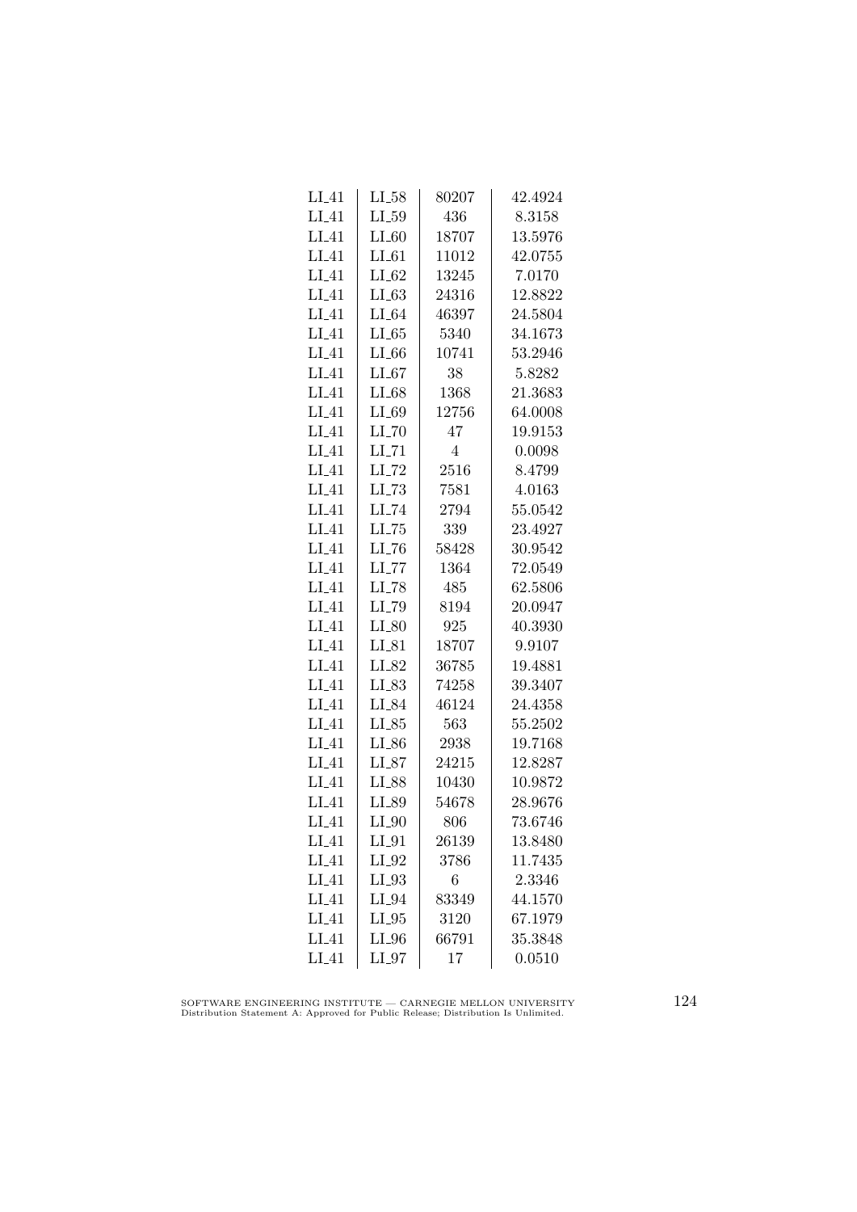| LI_41 | LI_58 | 80207 | 42.4924 |
|---|---|---|---|
| LI_41 | LI_59 | 436 | 8.3158 |
| LI_41 | LI_60 | 18707 | 13.5976 |
| LI_41 | LI_61 | 11012 | 42.0755 |
| LI_41 | LI_62 | 13245 | 7.0170 |
| LI_41 | LI_63 | 24316 | 12.8822 |
| LI_41 | LI_64 | 46397 | 24.5804 |
| LI_41 | LI_65 | 5340 | 34.1673 |
| LI_41 | LI_66 | 10741 | 53.2946 |
| LI_41 | LI_67 | 38 | 5.8282 |
| LI_41 | LI_68 | 1368 | 21.3683 |
| LI_41 | LI_69 | 12756 | 64.0008 |
| LI_41 | LI_70 | 47 | 19.9153 |
| LI_41 | LI_71 | 4 | 0.0098 |
| LI_41 | LI_72 | 2516 | 8.4799 |
| LI_41 | LI_73 | 7581 | 4.0163 |
| LI_41 | LI_74 | 2794 | 55.0542 |
| LI_41 | LI_75 | 339 | 23.4927 |
| LI_41 | LI_76 | 58428 | 30.9542 |
| LI_41 | LI_77 | 1364 | 72.0549 |
| LI_41 | LI_78 | 485 | 62.5806 |
| LI_41 | LI_79 | 8194 | 20.0947 |
| LI_41 | LI_80 | 925 | 40.3930 |
| LI_41 | LI_81 | 18707 | 9.9107 |
| LI_41 | LI_82 | 36785 | 19.4881 |
| LI_41 | LI_83 | 74258 | 39.3407 |
| LI_41 | LI_84 | 46124 | 24.4358 |
| LI_41 | LI_85 | 563 | 55.2502 |
| LI_41 | LI_86 | 2938 | 19.7168 |
| LI_41 | LI_87 | 24215 | 12.8287 |
| LI_41 | LI_88 | 10430 | 10.9872 |
| LI_41 | LI_89 | 54678 | 28.9676 |
| LI_41 | LI_90 | 806 | 73.6746 |
| LI_41 | LI_91 | 26139 | 13.8480 |
| LI_41 | LI_92 | 3786 | 11.7435 |
| LI_41 | LI_93 | 6 | 2.3346 |
| LI_41 | LI_94 | 83349 | 44.1570 |
| LI_41 | LI_95 | 3120 | 67.1979 |
| LI_41 | LI_96 | 66791 | 35.3848 |
| LI_41 | LI_97 | 17 | 0.0510 |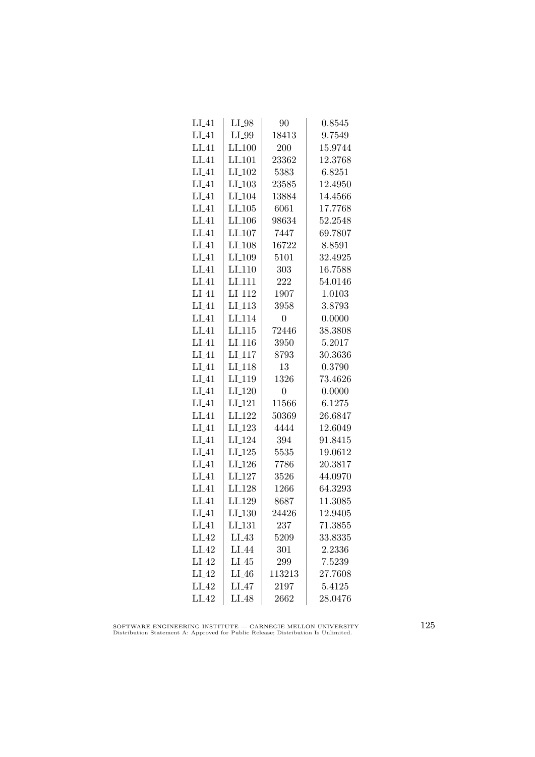| | | | |
|---|---|---|---|
| LI_41 | LI_98 | 90 | 0.8545 |
| LI_41 | LI_99 | 18413 | 9.7549 |
| LI_41 | LI_100 | 200 | 15.9744 |
| LI_41 | LI_101 | 23362 | 12.3768 |
| LI_41 | LI_102 | 5383 | 6.8251 |
| LI_41 | LI_103 | 23585 | 12.4950 |
| LI_41 | LI_104 | 13884 | 14.4566 |
| LI_41 | LI_105 | 6061 | 17.7768 |
| LI_41 | LI_106 | 98634 | 52.2548 |
| LI_41 | LI_107 | 7447 | 69.7807 |
| LI_41 | LI_108 | 16722 | 8.8591 |
| LI_41 | LI_109 | 5101 | 32.4925 |
| LI_41 | LI_110 | 303 | 16.7588 |
| LI_41 | LI_111 | 222 | 54.0146 |
| LI_41 | LI_112 | 1907 | 1.0103 |
| LI_41 | LI_113 | 3958 | 3.8793 |
| LI_41 | LI_114 | 0 | 0.0000 |
| LI_41 | LI_115 | 72446 | 38.3808 |
| LI_41 | LI_116 | 3950 | 5.2017 |
| LI_41 | LI_117 | 8793 | 30.3636 |
| LI_41 | LI_118 | 13 | 0.3790 |
| LI_41 | LI_119 | 1326 | 73.4626 |
| LI_41 | LI_120 | 0 | 0.0000 |
| LI_41 | LI_121 | 11566 | 6.1275 |
| LI_41 | LI_122 | 50369 | 26.6847 |
| LI_41 | LI_123 | 4444 | 12.6049 |
| LI_41 | LI_124 | 394 | 91.8415 |
| LI_41 | LI_125 | 5535 | 19.0612 |
| LI_41 | LI_126 | 7786 | 20.3817 |
| LI_41 | LI_127 | 3526 | 44.0970 |
| LI_41 | LI_128 | 1266 | 64.3293 |
| LI_41 | LI_129 | 8687 | 11.3085 |
| LI_41 | LI_130 | 24426 | 12.9405 |
| LI_41 | LI_131 | 237 | 71.3855 |
| LI_42 | LI_43 | 5209 | 33.8335 |
| LI_42 | LI_44 | 301 | 2.2336 |
| LI_42 | LI_45 | 299 | 7.5239 |
| LI_42 | LI_46 | 113213 | 27.7608 |
| LI_42 | LI_47 | 2197 | 5.4125 |
| LI_42 | LI_48 | 2662 | 28.0476 |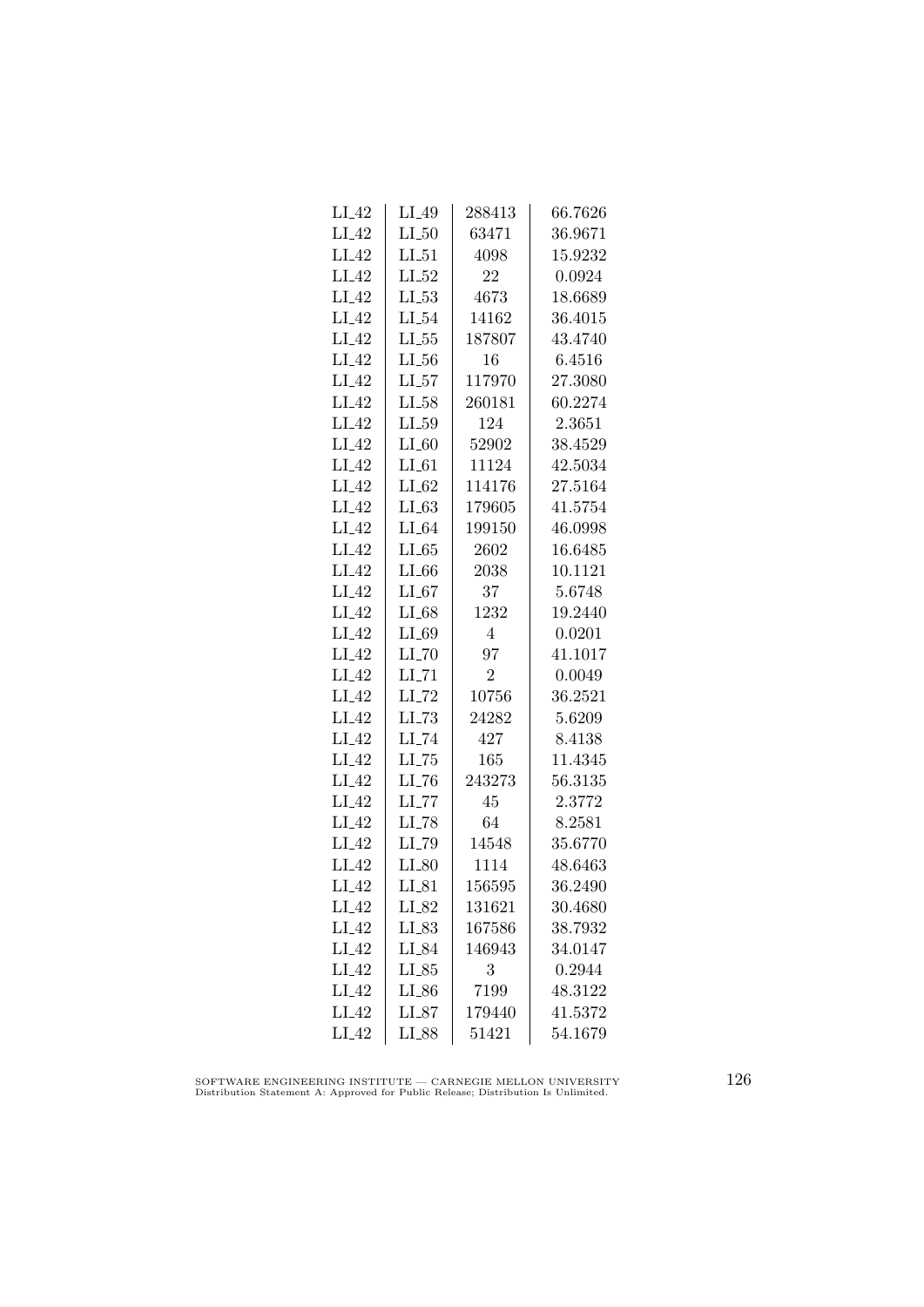| LI_42 | LI_49 | 288413 | 66.7626 |
|---|---|---|---|
| LI_42 | LI_50 | 63471 | 36.9671 |
| LI_42 | LI_51 | 4098 | 15.9232 |
| LI_42 | LI_52 | 22 | 0.0924 |
| LI_42 | LI_53 | 4673 | 18.6689 |
| LI_42 | LI_54 | 14162 | 36.4015 |
| LI_42 | LI_55 | 187807 | 43.4740 |
| LI_42 | LI_56 | 16 | 6.4516 |
| LI_42 | LI_57 | 117970 | 27.3080 |
| LI_42 | LI_58 | 260181 | 60.2274 |
| LI_42 | LI_59 | 124 | 2.3651 |
| LI_42 | LI_60 | 52902 | 38.4529 |
| LI_42 | LI_61 | 11124 | 42.5034 |
| LI_42 | LI_62 | 114176 | 27.5164 |
| LI_42 | LI_63 | 179605 | 41.5754 |
| LI_42 | LI_64 | 199150 | 46.0998 |
| LI_42 | LI_65 | 2602 | 16.6485 |
| LI_42 | LI_66 | 2038 | 10.1121 |
| LI_42 | LI_67 | 37 | 5.6748 |
| LI_42 | LI_68 | 1232 | 19.2440 |
| LI_42 | LI_69 | 4 | 0.0201 |
| LI_42 | LI_70 | 97 | 41.1017 |
| LI_42 | LI_71 | 2 | 0.0049 |
| LI_42 | LI_72 | 10756 | 36.2521 |
| LI_42 | LI_73 | 24282 | 5.6209 |
| LI_42 | LI_74 | 427 | 8.4138 |
| LI_42 | LI_75 | 165 | 11.4345 |
| LI_42 | LI_76 | 243273 | 56.3135 |
| LI_42 | LI_77 | 45 | 2.3772 |
| LI_42 | LI_78 | 64 | 8.2581 |
| LI_42 | LI_79 | 14548 | 35.6770 |
| LI_42 | LI_80 | 1114 | 48.6463 |
| LI_42 | LI_81 | 156595 | 36.2490 |
| LI_42 | LI_82 | 131621 | 30.4680 |
| LI_42 | LI_83 | 167586 | 38.7932 |
| LI_42 | LI_84 | 146943 | 34.0147 |
| LI_42 | LI_85 | 3 | 0.2944 |
| LI_42 | LI_86 | 7199 | 48.3122 |
| LI_42 | LI_87 | 179440 | 41.5372 |
| LI_42 | LI_88 | 51421 | 54.1679 |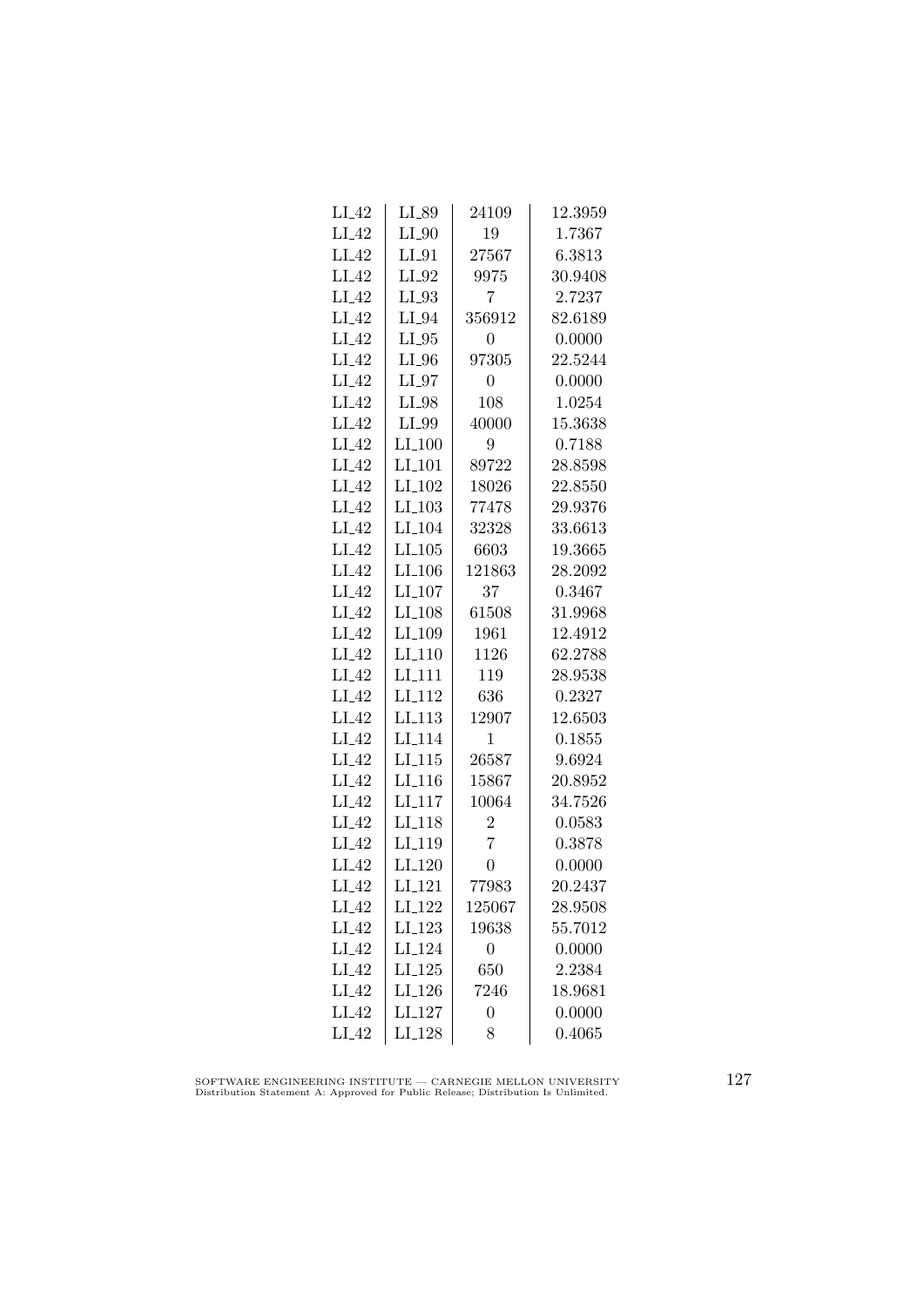| LI_42 | LI_89 | 24109 | 12.3959 |
|---|---|---|---|
| LI_42 | LI_90 | 19 | 1.7367 |
| LI_42 | LI_91 | 27567 | 6.3813 |
| LI_42 | LI_92 | 9975 | 30.9408 |
| LI_42 | LI_93 | 7 | 2.7237 |
| LI_42 | LI_94 | 356912 | 82.6189 |
| LI_42 | LI_95 | 0 | 0.0000 |
| LI_42 | LI_96 | 97305 | 22.5244 |
| LI_42 | LI_97 | 0 | 0.0000 |
| LI_42 | LI_98 | 108 | 1.0254 |
| LI_42 | LI_99 | 40000 | 15.3638 |
| LI_42 | LI_100 | 9 | 0.7188 |
| LI_42 | LI_101 | 89722 | 28.8598 |
| LI_42 | LI_102 | 18026 | 22.8550 |
| LI_42 | LI_103 | 77478 | 29.9376 |
| LI_42 | LI_104 | 32328 | 33.6613 |
| LI_42 | LI_105 | 6603 | 19.3665 |
| LI_42 | LI_106 | 121863 | 28.2092 |
| LI_42 | LI_107 | 37 | 0.3467 |
| LI_42 | LI_108 | 61508 | 31.9968 |
| LI_42 | LI_109 | 1961 | 12.4912 |
| LI_42 | LI_110 | 1126 | 62.2788 |
| LI_42 | LI_111 | 119 | 28.9538 |
| LI_42 | LI_112 | 636 | 0.2327 |
| LI_42 | LI_113 | 12907 | 12.6503 |
| LI_42 | LI_114 | 1 | 0.1855 |
| LI_42 | LI_115 | 26587 | 9.6924 |
| LI_42 | LI_116 | 15867 | 20.8952 |
| LI_42 | LI_117 | 10064 | 34.7526 |
| LI_42 | LI_118 | 2 | 0.0583 |
| LI_42 | LI_119 | 7 | 0.3878 |
| LI_42 | LI_120 | 0 | 0.0000 |
| LI_42 | LI_121 | 77983 | 20.2437 |
| LI_42 | LI_122 | 125067 | 28.9508 |
| LI_42 | LI_123 | 19638 | 55.7012 |
| LI_42 | LI_124 | 0 | 0.0000 |
| LI_42 | LI_125 | 650 | 2.2384 |
| LI_42 | LI_126 | 7246 | 18.9681 |
| LI_42 | LI_127 | 0 | 0.0000 |
| LI_42 | LI_128 | 8 | 0.4065 |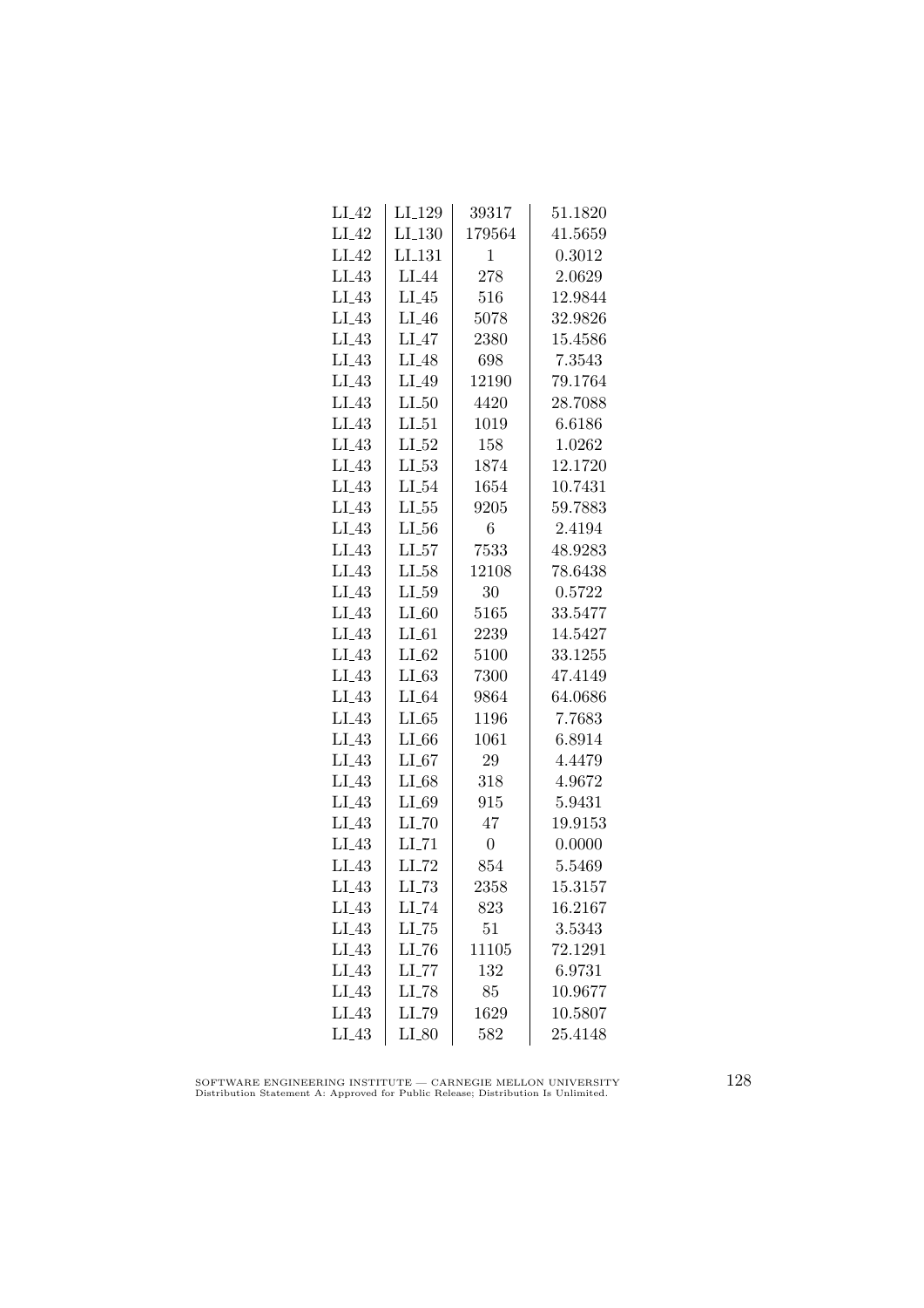| LI_42 | LI_129 | 39317 | 51.1820 |
|---|---|---|---|
| LI_42 | LI_130 | 179564 | 41.5659 |
| LI_42 | LI_131 | 1 | 0.3012 |
| LI_43 | LI_44 | 278 | 2.0629 |
| LI_43 | LI_45 | 516 | 12.9844 |
| LI_43 | LI_46 | 5078 | 32.9826 |
| LI_43 | LI_47 | 2380 | 15.4586 |
| LI_43 | LI_48 | 698 | 7.3543 |
| LI_43 | LI_49 | 12190 | 79.1764 |
| LI_43 | LI_50 | 4420 | 28.7088 |
| LI_43 | LI_51 | 1019 | 6.6186 |
| LI_43 | LI_52 | 158 | 1.0262 |
| LI_43 | LI_53 | 1874 | 12.1720 |
| LI_43 | LI_54 | 1654 | 10.7431 |
| LI_43 | LI_55 | 9205 | 59.7883 |
| LI_43 | LI_56 | 6 | 2.4194 |
| LI_43 | LI_57 | 7533 | 48.9283 |
| LI_43 | LI_58 | 12108 | 78.6438 |
| LI_43 | LI_59 | 30 | 0.5722 |
| LI_43 | LI_60 | 5165 | 33.5477 |
| LI_43 | LI_61 | 2239 | 14.5427 |
| LI_43 | LI_62 | 5100 | 33.1255 |
| LI_43 | LI_63 | 7300 | 47.4149 |
| LI_43 | LI_64 | 9864 | 64.0686 |
| LI_43 | LI_65 | 1196 | 7.7683 |
| LI_43 | LI_66 | 1061 | 6.8914 |
| LI_43 | LI_67 | 29 | 4.4479 |
| LI_43 | LI_68 | 318 | 4.9672 |
| LI_43 | LI_69 | 915 | 5.9431 |
| LI_43 | LI_70 | 47 | 19.9153 |
| LI_43 | LI_71 | 0 | 0.0000 |
| LI_43 | LI_72 | 854 | 5.5469 |
| LI_43 | LI_73 | 2358 | 15.3157 |
| LI_43 | LI_74 | 823 | 16.2167 |
| LI_43 | LI_75 | 51 | 3.5343 |
| LI_43 | LI_76 | 11105 | 72.1291 |
| LI_43 | LI_77 | 132 | 6.9731 |
| LI_43 | LI_78 | 85 | 10.9677 |
| LI_43 | LI_79 | 1629 | 10.5807 |
| LI_43 | LI_80 | 582 | 25.4148 |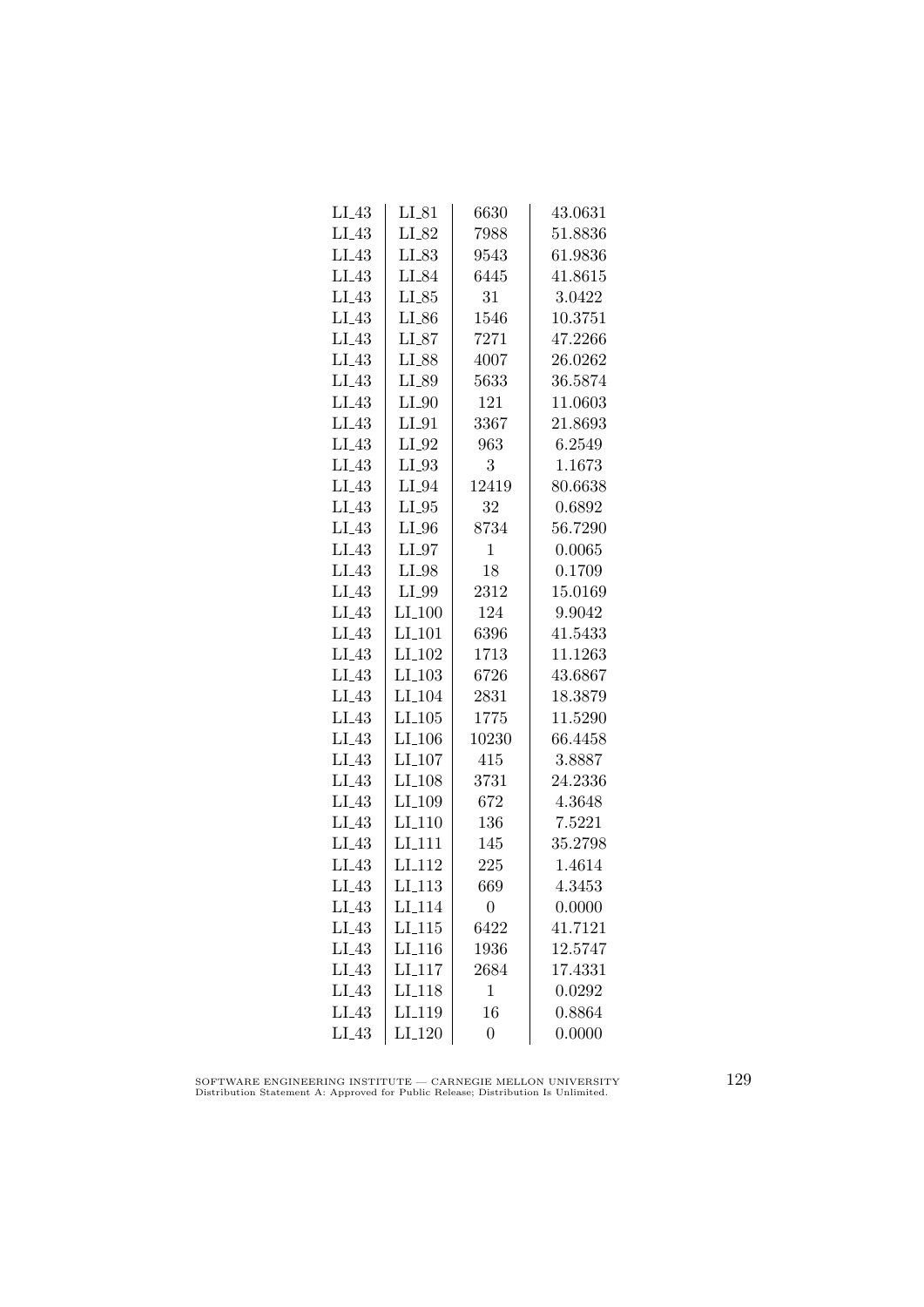| | | | |
|---|---|---|---|
| LI_43 | LI_81 | 6630 | 43.0631 |
| LI_43 | LI_82 | 7988 | 51.8836 |
| LI_43 | LI_83 | 9543 | 61.9836 |
| LI_43 | LI_84 | 6445 | 41.8615 |
| LI_43 | LI_85 | 31 | 3.0422 |
| LI_43 | LI_86 | 1546 | 10.3751 |
| LI_43 | LI_87 | 7271 | 47.2266 |
| LI_43 | LI_88 | 4007 | 26.0262 |
| LI_43 | LI_89 | 5633 | 36.5874 |
| LI_43 | LI_90 | 121 | 11.0603 |
| LI_43 | LI_91 | 3367 | 21.8693 |
| LI_43 | LI_92 | 963 | 6.2549 |
| LI_43 | LI_93 | 3 | 1.1673 |
| LI_43 | LI_94 | 12419 | 80.6638 |
| LI_43 | LI_95 | 32 | 0.6892 |
| LI_43 | LI_96 | 8734 | 56.7290 |
| LI_43 | LI_97 | 1 | 0.0065 |
| LI_43 | LI_98 | 18 | 0.1709 |
| LI_43 | LI_99 | 2312 | 15.0169 |
| LI_43 | LI_100 | 124 | 9.9042 |
| LI_43 | LI_101 | 6396 | 41.5433 |
| LI_43 | LI_102 | 1713 | 11.1263 |
| LI_43 | LI_103 | 6726 | 43.6867 |
| LI_43 | LI_104 | 2831 | 18.3879 |
| LI_43 | LI_105 | 1775 | 11.5290 |
| LI_43 | LI_106 | 10230 | 66.4458 |
| LI_43 | LI_107 | 415 | 3.8887 |
| LI_43 | LI_108 | 3731 | 24.2336 |
| LI_43 | LI_109 | 672 | 4.3648 |
| LI_43 | LI_110 | 136 | 7.5221 |
| LI_43 | LI_111 | 145 | 35.2798 |
| LI_43 | LI_112 | 225 | 1.4614 |
| LI_43 | LI_113 | 669 | 4.3453 |
| LI_43 | LI_114 | 0 | 0.0000 |
| LI_43 | LI_115 | 6422 | 41.7121 |
| LI_43 | LI_116 | 1936 | 12.5747 |
| LI_43 | LI_117 | 2684 | 17.4331 |
| LI_43 | LI_118 | 1 | 0.0292 |
| LI_43 | LI_119 | 16 | 0.8864 |
| LI_43 | LI_120 | 0 | 0.0000 |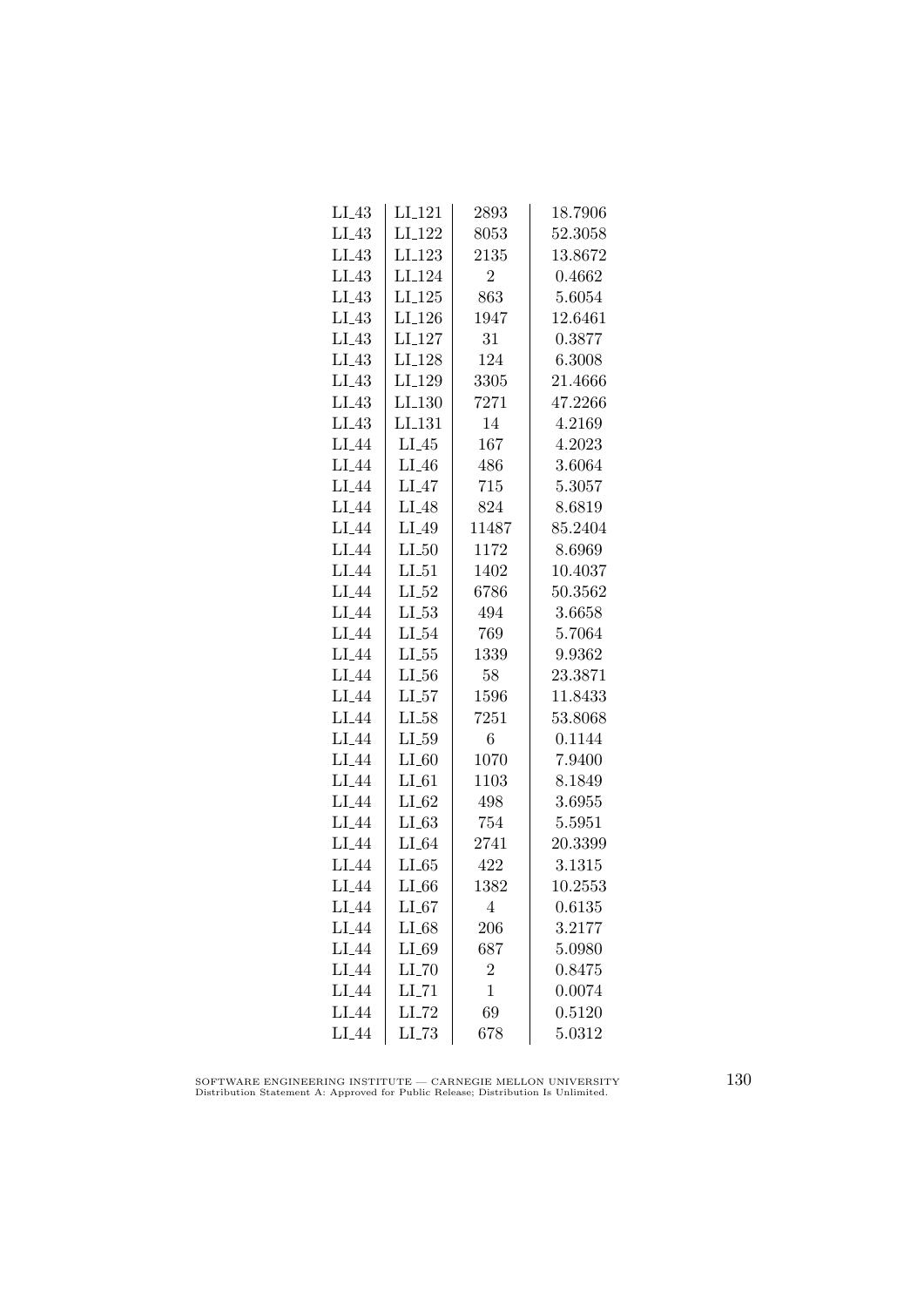| LI_43 | LI_121 | 2893 | 18.7906 |
|---|---|---|---|
| LI_43 | LI_122 | 8053 | 52.3058 |
| LI_43 | LI_123 | 2135 | 13.8672 |
| LI_43 | LI_124 | 2 | 0.4662 |
| LI_43 | LI_125 | 863 | 5.6054 |
| LI_43 | LI_126 | 1947 | 12.6461 |
| LI_43 | LI_127 | 31 | 0.3877 |
| LI_43 | LI_128 | 124 | 6.3008 |
| LI_43 | LI_129 | 3305 | 21.4666 |
| LI_43 | LI_130 | 7271 | 47.2266 |
| LI_43 | LI_131 | 14 | 4.2169 |
| LI_44 | LI_45 | 167 | 4.2023 |
| LI_44 | LI_46 | 486 | 3.6064 |
| LI_44 | LI_47 | 715 | 5.3057 |
| LI_44 | LI_48 | 824 | 8.6819 |
| LI_44 | LI_49 | 11487 | 85.2404 |
| LI_44 | LI_50 | 1172 | 8.6969 |
| LI_44 | LI_51 | 1402 | 10.4037 |
| LI_44 | LI_52 | 6786 | 50.3562 |
| LI_44 | LI_53 | 494 | 3.6658 |
| LI_44 | LI_54 | 769 | 5.7064 |
| LI_44 | LI_55 | 1339 | 9.9362 |
| LI_44 | LI_56 | 58 | 23.3871 |
| LI_44 | LI_57 | 1596 | 11.8433 |
| LI_44 | LI_58 | 7251 | 53.8068 |
| LI_44 | LI_59 | 6 | 0.1144 |
| LI_44 | LI_60 | 1070 | 7.9400 |
| LI_44 | LI_61 | 1103 | 8.1849 |
| LI_44 | LI_62 | 498 | 3.6955 |
| LI_44 | LI_63 | 754 | 5.5951 |
| LI_44 | LI_64 | 2741 | 20.3399 |
| LI_44 | LI_65 | 422 | 3.1315 |
| LI_44 | LI_66 | 1382 | 10.2553 |
| LI_44 | LI_67 | 4 | 0.6135 |
| LI_44 | LI_68 | 206 | 3.2177 |
| LI_44 | LI_69 | 687 | 5.0980 |
| LI_44 | LI_70 | 2 | 0.8475 |
| LI_44 | LI_71 | 1 | 0.0074 |
| LI_44 | LI_72 | 69 | 0.5120 |
| LI_44 | LI_73 | 678 | 5.0312 |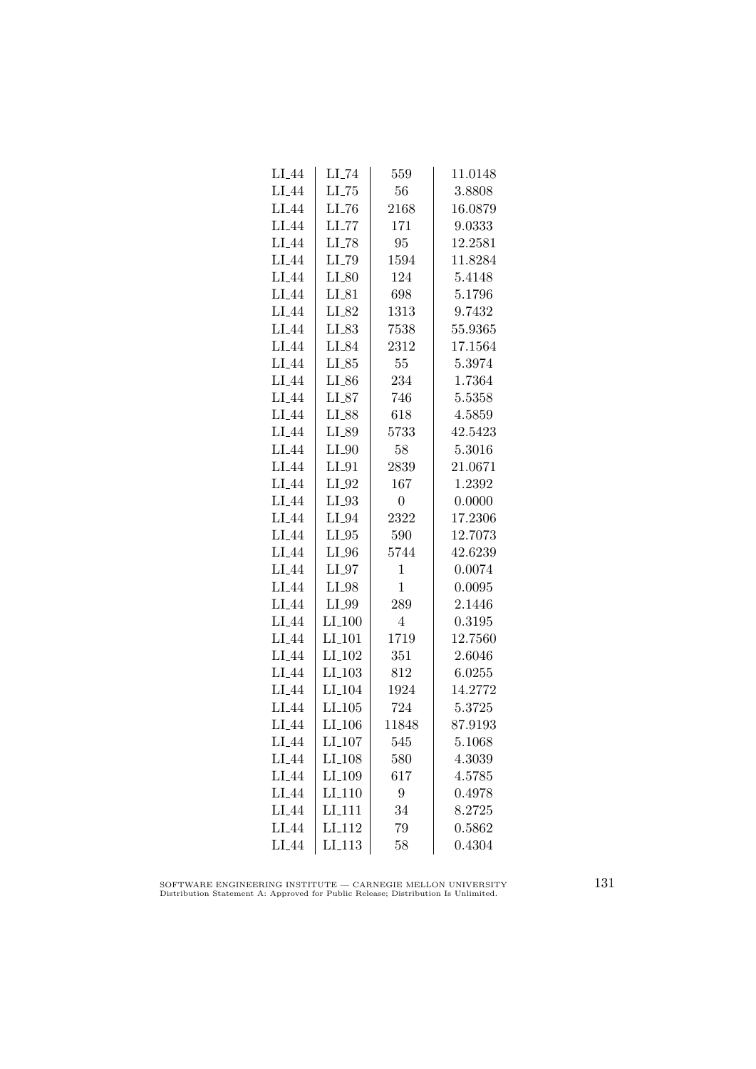| | | | |
|---|---|---|---|
| LI_44 | LI_74 | 559 | 11.0148 |
| LI_44 | LI_75 | 56 | 3.8808 |
| LI_44 | LI_76 | 2168 | 16.0879 |
| LI_44 | LI_77 | 171 | 9.0333 |
| LI_44 | LI_78 | 95 | 12.2581 |
| LI_44 | LI_79 | 1594 | 11.8284 |
| LI_44 | LI_80 | 124 | 5.4148 |
| LI_44 | LI_81 | 698 | 5.1796 |
| LI_44 | LI_82 | 1313 | 9.7432 |
| LI_44 | LI_83 | 7538 | 55.9365 |
| LI_44 | LI_84 | 2312 | 17.1564 |
| LI_44 | LI_85 | 55 | 5.3974 |
| LI_44 | LI_86 | 234 | 1.7364 |
| LI_44 | LI_87 | 746 | 5.5358 |
| LI_44 | LI_88 | 618 | 4.5859 |
| LI_44 | LI_89 | 5733 | 42.5423 |
| LI_44 | LI_90 | 58 | 5.3016 |
| LI_44 | LI_91 | 2839 | 21.0671 |
| LI_44 | LI_92 | 167 | 1.2392 |
| LI_44 | LI_93 | 0 | 0.0000 |
| LI_44 | LI_94 | 2322 | 17.2306 |
| LI_44 | LI_95 | 590 | 12.7073 |
| LI_44 | LI_96 | 5744 | 42.6239 |
| LI_44 | LI_97 | 1 | 0.0074 |
| LI_44 | LI_98 | 1 | 0.0095 |
| LI_44 | LI_99 | 289 | 2.1446 |
| LI_44 | LI_100 | 4 | 0.3195 |
| LI_44 | LI_101 | 1719 | 12.7560 |
| LI_44 | LI_102 | 351 | 2.6046 |
| LI_44 | LI_103 | 812 | 6.0255 |
| LI_44 | LI_104 | 1924 | 14.2772 |
| LI_44 | LI_105 | 724 | 5.3725 |
| LI_44 | LI_106 | 11848 | 87.9193 |
| LI_44 | LI_107 | 545 | 5.1068 |
| LI_44 | LI_108 | 580 | 4.3039 |
| LI_44 | LI_109 | 617 | 4.5785 |
| LI_44 | LI_110 | 9 | 0.4978 |
| LI_44 | LI_111 | 34 | 8.2725 |
| LI_44 | LI_112 | 79 | 0.5862 |
| LI_44 | LI_113 | 58 | 0.4304 |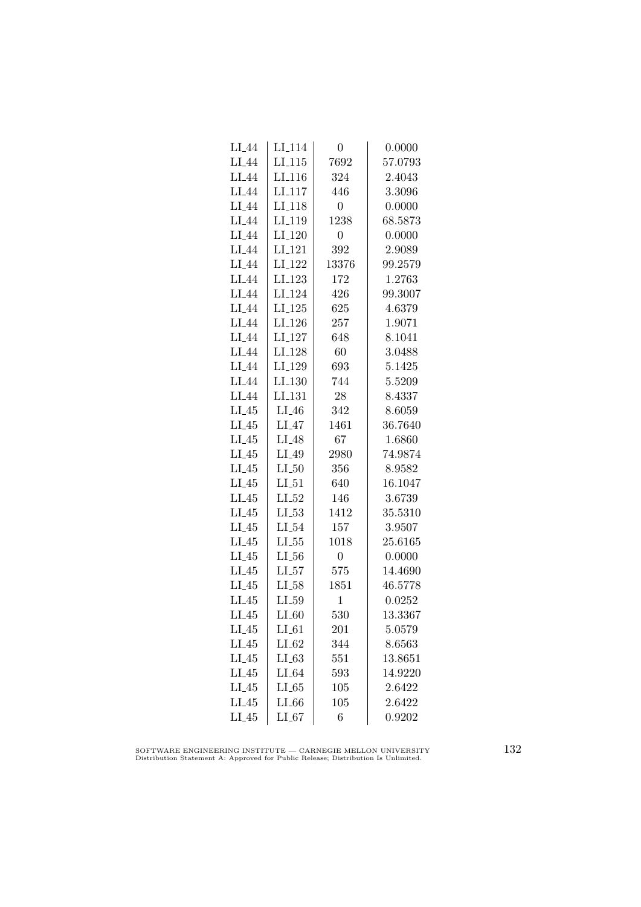| | | | |
|---|---|---|---|
| LI_44 | LI_114 | 0 | 0.0000 |
| LI_44 | LI_115 | 7692 | 57.0793 |
| LI_44 | LI_116 | 324 | 2.4043 |
| LI_44 | LI_117 | 446 | 3.3096 |
| LI_44 | LI_118 | 0 | 0.0000 |
| LI_44 | LI_119 | 1238 | 68.5873 |
| LI_44 | LI_120 | 0 | 0.0000 |
| LI_44 | LI_121 | 392 | 2.9089 |
| LI_44 | LI_122 | 13376 | 99.2579 |
| LI_44 | LI_123 | 172 | 1.2763 |
| LI_44 | LI_124 | 426 | 99.3007 |
| LI_44 | LI_125 | 625 | 4.6379 |
| LI_44 | LI_126 | 257 | 1.9071 |
| LI_44 | LI_127 | 648 | 8.1041 |
| LI_44 | LI_128 | 60 | 3.0488 |
| LI_44 | LI_129 | 693 | 5.1425 |
| LI_44 | LI_130 | 744 | 5.5209 |
| LI_44 | LI_131 | 28 | 8.4337 |
| LI_45 | LI_46 | 342 | 8.6059 |
| LI_45 | LI_47 | 1461 | 36.7640 |
| LI_45 | LI_48 | 67 | 1.6860 |
| LI_45 | LI_49 | 2980 | 74.9874 |
| LI_45 | LI_50 | 356 | 8.9582 |
| LI_45 | LI_51 | 640 | 16.1047 |
| LI_45 | LI_52 | 146 | 3.6739 |
| LI_45 | LI_53 | 1412 | 35.5310 |
| LI_45 | LI_54 | 157 | 3.9507 |
| LI_45 | LI_55 | 1018 | 25.6165 |
| LI_45 | LI_56 | 0 | 0.0000 |
| LI_45 | LI_57 | 575 | 14.4690 |
| LI_45 | LI_58 | 1851 | 46.5778 |
| LI_45 | LI_59 | 1 | 0.0252 |
| LI_45 | LI_60 | 530 | 13.3367 |
| LI_45 | LI_61 | 201 | 5.0579 |
| LI_45 | LI_62 | 344 | 8.6563 |
| LI_45 | LI_63 | 551 | 13.8651 |
| LI_45 | LI_64 | 593 | 14.9220 |
| LI_45 | LI_65 | 105 | 2.6422 |
| LI_45 | LI_66 | 105 | 2.6422 |
| LI_45 | LI_67 | 6 | 0.9202 |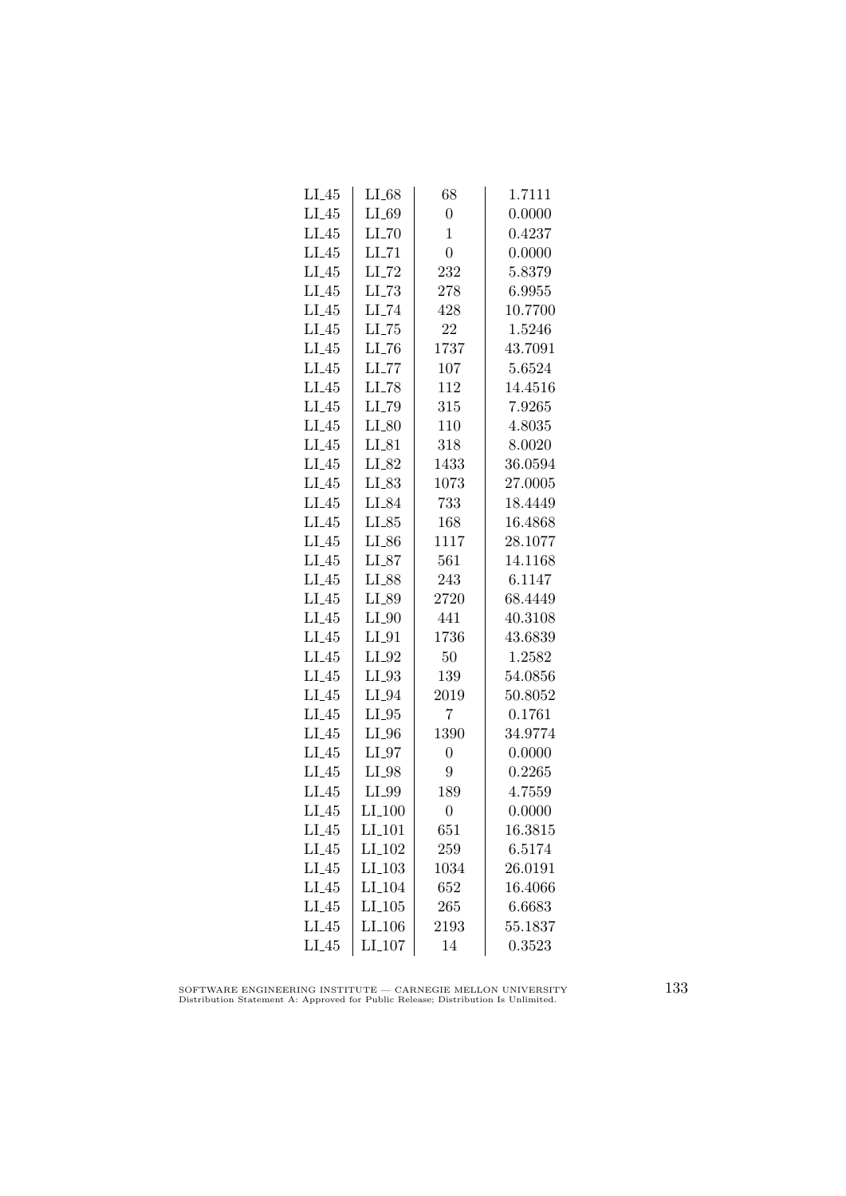| | | | |
|---|---|---|---|
| LI_45 | LI_68 | 68 | 1.7111 |
| LI_45 | LI_69 | 0 | 0.0000 |
| LI_45 | LI_70 | 1 | 0.4237 |
| LI_45 | LI_71 | 0 | 0.0000 |
| LI_45 | LI_72 | 232 | 5.8379 |
| LI_45 | LI_73 | 278 | 6.9955 |
| LI_45 | LI_74 | 428 | 10.7700 |
| LI_45 | LI_75 | 22 | 1.5246 |
| LI_45 | LI_76 | 1737 | 43.7091 |
| LI_45 | LI_77 | 107 | 5.6524 |
| LI_45 | LI_78 | 112 | 14.4516 |
| LI_45 | LI_79 | 315 | 7.9265 |
| LI_45 | LI_80 | 110 | 4.8035 |
| LI_45 | LI_81 | 318 | 8.0020 |
| LI_45 | LI_82 | 1433 | 36.0594 |
| LI_45 | LI_83 | 1073 | 27.0005 |
| LI_45 | LI_84 | 733 | 18.4449 |
| LI_45 | LI_85 | 168 | 16.4868 |
| LI_45 | LI_86 | 1117 | 28.1077 |
| LI_45 | LI_87 | 561 | 14.1168 |
| LI_45 | LI_88 | 243 | 6.1147 |
| LI_45 | LI_89 | 2720 | 68.4449 |
| LI_45 | LI_90 | 441 | 40.3108 |
| LI_45 | LI_91 | 1736 | 43.6839 |
| LI_45 | LI_92 | 50 | 1.2582 |
| LI_45 | LI_93 | 139 | 54.0856 |
| LI_45 | LI_94 | 2019 | 50.8052 |
| LI_45 | LI_95 | 7 | 0.1761 |
| LI_45 | LI_96 | 1390 | 34.9774 |
| LI_45 | LI_97 | 0 | 0.0000 |
| LI_45 | LI_98 | 9 | 0.2265 |
| LI_45 | LI_99 | 189 | 4.7559 |
| LI_45 | LI_100 | 0 | 0.0000 |
| LI_45 | LI_101 | 651 | 16.3815 |
| LI_45 | LI_102 | 259 | 6.5174 |
| LI_45 | LI_103 | 1034 | 26.0191 |
| LI_45 | LI_104 | 652 | 16.4066 |
| LI_45 | LI_105 | 265 | 6.6683 |
| LI_45 | LI_106 | 2193 | 55.1837 |
| LI_45 | LI_107 | 14 | 0.3523 |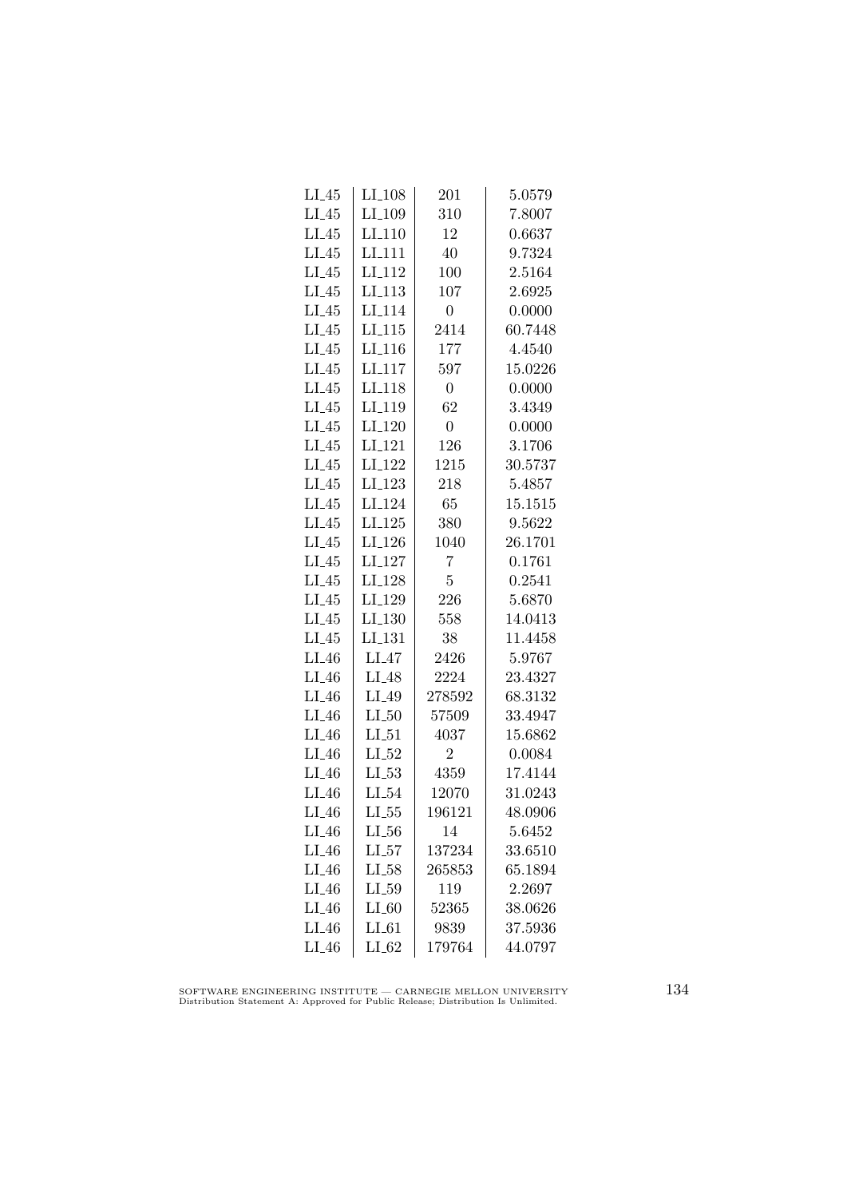| | | | |
|---|---|---|---|
| LI_45 | LI_108 | 201 | 5.0579 |
| LI_45 | LI_109 | 310 | 7.8007 |
| LI_45 | LI_110 | 12 | 0.6637 |
| LI_45 | LI_111 | 40 | 9.7324 |
| LI_45 | LI_112 | 100 | 2.5164 |
| LI_45 | LI_113 | 107 | 2.6925 |
| LI_45 | LI_114 | 0 | 0.0000 |
| LI_45 | LI_115 | 2414 | 60.7448 |
| LI_45 | LI_116 | 177 | 4.4540 |
| LI_45 | LI_117 | 597 | 15.0226 |
| LI_45 | LI_118 | 0 | 0.0000 |
| LI_45 | LI_119 | 62 | 3.4349 |
| LI_45 | LI_120 | 0 | 0.0000 |
| LI_45 | LI_121 | 126 | 3.1706 |
| LI_45 | LI_122 | 1215 | 30.5737 |
| LI_45 | LI_123 | 218 | 5.4857 |
| LI_45 | LI_124 | 65 | 15.1515 |
| LI_45 | LI_125 | 380 | 9.5622 |
| LI_45 | LI_126 | 1040 | 26.1701 |
| LI_45 | LI_127 | 7 | 0.1761 |
| LI_45 | LI_128 | 5 | 0.2541 |
| LI_45 | LI_129 | 226 | 5.6870 |
| LI_45 | LI_130 | 558 | 14.0413 |
| LI_45 | LI_131 | 38 | 11.4458 |
| LI_46 | LI_47 | 2426 | 5.9767 |
| LI_46 | LI_48 | 2224 | 23.4327 |
| LI_46 | LI_49 | 278592 | 68.3132 |
| LI_46 | LI_50 | 57509 | 33.4947 |
| LI_46 | LI_51 | 4037 | 15.6862 |
| LI_46 | LI_52 | 2 | 0.0084 |
| LI_46 | LI_53 | 4359 | 17.4144 |
| LI_46 | LI_54 | 12070 | 31.0243 |
| LI_46 | LI_55 | 196121 | 48.0906 |
| LI_46 | LI_56 | 14 | 5.6452 |
| LI_46 | LI_57 | 137234 | 33.6510 |
| LI_46 | LI_58 | 265853 | 65.1894 |
| LI_46 | LI_59 | 119 | 2.2697 |
| LI_46 | LI_60 | 52365 | 38.0626 |
| LI_46 | LI_61 | 9839 | 37.5936 |
| LI_46 | LI_62 | 179764 | 44.0797 |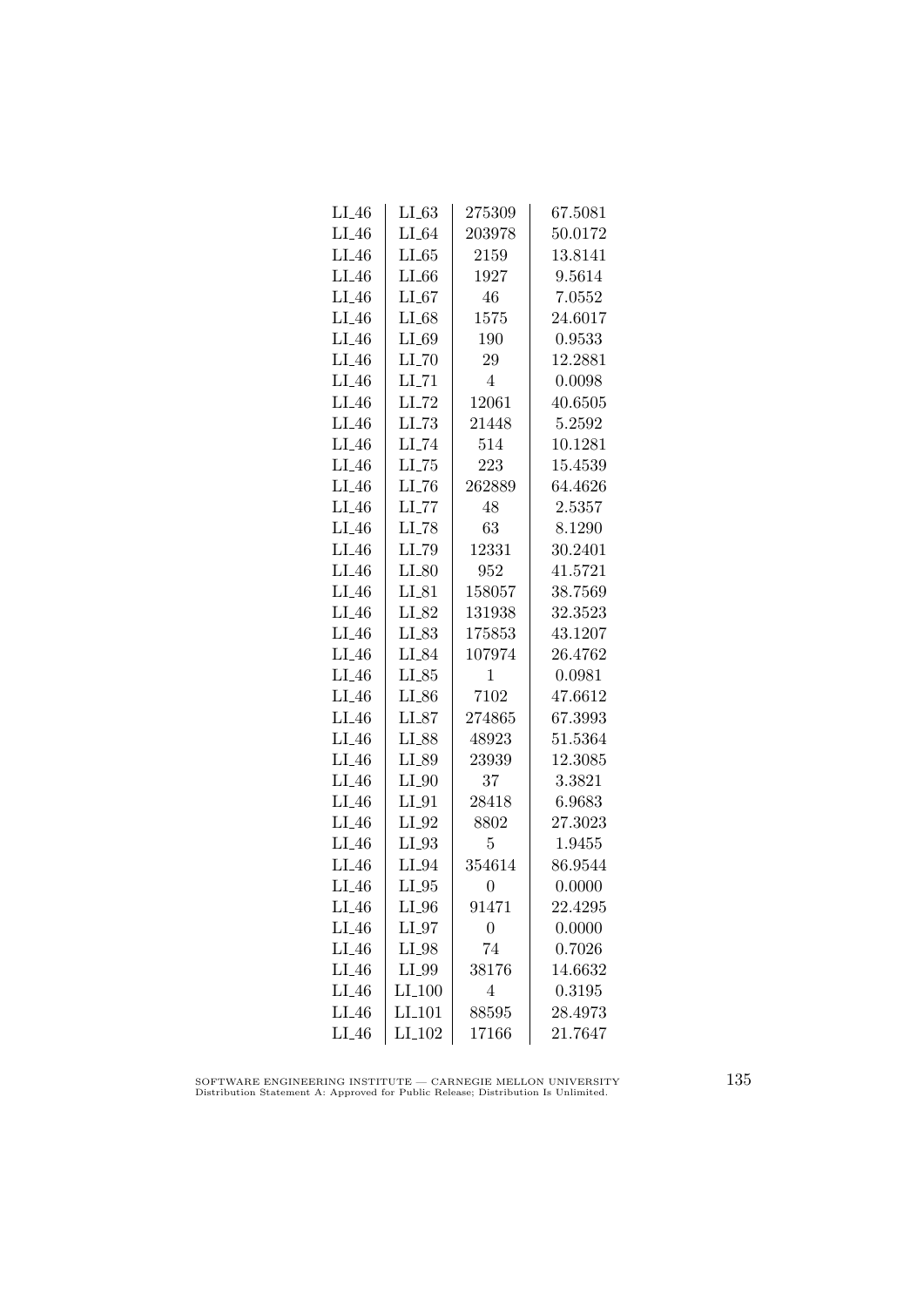| LI_46 | LI_63 | 275309 | 67.5081 |
|---|---|---|---|
| LI_46 | LI_64 | 203978 | 50.0172 |
| LI_46 | LI_65 | 2159 | 13.8141 |
| LI_46 | LI_66 | 1927 | 9.5614 |
| LI_46 | LI_67 | 46 | 7.0552 |
| LI_46 | LI_68 | 1575 | 24.6017 |
| LI_46 | LI_69 | 190 | 0.9533 |
| LI_46 | LI_70 | 29 | 12.2881 |
| LI_46 | LI_71 | 4 | 0.0098 |
| LI_46 | LI_72 | 12061 | 40.6505 |
| LI_46 | LI_73 | 21448 | 5.2592 |
| LI_46 | LI_74 | 514 | 10.1281 |
| LI_46 | LI_75 | 223 | 15.4539 |
| LI_46 | LI_76 | 262889 | 64.4626 |
| LI_46 | LI_77 | 48 | 2.5357 |
| LI_46 | LI_78 | 63 | 8.1290 |
| LI_46 | LI_79 | 12331 | 30.2401 |
| LI_46 | LI_80 | 952 | 41.5721 |
| LI_46 | LI_81 | 158057 | 38.7569 |
| LI_46 | LI_82 | 131938 | 32.3523 |
| LI_46 | LI_83 | 175853 | 43.1207 |
| LI_46 | LI_84 | 107974 | 26.4762 |
| LI_46 | LI_85 | 1 | 0.0981 |
| LI_46 | LI_86 | 7102 | 47.6612 |
| LI_46 | LI_87 | 274865 | 67.3993 |
| LI_46 | LI_88 | 48923 | 51.5364 |
| LI_46 | LI_89 | 23939 | 12.3085 |
| LI_46 | LI_90 | 37 | 3.3821 |
| LI_46 | LI_91 | 28418 | 6.9683 |
| LI_46 | LI_92 | 8802 | 27.3023 |
| LI_46 | LI_93 | 5 | 1.9455 |
| LI_46 | LI_94 | 354614 | 86.9544 |
| LI_46 | LI_95 | 0 | 0.0000 |
| LI_46 | LI_96 | 91471 | 22.4295 |
| LI_46 | LI_97 | 0 | 0.0000 |
| LI_46 | LI_98 | 74 | 0.7026 |
| LI_46 | LI_99 | 38176 | 14.6632 |
| LI_46 | LI_100 | 4 | 0.3195 |
| LI_46 | LI_101 | 88595 | 28.4973 |
| LI_46 | LI_102 | 17166 | 21.7647 |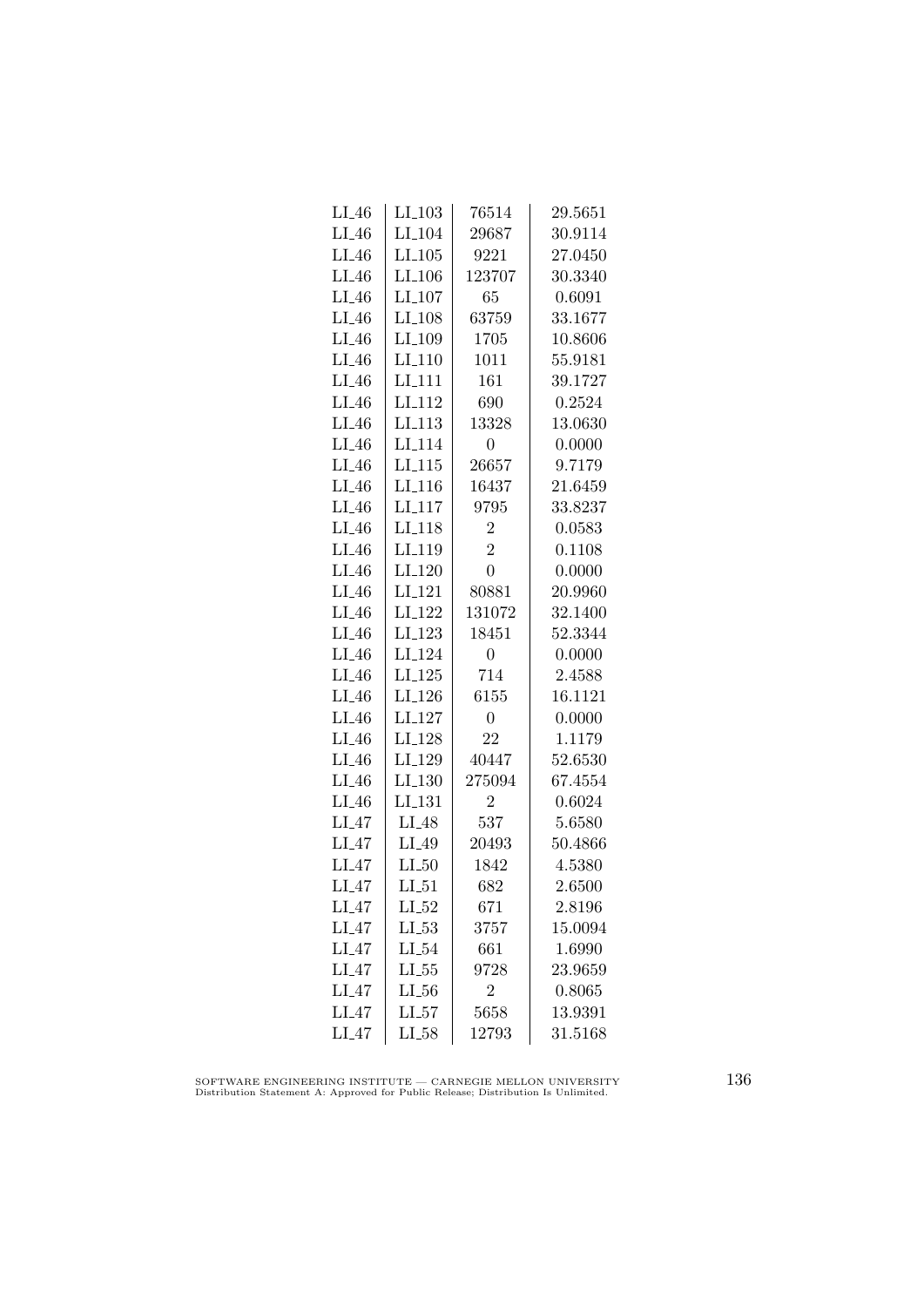| | | | |
|---|---|---|---|
| LI_46 | LI_103 | 76514 | 29.5651 |
| LI_46 | LI_104 | 29687 | 30.9114 |
| LI_46 | LI_105 | 9221 | 27.0450 |
| LI_46 | LI_106 | 123707 | 30.3340 |
| LI_46 | LI_107 | 65 | 0.6091 |
| LI_46 | LI_108 | 63759 | 33.1677 |
| LI_46 | LI_109 | 1705 | 10.8606 |
| LI_46 | LI_110 | 1011 | 55.9181 |
| LI_46 | LI_111 | 161 | 39.1727 |
| LI_46 | LI_112 | 690 | 0.2524 |
| LI_46 | LI_113 | 13328 | 13.0630 |
| LI_46 | LI_114 | 0 | 0.0000 |
| LI_46 | LI_115 | 26657 | 9.7179 |
| LI_46 | LI_116 | 16437 | 21.6459 |
| LI_46 | LI_117 | 9795 | 33.8237 |
| LI_46 | LI_118 | 2 | 0.0583 |
| LI_46 | LI_119 | 2 | 0.1108 |
| LI_46 | LI_120 | 0 | 0.0000 |
| LI_46 | LI_121 | 80881 | 20.9960 |
| LI_46 | LI_122 | 131072 | 32.1400 |
| LI_46 | LI_123 | 18451 | 52.3344 |
| LI_46 | LI_124 | 0 | 0.0000 |
| LI_46 | LI_125 | 714 | 2.4588 |
| LI_46 | LI_126 | 6155 | 16.1121 |
| LI_46 | LI_127 | 0 | 0.0000 |
| LI_46 | LI_128 | 22 | 1.1179 |
| LI_46 | LI_129 | 40447 | 52.6530 |
| LI_46 | LI_130 | 275094 | 67.4554 |
| LI_46 | LI_131 | 2 | 0.6024 |
| LI_47 | LI_48 | 537 | 5.6580 |
| LI_47 | LI_49 | 20493 | 50.4866 |
| LI_47 | LI_50 | 1842 | 4.5380 |
| LI_47 | LI_51 | 682 | 2.6500 |
| LI_47 | LI_52 | 671 | 2.8196 |
| LI_47 | LI_53 | 3757 | 15.0094 |
| LI_47 | LI_54 | 661 | 1.6990 |
| LI_47 | LI_55 | 9728 | 23.9659 |
| LI_47 | LI_56 | 2 | 0.8065 |
| LI_47 | LI_57 | 5658 | 13.9391 |
| LI_47 | LI_58 | 12793 | 31.5168 |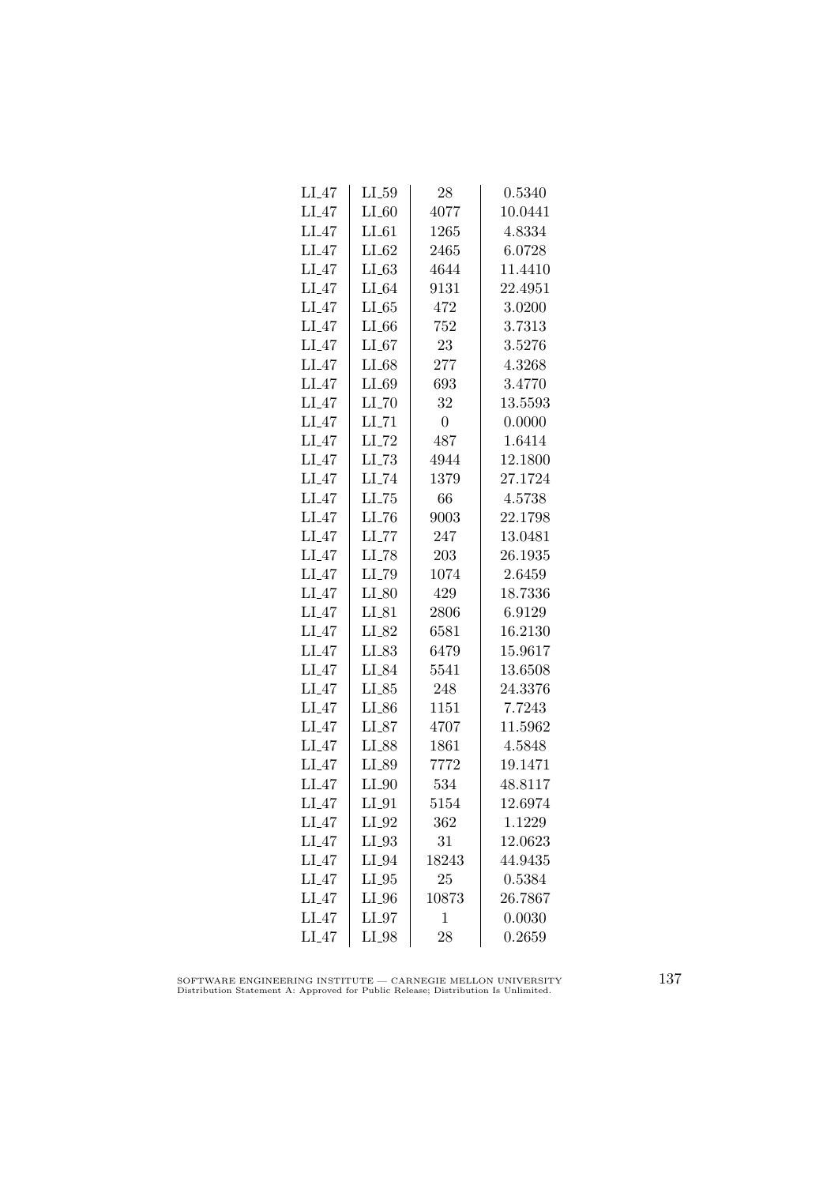| LI_47 | LI_59 | 28 | 0.5340 |
|---|---|---|---|
| LI_47 | LI_60 | 4077 | 10.0441 |
| LI_47 | LI_61 | 1265 | 4.8334 |
| LI_47 | LI_62 | 2465 | 6.0728 |
| LI_47 | LI_63 | 4644 | 11.4410 |
| LI_47 | LI_64 | 9131 | 22.4951 |
| LI_47 | LI_65 | 472 | 3.0200 |
| LI_47 | LI_66 | 752 | 3.7313 |
| LI_47 | LI_67 | 23 | 3.5276 |
| LI_47 | LI_68 | 277 | 4.3268 |
| LI_47 | LI_69 | 693 | 3.4770 |
| LI_47 | LI_70 | 32 | 13.5593 |
| LI_47 | LI_71 | 0 | 0.0000 |
| LI_47 | LI_72 | 487 | 1.6414 |
| LI_47 | LI_73 | 4944 | 12.1800 |
| LI_47 | LI_74 | 1379 | 27.1724 |
| LI_47 | LI_75 | 66 | 4.5738 |
| LI_47 | LI_76 | 9003 | 22.1798 |
| LI_47 | LI_77 | 247 | 13.0481 |
| LI_47 | LI_78 | 203 | 26.1935 |
| LI_47 | LI_79 | 1074 | 2.6459 |
| LI_47 | LI_80 | 429 | 18.7336 |
| LI_47 | LI_81 | 2806 | 6.9129 |
| LI_47 | LI_82 | 6581 | 16.2130 |
| LI_47 | LI_83 | 6479 | 15.9617 |
| LI_47 | LI_84 | 5541 | 13.6508 |
| LI_47 | LI_85 | 248 | 24.3376 |
| LI_47 | LI_86 | 1151 | 7.7243 |
| LI_47 | LI_87 | 4707 | 11.5962 |
| LI_47 | LI_88 | 1861 | 4.5848 |
| LI_47 | LI_89 | 7772 | 19.1471 |
| LI_47 | LI_90 | 534 | 48.8117 |
| LI_47 | LI_91 | 5154 | 12.6974 |
| LI_47 | LI_92 | 362 | 1.1229 |
| LI_47 | LI_93 | 31 | 12.0623 |
| LI_47 | LI_94 | 18243 | 44.9435 |
| LI_47 | LI_95 | 25 | 0.5384 |
| LI_47 | LI_96 | 10873 | 26.7867 |
| LI_47 | LI_97 | 1 | 0.0030 |
| LI_47 | LI_98 | 28 | 0.2659 |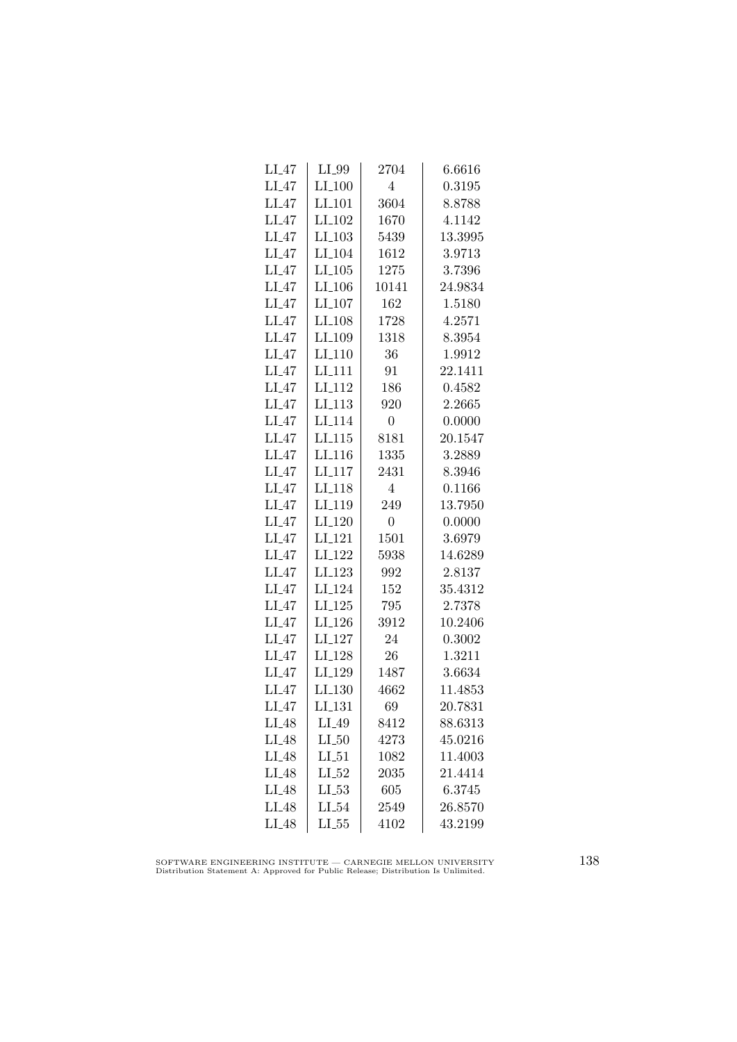| | | | |
|---|---|---|---|
| LI_47 | LI_99 | 2704 | 6.6616 |
| LI_47 | LI_100 | 4 | 0.3195 |
| LI_47 | LI_101 | 3604 | 8.8788 |
| LI_47 | LI_102 | 1670 | 4.1142 |
| LI_47 | LI_103 | 5439 | 13.3995 |
| LI_47 | LI_104 | 1612 | 3.9713 |
| LI_47 | LI_105 | 1275 | 3.7396 |
| LI_47 | LI_106 | 10141 | 24.9834 |
| LI_47 | LI_107 | 162 | 1.5180 |
| LI_47 | LI_108 | 1728 | 4.2571 |
| LI_47 | LI_109 | 1318 | 8.3954 |
| LI_47 | LI_110 | 36 | 1.9912 |
| LI_47 | LI_111 | 91 | 22.1411 |
| LI_47 | LI_112 | 186 | 0.4582 |
| LI_47 | LI_113 | 920 | 2.2665 |
| LI_47 | LI_114 | 0 | 0.0000 |
| LI_47 | LI_115 | 8181 | 20.1547 |
| LI_47 | LI_116 | 1335 | 3.2889 |
| LI_47 | LI_117 | 2431 | 8.3946 |
| LI_47 | LI_118 | 4 | 0.1166 |
| LI_47 | LI_119 | 249 | 13.7950 |
| LI_47 | LI_120 | 0 | 0.0000 |
| LI_47 | LI_121 | 1501 | 3.6979 |
| LI_47 | LI_122 | 5938 | 14.6289 |
| LI_47 | LI_123 | 992 | 2.8137 |
| LI_47 | LI_124 | 152 | 35.4312 |
| LI_47 | LI_125 | 795 | 2.7378 |
| LI_47 | LI_126 | 3912 | 10.2406 |
| LI_47 | LI_127 | 24 | 0.3002 |
| LI_47 | LI_128 | 26 | 1.3211 |
| LI_47 | LI_129 | 1487 | 3.6634 |
| LI_47 | LI_130 | 4662 | 11.4853 |
| LI_47 | LI_131 | 69 | 20.7831 |
| LI_48 | LI_49 | 8412 | 88.6313 |
| LI_48 | LI_50 | 4273 | 45.0216 |
| LI_48 | LI_51 | 1082 | 11.4003 |
| LI_48 | LI_52 | 2035 | 21.4414 |
| LI_48 | LI_53 | 605 | 6.3745 |
| LI_48 | LI_54 | 2549 | 26.8570 |
| LI_48 | LI_55 | 4102 | 43.2199 |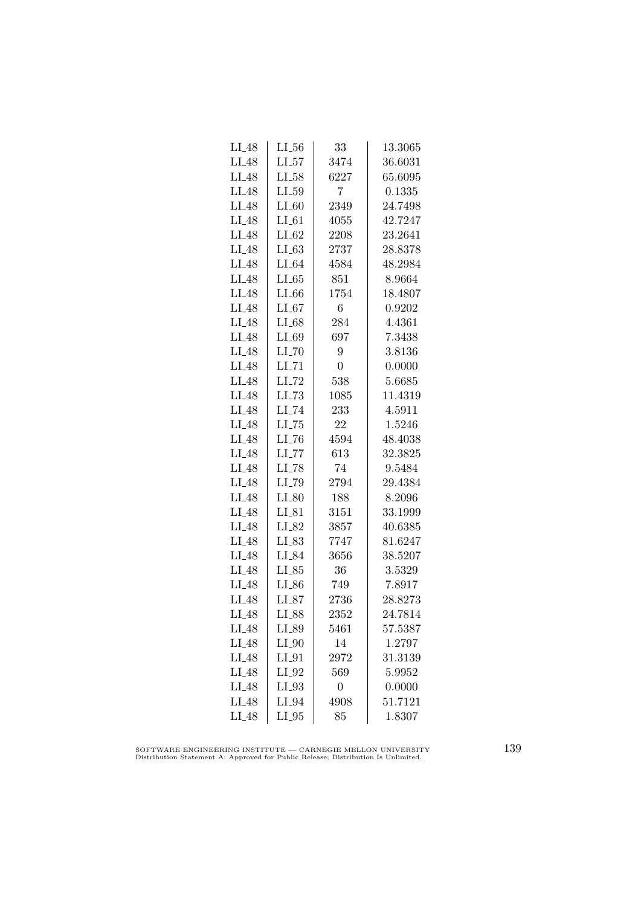| LI_48 | LI_56 | 33 | 13.3065 |
|---|---|---|---|
| LI_48 | LI_57 | 3474 | 36.6031 |
| LI_48 | LI_58 | 6227 | 65.6095 |
| LI_48 | LI_59 | 7 | 0.1335 |
| LI_48 | LI_60 | 2349 | 24.7498 |
| LI_48 | LI_61 | 4055 | 42.7247 |
| LI_48 | LI_62 | 2208 | 23.2641 |
| LI_48 | LI_63 | 2737 | 28.8378 |
| LI_48 | LI_64 | 4584 | 48.2984 |
| LI_48 | LI_65 | 851 | 8.9664 |
| LI_48 | LI_66 | 1754 | 18.4807 |
| LI_48 | LI_67 | 6 | 0.9202 |
| LI_48 | LI_68 | 284 | 4.4361 |
| LI_48 | LI_69 | 697 | 7.3438 |
| LI_48 | LI_70 | 9 | 3.8136 |
| LI_48 | LI_71 | 0 | 0.0000 |
| LI_48 | LI_72 | 538 | 5.6685 |
| LI_48 | LI_73 | 1085 | 11.4319 |
| LI_48 | LI_74 | 233 | 4.5911 |
| LI_48 | LI_75 | 22 | 1.5246 |
| LI_48 | LI_76 | 4594 | 48.4038 |
| LI_48 | LI_77 | 613 | 32.3825 |
| LI_48 | LI_78 | 74 | 9.5484 |
| LI_48 | LI_79 | 2794 | 29.4384 |
| LI_48 | LI_80 | 188 | 8.2096 |
| LI_48 | LI_81 | 3151 | 33.1999 |
| LI_48 | LI_82 | 3857 | 40.6385 |
| LI_48 | LI_83 | 7747 | 81.6247 |
| LI_48 | LI_84 | 3656 | 38.5207 |
| LI_48 | LI_85 | 36 | 3.5329 |
| LI_48 | LI_86 | 749 | 7.8917 |
| LI_48 | LI_87 | 2736 | 28.8273 |
| LI_48 | LI_88 | 2352 | 24.7814 |
| LI_48 | LI_89 | 5461 | 57.5387 |
| LI_48 | LI_90 | 14 | 1.2797 |
| LI_48 | LI_91 | 2972 | 31.3139 |
| LI_48 | LI_92 | 569 | 5.9952 |
| LI_48 | LI_93 | 0 | 0.0000 |
| LI_48 | LI_94 | 4908 | 51.7121 |
| LI_48 | LI_95 | 85 | 1.8307 |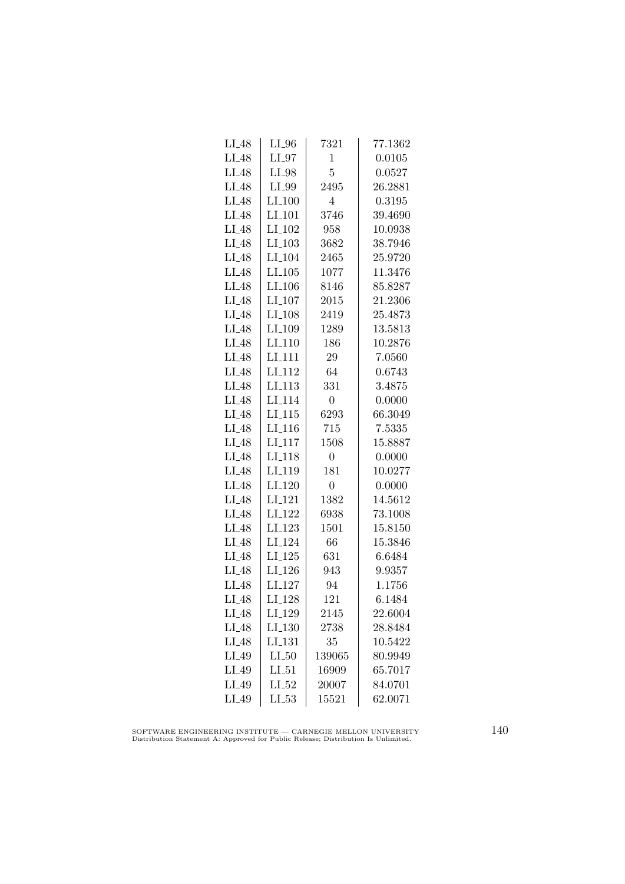| LI_48 | LI_96 | 7321 | 77.1362 |
|---|---|---|---|
| LI_48 | LI_97 | 1 | 0.0105 |
| LI_48 | LI_98 | 5 | 0.0527 |
| LI_48 | LI_99 | 2495 | 26.2881 |
| LI_48 | LI_100 | 4 | 0.3195 |
| LI_48 | LI_101 | 3746 | 39.4690 |
| LI_48 | LI_102 | 958 | 10.0938 |
| LI_48 | LI_103 | 3682 | 38.7946 |
| LI_48 | LI_104 | 2465 | 25.9720 |
| LI_48 | LI_105 | 1077 | 11.3476 |
| LI_48 | LI_106 | 8146 | 85.8287 |
| LI_48 | LI_107 | 2015 | 21.2306 |
| LI_48 | LI_108 | 2419 | 25.4873 |
| LI_48 | LI_109 | 1289 | 13.5813 |
| LI_48 | LI_110 | 186 | 10.2876 |
| LI_48 | LI_111 | 29 | 7.0560 |
| LI_48 | LI_112 | 64 | 0.6743 |
| LI_48 | LI_113 | 331 | 3.4875 |
| LI_48 | LI_114 | 0 | 0.0000 |
| LI_48 | LI_115 | 6293 | 66.3049 |
| LI_48 | LI_116 | 715 | 7.5335 |
| LI_48 | LI_117 | 1508 | 15.8887 |
| LI_48 | LI_118 | 0 | 0.0000 |
| LI_48 | LI_119 | 181 | 10.0277 |
| LI_48 | LI_120 | 0 | 0.0000 |
| LI_48 | LI_121 | 1382 | 14.5612 |
| LI_48 | LI_122 | 6938 | 73.1008 |
| LI_48 | LI_123 | 1501 | 15.8150 |
| LI_48 | LI_124 | 66 | 15.3846 |
| LI_48 | LI_125 | 631 | 6.6484 |
| LI_48 | LI_126 | 943 | 9.9357 |
| LI_48 | LI_127 | 94 | 1.1756 |
| LI_48 | LI_128 | 121 | 6.1484 |
| LI_48 | LI_129 | 2145 | 22.6004 |
| LI_48 | LI_130 | 2738 | 28.8484 |
| LI_48 | LI_131 | 35 | 10.5422 |
| LI_49 | LI_50 | 139065 | 80.9949 |
| LI_49 | LI_51 | 16909 | 65.7017 |
| LI_49 | LI_52 | 20007 | 84.0701 |
| LI_49 | LI_53 | 15521 | 62.0071 |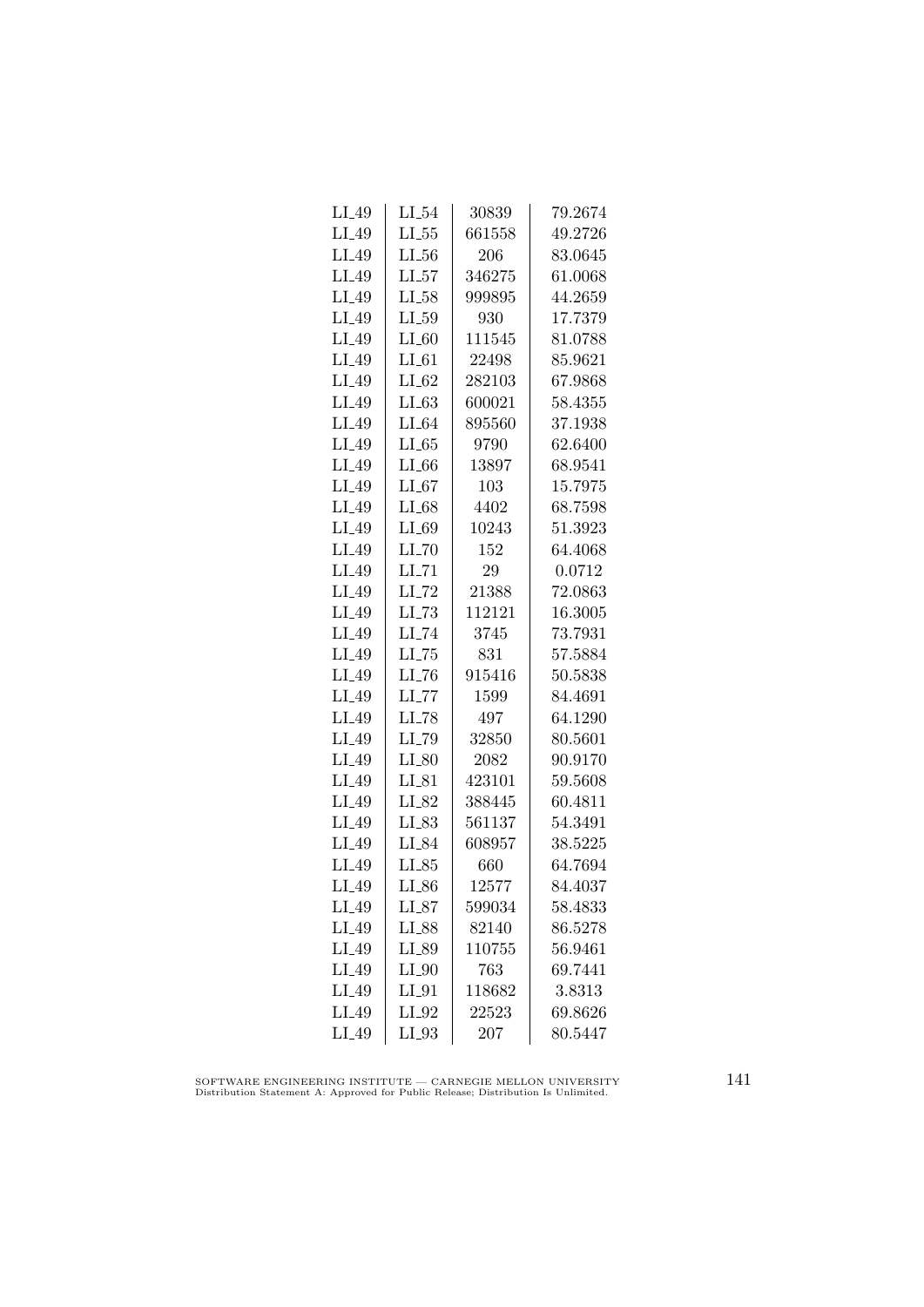| | | | |
|---|---|---|---|
| LI_49 | LI_54 | 30839 | 79.2674 |
| LI_49 | LI_55 | 661558 | 49.2726 |
| LI_49 | LI_56 | 206 | 83.0645 |
| LI_49 | LI_57 | 346275 | 61.0068 |
| LI_49 | LI_58 | 999895 | 44.2659 |
| LI_49 | LI_59 | 930 | 17.7379 |
| LI_49 | LI_60 | 111545 | 81.0788 |
| LI_49 | LI_61 | 22498 | 85.9621 |
| LI_49 | LI_62 | 282103 | 67.9868 |
| LI_49 | LI_63 | 600021 | 58.4355 |
| LI_49 | LI_64 | 895560 | 37.1938 |
| LI_49 | LI_65 | 9790 | 62.6400 |
| LI_49 | LI_66 | 13897 | 68.9541 |
| LI_49 | LI_67 | 103 | 15.7975 |
| LI_49 | LI_68 | 4402 | 68.7598 |
| LI_49 | LI_69 | 10243 | 51.3923 |
| LI_49 | LI_70 | 152 | 64.4068 |
| LI_49 | LI_71 | 29 | 0.0712 |
| LI_49 | LI_72 | 21388 | 72.0863 |
| LI_49 | LI_73 | 112121 | 16.3005 |
| LI_49 | LI_74 | 3745 | 73.7931 |
| LI_49 | LI_75 | 831 | 57.5884 |
| LI_49 | LI_76 | 915416 | 50.5838 |
| LI_49 | LI_77 | 1599 | 84.4691 |
| LI_49 | LI_78 | 497 | 64.1290 |
| LI_49 | LI_79 | 32850 | 80.5601 |
| LI_49 | LI_80 | 2082 | 90.9170 |
| LI_49 | LI_81 | 423101 | 59.5608 |
| LI_49 | LI_82 | 388445 | 60.4811 |
| LI_49 | LI_83 | 561137 | 54.3491 |
| LI_49 | LI_84 | 608957 | 38.5225 |
| LI_49 | LI_85 | 660 | 64.7694 |
| LI_49 | LI_86 | 12577 | 84.4037 |
| LI_49 | LI_87 | 599034 | 58.4833 |
| LI_49 | LI_88 | 82140 | 86.5278 |
| LI_49 | LI_89 | 110755 | 56.9461 |
| LI_49 | LI_90 | 763 | 69.7441 |
| LI_49 | LI_91 | 118682 | 3.8313 |
| LI_49 | LI_92 | 22523 | 69.8626 |
| LI_49 | LI_93 | 207 | 80.5447 |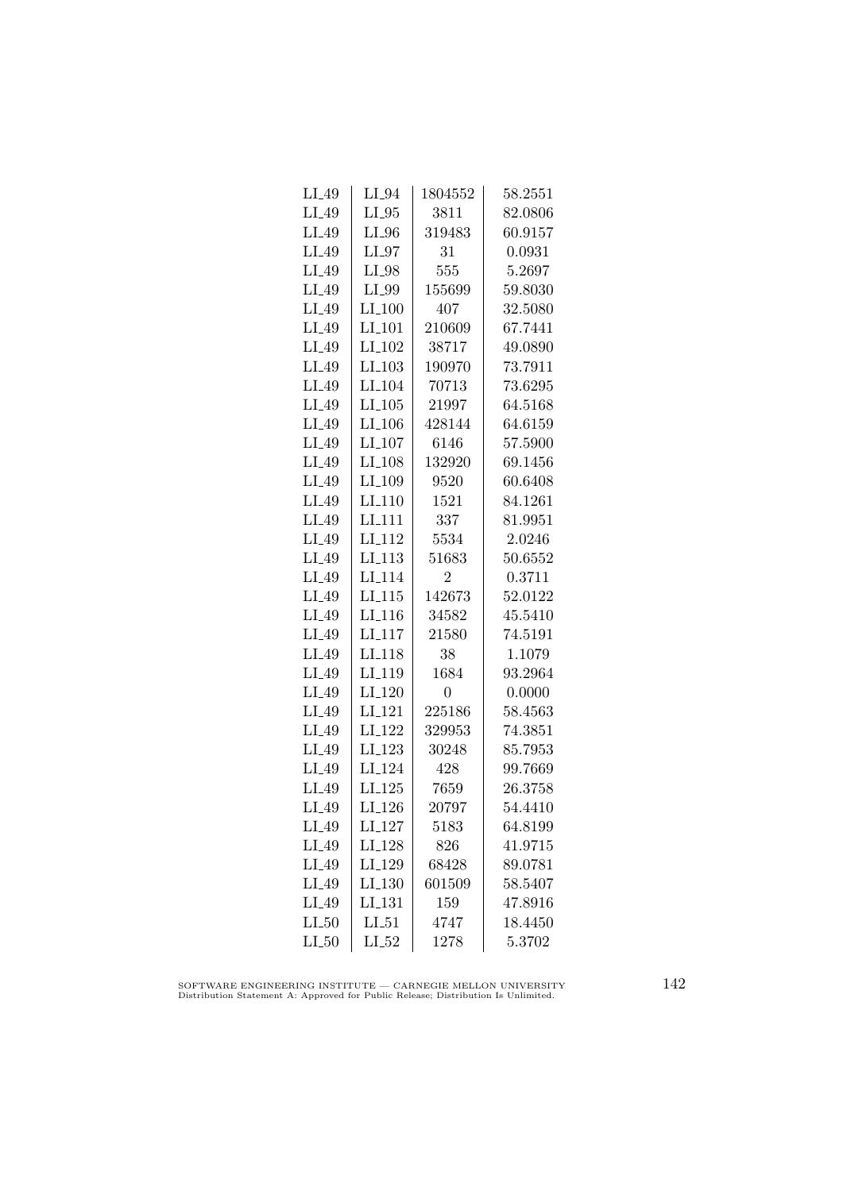| | | | |
|---|---|---|---|
| LI_49 | LI_94 | 1804552 | 58.2551 |
| LI_49 | LI_95 | 3811 | 82.0806 |
| LI_49 | LI_96 | 319483 | 60.9157 |
| LI_49 | LI_97 | 31 | 0.0931 |
| LI_49 | LI_98 | 555 | 5.2697 |
| LI_49 | LI_99 | 155699 | 59.8030 |
| LI_49 | LI_100 | 407 | 32.5080 |
| LI_49 | LI_101 | 210609 | 67.7441 |
| LI_49 | LI_102 | 38717 | 49.0890 |
| LI_49 | LI_103 | 190970 | 73.7911 |
| LI_49 | LI_104 | 70713 | 73.6295 |
| LI_49 | LI_105 | 21997 | 64.5168 |
| LI_49 | LI_106 | 428144 | 64.6159 |
| LI_49 | LI_107 | 6146 | 57.5900 |
| LI_49 | LI_108 | 132920 | 69.1456 |
| LI_49 | LI_109 | 9520 | 60.6408 |
| LI_49 | LI_110 | 1521 | 84.1261 |
| LI_49 | LI_111 | 337 | 81.9951 |
| LI_49 | LI_112 | 5534 | 2.0246 |
| LI_49 | LI_113 | 51683 | 50.6552 |
| LI_49 | LI_114 | 2 | 0.3711 |
| LI_49 | LI_115 | 142673 | 52.0122 |
| LI_49 | LI_116 | 34582 | 45.5410 |
| LI_49 | LI_117 | 21580 | 74.5191 |
| LI_49 | LI_118 | 38 | 1.1079 |
| LI_49 | LI_119 | 1684 | 93.2964 |
| LI_49 | LI_120 | 0 | 0.0000 |
| LI_49 | LI_121 | 225186 | 58.4563 |
| LI_49 | LI_122 | 329953 | 74.3851 |
| LI_49 | LI_123 | 30248 | 85.7953 |
| LI_49 | LI_124 | 428 | 99.7669 |
| LI_49 | LI_125 | 7659 | 26.3758 |
| LI_49 | LI_126 | 20797 | 54.4410 |
| LI_49 | LI_127 | 5183 | 64.8199 |
| LI_49 | LI_128 | 826 | 41.9715 |
| LI_49 | LI_129 | 68428 | 89.0781 |
| LI_49 | LI_130 | 601509 | 58.5407 |
| LI_49 | LI_131 | 159 | 47.8916 |
| LI_50 | LI_51 | 4747 | 18.4450 |
| LI_50 | LI_52 | 1278 | 5.3702 |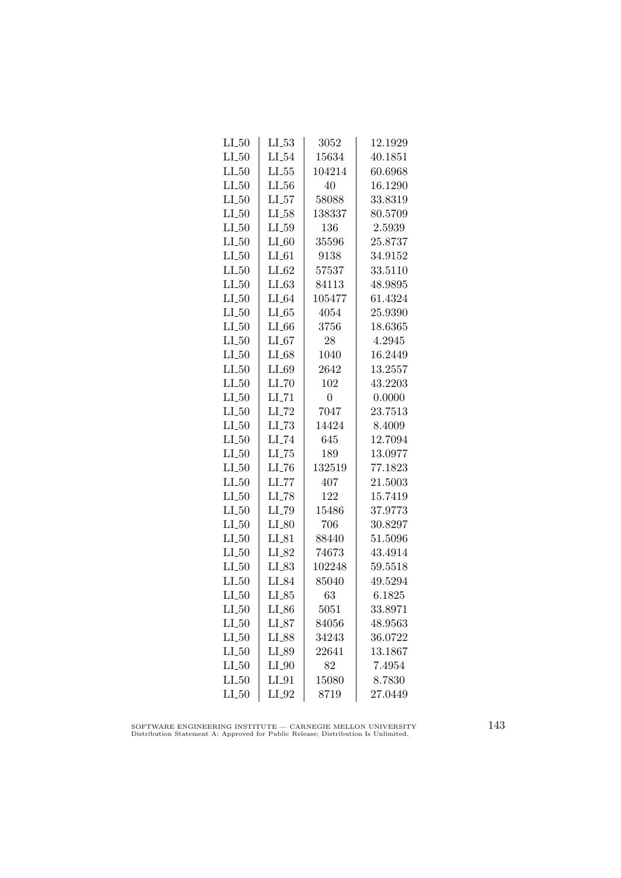| LI_50 | LI_53 | 3052 | 12.1929 |
|---|---|---|---|
| LI_50 | LI_54 | 15634 | 40.1851 |
| LI_50 | LI_55 | 104214 | 60.6968 |
| LI_50 | LI_56 | 40 | 16.1290 |
| LI_50 | LI_57 | 58088 | 33.8319 |
| LI_50 | LI_58 | 138337 | 80.5709 |
| LI_50 | LI_59 | 136 | 2.5939 |
| LI_50 | LI_60 | 35596 | 25.8737 |
| LI_50 | LI_61 | 9138 | 34.9152 |
| LI_50 | LI_62 | 57537 | 33.5110 |
| LI_50 | LI_63 | 84113 | 48.9895 |
| LI_50 | LI_64 | 105477 | 61.4324 |
| LI_50 | LI_65 | 4054 | 25.9390 |
| LI_50 | LI_66 | 3756 | 18.6365 |
| LI_50 | LI_67 | 28 | 4.2945 |
| LI_50 | LI_68 | 1040 | 16.2449 |
| LI_50 | LI_69 | 2642 | 13.2557 |
| LI_50 | LI_70 | 102 | 43.2203 |
| LI_50 | LI_71 | 0 | 0.0000 |
| LI_50 | LI_72 | 7047 | 23.7513 |
| LI_50 | LI_73 | 14424 | 8.4009 |
| LI_50 | LI_74 | 645 | 12.7094 |
| LI_50 | LI_75 | 189 | 13.0977 |
| LI_50 | LI_76 | 132519 | 77.1823 |
| LI_50 | LI_77 | 407 | 21.5003 |
| LI_50 | LI_78 | 122 | 15.7419 |
| LI_50 | LI_79 | 15486 | 37.9773 |
| LI_50 | LI_80 | 706 | 30.8297 |
| LI_50 | LI_81 | 88440 | 51.5096 |
| LI_50 | LI_82 | 74673 | 43.4914 |
| LI_50 | LI_83 | 102248 | 59.5518 |
| LI_50 | LI_84 | 85040 | 49.5294 |
| LI_50 | LI_85 | 63 | 6.1825 |
| LI_50 | LI_86 | 5051 | 33.8971 |
| LI_50 | LI_87 | 84056 | 48.9563 |
| LI_50 | LI_88 | 34243 | 36.0722 |
| LI_50 | LI_89 | 22641 | 13.1867 |
| LI_50 | LI_90 | 82 | 7.4954 |
| LI_50 | LI_91 | 15080 | 8.7830 |
| LI_50 | LI_92 | 8719 | 27.0449 |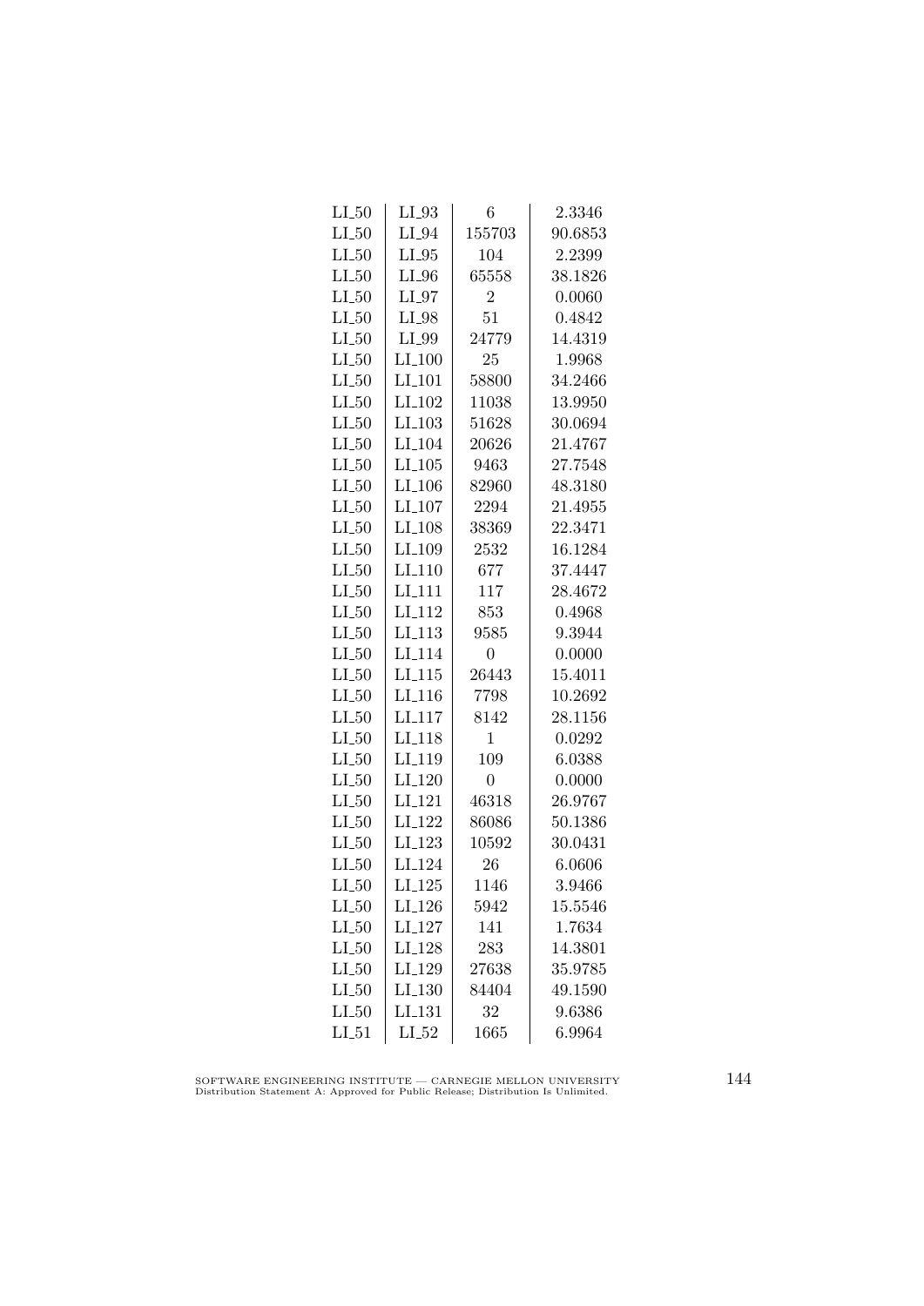| LI_50 | LI_93 | 6 | 2.3346 |
|---|---|---|---|
| LI_50 | LI_94 | 155703 | 90.6853 |
| LI_50 | LI_95 | 104 | 2.2399 |
| LI_50 | LI_96 | 65558 | 38.1826 |
| LI_50 | LI_97 | 2 | 0.0060 |
| LI_50 | LI_98 | 51 | 0.4842 |
| LI_50 | LI_99 | 24779 | 14.4319 |
| LI_50 | LI_100 | 25 | 1.9968 |
| LI_50 | LI_101 | 58800 | 34.2466 |
| LI_50 | LI_102 | 11038 | 13.9950 |
| LI_50 | LI_103 | 51628 | 30.0694 |
| LI_50 | LI_104 | 20626 | 21.4767 |
| LI_50 | LI_105 | 9463 | 27.7548 |
| LI_50 | LI_106 | 82960 | 48.3180 |
| LI_50 | LI_107 | 2294 | 21.4955 |
| LI_50 | LI_108 | 38369 | 22.3471 |
| LI_50 | LI_109 | 2532 | 16.1284 |
| LI_50 | LI_110 | 677 | 37.4447 |
| LI_50 | LI_111 | 117 | 28.4672 |
| LI_50 | LI_112 | 853 | 0.4968 |
| LI_50 | LI_113 | 9585 | 9.3944 |
| LI_50 | LI_114 | 0 | 0.0000 |
| LI_50 | LI_115 | 26443 | 15.4011 |
| LI_50 | LI_116 | 7798 | 10.2692 |
| LI_50 | LI_117 | 8142 | 28.1156 |
| LI_50 | LI_118 | 1 | 0.0292 |
| LI_50 | LI_119 | 109 | 6.0388 |
| LI_50 | LI_120 | 0 | 0.0000 |
| LI_50 | LI_121 | 46318 | 26.9767 |
| LI_50 | LI_122 | 86086 | 50.1386 |
| LI_50 | LI_123 | 10592 | 30.0431 |
| LI_50 | LI_124 | 26 | 6.0606 |
| LI_50 | LI_125 | 1146 | 3.9466 |
| LI_50 | LI_126 | 5942 | 15.5546 |
| LI_50 | LI_127 | 141 | 1.7634 |
| LI_50 | LI_128 | 283 | 14.3801 |
| LI_50 | LI_129 | 27638 | 35.9785 |
| LI_50 | LI_130 | 84404 | 49.1590 |
| LI_50 | LI_131 | 32 | 9.6386 |
| LI_51 | LI_52 | 1665 | 6.9964 |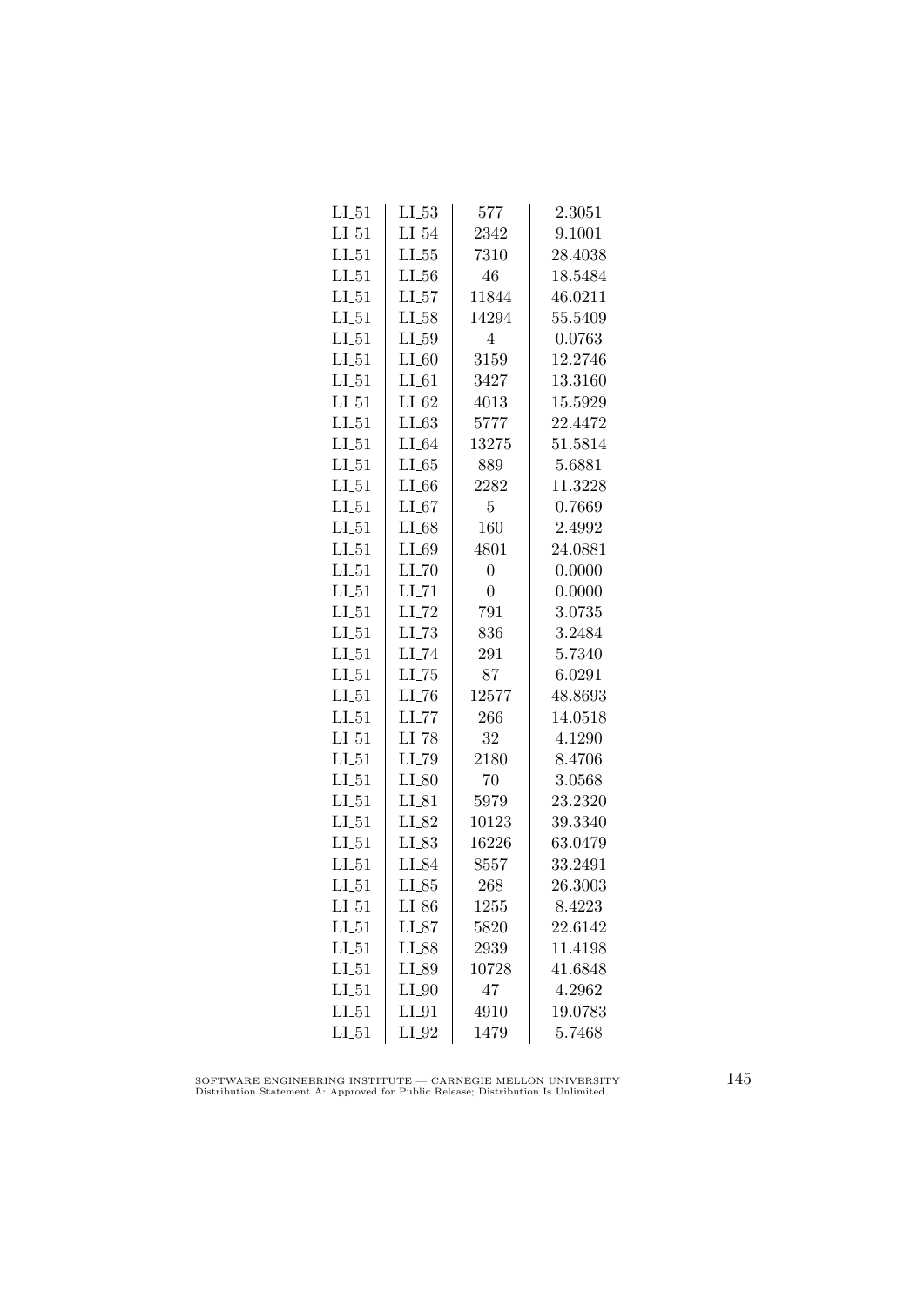| | | | |
|---|---|---|---|
| LI_51 | LI_53 | 577 | 2.3051 |
| LI_51 | LI_54 | 2342 | 9.1001 |
| LI_51 | LI_55 | 7310 | 28.4038 |
| LI_51 | LI_56 | 46 | 18.5484 |
| LI_51 | LI_57 | 11844 | 46.0211 |
| LI_51 | LI_58 | 14294 | 55.5409 |
| LI_51 | LI_59 | 4 | 0.0763 |
| LI_51 | LI_60 | 3159 | 12.2746 |
| LI_51 | LI_61 | 3427 | 13.3160 |
| LI_51 | LI_62 | 4013 | 15.5929 |
| LI_51 | LI_63 | 5777 | 22.4472 |
| LI_51 | LI_64 | 13275 | 51.5814 |
| LI_51 | LI_65 | 889 | 5.6881 |
| LI_51 | LI_66 | 2282 | 11.3228 |
| LI_51 | LI_67 | 5 | 0.7669 |
| LI_51 | LI_68 | 160 | 2.4992 |
| LI_51 | LI_69 | 4801 | 24.0881 |
| LI_51 | LI_70 | 0 | 0.0000 |
| LI_51 | LI_71 | 0 | 0.0000 |
| LI_51 | LI_72 | 791 | 3.0735 |
| LI_51 | LI_73 | 836 | 3.2484 |
| LI_51 | LI_74 | 291 | 5.7340 |
| LI_51 | LI_75 | 87 | 6.0291 |
| LI_51 | LI_76 | 12577 | 48.8693 |
| LI_51 | LI_77 | 266 | 14.0518 |
| LI_51 | LI_78 | 32 | 4.1290 |
| LI_51 | LI_79 | 2180 | 8.4706 |
| LI_51 | LI_80 | 70 | 3.0568 |
| LI_51 | LI_81 | 5979 | 23.2320 |
| LI_51 | LI_82 | 10123 | 39.3340 |
| LI_51 | LI_83 | 16226 | 63.0479 |
| LI_51 | LI_84 | 8557 | 33.2491 |
| LI_51 | LI_85 | 268 | 26.3003 |
| LI_51 | LI_86 | 1255 | 8.4223 |
| LI_51 | LI_87 | 5820 | 22.6142 |
| LI_51 | LI_88 | 2939 | 11.4198 |
| LI_51 | LI_89 | 10728 | 41.6848 |
| LI_51 | LI_90 | 47 | 4.2962 |
| LI_51 | LI_91 | 4910 | 19.0783 |
| LI_51 | LI_92 | 1479 | 5.7468 |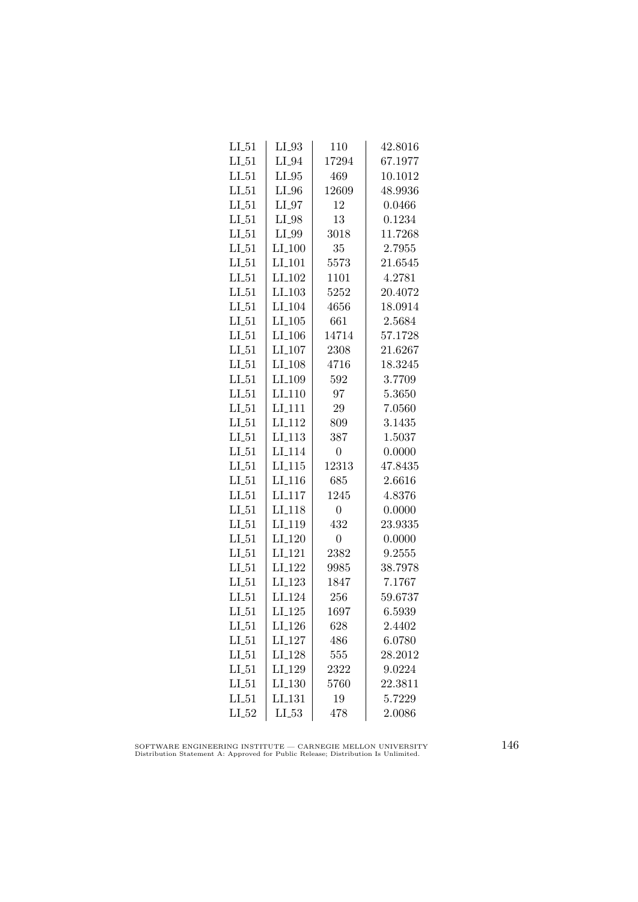| LI_51 | LI_93 | 110 | 42.8016 |
|---|---|---|---|
| LI_51 | LI_94 | 17294 | 67.1977 |
| LI_51 | LI_95 | 469 | 10.1012 |
| LI_51 | LI_96 | 12609 | 48.9936 |
| LI_51 | LI_97 | 12 | 0.0466 |
| LI_51 | LI_98 | 13 | 0.1234 |
| LI_51 | LI_99 | 3018 | 11.7268 |
| LI_51 | LI_100 | 35 | 2.7955 |
| LI_51 | LI_101 | 5573 | 21.6545 |
| LI_51 | LI_102 | 1101 | 4.2781 |
| LI_51 | LI_103 | 5252 | 20.4072 |
| LI_51 | LI_104 | 4656 | 18.0914 |
| LI_51 | LI_105 | 661 | 2.5684 |
| LI_51 | LI_106 | 14714 | 57.1728 |
| LI_51 | LI_107 | 2308 | 21.6267 |
| LI_51 | LI_108 | 4716 | 18.3245 |
| LI_51 | LI_109 | 592 | 3.7709 |
| LI_51 | LI_110 | 97 | 5.3650 |
| LI_51 | LI_111 | 29 | 7.0560 |
| LI_51 | LI_112 | 809 | 3.1435 |
| LI_51 | LI_113 | 387 | 1.5037 |
| LI_51 | LI_114 | 0 | 0.0000 |
| LI_51 | LI_115 | 12313 | 47.8435 |
| LI_51 | LI_116 | 685 | 2.6616 |
| LI_51 | LI_117 | 1245 | 4.8376 |
| LI_51 | LI_118 | 0 | 0.0000 |
| LI_51 | LI_119 | 432 | 23.9335 |
| LI_51 | LI_120 | 0 | 0.0000 |
| LI_51 | LI_121 | 2382 | 9.2555 |
| LI_51 | LI_122 | 9985 | 38.7978 |
| LI_51 | LI_123 | 1847 | 7.1767 |
| LI_51 | LI_124 | 256 | 59.6737 |
| LI_51 | LI_125 | 1697 | 6.5939 |
| LI_51 | LI_126 | 628 | 2.4402 |
| LI_51 | LI_127 | 486 | 6.0780 |
| LI_51 | LI_128 | 555 | 28.2012 |
| LI_51 | LI_129 | 2322 | 9.0224 |
| LI_51 | LI_130 | 5760 | 22.3811 |
| LI_51 | LI_131 | 19 | 5.7229 |
| LI_52 | LI_53 | 478 | 2.0086 |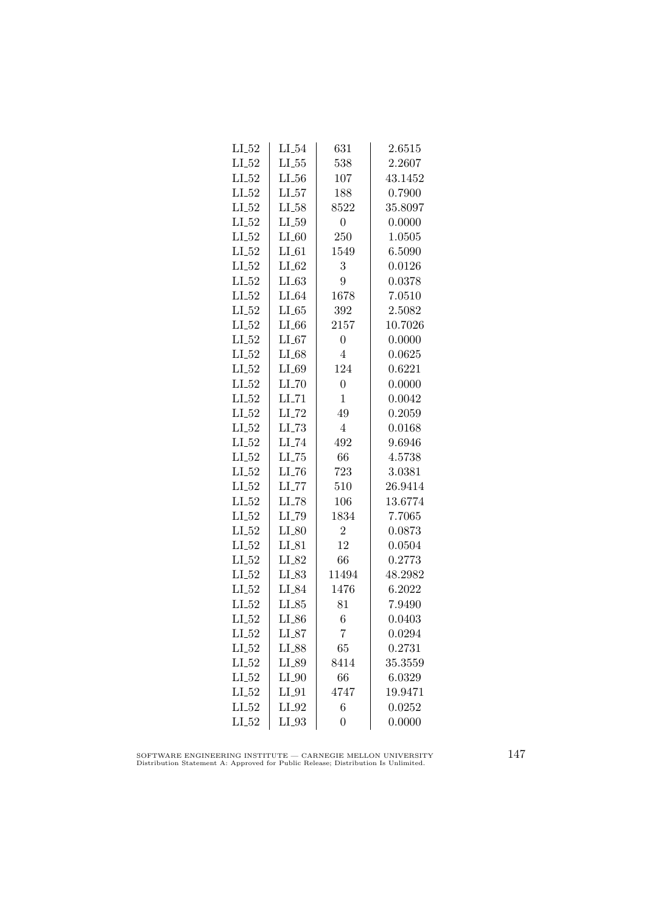| | | | |
|---|---|---|---|
| LI_52 | LI_54 | 631 | 2.6515 |
| LI_52 | LI_55 | 538 | 2.2607 |
| LI_52 | LI_56 | 107 | 43.1452 |
| LI_52 | LI_57 | 188 | 0.7900 |
| LI_52 | LI_58 | 8522 | 35.8097 |
| LI_52 | LI_59 | 0 | 0.0000 |
| LI_52 | LI_60 | 250 | 1.0505 |
| LI_52 | LI_61 | 1549 | 6.5090 |
| LI_52 | LI_62 | 3 | 0.0126 |
| LI_52 | LI_63 | 9 | 0.0378 |
| LI_52 | LI_64 | 1678 | 7.0510 |
| LI_52 | LI_65 | 392 | 2.5082 |
| LI_52 | LI_66 | 2157 | 10.7026 |
| LI_52 | LI_67 | 0 | 0.0000 |
| LI_52 | LI_68 | 4 | 0.0625 |
| LI_52 | LI_69 | 124 | 0.6221 |
| LI_52 | LI_70 | 0 | 0.0000 |
| LI_52 | LI_71 | 1 | 0.0042 |
| LI_52 | LI_72 | 49 | 0.2059 |
| LI_52 | LI_73 | 4 | 0.0168 |
| LI_52 | LI_74 | 492 | 9.6946 |
| LI_52 | LI_75 | 66 | 4.5738 |
| LI_52 | LI_76 | 723 | 3.0381 |
| LI_52 | LI_77 | 510 | 26.9414 |
| LI_52 | LI_78 | 106 | 13.6774 |
| LI_52 | LI_79 | 1834 | 7.7065 |
| LI_52 | LI_80 | 2 | 0.0873 |
| LI_52 | LI_81 | 12 | 0.0504 |
| LI_52 | LI_82 | 66 | 0.2773 |
| LI_52 | LI_83 | 11494 | 48.2982 |
| LI_52 | LI_84 | 1476 | 6.2022 |
| LI_52 | LI_85 | 81 | 7.9490 |
| LI_52 | LI_86 | 6 | 0.0403 |
| LI_52 | LI_87 | 7 | 0.0294 |
| LI_52 | LI_88 | 65 | 0.2731 |
| LI_52 | LI_89 | 8414 | 35.3559 |
| LI_52 | LI_90 | 66 | 6.0329 |
| LI_52 | LI_91 | 4747 | 19.9471 |
| LI_52 | LI_92 | 6 | 0.0252 |
| LI_52 | LI_93 | 0 | 0.0000 |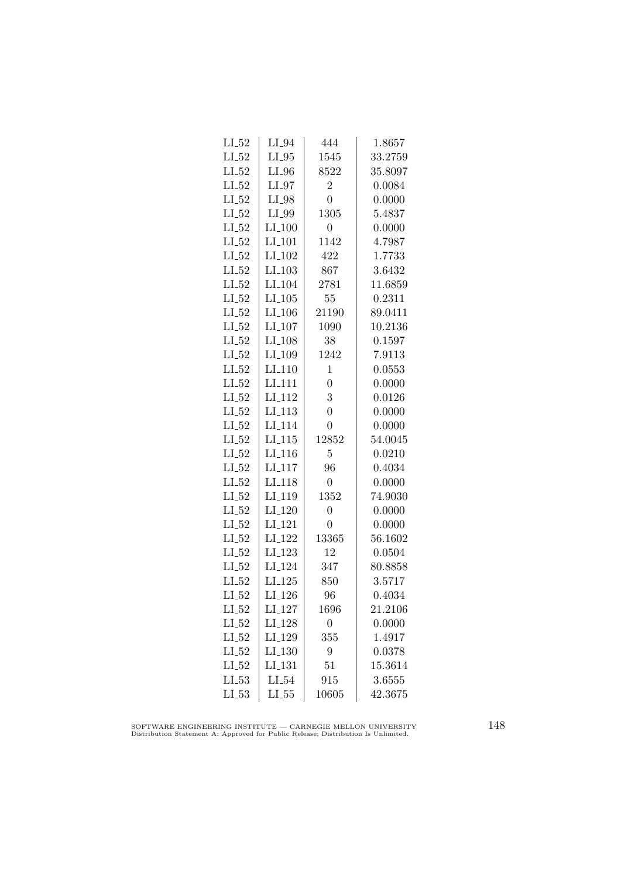| | | | |
|---|---|---|---|
| LI_52 | LI_94 | 444 | 1.8657 |
| LI_52 | LI_95 | 1545 | 33.2759 |
| LI_52 | LI_96 | 8522 | 35.8097 |
| LI_52 | LI_97 | 2 | 0.0084 |
| LI_52 | LI_98 | 0 | 0.0000 |
| LI_52 | LI_99 | 1305 | 5.4837 |
| LI_52 | LI_100 | 0 | 0.0000 |
| LI_52 | LI_101 | 1142 | 4.7987 |
| LI_52 | LI_102 | 422 | 1.7733 |
| LI_52 | LI_103 | 867 | 3.6432 |
| LI_52 | LI_104 | 2781 | 11.6859 |
| LI_52 | LI_105 | 55 | 0.2311 |
| LI_52 | LI_106 | 21190 | 89.0411 |
| LI_52 | LI_107 | 1090 | 10.2136 |
| LI_52 | LI_108 | 38 | 0.1597 |
| LI_52 | LI_109 | 1242 | 7.9113 |
| LI_52 | LI_110 | 1 | 0.0553 |
| LI_52 | LI_111 | 0 | 0.0000 |
| LI_52 | LI_112 | 3 | 0.0126 |
| LI_52 | LI_113 | 0 | 0.0000 |
| LI_52 | LI_114 | 0 | 0.0000 |
| LI_52 | LI_115 | 12852 | 54.0045 |
| LI_52 | LI_116 | 5 | 0.0210 |
| LI_52 | LI_117 | 96 | 0.4034 |
| LI_52 | LI_118 | 0 | 0.0000 |
| LI_52 | LI_119 | 1352 | 74.9030 |
| LI_52 | LI_120 | 0 | 0.0000 |
| LI_52 | LI_121 | 0 | 0.0000 |
| LI_52 | LI_122 | 13365 | 56.1602 |
| LI_52 | LI_123 | 12 | 0.0504 |
| LI_52 | LI_124 | 347 | 80.8858 |
| LI_52 | LI_125 | 850 | 3.5717 |
| LI_52 | LI_126 | 96 | 0.4034 |
| LI_52 | LI_127 | 1696 | 21.2106 |
| LI_52 | LI_128 | 0 | 0.0000 |
| LI_52 | LI_129 | 355 | 1.4917 |
| LI_52 | LI_130 | 9 | 0.0378 |
| LI_52 | LI_131 | 51 | 15.3614 |
| LI_53 | LI_54 | 915 | 3.6555 |
| LI_53 | LI_55 | 10605 | 42.3675 |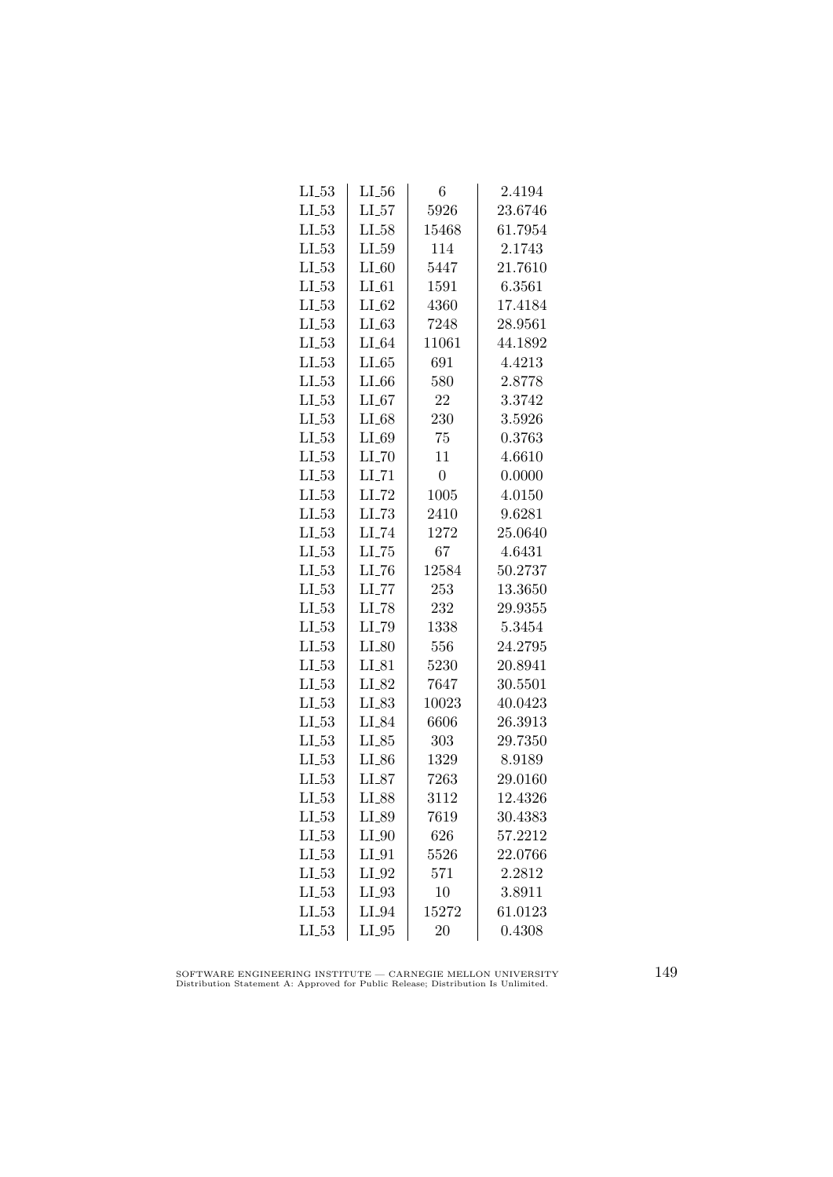| | | | |
|---|---|---|---|
| LI_53 | LI_56 | 6 | 2.4194 |
| LI_53 | LI_57 | 5926 | 23.6746 |
| LI_53 | LI_58 | 15468 | 61.7954 |
| LI_53 | LI_59 | 114 | 2.1743 |
| LI_53 | LI_60 | 5447 | 21.7610 |
| LI_53 | LI_61 | 1591 | 6.3561 |
| LI_53 | LI_62 | 4360 | 17.4184 |
| LI_53 | LI_63 | 7248 | 28.9561 |
| LI_53 | LI_64 | 11061 | 44.1892 |
| LI_53 | LI_65 | 691 | 4.4213 |
| LI_53 | LI_66 | 580 | 2.8778 |
| LI_53 | LI_67 | 22 | 3.3742 |
| LI_53 | LI_68 | 230 | 3.5926 |
| LI_53 | LI_69 | 75 | 0.3763 |
| LI_53 | LI_70 | 11 | 4.6610 |
| LI_53 | LI_71 | 0 | 0.0000 |
| LI_53 | LI_72 | 1005 | 4.0150 |
| LI_53 | LI_73 | 2410 | 9.6281 |
| LI_53 | LI_74 | 1272 | 25.0640 |
| LI_53 | LI_75 | 67 | 4.6431 |
| LI_53 | LI_76 | 12584 | 50.2737 |
| LI_53 | LI_77 | 253 | 13.3650 |
| LI_53 | LI_78 | 232 | 29.9355 |
| LI_53 | LI_79 | 1338 | 5.3454 |
| LI_53 | LI_80 | 556 | 24.2795 |
| LI_53 | LI_81 | 5230 | 20.8941 |
| LI_53 | LI_82 | 7647 | 30.5501 |
| LI_53 | LI_83 | 10023 | 40.0423 |
| LI_53 | LI_84 | 6606 | 26.3913 |
| LI_53 | LI_85 | 303 | 29.7350 |
| LI_53 | LI_86 | 1329 | 8.9189 |
| LI_53 | LI_87 | 7263 | 29.0160 |
| LI_53 | LI_88 | 3112 | 12.4326 |
| LI_53 | LI_89 | 7619 | 30.4383 |
| LI_53 | LI_90 | 626 | 57.2212 |
| LI_53 | LI_91 | 5526 | 22.0766 |
| LI_53 | LI_92 | 571 | 2.2812 |
| LI_53 | LI_93 | 10 | 3.8911 |
| LI_53 | LI_94 | 15272 | 61.0123 |
| LI_53 | LI_95 | 20 | 0.4308 |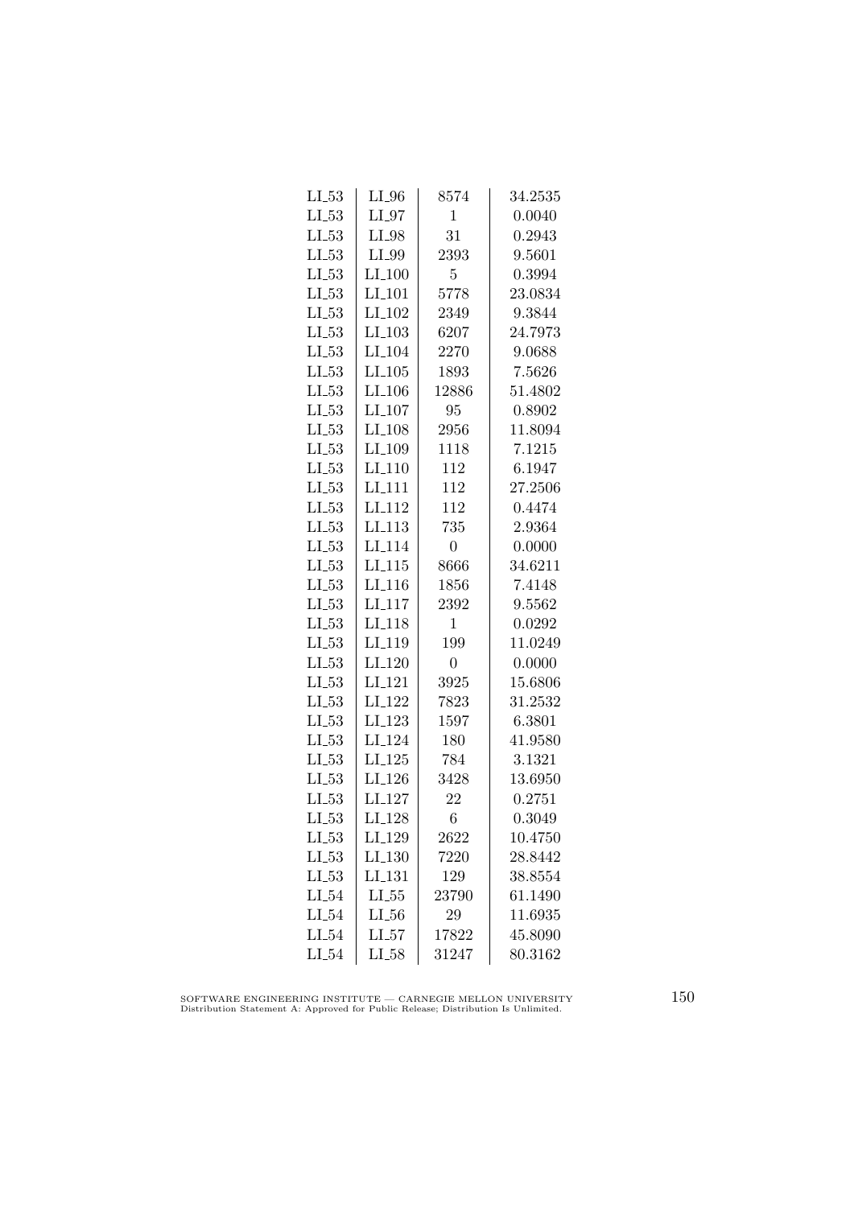| LI_53 | LI_96 | 8574 | 34.2535 |
|---|---|---|---|
| LI_53 | LI_97 | 1 | 0.0040 |
| LI_53 | LI_98 | 31 | 0.2943 |
| LI_53 | LI_99 | 2393 | 9.5601 |
| LI_53 | LI_100 | 5 | 0.3994 |
| LI_53 | LI_101 | 5778 | 23.0834 |
| LI_53 | LI_102 | 2349 | 9.3844 |
| LI_53 | LI_103 | 6207 | 24.7973 |
| LI_53 | LI_104 | 2270 | 9.0688 |
| LI_53 | LI_105 | 1893 | 7.5626 |
| LI_53 | LI_106 | 12886 | 51.4802 |
| LI_53 | LI_107 | 95 | 0.8902 |
| LI_53 | LI_108 | 2956 | 11.8094 |
| LI_53 | LI_109 | 1118 | 7.1215 |
| LI_53 | LI_110 | 112 | 6.1947 |
| LI_53 | LI_111 | 112 | 27.2506 |
| LI_53 | LI_112 | 112 | 0.4474 |
| LI_53 | LI_113 | 735 | 2.9364 |
| LI_53 | LI_114 | 0 | 0.0000 |
| LI_53 | LI_115 | 8666 | 34.6211 |
| LI_53 | LI_116 | 1856 | 7.4148 |
| LI_53 | LI_117 | 2392 | 9.5562 |
| LI_53 | LI_118 | 1 | 0.0292 |
| LI_53 | LI_119 | 199 | 11.0249 |
| LI_53 | LI_120 | 0 | 0.0000 |
| LI_53 | LI_121 | 3925 | 15.6806 |
| LI_53 | LI_122 | 7823 | 31.2532 |
| LI_53 | LI_123 | 1597 | 6.3801 |
| LI_53 | LI_124 | 180 | 41.9580 |
| LI_53 | LI_125 | 784 | 3.1321 |
| LI_53 | LI_126 | 3428 | 13.6950 |
| LI_53 | LI_127 | 22 | 0.2751 |
| LI_53 | LI_128 | 6 | 0.3049 |
| LI_53 | LI_129 | 2622 | 10.4750 |
| LI_53 | LI_130 | 7220 | 28.8442 |
| LI_53 | LI_131 | 129 | 38.8554 |
| LI_54 | LI_55 | 23790 | 61.1490 |
| LI_54 | LI_56 | 29 | 11.6935 |
| LI_54 | LI_57 | 17822 | 45.8090 |
| LI_54 | LI_58 | 31247 | 80.3162 |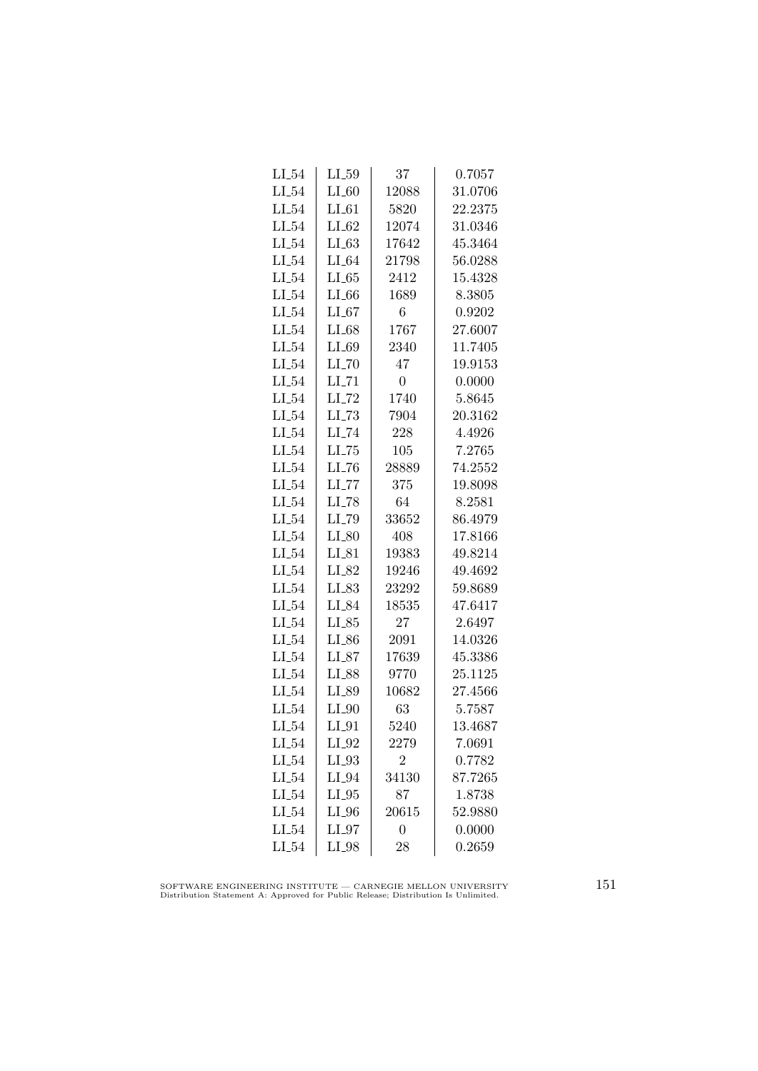| LI_54 | LI_59 | 37 | 0.7057 |
|---|---|---|---|
| LI_54 | LI_60 | 12088 | 31.0706 |
| LI_54 | LI_61 | 5820 | 22.2375 |
| LI_54 | LI_62 | 12074 | 31.0346 |
| LI_54 | LI_63 | 17642 | 45.3464 |
| LI_54 | LI_64 | 21798 | 56.0288 |
| LI_54 | LI_65 | 2412 | 15.4328 |
| LI_54 | LI_66 | 1689 | 8.3805 |
| LI_54 | LI_67 | 6 | 0.9202 |
| LI_54 | LI_68 | 1767 | 27.6007 |
| LI_54 | LI_69 | 2340 | 11.7405 |
| LI_54 | LI_70 | 47 | 19.9153 |
| LI_54 | LI_71 | 0 | 0.0000 |
| LI_54 | LI_72 | 1740 | 5.8645 |
| LI_54 | LI_73 | 7904 | 20.3162 |
| LI_54 | LI_74 | 228 | 4.4926 |
| LI_54 | LI_75 | 105 | 7.2765 |
| LI_54 | LI_76 | 28889 | 74.2552 |
| LI_54 | LI_77 | 375 | 19.8098 |
| LI_54 | LI_78 | 64 | 8.2581 |
| LI_54 | LI_79 | 33652 | 86.4979 |
| LI_54 | LI_80 | 408 | 17.8166 |
| LI_54 | LI_81 | 19383 | 49.8214 |
| LI_54 | LI_82 | 19246 | 49.4692 |
| LI_54 | LI_83 | 23292 | 59.8689 |
| LI_54 | LI_84 | 18535 | 47.6417 |
| LI_54 | LI_85 | 27 | 2.6497 |
| LI_54 | LI_86 | 2091 | 14.0326 |
| LI_54 | LI_87 | 17639 | 45.3386 |
| LI_54 | LI_88 | 9770 | 25.1125 |
| LI_54 | LI_89 | 10682 | 27.4566 |
| LI_54 | LI_90 | 63 | 5.7587 |
| LI_54 | LI_91 | 5240 | 13.4687 |
| LI_54 | LI_92 | 2279 | 7.0691 |
| LI_54 | LI_93 | 2 | 0.7782 |
| LI_54 | LI_94 | 34130 | 87.7265 |
| LI_54 | LI_95 | 87 | 1.8738 |
| LI_54 | LI_96 | 20615 | 52.9880 |
| LI_54 | LI_97 | 0 | 0.0000 |
| LI_54 | LI_98 | 28 | 0.2659 |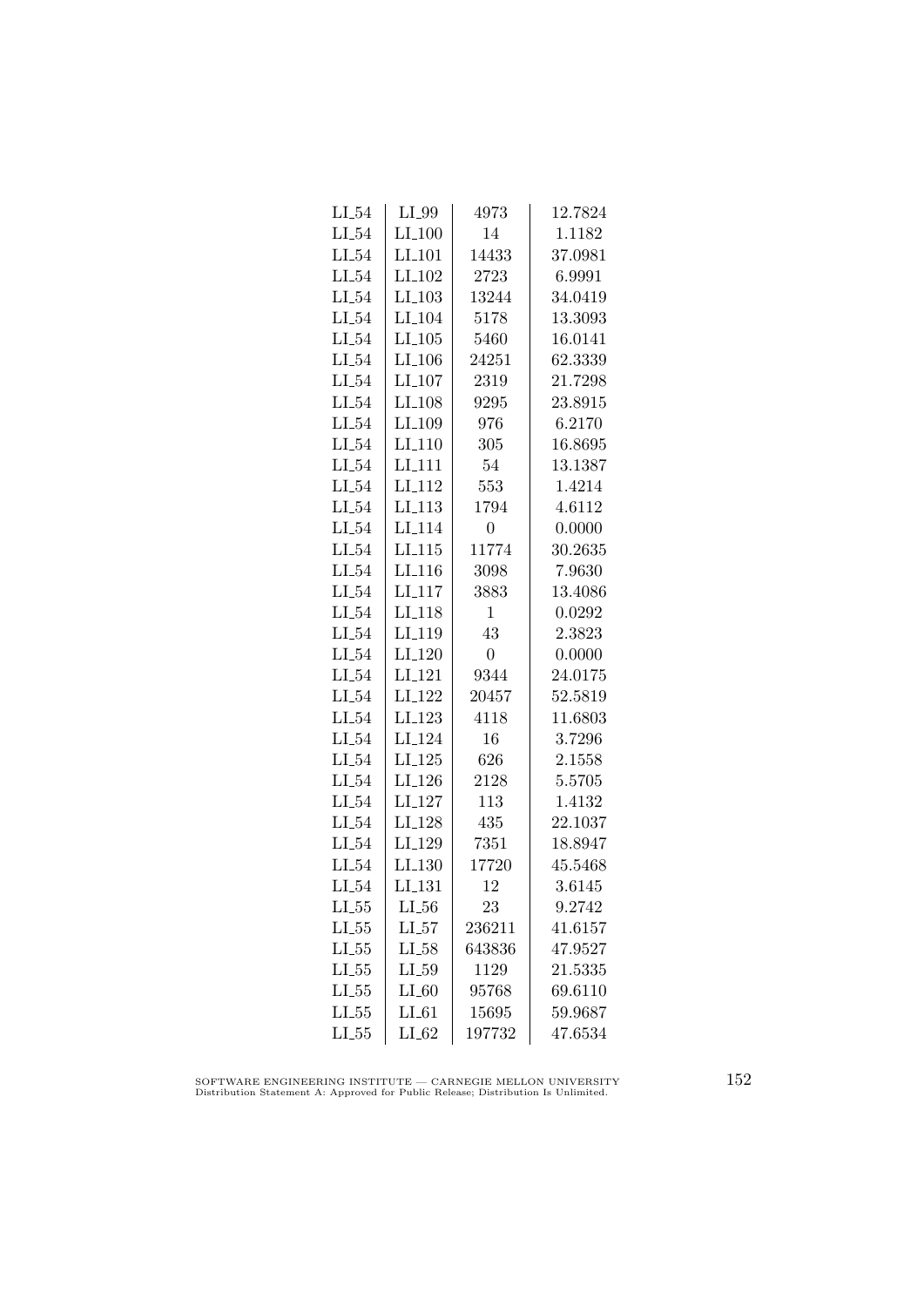| | | | |
|---|---|---|---|
| LI_54 | LI_99 | 4973 | 12.7824 |
| LI_54 | LI_100 | 14 | 1.1182 |
| LI_54 | LI_101 | 14433 | 37.0981 |
| LI_54 | LI_102 | 2723 | 6.9991 |
| LI_54 | LI_103 | 13244 | 34.0419 |
| LI_54 | LI_104 | 5178 | 13.3093 |
| LI_54 | LI_105 | 5460 | 16.0141 |
| LI_54 | LI_106 | 24251 | 62.3339 |
| LI_54 | LI_107 | 2319 | 21.7298 |
| LI_54 | LI_108 | 9295 | 23.8915 |
| LI_54 | LI_109 | 976 | 6.2170 |
| LI_54 | LI_110 | 305 | 16.8695 |
| LI_54 | LI_111 | 54 | 13.1387 |
| LI_54 | LI_112 | 553 | 1.4214 |
| LI_54 | LI_113 | 1794 | 4.6112 |
| LI_54 | LI_114 | 0 | 0.0000 |
| LI_54 | LI_115 | 11774 | 30.2635 |
| LI_54 | LI_116 | 3098 | 7.9630 |
| LI_54 | LI_117 | 3883 | 13.4086 |
| LI_54 | LI_118 | 1 | 0.0292 |
| LI_54 | LI_119 | 43 | 2.3823 |
| LI_54 | LI_120 | 0 | 0.0000 |
| LI_54 | LI_121 | 9344 | 24.0175 |
| LI_54 | LI_122 | 20457 | 52.5819 |
| LI_54 | LI_123 | 4118 | 11.6803 |
| LI_54 | LI_124 | 16 | 3.7296 |
| LI_54 | LI_125 | 626 | 2.1558 |
| LI_54 | LI_126 | 2128 | 5.5705 |
| LI_54 | LI_127 | 113 | 1.4132 |
| LI_54 | LI_128 | 435 | 22.1037 |
| LI_54 | LI_129 | 7351 | 18.8947 |
| LI_54 | LI_130 | 17720 | 45.5468 |
| LI_54 | LI_131 | 12 | 3.6145 |
| LI_55 | LI_56 | 23 | 9.2742 |
| LI_55 | LI_57 | 236211 | 41.6157 |
| LI_55 | LI_58 | 643836 | 47.9527 |
| LI_55 | LI_59 | 1129 | 21.5335 |
| LI_55 | LI_60 | 95768 | 69.6110 |
| LI_55 | LI_61 | 15695 | 59.9687 |
| LI_55 | LI_62 | 197732 | 47.6534 |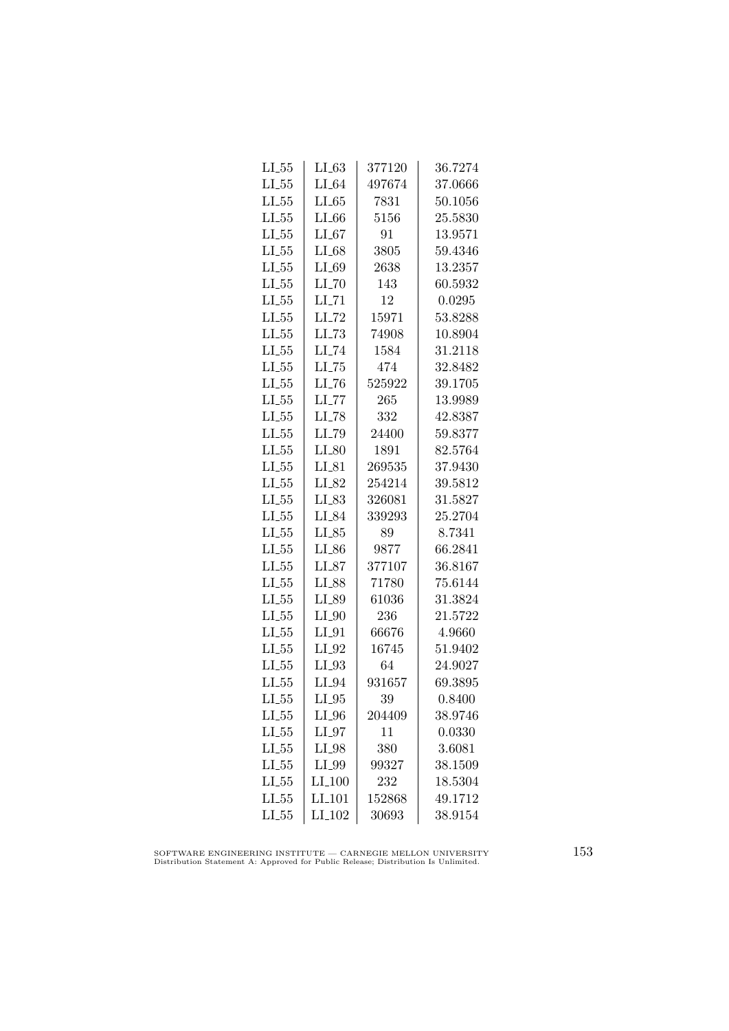| LI_55 | LI_63 | 377120 | 36.7274 |
|---|---|---|---|
| LI_55 | LI_64 | 497674 | 37.0666 |
| LI_55 | LI_65 | 7831 | 50.1056 |
| LI_55 | LI_66 | 5156 | 25.5830 |
| LI_55 | LI_67 | 91 | 13.9571 |
| LI_55 | LI_68 | 3805 | 59.4346 |
| LI_55 | LI_69 | 2638 | 13.2357 |
| LI_55 | LI_70 | 143 | 60.5932 |
| LI_55 | LI_71 | 12 | 0.0295 |
| LI_55 | LI_72 | 15971 | 53.8288 |
| LI_55 | LI_73 | 74908 | 10.8904 |
| LI_55 | LI_74 | 1584 | 31.2118 |
| LI_55 | LI_75 | 474 | 32.8482 |
| LI_55 | LI_76 | 525922 | 39.1705 |
| LI_55 | LI_77 | 265 | 13.9989 |
| LI_55 | LI_78 | 332 | 42.8387 |
| LI_55 | LI_79 | 24400 | 59.8377 |
| LI_55 | LI_80 | 1891 | 82.5764 |
| LI_55 | LI_81 | 269535 | 37.9430 |
| LI_55 | LI_82 | 254214 | 39.5812 |
| LI_55 | LI_83 | 326081 | 31.5827 |
| LI_55 | LI_84 | 339293 | 25.2704 |
| LI_55 | LI_85 | 89 | 8.7341 |
| LI_55 | LI_86 | 9877 | 66.2841 |
| LI_55 | LI_87 | 377107 | 36.8167 |
| LI_55 | LI_88 | 71780 | 75.6144 |
| LI_55 | LI_89 | 61036 | 31.3824 |
| LI_55 | LI_90 | 236 | 21.5722 |
| LI_55 | LI_91 | 66676 | 4.9660 |
| LI_55 | LI_92 | 16745 | 51.9402 |
| LI_55 | LI_93 | 64 | 24.9027 |
| LI_55 | LI_94 | 931657 | 69.3895 |
| LI_55 | LI_95 | 39 | 0.8400 |
| LI_55 | LI_96 | 204409 | 38.9746 |
| LI_55 | LI_97 | 11 | 0.0330 |
| LI_55 | LI_98 | 380 | 3.6081 |
| LI_55 | LI_99 | 99327 | 38.1509 |
| LI_55 | LI_100 | 232 | 18.5304 |
| LI_55 | LI_101 | 152868 | 49.1712 |
| LI_55 | LI_102 | 30693 | 38.9154 |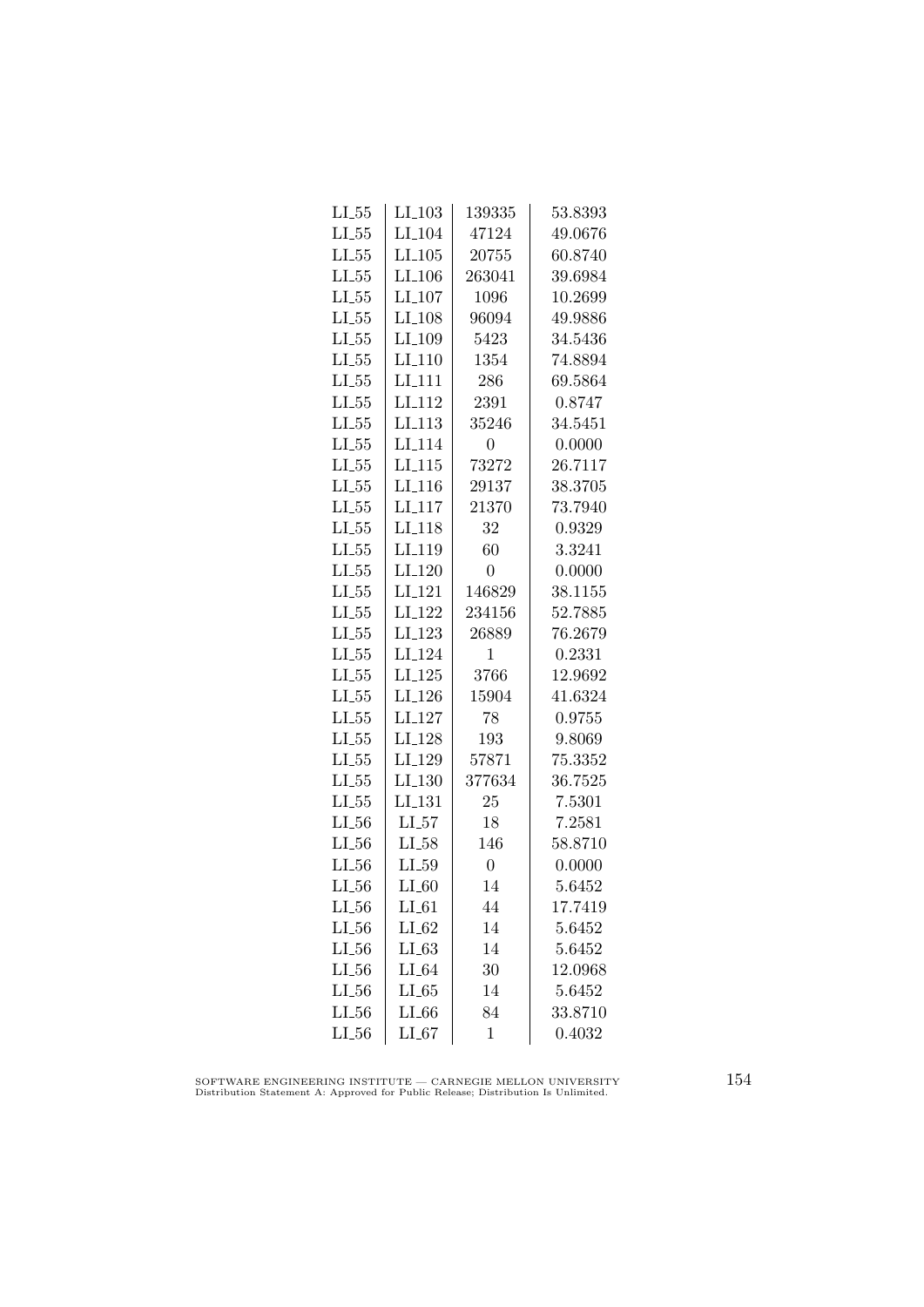| | | | |
|---|---|---|---|
| LI_55 | LI_103 | 139335 | 53.8393 |
| LI_55 | LI_104 | 47124 | 49.0676 |
| LI_55 | LI_105 | 20755 | 60.8740 |
| LI_55 | LI_106 | 263041 | 39.6984 |
| LI_55 | LI_107 | 1096 | 10.2699 |
| LI_55 | LI_108 | 96094 | 49.9886 |
| LI_55 | LI_109 | 5423 | 34.5436 |
| LI_55 | LI_110 | 1354 | 74.8894 |
| LI_55 | LI_111 | 286 | 69.5864 |
| LI_55 | LI_112 | 2391 | 0.8747 |
| LI_55 | LI_113 | 35246 | 34.5451 |
| LI_55 | LI_114 | 0 | 0.0000 |
| LI_55 | LI_115 | 73272 | 26.7117 |
| LI_55 | LI_116 | 29137 | 38.3705 |
| LI_55 | LI_117 | 21370 | 73.7940 |
| LI_55 | LI_118 | 32 | 0.9329 |
| LI_55 | LI_119 | 60 | 3.3241 |
| LI_55 | LI_120 | 0 | 0.0000 |
| LI_55 | LI_121 | 146829 | 38.1155 |
| LI_55 | LI_122 | 234156 | 52.7885 |
| LI_55 | LI_123 | 26889 | 76.2679 |
| LI_55 | LI_124 | 1 | 0.2331 |
| LI_55 | LI_125 | 3766 | 12.9692 |
| LI_55 | LI_126 | 15904 | 41.6324 |
| LI_55 | LI_127 | 78 | 0.9755 |
| LI_55 | LI_128 | 193 | 9.8069 |
| LI_55 | LI_129 | 57871 | 75.3352 |
| LI_55 | LI_130 | 377634 | 36.7525 |
| LI_55 | LI_131 | 25 | 7.5301 |
| LI_56 | LI_57 | 18 | 7.2581 |
| LI_56 | LI_58 | 146 | 58.8710 |
| LI_56 | LI_59 | 0 | 0.0000 |
| LI_56 | LI_60 | 14 | 5.6452 |
| LI_56 | LI_61 | 44 | 17.7419 |
| LI_56 | LI_62 | 14 | 5.6452 |
| LI_56 | LI_63 | 14 | 5.6452 |
| LI_56 | LI_64 | 30 | 12.0968 |
| LI_56 | LI_65 | 14 | 5.6452 |
| LI_56 | LI_66 | 84 | 33.8710 |
| LI_56 | LI_67 | 1 | 0.4032 |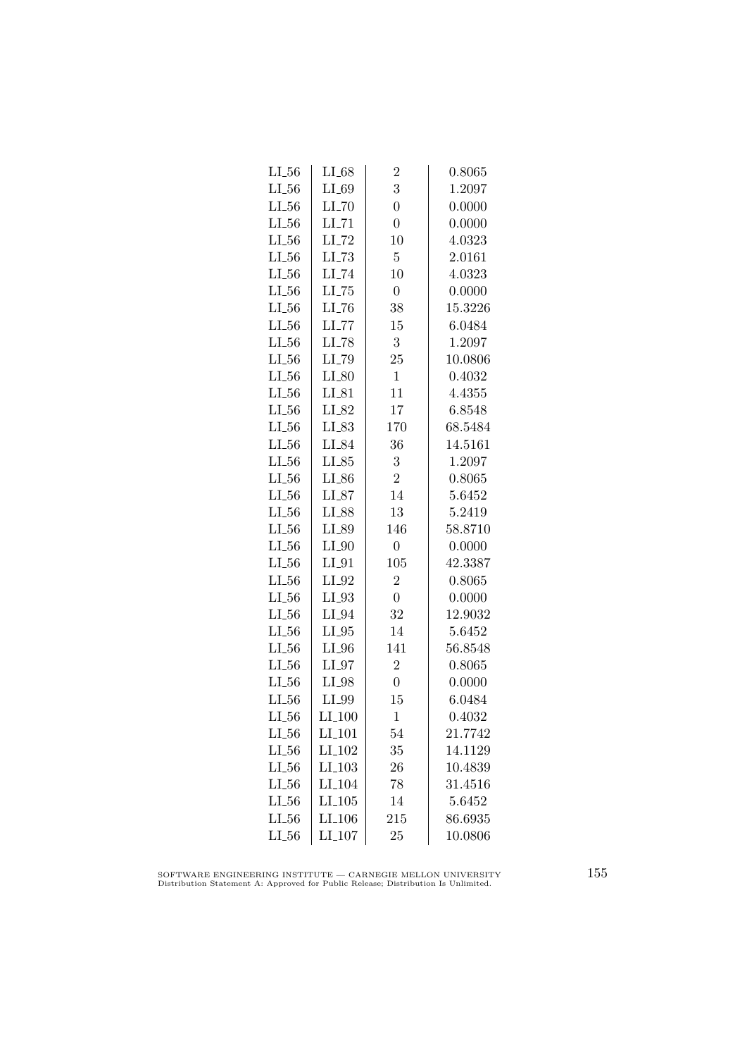| | | | |
|---|---|---|---|
| LI_56 | LI_68 | 2 | 0.8065 |
| LI_56 | LI_69 | 3 | 1.2097 |
| LI_56 | LI_70 | 0 | 0.0000 |
| LI_56 | LI_71 | 0 | 0.0000 |
| LI_56 | LI_72 | 10 | 4.0323 |
| LI_56 | LI_73 | 5 | 2.0161 |
| LI_56 | LI_74 | 10 | 4.0323 |
| LI_56 | LI_75 | 0 | 0.0000 |
| LI_56 | LI_76 | 38 | 15.3226 |
| LI_56 | LI_77 | 15 | 6.0484 |
| LI_56 | LI_78 | 3 | 1.2097 |
| LI_56 | LI_79 | 25 | 10.0806 |
| LI_56 | LI_80 | 1 | 0.4032 |
| LI_56 | LI_81 | 11 | 4.4355 |
| LI_56 | LI_82 | 17 | 6.8548 |
| LI_56 | LI_83 | 170 | 68.5484 |
| LI_56 | LI_84 | 36 | 14.5161 |
| LI_56 | LI_85 | 3 | 1.2097 |
| LI_56 | LI_86 | 2 | 0.8065 |
| LI_56 | LI_87 | 14 | 5.6452 |
| LI_56 | LI_88 | 13 | 5.2419 |
| LI_56 | LI_89 | 146 | 58.8710 |
| LI_56 | LI_90 | 0 | 0.0000 |
| LI_56 | LI_91 | 105 | 42.3387 |
| LI_56 | LI_92 | 2 | 0.8065 |
| LI_56 | LI_93 | 0 | 0.0000 |
| LI_56 | LI_94 | 32 | 12.9032 |
| LI_56 | LI_95 | 14 | 5.6452 |
| LI_56 | LI_96 | 141 | 56.8548 |
| LI_56 | LI_97 | 2 | 0.8065 |
| LI_56 | LI_98 | 0 | 0.0000 |
| LI_56 | LI_99 | 15 | 6.0484 |
| LI_56 | LI_100 | 1 | 0.4032 |
| LI_56 | LI_101 | 54 | 21.7742 |
| LI_56 | LI_102 | 35 | 14.1129 |
| LI_56 | LI_103 | 26 | 10.4839 |
| LI_56 | LI_104 | 78 | 31.4516 |
| LI_56 | LI_105 | 14 | 5.6452 |
| LI_56 | LI_106 | 215 | 86.6935 |
| LI_56 | LI_107 | 25 | 10.0806 |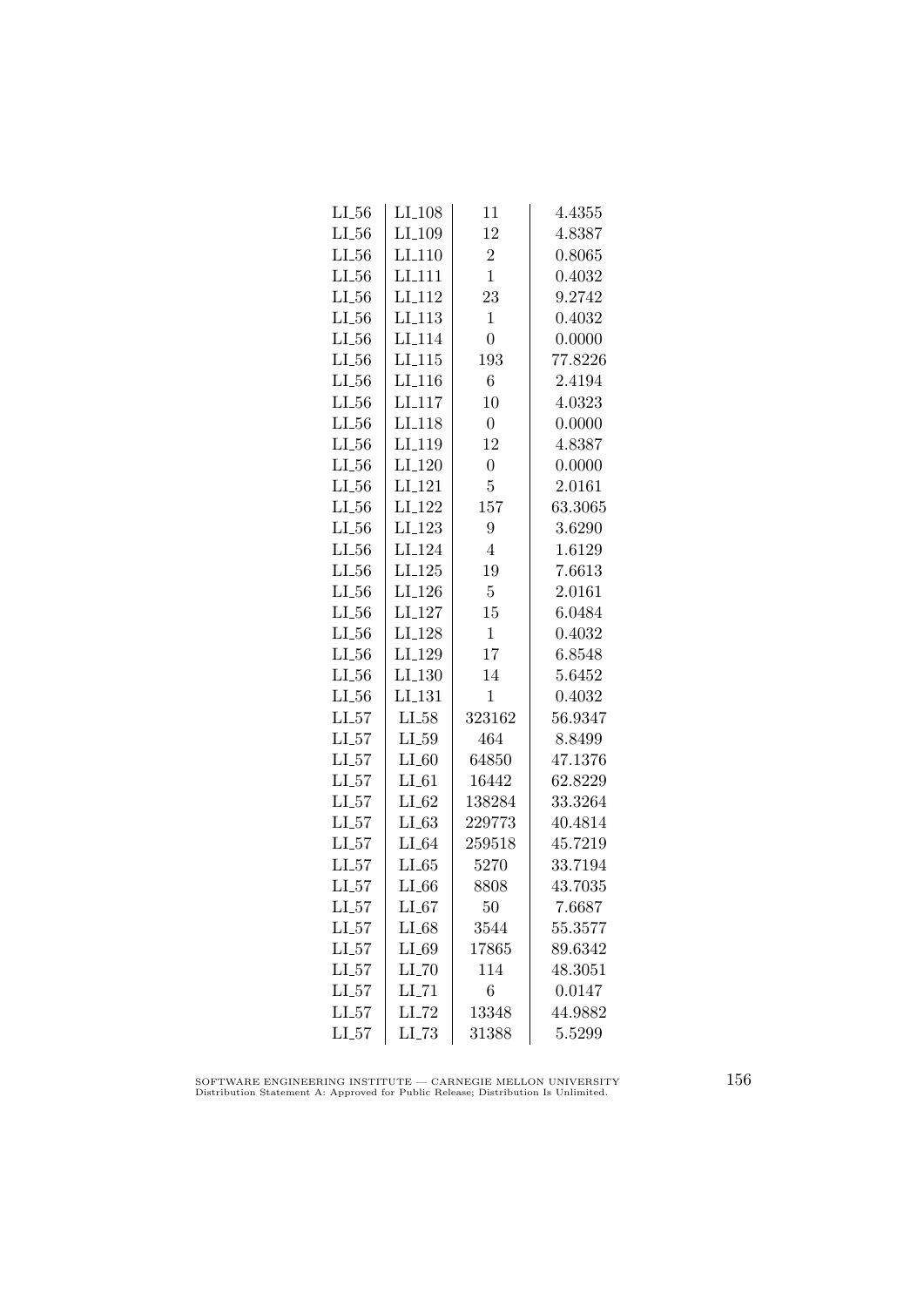| | | | |
|---|---|---|---|
| LI_56 | LI_108 | 11 | 4.4355 |
| LI_56 | LI_109 | 12 | 4.8387 |
| LI_56 | LI_110 | 2 | 0.8065 |
| LI_56 | LI_111 | 1 | 0.4032 |
| LI_56 | LI_112 | 23 | 9.2742 |
| LI_56 | LI_113 | 1 | 0.4032 |
| LI_56 | LI_114 | 0 | 0.0000 |
| LI_56 | LI_115 | 193 | 77.8226 |
| LI_56 | LI_116 | 6 | 2.4194 |
| LI_56 | LI_117 | 10 | 4.0323 |
| LI_56 | LI_118 | 0 | 0.0000 |
| LI_56 | LI_119 | 12 | 4.8387 |
| LI_56 | LI_120 | 0 | 0.0000 |
| LI_56 | LI_121 | 5 | 2.0161 |
| LI_56 | LI_122 | 157 | 63.3065 |
| LI_56 | LI_123 | 9 | 3.6290 |
| LI_56 | LI_124 | 4 | 1.6129 |
| LI_56 | LI_125 | 19 | 7.6613 |
| LI_56 | LI_126 | 5 | 2.0161 |
| LI_56 | LI_127 | 15 | 6.0484 |
| LI_56 | LI_128 | 1 | 0.4032 |
| LI_56 | LI_129 | 17 | 6.8548 |
| LI_56 | LI_130 | 14 | 5.6452 |
| LI_56 | LI_131 | 1 | 0.4032 |
| LI_57 | LI_58 | 323162 | 56.9347 |
| LI_57 | LI_59 | 464 | 8.8499 |
| LI_57 | LI_60 | 64850 | 47.1376 |
| LI_57 | LI_61 | 16442 | 62.8229 |
| LI_57 | LI_62 | 138284 | 33.3264 |
| LI_57 | LI_63 | 229773 | 40.4814 |
| LI_57 | LI_64 | 259518 | 45.7219 |
| LI_57 | LI_65 | 5270 | 33.7194 |
| LI_57 | LI_66 | 8808 | 43.7035 |
| LI_57 | LI_67 | 50 | 7.6687 |
| LI_57 | LI_68 | 3544 | 55.3577 |
| LI_57 | LI_69 | 17865 | 89.6342 |
| LI_57 | LI_70 | 114 | 48.3051 |
| LI_57 | LI_71 | 6 | 0.0147 |
| LI_57 | LI_72 | 13348 | 44.9882 |
| LI_57 | LI_73 | 31388 | 5.5299 |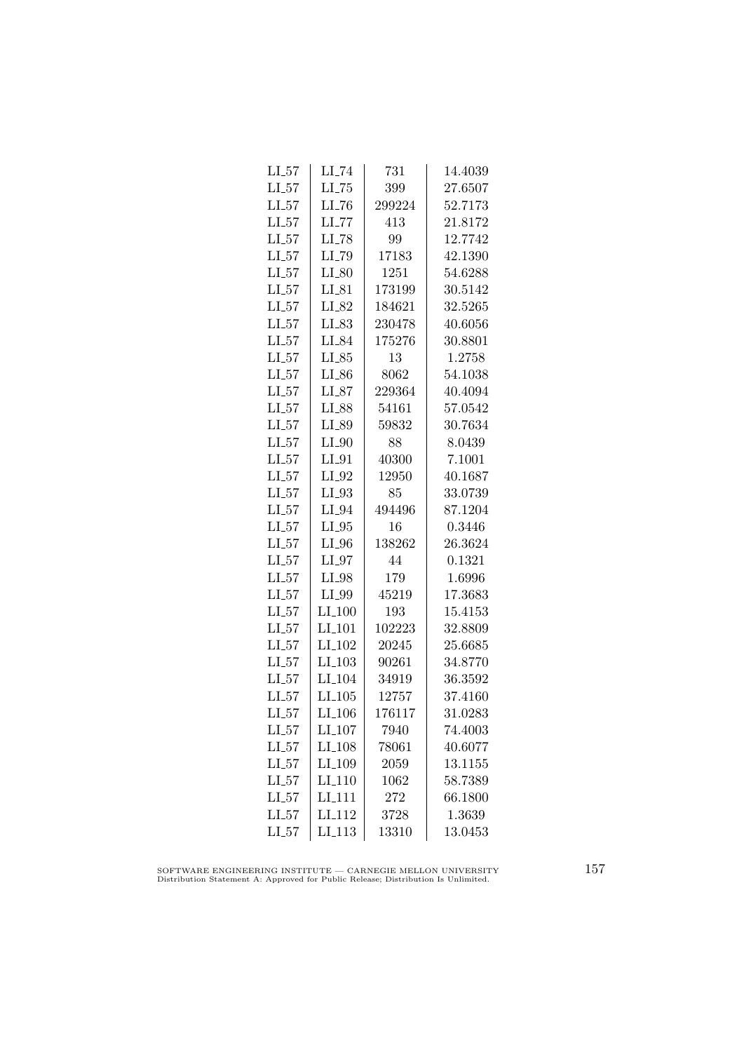| | | | |
|---|---|---|---|
| LI_57 | LI_74 | 731 | 14.4039 |
| LI_57 | LI_75 | 399 | 27.6507 |
| LI_57 | LI_76 | 299224 | 52.7173 |
| LI_57 | LI_77 | 413 | 21.8172 |
| LI_57 | LI_78 | 99 | 12.7742 |
| LI_57 | LI_79 | 17183 | 42.1390 |
| LI_57 | LI_80 | 1251 | 54.6288 |
| LI_57 | LI_81 | 173199 | 30.5142 |
| LI_57 | LI_82 | 184621 | 32.5265 |
| LI_57 | LI_83 | 230478 | 40.6056 |
| LI_57 | LI_84 | 175276 | 30.8801 |
| LI_57 | LI_85 | 13 | 1.2758 |
| LI_57 | LI_86 | 8062 | 54.1038 |
| LI_57 | LI_87 | 229364 | 40.4094 |
| LI_57 | LI_88 | 54161 | 57.0542 |
| LI_57 | LI_89 | 59832 | 30.7634 |
| LI_57 | LI_90 | 88 | 8.0439 |
| LI_57 | LI_91 | 40300 | 7.1001 |
| LI_57 | LI_92 | 12950 | 40.1687 |
| LI_57 | LI_93 | 85 | 33.0739 |
| LI_57 | LI_94 | 494496 | 87.1204 |
| LI_57 | LI_95 | 16 | 0.3446 |
| LI_57 | LI_96 | 138262 | 26.3624 |
| LI_57 | LI_97 | 44 | 0.1321 |
| LI_57 | LI_98 | 179 | 1.6996 |
| LI_57 | LI_99 | 45219 | 17.3683 |
| LI_57 | LI_100 | 193 | 15.4153 |
| LI_57 | LI_101 | 102223 | 32.8809 |
| LI_57 | LI_102 | 20245 | 25.6685 |
| LI_57 | LI_103 | 90261 | 34.8770 |
| LI_57 | LI_104 | 34919 | 36.3592 |
| LI_57 | LI_105 | 12757 | 37.4160 |
| LI_57 | LI_106 | 176117 | 31.0283 |
| LI_57 | LI_107 | 7940 | 74.4003 |
| LI_57 | LI_108 | 78061 | 40.6077 |
| LI_57 | LI_109 | 2059 | 13.1155 |
| LI_57 | LI_110 | 1062 | 58.7389 |
| LI_57 | LI_111 | 272 | 66.1800 |
| LI_57 | LI_112 | 3728 | 1.3639 |
| LI_57 | LI_113 | 13310 | 13.0453 |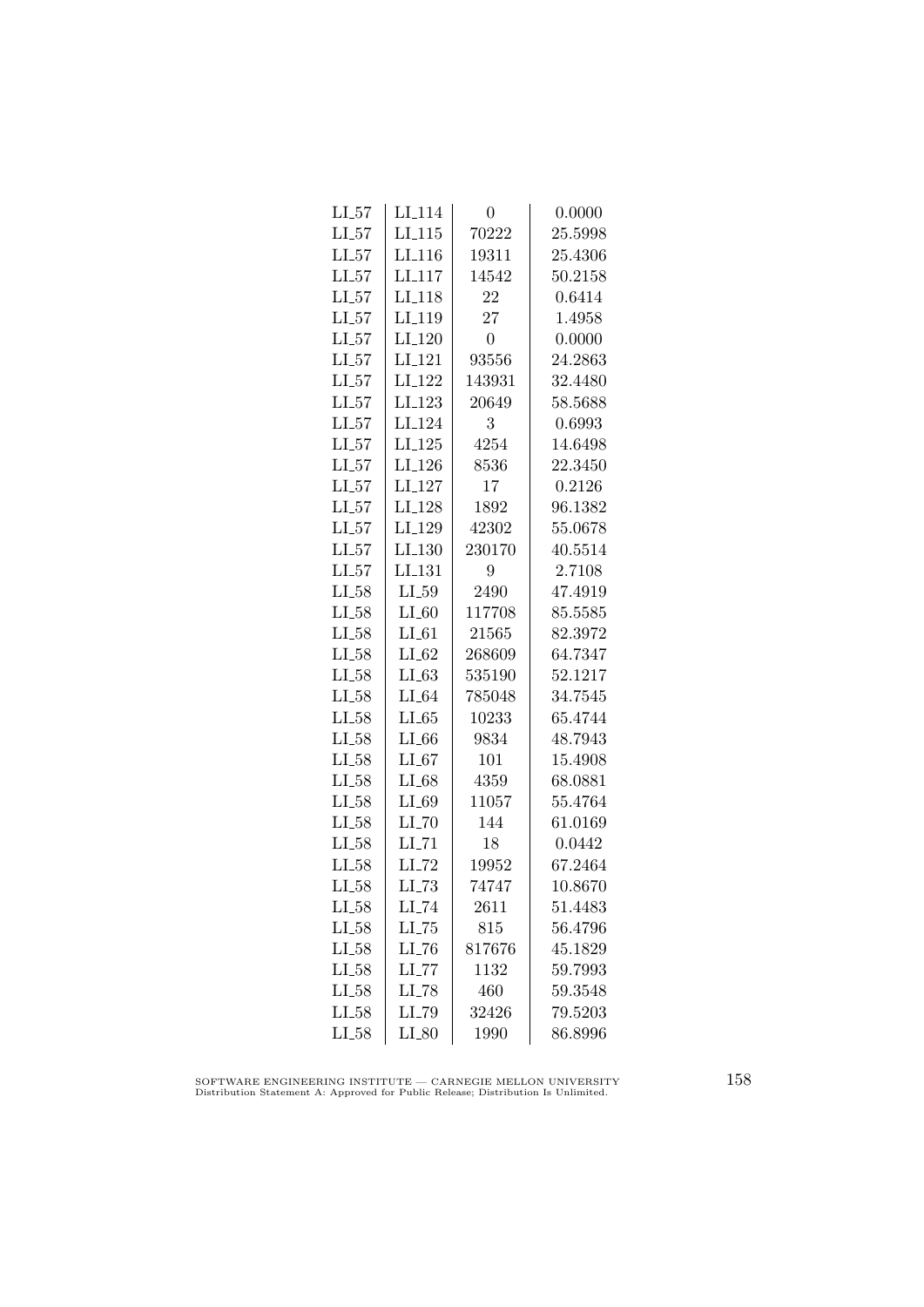| LI_57 | LI_114 | 0 | 0.0000 |
|---|---|---|---|
| LI_57 | LI_115 | 70222 | 25.5998 |
| LI_57 | LI_116 | 19311 | 25.4306 |
| LI_57 | LI_117 | 14542 | 50.2158 |
| LI_57 | LI_118 | 22 | 0.6414 |
| LI_57 | LI_119 | 27 | 1.4958 |
| LI_57 | LI_120 | 0 | 0.0000 |
| LI_57 | LI_121 | 93556 | 24.2863 |
| LI_57 | LI_122 | 143931 | 32.4480 |
| LI_57 | LI_123 | 20649 | 58.5688 |
| LI_57 | LI_124 | 3 | 0.6993 |
| LI_57 | LI_125 | 4254 | 14.6498 |
| LI_57 | LI_126 | 8536 | 22.3450 |
| LI_57 | LI_127 | 17 | 0.2126 |
| LI_57 | LI_128 | 1892 | 96.1382 |
| LI_57 | LI_129 | 42302 | 55.0678 |
| LI_57 | LI_130 | 230170 | 40.5514 |
| LI_57 | LI_131 | 9 | 2.7108 |
| LI_58 | LI_59 | 2490 | 47.4919 |
| LI_58 | LI_60 | 117708 | 85.5585 |
| LI_58 | LI_61 | 21565 | 82.3972 |
| LI_58 | LI_62 | 268609 | 64.7347 |
| LI_58 | LI_63 | 535190 | 52.1217 |
| LI_58 | LI_64 | 785048 | 34.7545 |
| LI_58 | LI_65 | 10233 | 65.4744 |
| LI_58 | LI_66 | 9834 | 48.7943 |
| LI_58 | LI_67 | 101 | 15.4908 |
| LI_58 | LI_68 | 4359 | 68.0881 |
| LI_58 | LI_69 | 11057 | 55.4764 |
| LI_58 | LI_70 | 144 | 61.0169 |
| LI_58 | LI_71 | 18 | 0.0442 |
| LI_58 | LI_72 | 19952 | 67.2464 |
| LI_58 | LI_73 | 74747 | 10.8670 |
| LI_58 | LI_74 | 2611 | 51.4483 |
| LI_58 | LI_75 | 815 | 56.4796 |
| LI_58 | LI_76 | 817676 | 45.1829 |
| LI_58 | LI_77 | 1132 | 59.7993 |
| LI_58 | LI_78 | 460 | 59.3548 |
| LI_58 | LI_79 | 32426 | 79.5203 |
| LI_58 | LI_80 | 1990 | 86.8996 |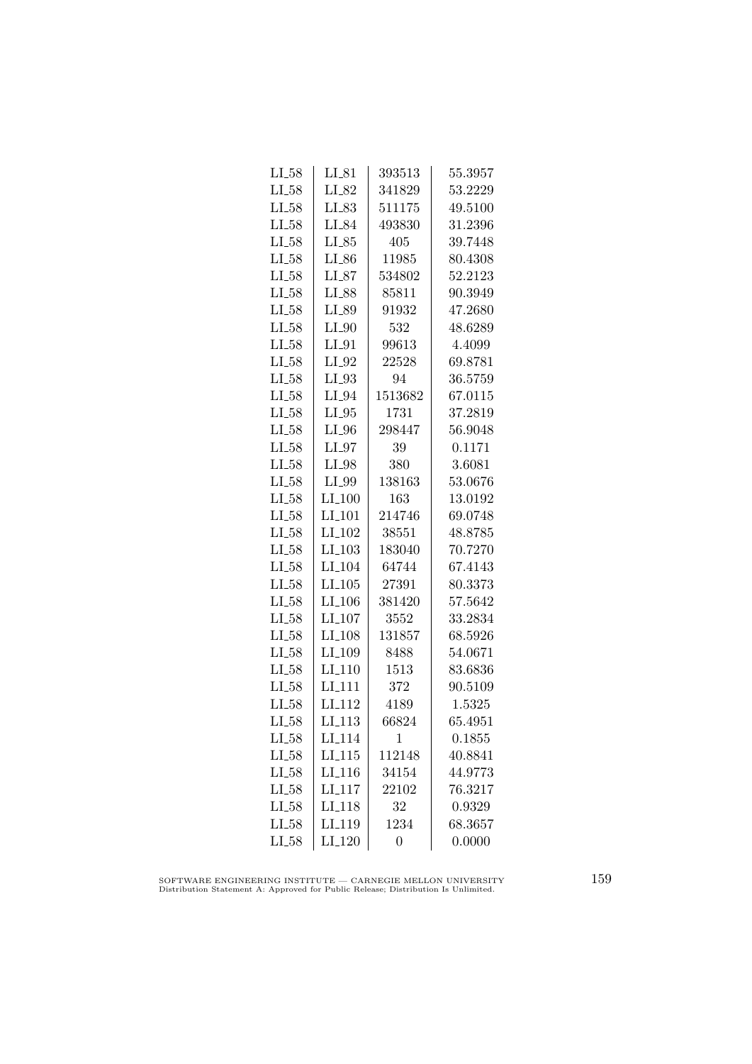| LI_58 | LI_81 | 393513 | 55.3957 |
|---|---|---|---|
| LI_58 | LI_82 | 341829 | 53.2229 |
| LI_58 | LI_83 | 511175 | 49.5100 |
| LI_58 | LI_84 | 493830 | 31.2396 |
| LI_58 | LI_85 | 405 | 39.7448 |
| LI_58 | LI_86 | 11985 | 80.4308 |
| LI_58 | LI_87 | 534802 | 52.2123 |
| LI_58 | LI_88 | 85811 | 90.3949 |
| LI_58 | LI_89 | 91932 | 47.2680 |
| LI_58 | LI_90 | 532 | 48.6289 |
| LI_58 | LI_91 | 99613 | 4.4099 |
| LI_58 | LI_92 | 22528 | 69.8781 |
| LI_58 | LI_93 | 94 | 36.5759 |
| LI_58 | LI_94 | 1513682 | 67.0115 |
| LI_58 | LI_95 | 1731 | 37.2819 |
| LI_58 | LI_96 | 298447 | 56.9048 |
| LI_58 | LI_97 | 39 | 0.1171 |
| LI_58 | LI_98 | 380 | 3.6081 |
| LI_58 | LI_99 | 138163 | 53.0676 |
| LI_58 | LI_100 | 163 | 13.0192 |
| LI_58 | LI_101 | 214746 | 69.0748 |
| LI_58 | LI_102 | 38551 | 48.8785 |
| LI_58 | LI_103 | 183040 | 70.7270 |
| LI_58 | LI_104 | 64744 | 67.4143 |
| LI_58 | LI_105 | 27391 | 80.3373 |
| LI_58 | LI_106 | 381420 | 57.5642 |
| LI_58 | LI_107 | 3552 | 33.2834 |
| LI_58 | LI_108 | 131857 | 68.5926 |
| LI_58 | LI_109 | 8488 | 54.0671 |
| LI_58 | LI_110 | 1513 | 83.6836 |
| LI_58 | LI_111 | 372 | 90.5109 |
| LI_58 | LI_112 | 4189 | 1.5325 |
| LI_58 | LI_113 | 66824 | 65.4951 |
| LI_58 | LI_114 | 1 | 0.1855 |
| LI_58 | LI_115 | 112148 | 40.8841 |
| LI_58 | LI_116 | 34154 | 44.9773 |
| LI_58 | LI_117 | 22102 | 76.3217 |
| LI_58 | LI_118 | 32 | 0.9329 |
| LI_58 | LI_119 | 1234 | 68.3657 |
| LI_58 | LI_120 | 0 | 0.0000 |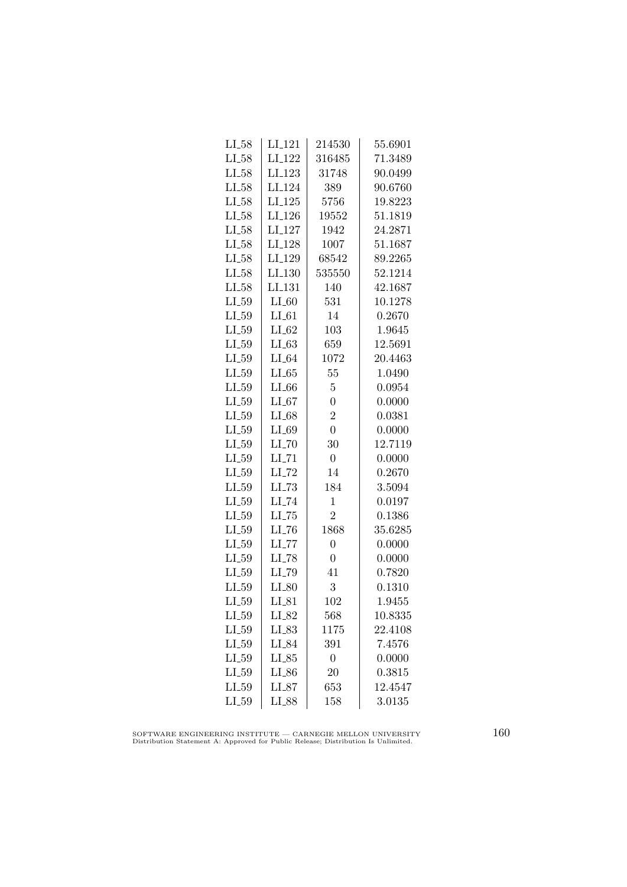| | | | |
|---|---|---|---|
| LI_58 | LI_121 | 214530 | 55.6901 |
| LI_58 | LI_122 | 316485 | 71.3489 |
| LI_58 | LI_123 | 31748 | 90.0499 |
| LI_58 | LI_124 | 389 | 90.6760 |
| LI_58 | LI_125 | 5756 | 19.8223 |
| LI_58 | LI_126 | 19552 | 51.1819 |
| LI_58 | LI_127 | 1942 | 24.2871 |
| LI_58 | LI_128 | 1007 | 51.1687 |
| LI_58 | LI_129 | 68542 | 89.2265 |
| LI_58 | LI_130 | 535550 | 52.1214 |
| LI_58 | LI_131 | 140 | 42.1687 |
| LI_59 | LI_60 | 531 | 10.1278 |
| LI_59 | LI_61 | 14 | 0.2670 |
| LI_59 | LI_62 | 103 | 1.9645 |
| LI_59 | LI_63 | 659 | 12.5691 |
| LI_59 | LI_64 | 1072 | 20.4463 |
| LI_59 | LI_65 | 55 | 1.0490 |
| LI_59 | LI_66 | 5 | 0.0954 |
| LI_59 | LI_67 | 0 | 0.0000 |
| LI_59 | LI_68 | 2 | 0.0381 |
| LI_59 | LI_69 | 0 | 0.0000 |
| LI_59 | LI_70 | 30 | 12.7119 |
| LI_59 | LI_71 | 0 | 0.0000 |
| LI_59 | LI_72 | 14 | 0.2670 |
| LI_59 | LI_73 | 184 | 3.5094 |
| LI_59 | LI_74 | 1 | 0.0197 |
| LI_59 | LI_75 | 2 | 0.1386 |
| LI_59 | LI_76 | 1868 | 35.6285 |
| LI_59 | LI_77 | 0 | 0.0000 |
| LI_59 | LI_78 | 0 | 0.0000 |
| LI_59 | LI_79 | 41 | 0.7820 |
| LI_59 | LI_80 | 3 | 0.1310 |
| LI_59 | LI_81 | 102 | 1.9455 |
| LI_59 | LI_82 | 568 | 10.8335 |
| LI_59 | LI_83 | 1175 | 22.4108 |
| LI_59 | LI_84 | 391 | 7.4576 |
| LI_59 | LI_85 | 0 | 0.0000 |
| LI_59 | LI_86 | 20 | 0.3815 |
| LI_59 | LI_87 | 653 | 12.4547 |
| LI_59 | LI_88 | 158 | 3.0135 |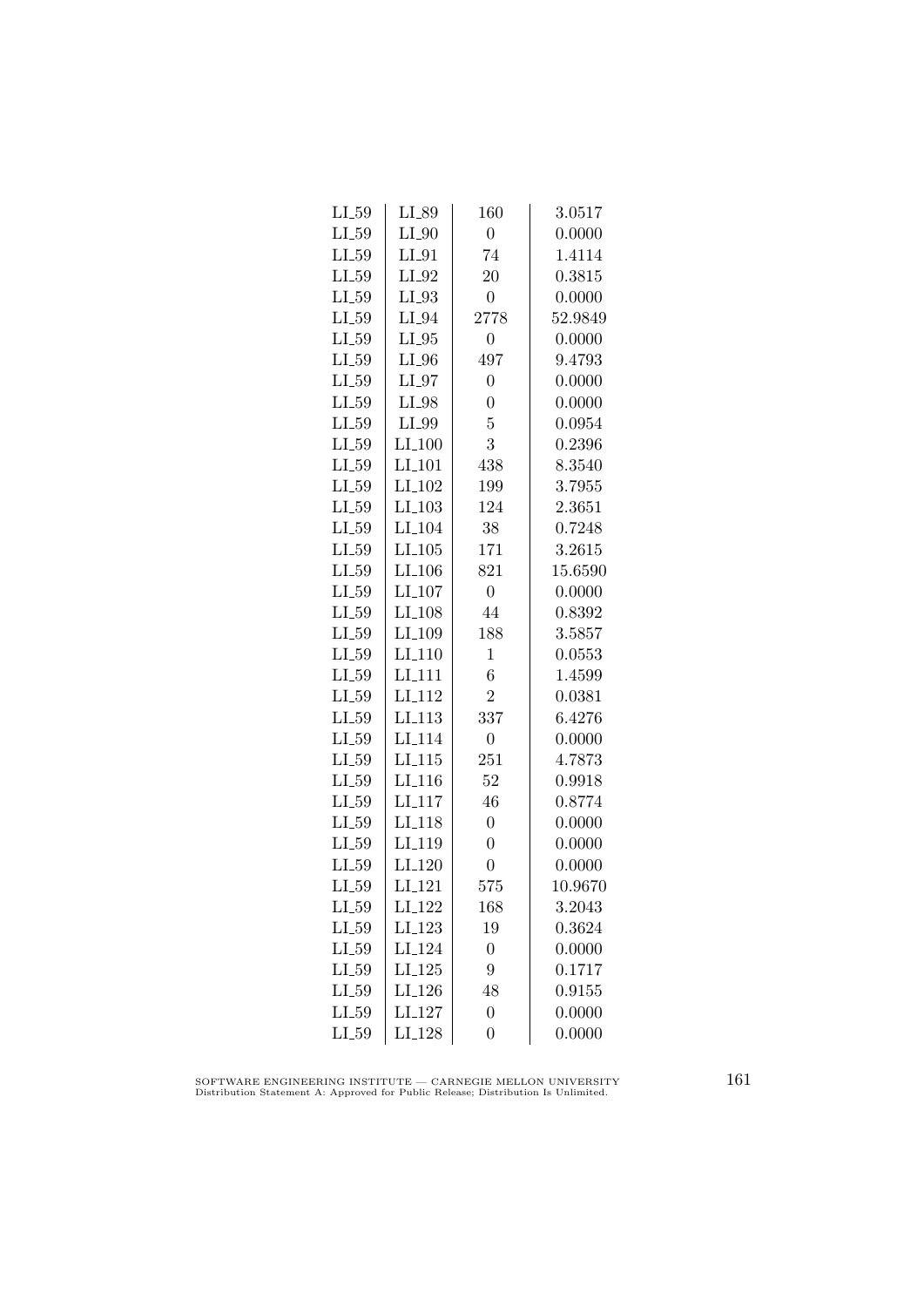| LI_59 | LI_89 | 160 | 3.0517 |
|---|---|---|---|
| LI_59 | LI_90 | 0 | 0.0000 |
| LI_59 | LI_91 | 74 | 1.4114 |
| LI_59 | LI_92 | 20 | 0.3815 |
| LI_59 | LI_93 | 0 | 0.0000 |
| LI_59 | LI_94 | 2778 | 52.9849 |
| LI_59 | LI_95 | 0 | 0.0000 |
| LI_59 | LI_96 | 497 | 9.4793 |
| LI_59 | LI_97 | 0 | 0.0000 |
| LI_59 | LI_98 | 0 | 0.0000 |
| LI_59 | LI_99 | 5 | 0.0954 |
| LI_59 | LI_100 | 3 | 0.2396 |
| LI_59 | LI_101 | 438 | 8.3540 |
| LI_59 | LI_102 | 199 | 3.7955 |
| LI_59 | LI_103 | 124 | 2.3651 |
| LI_59 | LI_104 | 38 | 0.7248 |
| LI_59 | LI_105 | 171 | 3.2615 |
| LI_59 | LI_106 | 821 | 15.6590 |
| LI_59 | LI_107 | 0 | 0.0000 |
| LI_59 | LI_108 | 44 | 0.8392 |
| LI_59 | LI_109 | 188 | 3.5857 |
| LI_59 | LI_110 | 1 | 0.0553 |
| LI_59 | LI_111 | 6 | 1.4599 |
| LI_59 | LI_112 | 2 | 0.0381 |
| LI_59 | LI_113 | 337 | 6.4276 |
| LI_59 | LI_114 | 0 | 0.0000 |
| LI_59 | LI_115 | 251 | 4.7873 |
| LI_59 | LI_116 | 52 | 0.9918 |
| LI_59 | LI_117 | 46 | 0.8774 |
| LI_59 | LI_118 | 0 | 0.0000 |
| LI_59 | LI_119 | 0 | 0.0000 |
| LI_59 | LI_120 | 0 | 0.0000 |
| LI_59 | LI_121 | 575 | 10.9670 |
| LI_59 | LI_122 | 168 | 3.2043 |
| LI_59 | LI_123 | 19 | 0.3624 |
| LI_59 | LI_124 | 0 | 0.0000 |
| LI_59 | LI_125 | 9 | 0.1717 |
| LI_59 | LI_126 | 48 | 0.9155 |
| LI_59 | LI_127 | 0 | 0.0000 |
| LI_59 | LI_128 | 0 | 0.0000 |

SOFTWARE ENGINEERING INSTITUTE — CARNEGIE MELLON UNIVERSITY
Distribution Statement A: Approved for Public Release; Distribution Is Unlimited.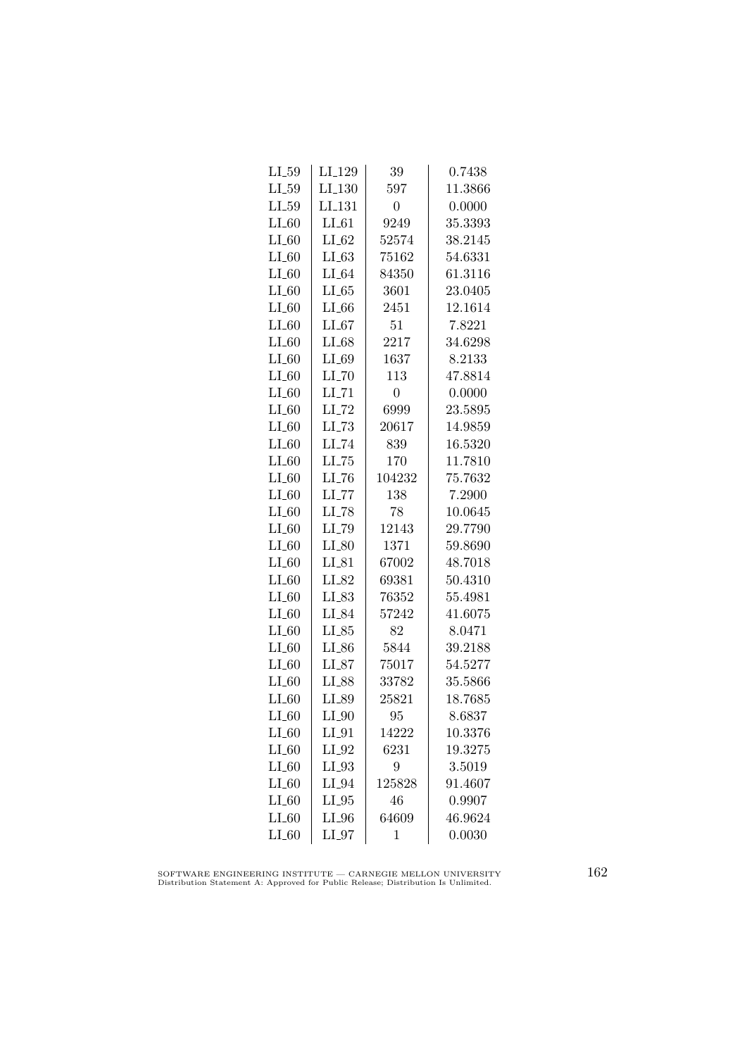| | | | |
|---|---|---|---|
| LI_59 | LI_129 | 39 | 0.7438 |
| LI_59 | LI_130 | 597 | 11.3866 |
| LI_59 | LI_131 | 0 | 0.0000 |
| LI_60 | LI_61 | 9249 | 35.3393 |
| LI_60 | LI_62 | 52574 | 38.2145 |
| LI_60 | LI_63 | 75162 | 54.6331 |
| LI_60 | LI_64 | 84350 | 61.3116 |
| LI_60 | LI_65 | 3601 | 23.0405 |
| LI_60 | LI_66 | 2451 | 12.1614 |
| LI_60 | LI_67 | 51 | 7.8221 |
| LI_60 | LI_68 | 2217 | 34.6298 |
| LI_60 | LI_69 | 1637 | 8.2133 |
| LI_60 | LI_70 | 113 | 47.8814 |
| LI_60 | LI_71 | 0 | 0.0000 |
| LI_60 | LI_72 | 6999 | 23.5895 |
| LI_60 | LI_73 | 20617 | 14.9859 |
| LI_60 | LI_74 | 839 | 16.5320 |
| LI_60 | LI_75 | 170 | 11.7810 |
| LI_60 | LI_76 | 104232 | 75.7632 |
| LI_60 | LI_77 | 138 | 7.2900 |
| LI_60 | LI_78 | 78 | 10.0645 |
| LI_60 | LI_79 | 12143 | 29.7790 |
| LI_60 | LI_80 | 1371 | 59.8690 |
| LI_60 | LI_81 | 67002 | 48.7018 |
| LI_60 | LI_82 | 69381 | 50.4310 |
| LI_60 | LI_83 | 76352 | 55.4981 |
| LI_60 | LI_84 | 57242 | 41.6075 |
| LI_60 | LI_85 | 82 | 8.0471 |
| LI_60 | LI_86 | 5844 | 39.2188 |
| LI_60 | LI_87 | 75017 | 54.5277 |
| LI_60 | LI_88 | 33782 | 35.5866 |
| LI_60 | LI_89 | 25821 | 18.7685 |
| LI_60 | LI_90 | 95 | 8.6837 |
| LI_60 | LI_91 | 14222 | 10.3376 |
| LI_60 | LI_92 | 6231 | 19.3275 |
| LI_60 | LI_93 | 9 | 3.5019 |
| LI_60 | LI_94 | 125828 | 91.4607 |
| LI_60 | LI_95 | 46 | 0.9907 |
| LI_60 | LI_96 | 64609 | 46.9624 |
| LI_60 | LI_97 | 1 | 0.0030 |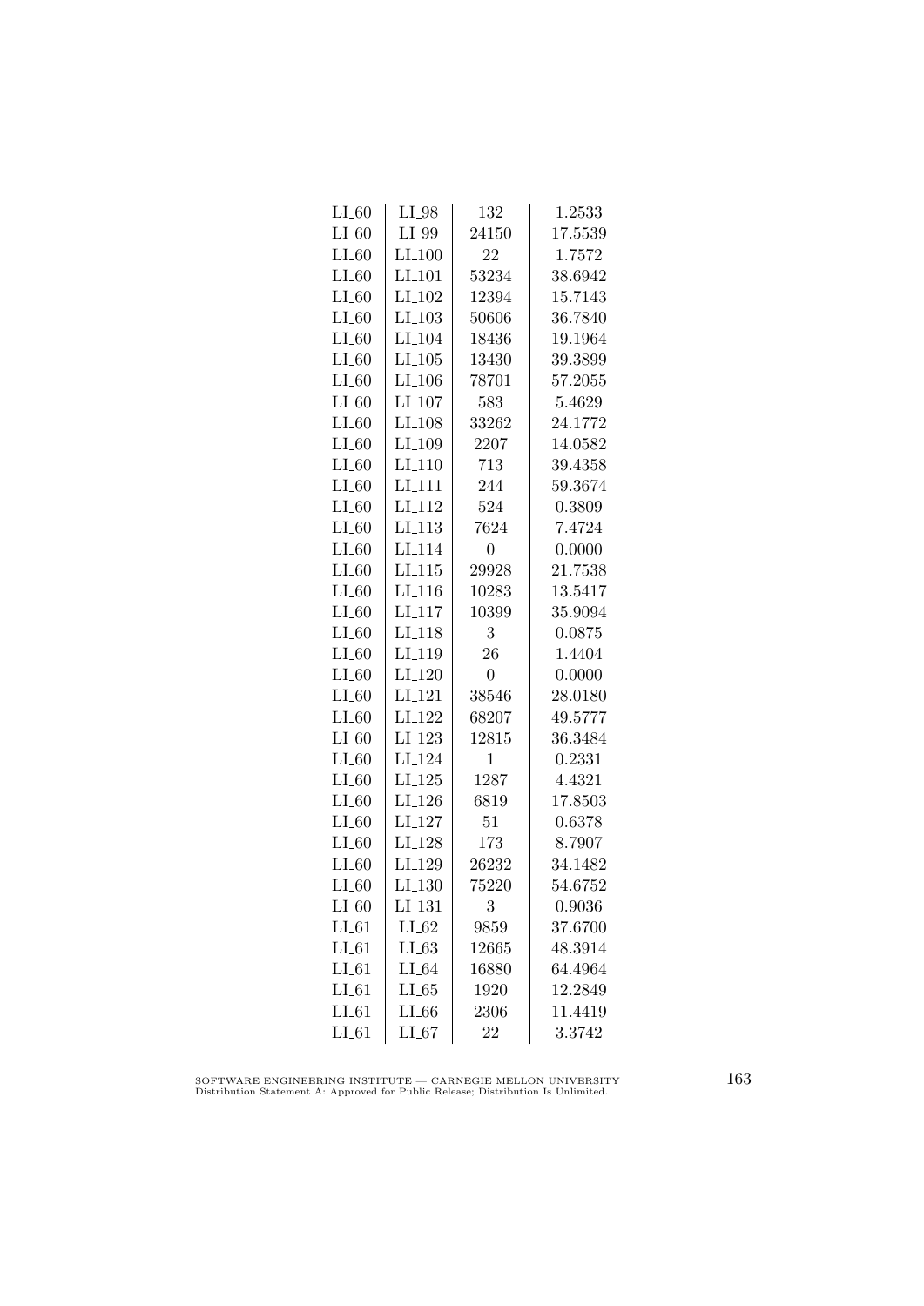| | | | |
|---|---|---|---|
| LI_60 | LI_98 | 132 | 1.2533 |
| LI_60 | LI_99 | 24150 | 17.5539 |
| LI_60 | LI_100 | 22 | 1.7572 |
| LI_60 | LI_101 | 53234 | 38.6942 |
| LI_60 | LI_102 | 12394 | 15.7143 |
| LI_60 | LI_103 | 50606 | 36.7840 |
| LI_60 | LI_104 | 18436 | 19.1964 |
| LI_60 | LI_105 | 13430 | 39.3899 |
| LI_60 | LI_106 | 78701 | 57.2055 |
| LI_60 | LI_107 | 583 | 5.4629 |
| LI_60 | LI_108 | 33262 | 24.1772 |
| LI_60 | LI_109 | 2207 | 14.0582 |
| LI_60 | LI_110 | 713 | 39.4358 |
| LI_60 | LI_111 | 244 | 59.3674 |
| LI_60 | LI_112 | 524 | 0.3809 |
| LI_60 | LI_113 | 7624 | 7.4724 |
| LI_60 | LI_114 | 0 | 0.0000 |
| LI_60 | LI_115 | 29928 | 21.7538 |
| LI_60 | LI_116 | 10283 | 13.5417 |
| LI_60 | LI_117 | 10399 | 35.9094 |
| LI_60 | LI_118 | 3 | 0.0875 |
| LI_60 | LI_119 | 26 | 1.4404 |
| LI_60 | LI_120 | 0 | 0.0000 |
| LI_60 | LI_121 | 38546 | 28.0180 |
| LI_60 | LI_122 | 68207 | 49.5777 |
| LI_60 | LI_123 | 12815 | 36.3484 |
| LI_60 | LI_124 | 1 | 0.2331 |
| LI_60 | LI_125 | 1287 | 4.4321 |
| LI_60 | LI_126 | 6819 | 17.8503 |
| LI_60 | LI_127 | 51 | 0.6378 |
| LI_60 | LI_128 | 173 | 8.7907 |
| LI_60 | LI_129 | 26232 | 34.1482 |
| LI_60 | LI_130 | 75220 | 54.6752 |
| LI_60 | LI_131 | 3 | 0.9036 |
| LI_61 | LI_62 | 9859 | 37.6700 |
| LI_61 | LI_63 | 12665 | 48.3914 |
| LI_61 | LI_64 | 16880 | 64.4964 |
| LI_61 | LI_65 | 1920 | 12.2849 |
| LI_61 | LI_66 | 2306 | 11.4419 |
| LI_61 | LI_67 | 22 | 3.3742 |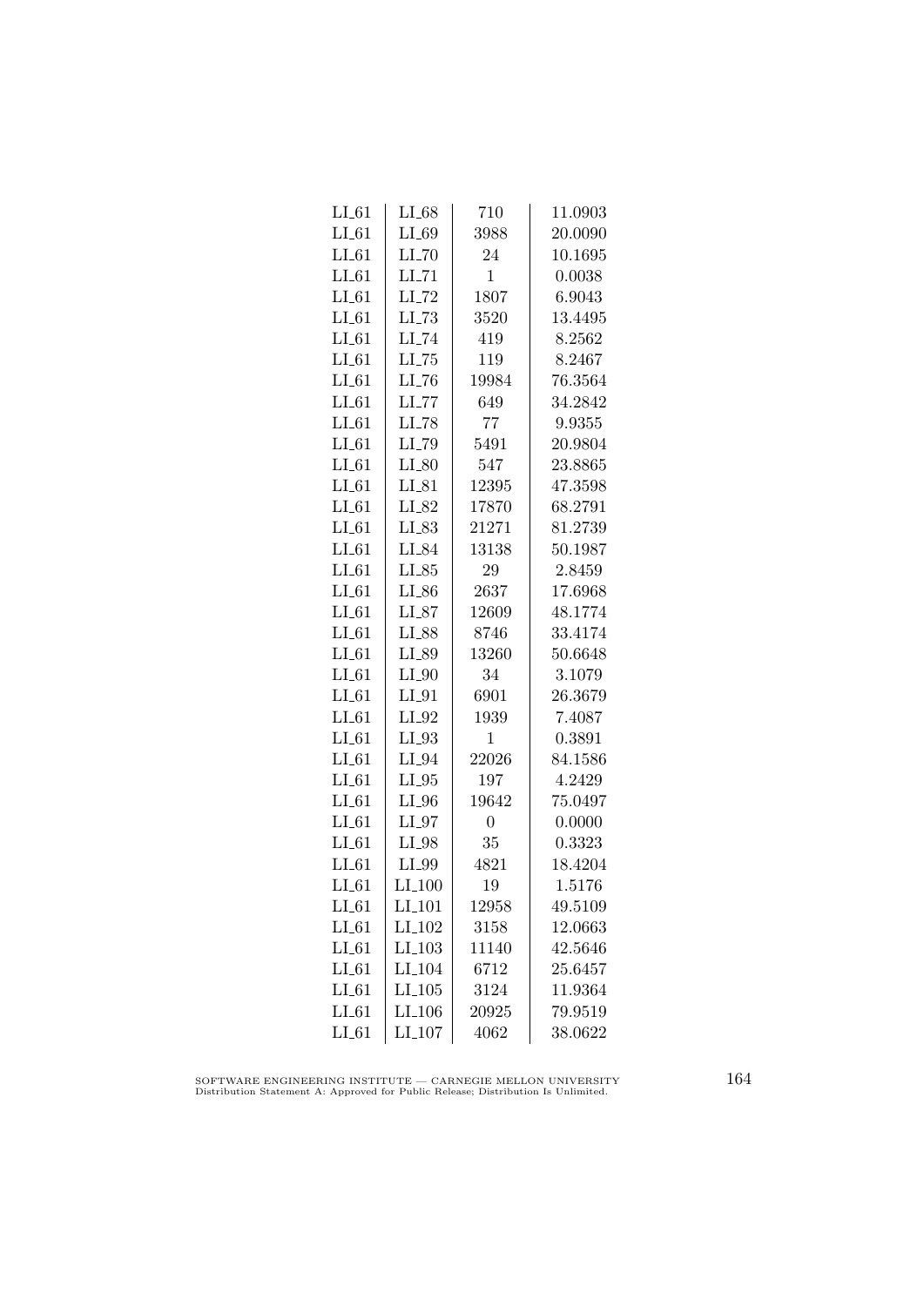| | | | |
|---|---|---|---|
| LI_61 | LI_68 | 710 | 11.0903 |
| LI_61 | LI_69 | 3988 | 20.0090 |
| LI_61 | LI_70 | 24 | 10.1695 |
| LI_61 | LI_71 | 1 | 0.0038 |
| LI_61 | LI_72 | 1807 | 6.9043 |
| LI_61 | LI_73 | 3520 | 13.4495 |
| LI_61 | LI_74 | 419 | 8.2562 |
| LI_61 | LI_75 | 119 | 8.2467 |
| LI_61 | LI_76 | 19984 | 76.3564 |
| LI_61 | LI_77 | 649 | 34.2842 |
| LI_61 | LI_78 | 77 | 9.9355 |
| LI_61 | LI_79 | 5491 | 20.9804 |
| LI_61 | LI_80 | 547 | 23.8865 |
| LI_61 | LI_81 | 12395 | 47.3598 |
| LI_61 | LI_82 | 17870 | 68.2791 |
| LI_61 | LI_83 | 21271 | 81.2739 |
| LI_61 | LI_84 | 13138 | 50.1987 |
| LI_61 | LI_85 | 29 | 2.8459 |
| LI_61 | LI_86 | 2637 | 17.6968 |
| LI_61 | LI_87 | 12609 | 48.1774 |
| LI_61 | LI_88 | 8746 | 33.4174 |
| LI_61 | LI_89 | 13260 | 50.6648 |
| LI_61 | LI_90 | 34 | 3.1079 |
| LI_61 | LI_91 | 6901 | 26.3679 |
| LI_61 | LI_92 | 1939 | 7.4087 |
| LI_61 | LI_93 | 1 | 0.3891 |
| LI_61 | LI_94 | 22026 | 84.1586 |
| LI_61 | LI_95 | 197 | 4.2429 |
| LI_61 | LI_96 | 19642 | 75.0497 |
| LI_61 | LI_97 | 0 | 0.0000 |
| LI_61 | LI_98 | 35 | 0.3323 |
| LI_61 | LI_99 | 4821 | 18.4204 |
| LI_61 | LI_100 | 19 | 1.5176 |
| LI_61 | LI_101 | 12958 | 49.5109 |
| LI_61 | LI_102 | 3158 | 12.0663 |
| LI_61 | LI_103 | 11140 | 42.5646 |
| LI_61 | LI_104 | 6712 | 25.6457 |
| LI_61 | LI_105 | 3124 | 11.9364 |
| LI_61 | LI_106 | 20925 | 79.9519 |
| LI_61 | LI_107 | 4062 | 38.0622 |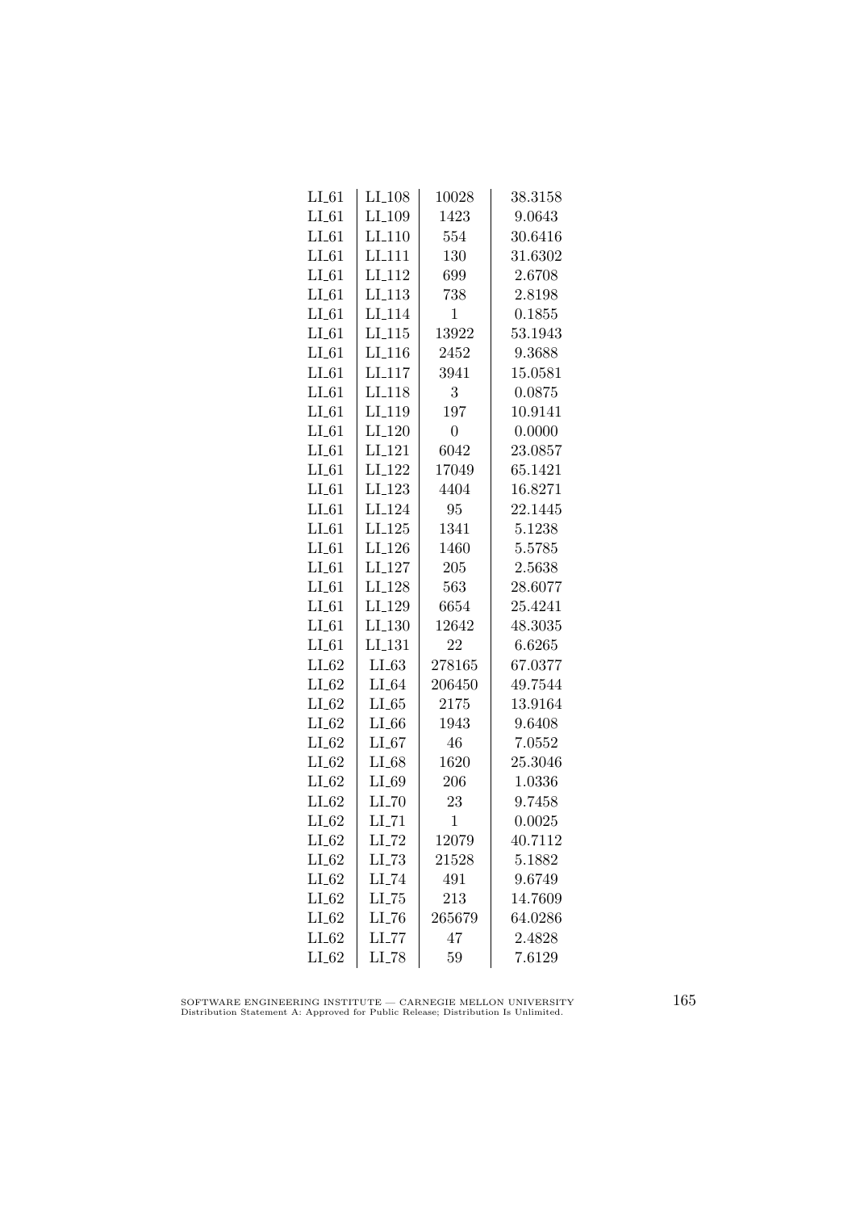| | | | |
|---|---|---|---|
| LI_61 | LI_108 | 10028 | 38.3158 |
| LI_61 | LI_109 | 1423 | 9.0643 |
| LI_61 | LI_110 | 554 | 30.6416 |
| LI_61 | LI_111 | 130 | 31.6302 |
| LI_61 | LI_112 | 699 | 2.6708 |
| LI_61 | LI_113 | 738 | 2.8198 |
| LI_61 | LI_114 | 1 | 0.1855 |
| LI_61 | LI_115 | 13922 | 53.1943 |
| LI_61 | LI_116 | 2452 | 9.3688 |
| LI_61 | LI_117 | 3941 | 15.0581 |
| LI_61 | LI_118 | 3 | 0.0875 |
| LI_61 | LI_119 | 197 | 10.9141 |
| LI_61 | LI_120 | 0 | 0.0000 |
| LI_61 | LI_121 | 6042 | 23.0857 |
| LI_61 | LI_122 | 17049 | 65.1421 |
| LI_61 | LI_123 | 4404 | 16.8271 |
| LI_61 | LI_124 | 95 | 22.1445 |
| LI_61 | LI_125 | 1341 | 5.1238 |
| LI_61 | LI_126 | 1460 | 5.5785 |
| LI_61 | LI_127 | 205 | 2.5638 |
| LI_61 | LI_128 | 563 | 28.6077 |
| LI_61 | LI_129 | 6654 | 25.4241 |
| LI_61 | LI_130 | 12642 | 48.3035 |
| LI_61 | LI_131 | 22 | 6.6265 |
| LI_62 | LI_63 | 278165 | 67.0377 |
| LI_62 | LI_64 | 206450 | 49.7544 |
| LI_62 | LI_65 | 2175 | 13.9164 |
| LI_62 | LI_66 | 1943 | 9.6408 |
| LI_62 | LI_67 | 46 | 7.0552 |
| LI_62 | LI_68 | 1620 | 25.3046 |
| LI_62 | LI_69 | 206 | 1.0336 |
| LI_62 | LI_70 | 23 | 9.7458 |
| LI_62 | LI_71 | 1 | 0.0025 |
| LI_62 | LI_72 | 12079 | 40.7112 |
| LI_62 | LI_73 | 21528 | 5.1882 |
| LI_62 | LI_74 | 491 | 9.6749 |
| LI_62 | LI_75 | 213 | 14.7609 |
| LI_62 | LI_76 | 265679 | 64.0286 |
| LI_62 | LI_77 | 47 | 2.4828 |
| LI_62 | LI_78 | 59 | 7.6129 |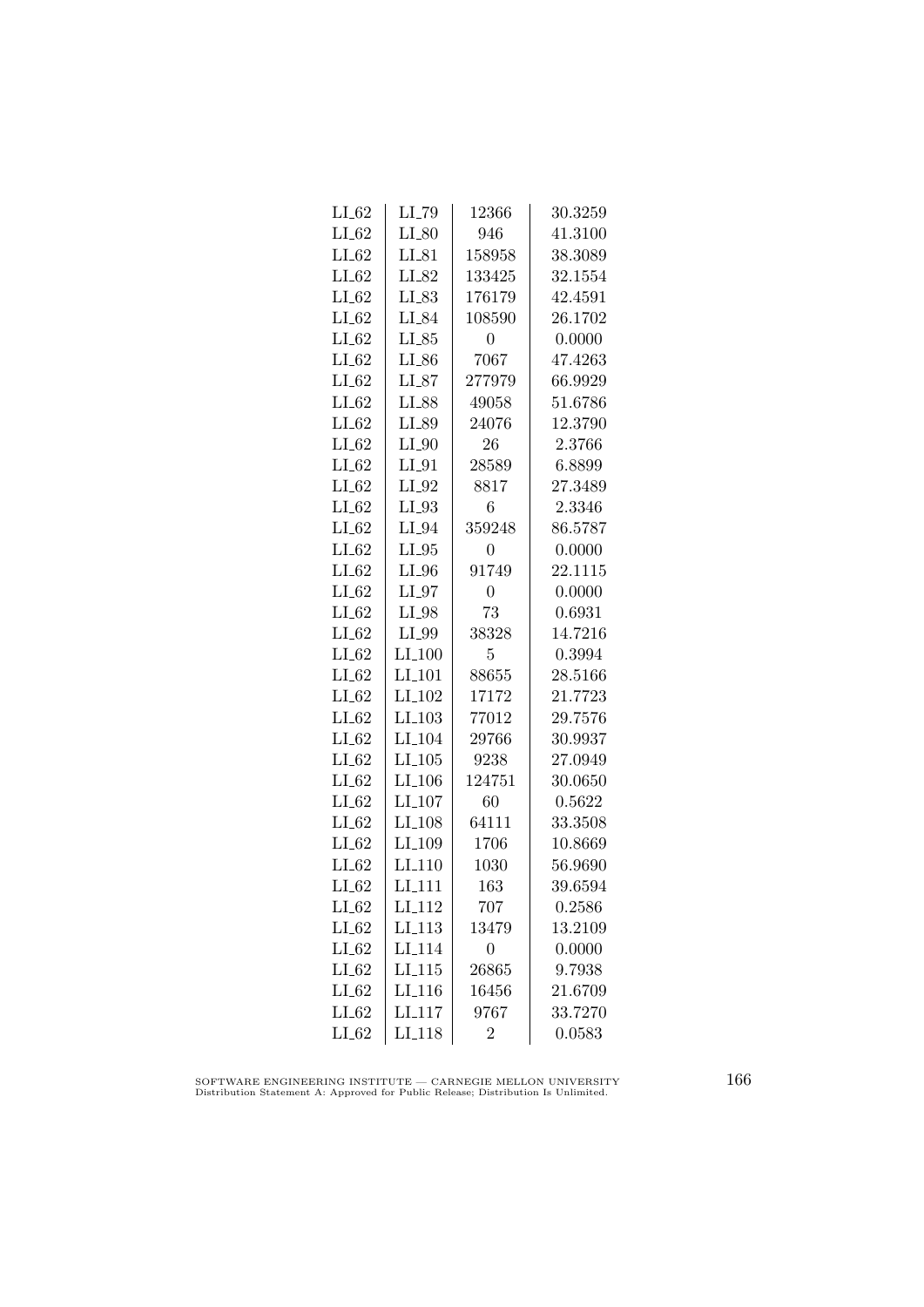| | | | |
|---|---|---|---|
| LI_62 | LI_79 | 12366 | 30.3259 |
| LI_62 | LI_80 | 946 | 41.3100 |
| LI_62 | LI_81 | 158958 | 38.3089 |
| LI_62 | LI_82 | 133425 | 32.1554 |
| LI_62 | LI_83 | 176179 | 42.4591 |
| LI_62 | LI_84 | 108590 | 26.1702 |
| LI_62 | LI_85 | 0 | 0.0000 |
| LI_62 | LI_86 | 7067 | 47.4263 |
| LI_62 | LI_87 | 277979 | 66.9929 |
| LI_62 | LI_88 | 49058 | 51.6786 |
| LI_62 | LI_89 | 24076 | 12.3790 |
| LI_62 | LI_90 | 26 | 2.3766 |
| LI_62 | LI_91 | 28589 | 6.8899 |
| LI_62 | LI_92 | 8817 | 27.3489 |
| LI_62 | LI_93 | 6 | 2.3346 |
| LI_62 | LI_94 | 359248 | 86.5787 |
| LI_62 | LI_95 | 0 | 0.0000 |
| LI_62 | LI_96 | 91749 | 22.1115 |
| LI_62 | LI_97 | 0 | 0.0000 |
| LI_62 | LI_98 | 73 | 0.6931 |
| LI_62 | LI_99 | 38328 | 14.7216 |
| LI_62 | LI_100 | 5 | 0.3994 |
| LI_62 | LI_101 | 88655 | 28.5166 |
| LI_62 | LI_102 | 17172 | 21.7723 |
| LI_62 | LI_103 | 77012 | 29.7576 |
| LI_62 | LI_104 | 29766 | 30.9937 |
| LI_62 | LI_105 | 9238 | 27.0949 |
| LI_62 | LI_106 | 124751 | 30.0650 |
| LI_62 | LI_107 | 60 | 0.5622 |
| LI_62 | LI_108 | 64111 | 33.3508 |
| LI_62 | LI_109 | 1706 | 10.8669 |
| LI_62 | LI_110 | 1030 | 56.9690 |
| LI_62 | LI_111 | 163 | 39.6594 |
| LI_62 | LI_112 | 707 | 0.2586 |
| LI_62 | LI_113 | 13479 | 13.2109 |
| LI_62 | LI_114 | 0 | 0.0000 |
| LI_62 | LI_115 | 26865 | 9.7938 |
| LI_62 | LI_116 | 16456 | 21.6709 |
| LI_62 | LI_117 | 9767 | 33.7270 |
| LI_62 | LI_118 | 2 | 0.0583 |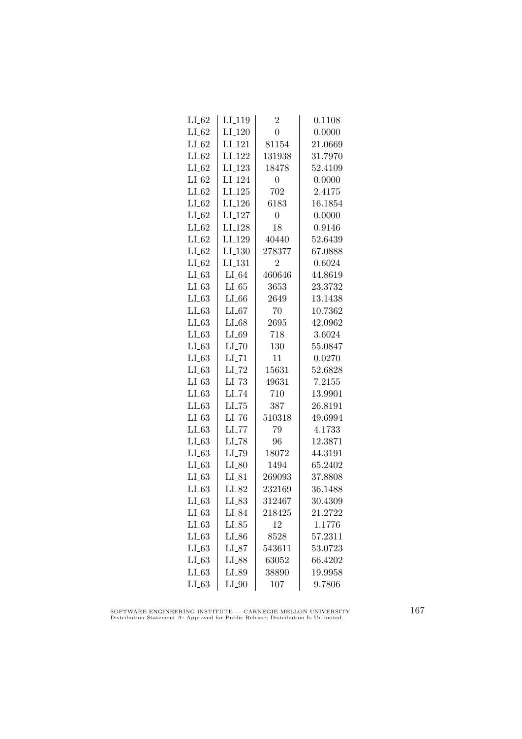| LI_62 | LI_119 | 2 | 0.1108 |
|---|---|---|---|
| LI_62 | LI_120 | 0 | 0.0000 |
| LI_62 | LI_121 | 81154 | 21.0669 |
| LI_62 | LI_122 | 131938 | 31.7970 |
| LI_62 | LI_123 | 18478 | 52.4109 |
| LI_62 | LI_124 | 0 | 0.0000 |
| LI_62 | LI_125 | 702 | 2.4175 |
| LI_62 | LI_126 | 6183 | 16.1854 |
| LI_62 | LI_127 | 0 | 0.0000 |
| LI_62 | LI_128 | 18 | 0.9146 |
| LI_62 | LI_129 | 40440 | 52.6439 |
| LI_62 | LI_130 | 278377 | 67.0888 |
| LI_62 | LI_131 | 2 | 0.6024 |
| LI_63 | LI_64 | 460646 | 44.8619 |
| LI_63 | LI_65 | 3653 | 23.3732 |
| LI_63 | LI_66 | 2649 | 13.1438 |
| LI_63 | LI_67 | 70 | 10.7362 |
| LI_63 | LI_68 | 2695 | 42.0962 |
| LI_63 | LI_69 | 718 | 3.6024 |
| LI_63 | LI_70 | 130 | 55.0847 |
| LI_63 | LI_71 | 11 | 0.0270 |
| LI_63 | LI_72 | 15631 | 52.6828 |
| LI_63 | LI_73 | 49631 | 7.2155 |
| LI_63 | LI_74 | 710 | 13.9901 |
| LI_63 | LI_75 | 387 | 26.8191 |
| LI_63 | LI_76 | 510318 | 49.6994 |
| LI_63 | LI_77 | 79 | 4.1733 |
| LI_63 | LI_78 | 96 | 12.3871 |
| LI_63 | LI_79 | 18072 | 44.3191 |
| LI_63 | LI_80 | 1494 | 65.2402 |
| LI_63 | LI_81 | 269093 | 37.8808 |
| LI_63 | LI_82 | 232169 | 36.1488 |
| LI_63 | LI_83 | 312467 | 30.4309 |
| LI_63 | LI_84 | 218425 | 21.2722 |
| LI_63 | LI_85 | 12 | 1.1776 |
| LI_63 | LI_86 | 8528 | 57.2311 |
| LI_63 | LI_87 | 543611 | 53.0723 |
| LI_63 | LI_88 | 63052 | 66.4202 |
| LI_63 | LI_89 | 38890 | 19.9958 |
| LI_63 | LI_90 | 107 | 9.7806 |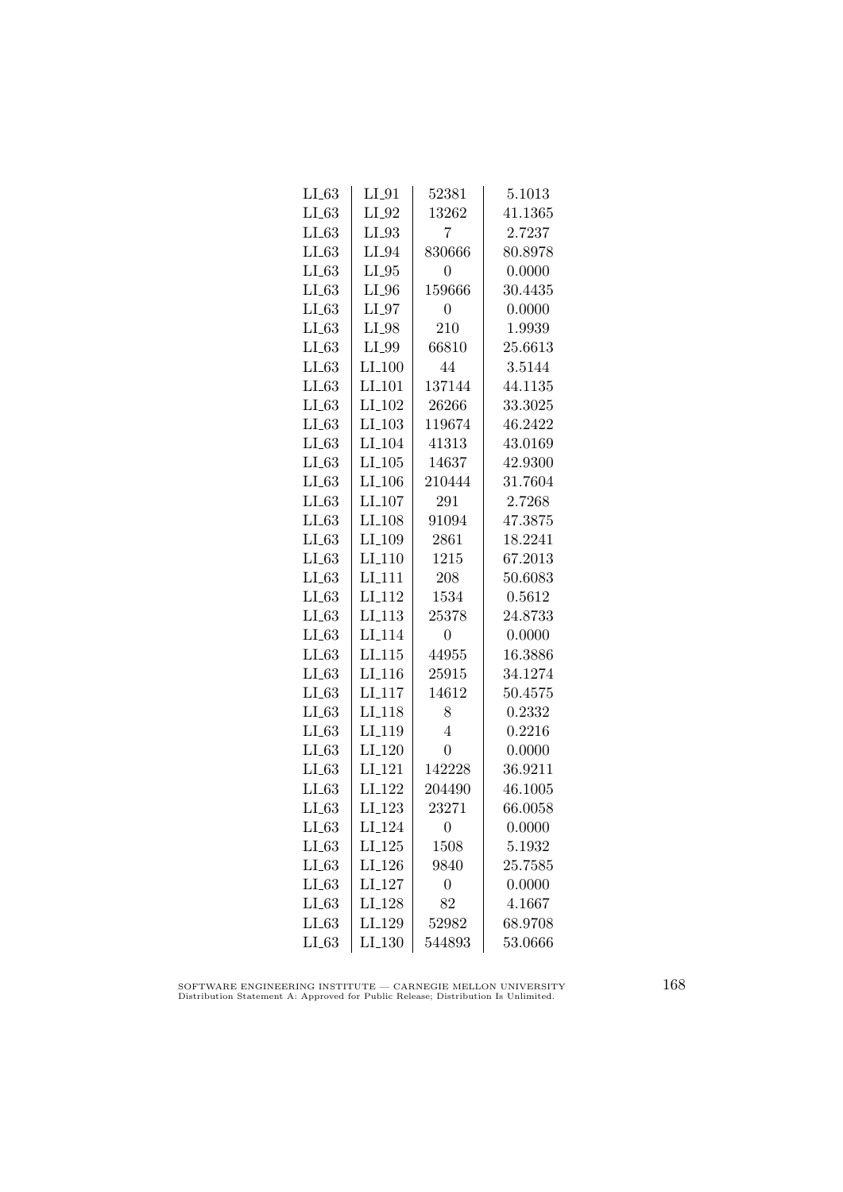| LI_63 | LI_91 | 52381 | 5.1013 |
|---|---|---|---|
| LI_63 | LI_92 | 13262 | 41.1365 |
| LI_63 | LI_93 | 7 | 2.7237 |
| LI_63 | LI_94 | 830666 | 80.8978 |
| LI_63 | LI_95 | 0 | 0.0000 |
| LI_63 | LI_96 | 159666 | 30.4435 |
| LI_63 | LI_97 | 0 | 0.0000 |
| LI_63 | LI_98 | 210 | 1.9939 |
| LI_63 | LI_99 | 66810 | 25.6613 |
| LI_63 | LI_100 | 44 | 3.5144 |
| LI_63 | LI_101 | 137144 | 44.1135 |
| LI_63 | LI_102 | 26266 | 33.3025 |
| LI_63 | LI_103 | 119674 | 46.2422 |
| LI_63 | LI_104 | 41313 | 43.0169 |
| LI_63 | LI_105 | 14637 | 42.9300 |
| LI_63 | LI_106 | 210444 | 31.7604 |
| LI_63 | LI_107 | 291 | 2.7268 |
| LI_63 | LI_108 | 91094 | 47.3875 |
| LI_63 | LI_109 | 2861 | 18.2241 |
| LI_63 | LI_110 | 1215 | 67.2013 |
| LI_63 | LI_111 | 208 | 50.6083 |
| LI_63 | LI_112 | 1534 | 0.5612 |
| LI_63 | LI_113 | 25378 | 24.8733 |
| LI_63 | LI_114 | 0 | 0.0000 |
| LI_63 | LI_115 | 44955 | 16.3886 |
| LI_63 | LI_116 | 25915 | 34.1274 |
| LI_63 | LI_117 | 14612 | 50.4575 |
| LI_63 | LI_118 | 8 | 0.2332 |
| LI_63 | LI_119 | 4 | 0.2216 |
| LI_63 | LI_120 | 0 | 0.0000 |
| LI_63 | LI_121 | 142228 | 36.9211 |
| LI_63 | LI_122 | 204490 | 46.1005 |
| LI_63 | LI_123 | 23271 | 66.0058 |
| LI_63 | LI_124 | 0 | 0.0000 |
| LI_63 | LI_125 | 1508 | 5.1932 |
| LI_63 | LI_126 | 9840 | 25.7585 |
| LI_63 | LI_127 | 0 | 0.0000 |
| LI_63 | LI_128 | 82 | 4.1667 |
| LI_63 | LI_129 | 52982 | 68.9708 |
| LI_63 | LI_130 | 544893 | 53.0666 |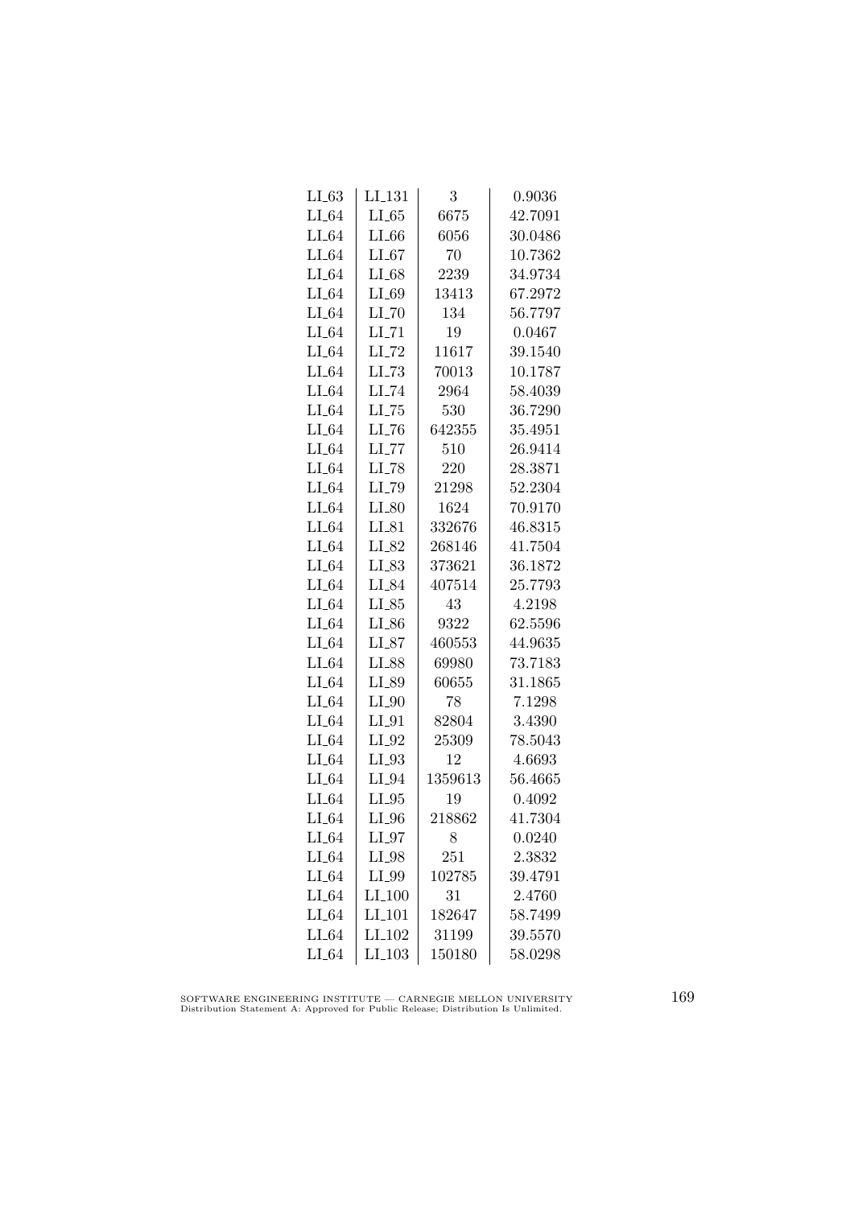| LI_63 | LI_131 | 3 | 0.9036 |
|---|---|---|---|
| LI_64 | LI_65 | 6675 | 42.7091 |
| LI_64 | LI_66 | 6056 | 30.0486 |
| LI_64 | LI_67 | 70 | 10.7362 |
| LI_64 | LI_68 | 2239 | 34.9734 |
| LI_64 | LI_69 | 13413 | 67.2972 |
| LI_64 | LI_70 | 134 | 56.7797 |
| LI_64 | LI_71 | 19 | 0.0467 |
| LI_64 | LI_72 | 11617 | 39.1540 |
| LI_64 | LI_73 | 70013 | 10.1787 |
| LI_64 | LI_74 | 2964 | 58.4039 |
| LI_64 | LI_75 | 530 | 36.7290 |
| LI_64 | LI_76 | 642355 | 35.4951 |
| LI_64 | LI_77 | 510 | 26.9414 |
| LI_64 | LI_78 | 220 | 28.3871 |
| LI_64 | LI_79 | 21298 | 52.2304 |
| LI_64 | LI_80 | 1624 | 70.9170 |
| LI_64 | LI_81 | 332676 | 46.8315 |
| LI_64 | LI_82 | 268146 | 41.7504 |
| LI_64 | LI_83 | 373621 | 36.1872 |
| LI_64 | LI_84 | 407514 | 25.7793 |
| LI_64 | LI_85 | 43 | 4.2198 |
| LI_64 | LI_86 | 9322 | 62.5596 |
| LI_64 | LI_87 | 460553 | 44.9635 |
| LI_64 | LI_88 | 69980 | 73.7183 |
| LI_64 | LI_89 | 60655 | 31.1865 |
| LI_64 | LI_90 | 78 | 7.1298 |
| LI_64 | LI_91 | 82804 | 3.4390 |
| LI_64 | LI_92 | 25309 | 78.5043 |
| LI_64 | LI_93 | 12 | 4.6693 |
| LI_64 | LI_94 | 1359613 | 56.4665 |
| LI_64 | LI_95 | 19 | 0.4092 |
| LI_64 | LI_96 | 218862 | 41.7304 |
| LI_64 | LI_97 | 8 | 0.0240 |
| LI_64 | LI_98 | 251 | 2.3832 |
| LI_64 | LI_99 | 102785 | 39.4791 |
| LI_64 | LI_100 | 31 | 2.4760 |
| LI_64 | LI_101 | 182647 | 58.7499 |
| LI_64 | LI_102 | 31199 | 39.5570 |
| LI_64 | LI_103 | 150180 | 58.0298 |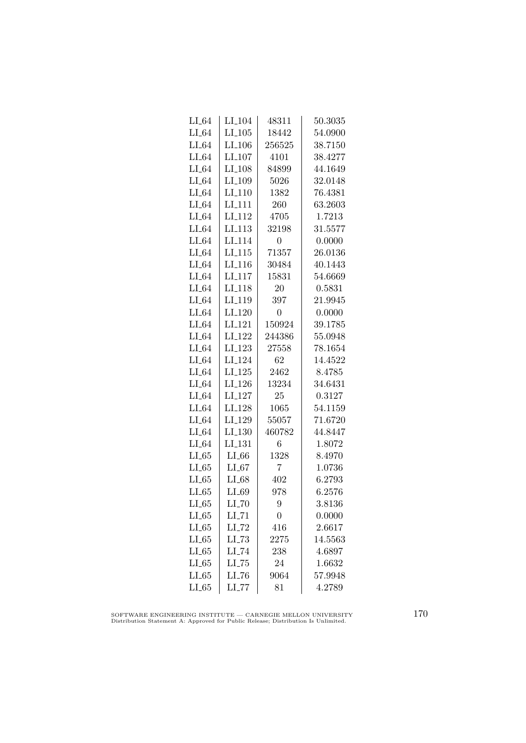| | | | |
|---|---|---|---|
| LI_64 | LI_104 | 48311 | 50.3035 |
| LI_64 | LI_105 | 18442 | 54.0900 |
| LI_64 | LI_106 | 256525 | 38.7150 |
| LI_64 | LI_107 | 4101 | 38.4277 |
| LI_64 | LI_108 | 84899 | 44.1649 |
| LI_64 | LI_109 | 5026 | 32.0148 |
| LI_64 | LI_110 | 1382 | 76.4381 |
| LI_64 | LI_111 | 260 | 63.2603 |
| LI_64 | LI_112 | 4705 | 1.7213 |
| LI_64 | LI_113 | 32198 | 31.5577 |
| LI_64 | LI_114 | 0 | 0.0000 |
| LI_64 | LI_115 | 71357 | 26.0136 |
| LI_64 | LI_116 | 30484 | 40.1443 |
| LI_64 | LI_117 | 15831 | 54.6669 |
| LI_64 | LI_118 | 20 | 0.5831 |
| LI_64 | LI_119 | 397 | 21.9945 |
| LI_64 | LI_120 | 0 | 0.0000 |
| LI_64 | LI_121 | 150924 | 39.1785 |
| LI_64 | LI_122 | 244386 | 55.0948 |
| LI_64 | LI_123 | 27558 | 78.1654 |
| LI_64 | LI_124 | 62 | 14.4522 |
| LI_64 | LI_125 | 2462 | 8.4785 |
| LI_64 | LI_126 | 13234 | 34.6431 |
| LI_64 | LI_127 | 25 | 0.3127 |
| LI_64 | LI_128 | 1065 | 54.1159 |
| LI_64 | LI_129 | 55057 | 71.6720 |
| LI_64 | LI_130 | 460782 | 44.8447 |
| LI_64 | LI_131 | 6 | 1.8072 |
| LI_65 | LI_66 | 1328 | 8.4970 |
| LI_65 | LI_67 | 7 | 1.0736 |
| LI_65 | LI_68 | 402 | 6.2793 |
| LI_65 | LI_69 | 978 | 6.2576 |
| LI_65 | LI_70 | 9 | 3.8136 |
| LI_65 | LI_71 | 0 | 0.0000 |
| LI_65 | LI_72 | 416 | 2.6617 |
| LI_65 | LI_73 | 2275 | 14.5563 |
| LI_65 | LI_74 | 238 | 4.6897 |
| LI_65 | LI_75 | 24 | 1.6632 |
| LI_65 | LI_76 | 9064 | 57.9948 |
| LI_65 | LI_77 | 81 | 4.2789 |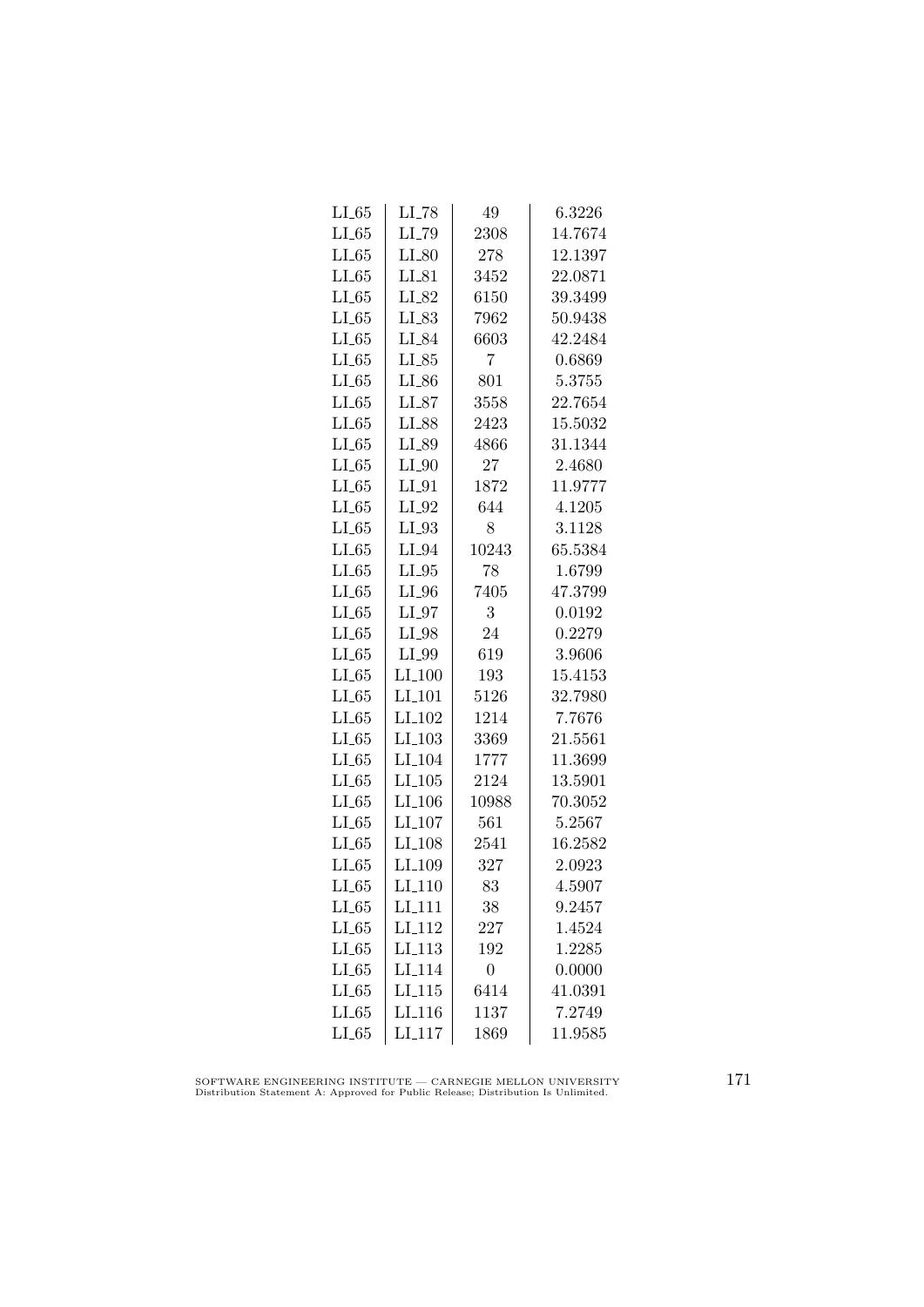| | | | |
|---|---|---|---|
| LI_65 | LI_78 | 49 | 6.3226 |
| LI_65 | LI_79 | 2308 | 14.7674 |
| LI_65 | LI_80 | 278 | 12.1397 |
| LI_65 | LI_81 | 3452 | 22.0871 |
| LI_65 | LI_82 | 6150 | 39.3499 |
| LI_65 | LI_83 | 7962 | 50.9438 |
| LI_65 | LI_84 | 6603 | 42.2484 |
| LI_65 | LI_85 | 7 | 0.6869 |
| LI_65 | LI_86 | 801 | 5.3755 |
| LI_65 | LI_87 | 3558 | 22.7654 |
| LI_65 | LI_88 | 2423 | 15.5032 |
| LI_65 | LI_89 | 4866 | 31.1344 |
| LI_65 | LI_90 | 27 | 2.4680 |
| LI_65 | LI_91 | 1872 | 11.9777 |
| LI_65 | LI_92 | 644 | 4.1205 |
| LI_65 | LI_93 | 8 | 3.1128 |
| LI_65 | LI_94 | 10243 | 65.5384 |
| LI_65 | LI_95 | 78 | 1.6799 |
| LI_65 | LI_96 | 7405 | 47.3799 |
| LI_65 | LI_97 | 3 | 0.0192 |
| LI_65 | LI_98 | 24 | 0.2279 |
| LI_65 | LI_99 | 619 | 3.9606 |
| LI_65 | LI_100 | 193 | 15.4153 |
| LI_65 | LI_101 | 5126 | 32.7980 |
| LI_65 | LI_102 | 1214 | 7.7676 |
| LI_65 | LI_103 | 3369 | 21.5561 |
| LI_65 | LI_104 | 1777 | 11.3699 |
| LI_65 | LI_105 | 2124 | 13.5901 |
| LI_65 | LI_106 | 10988 | 70.3052 |
| LI_65 | LI_107 | 561 | 5.2567 |
| LI_65 | LI_108 | 2541 | 16.2582 |
| LI_65 | LI_109 | 327 | 2.0923 |
| LI_65 | LI_110 | 83 | 4.5907 |
| LI_65 | LI_111 | 38 | 9.2457 |
| LI_65 | LI_112 | 227 | 1.4524 |
| LI_65 | LI_113 | 192 | 1.2285 |
| LI_65 | LI_114 | 0 | 0.0000 |
| LI_65 | LI_115 | 6414 | 41.0391 |
| LI_65 | LI_116 | 1137 | 7.2749 |
| LI_65 | LI_117 | 1869 | 11.9585 |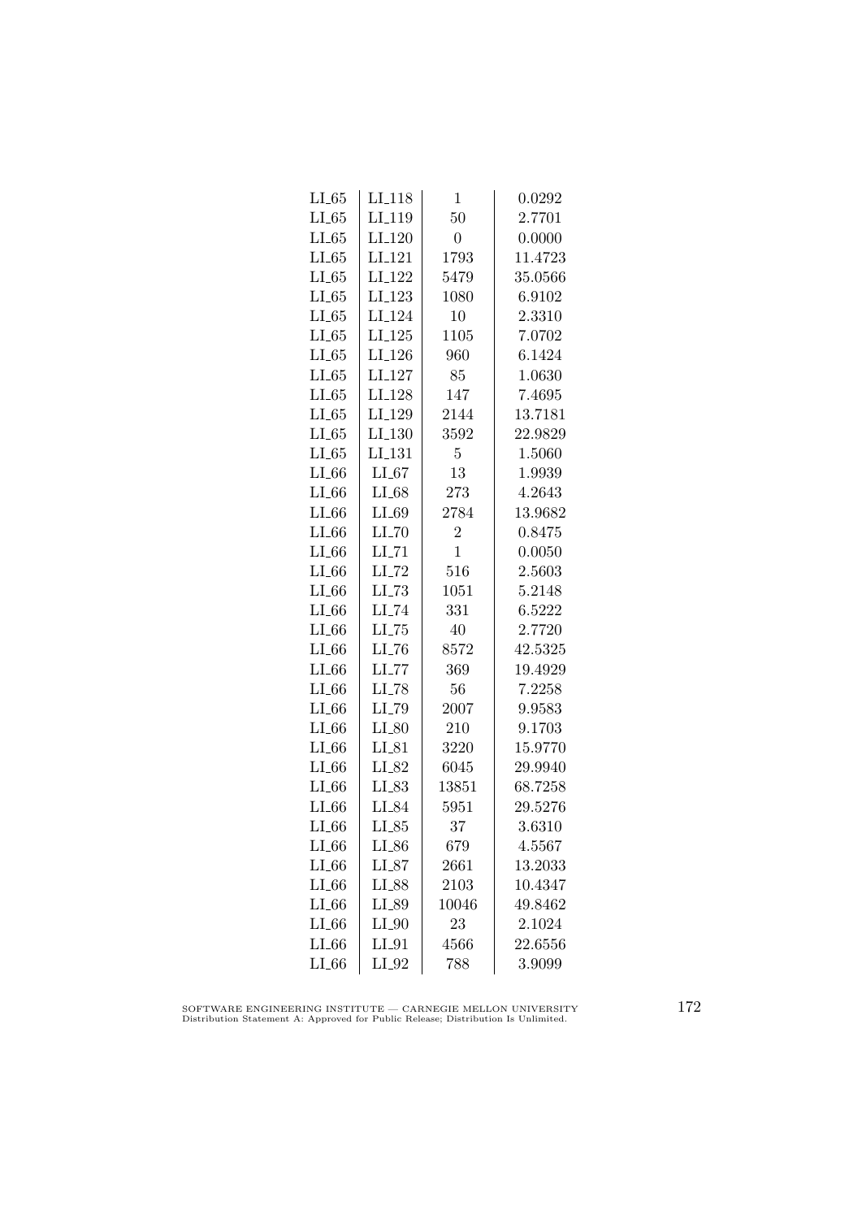| LI_65 | LI_118 | 1 | 0.0292 |
|---|---|---|---|
| LI_65 | LI_119 | 50 | 2.7701 |
| LI_65 | LI_120 | 0 | 0.0000 |
| LI_65 | LI_121 | 1793 | 11.4723 |
| LI_65 | LI_122 | 5479 | 35.0566 |
| LI_65 | LI_123 | 1080 | 6.9102 |
| LI_65 | LI_124 | 10 | 2.3310 |
| LI_65 | LI_125 | 1105 | 7.0702 |
| LI_65 | LI_126 | 960 | 6.1424 |
| LI_65 | LI_127 | 85 | 1.0630 |
| LI_65 | LI_128 | 147 | 7.4695 |
| LI_65 | LI_129 | 2144 | 13.7181 |
| LI_65 | LI_130 | 3592 | 22.9829 |
| LI_65 | LI_131 | 5 | 1.5060 |
| LI_66 | LI_67 | 13 | 1.9939 |
| LI_66 | LI_68 | 273 | 4.2643 |
| LI_66 | LI_69 | 2784 | 13.9682 |
| LI_66 | LI_70 | 2 | 0.8475 |
| LI_66 | LI_71 | 1 | 0.0050 |
| LI_66 | LI_72 | 516 | 2.5603 |
| LI_66 | LI_73 | 1051 | 5.2148 |
| LI_66 | LI_74 | 331 | 6.5222 |
| LI_66 | LI_75 | 40 | 2.7720 |
| LI_66 | LI_76 | 8572 | 42.5325 |
| LI_66 | LI_77 | 369 | 19.4929 |
| LI_66 | LI_78 | 56 | 7.2258 |
| LI_66 | LI_79 | 2007 | 9.9583 |
| LI_66 | LI_80 | 210 | 9.1703 |
| LI_66 | LI_81 | 3220 | 15.9770 |
| LI_66 | LI_82 | 6045 | 29.9940 |
| LI_66 | LI_83 | 13851 | 68.7258 |
| LI_66 | LI_84 | 5951 | 29.5276 |
| LI_66 | LI_85 | 37 | 3.6310 |
| LI_66 | LI_86 | 679 | 4.5567 |
| LI_66 | LI_87 | 2661 | 13.2033 |
| LI_66 | LI_88 | 2103 | 10.4347 |
| LI_66 | LI_89 | 10046 | 49.8462 |
| LI_66 | LI_90 | 23 | 2.1024 |
| LI_66 | LI_91 | 4566 | 22.6556 |
| LI_66 | LI_92 | 788 | 3.9099 |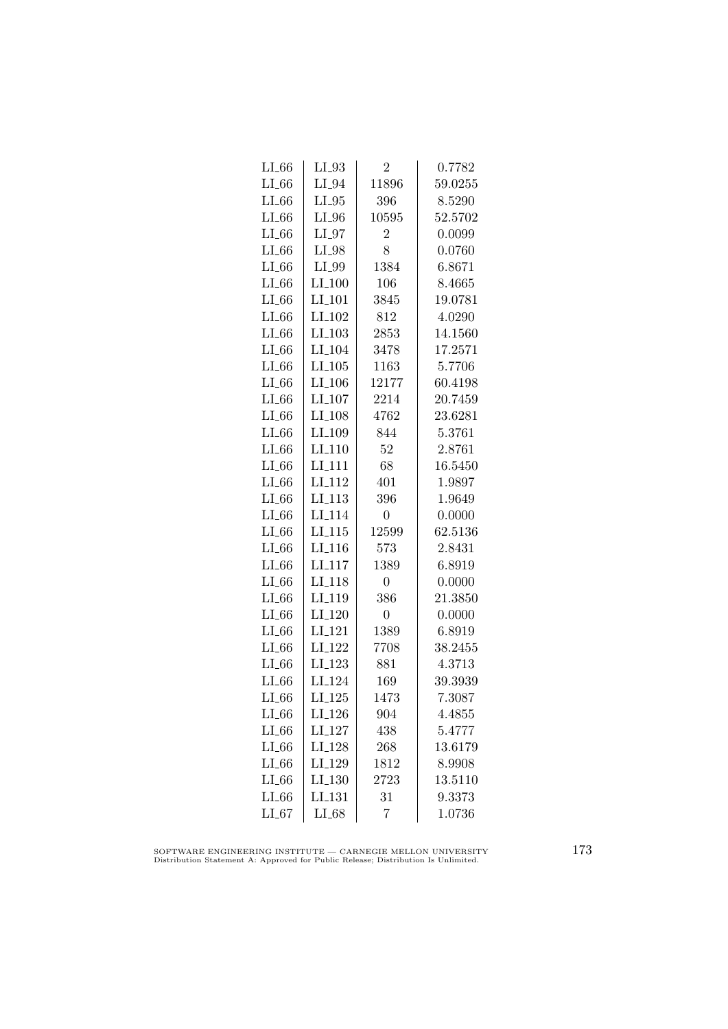| | | | |
|---|---|---|---|
| LI_66 | LI_93 | 2 | 0.7782 |
| LI_66 | LI_94 | 11896 | 59.0255 |
| LI_66 | LI_95 | 396 | 8.5290 |
| LI_66 | LI_96 | 10595 | 52.5702 |
| LI_66 | LI_97 | 2 | 0.0099 |
| LI_66 | LI_98 | 8 | 0.0760 |
| LI_66 | LI_99 | 1384 | 6.8671 |
| LI_66 | LI_100 | 106 | 8.4665 |
| LI_66 | LI_101 | 3845 | 19.0781 |
| LI_66 | LI_102 | 812 | 4.0290 |
| LI_66 | LI_103 | 2853 | 14.1560 |
| LI_66 | LI_104 | 3478 | 17.2571 |
| LI_66 | LI_105 | 1163 | 5.7706 |
| LI_66 | LI_106 | 12177 | 60.4198 |
| LI_66 | LI_107 | 2214 | 20.7459 |
| LI_66 | LI_108 | 4762 | 23.6281 |
| LI_66 | LI_109 | 844 | 5.3761 |
| LI_66 | LI_110 | 52 | 2.8761 |
| LI_66 | LI_111 | 68 | 16.5450 |
| LI_66 | LI_112 | 401 | 1.9897 |
| LI_66 | LI_113 | 396 | 1.9649 |
| LI_66 | LI_114 | 0 | 0.0000 |
| LI_66 | LI_115 | 12599 | 62.5136 |
| LI_66 | LI_116 | 573 | 2.8431 |
| LI_66 | LI_117 | 1389 | 6.8919 |
| LI_66 | LI_118 | 0 | 0.0000 |
| LI_66 | LI_119 | 386 | 21.3850 |
| LI_66 | LI_120 | 0 | 0.0000 |
| LI_66 | LI_121 | 1389 | 6.8919 |
| LI_66 | LI_122 | 7708 | 38.2455 |
| LI_66 | LI_123 | 881 | 4.3713 |
| LI_66 | LI_124 | 169 | 39.3939 |
| LI_66 | LI_125 | 1473 | 7.3087 |
| LI_66 | LI_126 | 904 | 4.4855 |
| LI_66 | LI_127 | 438 | 5.4777 |
| LI_66 | LI_128 | 268 | 13.6179 |
| LI_66 | LI_129 | 1812 | 8.9908 |
| LI_66 | LI_130 | 2723 | 13.5110 |
| LI_66 | LI_131 | 31 | 9.3373 |
| LI_67 | LI_68 | 7 | 1.0736 |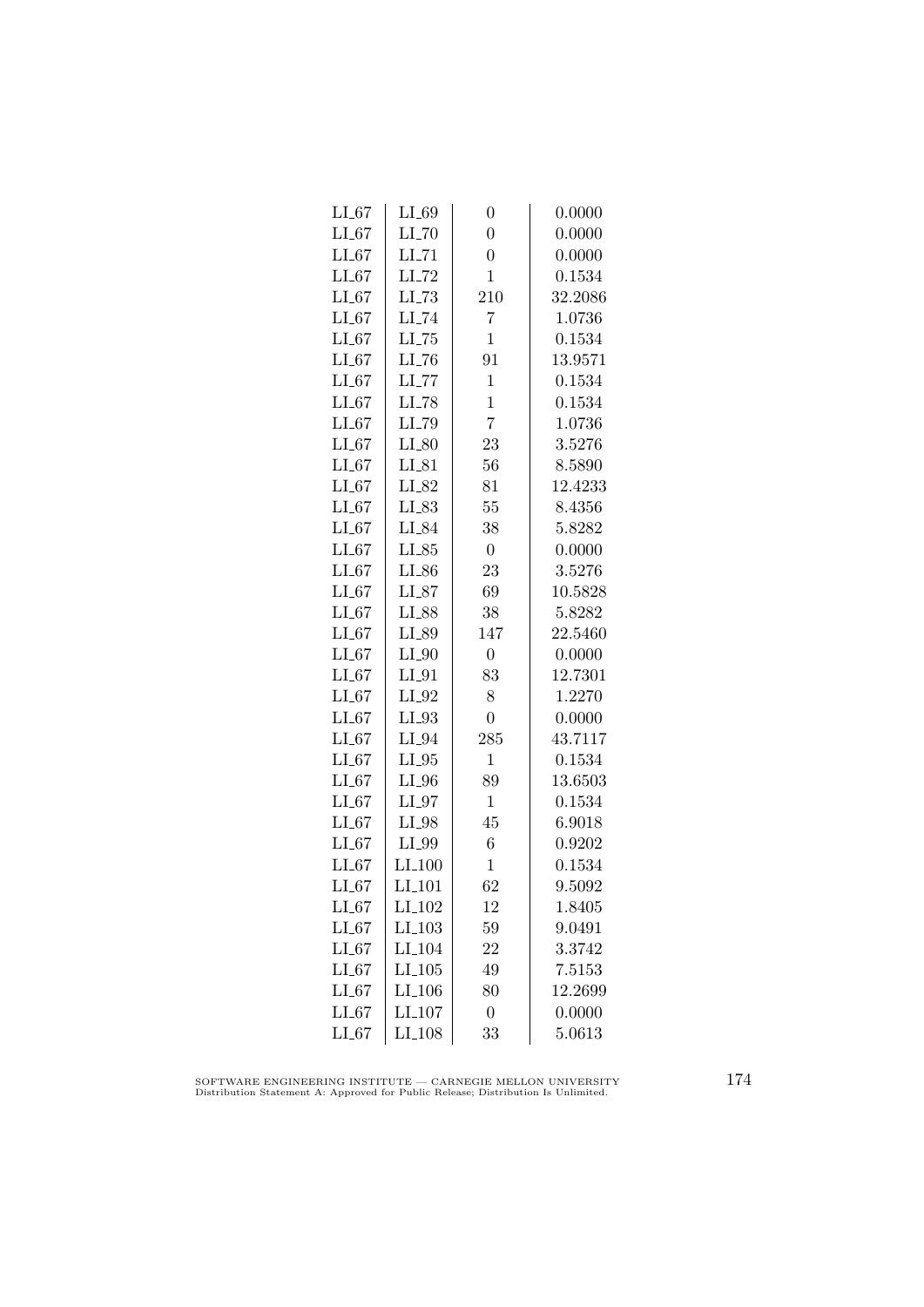| | | | |
|---|---|---|---|
| LI_67 | LI_69 | 0 | 0.0000 |
| LI_67 | LI_70 | 0 | 0.0000 |
| LI_67 | LI_71 | 0 | 0.0000 |
| LI_67 | LI_72 | 1 | 0.1534 |
| LI_67 | LI_73 | 210 | 32.2086 |
| LI_67 | LI_74 | 7 | 1.0736 |
| LI_67 | LI_75 | 1 | 0.1534 |
| LI_67 | LI_76 | 91 | 13.9571 |
| LI_67 | LI_77 | 1 | 0.1534 |
| LI_67 | LI_78 | 1 | 0.1534 |
| LI_67 | LI_79 | 7 | 1.0736 |
| LI_67 | LI_80 | 23 | 3.5276 |
| LI_67 | LI_81 | 56 | 8.5890 |
| LI_67 | LI_82 | 81 | 12.4233 |
| LI_67 | LI_83 | 55 | 8.4356 |
| LI_67 | LI_84 | 38 | 5.8282 |
| LI_67 | LI_85 | 0 | 0.0000 |
| LI_67 | LI_86 | 23 | 3.5276 |
| LI_67 | LI_87 | 69 | 10.5828 |
| LI_67 | LI_88 | 38 | 5.8282 |
| LI_67 | LI_89 | 147 | 22.5460 |
| LI_67 | LI_90 | 0 | 0.0000 |
| LI_67 | LI_91 | 83 | 12.7301 |
| LI_67 | LI_92 | 8 | 1.2270 |
| LI_67 | LI_93 | 0 | 0.0000 |
| LI_67 | LI_94 | 285 | 43.7117 |
| LI_67 | LI_95 | 1 | 0.1534 |
| LI_67 | LI_96 | 89 | 13.6503 |
| LI_67 | LI_97 | 1 | 0.1534 |
| LI_67 | LI_98 | 45 | 6.9018 |
| LI_67 | LI_99 | 6 | 0.9202 |
| LI_67 | LI_100 | 1 | 0.1534 |
| LI_67 | LI_101 | 62 | 9.5092 |
| LI_67 | LI_102 | 12 | 1.8405 |
| LI_67 | LI_103 | 59 | 9.0491 |
| LI_67 | LI_104 | 22 | 3.3742 |
| LI_67 | LI_105 | 49 | 7.5153 |
| LI_67 | LI_106 | 80 | 12.2699 |
| LI_67 | LI_107 | 0 | 0.0000 |
| LI_67 | LI_108 | 33 | 5.0613 |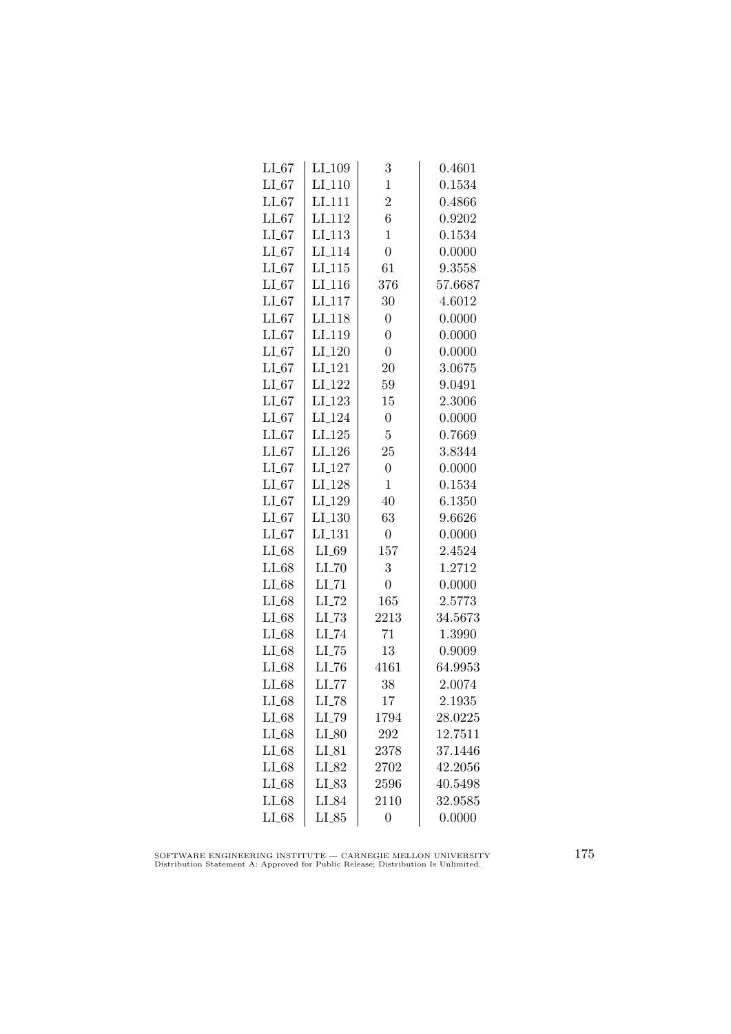| | | | |
|---|---|---|---|
| LI_67 | LI_109 | 3 | 0.4601 |
| LI_67 | LI_110 | 1 | 0.1534 |
| LI_67 | LI_111 | 2 | 0.4866 |
| LI_67 | LI_112 | 6 | 0.9202 |
| LI_67 | LI_113 | 1 | 0.1534 |
| LI_67 | LI_114 | 0 | 0.0000 |
| LI_67 | LI_115 | 61 | 9.3558 |
| LI_67 | LI_116 | 376 | 57.6687 |
| LI_67 | LI_117 | 30 | 4.6012 |
| LI_67 | LI_118 | 0 | 0.0000 |
| LI_67 | LI_119 | 0 | 0.0000 |
| LI_67 | LI_120 | 0 | 0.0000 |
| LI_67 | LI_121 | 20 | 3.0675 |
| LI_67 | LI_122 | 59 | 9.0491 |
| LI_67 | LI_123 | 15 | 2.3006 |
| LI_67 | LI_124 | 0 | 0.0000 |
| LI_67 | LI_125 | 5 | 0.7669 |
| LI_67 | LI_126 | 25 | 3.8344 |
| LI_67 | LI_127 | 0 | 0.0000 |
| LI_67 | LI_128 | 1 | 0.1534 |
| LI_67 | LI_129 | 40 | 6.1350 |
| LI_67 | LI_130 | 63 | 9.6626 |
| LI_67 | LI_131 | 0 | 0.0000 |
| LI_68 | LI_69 | 157 | 2.4524 |
| LI_68 | LI_70 | 3 | 1.2712 |
| LI_68 | LI_71 | 0 | 0.0000 |
| LI_68 | LI_72 | 165 | 2.5773 |
| LI_68 | LI_73 | 2213 | 34.5673 |
| LI_68 | LI_74 | 71 | 1.3990 |
| LI_68 | LI_75 | 13 | 0.9009 |
| LI_68 | LI_76 | 4161 | 64.9953 |
| LI_68 | LI_77 | 38 | 2.0074 |
| LI_68 | LI_78 | 17 | 2.1935 |
| LI_68 | LI_79 | 1794 | 28.0225 |
| LI_68 | LI_80 | 292 | 12.7511 |
| LI_68 | LI_81 | 2378 | 37.1446 |
| LI_68 | LI_82 | 2702 | 42.2056 |
| LI_68 | LI_83 | 2596 | 40.5498 |
| LI_68 | LI_84 | 2110 | 32.9585 |
| LI_68 | LI_85 | 0 | 0.0000 |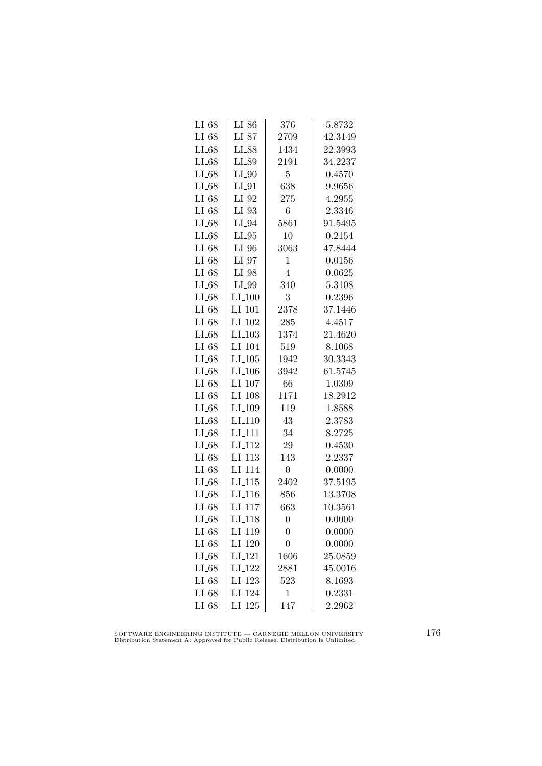| LI_68 | LI_86 | 376 | 5.8732 |
|---|---|---|---|
| LI_68 | LI_87 | 2709 | 42.3149 |
| LI_68 | LI_88 | 1434 | 22.3993 |
| LI_68 | LI_89 | 2191 | 34.2237 |
| LI_68 | LI_90 | 5 | 0.4570 |
| LI_68 | LI_91 | 638 | 9.9656 |
| LI_68 | LI_92 | 275 | 4.2955 |
| LI_68 | LI_93 | 6 | 2.3346 |
| LI_68 | LI_94 | 5861 | 91.5495 |
| LI_68 | LI_95 | 10 | 0.2154 |
| LI_68 | LI_96 | 3063 | 47.8444 |
| LI_68 | LI_97 | 1 | 0.0156 |
| LI_68 | LI_98 | 4 | 0.0625 |
| LI_68 | LI_99 | 340 | 5.3108 |
| LI_68 | LI_100 | 3 | 0.2396 |
| LI_68 | LI_101 | 2378 | 37.1446 |
| LI_68 | LI_102 | 285 | 4.4517 |
| LI_68 | LI_103 | 1374 | 21.4620 |
| LI_68 | LI_104 | 519 | 8.1068 |
| LI_68 | LI_105 | 1942 | 30.3343 |
| LI_68 | LI_106 | 3942 | 61.5745 |
| LI_68 | LI_107 | 66 | 1.0309 |
| LI_68 | LI_108 | 1171 | 18.2912 |
| LI_68 | LI_109 | 119 | 1.8588 |
| LI_68 | LI_110 | 43 | 2.3783 |
| LI_68 | LI_111 | 34 | 8.2725 |
| LI_68 | LI_112 | 29 | 0.4530 |
| LI_68 | LI_113 | 143 | 2.2337 |
| LI_68 | LI_114 | 0 | 0.0000 |
| LI_68 | LI_115 | 2402 | 37.5195 |
| LI_68 | LI_116 | 856 | 13.3708 |
| LI_68 | LI_117 | 663 | 10.3561 |
| LI_68 | LI_118 | 0 | 0.0000 |
| LI_68 | LI_119 | 0 | 0.0000 |
| LI_68 | LI_120 | 0 | 0.0000 |
| LI_68 | LI_121 | 1606 | 25.0859 |
| LI_68 | LI_122 | 2881 | 45.0016 |
| LI_68 | LI_123 | 523 | 8.1693 |
| LI_68 | LI_124 | 1 | 0.2331 |
| LI_68 | LI_125 | 147 | 2.2962 |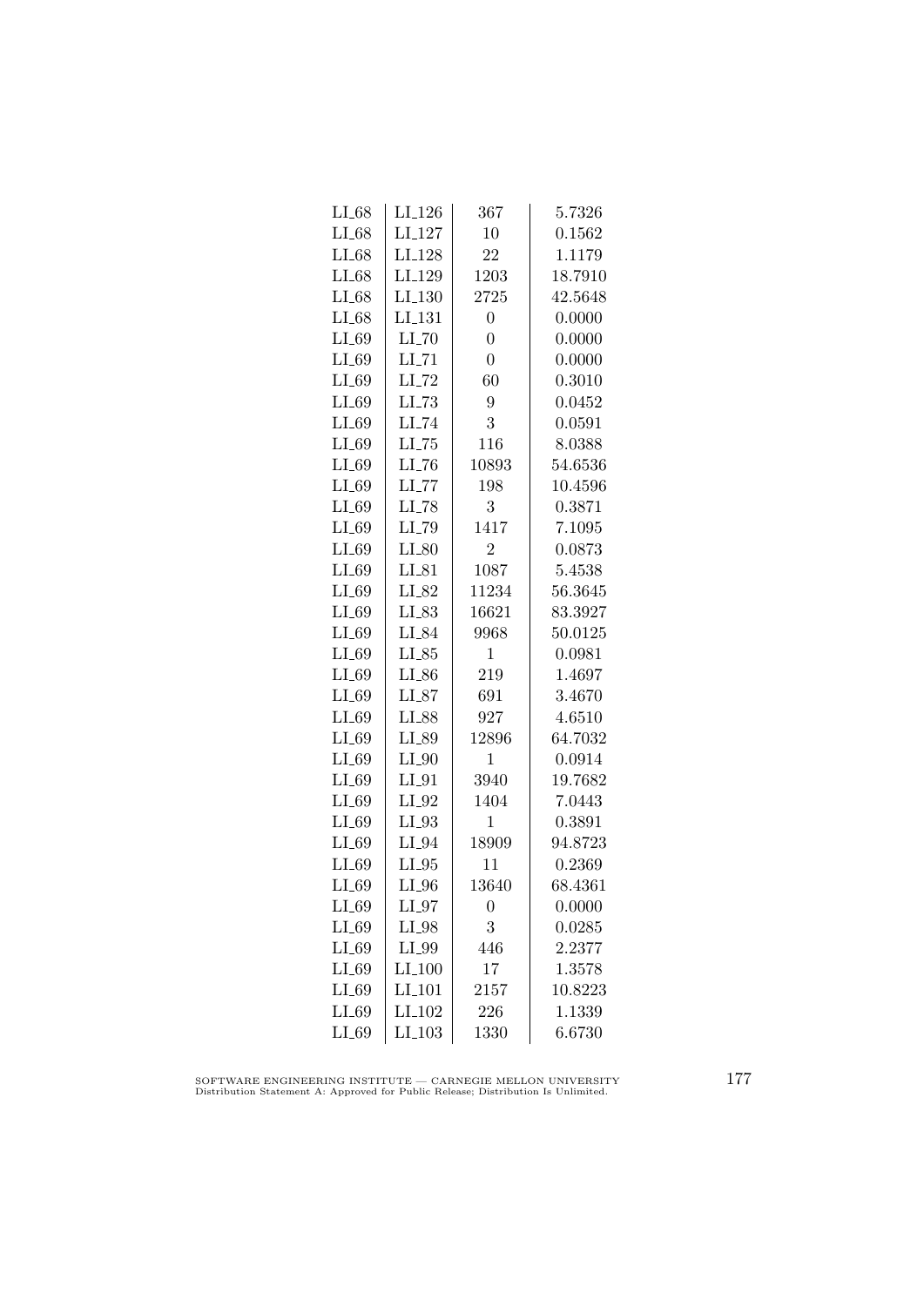| | | | |
|---|---|---|---|
| LI_68 | LI_126 | 367 | 5.7326 |
| LI_68 | LI_127 | 10 | 0.1562 |
| LI_68 | LI_128 | 22 | 1.1179 |
| LI_68 | LI_129 | 1203 | 18.7910 |
| LI_68 | LI_130 | 2725 | 42.5648 |
| LI_68 | LI_131 | 0 | 0.0000 |
| LI_69 | LI_70 | 0 | 0.0000 |
| LI_69 | LI_71 | 0 | 0.0000 |
| LI_69 | LI_72 | 60 | 0.3010 |
| LI_69 | LI_73 | 9 | 0.0452 |
| LI_69 | LI_74 | 3 | 0.0591 |
| LI_69 | LI_75 | 116 | 8.0388 |
| LI_69 | LI_76 | 10893 | 54.6536 |
| LI_69 | LI_77 | 198 | 10.4596 |
| LI_69 | LI_78 | 3 | 0.3871 |
| LI_69 | LI_79 | 1417 | 7.1095 |
| LI_69 | LI_80 | 2 | 0.0873 |
| LI_69 | LI_81 | 1087 | 5.4538 |
| LI_69 | LI_82 | 11234 | 56.3645 |
| LI_69 | LI_83 | 16621 | 83.3927 |
| LI_69 | LI_84 | 9968 | 50.0125 |
| LI_69 | LI_85 | 1 | 0.0981 |
| LI_69 | LI_86 | 219 | 1.4697 |
| LI_69 | LI_87 | 691 | 3.4670 |
| LI_69 | LI_88 | 927 | 4.6510 |
| LI_69 | LI_89 | 12896 | 64.7032 |
| LI_69 | LI_90 | 1 | 0.0914 |
| LI_69 | LI_91 | 3940 | 19.7682 |
| LI_69 | LI_92 | 1404 | 7.0443 |
| LI_69 | LI_93 | 1 | 0.3891 |
| LI_69 | LI_94 | 18909 | 94.8723 |
| LI_69 | LI_95 | 11 | 0.2369 |
| LI_69 | LI_96 | 13640 | 68.4361 |
| LI_69 | LI_97 | 0 | 0.0000 |
| LI_69 | LI_98 | 3 | 0.0285 |
| LI_69 | LI_99 | 446 | 2.2377 |
| LI_69 | LI_100 | 17 | 1.3578 |
| LI_69 | LI_101 | 2157 | 10.8223 |
| LI_69 | LI_102 | 226 | 1.1339 |
| LI_69 | LI_103 | 1330 | 6.6730 |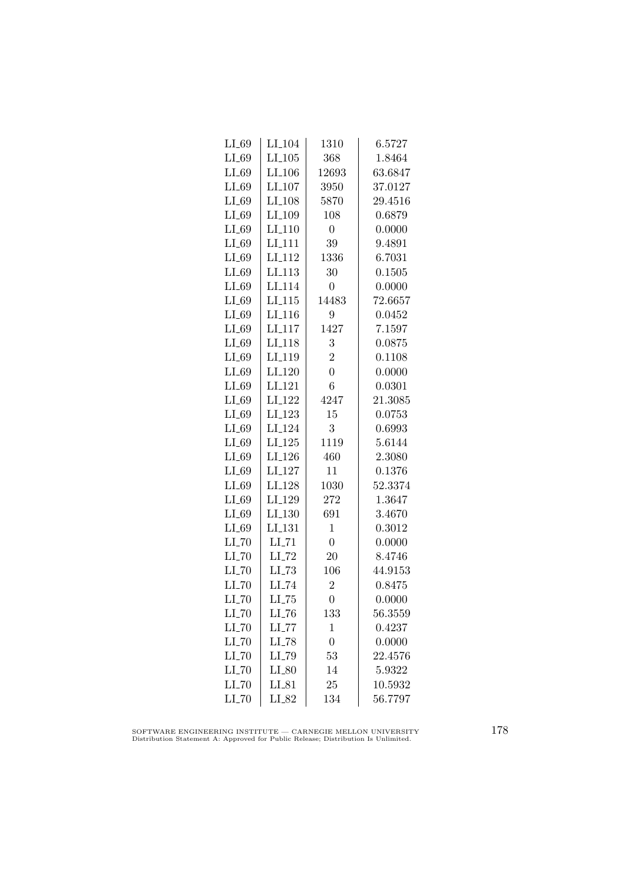| | | | |
|---|---|---|---|
| LI_69 | LI_104 | 1310 | 6.5727 |
| LI_69 | LI_105 | 368 | 1.8464 |
| LI_69 | LI_106 | 12693 | 63.6847 |
| LI_69 | LI_107 | 3950 | 37.0127 |
| LI_69 | LI_108 | 5870 | 29.4516 |
| LI_69 | LI_109 | 108 | 0.6879 |
| LI_69 | LI_110 | 0 | 0.0000 |
| LI_69 | LI_111 | 39 | 9.4891 |
| LI_69 | LI_112 | 1336 | 6.7031 |
| LI_69 | LI_113 | 30 | 0.1505 |
| LI_69 | LI_114 | 0 | 0.0000 |
| LI_69 | LI_115 | 14483 | 72.6657 |
| LI_69 | LI_116 | 9 | 0.0452 |
| LI_69 | LI_117 | 1427 | 7.1597 |
| LI_69 | LI_118 | 3 | 0.0875 |
| LI_69 | LI_119 | 2 | 0.1108 |
| LI_69 | LI_120 | 0 | 0.0000 |
| LI_69 | LI_121 | 6 | 0.0301 |
| LI_69 | LI_122 | 4247 | 21.3085 |
| LI_69 | LI_123 | 15 | 0.0753 |
| LI_69 | LI_124 | 3 | 0.6993 |
| LI_69 | LI_125 | 1119 | 5.6144 |
| LI_69 | LI_126 | 460 | 2.3080 |
| LI_69 | LI_127 | 11 | 0.1376 |
| LI_69 | LI_128 | 1030 | 52.3374 |
| LI_69 | LI_129 | 272 | 1.3647 |
| LI_69 | LI_130 | 691 | 3.4670 |
| LI_69 | LI_131 | 1 | 0.3012 |
| LI_70 | LI_71 | 0 | 0.0000 |
| LI_70 | LI_72 | 20 | 8.4746 |
| LI_70 | LI_73 | 106 | 44.9153 |
| LI_70 | LI_74 | 2 | 0.8475 |
| LI_70 | LI_75 | 0 | 0.0000 |
| LI_70 | LI_76 | 133 | 56.3559 |
| LI_70 | LI_77 | 1 | 0.4237 |
| LI_70 | LI_78 | 0 | 0.0000 |
| LI_70 | LI_79 | 53 | 22.4576 |
| LI_70 | LI_80 | 14 | 5.9322 |
| LI_70 | LI_81 | 25 | 10.5932 |
| LI_70 | LI_82 | 134 | 56.7797 |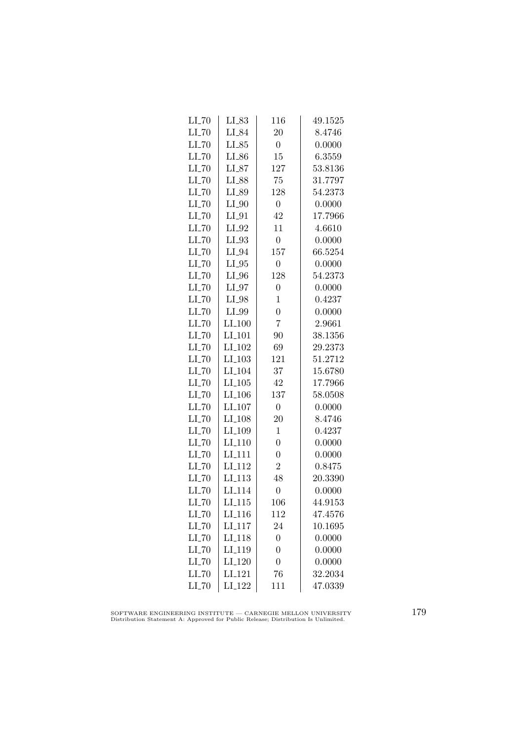| | | | |
|---|---|---|---|
| LI_70 | LI_83 | 116 | 49.1525 |
| LI_70 | LI_84 | 20 | 8.4746 |
| LI_70 | LI_85 | 0 | 0.0000 |
| LI_70 | LI_86 | 15 | 6.3559 |
| LI_70 | LI_87 | 127 | 53.8136 |
| LI_70 | LI_88 | 75 | 31.7797 |
| LI_70 | LI_89 | 128 | 54.2373 |
| LI_70 | LI_90 | 0 | 0.0000 |
| LI_70 | LI_91 | 42 | 17.7966 |
| LI_70 | LI_92 | 11 | 4.6610 |
| LI_70 | LI_93 | 0 | 0.0000 |
| LI_70 | LI_94 | 157 | 66.5254 |
| LI_70 | LI_95 | 0 | 0.0000 |
| LI_70 | LI_96 | 128 | 54.2373 |
| LI_70 | LI_97 | 0 | 0.0000 |
| LI_70 | LI_98 | 1 | 0.4237 |
| LI_70 | LI_99 | 0 | 0.0000 |
| LI_70 | LI_100 | 7 | 2.9661 |
| LI_70 | LI_101 | 90 | 38.1356 |
| LI_70 | LI_102 | 69 | 29.2373 |
| LI_70 | LI_103 | 121 | 51.2712 |
| LI_70 | LI_104 | 37 | 15.6780 |
| LI_70 | LI_105 | 42 | 17.7966 |
| LI_70 | LI_106 | 137 | 58.0508 |
| LI_70 | LI_107 | 0 | 0.0000 |
| LI_70 | LI_108 | 20 | 8.4746 |
| LI_70 | LI_109 | 1 | 0.4237 |
| LI_70 | LI_110 | 0 | 0.0000 |
| LI_70 | LI_111 | 0 | 0.0000 |
| LI_70 | LI_112 | 2 | 0.8475 |
| LI_70 | LI_113 | 48 | 20.3390 |
| LI_70 | LI_114 | 0 | 0.0000 |
| LI_70 | LI_115 | 106 | 44.9153 |
| LI_70 | LI_116 | 112 | 47.4576 |
| LI_70 | LI_117 | 24 | 10.1695 |
| LI_70 | LI_118 | 0 | 0.0000 |
| LI_70 | LI_119 | 0 | 0.0000 |
| LI_70 | LI_120 | 0 | 0.0000 |
| LI_70 | LI_121 | 76 | 32.2034 |
| LI_70 | LI_122 | 111 | 47.0339 |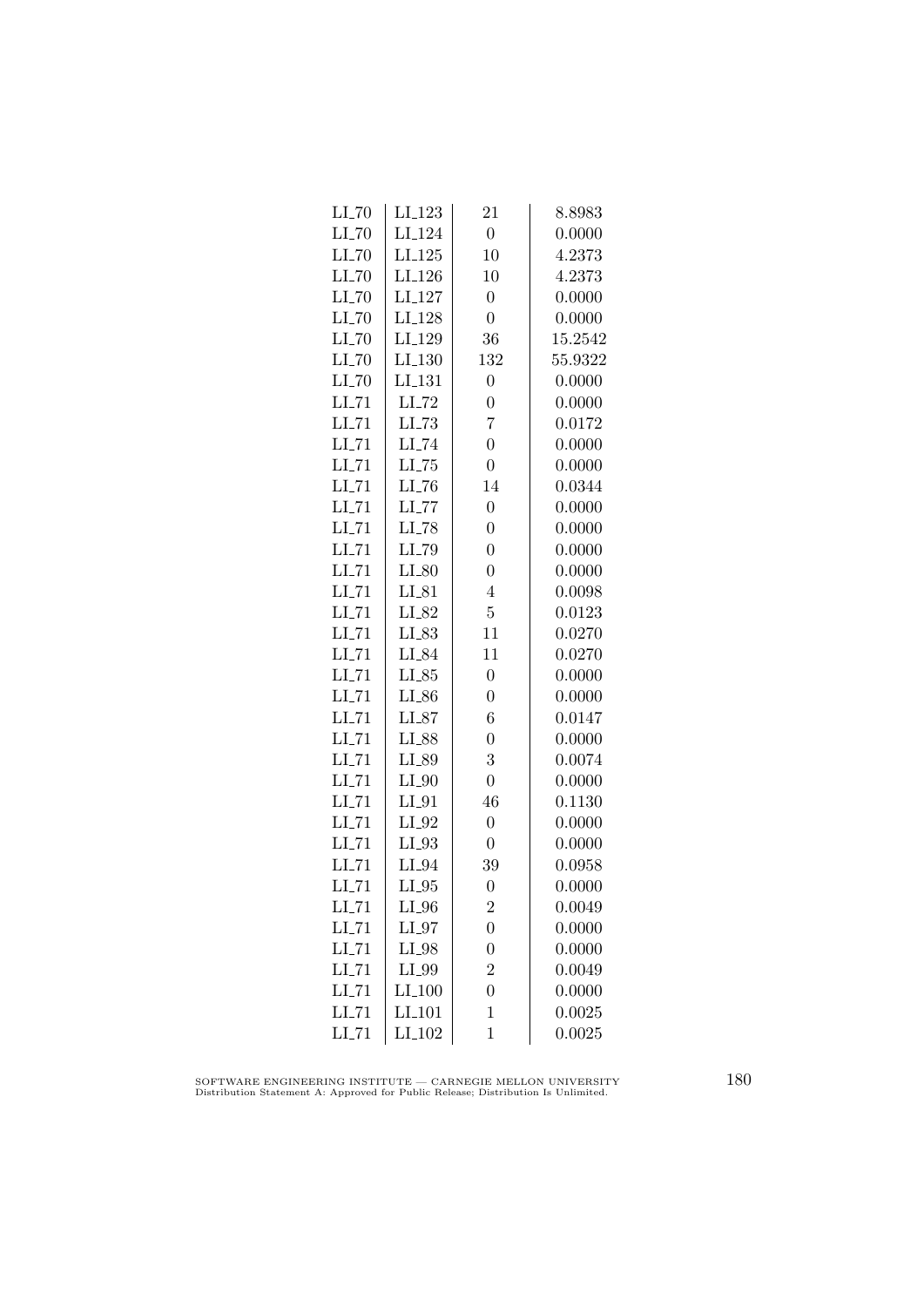| | | | |
|---|---|---|---|
| LI_70 | LI_123 | 21 | 8.8983 |
| LI_70 | LI_124 | 0 | 0.0000 |
| LI_70 | LI_125 | 10 | 4.2373 |
| LI_70 | LI_126 | 10 | 4.2373 |
| LI_70 | LI_127 | 0 | 0.0000 |
| LI_70 | LI_128 | 0 | 0.0000 |
| LI_70 | LI_129 | 36 | 15.2542 |
| LI_70 | LI_130 | 132 | 55.9322 |
| LI_70 | LI_131 | 0 | 0.0000 |
| LI_71 | LI_72 | 0 | 0.0000 |
| LI_71 | LI_73 | 7 | 0.0172 |
| LI_71 | LI_74 | 0 | 0.0000 |
| LI_71 | LI_75 | 0 | 0.0000 |
| LI_71 | LI_76 | 14 | 0.0344 |
| LI_71 | LI_77 | 0 | 0.0000 |
| LI_71 | LI_78 | 0 | 0.0000 |
| LI_71 | LI_79 | 0 | 0.0000 |
| LI_71 | LI_80 | 0 | 0.0000 |
| LI_71 | LI_81 | 4 | 0.0098 |
| LI_71 | LI_82 | 5 | 0.0123 |
| LI_71 | LI_83 | 11 | 0.0270 |
| LI_71 | LI_84 | 11 | 0.0270 |
| LI_71 | LI_85 | 0 | 0.0000 |
| LI_71 | LI_86 | 0 | 0.0000 |
| LI_71 | LI_87 | 6 | 0.0147 |
| LI_71 | LI_88 | 0 | 0.0000 |
| LI_71 | LI_89 | 3 | 0.0074 |
| LI_71 | LI_90 | 0 | 0.0000 |
| LI_71 | LI_91 | 46 | 0.1130 |
| LI_71 | LI_92 | 0 | 0.0000 |
| LI_71 | LI_93 | 0 | 0.0000 |
| LI_71 | LI_94 | 39 | 0.0958 |
| LI_71 | LI_95 | 0 | 0.0000 |
| LI_71 | LI_96 | 2 | 0.0049 |
| LI_71 | LI_97 | 0 | 0.0000 |
| LI_71 | LI_98 | 0 | 0.0000 |
| LI_71 | LI_99 | 2 | 0.0049 |
| LI_71 | LI_100 | 0 | 0.0000 |
| LI_71 | LI_101 | 1 | 0.0025 |
| LI_71 | LI_102 | 1 | 0.0025 |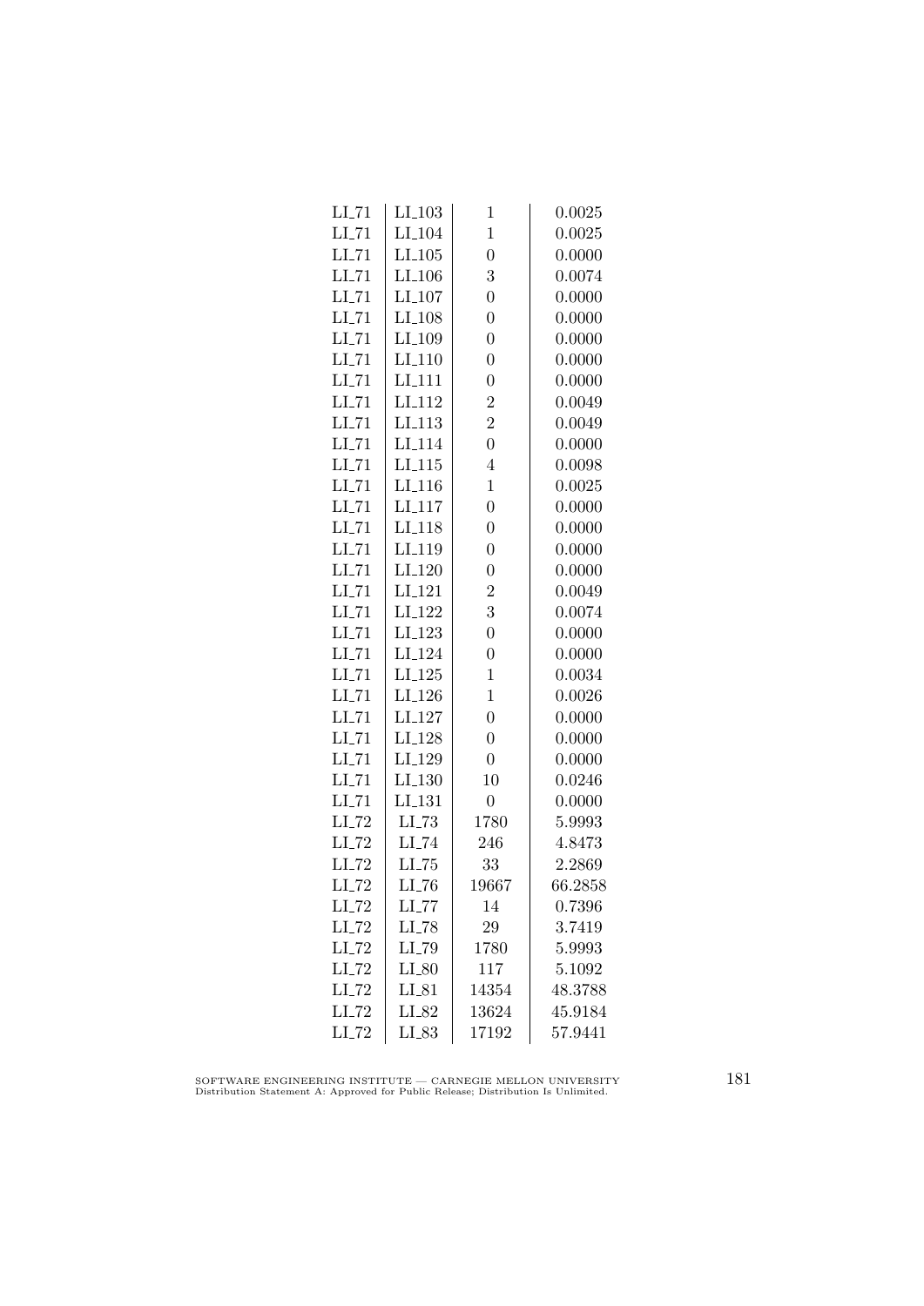| | | | |
|---|---|---|---|
| LI_71 | LI_103 | 1 | 0.0025 |
| LI_71 | LI_104 | 1 | 0.0025 |
| LI_71 | LI_105 | 0 | 0.0000 |
| LI_71 | LI_106 | 3 | 0.0074 |
| LI_71 | LI_107 | 0 | 0.0000 |
| LI_71 | LI_108 | 0 | 0.0000 |
| LI_71 | LI_109 | 0 | 0.0000 |
| LI_71 | LI_110 | 0 | 0.0000 |
| LI_71 | LI_111 | 0 | 0.0000 |
| LI_71 | LI_112 | 2 | 0.0049 |
| LI_71 | LI_113 | 2 | 0.0049 |
| LI_71 | LI_114 | 0 | 0.0000 |
| LI_71 | LI_115 | 4 | 0.0098 |
| LI_71 | LI_116 | 1 | 0.0025 |
| LI_71 | LI_117 | 0 | 0.0000 |
| LI_71 | LI_118 | 0 | 0.0000 |
| LI_71 | LI_119 | 0 | 0.0000 |
| LI_71 | LI_120 | 0 | 0.0000 |
| LI_71 | LI_121 | 2 | 0.0049 |
| LI_71 | LI_122 | 3 | 0.0074 |
| LI_71 | LI_123 | 0 | 0.0000 |
| LI_71 | LI_124 | 0 | 0.0000 |
| LI_71 | LI_125 | 1 | 0.0034 |
| LI_71 | LI_126 | 1 | 0.0026 |
| LI_71 | LI_127 | 0 | 0.0000 |
| LI_71 | LI_128 | 0 | 0.0000 |
| LI_71 | LI_129 | 0 | 0.0000 |
| LI_71 | LI_130 | 10 | 0.0246 |
| LI_71 | LI_131 | 0 | 0.0000 |
| LI_72 | LI_73 | 1780 | 5.9993 |
| LI_72 | LI_74 | 246 | 4.8473 |
| LI_72 | LI_75 | 33 | 2.2869 |
| LI_72 | LI_76 | 19667 | 66.2858 |
| LI_72 | LI_77 | 14 | 0.7396 |
| LI_72 | LI_78 | 29 | 3.7419 |
| LI_72 | LI_79 | 1780 | 5.9993 |
| LI_72 | LI_80 | 117 | 5.1092 |
| LI_72 | LI_81 | 14354 | 48.3788 |
| LI_72 | LI_82 | 13624 | 45.9184 |
| LI_72 | LI_83 | 17192 | 57.9441 |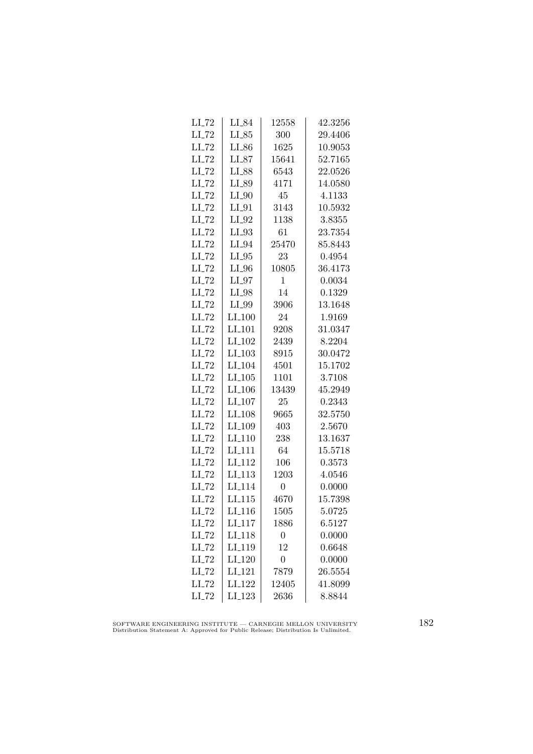| | | | |
|---|---|---|---|
| LI_72 | LI_84 | 12558 | 42.3256 |
| LI_72 | LI_85 | 300 | 29.4406 |
| LI_72 | LI_86 | 1625 | 10.9053 |
| LI_72 | LI_87 | 15641 | 52.7165 |
| LI_72 | LI_88 | 6543 | 22.0526 |
| LI_72 | LI_89 | 4171 | 14.0580 |
| LI_72 | LI_90 | 45 | 4.1133 |
| LI_72 | LI_91 | 3143 | 10.5932 |
| LI_72 | LI_92 | 1138 | 3.8355 |
| LI_72 | LI_93 | 61 | 23.7354 |
| LI_72 | LI_94 | 25470 | 85.8443 |
| LI_72 | LI_95 | 23 | 0.4954 |
| LI_72 | LI_96 | 10805 | 36.4173 |
| LI_72 | LI_97 | 1 | 0.0034 |
| LI_72 | LI_98 | 14 | 0.1329 |
| LI_72 | LI_99 | 3906 | 13.1648 |
| LI_72 | LI_100 | 24 | 1.9169 |
| LI_72 | LI_101 | 9208 | 31.0347 |
| LI_72 | LI_102 | 2439 | 8.2204 |
| LI_72 | LI_103 | 8915 | 30.0472 |
| LI_72 | LI_104 | 4501 | 15.1702 |
| LI_72 | LI_105 | 1101 | 3.7108 |
| LI_72 | LI_106 | 13439 | 45.2949 |
| LI_72 | LI_107 | 25 | 0.2343 |
| LI_72 | LI_108 | 9665 | 32.5750 |
| LI_72 | LI_109 | 403 | 2.5670 |
| LI_72 | LI_110 | 238 | 13.1637 |
| LI_72 | LI_111 | 64 | 15.5718 |
| LI_72 | LI_112 | 106 | 0.3573 |
| LI_72 | LI_113 | 1203 | 4.0546 |
| LI_72 | LI_114 | 0 | 0.0000 |
| LI_72 | LI_115 | 4670 | 15.7398 |
| LI_72 | LI_116 | 1505 | 5.0725 |
| LI_72 | LI_117 | 1886 | 6.5127 |
| LI_72 | LI_118 | 0 | 0.0000 |
| LI_72 | LI_119 | 12 | 0.6648 |
| LI_72 | LI_120 | 0 | 0.0000 |
| LI_72 | LI_121 | 7879 | 26.5554 |
| LI_72 | LI_122 | 12405 | 41.8099 |
| LI_72 | LI_123 | 2636 | 8.8844 |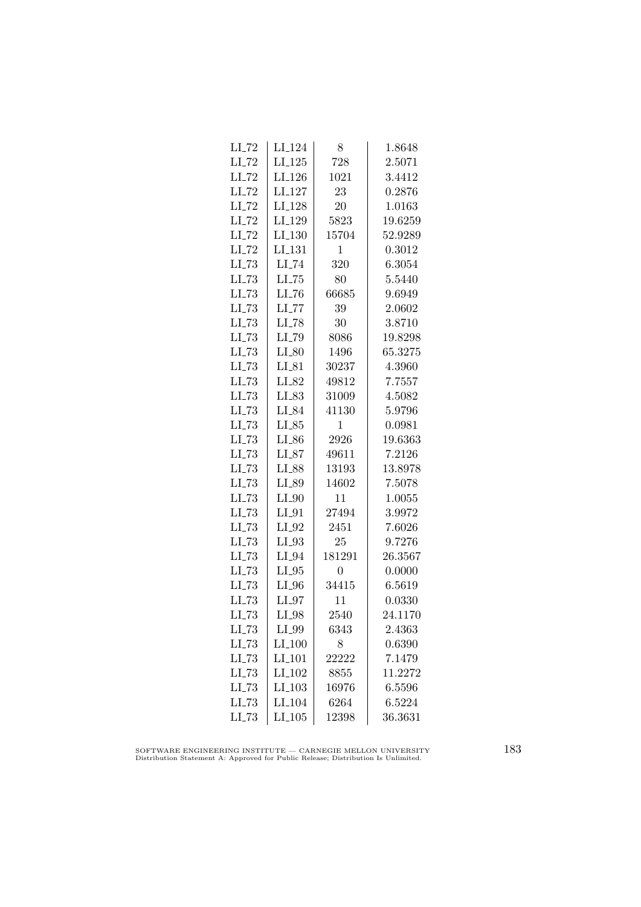| | | | |
|---|---|---|---|
| LI_72 | LI_124 | 8 | 1.8648 |
| LI_72 | LI_125 | 728 | 2.5071 |
| LI_72 | LI_126 | 1021 | 3.4412 |
| LI_72 | LI_127 | 23 | 0.2876 |
| LI_72 | LI_128 | 20 | 1.0163 |
| LI_72 | LI_129 | 5823 | 19.6259 |
| LI_72 | LI_130 | 15704 | 52.9289 |
| LI_72 | LI_131 | 1 | 0.3012 |
| LI_73 | LI_74 | 320 | 6.3054 |
| LI_73 | LI_75 | 80 | 5.5440 |
| LI_73 | LI_76 | 66685 | 9.6949 |
| LI_73 | LI_77 | 39 | 2.0602 |
| LI_73 | LI_78 | 30 | 3.8710 |
| LI_73 | LI_79 | 8086 | 19.8298 |
| LI_73 | LI_80 | 1496 | 65.3275 |
| LI_73 | LI_81 | 30237 | 4.3960 |
| LI_73 | LI_82 | 49812 | 7.7557 |
| LI_73 | LI_83 | 31009 | 4.5082 |
| LI_73 | LI_84 | 41130 | 5.9796 |
| LI_73 | LI_85 | 1 | 0.0981 |
| LI_73 | LI_86 | 2926 | 19.6363 |
| LI_73 | LI_87 | 49611 | 7.2126 |
| LI_73 | LI_88 | 13193 | 13.8978 |
| LI_73 | LI_89 | 14602 | 7.5078 |
| LI_73 | LI_90 | 11 | 1.0055 |
| LI_73 | LI_91 | 27494 | 3.9972 |
| LI_73 | LI_92 | 2451 | 7.6026 |
| LI_73 | LI_93 | 25 | 9.7276 |
| LI_73 | LI_94 | 181291 | 26.3567 |
| LI_73 | LI_95 | 0 | 0.0000 |
| LI_73 | LI_96 | 34415 | 6.5619 |
| LI_73 | LI_97 | 11 | 0.0330 |
| LI_73 | LI_98 | 2540 | 24.1170 |
| LI_73 | LI_99 | 6343 | 2.4363 |
| LI_73 | LI_100 | 8 | 0.6390 |
| LI_73 | LI_101 | 22222 | 7.1479 |
| LI_73 | LI_102 | 8855 | 11.2272 |
| LI_73 | LI_103 | 16976 | 6.5596 |
| LI_73 | LI_104 | 6264 | 6.5224 |
| LI_73 | LI_105 | 12398 | 36.3631 |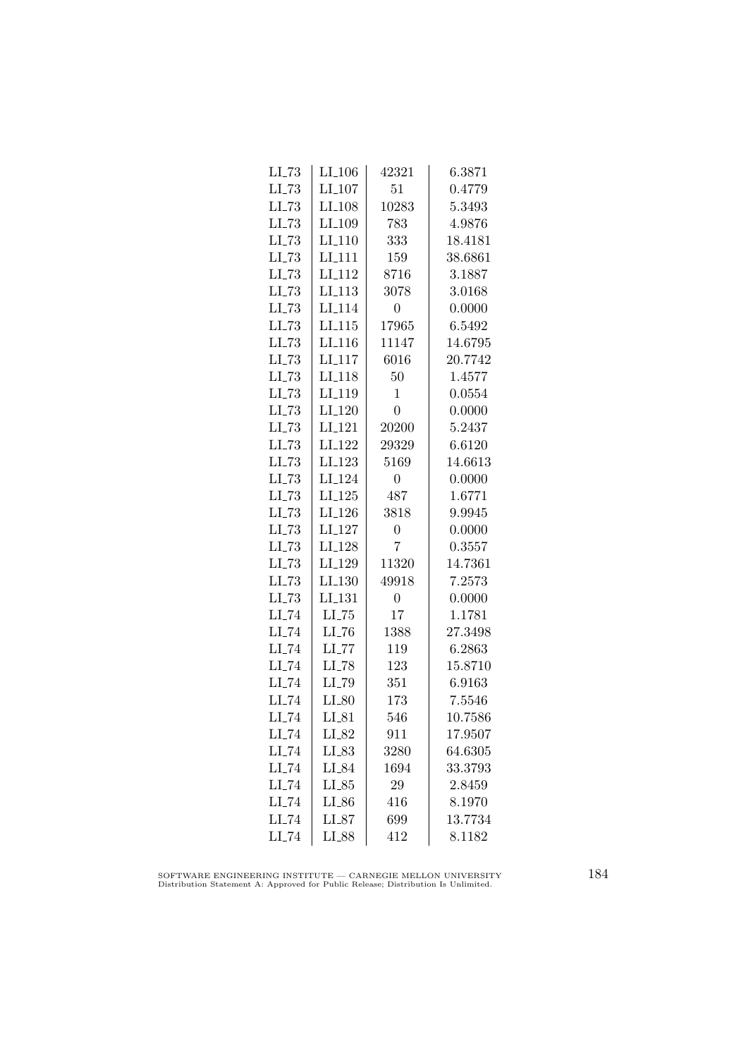| | | | |
|---|---|---|---|
| LI_73 | LI_106 | 42321 | 6.3871 |
| LI_73 | LI_107 | 51 | 0.4779 |
| LI_73 | LI_108 | 10283 | 5.3493 |
| LI_73 | LI_109 | 783 | 4.9876 |
| LI_73 | LI_110 | 333 | 18.4181 |
| LI_73 | LI_111 | 159 | 38.6861 |
| LI_73 | LI_112 | 8716 | 3.1887 |
| LI_73 | LI_113 | 3078 | 3.0168 |
| LI_73 | LI_114 | 0 | 0.0000 |
| LI_73 | LI_115 | 17965 | 6.5492 |
| LI_73 | LI_116 | 11147 | 14.6795 |
| LI_73 | LI_117 | 6016 | 20.7742 |
| LI_73 | LI_118 | 50 | 1.4577 |
| LI_73 | LI_119 | 1 | 0.0554 |
| LI_73 | LI_120 | 0 | 0.0000 |
| LI_73 | LI_121 | 20200 | 5.2437 |
| LI_73 | LI_122 | 29329 | 6.6120 |
| LI_73 | LI_123 | 5169 | 14.6613 |
| LI_73 | LI_124 | 0 | 0.0000 |
| LI_73 | LI_125 | 487 | 1.6771 |
| LI_73 | LI_126 | 3818 | 9.9945 |
| LI_73 | LI_127 | 0 | 0.0000 |
| LI_73 | LI_128 | 7 | 0.3557 |
| LI_73 | LI_129 | 11320 | 14.7361 |
| LI_73 | LI_130 | 49918 | 7.2573 |
| LI_73 | LI_131 | 0 | 0.0000 |
| LI_74 | LI_75 | 17 | 1.1781 |
| LI_74 | LI_76 | 1388 | 27.3498 |
| LI_74 | LI_77 | 119 | 6.2863 |
| LI_74 | LI_78 | 123 | 15.8710 |
| LI_74 | LI_79 | 351 | 6.9163 |
| LI_74 | LI_80 | 173 | 7.5546 |
| LI_74 | LI_81 | 546 | 10.7586 |
| LI_74 | LI_82 | 911 | 17.9507 |
| LI_74 | LI_83 | 3280 | 64.6305 |
| LI_74 | LI_84 | 1694 | 33.3793 |
| LI_74 | LI_85 | 29 | 2.8459 |
| LI_74 | LI_86 | 416 | 8.1970 |
| LI_74 | LI_87 | 699 | 13.7734 |
| LI_74 | LI_88 | 412 | 8.1182 |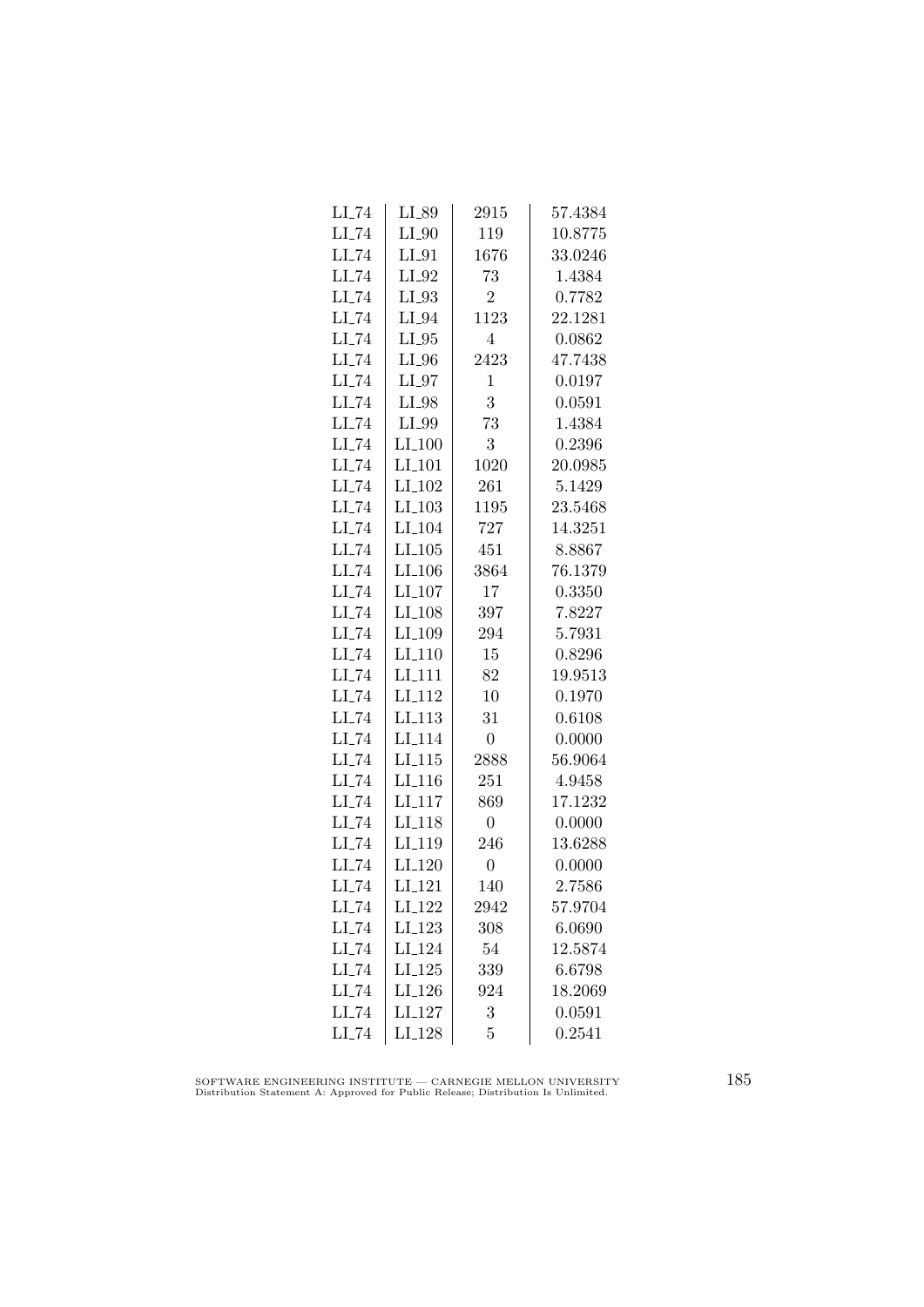| | | | |
|---|---|---|---|
| LI_74 | LI_89 | 2915 | 57.4384 |
| LI_74 | LI_90 | 119 | 10.8775 |
| LI_74 | LI_91 | 1676 | 33.0246 |
| LI_74 | LI_92 | 73 | 1.4384 |
| LI_74 | LI_93 | 2 | 0.7782 |
| LI_74 | LI_94 | 1123 | 22.1281 |
| LI_74 | LI_95 | 4 | 0.0862 |
| LI_74 | LI_96 | 2423 | 47.7438 |
| LI_74 | LI_97 | 1 | 0.0197 |
| LI_74 | LI_98 | 3 | 0.0591 |
| LI_74 | LI_99 | 73 | 1.4384 |
| LI_74 | LI_100 | 3 | 0.2396 |
| LI_74 | LI_101 | 1020 | 20.0985 |
| LI_74 | LI_102 | 261 | 5.1429 |
| LI_74 | LI_103 | 1195 | 23.5468 |
| LI_74 | LI_104 | 727 | 14.3251 |
| LI_74 | LI_105 | 451 | 8.8867 |
| LI_74 | LI_106 | 3864 | 76.1379 |
| LI_74 | LI_107 | 17 | 0.3350 |
| LI_74 | LI_108 | 397 | 7.8227 |
| LI_74 | LI_109 | 294 | 5.7931 |
| LI_74 | LI_110 | 15 | 0.8296 |
| LI_74 | LI_111 | 82 | 19.9513 |
| LI_74 | LI_112 | 10 | 0.1970 |
| LI_74 | LI_113 | 31 | 0.6108 |
| LI_74 | LI_114 | 0 | 0.0000 |
| LI_74 | LI_115 | 2888 | 56.9064 |
| LI_74 | LI_116 | 251 | 4.9458 |
| LI_74 | LI_117 | 869 | 17.1232 |
| LI_74 | LI_118 | 0 | 0.0000 |
| LI_74 | LI_119 | 246 | 13.6288 |
| LI_74 | LI_120 | 0 | 0.0000 |
| LI_74 | LI_121 | 140 | 2.7586 |
| LI_74 | LI_122 | 2942 | 57.9704 |
| LI_74 | LI_123 | 308 | 6.0690 |
| LI_74 | LI_124 | 54 | 12.5874 |
| LI_74 | LI_125 | 339 | 6.6798 |
| LI_74 | LI_126 | 924 | 18.2069 |
| LI_74 | LI_127 | 3 | 0.0591 |
| LI_74 | LI_128 | 5 | 0.2541 |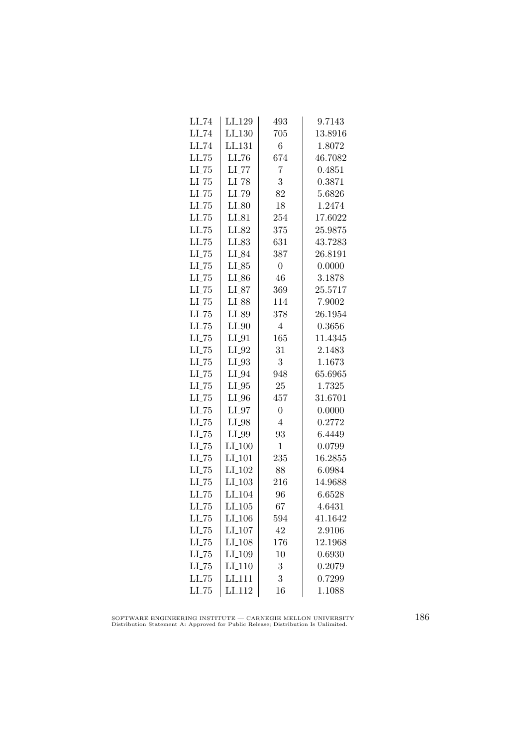| LI_74 | LI_129 | 493 | 9.7143 |
|---|---|---|---|
| LI_74 | LI_130 | 705 | 13.8916 |
| LI_74 | LI_131 | 6 | 1.8072 |
| LI_75 | LI_76 | 674 | 46.7082 |
| LI_75 | LI_77 | 7 | 0.4851 |
| LI_75 | LI_78 | 3 | 0.3871 |
| LI_75 | LI_79 | 82 | 5.6826 |
| LI_75 | LI_80 | 18 | 1.2474 |
| LI_75 | LI_81 | 254 | 17.6022 |
| LI_75 | LI_82 | 375 | 25.9875 |
| LI_75 | LI_83 | 631 | 43.7283 |
| LI_75 | LI_84 | 387 | 26.8191 |
| LI_75 | LI_85 | 0 | 0.0000 |
| LI_75 | LI_86 | 46 | 3.1878 |
| LI_75 | LI_87 | 369 | 25.5717 |
| LI_75 | LI_88 | 114 | 7.9002 |
| LI_75 | LI_89 | 378 | 26.1954 |
| LI_75 | LI_90 | 4 | 0.3656 |
| LI_75 | LI_91 | 165 | 11.4345 |
| LI_75 | LI_92 | 31 | 2.1483 |
| LI_75 | LI_93 | 3 | 1.1673 |
| LI_75 | LI_94 | 948 | 65.6965 |
| LI_75 | LI_95 | 25 | 1.7325 |
| LI_75 | LI_96 | 457 | 31.6701 |
| LI_75 | LI_97 | 0 | 0.0000 |
| LI_75 | LI_98 | 4 | 0.2772 |
| LI_75 | LI_99 | 93 | 6.4449 |
| LI_75 | LI_100 | 1 | 0.0799 |
| LI_75 | LI_101 | 235 | 16.2855 |
| LI_75 | LI_102 | 88 | 6.0984 |
| LI_75 | LI_103 | 216 | 14.9688 |
| LI_75 | LI_104 | 96 | 6.6528 |
| LI_75 | LI_105 | 67 | 4.6431 |
| LI_75 | LI_106 | 594 | 41.1642 |
| LI_75 | LI_107 | 42 | 2.9106 |
| LI_75 | LI_108 | 176 | 12.1968 |
| LI_75 | LI_109 | 10 | 0.6930 |
| LI_75 | LI_110 | 3 | 0.2079 |
| LI_75 | LI_111 | 3 | 0.7299 |
| LI_75 | LI_112 | 16 | 1.1088 |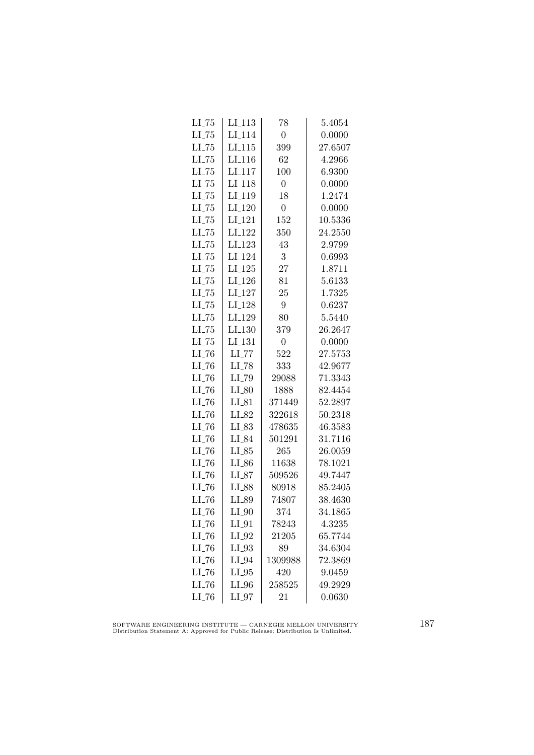| LI_75 | LI_113 | 78 | 5.4054 |
|---|---|---|---|
| LI_75 | LI_114 | 0 | 0.0000 |
| LI_75 | LI_115 | 399 | 27.6507 |
| LI_75 | LI_116 | 62 | 4.2966 |
| LI_75 | LI_117 | 100 | 6.9300 |
| LI_75 | LI_118 | 0 | 0.0000 |
| LI_75 | LI_119 | 18 | 1.2474 |
| LI_75 | LI_120 | 0 | 0.0000 |
| LI_75 | LI_121 | 152 | 10.5336 |
| LI_75 | LI_122 | 350 | 24.2550 |
| LI_75 | LI_123 | 43 | 2.9799 |
| LI_75 | LI_124 | 3 | 0.6993 |
| LI_75 | LI_125 | 27 | 1.8711 |
| LI_75 | LI_126 | 81 | 5.6133 |
| LI_75 | LI_127 | 25 | 1.7325 |
| LI_75 | LI_128 | 9 | 0.6237 |
| LI_75 | LI_129 | 80 | 5.5440 |
| LI_75 | LI_130 | 379 | 26.2647 |
| LI_75 | LI_131 | 0 | 0.0000 |
| LI_76 | LI_77 | 522 | 27.5753 |
| LI_76 | LI_78 | 333 | 42.9677 |
| LI_76 | LI_79 | 29088 | 71.3343 |
| LI_76 | LI_80 | 1888 | 82.4454 |
| LI_76 | LI_81 | 371449 | 52.2897 |
| LI_76 | LI_82 | 322618 | 50.2318 |
| LI_76 | LI_83 | 478635 | 46.3583 |
| LI_76 | LI_84 | 501291 | 31.7116 |
| LI_76 | LI_85 | 265 | 26.0059 |
| LI_76 | LI_86 | 11638 | 78.1021 |
| LI_76 | LI_87 | 509526 | 49.7447 |
| LI_76 | LI_88 | 80918 | 85.2405 |
| LI_76 | LI_89 | 74807 | 38.4630 |
| LI_76 | LI_90 | 374 | 34.1865 |
| LI_76 | LI_91 | 78243 | 4.3235 |
| LI_76 | LI_92 | 21205 | 65.7744 |
| LI_76 | LI_93 | 89 | 34.6304 |
| LI_76 | LI_94 | 1309988 | 72.3869 |
| LI_76 | LI_95 | 420 | 9.0459 |
| LI_76 | LI_96 | 258525 | 49.2929 |
| LI_76 | LI_97 | 21 | 0.0630 |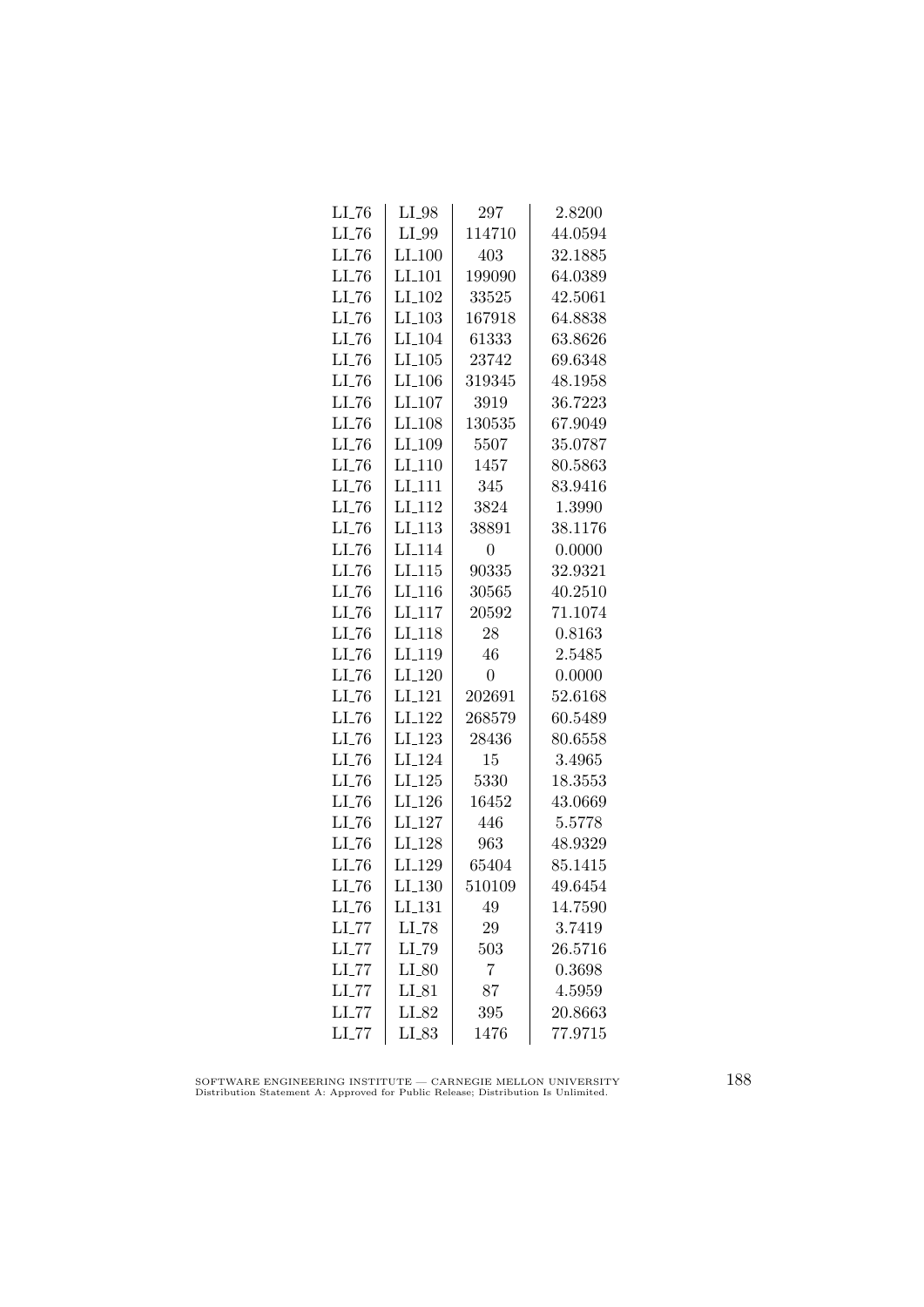| LI_76 | LI_98 | 297 | 2.8200 |
|---|---|---|---|
| LI_76 | LI_99 | 114710 | 44.0594 |
| LI_76 | LI_100 | 403 | 32.1885 |
| LI_76 | LI_101 | 199090 | 64.0389 |
| LI_76 | LI_102 | 33525 | 42.5061 |
| LI_76 | LI_103 | 167918 | 64.8838 |
| LI_76 | LI_104 | 61333 | 63.8626 |
| LI_76 | LI_105 | 23742 | 69.6348 |
| LI_76 | LI_106 | 319345 | 48.1958 |
| LI_76 | LI_107 | 3919 | 36.7223 |
| LI_76 | LI_108 | 130535 | 67.9049 |
| LI_76 | LI_109 | 5507 | 35.0787 |
| LI_76 | LI_110 | 1457 | 80.5863 |
| LI_76 | LI_111 | 345 | 83.9416 |
| LI_76 | LI_112 | 3824 | 1.3990 |
| LI_76 | LI_113 | 38891 | 38.1176 |
| LI_76 | LI_114 | 0 | 0.0000 |
| LI_76 | LI_115 | 90335 | 32.9321 |
| LI_76 | LI_116 | 30565 | 40.2510 |
| LI_76 | LI_117 | 20592 | 71.1074 |
| LI_76 | LI_118 | 28 | 0.8163 |
| LI_76 | LI_119 | 46 | 2.5485 |
| LI_76 | LI_120 | 0 | 0.0000 |
| LI_76 | LI_121 | 202691 | 52.6168 |
| LI_76 | LI_122 | 268579 | 60.5489 |
| LI_76 | LI_123 | 28436 | 80.6558 |
| LI_76 | LI_124 | 15 | 3.4965 |
| LI_76 | LI_125 | 5330 | 18.3553 |
| LI_76 | LI_126 | 16452 | 43.0669 |
| LI_76 | LI_127 | 446 | 5.5778 |
| LI_76 | LI_128 | 963 | 48.9329 |
| LI_76 | LI_129 | 65404 | 85.1415 |
| LI_76 | LI_130 | 510109 | 49.6454 |
| LI_76 | LI_131 | 49 | 14.7590 |
| LI_77 | LI_78 | 29 | 3.7419 |
| LI_77 | LI_79 | 503 | 26.5716 |
| LI_77 | LI_80 | 7 | 0.3698 |
| LI_77 | LI_81 | 87 | 4.5959 |
| LI_77 | LI_82 | 395 | 20.8663 |
| LI_77 | LI_83 | 1476 | 77.9715 |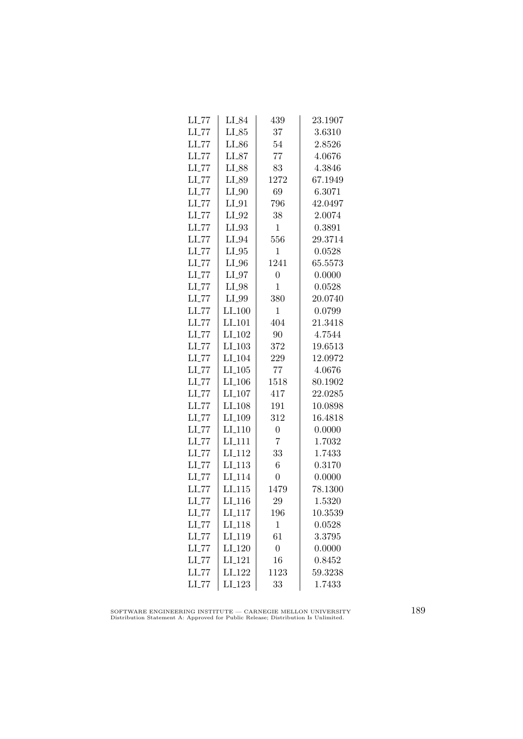| LI_77 | LI_84 | 439 | 23.1907 |
|---|---|---|---|
| LI_77 | LI_85 | 37 | 3.6310 |
| LI_77 | LI_86 | 54 | 2.8526 |
| LI_77 | LI_87 | 77 | 4.0676 |
| LI_77 | LI_88 | 83 | 4.3846 |
| LI_77 | LI_89 | 1272 | 67.1949 |
| LI_77 | LI_90 | 69 | 6.3071 |
| LI_77 | LI_91 | 796 | 42.0497 |
| LI_77 | LI_92 | 38 | 2.0074 |
| LI_77 | LI_93 | 1 | 0.3891 |
| LI_77 | LI_94 | 556 | 29.3714 |
| LI_77 | LI_95 | 1 | 0.0528 |
| LI_77 | LI_96 | 1241 | 65.5573 |
| LI_77 | LI_97 | 0 | 0.0000 |
| LI_77 | LI_98 | 1 | 0.0528 |
| LI_77 | LI_99 | 380 | 20.0740 |
| LI_77 | LI_100 | 1 | 0.0799 |
| LI_77 | LI_101 | 404 | 21.3418 |
| LI_77 | LI_102 | 90 | 4.7544 |
| LI_77 | LI_103 | 372 | 19.6513 |
| LI_77 | LI_104 | 229 | 12.0972 |
| LI_77 | LI_105 | 77 | 4.0676 |
| LI_77 | LI_106 | 1518 | 80.1902 |
| LI_77 | LI_107 | 417 | 22.0285 |
| LI_77 | LI_108 | 191 | 10.0898 |
| LI_77 | LI_109 | 312 | 16.4818 |
| LI_77 | LI_110 | 0 | 0.0000 |
| LI_77 | LI_111 | 7 | 1.7032 |
| LI_77 | LI_112 | 33 | 1.7433 |
| LI_77 | LI_113 | 6 | 0.3170 |
| LI_77 | LI_114 | 0 | 0.0000 |
| LI_77 | LI_115 | 1479 | 78.1300 |
| LI_77 | LI_116 | 29 | 1.5320 |
| LI_77 | LI_117 | 196 | 10.3539 |
| LI_77 | LI_118 | 1 | 0.0528 |
| LI_77 | LI_119 | 61 | 3.3795 |
| LI_77 | LI_120 | 0 | 0.0000 |
| LI_77 | LI_121 | 16 | 0.8452 |
| LI_77 | LI_122 | 1123 | 59.3238 |
| LI_77 | LI_123 | 33 | 1.7433 |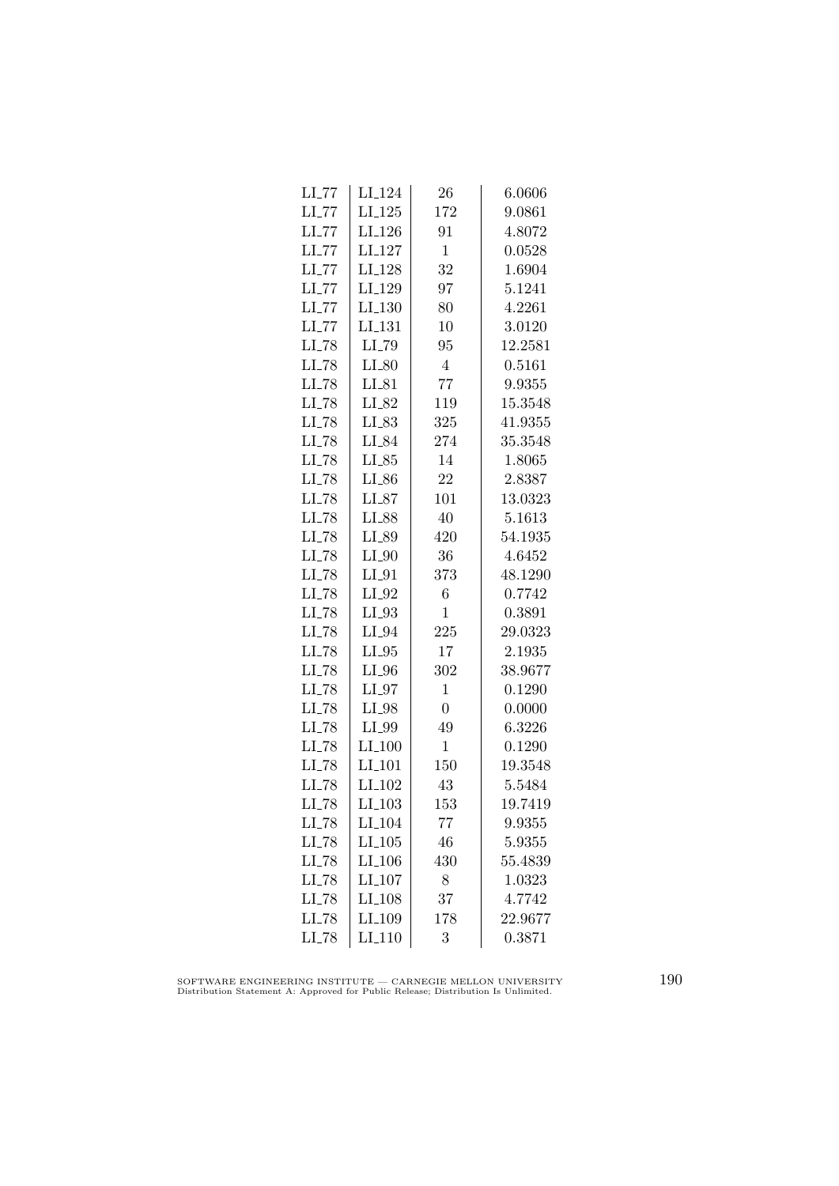| | | | |
|---|---|---|---|
| LI_77 | LI_124 | 26 | 6.0606 |
| LI_77 | LI_125 | 172 | 9.0861 |
| LI_77 | LI_126 | 91 | 4.8072 |
| LI_77 | LI_127 | 1 | 0.0528 |
| LI_77 | LI_128 | 32 | 1.6904 |
| LI_77 | LI_129 | 97 | 5.1241 |
| LI_77 | LI_130 | 80 | 4.2261 |
| LI_77 | LI_131 | 10 | 3.0120 |
| LI_78 | LI_79 | 95 | 12.2581 |
| LI_78 | LI_80 | 4 | 0.5161 |
| LI_78 | LI_81 | 77 | 9.9355 |
| LI_78 | LI_82 | 119 | 15.3548 |
| LI_78 | LI_83 | 325 | 41.9355 |
| LI_78 | LI_84 | 274 | 35.3548 |
| LI_78 | LI_85 | 14 | 1.8065 |
| LI_78 | LI_86 | 22 | 2.8387 |
| LI_78 | LI_87 | 101 | 13.0323 |
| LI_78 | LI_88 | 40 | 5.1613 |
| LI_78 | LI_89 | 420 | 54.1935 |
| LI_78 | LI_90 | 36 | 4.6452 |
| LI_78 | LI_91 | 373 | 48.1290 |
| LI_78 | LI_92 | 6 | 0.7742 |
| LI_78 | LI_93 | 1 | 0.3891 |
| LI_78 | LI_94 | 225 | 29.0323 |
| LI_78 | LI_95 | 17 | 2.1935 |
| LI_78 | LI_96 | 302 | 38.9677 |
| LI_78 | LI_97 | 1 | 0.1290 |
| LI_78 | LI_98 | 0 | 0.0000 |
| LI_78 | LI_99 | 49 | 6.3226 |
| LI_78 | LI_100 | 1 | 0.1290 |
| LI_78 | LI_101 | 150 | 19.3548 |
| LI_78 | LI_102 | 43 | 5.5484 |
| LI_78 | LI_103 | 153 | 19.7419 |
| LI_78 | LI_104 | 77 | 9.9355 |
| LI_78 | LI_105 | 46 | 5.9355 |
| LI_78 | LI_106 | 430 | 55.4839 |
| LI_78 | LI_107 | 8 | 1.0323 |
| LI_78 | LI_108 | 37 | 4.7742 |
| LI_78 | LI_109 | 178 | 22.9677 |
| LI_78 | LI_110 | 3 | 0.3871 |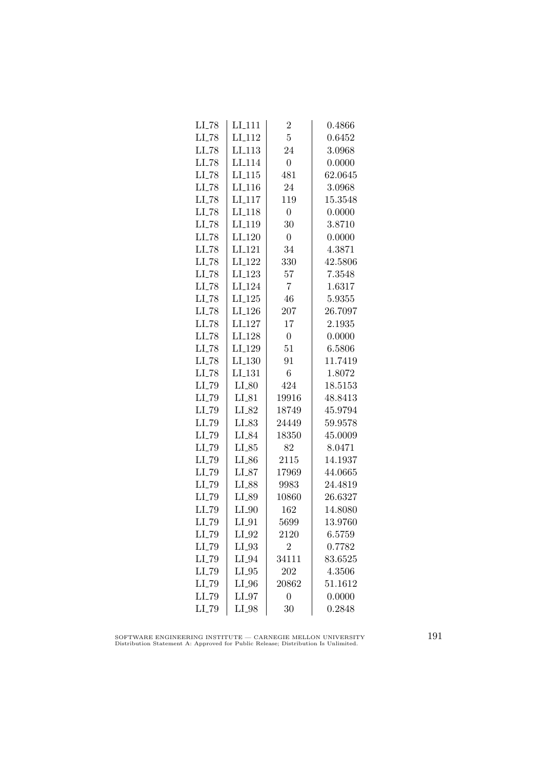| LI_78 | LI_111 | 2 | 0.4866 |
|---|---|---|---|
| LI_78 | LI_112 | 5 | 0.6452 |
| LI_78 | LI_113 | 24 | 3.0968 |
| LI_78 | LI_114 | 0 | 0.0000 |
| LI_78 | LI_115 | 481 | 62.0645 |
| LI_78 | LI_116 | 24 | 3.0968 |
| LI_78 | LI_117 | 119 | 15.3548 |
| LI_78 | LI_118 | 0 | 0.0000 |
| LI_78 | LI_119 | 30 | 3.8710 |
| LI_78 | LI_120 | 0 | 0.0000 |
| LI_78 | LI_121 | 34 | 4.3871 |
| LI_78 | LI_122 | 330 | 42.5806 |
| LI_78 | LI_123 | 57 | 7.3548 |
| LI_78 | LI_124 | 7 | 1.6317 |
| LI_78 | LI_125 | 46 | 5.9355 |
| LI_78 | LI_126 | 207 | 26.7097 |
| LI_78 | LI_127 | 17 | 2.1935 |
| LI_78 | LI_128 | 0 | 0.0000 |
| LI_78 | LI_129 | 51 | 6.5806 |
| LI_78 | LI_130 | 91 | 11.7419 |
| LI_78 | LI_131 | 6 | 1.8072 |
| LI_79 | LI_80 | 424 | 18.5153 |
| LI_79 | LI_81 | 19916 | 48.8413 |
| LI_79 | LI_82 | 18749 | 45.9794 |
| LI_79 | LI_83 | 24449 | 59.9578 |
| LI_79 | LI_84 | 18350 | 45.0009 |
| LI_79 | LI_85 | 82 | 8.0471 |
| LI_79 | LI_86 | 2115 | 14.1937 |
| LI_79 | LI_87 | 17969 | 44.0665 |
| LI_79 | LI_88 | 9983 | 24.4819 |
| LI_79 | LI_89 | 10860 | 26.6327 |
| LI_79 | LI_90 | 162 | 14.8080 |
| LI_79 | LI_91 | 5699 | 13.9760 |
| LI_79 | LI_92 | 2120 | 6.5759 |
| LI_79 | LI_93 | 2 | 0.7782 |
| LI_79 | LI_94 | 34111 | 83.6525 |
| LI_79 | LI_95 | 202 | 4.3506 |
| LI_79 | LI_96 | 20862 | 51.1612 |
| LI_79 | LI_97 | 0 | 0.0000 |
| LI_79 | LI_98 | 30 | 0.2848 |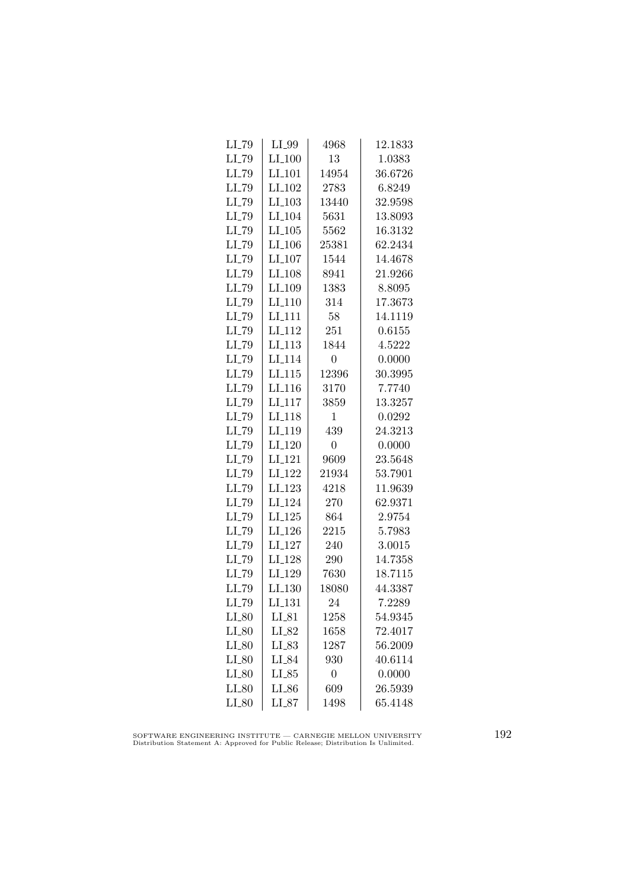| | | | |
|---|---|---|---|
| LI_79 | LI_99 | 4968 | 12.1833 |
| LI_79 | LI_100 | 13 | 1.0383 |
| LI_79 | LI_101 | 14954 | 36.6726 |
| LI_79 | LI_102 | 2783 | 6.8249 |
| LI_79 | LI_103 | 13440 | 32.9598 |
| LI_79 | LI_104 | 5631 | 13.8093 |
| LI_79 | LI_105 | 5562 | 16.3132 |
| LI_79 | LI_106 | 25381 | 62.2434 |
| LI_79 | LI_107 | 1544 | 14.4678 |
| LI_79 | LI_108 | 8941 | 21.9266 |
| LI_79 | LI_109 | 1383 | 8.8095 |
| LI_79 | LI_110 | 314 | 17.3673 |
| LI_79 | LI_111 | 58 | 14.1119 |
| LI_79 | LI_112 | 251 | 0.6155 |
| LI_79 | LI_113 | 1844 | 4.5222 |
| LI_79 | LI_114 | 0 | 0.0000 |
| LI_79 | LI_115 | 12396 | 30.3995 |
| LI_79 | LI_116 | 3170 | 7.7740 |
| LI_79 | LI_117 | 3859 | 13.3257 |
| LI_79 | LI_118 | 1 | 0.0292 |
| LI_79 | LI_119 | 439 | 24.3213 |
| LI_79 | LI_120 | 0 | 0.0000 |
| LI_79 | LI_121 | 9609 | 23.5648 |
| LI_79 | LI_122 | 21934 | 53.7901 |
| LI_79 | LI_123 | 4218 | 11.9639 |
| LI_79 | LI_124 | 270 | 62.9371 |
| LI_79 | LI_125 | 864 | 2.9754 |
| LI_79 | LI_126 | 2215 | 5.7983 |
| LI_79 | LI_127 | 240 | 3.0015 |
| LI_79 | LI_128 | 290 | 14.7358 |
| LI_79 | LI_129 | 7630 | 18.7115 |
| LI_79 | LI_130 | 18080 | 44.3387 |
| LI_79 | LI_131 | 24 | 7.2289 |
| LI_80 | LI_81 | 1258 | 54.9345 |
| LI_80 | LI_82 | 1658 | 72.4017 |
| LI_80 | LI_83 | 1287 | 56.2009 |
| LI_80 | LI_84 | 930 | 40.6114 |
| LI_80 | LI_85 | 0 | 0.0000 |
| LI_80 | LI_86 | 609 | 26.5939 |
| LI_80 | LI_87 | 1498 | 65.4148 |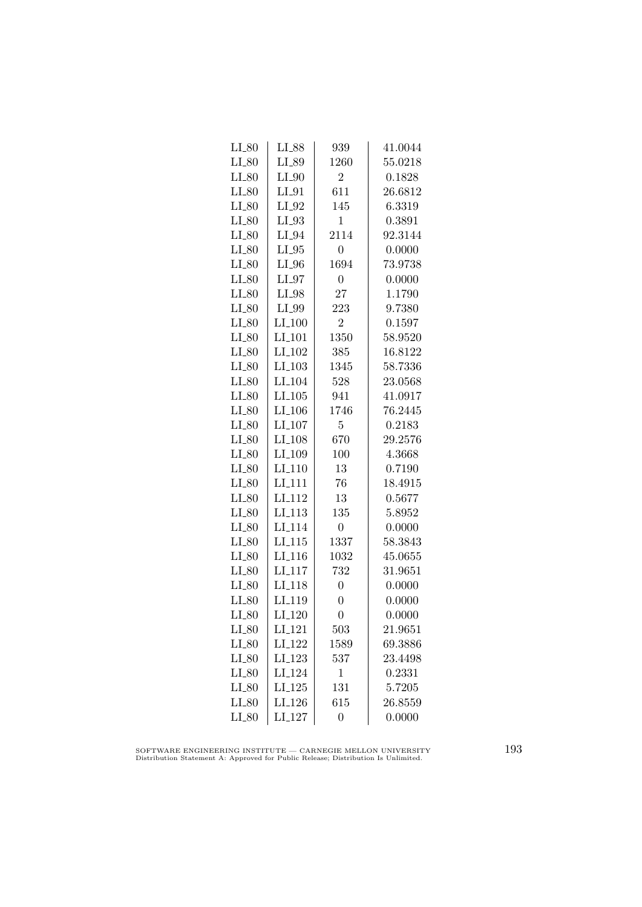| LI_80 | LI_88 | 939 | 41.0044 |
|---|---|---|---|
| LI_80 | LI_89 | 1260 | 55.0218 |
| LI_80 | LI_90 | 2 | 0.1828 |
| LI_80 | LI_91 | 611 | 26.6812 |
| LI_80 | LI_92 | 145 | 6.3319 |
| LI_80 | LI_93 | 1 | 0.3891 |
| LI_80 | LI_94 | 2114 | 92.3144 |
| LI_80 | LI_95 | 0 | 0.0000 |
| LI_80 | LI_96 | 1694 | 73.9738 |
| LI_80 | LI_97 | 0 | 0.0000 |
| LI_80 | LI_98 | 27 | 1.1790 |
| LI_80 | LI_99 | 223 | 9.7380 |
| LI_80 | LI_100 | 2 | 0.1597 |
| LI_80 | LI_101 | 1350 | 58.9520 |
| LI_80 | LI_102 | 385 | 16.8122 |
| LI_80 | LI_103 | 1345 | 58.7336 |
| LI_80 | LI_104 | 528 | 23.0568 |
| LI_80 | LI_105 | 941 | 41.0917 |
| LI_80 | LI_106 | 1746 | 76.2445 |
| LI_80 | LI_107 | 5 | 0.2183 |
| LI_80 | LI_108 | 670 | 29.2576 |
| LI_80 | LI_109 | 100 | 4.3668 |
| LI_80 | LI_110 | 13 | 0.7190 |
| LI_80 | LI_111 | 76 | 18.4915 |
| LI_80 | LI_112 | 13 | 0.5677 |
| LI_80 | LI_113 | 135 | 5.8952 |
| LI_80 | LI_114 | 0 | 0.0000 |
| LI_80 | LI_115 | 1337 | 58.3843 |
| LI_80 | LI_116 | 1032 | 45.0655 |
| LI_80 | LI_117 | 732 | 31.9651 |
| LI_80 | LI_118 | 0 | 0.0000 |
| LI_80 | LI_119 | 0 | 0.0000 |
| LI_80 | LI_120 | 0 | 0.0000 |
| LI_80 | LI_121 | 503 | 21.9651 |
| LI_80 | LI_122 | 1589 | 69.3886 |
| LI_80 | LI_123 | 537 | 23.4498 |
| LI_80 | LI_124 | 1 | 0.2331 |
| LI_80 | LI_125 | 131 | 5.7205 |
| LI_80 | LI_126 | 615 | 26.8559 |
| LI_80 | LI_127 | 0 | 0.0000 |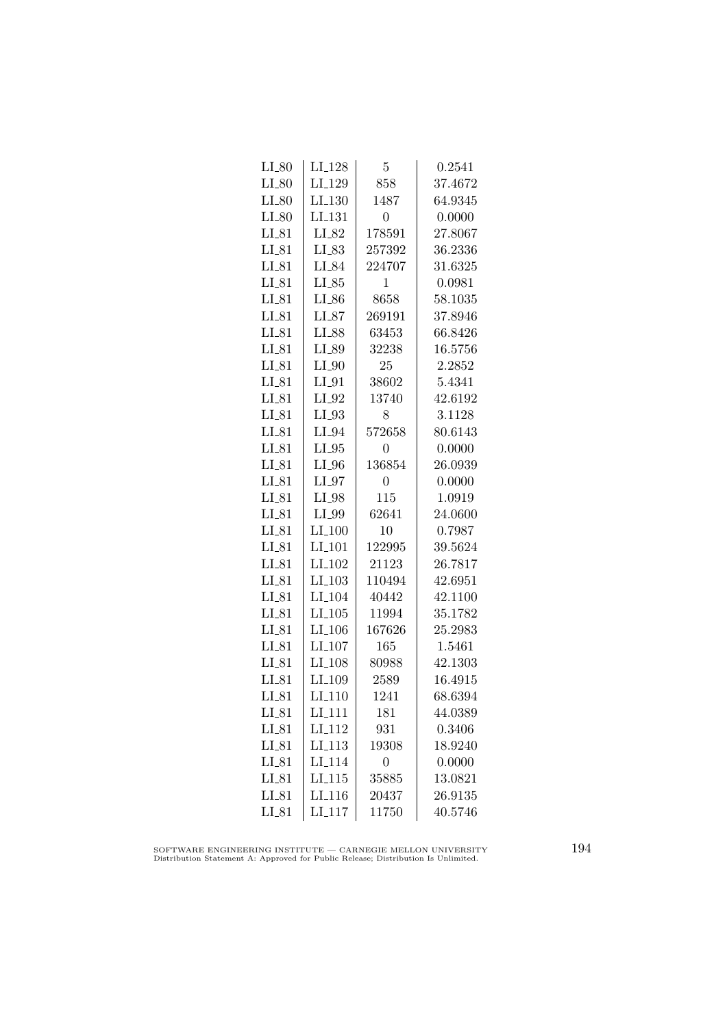| | | | |
|---|---|---|---|
| LI_80 | LI_128 | 5 | 0.2541 |
| LI_80 | LI_129 | 858 | 37.4672 |
| LI_80 | LI_130 | 1487 | 64.9345 |
| LI_80 | LI_131 | 0 | 0.0000 |
| LI_81 | LI_82 | 178591 | 27.8067 |
| LI_81 | LI_83 | 257392 | 36.2336 |
| LI_81 | LI_84 | 224707 | 31.6325 |
| LI_81 | LI_85 | 1 | 0.0981 |
| LI_81 | LI_86 | 8658 | 58.1035 |
| LI_81 | LI_87 | 269191 | 37.8946 |
| LI_81 | LI_88 | 63453 | 66.8426 |
| LI_81 | LI_89 | 32238 | 16.5756 |
| LI_81 | LI_90 | 25 | 2.2852 |
| LI_81 | LI_91 | 38602 | 5.4341 |
| LI_81 | LI_92 | 13740 | 42.6192 |
| LI_81 | LI_93 | 8 | 3.1128 |
| LI_81 | LI_94 | 572658 | 80.6143 |
| LI_81 | LI_95 | 0 | 0.0000 |
| LI_81 | LI_96 | 136854 | 26.0939 |
| LI_81 | LI_97 | 0 | 0.0000 |
| LI_81 | LI_98 | 115 | 1.0919 |
| LI_81 | LI_99 | 62641 | 24.0600 |
| LI_81 | LI_100 | 10 | 0.7987 |
| LI_81 | LI_101 | 122995 | 39.5624 |
| LI_81 | LI_102 | 21123 | 26.7817 |
| LI_81 | LI_103 | 110494 | 42.6951 |
| LI_81 | LI_104 | 40442 | 42.1100 |
| LI_81 | LI_105 | 11994 | 35.1782 |
| LI_81 | LI_106 | 167626 | 25.2983 |
| LI_81 | LI_107 | 165 | 1.5461 |
| LI_81 | LI_108 | 80988 | 42.1303 |
| LI_81 | LI_109 | 2589 | 16.4915 |
| LI_81 | LI_110 | 1241 | 68.6394 |
| LI_81 | LI_111 | 181 | 44.0389 |
| LI_81 | LI_112 | 931 | 0.3406 |
| LI_81 | LI_113 | 19308 | 18.9240 |
| LI_81 | LI_114 | 0 | 0.0000 |
| LI_81 | LI_115 | 35885 | 13.0821 |
| LI_81 | LI_116 | 20437 | 26.9135 |
| LI_81 | LI_117 | 11750 | 40.5746 |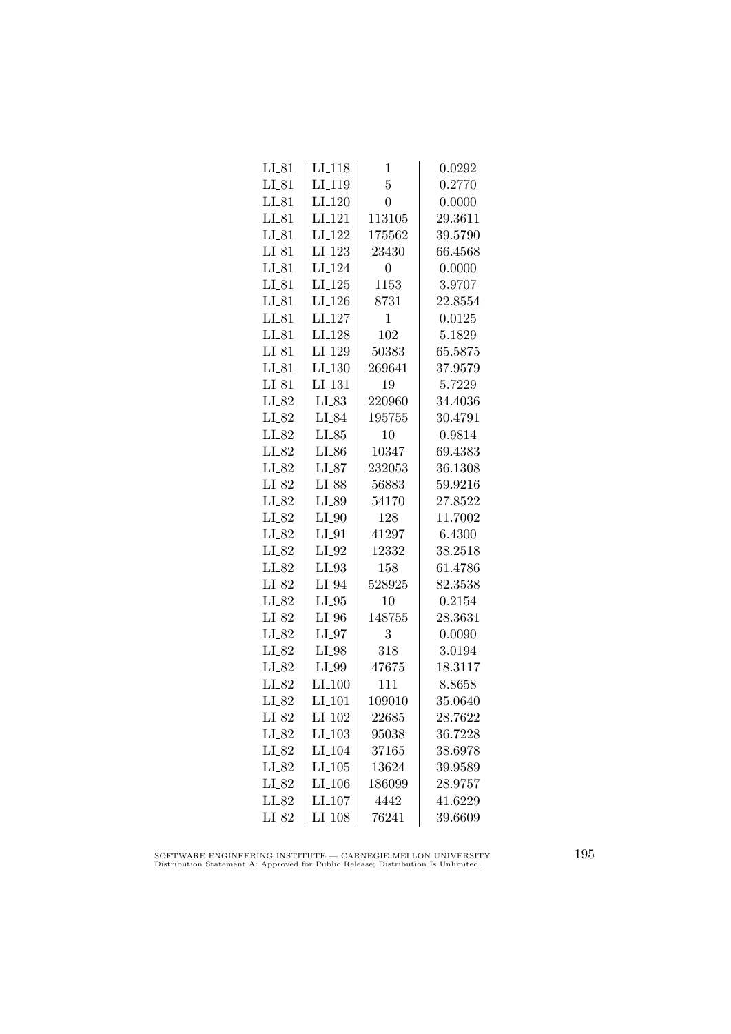| | | | |
|---|---|---|---|
| LI_81 | LI_118 | 1 | 0.0292 |
| LI_81 | LI_119 | 5 | 0.2770 |
| LI_81 | LI_120 | 0 | 0.0000 |
| LI_81 | LI_121 | 113105 | 29.3611 |
| LI_81 | LI_122 | 175562 | 39.5790 |
| LI_81 | LI_123 | 23430 | 66.4568 |
| LI_81 | LI_124 | 0 | 0.0000 |
| LI_81 | LI_125 | 1153 | 3.9707 |
| LI_81 | LI_126 | 8731 | 22.8554 |
| LI_81 | LI_127 | 1 | 0.0125 |
| LI_81 | LI_128 | 102 | 5.1829 |
| LI_81 | LI_129 | 50383 | 65.5875 |
| LI_81 | LI_130 | 269641 | 37.9579 |
| LI_81 | LI_131 | 19 | 5.7229 |
| LI_82 | LI_83 | 220960 | 34.4036 |
| LI_82 | LI_84 | 195755 | 30.4791 |
| LI_82 | LI_85 | 10 | 0.9814 |
| LI_82 | LI_86 | 10347 | 69.4383 |
| LI_82 | LI_87 | 232053 | 36.1308 |
| LI_82 | LI_88 | 56883 | 59.9216 |
| LI_82 | LI_89 | 54170 | 27.8522 |
| LI_82 | LI_90 | 128 | 11.7002 |
| LI_82 | LI_91 | 41297 | 6.4300 |
| LI_82 | LI_92 | 12332 | 38.2518 |
| LI_82 | LI_93 | 158 | 61.4786 |
| LI_82 | LI_94 | 528925 | 82.3538 |
| LI_82 | LI_95 | 10 | 0.2154 |
| LI_82 | LI_96 | 148755 | 28.3631 |
| LI_82 | LI_97 | 3 | 0.0090 |
| LI_82 | LI_98 | 318 | 3.0194 |
| LI_82 | LI_99 | 47675 | 18.3117 |
| LI_82 | LI_100 | 111 | 8.8658 |
| LI_82 | LI_101 | 109010 | 35.0640 |
| LI_82 | LI_102 | 22685 | 28.7622 |
| LI_82 | LI_103 | 95038 | 36.7228 |
| LI_82 | LI_104 | 37165 | 38.6978 |
| LI_82 | LI_105 | 13624 | 39.9589 |
| LI_82 | LI_106 | 186099 | 28.9757 |
| LI_82 | LI_107 | 4442 | 41.6229 |
| LI_82 | LI_108 | 76241 | 39.6609 |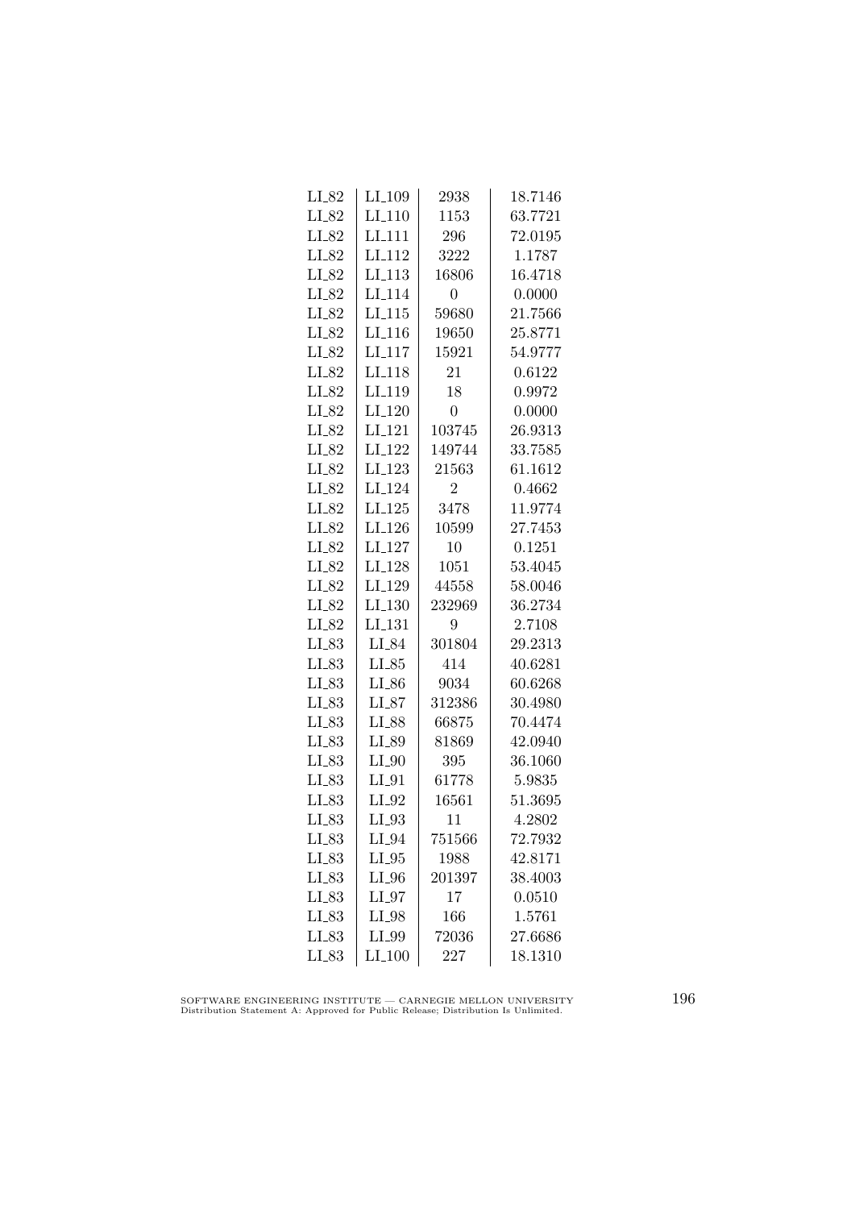| | | | |
|---|---|---|---|
| LI_82 | LI_109 | 2938 | 18.7146 |
| LI_82 | LI_110 | 1153 | 63.7721 |
| LI_82 | LI_111 | 296 | 72.0195 |
| LI_82 | LI_112 | 3222 | 1.1787 |
| LI_82 | LI_113 | 16806 | 16.4718 |
| LI_82 | LI_114 | 0 | 0.0000 |
| LI_82 | LI_115 | 59680 | 21.7566 |
| LI_82 | LI_116 | 19650 | 25.8771 |
| LI_82 | LI_117 | 15921 | 54.9777 |
| LI_82 | LI_118 | 21 | 0.6122 |
| LI_82 | LI_119 | 18 | 0.9972 |
| LI_82 | LI_120 | 0 | 0.0000 |
| LI_82 | LI_121 | 103745 | 26.9313 |
| LI_82 | LI_122 | 149744 | 33.7585 |
| LI_82 | LI_123 | 21563 | 61.1612 |
| LI_82 | LI_124 | 2 | 0.4662 |
| LI_82 | LI_125 | 3478 | 11.9774 |
| LI_82 | LI_126 | 10599 | 27.7453 |
| LI_82 | LI_127 | 10 | 0.1251 |
| LI_82 | LI_128 | 1051 | 53.4045 |
| LI_82 | LI_129 | 44558 | 58.0046 |
| LI_82 | LI_130 | 232969 | 36.2734 |
| LI_82 | LI_131 | 9 | 2.7108 |
| LI_83 | LI_84 | 301804 | 29.2313 |
| LI_83 | LI_85 | 414 | 40.6281 |
| LI_83 | LI_86 | 9034 | 60.6268 |
| LI_83 | LI_87 | 312386 | 30.4980 |
| LI_83 | LI_88 | 66875 | 70.4474 |
| LI_83 | LI_89 | 81869 | 42.0940 |
| LI_83 | LI_90 | 395 | 36.1060 |
| LI_83 | LI_91 | 61778 | 5.9835 |
| LI_83 | LI_92 | 16561 | 51.3695 |
| LI_83 | LI_93 | 11 | 4.2802 |
| LI_83 | LI_94 | 751566 | 72.7932 |
| LI_83 | LI_95 | 1988 | 42.8171 |
| LI_83 | LI_96 | 201397 | 38.4003 |
| LI_83 | LI_97 | 17 | 0.0510 |
| LI_83 | LI_98 | 166 | 1.5761 |
| LI_83 | LI_99 | 72036 | 27.6686 |
| LI_83 | LI_100 | 227 | 18.1310 |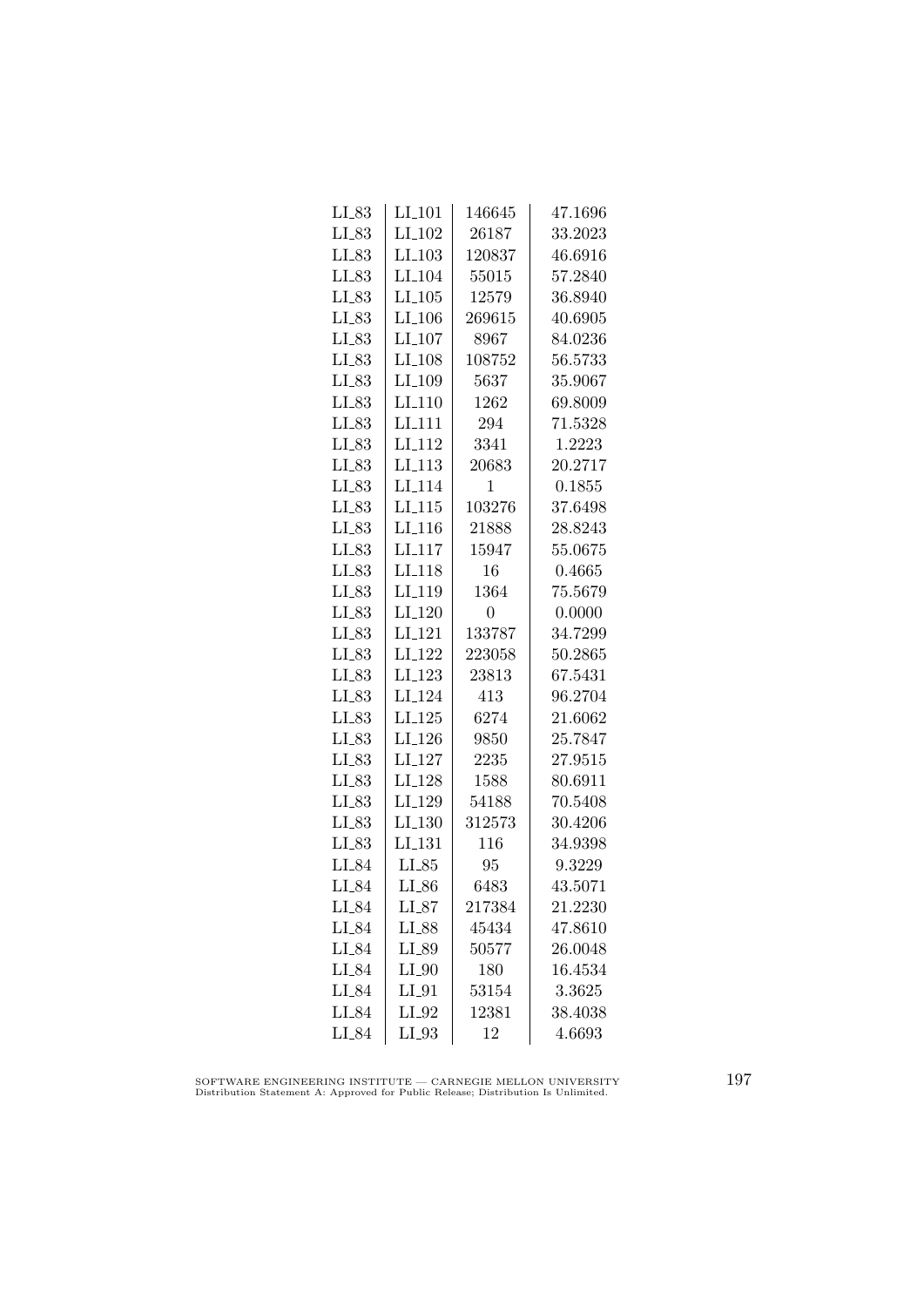| | | | |
|---|---|---|---|
| LI_83 | LI_101 | 146645 | 47.1696 |
| LI_83 | LI_102 | 26187 | 33.2023 |
| LI_83 | LI_103 | 120837 | 46.6916 |
| LI_83 | LI_104 | 55015 | 57.2840 |
| LI_83 | LI_105 | 12579 | 36.8940 |
| LI_83 | LI_106 | 269615 | 40.6905 |
| LI_83 | LI_107 | 8967 | 84.0236 |
| LI_83 | LI_108 | 108752 | 56.5733 |
| LI_83 | LI_109 | 5637 | 35.9067 |
| LI_83 | LI_110 | 1262 | 69.8009 |
| LI_83 | LI_111 | 294 | 71.5328 |
| LI_83 | LI_112 | 3341 | 1.2223 |
| LI_83 | LI_113 | 20683 | 20.2717 |
| LI_83 | LI_114 | 1 | 0.1855 |
| LI_83 | LI_115 | 103276 | 37.6498 |
| LI_83 | LI_116 | 21888 | 28.8243 |
| LI_83 | LI_117 | 15947 | 55.0675 |
| LI_83 | LI_118 | 16 | 0.4665 |
| LI_83 | LI_119 | 1364 | 75.5679 |
| LI_83 | LI_120 | 0 | 0.0000 |
| LI_83 | LI_121 | 133787 | 34.7299 |
| LI_83 | LI_122 | 223058 | 50.2865 |
| LI_83 | LI_123 | 23813 | 67.5431 |
| LI_83 | LI_124 | 413 | 96.2704 |
| LI_83 | LI_125 | 6274 | 21.6062 |
| LI_83 | LI_126 | 9850 | 25.7847 |
| LI_83 | LI_127 | 2235 | 27.9515 |
| LI_83 | LI_128 | 1588 | 80.6911 |
| LI_83 | LI_129 | 54188 | 70.5408 |
| LI_83 | LI_130 | 312573 | 30.4206 |
| LI_83 | LI_131 | 116 | 34.9398 |
| LI_84 | LI_85 | 95 | 9.3229 |
| LI_84 | LI_86 | 6483 | 43.5071 |
| LI_84 | LI_87 | 217384 | 21.2230 |
| LI_84 | LI_88 | 45434 | 47.8610 |
| LI_84 | LI_89 | 50577 | 26.0048 |
| LI_84 | LI_90 | 180 | 16.4534 |
| LI_84 | LI_91 | 53154 | 3.3625 |
| LI_84 | LI_92 | 12381 | 38.4038 |
| LI_84 | LI_93 | 12 | 4.6693 |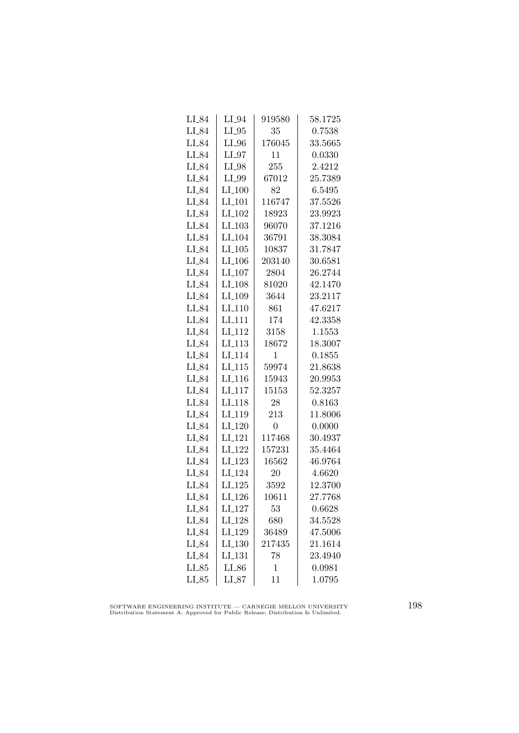| LI_84 | LI_94 | 919580 | 58.1725 |
|---|---|---|---|
| LI_84 | LI_95 | 35 | 0.7538 |
| LI_84 | LI_96 | 176045 | 33.5665 |
| LI_84 | LI_97 | 11 | 0.0330 |
| LI_84 | LI_98 | 255 | 2.4212 |
| LI_84 | LI_99 | 67012 | 25.7389 |
| LI_84 | LI_100 | 82 | 6.5495 |
| LI_84 | LI_101 | 116747 | 37.5526 |
| LI_84 | LI_102 | 18923 | 23.9923 |
| LI_84 | LI_103 | 96070 | 37.1216 |
| LI_84 | LI_104 | 36791 | 38.3084 |
| LI_84 | LI_105 | 10837 | 31.7847 |
| LI_84 | LI_106 | 203140 | 30.6581 |
| LI_84 | LI_107 | 2804 | 26.2744 |
| LI_84 | LI_108 | 81020 | 42.1470 |
| LI_84 | LI_109 | 3644 | 23.2117 |
| LI_84 | LI_110 | 861 | 47.6217 |
| LI_84 | LI_111 | 174 | 42.3358 |
| LI_84 | LI_112 | 3158 | 1.1553 |
| LI_84 | LI_113 | 18672 | 18.3007 |
| LI_84 | LI_114 | 1 | 0.1855 |
| LI_84 | LI_115 | 59974 | 21.8638 |
| LI_84 | LI_116 | 15943 | 20.9953 |
| LI_84 | LI_117 | 15153 | 52.3257 |
| LI_84 | LI_118 | 28 | 0.8163 |
| LI_84 | LI_119 | 213 | 11.8006 |
| LI_84 | LI_120 | 0 | 0.0000 |
| LI_84 | LI_121 | 117468 | 30.4937 |
| LI_84 | LI_122 | 157231 | 35.4464 |
| LI_84 | LI_123 | 16562 | 46.9764 |
| LI_84 | LI_124 | 20 | 4.6620 |
| LI_84 | LI_125 | 3592 | 12.3700 |
| LI_84 | LI_126 | 10611 | 27.7768 |
| LI_84 | LI_127 | 53 | 0.6628 |
| LI_84 | LI_128 | 680 | 34.5528 |
| LI_84 | LI_129 | 36489 | 47.5006 |
| LI_84 | LI_130 | 217435 | 21.1614 |
| LI_84 | LI_131 | 78 | 23.4940 |
| LI_85 | LI_86 | 1 | 0.0981 |
| LI_85 | LI_87 | 11 | 1.0795 |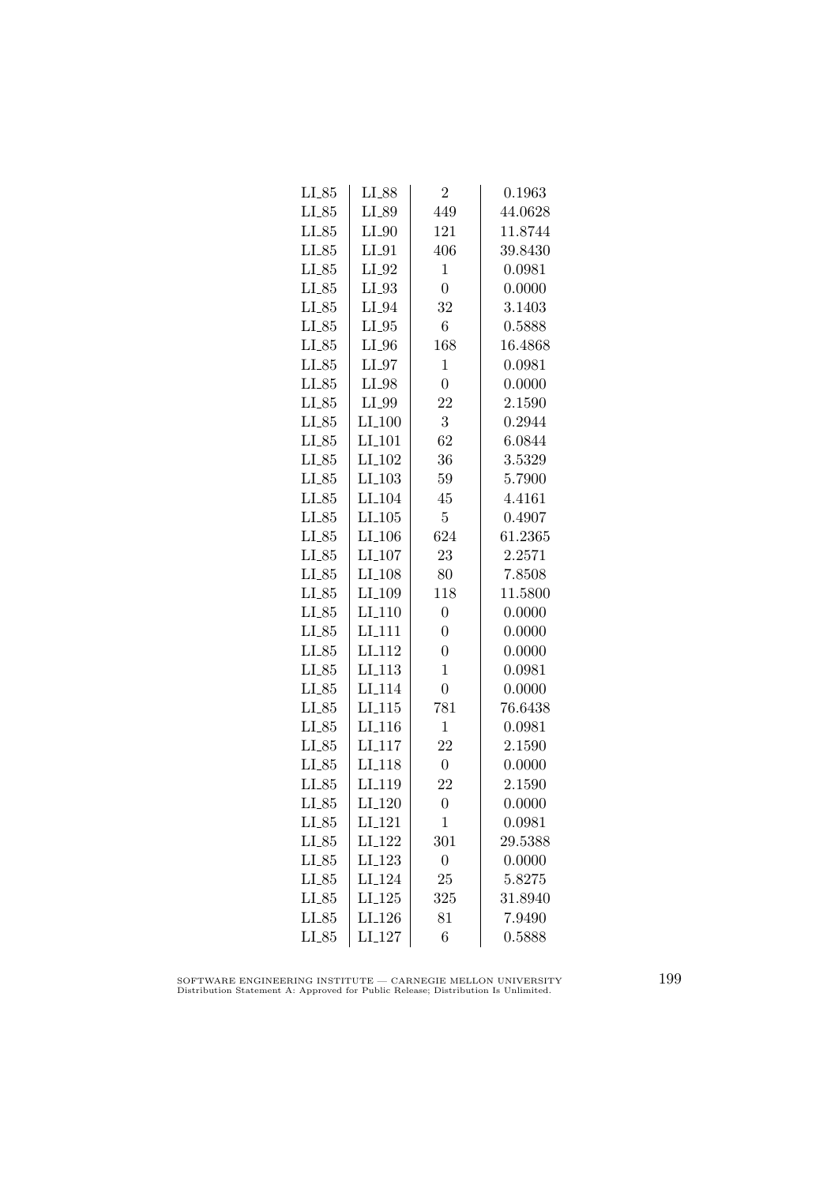| | | | |
|---|---|---|---|
| LI_85 | LI_88 | 2 | 0.1963 |
| LI_85 | LI_89 | 449 | 44.0628 |
| LI_85 | LI_90 | 121 | 11.8744 |
| LI_85 | LI_91 | 406 | 39.8430 |
| LI_85 | LI_92 | 1 | 0.0981 |
| LI_85 | LI_93 | 0 | 0.0000 |
| LI_85 | LI_94 | 32 | 3.1403 |
| LI_85 | LI_95 | 6 | 0.5888 |
| LI_85 | LI_96 | 168 | 16.4868 |
| LI_85 | LI_97 | 1 | 0.0981 |
| LI_85 | LI_98 | 0 | 0.0000 |
| LI_85 | LI_99 | 22 | 2.1590 |
| LI_85 | LI_100 | 3 | 0.2944 |
| LI_85 | LI_101 | 62 | 6.0844 |
| LI_85 | LI_102 | 36 | 3.5329 |
| LI_85 | LI_103 | 59 | 5.7900 |
| LI_85 | LI_104 | 45 | 4.4161 |
| LI_85 | LI_105 | 5 | 0.4907 |
| LI_85 | LI_106 | 624 | 61.2365 |
| LI_85 | LI_107 | 23 | 2.2571 |
| LI_85 | LI_108 | 80 | 7.8508 |
| LI_85 | LI_109 | 118 | 11.5800 |
| LI_85 | LI_110 | 0 | 0.0000 |
| LI_85 | LI_111 | 0 | 0.0000 |
| LI_85 | LI_112 | 0 | 0.0000 |
| LI_85 | LI_113 | 1 | 0.0981 |
| LI_85 | LI_114 | 0 | 0.0000 |
| LI_85 | LI_115 | 781 | 76.6438 |
| LI_85 | LI_116 | 1 | 0.0981 |
| LI_85 | LI_117 | 22 | 2.1590 |
| LI_85 | LI_118 | 0 | 0.0000 |
| LI_85 | LI_119 | 22 | 2.1590 |
| LI_85 | LI_120 | 0 | 0.0000 |
| LI_85 | LI_121 | 1 | 0.0981 |
| LI_85 | LI_122 | 301 | 29.5388 |
| LI_85 | LI_123 | 0 | 0.0000 |
| LI_85 | LI_124 | 25 | 5.8275 |
| LI_85 | LI_125 | 325 | 31.8940 |
| LI_85 | LI_126 | 81 | 7.9490 |
| LI_85 | LI_127 | 6 | 0.5888 |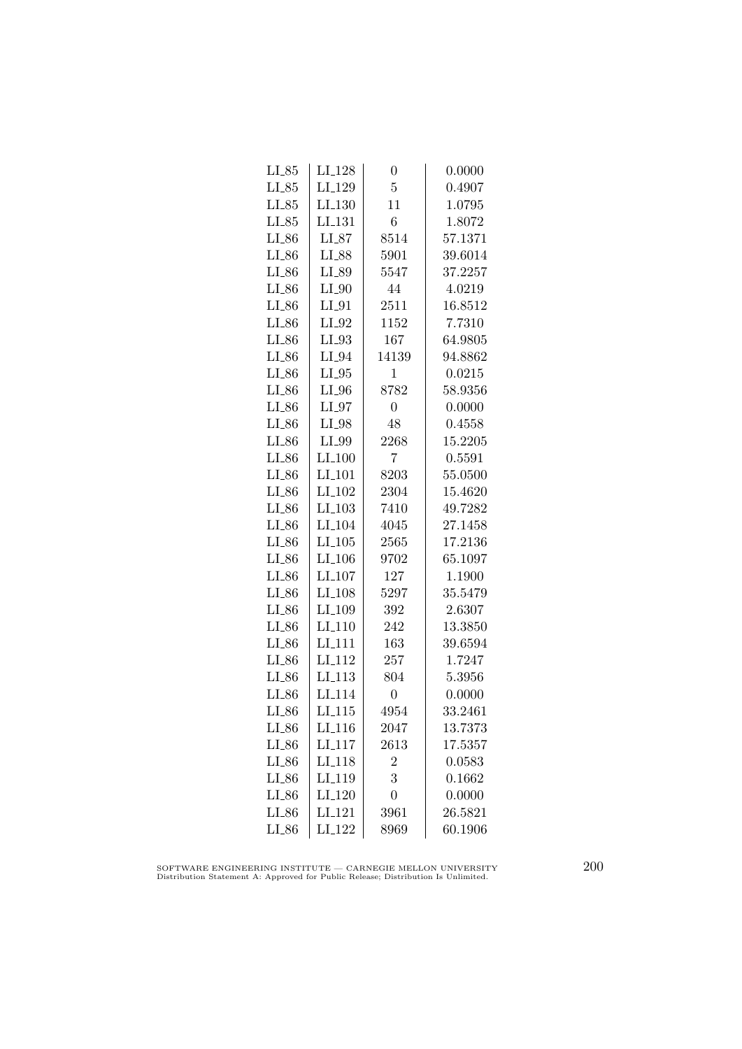| | | | |
|---|---|---|---|
| LI_85 | LI_128 | 0 | 0.0000 |
| LI_85 | LI_129 | 5 | 0.4907 |
| LI_85 | LI_130 | 11 | 1.0795 |
| LI_85 | LI_131 | 6 | 1.8072 |
| LI_86 | LI_87 | 8514 | 57.1371 |
| LI_86 | LI_88 | 5901 | 39.6014 |
| LI_86 | LI_89 | 5547 | 37.2257 |
| LI_86 | LI_90 | 44 | 4.0219 |
| LI_86 | LI_91 | 2511 | 16.8512 |
| LI_86 | LI_92 | 1152 | 7.7310 |
| LI_86 | LI_93 | 167 | 64.9805 |
| LI_86 | LI_94 | 14139 | 94.8862 |
| LI_86 | LI_95 | 1 | 0.0215 |
| LI_86 | LI_96 | 8782 | 58.9356 |
| LI_86 | LI_97 | 0 | 0.0000 |
| LI_86 | LI_98 | 48 | 0.4558 |
| LI_86 | LI_99 | 2268 | 15.2205 |
| LI_86 | LI_100 | 7 | 0.5591 |
| LI_86 | LI_101 | 8203 | 55.0500 |
| LI_86 | LI_102 | 2304 | 15.4620 |
| LI_86 | LI_103 | 7410 | 49.7282 |
| LI_86 | LI_104 | 4045 | 27.1458 |
| LI_86 | LI_105 | 2565 | 17.2136 |
| LI_86 | LI_106 | 9702 | 65.1097 |
| LI_86 | LI_107 | 127 | 1.1900 |
| LI_86 | LI_108 | 5297 | 35.5479 |
| LI_86 | LI_109 | 392 | 2.6307 |
| LI_86 | LI_110 | 242 | 13.3850 |
| LI_86 | LI_111 | 163 | 39.6594 |
| LI_86 | LI_112 | 257 | 1.7247 |
| LI_86 | LI_113 | 804 | 5.3956 |
| LI_86 | LI_114 | 0 | 0.0000 |
| LI_86 | LI_115 | 4954 | 33.2461 |
| LI_86 | LI_116 | 2047 | 13.7373 |
| LI_86 | LI_117 | 2613 | 17.5357 |
| LI_86 | LI_118 | 2 | 0.0583 |
| LI_86 | LI_119 | 3 | 0.1662 |
| LI_86 | LI_120 | 0 | 0.0000 |
| LI_86 | LI_121 | 3961 | 26.5821 |
| LI_86 | LI_122 | 8969 | 60.1906 |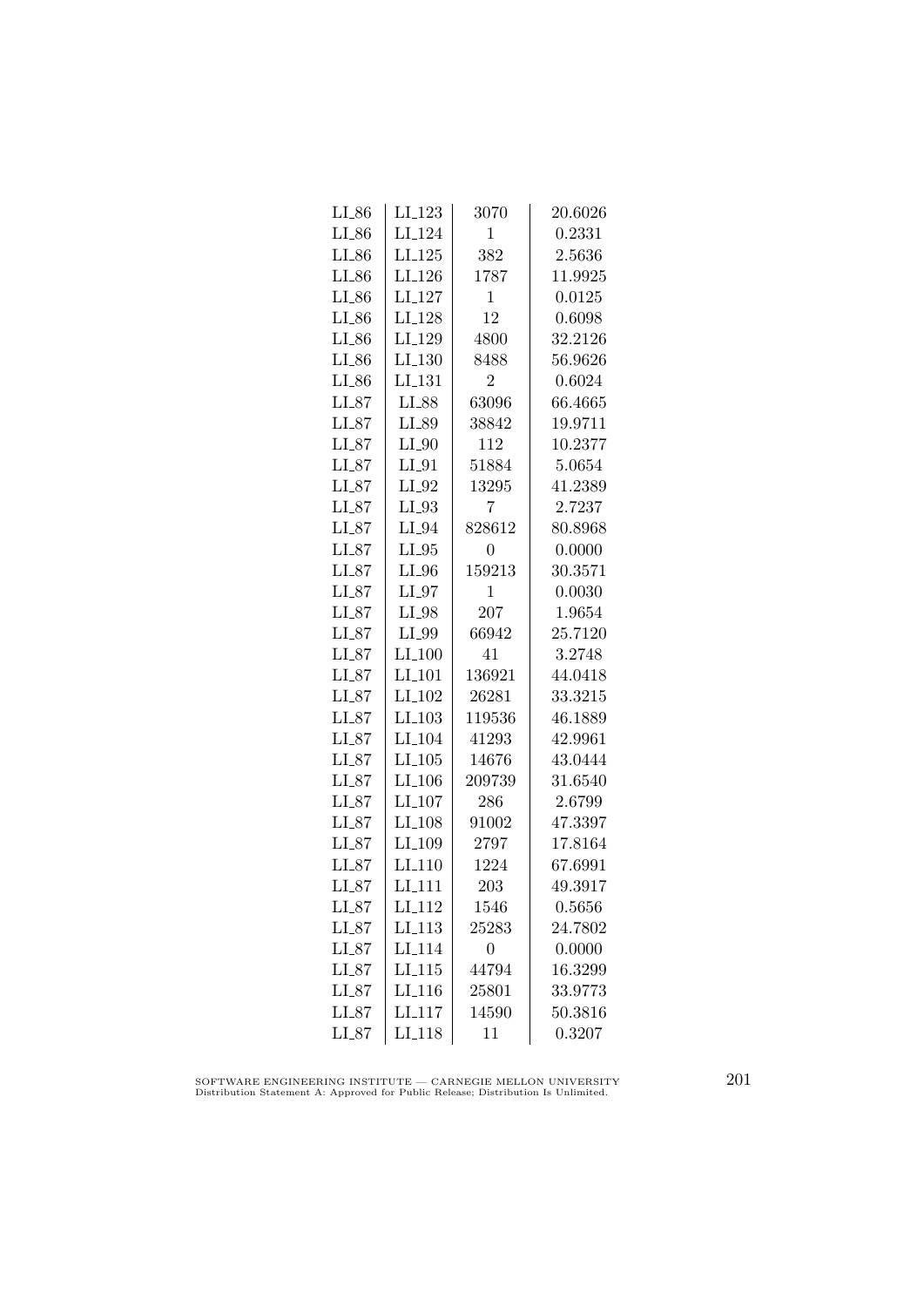| | | | |
|---|---|---|---|
| LI_86 | LI_123 | 3070 | 20.6026 |
| LI_86 | LI_124 | 1 | 0.2331 |
| LI_86 | LI_125 | 382 | 2.5636 |
| LI_86 | LI_126 | 1787 | 11.9925 |
| LI_86 | LI_127 | 1 | 0.0125 |
| LI_86 | LI_128 | 12 | 0.6098 |
| LI_86 | LI_129 | 4800 | 32.2126 |
| LI_86 | LI_130 | 8488 | 56.9626 |
| LI_86 | LI_131 | 2 | 0.6024 |
| LI_87 | LI_88 | 63096 | 66.4665 |
| LI_87 | LI_89 | 38842 | 19.9711 |
| LI_87 | LI_90 | 112 | 10.2377 |
| LI_87 | LI_91 | 51884 | 5.0654 |
| LI_87 | LI_92 | 13295 | 41.2389 |
| LI_87 | LI_93 | 7 | 2.7237 |
| LI_87 | LI_94 | 828612 | 80.8968 |
| LI_87 | LI_95 | 0 | 0.0000 |
| LI_87 | LI_96 | 159213 | 30.3571 |
| LI_87 | LI_97 | 1 | 0.0030 |
| LI_87 | LI_98 | 207 | 1.9654 |
| LI_87 | LI_99 | 66942 | 25.7120 |
| LI_87 | LI_100 | 41 | 3.2748 |
| LI_87 | LI_101 | 136921 | 44.0418 |
| LI_87 | LI_102 | 26281 | 33.3215 |
| LI_87 | LI_103 | 119536 | 46.1889 |
| LI_87 | LI_104 | 41293 | 42.9961 |
| LI_87 | LI_105 | 14676 | 43.0444 |
| LI_87 | LI_106 | 209739 | 31.6540 |
| LI_87 | LI_107 | 286 | 2.6799 |
| LI_87 | LI_108 | 91002 | 47.3397 |
| LI_87 | LI_109 | 2797 | 17.8164 |
| LI_87 | LI_110 | 1224 | 67.6991 |
| LI_87 | LI_111 | 203 | 49.3917 |
| LI_87 | LI_112 | 1546 | 0.5656 |
| LI_87 | LI_113 | 25283 | 24.7802 |
| LI_87 | LI_114 | 0 | 0.0000 |
| LI_87 | LI_115 | 44794 | 16.3299 |
| LI_87 | LI_116 | 25801 | 33.9773 |
| LI_87 | LI_117 | 14590 | 50.3816 |
| LI_87 | LI_118 | 11 | 0.3207 |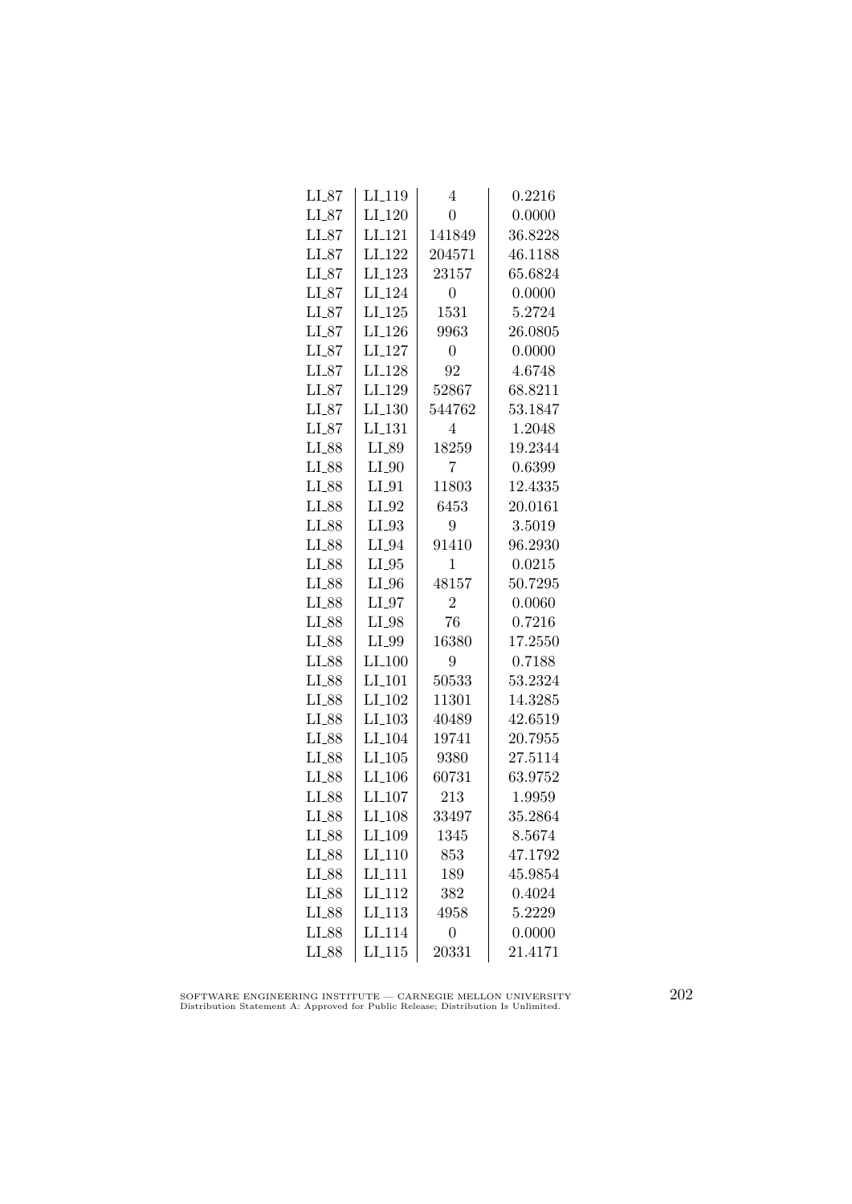| | | | |
|---|---|---|---|
| LI_87 | LI_119 | 4 | 0.2216 |
| LI_87 | LI_120 | 0 | 0.0000 |
| LI_87 | LI_121 | 141849 | 36.8228 |
| LI_87 | LI_122 | 204571 | 46.1188 |
| LI_87 | LI_123 | 23157 | 65.6824 |
| LI_87 | LI_124 | 0 | 0.0000 |
| LI_87 | LI_125 | 1531 | 5.2724 |
| LI_87 | LI_126 | 9963 | 26.0805 |
| LI_87 | LI_127 | 0 | 0.0000 |
| LI_87 | LI_128 | 92 | 4.6748 |
| LI_87 | LI_129 | 52867 | 68.8211 |
| LI_87 | LI_130 | 544762 | 53.1847 |
| LI_87 | LI_131 | 4 | 1.2048 |
| LI_88 | LI_89 | 18259 | 19.2344 |
| LI_88 | LI_90 | 7 | 0.6399 |
| LI_88 | LI_91 | 11803 | 12.4335 |
| LI_88 | LI_92 | 6453 | 20.0161 |
| LI_88 | LI_93 | 9 | 3.5019 |
| LI_88 | LI_94 | 91410 | 96.2930 |
| LI_88 | LI_95 | 1 | 0.0215 |
| LI_88 | LI_96 | 48157 | 50.7295 |
| LI_88 | LI_97 | 2 | 0.0060 |
| LI_88 | LI_98 | 76 | 0.7216 |
| LI_88 | LI_99 | 16380 | 17.2550 |
| LI_88 | LI_100 | 9 | 0.7188 |
| LI_88 | LI_101 | 50533 | 53.2324 |
| LI_88 | LI_102 | 11301 | 14.3285 |
| LI_88 | LI_103 | 40489 | 42.6519 |
| LI_88 | LI_104 | 19741 | 20.7955 |
| LI_88 | LI_105 | 9380 | 27.5114 |
| LI_88 | LI_106 | 60731 | 63.9752 |
| LI_88 | LI_107 | 213 | 1.9959 |
| LI_88 | LI_108 | 33497 | 35.2864 |
| LI_88 | LI_109 | 1345 | 8.5674 |
| LI_88 | LI_110 | 853 | 47.1792 |
| LI_88 | LI_111 | 189 | 45.9854 |
| LI_88 | LI_112 | 382 | 0.4024 |
| LI_88 | LI_113 | 4958 | 5.2229 |
| LI_88 | LI_114 | 0 | 0.0000 |
| LI_88 | LI_115 | 20331 | 21.4171 |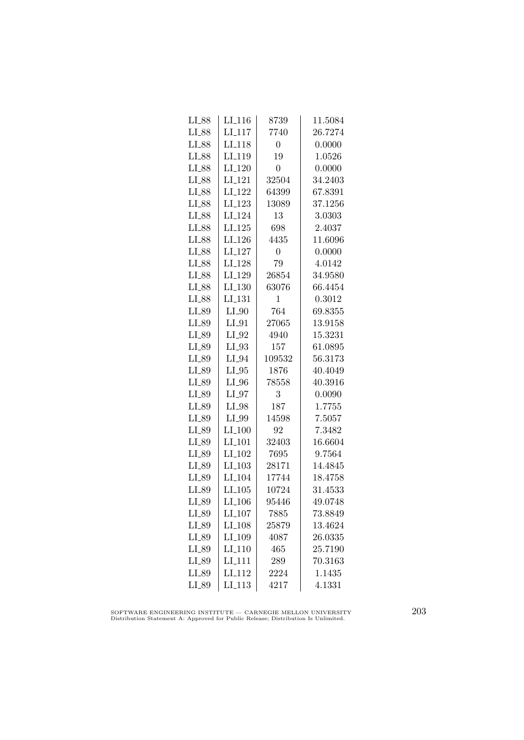| LI_88 | LI_116 | 8739 | 11.5084 |
|---|---|---|---|
| LI_88 | LI_117 | 7740 | 26.7274 |
| LI_88 | LI_118 | 0 | 0.0000 |
| LI_88 | LI_119 | 19 | 1.0526 |
| LI_88 | LI_120 | 0 | 0.0000 |
| LI_88 | LI_121 | 32504 | 34.2403 |
| LI_88 | LI_122 | 64399 | 67.8391 |
| LI_88 | LI_123 | 13089 | 37.1256 |
| LI_88 | LI_124 | 13 | 3.0303 |
| LI_88 | LI_125 | 698 | 2.4037 |
| LI_88 | LI_126 | 4435 | 11.6096 |
| LI_88 | LI_127 | 0 | 0.0000 |
| LI_88 | LI_128 | 79 | 4.0142 |
| LI_88 | LI_129 | 26854 | 34.9580 |
| LI_88 | LI_130 | 63076 | 66.4454 |
| LI_88 | LI_131 | 1 | 0.3012 |
| LI_89 | LI_90 | 764 | 69.8355 |
| LI_89 | LI_91 | 27065 | 13.9158 |
| LI_89 | LI_92 | 4940 | 15.3231 |
| LI_89 | LI_93 | 157 | 61.0895 |
| LI_89 | LI_94 | 109532 | 56.3173 |
| LI_89 | LI_95 | 1876 | 40.4049 |
| LI_89 | LI_96 | 78558 | 40.3916 |
| LI_89 | LI_97 | 3 | 0.0090 |
| LI_89 | LI_98 | 187 | 1.7755 |
| LI_89 | LI_99 | 14598 | 7.5057 |
| LI_89 | LI_100 | 92 | 7.3482 |
| LI_89 | LI_101 | 32403 | 16.6604 |
| LI_89 | LI_102 | 7695 | 9.7564 |
| LI_89 | LI_103 | 28171 | 14.4845 |
| LI_89 | LI_104 | 17744 | 18.4758 |
| LI_89 | LI_105 | 10724 | 31.4533 |
| LI_89 | LI_106 | 95446 | 49.0748 |
| LI_89 | LI_107 | 7885 | 73.8849 |
| LI_89 | LI_108 | 25879 | 13.4624 |
| LI_89 | LI_109 | 4087 | 26.0335 |
| LI_89 | LI_110 | 465 | 25.7190 |
| LI_89 | LI_111 | 289 | 70.3163 |
| LI_89 | LI_112 | 2224 | 1.1435 |
| LI_89 | LI_113 | 4217 | 4.1331 |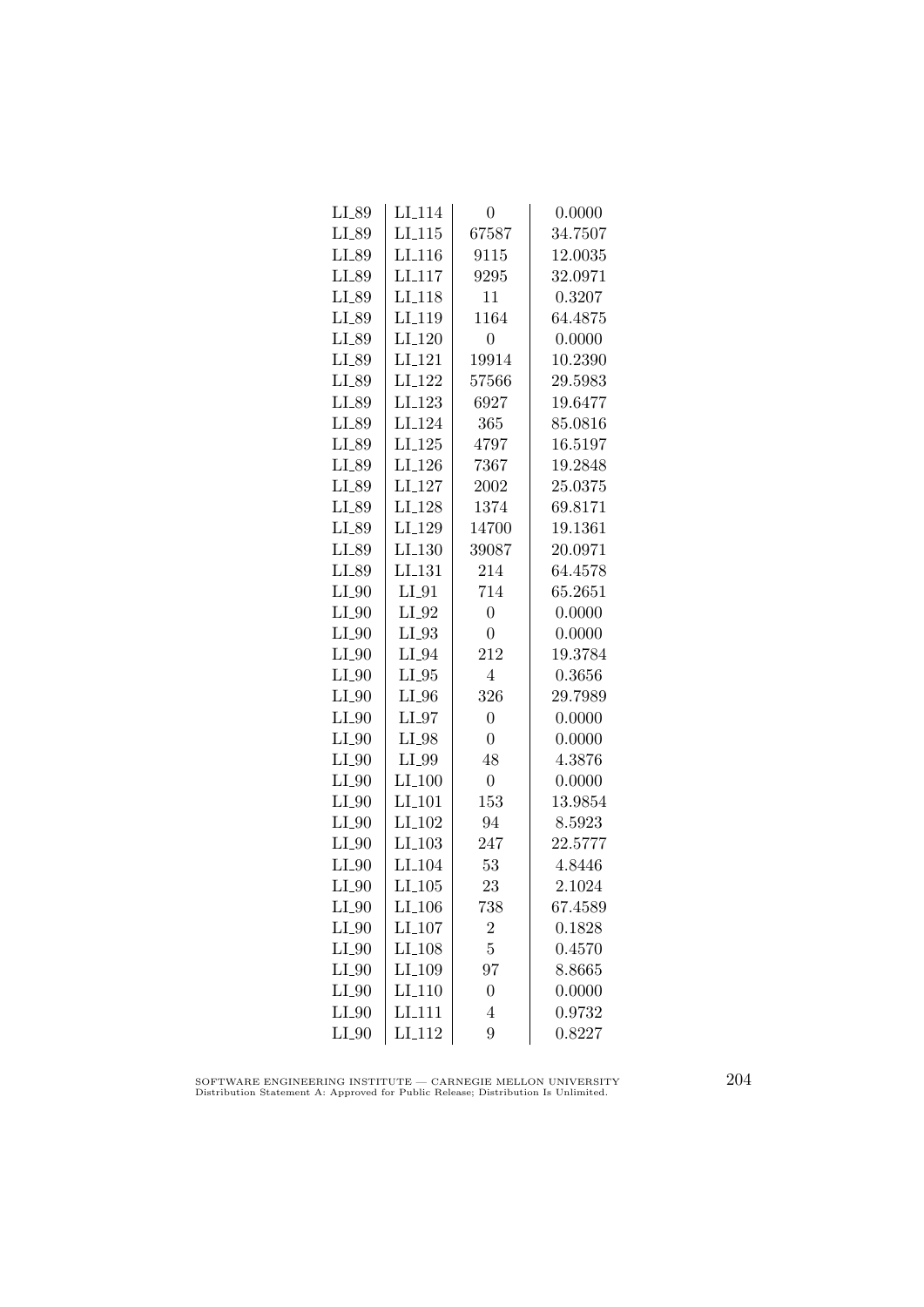| LI_89 | LI_114 | 0 | 0.0000 |
|---|---|---|---|
| LI_89 | LI_115 | 67587 | 34.7507 |
| LI_89 | LI_116 | 9115 | 12.0035 |
| LI_89 | LI_117 | 9295 | 32.0971 |
| LI_89 | LI_118 | 11 | 0.3207 |
| LI_89 | LI_119 | 1164 | 64.4875 |
| LI_89 | LI_120 | 0 | 0.0000 |
| LI_89 | LI_121 | 19914 | 10.2390 |
| LI_89 | LI_122 | 57566 | 29.5983 |
| LI_89 | LI_123 | 6927 | 19.6477 |
| LI_89 | LI_124 | 365 | 85.0816 |
| LI_89 | LI_125 | 4797 | 16.5197 |
| LI_89 | LI_126 | 7367 | 19.2848 |
| LI_89 | LI_127 | 2002 | 25.0375 |
| LI_89 | LI_128 | 1374 | 69.8171 |
| LI_89 | LI_129 | 14700 | 19.1361 |
| LI_89 | LI_130 | 39087 | 20.0971 |
| LI_89 | LI_131 | 214 | 64.4578 |
| LI_90 | LI_91 | 714 | 65.2651 |
| LI_90 | LI_92 | 0 | 0.0000 |
| LI_90 | LI_93 | 0 | 0.0000 |
| LI_90 | LI_94 | 212 | 19.3784 |
| LI_90 | LI_95 | 4 | 0.3656 |
| LI_90 | LI_96 | 326 | 29.7989 |
| LI_90 | LI_97 | 0 | 0.0000 |
| LI_90 | LI_98 | 0 | 0.0000 |
| LI_90 | LI_99 | 48 | 4.3876 |
| LI_90 | LI_100 | 0 | 0.0000 |
| LI_90 | LI_101 | 153 | 13.9854 |
| LI_90 | LI_102 | 94 | 8.5923 |
| LI_90 | LI_103 | 247 | 22.5777 |
| LI_90 | LI_104 | 53 | 4.8446 |
| LI_90 | LI_105 | 23 | 2.1024 |
| LI_90 | LI_106 | 738 | 67.4589 |
| LI_90 | LI_107 | 2 | 0.1828 |
| LI_90 | LI_108 | 5 | 0.4570 |
| LI_90 | LI_109 | 97 | 8.8665 |
| LI_90 | LI_110 | 0 | 0.0000 |
| LI_90 | LI_111 | 4 | 0.9732 |
| LI_90 | LI_112 | 9 | 0.8227 |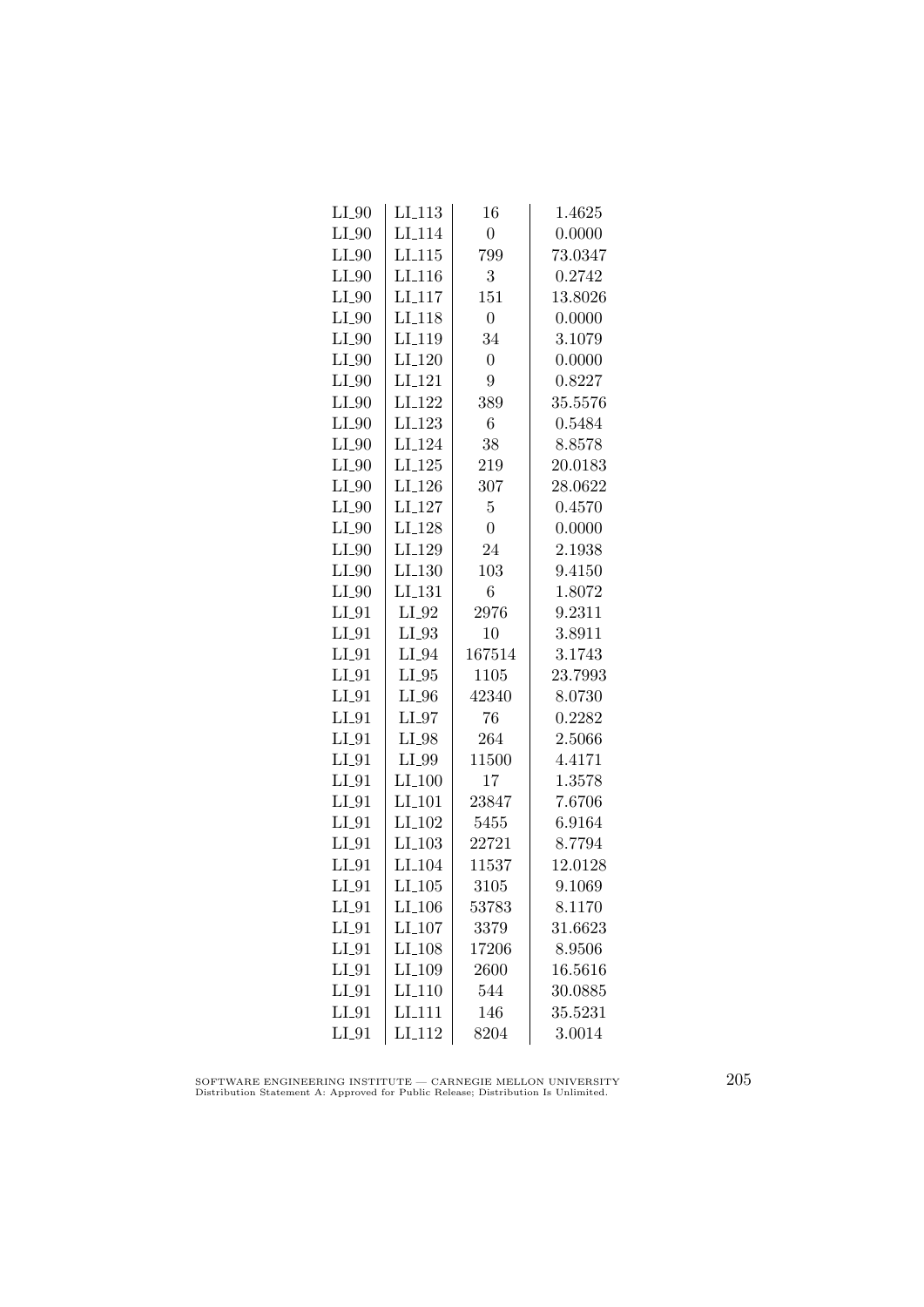| | | | |
|---|---|---|---|
| LI_90 | LI_113 | 16 | 1.4625 |
| LI_90 | LI_114 | 0 | 0.0000 |
| LI_90 | LI_115 | 799 | 73.0347 |
| LI_90 | LI_116 | 3 | 0.2742 |
| LI_90 | LI_117 | 151 | 13.8026 |
| LI_90 | LI_118 | 0 | 0.0000 |
| LI_90 | LI_119 | 34 | 3.1079 |
| LI_90 | LI_120 | 0 | 0.0000 |
| LI_90 | LI_121 | 9 | 0.8227 |
| LI_90 | LI_122 | 389 | 35.5576 |
| LI_90 | LI_123 | 6 | 0.5484 |
| LI_90 | LI_124 | 38 | 8.8578 |
| LI_90 | LI_125 | 219 | 20.0183 |
| LI_90 | LI_126 | 307 | 28.0622 |
| LI_90 | LI_127 | 5 | 0.4570 |
| LI_90 | LI_128 | 0 | 0.0000 |
| LI_90 | LI_129 | 24 | 2.1938 |
| LI_90 | LI_130 | 103 | 9.4150 |
| LI_90 | LI_131 | 6 | 1.8072 |
| LI_91 | LI_92 | 2976 | 9.2311 |
| LI_91 | LI_93 | 10 | 3.8911 |
| LI_91 | LI_94 | 167514 | 3.1743 |
| LI_91 | LI_95 | 1105 | 23.7993 |
| LI_91 | LI_96 | 42340 | 8.0730 |
| LI_91 | LI_97 | 76 | 0.2282 |
| LI_91 | LI_98 | 264 | 2.5066 |
| LI_91 | LI_99 | 11500 | 4.4171 |
| LI_91 | LI_100 | 17 | 1.3578 |
| LI_91 | LI_101 | 23847 | 7.6706 |
| LI_91 | LI_102 | 5455 | 6.9164 |
| LI_91 | LI_103 | 22721 | 8.7794 |
| LI_91 | LI_104 | 11537 | 12.0128 |
| LI_91 | LI_105 | 3105 | 9.1069 |
| LI_91 | LI_106 | 53783 | 8.1170 |
| LI_91 | LI_107 | 3379 | 31.6623 |
| LI_91 | LI_108 | 17206 | 8.9506 |
| LI_91 | LI_109 | 2600 | 16.5616 |
| LI_91 | LI_110 | 544 | 30.0885 |
| LI_91 | LI_111 | 146 | 35.5231 |
| LI_91 | LI_112 | 8204 | 3.0014 |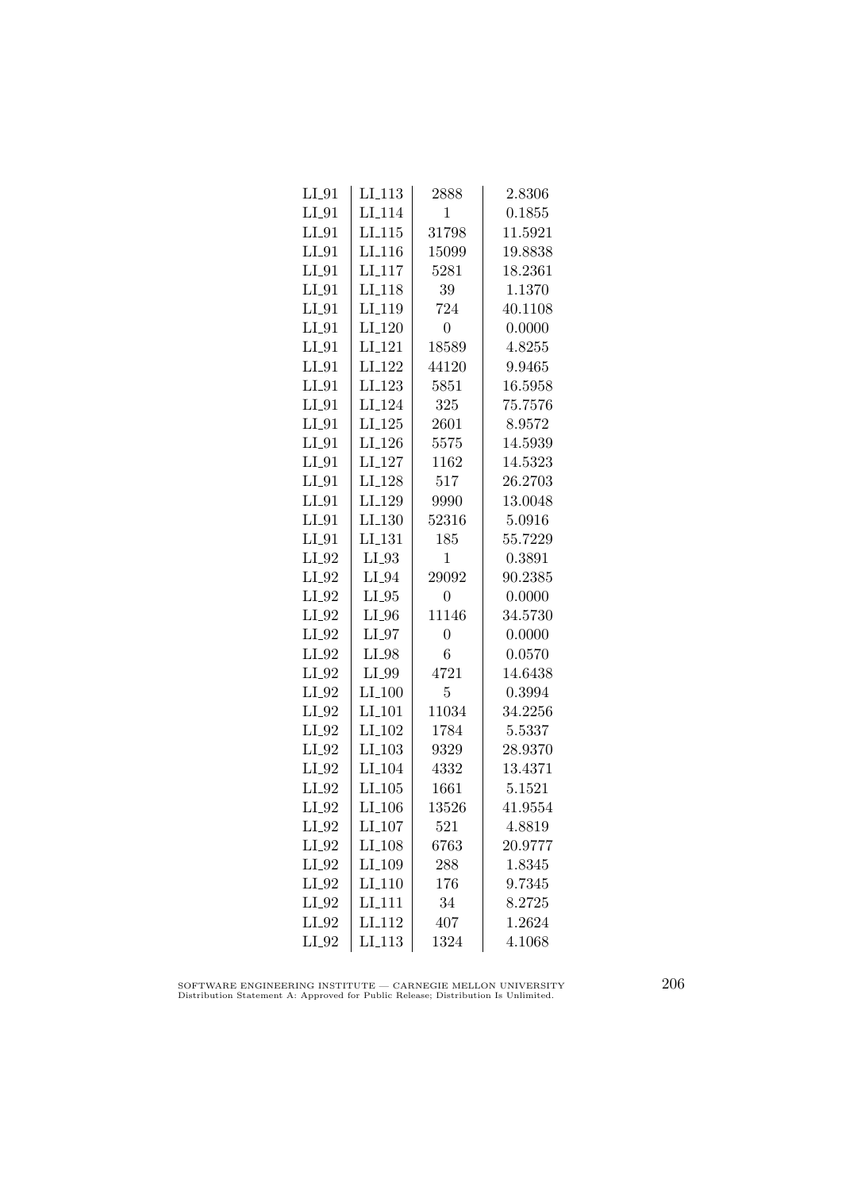| LI_91 | LI_113 | 2888 | 2.8306 |
|---|---|---|---|
| LI_91 | LI_114 | 1 | 0.1855 |
| LI_91 | LI_115 | 31798 | 11.5921 |
| LI_91 | LI_116 | 15099 | 19.8838 |
| LI_91 | LI_117 | 5281 | 18.2361 |
| LI_91 | LI_118 | 39 | 1.1370 |
| LI_91 | LI_119 | 724 | 40.1108 |
| LI_91 | LI_120 | 0 | 0.0000 |
| LI_91 | LI_121 | 18589 | 4.8255 |
| LI_91 | LI_122 | 44120 | 9.9465 |
| LI_91 | LI_123 | 5851 | 16.5958 |
| LI_91 | LI_124 | 325 | 75.7576 |
| LI_91 | LI_125 | 2601 | 8.9572 |
| LI_91 | LI_126 | 5575 | 14.5939 |
| LI_91 | LI_127 | 1162 | 14.5323 |
| LI_91 | LI_128 | 517 | 26.2703 |
| LI_91 | LI_129 | 9990 | 13.0048 |
| LI_91 | LI_130 | 52316 | 5.0916 |
| LI_91 | LI_131 | 185 | 55.7229 |
| LI_92 | LI_93 | 1 | 0.3891 |
| LI_92 | LI_94 | 29092 | 90.2385 |
| LI_92 | LI_95 | 0 | 0.0000 |
| LI_92 | LI_96 | 11146 | 34.5730 |
| LI_92 | LI_97 | 0 | 0.0000 |
| LI_92 | LI_98 | 6 | 0.0570 |
| LI_92 | LI_99 | 4721 | 14.6438 |
| LI_92 | LI_100 | 5 | 0.3994 |
| LI_92 | LI_101 | 11034 | 34.2256 |
| LI_92 | LI_102 | 1784 | 5.5337 |
| LI_92 | LI_103 | 9329 | 28.9370 |
| LI_92 | LI_104 | 4332 | 13.4371 |
| LI_92 | LI_105 | 1661 | 5.1521 |
| LI_92 | LI_106 | 13526 | 41.9554 |
| LI_92 | LI_107 | 521 | 4.8819 |
| LI_92 | LI_108 | 6763 | 20.9777 |
| LI_92 | LI_109 | 288 | 1.8345 |
| LI_92 | LI_110 | 176 | 9.7345 |
| LI_92 | LI_111 | 34 | 8.2725 |
| LI_92 | LI_112 | 407 | 1.2624 |
| LI_92 | LI_113 | 1324 | 4.1068 |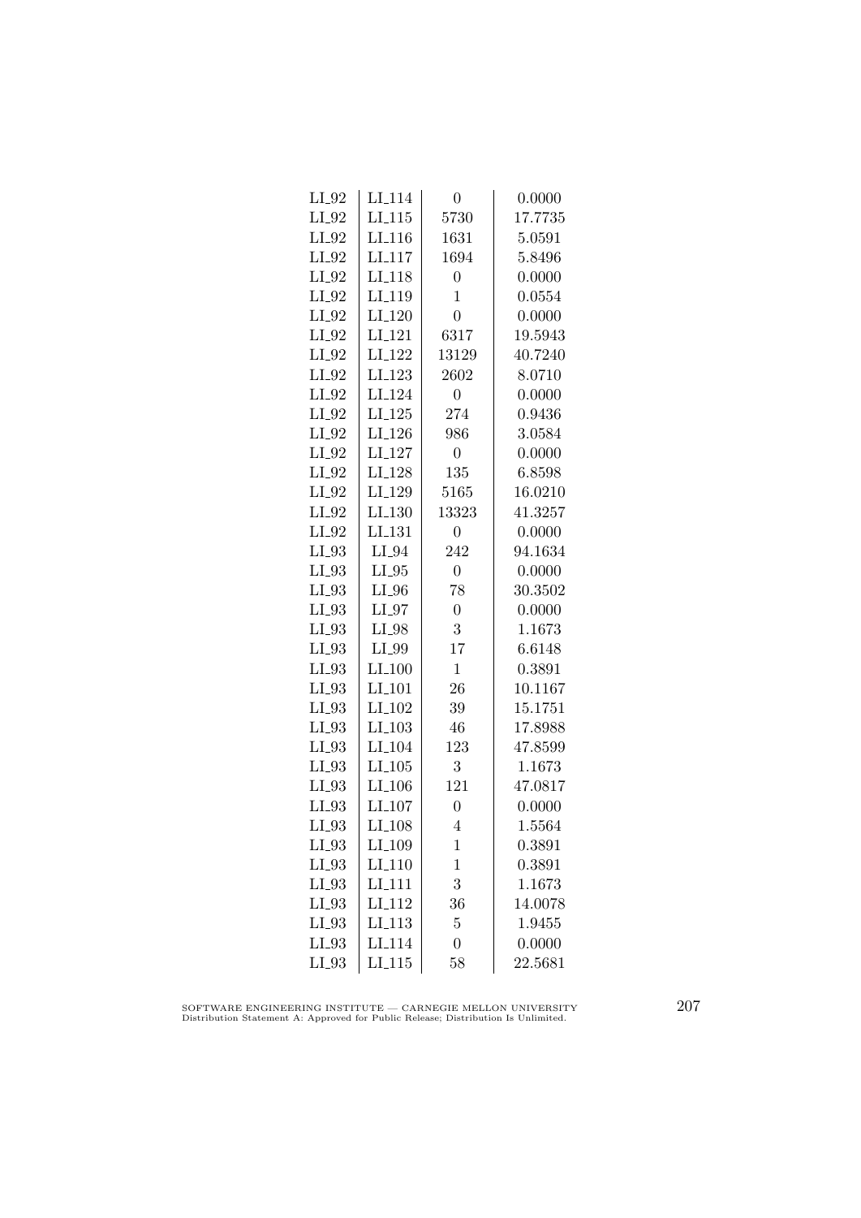| | | | |
|---|---|---|---|
| LI_92 | LI_114 | 0 | 0.0000 |
| LI_92 | LI_115 | 5730 | 17.7735 |
| LI_92 | LI_116 | 1631 | 5.0591 |
| LI_92 | LI_117 | 1694 | 5.8496 |
| LI_92 | LI_118 | 0 | 0.0000 |
| LI_92 | LI_119 | 1 | 0.0554 |
| LI_92 | LI_120 | 0 | 0.0000 |
| LI_92 | LI_121 | 6317 | 19.5943 |
| LI_92 | LI_122 | 13129 | 40.7240 |
| LI_92 | LI_123 | 2602 | 8.0710 |
| LI_92 | LI_124 | 0 | 0.0000 |
| LI_92 | LI_125 | 274 | 0.9436 |
| LI_92 | LI_126 | 986 | 3.0584 |
| LI_92 | LI_127 | 0 | 0.0000 |
| LI_92 | LI_128 | 135 | 6.8598 |
| LI_92 | LI_129 | 5165 | 16.0210 |
| LI_92 | LI_130 | 13323 | 41.3257 |
| LI_92 | LI_131 | 0 | 0.0000 |
| LI_93 | LI_94 | 242 | 94.1634 |
| LI_93 | LI_95 | 0 | 0.0000 |
| LI_93 | LI_96 | 78 | 30.3502 |
| LI_93 | LI_97 | 0 | 0.0000 |
| LI_93 | LI_98 | 3 | 1.1673 |
| LI_93 | LI_99 | 17 | 6.6148 |
| LI_93 | LI_100 | 1 | 0.3891 |
| LI_93 | LI_101 | 26 | 10.1167 |
| LI_93 | LI_102 | 39 | 15.1751 |
| LI_93 | LI_103 | 46 | 17.8988 |
| LI_93 | LI_104 | 123 | 47.8599 |
| LI_93 | LI_105 | 3 | 1.1673 |
| LI_93 | LI_106 | 121 | 47.0817 |
| LI_93 | LI_107 | 0 | 0.0000 |
| LI_93 | LI_108 | 4 | 1.5564 |
| LI_93 | LI_109 | 1 | 0.3891 |
| LI_93 | LI_110 | 1 | 0.3891 |
| LI_93 | LI_111 | 3 | 1.1673 |
| LI_93 | LI_112 | 36 | 14.0078 |
| LI_93 | LI_113 | 5 | 1.9455 |
| LI_93 | LI_114 | 0 | 0.0000 |
| LI_93 | LI_115 | 58 | 22.5681 |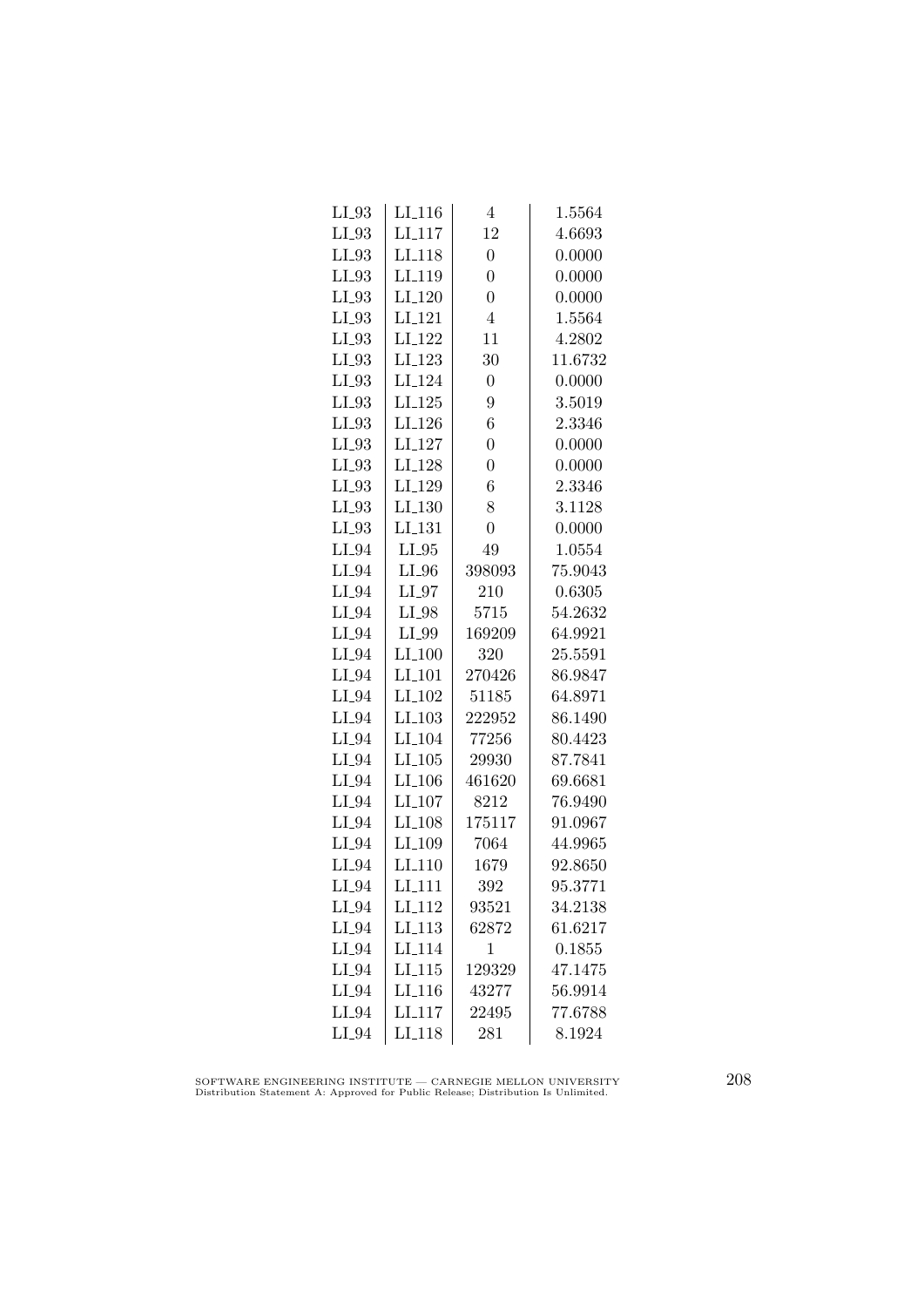| | | | |
|---|---|---|---|
| LI_93 | LI_116 | 4 | 1.5564 |
| LI_93 | LI_117 | 12 | 4.6693 |
| LI_93 | LI_118 | 0 | 0.0000 |
| LI_93 | LI_119 | 0 | 0.0000 |
| LI_93 | LI_120 | 0 | 0.0000 |
| LI_93 | LI_121 | 4 | 1.5564 |
| LI_93 | LI_122 | 11 | 4.2802 |
| LI_93 | LI_123 | 30 | 11.6732 |
| LI_93 | LI_124 | 0 | 0.0000 |
| LI_93 | LI_125 | 9 | 3.5019 |
| LI_93 | LI_126 | 6 | 2.3346 |
| LI_93 | LI_127 | 0 | 0.0000 |
| LI_93 | LI_128 | 0 | 0.0000 |
| LI_93 | LI_129 | 6 | 2.3346 |
| LI_93 | LI_130 | 8 | 3.1128 |
| LI_93 | LI_131 | 0 | 0.0000 |
| LI_94 | LI_95 | 49 | 1.0554 |
| LI_94 | LI_96 | 398093 | 75.9043 |
| LI_94 | LI_97 | 210 | 0.6305 |
| LI_94 | LI_98 | 5715 | 54.2632 |
| LI_94 | LI_99 | 169209 | 64.9921 |
| LI_94 | LI_100 | 320 | 25.5591 |
| LI_94 | LI_101 | 270426 | 86.9847 |
| LI_94 | LI_102 | 51185 | 64.8971 |
| LI_94 | LI_103 | 222952 | 86.1490 |
| LI_94 | LI_104 | 77256 | 80.4423 |
| LI_94 | LI_105 | 29930 | 87.7841 |
| LI_94 | LI_106 | 461620 | 69.6681 |
| LI_94 | LI_107 | 8212 | 76.9490 |
| LI_94 | LI_108 | 175117 | 91.0967 |
| LI_94 | LI_109 | 7064 | 44.9965 |
| LI_94 | LI_110 | 1679 | 92.8650 |
| LI_94 | LI_111 | 392 | 95.3771 |
| LI_94 | LI_112 | 93521 | 34.2138 |
| LI_94 | LI_113 | 62872 | 61.6217 |
| LI_94 | LI_114 | 1 | 0.1855 |
| LI_94 | LI_115 | 129329 | 47.1475 |
| LI_94 | LI_116 | 43277 | 56.9914 |
| LI_94 | LI_117 | 22495 | 77.6788 |
| LI_94 | LI_118 | 281 | 8.1924 |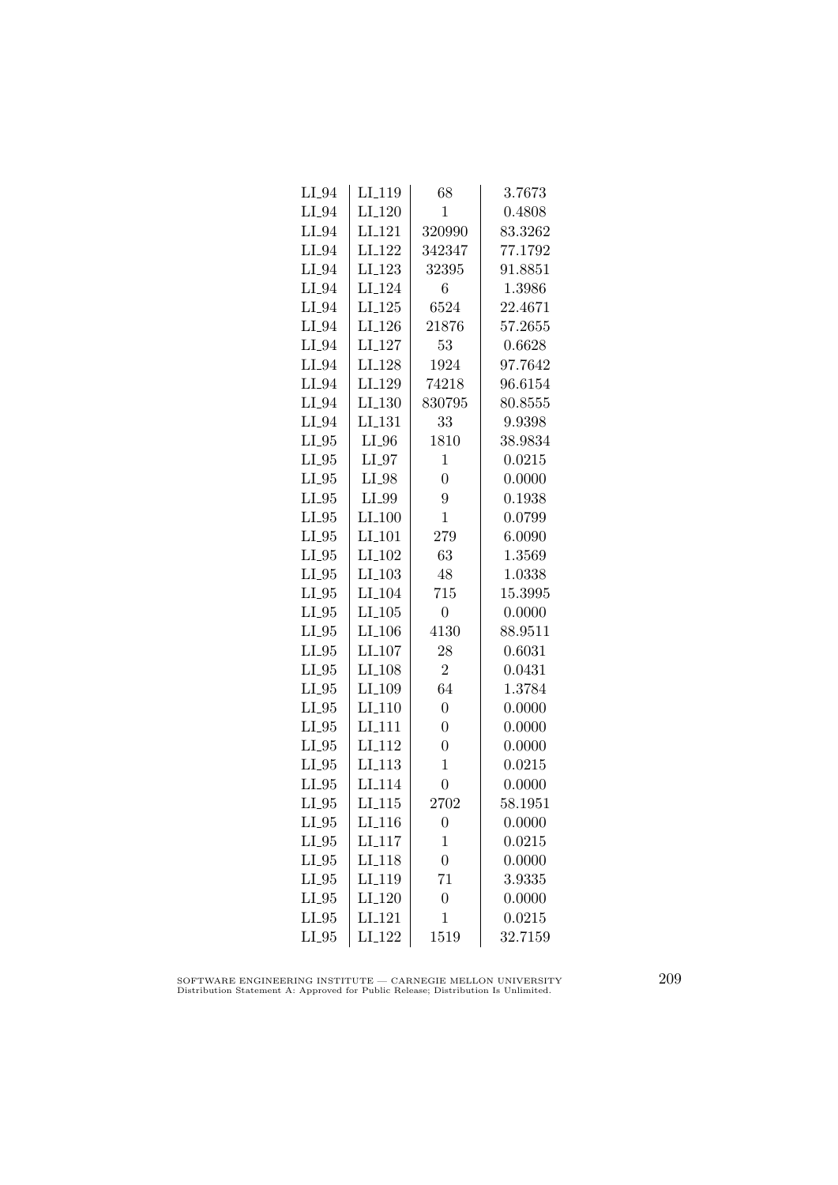| | | | |
|---|---|---|---|
| LI_94 | LI_119 | 68 | 3.7673 |
| LI_94 | LI_120 | 1 | 0.4808 |
| LI_94 | LI_121 | 320990 | 83.3262 |
| LI_94 | LI_122 | 342347 | 77.1792 |
| LI_94 | LI_123 | 32395 | 91.8851 |
| LI_94 | LI_124 | 6 | 1.3986 |
| LI_94 | LI_125 | 6524 | 22.4671 |
| LI_94 | LI_126 | 21876 | 57.2655 |
| LI_94 | LI_127 | 53 | 0.6628 |
| LI_94 | LI_128 | 1924 | 97.7642 |
| LI_94 | LI_129 | 74218 | 96.6154 |
| LI_94 | LI_130 | 830795 | 80.8555 |
| LI_94 | LI_131 | 33 | 9.9398 |
| LI_95 | LI_96 | 1810 | 38.9834 |
| LI_95 | LI_97 | 1 | 0.0215 |
| LI_95 | LI_98 | 0 | 0.0000 |
| LI_95 | LI_99 | 9 | 0.1938 |
| LI_95 | LI_100 | 1 | 0.0799 |
| LI_95 | LI_101 | 279 | 6.0090 |
| LI_95 | LI_102 | 63 | 1.3569 |
| LI_95 | LI_103 | 48 | 1.0338 |
| LI_95 | LI_104 | 715 | 15.3995 |
| LI_95 | LI_105 | 0 | 0.0000 |
| LI_95 | LI_106 | 4130 | 88.9511 |
| LI_95 | LI_107 | 28 | 0.6031 |
| LI_95 | LI_108 | 2 | 0.0431 |
| LI_95 | LI_109 | 64 | 1.3784 |
| LI_95 | LI_110 | 0 | 0.0000 |
| LI_95 | LI_111 | 0 | 0.0000 |
| LI_95 | LI_112 | 0 | 0.0000 |
| LI_95 | LI_113 | 1 | 0.0215 |
| LI_95 | LI_114 | 0 | 0.0000 |
| LI_95 | LI_115 | 2702 | 58.1951 |
| LI_95 | LI_116 | 0 | 0.0000 |
| LI_95 | LI_117 | 1 | 0.0215 |
| LI_95 | LI_118 | 0 | 0.0000 |
| LI_95 | LI_119 | 71 | 3.9335 |
| LI_95 | LI_120 | 0 | 0.0000 |
| LI_95 | LI_121 | 1 | 0.0215 |
| LI_95 | LI_122 | 1519 | 32.7159 |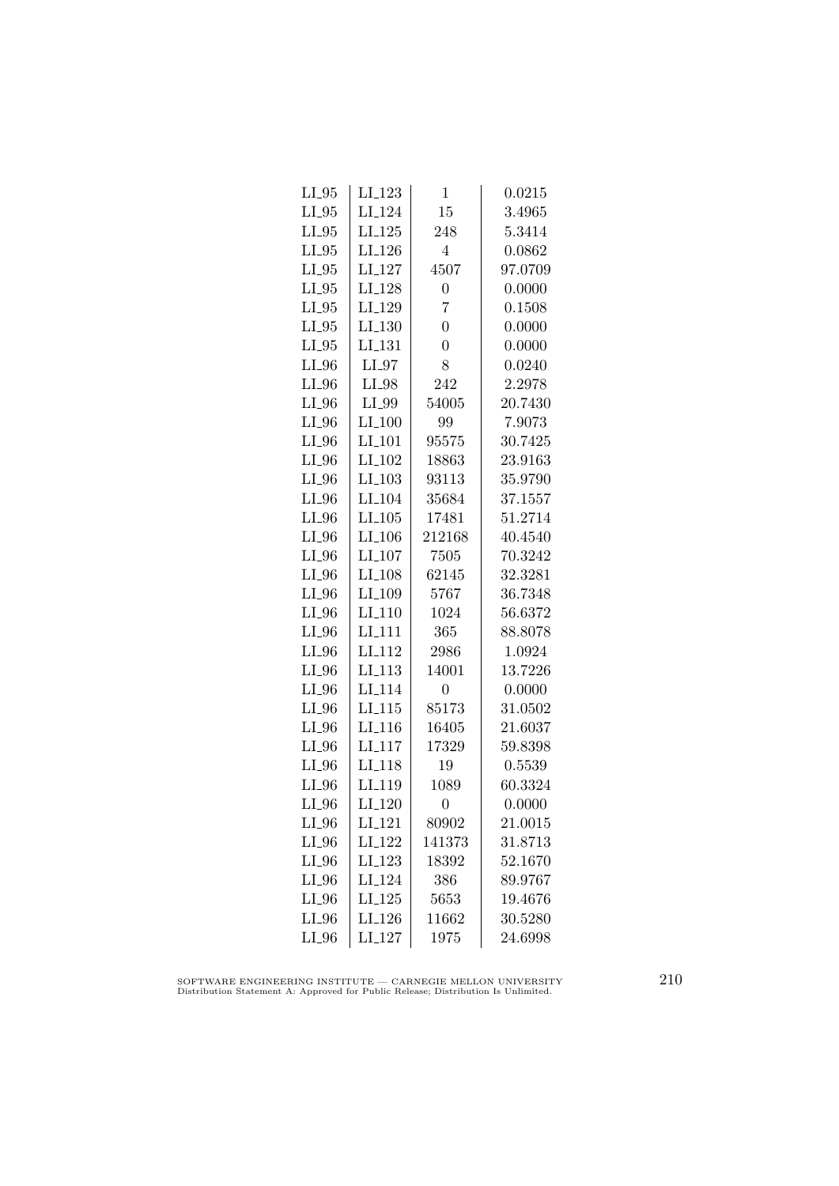| LI_95 | LI_123 | 1 | 0.0215 |
|---|---|---|---|
| LI_95 | LI_124 | 15 | 3.4965 |
| LI_95 | LI_125 | 248 | 5.3414 |
| LI_95 | LI_126 | 4 | 0.0862 |
| LI_95 | LI_127 | 4507 | 97.0709 |
| LI_95 | LI_128 | 0 | 0.0000 |
| LI_95 | LI_129 | 7 | 0.1508 |
| LI_95 | LI_130 | 0 | 0.0000 |
| LI_95 | LI_131 | 0 | 0.0000 |
| LI_96 | LI_97 | 8 | 0.0240 |
| LI_96 | LI_98 | 242 | 2.2978 |
| LI_96 | LI_99 | 54005 | 20.7430 |
| LI_96 | LI_100 | 99 | 7.9073 |
| LI_96 | LI_101 | 95575 | 30.7425 |
| LI_96 | LI_102 | 18863 | 23.9163 |
| LI_96 | LI_103 | 93113 | 35.9790 |
| LI_96 | LI_104 | 35684 | 37.1557 |
| LI_96 | LI_105 | 17481 | 51.2714 |
| LI_96 | LI_106 | 212168 | 40.4540 |
| LI_96 | LI_107 | 7505 | 70.3242 |
| LI_96 | LI_108 | 62145 | 32.3281 |
| LI_96 | LI_109 | 5767 | 36.7348 |
| LI_96 | LI_110 | 1024 | 56.6372 |
| LI_96 | LI_111 | 365 | 88.8078 |
| LI_96 | LI_112 | 2986 | 1.0924 |
| LI_96 | LI_113 | 14001 | 13.7226 |
| LI_96 | LI_114 | 0 | 0.0000 |
| LI_96 | LI_115 | 85173 | 31.0502 |
| LI_96 | LI_116 | 16405 | 21.6037 |
| LI_96 | LI_117 | 17329 | 59.8398 |
| LI_96 | LI_118 | 19 | 0.5539 |
| LI_96 | LI_119 | 1089 | 60.3324 |
| LI_96 | LI_120 | 0 | 0.0000 |
| LI_96 | LI_121 | 80902 | 21.0015 |
| LI_96 | LI_122 | 141373 | 31.8713 |
| LI_96 | LI_123 | 18392 | 52.1670 |
| LI_96 | LI_124 | 386 | 89.9767 |
| LI_96 | LI_125 | 5653 | 19.4676 |
| LI_96 | LI_126 | 11662 | 30.5280 |
| LI_96 | LI_127 | 1975 | 24.6998 |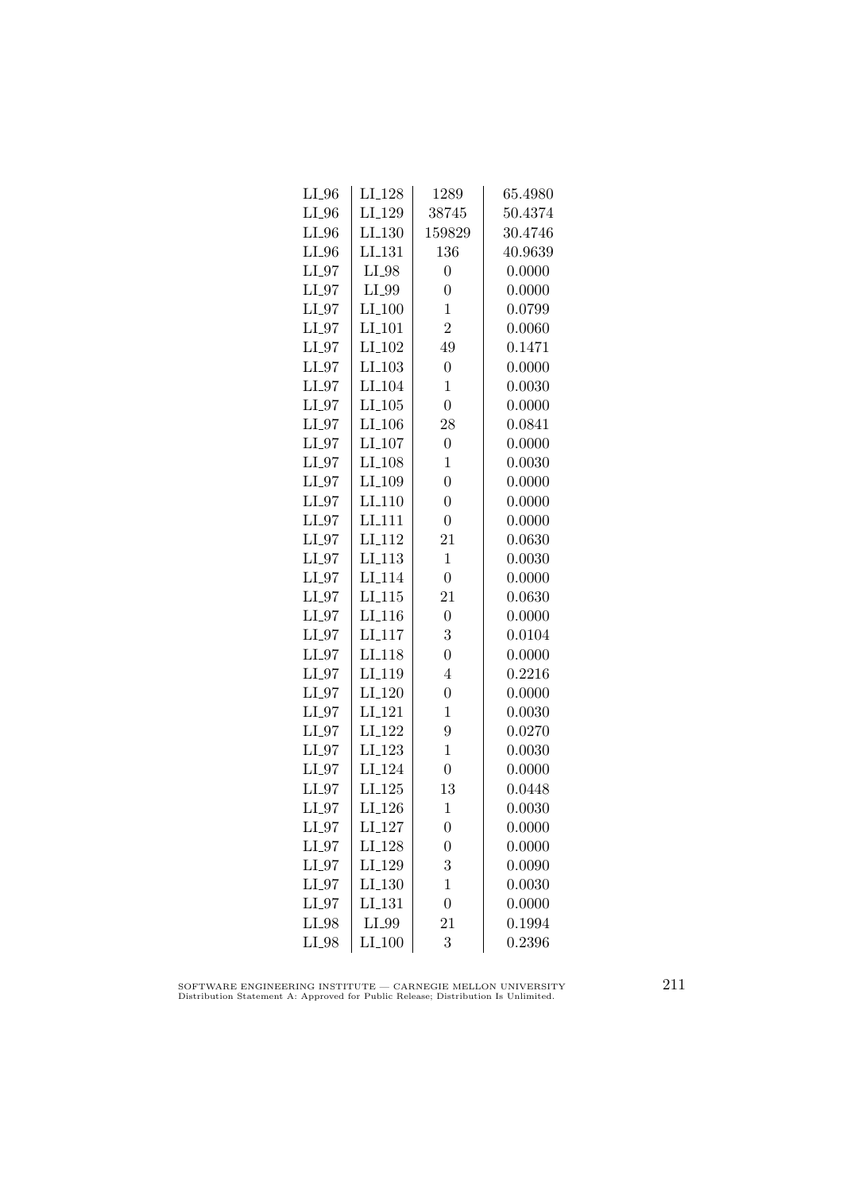| LI_96 | LI_128 | 1289 | 65.4980 |
|---|---|---|---|
| LI_96 | LI_129 | 38745 | 50.4374 |
| LI_96 | LI_130 | 159829 | 30.4746 |
| LI_96 | LI_131 | 136 | 40.9639 |
| LI_97 | LI_98 | 0 | 0.0000 |
| LI_97 | LI_99 | 0 | 0.0000 |
| LI_97 | LI_100 | 1 | 0.0799 |
| LI_97 | LI_101 | 2 | 0.0060 |
| LI_97 | LI_102 | 49 | 0.1471 |
| LI_97 | LI_103 | 0 | 0.0000 |
| LI_97 | LI_104 | 1 | 0.0030 |
| LI_97 | LI_105 | 0 | 0.0000 |
| LI_97 | LI_106 | 28 | 0.0841 |
| LI_97 | LI_107 | 0 | 0.0000 |
| LI_97 | LI_108 | 1 | 0.0030 |
| LI_97 | LI_109 | 0 | 0.0000 |
| LI_97 | LI_110 | 0 | 0.0000 |
| LI_97 | LI_111 | 0 | 0.0000 |
| LI_97 | LI_112 | 21 | 0.0630 |
| LI_97 | LI_113 | 1 | 0.0030 |
| LI_97 | LI_114 | 0 | 0.0000 |
| LI_97 | LI_115 | 21 | 0.0630 |
| LI_97 | LI_116 | 0 | 0.0000 |
| LI_97 | LI_117 | 3 | 0.0104 |
| LI_97 | LI_118 | 0 | 0.0000 |
| LI_97 | LI_119 | 4 | 0.2216 |
| LI_97 | LI_120 | 0 | 0.0000 |
| LI_97 | LI_121 | 1 | 0.0030 |
| LI_97 | LI_122 | 9 | 0.0270 |
| LI_97 | LI_123 | 1 | 0.0030 |
| LI_97 | LI_124 | 0 | 0.0000 |
| LI_97 | LI_125 | 13 | 0.0448 |
| LI_97 | LI_126 | 1 | 0.0030 |
| LI_97 | LI_127 | 0 | 0.0000 |
| LI_97 | LI_128 | 0 | 0.0000 |
| LI_97 | LI_129 | 3 | 0.0090 |
| LI_97 | LI_130 | 1 | 0.0030 |
| LI_97 | LI_131 | 0 | 0.0000 |
| LI_98 | LI_99 | 21 | 0.1994 |
| LI_98 | LI_100 | 3 | 0.2396 |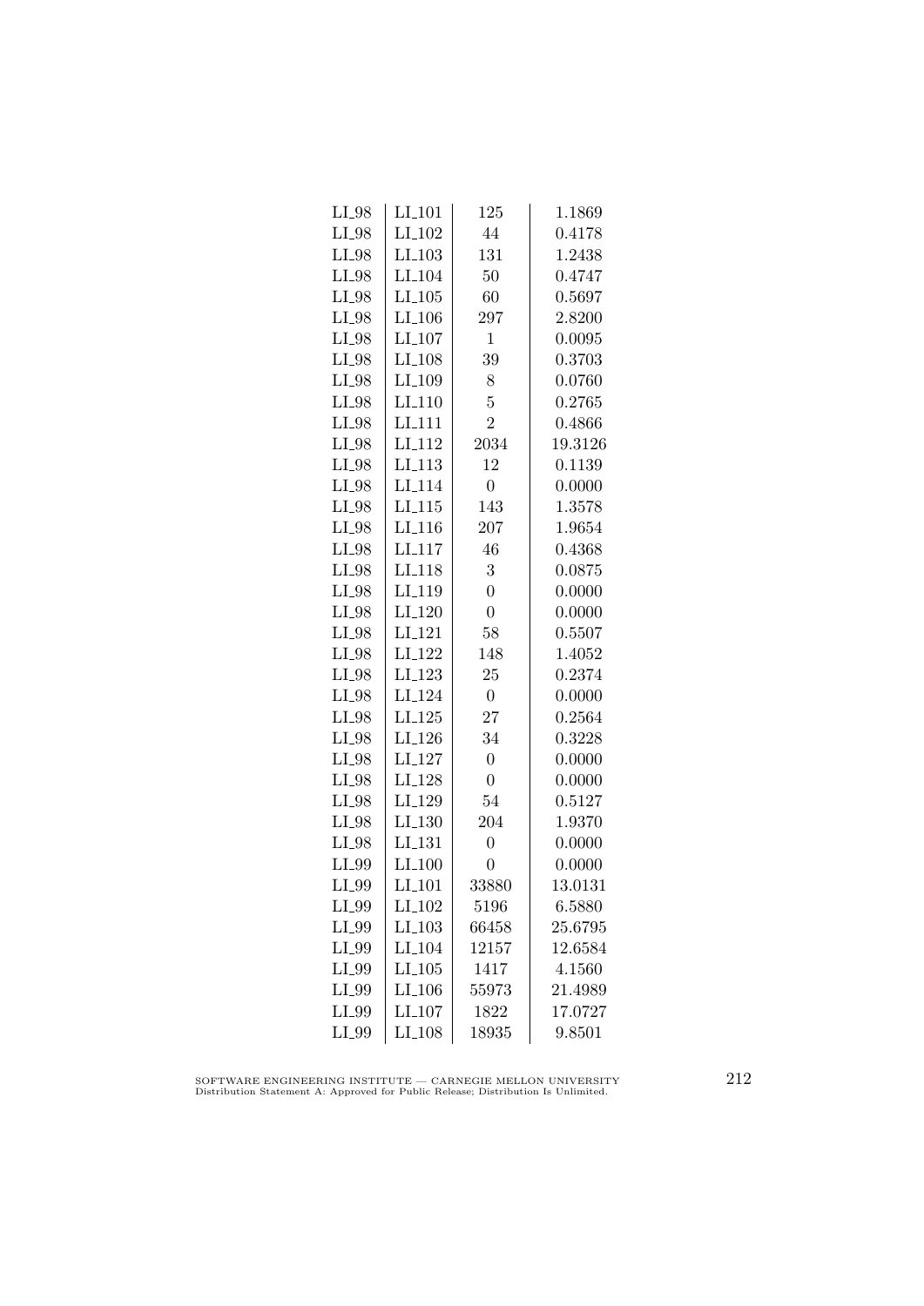| | | | |
|---|---|---|---|
| LI_98 | LI_101 | 125 | 1.1869 |
| LI_98 | LI_102 | 44 | 0.4178 |
| LI_98 | LI_103 | 131 | 1.2438 |
| LI_98 | LI_104 | 50 | 0.4747 |
| LI_98 | LI_105 | 60 | 0.5697 |
| LI_98 | LI_106 | 297 | 2.8200 |
| LI_98 | LI_107 | 1 | 0.0095 |
| LI_98 | LI_108 | 39 | 0.3703 |
| LI_98 | LI_109 | 8 | 0.0760 |
| LI_98 | LI_110 | 5 | 0.2765 |
| LI_98 | LI_111 | 2 | 0.4866 |
| LI_98 | LI_112 | 2034 | 19.3126 |
| LI_98 | LI_113 | 12 | 0.1139 |
| LI_98 | LI_114 | 0 | 0.0000 |
| LI_98 | LI_115 | 143 | 1.3578 |
| LI_98 | LI_116 | 207 | 1.9654 |
| LI_98 | LI_117 | 46 | 0.4368 |
| LI_98 | LI_118 | 3 | 0.0875 |
| LI_98 | LI_119 | 0 | 0.0000 |
| LI_98 | LI_120 | 0 | 0.0000 |
| LI_98 | LI_121 | 58 | 0.5507 |
| LI_98 | LI_122 | 148 | 1.4052 |
| LI_98 | LI_123 | 25 | 0.2374 |
| LI_98 | LI_124 | 0 | 0.0000 |
| LI_98 | LI_125 | 27 | 0.2564 |
| LI_98 | LI_126 | 34 | 0.3228 |
| LI_98 | LI_127 | 0 | 0.0000 |
| LI_98 | LI_128 | 0 | 0.0000 |
| LI_98 | LI_129 | 54 | 0.5127 |
| LI_98 | LI_130 | 204 | 1.9370 |
| LI_98 | LI_131 | 0 | 0.0000 |
| LI_99 | LI_100 | 0 | 0.0000 |
| LI_99 | LI_101 | 33880 | 13.0131 |
| LI_99 | LI_102 | 5196 | 6.5880 |
| LI_99 | LI_103 | 66458 | 25.6795 |
| LI_99 | LI_104 | 12157 | 12.6584 |
| LI_99 | LI_105 | 1417 | 4.1560 |
| LI_99 | LI_106 | 55973 | 21.4989 |
| LI_99 | LI_107 | 1822 | 17.0727 |
| LI_99 | LI_108 | 18935 | 9.8501 |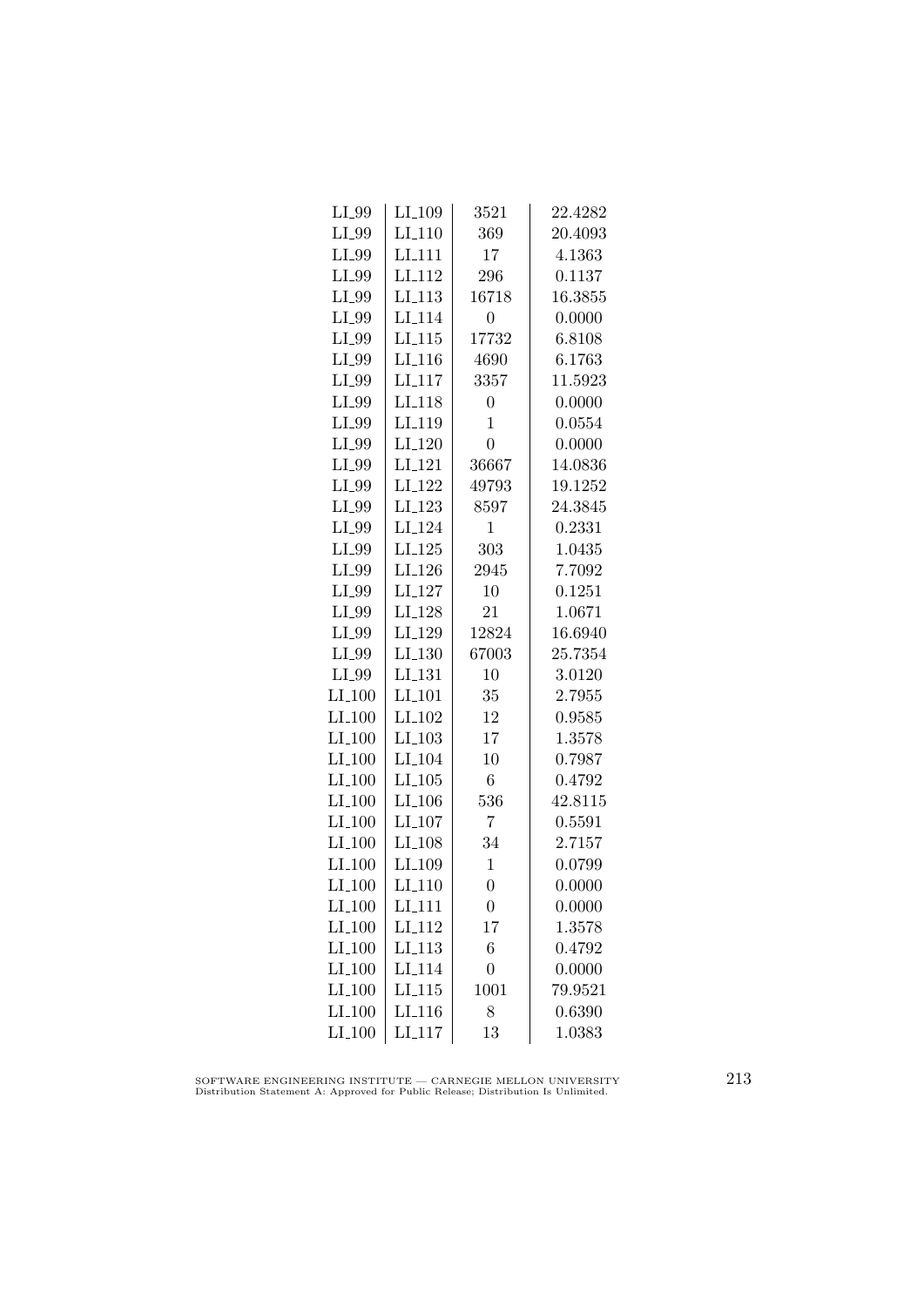| | | | |
|---|---|---|---|
| LI_99 | LI_109 | 3521 | 22.4282 |
| LI_99 | LI_110 | 369 | 20.4093 |
| LI_99 | LI_111 | 17 | 4.1363 |
| LI_99 | LI_112 | 296 | 0.1137 |
| LI_99 | LI_113 | 16718 | 16.3855 |
| LI_99 | LI_114 | 0 | 0.0000 |
| LI_99 | LI_115 | 17732 | 6.8108 |
| LI_99 | LI_116 | 4690 | 6.1763 |
| LI_99 | LI_117 | 3357 | 11.5923 |
| LI_99 | LI_118 | 0 | 0.0000 |
| LI_99 | LI_119 | 1 | 0.0554 |
| LI_99 | LI_120 | 0 | 0.0000 |
| LI_99 | LI_121 | 36667 | 14.0836 |
| LI_99 | LI_122 | 49793 | 19.1252 |
| LI_99 | LI_123 | 8597 | 24.3845 |
| LI_99 | LI_124 | 1 | 0.2331 |
| LI_99 | LI_125 | 303 | 1.0435 |
| LI_99 | LI_126 | 2945 | 7.7092 |
| LI_99 | LI_127 | 10 | 0.1251 |
| LI_99 | LI_128 | 21 | 1.0671 |
| LI_99 | LI_129 | 12824 | 16.6940 |
| LI_99 | LI_130 | 67003 | 25.7354 |
| LI_99 | LI_131 | 10 | 3.0120 |
| LI_100 | LI_101 | 35 | 2.7955 |
| LI_100 | LI_102 | 12 | 0.9585 |
| LI_100 | LI_103 | 17 | 1.3578 |
| LI_100 | LI_104 | 10 | 0.7987 |
| LI_100 | LI_105 | 6 | 0.4792 |
| LI_100 | LI_106 | 536 | 42.8115 |
| LI_100 | LI_107 | 7 | 0.5591 |
| LI_100 | LI_108 | 34 | 2.7157 |
| LI_100 | LI_109 | 1 | 0.0799 |
| LI_100 | LI_110 | 0 | 0.0000 |
| LI_100 | LI_111 | 0 | 0.0000 |
| LI_100 | LI_112 | 17 | 1.3578 |
| LI_100 | LI_113 | 6 | 0.4792 |
| LI_100 | LI_114 | 0 | 0.0000 |
| LI_100 | LI_115 | 1001 | 79.9521 |
| LI_100 | LI_116 | 8 | 0.6390 |
| LI_100 | LI_117 | 13 | 1.0383 |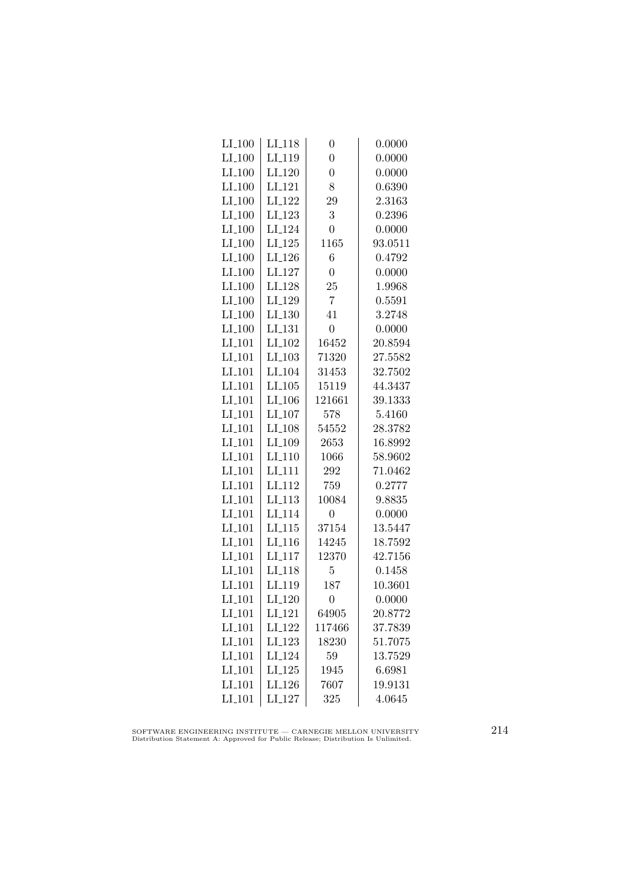| | | | |
|---|---|---|---|
| LI_100 | LI_118 | 0 | 0.0000 |
| LI_100 | LI_119 | 0 | 0.0000 |
| LI_100 | LI_120 | 0 | 0.0000 |
| LI_100 | LI_121 | 8 | 0.6390 |
| LI_100 | LI_122 | 29 | 2.3163 |
| LI_100 | LI_123 | 3 | 0.2396 |
| LI_100 | LI_124 | 0 | 0.0000 |
| LI_100 | LI_125 | 1165 | 93.0511 |
| LI_100 | LI_126 | 6 | 0.4792 |
| LI_100 | LI_127 | 0 | 0.0000 |
| LI_100 | LI_128 | 25 | 1.9968 |
| LI_100 | LI_129 | 7 | 0.5591 |
| LI_100 | LI_130 | 41 | 3.2748 |
| LI_100 | LI_131 | 0 | 0.0000 |
| LI_101 | LI_102 | 16452 | 20.8594 |
| LI_101 | LI_103 | 71320 | 27.5582 |
| LI_101 | LI_104 | 31453 | 32.7502 |
| LI_101 | LI_105 | 15119 | 44.3437 |
| LI_101 | LI_106 | 121661 | 39.1333 |
| LI_101 | LI_107 | 578 | 5.4160 |
| LI_101 | LI_108 | 54552 | 28.3782 |
| LI_101 | LI_109 | 2653 | 16.8992 |
| LI_101 | LI_110 | 1066 | 58.9602 |
| LI_101 | LI_111 | 292 | 71.0462 |
| LI_101 | LI_112 | 759 | 0.2777 |
| LI_101 | LI_113 | 10084 | 9.8835 |
| LI_101 | LI_114 | 0 | 0.0000 |
| LI_101 | LI_115 | 37154 | 13.5447 |
| LI_101 | LI_116 | 14245 | 18.7592 |
| LI_101 | LI_117 | 12370 | 42.7156 |
| LI_101 | LI_118 | 5 | 0.1458 |
| LI_101 | LI_119 | 187 | 10.3601 |
| LI_101 | LI_120 | 0 | 0.0000 |
| LI_101 | LI_121 | 64905 | 20.8772 |
| LI_101 | LI_122 | 117466 | 37.7839 |
| LI_101 | LI_123 | 18230 | 51.7075 |
| LI_101 | LI_124 | 59 | 13.7529 |
| LI_101 | LI_125 | 1945 | 6.6981 |
| LI_101 | LI_126 | 7607 | 19.9131 |
| LI_101 | LI_127 | 325 | 4.0645 |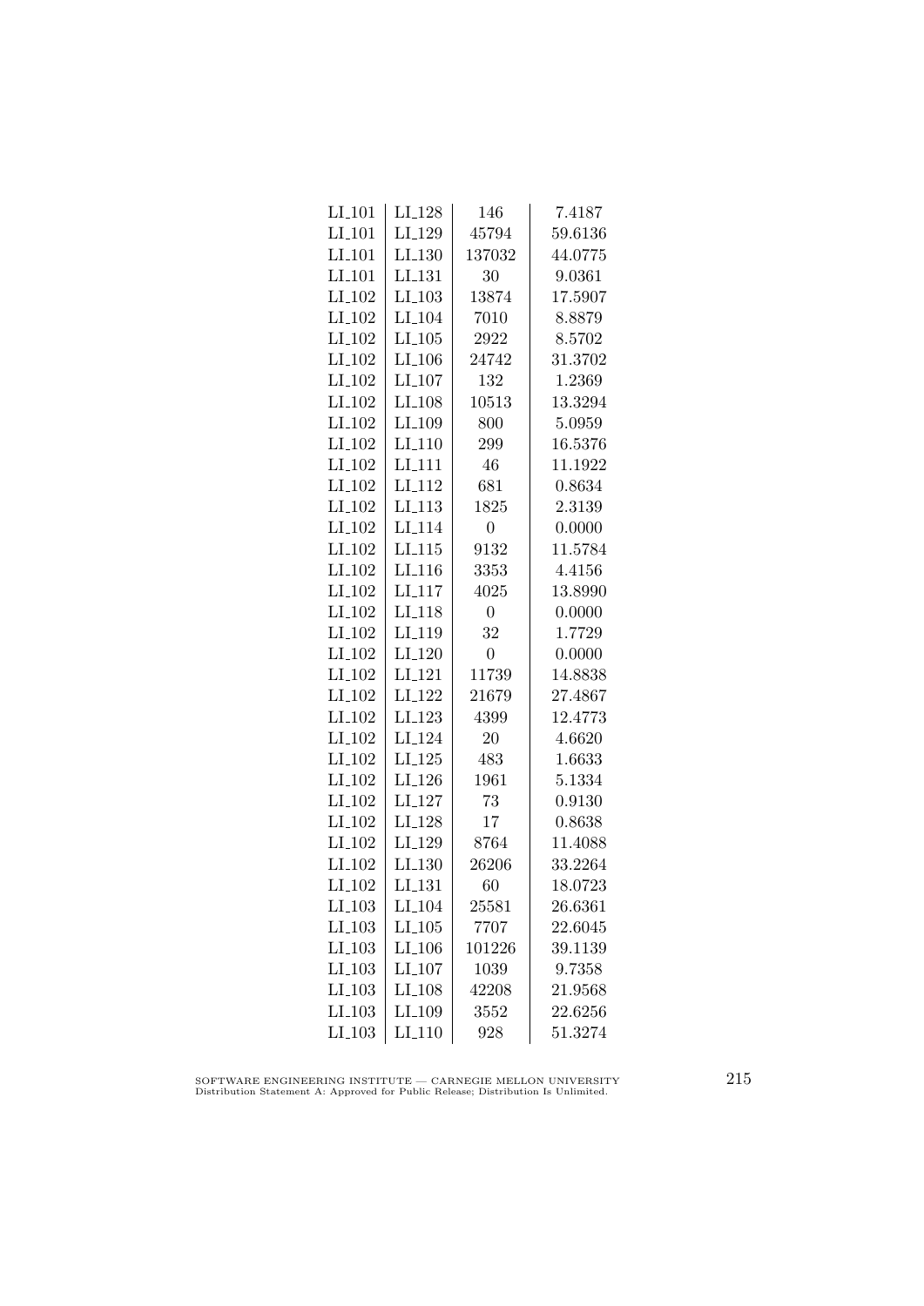| | | | |
|---|---|---|---|
| LI_101 | LI_128 | 146 | 7.4187 |
| LI_101 | LI_129 | 45794 | 59.6136 |
| LI_101 | LI_130 | 137032 | 44.0775 |
| LI_101 | LI_131 | 30 | 9.0361 |
| LI_102 | LI_103 | 13874 | 17.5907 |
| LI_102 | LI_104 | 7010 | 8.8879 |
| LI_102 | LI_105 | 2922 | 8.5702 |
| LI_102 | LI_106 | 24742 | 31.3702 |
| LI_102 | LI_107 | 132 | 1.2369 |
| LI_102 | LI_108 | 10513 | 13.3294 |
| LI_102 | LI_109 | 800 | 5.0959 |
| LI_102 | LI_110 | 299 | 16.5376 |
| LI_102 | LI_111 | 46 | 11.1922 |
| LI_102 | LI_112 | 681 | 0.8634 |
| LI_102 | LI_113 | 1825 | 2.3139 |
| LI_102 | LI_114 | 0 | 0.0000 |
| LI_102 | LI_115 | 9132 | 11.5784 |
| LI_102 | LI_116 | 3353 | 4.4156 |
| LI_102 | LI_117 | 4025 | 13.8990 |
| LI_102 | LI_118 | 0 | 0.0000 |
| LI_102 | LI_119 | 32 | 1.7729 |
| LI_102 | LI_120 | 0 | 0.0000 |
| LI_102 | LI_121 | 11739 | 14.8838 |
| LI_102 | LI_122 | 21679 | 27.4867 |
| LI_102 | LI_123 | 4399 | 12.4773 |
| LI_102 | LI_124 | 20 | 4.6620 |
| LI_102 | LI_125 | 483 | 1.6633 |
| LI_102 | LI_126 | 1961 | 5.1334 |
| LI_102 | LI_127 | 73 | 0.9130 |
| LI_102 | LI_128 | 17 | 0.8638 |
| LI_102 | LI_129 | 8764 | 11.4088 |
| LI_102 | LI_130 | 26206 | 33.2264 |
| LI_102 | LI_131 | 60 | 18.0723 |
| LI_103 | LI_104 | 25581 | 26.6361 |
| LI_103 | LI_105 | 7707 | 22.6045 |
| LI_103 | LI_106 | 101226 | 39.1139 |
| LI_103 | LI_107 | 1039 | 9.7358 |
| LI_103 | LI_108 | 42208 | 21.9568 |
| LI_103 | LI_109 | 3552 | 22.6256 |
| LI_103 | LI_110 | 928 | 51.3274 |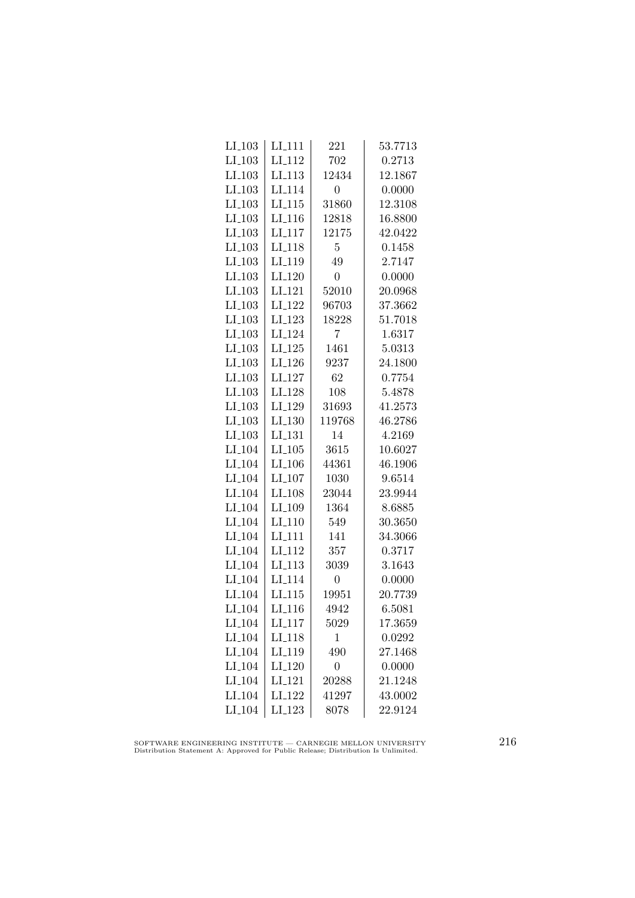| LI_103 | LI_111 | 221 | 53.7713 |
|---|---|---|---|
| LI_103 | LI_112 | 702 | 0.2713 |
| LI_103 | LI_113 | 12434 | 12.1867 |
| LI_103 | LI_114 | 0 | 0.0000 |
| LI_103 | LI_115 | 31860 | 12.3108 |
| LI_103 | LI_116 | 12818 | 16.8800 |
| LI_103 | LI_117 | 12175 | 42.0422 |
| LI_103 | LI_118 | 5 | 0.1458 |
| LI_103 | LI_119 | 49 | 2.7147 |
| LI_103 | LI_120 | 0 | 0.0000 |
| LI_103 | LI_121 | 52010 | 20.0968 |
| LI_103 | LI_122 | 96703 | 37.3662 |
| LI_103 | LI_123 | 18228 | 51.7018 |
| LI_103 | LI_124 | 7 | 1.6317 |
| LI_103 | LI_125 | 1461 | 5.0313 |
| LI_103 | LI_126 | 9237 | 24.1800 |
| LI_103 | LI_127 | 62 | 0.7754 |
| LI_103 | LI_128 | 108 | 5.4878 |
| LI_103 | LI_129 | 31693 | 41.2573 |
| LI_103 | LI_130 | 119768 | 46.2786 |
| LI_103 | LI_131 | 14 | 4.2169 |
| LI_104 | LI_105 | 3615 | 10.6027 |
| LI_104 | LI_106 | 44361 | 46.1906 |
| LI_104 | LI_107 | 1030 | 9.6514 |
| LI_104 | LI_108 | 23044 | 23.9944 |
| LI_104 | LI_109 | 1364 | 8.6885 |
| LI_104 | LI_110 | 549 | 30.3650 |
| LI_104 | LI_111 | 141 | 34.3066 |
| LI_104 | LI_112 | 357 | 0.3717 |
| LI_104 | LI_113 | 3039 | 3.1643 |
| LI_104 | LI_114 | 0 | 0.0000 |
| LI_104 | LI_115 | 19951 | 20.7739 |
| LI_104 | LI_116 | 4942 | 6.5081 |
| LI_104 | LI_117 | 5029 | 17.3659 |
| LI_104 | LI_118 | 1 | 0.0292 |
| LI_104 | LI_119 | 490 | 27.1468 |
| LI_104 | LI_120 | 0 | 0.0000 |
| LI_104 | LI_121 | 20288 | 21.1248 |
| LI_104 | LI_122 | 41297 | 43.0002 |
| LI_104 | LI_123 | 8078 | 22.9124 |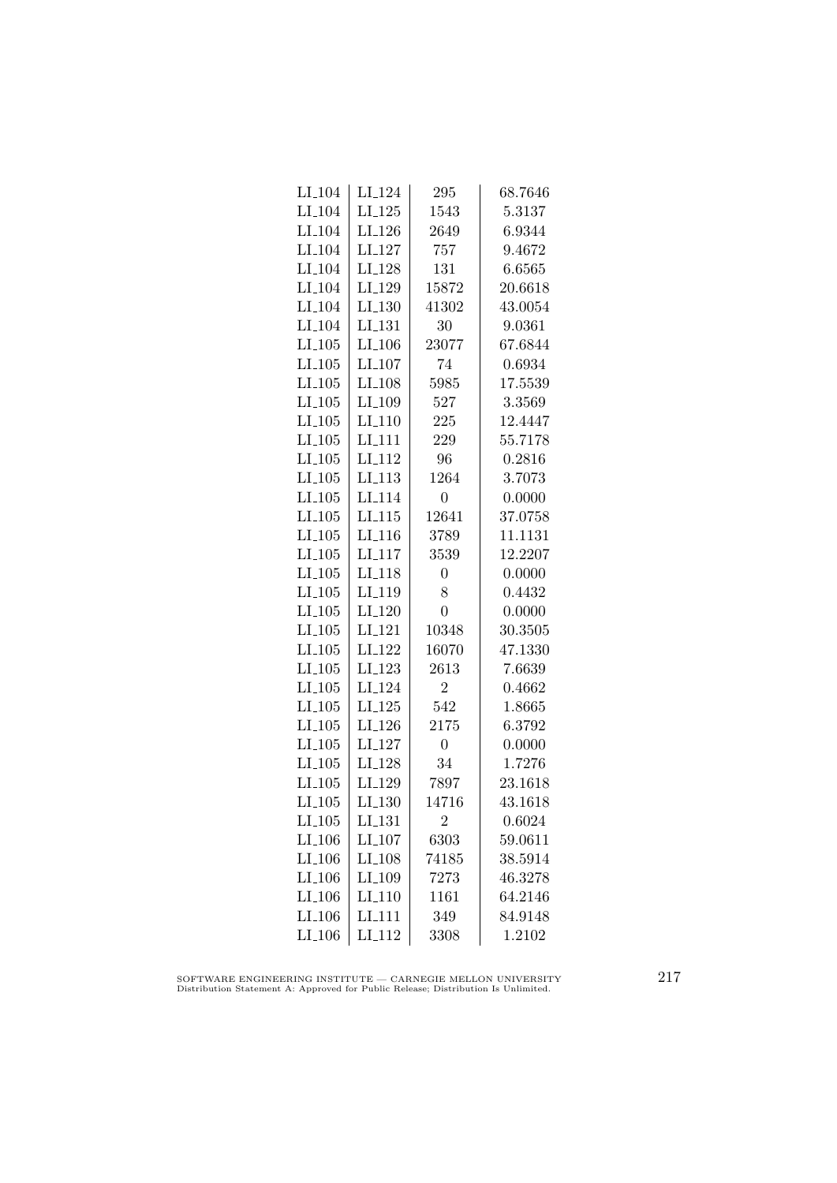| | | | |
|---|---|---|---|
| LI_104 | LI_124 | 295 | 68.7646 |
| LI_104 | LI_125 | 1543 | 5.3137 |
| LI_104 | LI_126 | 2649 | 6.9344 |
| LI_104 | LI_127 | 757 | 9.4672 |
| LI_104 | LI_128 | 131 | 6.6565 |
| LI_104 | LI_129 | 15872 | 20.6618 |
| LI_104 | LI_130 | 41302 | 43.0054 |
| LI_104 | LI_131 | 30 | 9.0361 |
| LI_105 | LI_106 | 23077 | 67.6844 |
| LI_105 | LI_107 | 74 | 0.6934 |
| LI_105 | LI_108 | 5985 | 17.5539 |
| LI_105 | LI_109 | 527 | 3.3569 |
| LI_105 | LI_110 | 225 | 12.4447 |
| LI_105 | LI_111 | 229 | 55.7178 |
| LI_105 | LI_112 | 96 | 0.2816 |
| LI_105 | LI_113 | 1264 | 3.7073 |
| LI_105 | LI_114 | 0 | 0.0000 |
| LI_105 | LI_115 | 12641 | 37.0758 |
| LI_105 | LI_116 | 3789 | 11.1131 |
| LI_105 | LI_117 | 3539 | 12.2207 |
| LI_105 | LI_118 | 0 | 0.0000 |
| LI_105 | LI_119 | 8 | 0.4432 |
| LI_105 | LI_120 | 0 | 0.0000 |
| LI_105 | LI_121 | 10348 | 30.3505 |
| LI_105 | LI_122 | 16070 | 47.1330 |
| LI_105 | LI_123 | 2613 | 7.6639 |
| LI_105 | LI_124 | 2 | 0.4662 |
| LI_105 | LI_125 | 542 | 1.8665 |
| LI_105 | LI_126 | 2175 | 6.3792 |
| LI_105 | LI_127 | 0 | 0.0000 |
| LI_105 | LI_128 | 34 | 1.7276 |
| LI_105 | LI_129 | 7897 | 23.1618 |
| LI_105 | LI_130 | 14716 | 43.1618 |
| LI_105 | LI_131 | 2 | 0.6024 |
| LI_106 | LI_107 | 6303 | 59.0611 |
| LI_106 | LI_108 | 74185 | 38.5914 |
| LI_106 | LI_109 | 7273 | 46.3278 |
| LI_106 | LI_110 | 1161 | 64.2146 |
| LI_106 | LI_111 | 349 | 84.9148 |
| LI_106 | LI_112 | 3308 | 1.2102 |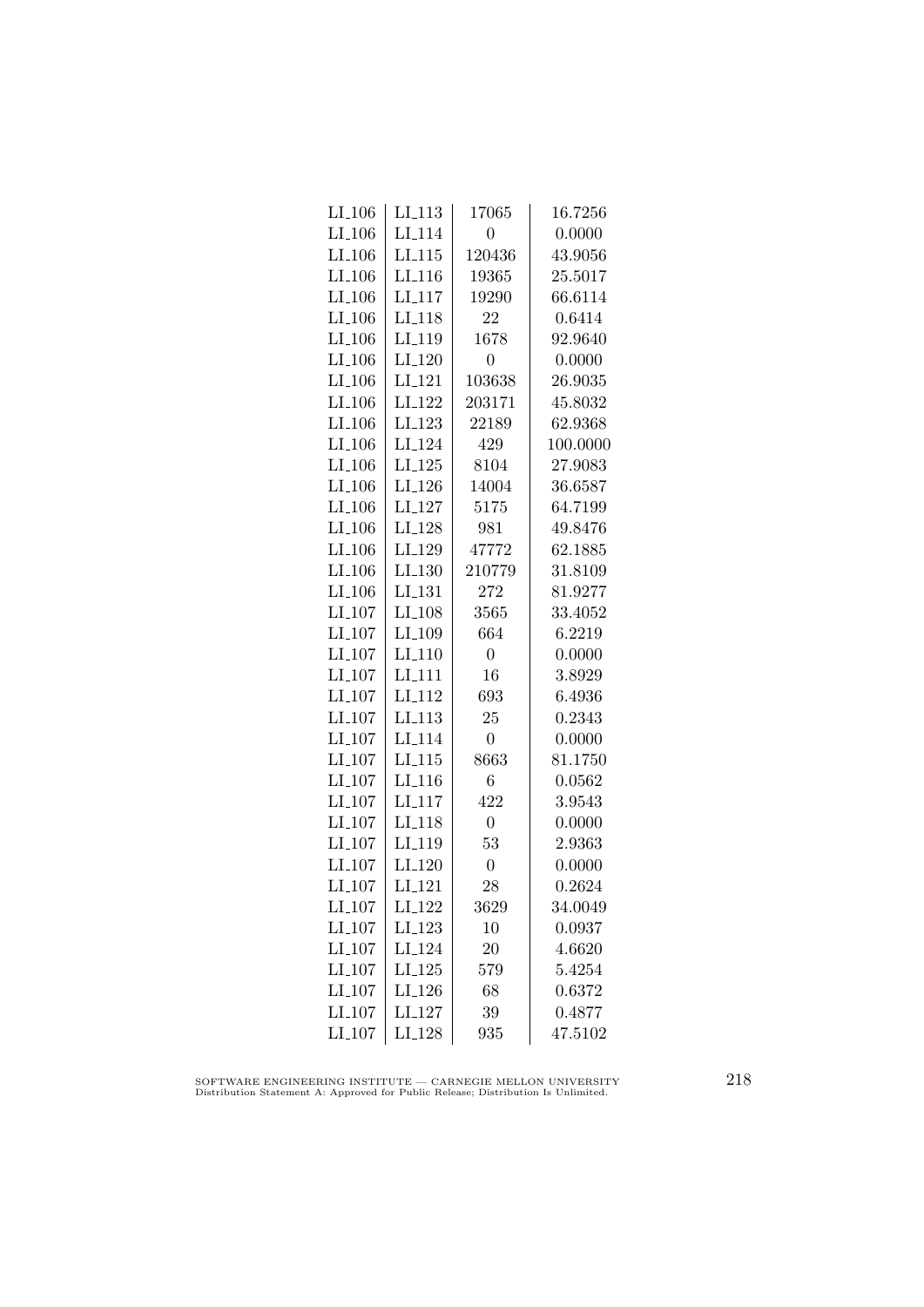| LI_106 | LI_113 | 17065 | 16.7256 |
|---|---|---|---|
| LI_106 | LI_114 | 0 | 0.0000 |
| LI_106 | LI_115 | 120436 | 43.9056 |
| LI_106 | LI_116 | 19365 | 25.5017 |
| LI_106 | LI_117 | 19290 | 66.6114 |
| LI_106 | LI_118 | 22 | 0.6414 |
| LI_106 | LI_119 | 1678 | 92.9640 |
| LI_106 | LI_120 | 0 | 0.0000 |
| LI_106 | LI_121 | 103638 | 26.9035 |
| LI_106 | LI_122 | 203171 | 45.8032 |
| LI_106 | LI_123 | 22189 | 62.9368 |
| LI_106 | LI_124 | 429 | 100.0000 |
| LI_106 | LI_125 | 8104 | 27.9083 |
| LI_106 | LI_126 | 14004 | 36.6587 |
| LI_106 | LI_127 | 5175 | 64.7199 |
| LI_106 | LI_128 | 981 | 49.8476 |
| LI_106 | LI_129 | 47772 | 62.1885 |
| LI_106 | LI_130 | 210779 | 31.8109 |
| LI_106 | LI_131 | 272 | 81.9277 |
| LI_107 | LI_108 | 3565 | 33.4052 |
| LI_107 | LI_109 | 664 | 6.2219 |
| LI_107 | LI_110 | 0 | 0.0000 |
| LI_107 | LI_111 | 16 | 3.8929 |
| LI_107 | LI_112 | 693 | 6.4936 |
| LI_107 | LI_113 | 25 | 0.2343 |
| LI_107 | LI_114 | 0 | 0.0000 |
| LI_107 | LI_115 | 8663 | 81.1750 |
| LI_107 | LI_116 | 6 | 0.0562 |
| LI_107 | LI_117 | 422 | 3.9543 |
| LI_107 | LI_118 | 0 | 0.0000 |
| LI_107 | LI_119 | 53 | 2.9363 |
| LI_107 | LI_120 | 0 | 0.0000 |
| LI_107 | LI_121 | 28 | 0.2624 |
| LI_107 | LI_122 | 3629 | 34.0049 |
| LI_107 | LI_123 | 10 | 0.0937 |
| LI_107 | LI_124 | 20 | 4.6620 |
| LI_107 | LI_125 | 579 | 5.4254 |
| LI_107 | LI_126 | 68 | 0.6372 |
| LI_107 | LI_127 | 39 | 0.4877 |
| LI_107 | LI_128 | 935 | 47.5102 |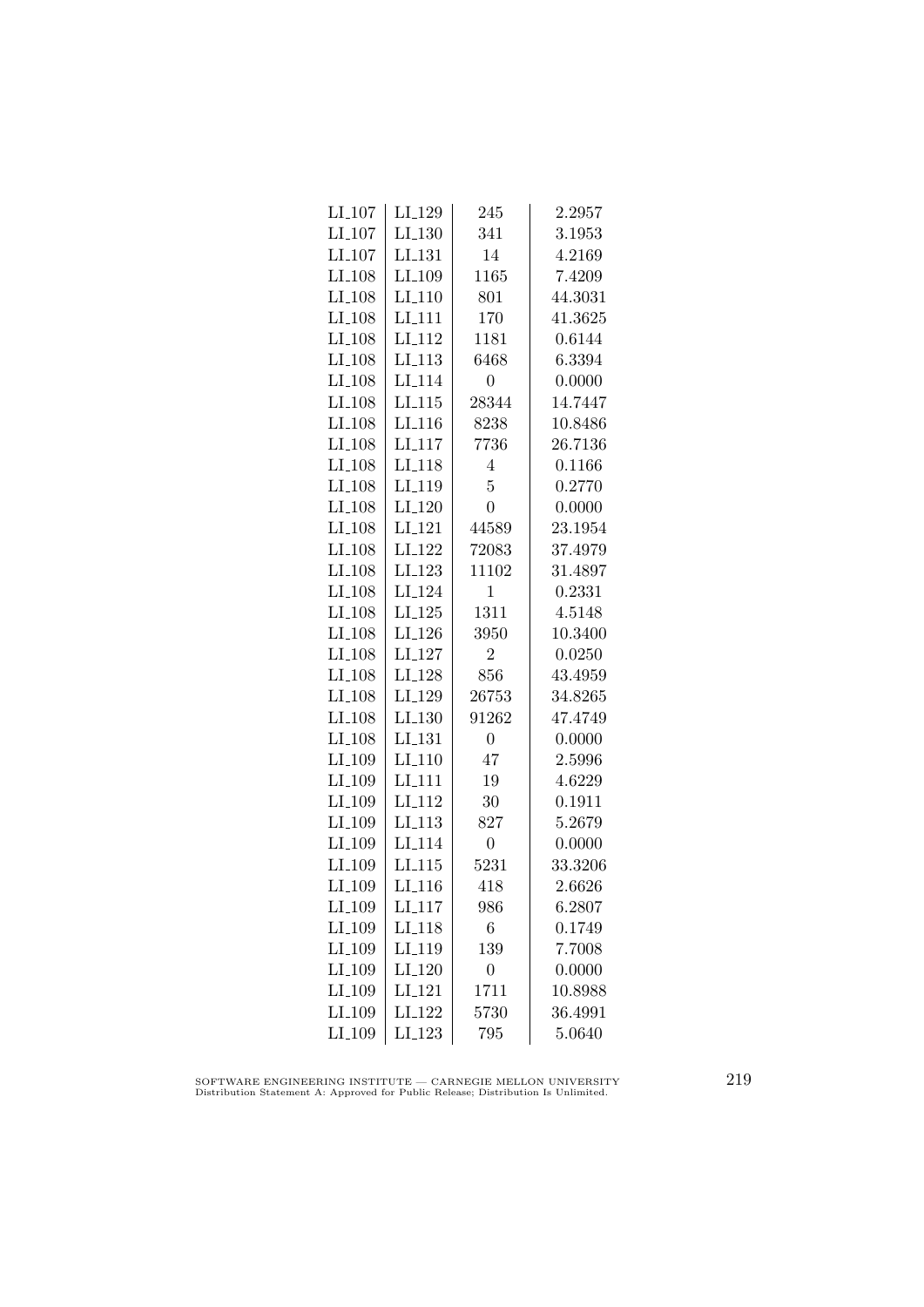| | | | |
|---|---|---|---|
| LI_107 | LI_129 | 245 | 2.2957 |
| LI_107 | LI_130 | 341 | 3.1953 |
| LI_107 | LI_131 | 14 | 4.2169 |
| LI_108 | LI_109 | 1165 | 7.4209 |
| LI_108 | LI_110 | 801 | 44.3031 |
| LI_108 | LI_111 | 170 | 41.3625 |
| LI_108 | LI_112 | 1181 | 0.6144 |
| LI_108 | LI_113 | 6468 | 6.3394 |
| LI_108 | LI_114 | 0 | 0.0000 |
| LI_108 | LI_115 | 28344 | 14.7447 |
| LI_108 | LI_116 | 8238 | 10.8486 |
| LI_108 | LI_117 | 7736 | 26.7136 |
| LI_108 | LI_118 | 4 | 0.1166 |
| LI_108 | LI_119 | 5 | 0.2770 |
| LI_108 | LI_120 | 0 | 0.0000 |
| LI_108 | LI_121 | 44589 | 23.1954 |
| LI_108 | LI_122 | 72083 | 37.4979 |
| LI_108 | LI_123 | 11102 | 31.4897 |
| LI_108 | LI_124 | 1 | 0.2331 |
| LI_108 | LI_125 | 1311 | 4.5148 |
| LI_108 | LI_126 | 3950 | 10.3400 |
| LI_108 | LI_127 | 2 | 0.0250 |
| LI_108 | LI_128 | 856 | 43.4959 |
| LI_108 | LI_129 | 26753 | 34.8265 |
| LI_108 | LI_130 | 91262 | 47.4749 |
| LI_108 | LI_131 | 0 | 0.0000 |
| LI_109 | LI_110 | 47 | 2.5996 |
| LI_109 | LI_111 | 19 | 4.6229 |
| LI_109 | LI_112 | 30 | 0.1911 |
| LI_109 | LI_113 | 827 | 5.2679 |
| LI_109 | LI_114 | 0 | 0.0000 |
| LI_109 | LI_115 | 5231 | 33.3206 |
| LI_109 | LI_116 | 418 | 2.6626 |
| LI_109 | LI_117 | 986 | 6.2807 |
| LI_109 | LI_118 | 6 | 0.1749 |
| LI_109 | LI_119 | 139 | 7.7008 |
| LI_109 | LI_120 | 0 | 0.0000 |
| LI_109 | LI_121 | 1711 | 10.8988 |
| LI_109 | LI_122 | 5730 | 36.4991 |
| LI_109 | LI_123 | 795 | 5.0640 |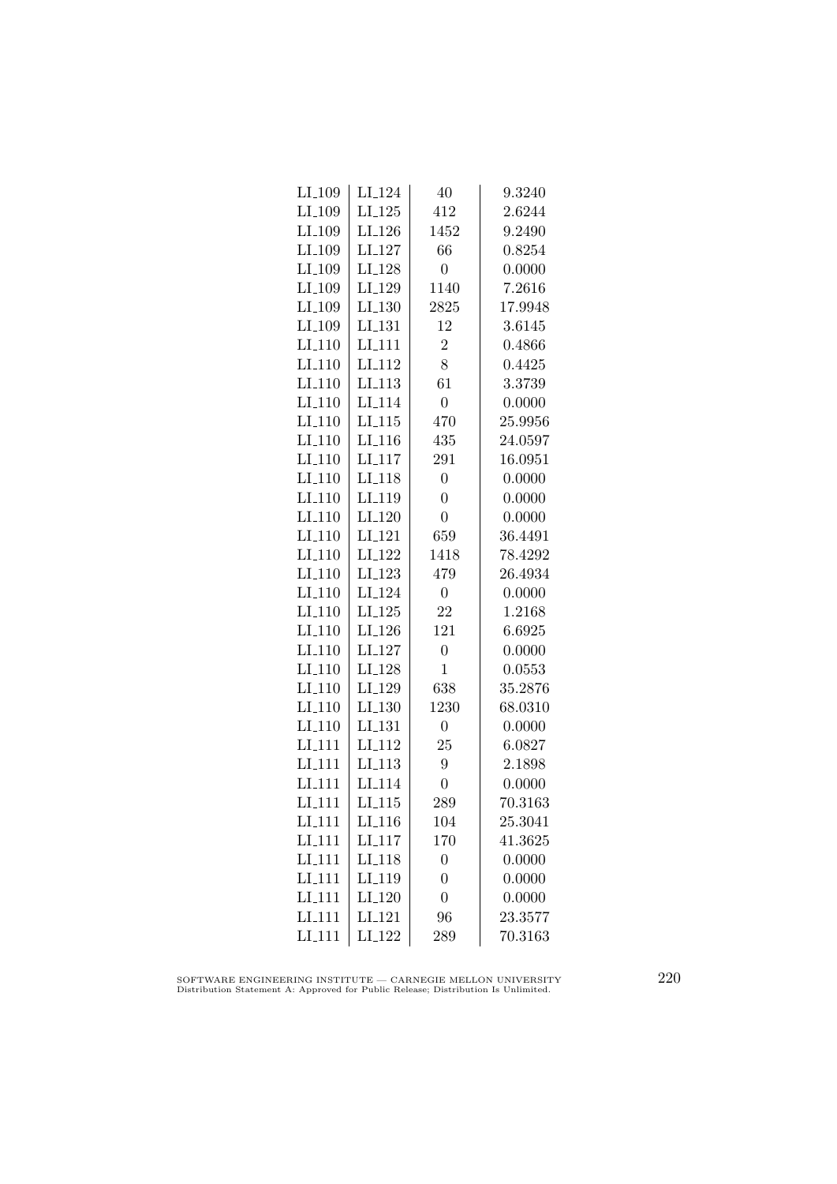| | | | |
|---|---|---|---|
| LI_109 | LI_124 | 40 | 9.3240 |
| LI_109 | LI_125 | 412 | 2.6244 |
| LI_109 | LI_126 | 1452 | 9.2490 |
| LI_109 | LI_127 | 66 | 0.8254 |
| LI_109 | LI_128 | 0 | 0.0000 |
| LI_109 | LI_129 | 1140 | 7.2616 |
| LI_109 | LI_130 | 2825 | 17.9948 |
| LI_109 | LI_131 | 12 | 3.6145 |
| LI_110 | LI_111 | 2 | 0.4866 |
| LI_110 | LI_112 | 8 | 0.4425 |
| LI_110 | LI_113 | 61 | 3.3739 |
| LI_110 | LI_114 | 0 | 0.0000 |
| LI_110 | LI_115 | 470 | 25.9956 |
| LI_110 | LI_116 | 435 | 24.0597 |
| LI_110 | LI_117 | 291 | 16.0951 |
| LI_110 | LI_118 | 0 | 0.0000 |
| LI_110 | LI_119 | 0 | 0.0000 |
| LI_110 | LI_120 | 0 | 0.0000 |
| LI_110 | LI_121 | 659 | 36.4491 |
| LI_110 | LI_122 | 1418 | 78.4292 |
| LI_110 | LI_123 | 479 | 26.4934 |
| LI_110 | LI_124 | 0 | 0.0000 |
| LI_110 | LI_125 | 22 | 1.2168 |
| LI_110 | LI_126 | 121 | 6.6925 |
| LI_110 | LI_127 | 0 | 0.0000 |
| LI_110 | LI_128 | 1 | 0.0553 |
| LI_110 | LI_129 | 638 | 35.2876 |
| LI_110 | LI_130 | 1230 | 68.0310 |
| LI_110 | LI_131 | 0 | 0.0000 |
| LI_111 | LI_112 | 25 | 6.0827 |
| LI_111 | LI_113 | 9 | 2.1898 |
| LI_111 | LI_114 | 0 | 0.0000 |
| LI_111 | LI_115 | 289 | 70.3163 |
| LI_111 | LI_116 | 104 | 25.3041 |
| LI_111 | LI_117 | 170 | 41.3625 |
| LI_111 | LI_118 | 0 | 0.0000 |
| LI_111 | LI_119 | 0 | 0.0000 |
| LI_111 | LI_120 | 0 | 0.0000 |
| LI_111 | LI_121 | 96 | 23.3577 |
| LI_111 | LI_122 | 289 | 70.3163 |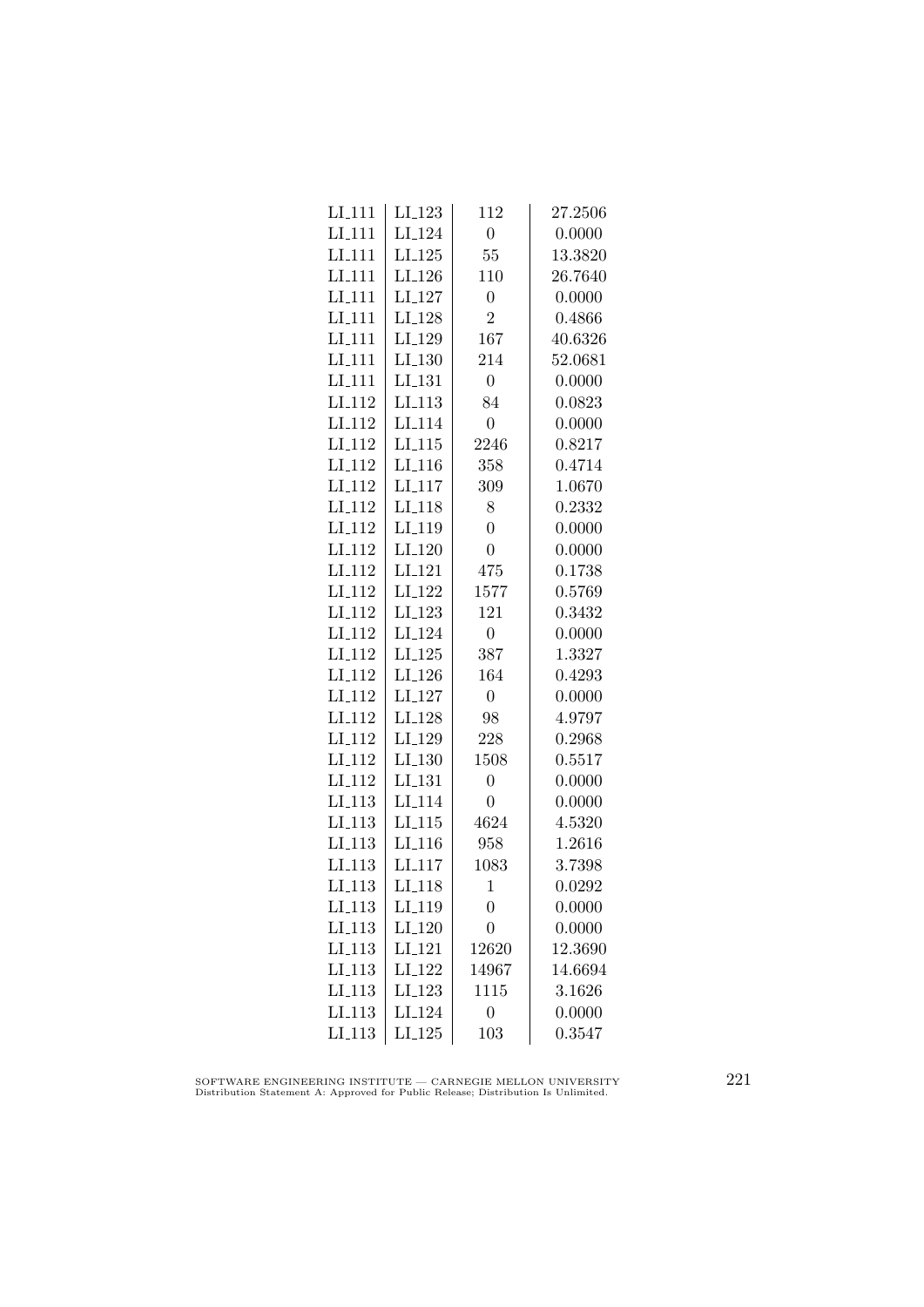| LI_111 | LI_123 | 112 | 27.2506 |
|---|---|---|---|
| LI_111 | LI_124 | 0 | 0.0000 |
| LI_111 | LI_125 | 55 | 13.3820 |
| LI_111 | LI_126 | 110 | 26.7640 |
| LI_111 | LI_127 | 0 | 0.0000 |
| LI_111 | LI_128 | 2 | 0.4866 |
| LI_111 | LI_129 | 167 | 40.6326 |
| LI_111 | LI_130 | 214 | 52.0681 |
| LI_111 | LI_131 | 0 | 0.0000 |
| LI_112 | LI_113 | 84 | 0.0823 |
| LI_112 | LI_114 | 0 | 0.0000 |
| LI_112 | LI_115 | 2246 | 0.8217 |
| LI_112 | LI_116 | 358 | 0.4714 |
| LI_112 | LI_117 | 309 | 1.0670 |
| LI_112 | LI_118 | 8 | 0.2332 |
| LI_112 | LI_119 | 0 | 0.0000 |
| LI_112 | LI_120 | 0 | 0.0000 |
| LI_112 | LI_121 | 475 | 0.1738 |
| LI_112 | LI_122 | 1577 | 0.5769 |
| LI_112 | LI_123 | 121 | 0.3432 |
| LI_112 | LI_124 | 0 | 0.0000 |
| LI_112 | LI_125 | 387 | 1.3327 |
| LI_112 | LI_126 | 164 | 0.4293 |
| LI_112 | LI_127 | 0 | 0.0000 |
| LI_112 | LI_128 | 98 | 4.9797 |
| LI_112 | LI_129 | 228 | 0.2968 |
| LI_112 | LI_130 | 1508 | 0.5517 |
| LI_112 | LI_131 | 0 | 0.0000 |
| LI_113 | LI_114 | 0 | 0.0000 |
| LI_113 | LI_115 | 4624 | 4.5320 |
| LI_113 | LI_116 | 958 | 1.2616 |
| LI_113 | LI_117 | 1083 | 3.7398 |
| LI_113 | LI_118 | 1 | 0.0292 |
| LI_113 | LI_119 | 0 | 0.0000 |
| LI_113 | LI_120 | 0 | 0.0000 |
| LI_113 | LI_121 | 12620 | 12.3690 |
| LI_113 | LI_122 | 14967 | 14.6694 |
| LI_113 | LI_123 | 1115 | 3.1626 |
| LI_113 | LI_124 | 0 | 0.0000 |
| LI_113 | LI_125 | 103 | 0.3547 |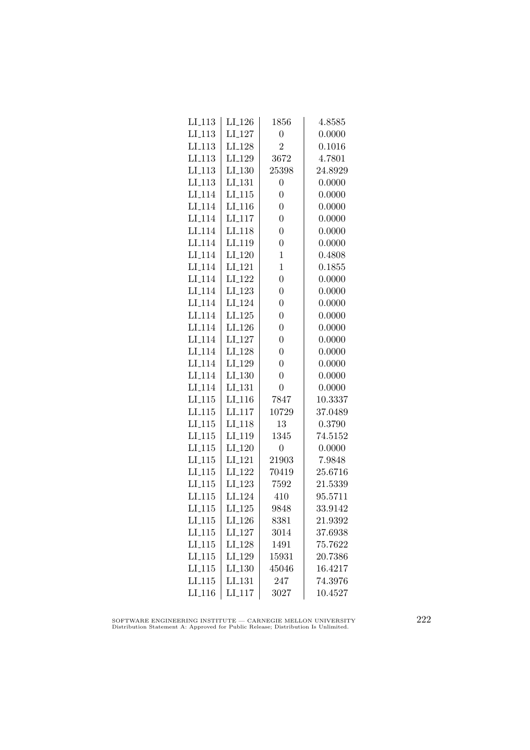| | | | |
|---|---|---|---|
| LI_113 | LI_126 | 1856 | 4.8585 |
| LI_113 | LI_127 | 0 | 0.0000 |
| LI_113 | LI_128 | 2 | 0.1016 |
| LI_113 | LI_129 | 3672 | 4.7801 |
| LI_113 | LI_130 | 25398 | 24.8929 |
| LI_113 | LI_131 | 0 | 0.0000 |
| LI_114 | LI_115 | 0 | 0.0000 |
| LI_114 | LI_116 | 0 | 0.0000 |
| LI_114 | LI_117 | 0 | 0.0000 |
| LI_114 | LI_118 | 0 | 0.0000 |
| LI_114 | LI_119 | 0 | 0.0000 |
| LI_114 | LI_120 | 1 | 0.4808 |
| LI_114 | LI_121 | 1 | 0.1855 |
| LI_114 | LI_122 | 0 | 0.0000 |
| LI_114 | LI_123 | 0 | 0.0000 |
| LI_114 | LI_124 | 0 | 0.0000 |
| LI_114 | LI_125 | 0 | 0.0000 |
| LI_114 | LI_126 | 0 | 0.0000 |
| LI_114 | LI_127 | 0 | 0.0000 |
| LI_114 | LI_128 | 0 | 0.0000 |
| LI_114 | LI_129 | 0 | 0.0000 |
| LI_114 | LI_130 | 0 | 0.0000 |
| LI_114 | LI_131 | 0 | 0.0000 |
| LI_115 | LI_116 | 7847 | 10.3337 |
| LI_115 | LI_117 | 10729 | 37.0489 |
| LI_115 | LI_118 | 13 | 0.3790 |
| LI_115 | LI_119 | 1345 | 74.5152 |
| LI_115 | LI_120 | 0 | 0.0000 |
| LI_115 | LI_121 | 21903 | 7.9848 |
| LI_115 | LI_122 | 70419 | 25.6716 |
| LI_115 | LI_123 | 7592 | 21.5339 |
| LI_115 | LI_124 | 410 | 95.5711 |
| LI_115 | LI_125 | 9848 | 33.9142 |
| LI_115 | LI_126 | 8381 | 21.9392 |
| LI_115 | LI_127 | 3014 | 37.6938 |
| LI_115 | LI_128 | 1491 | 75.7622 |
| LI_115 | LI_129 | 15931 | 20.7386 |
| LI_115 | LI_130 | 45046 | 16.4217 |
| LI_115 | LI_131 | 247 | 74.3976 |
| LI_116 | LI_117 | 3027 | 10.4527 |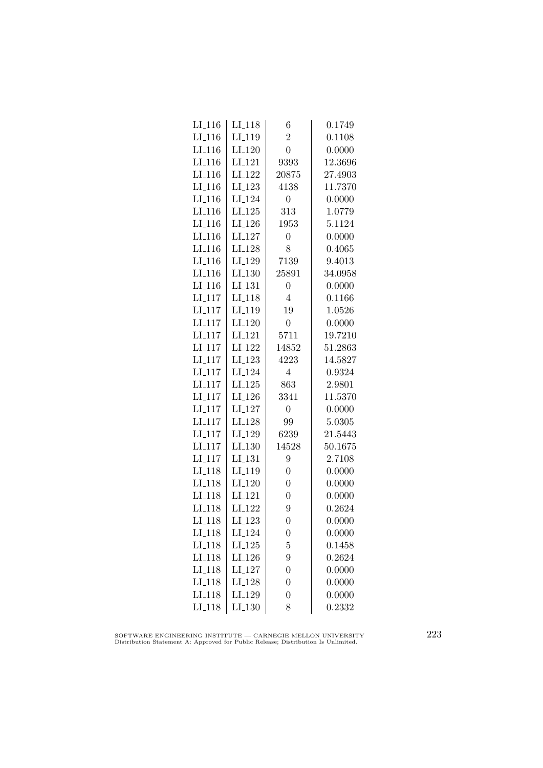| LI_116 | LI_118 | 6 | 0.1749 |
|---|---|---|---|
| LI_116 | LI_119 | 2 | 0.1108 |
| LI_116 | LI_120 | 0 | 0.0000 |
| LI_116 | LI_121 | 9393 | 12.3696 |
| LI_116 | LI_122 | 20875 | 27.4903 |
| LI_116 | LI_123 | 4138 | 11.7370 |
| LI_116 | LI_124 | 0 | 0.0000 |
| LI_116 | LI_125 | 313 | 1.0779 |
| LI_116 | LI_126 | 1953 | 5.1124 |
| LI_116 | LI_127 | 0 | 0.0000 |
| LI_116 | LI_128 | 8 | 0.4065 |
| LI_116 | LI_129 | 7139 | 9.4013 |
| LI_116 | LI_130 | 25891 | 34.0958 |
| LI_116 | LI_131 | 0 | 0.0000 |
| LI_117 | LI_118 | 4 | 0.1166 |
| LI_117 | LI_119 | 19 | 1.0526 |
| LI_117 | LI_120 | 0 | 0.0000 |
| LI_117 | LI_121 | 5711 | 19.7210 |
| LI_117 | LI_122 | 14852 | 51.2863 |
| LI_117 | LI_123 | 4223 | 14.5827 |
| LI_117 | LI_124 | 4 | 0.9324 |
| LI_117 | LI_125 | 863 | 2.9801 |
| LI_117 | LI_126 | 3341 | 11.5370 |
| LI_117 | LI_127 | 0 | 0.0000 |
| LI_117 | LI_128 | 99 | 5.0305 |
| LI_117 | LI_129 | 6239 | 21.5443 |
| LI_117 | LI_130 | 14528 | 50.1675 |
| LI_117 | LI_131 | 9 | 2.7108 |
| LI_118 | LI_119 | 0 | 0.0000 |
| LI_118 | LI_120 | 0 | 0.0000 |
| LI_118 | LI_121 | 0 | 0.0000 |
| LI_118 | LI_122 | 9 | 0.2624 |
| LI_118 | LI_123 | 0 | 0.0000 |
| LI_118 | LI_124 | 0 | 0.0000 |
| LI_118 | LI_125 | 5 | 0.1458 |
| LI_118 | LI_126 | 9 | 0.2624 |
| LI_118 | LI_127 | 0 | 0.0000 |
| LI_118 | LI_128 | 0 | 0.0000 |
| LI_118 | LI_129 | 0 | 0.0000 |
| LI_118 | LI_130 | 8 | 0.2332 |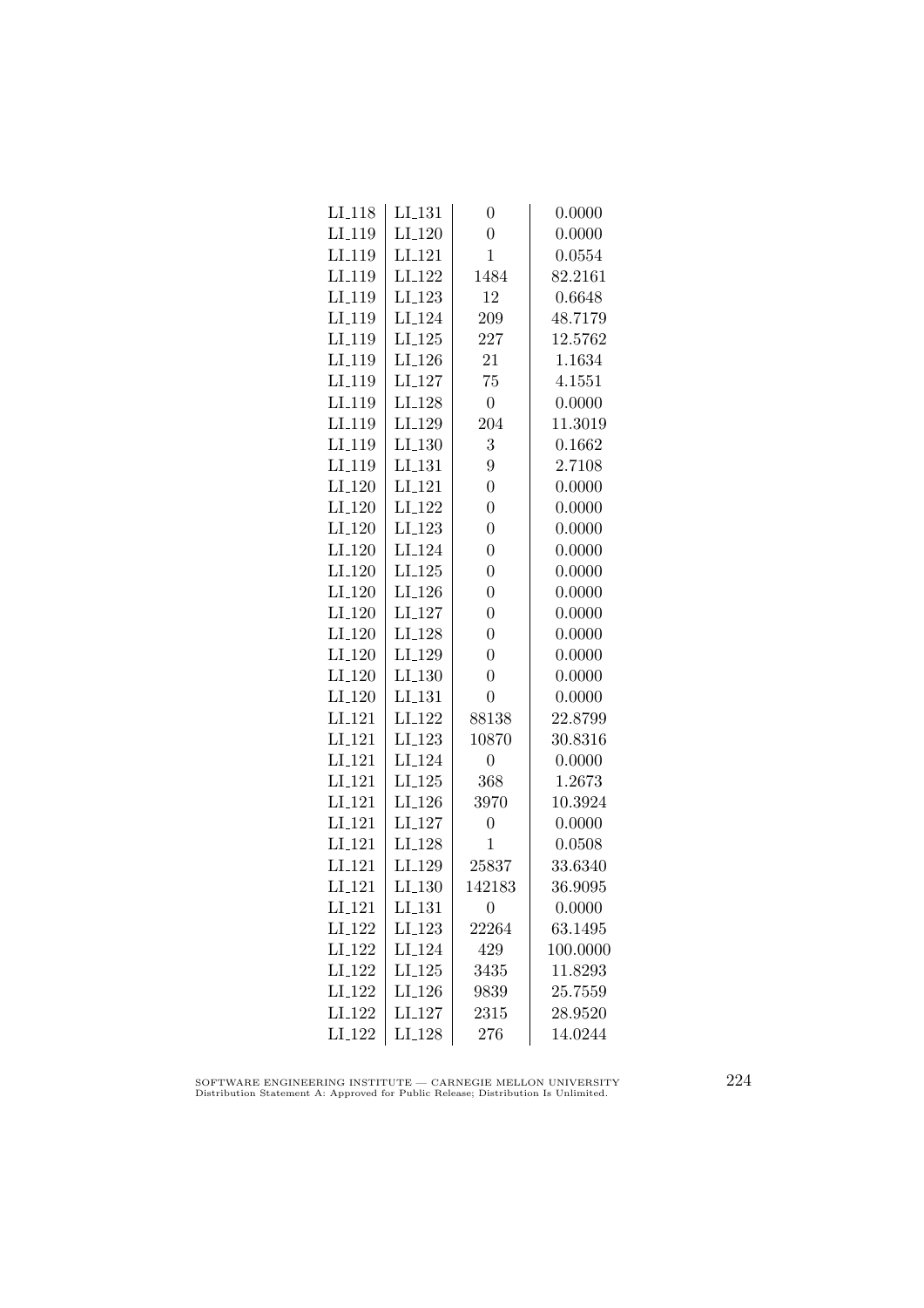| | | | |
|---|---|---|---|
| LI_118 | LI_131 | 0 | 0.0000 |
| LI_119 | LI_120 | 0 | 0.0000 |
| LI_119 | LI_121 | 1 | 0.0554 |
| LI_119 | LI_122 | 1484 | 82.2161 |
| LI_119 | LI_123 | 12 | 0.6648 |
| LI_119 | LI_124 | 209 | 48.7179 |
| LI_119 | LI_125 | 227 | 12.5762 |
| LI_119 | LI_126 | 21 | 1.1634 |
| LI_119 | LI_127 | 75 | 4.1551 |
| LI_119 | LI_128 | 0 | 0.0000 |
| LI_119 | LI_129 | 204 | 11.3019 |
| LI_119 | LI_130 | 3 | 0.1662 |
| LI_119 | LI_131 | 9 | 2.7108 |
| LI_120 | LI_121 | 0 | 0.0000 |
| LI_120 | LI_122 | 0 | 0.0000 |
| LI_120 | LI_123 | 0 | 0.0000 |
| LI_120 | LI_124 | 0 | 0.0000 |
| LI_120 | LI_125 | 0 | 0.0000 |
| LI_120 | LI_126 | 0 | 0.0000 |
| LI_120 | LI_127 | 0 | 0.0000 |
| LI_120 | LI_128 | 0 | 0.0000 |
| LI_120 | LI_129 | 0 | 0.0000 |
| LI_120 | LI_130 | 0 | 0.0000 |
| LI_120 | LI_131 | 0 | 0.0000 |
| LI_121 | LI_122 | 88138 | 22.8799 |
| LI_121 | LI_123 | 10870 | 30.8316 |
| LI_121 | LI_124 | 0 | 0.0000 |
| LI_121 | LI_125 | 368 | 1.2673 |
| LI_121 | LI_126 | 3970 | 10.3924 |
| LI_121 | LI_127 | 0 | 0.0000 |
| LI_121 | LI_128 | 1 | 0.0508 |
| LI_121 | LI_129 | 25837 | 33.6340 |
| LI_121 | LI_130 | 142183 | 36.9095 |
| LI_121 | LI_131 | 0 | 0.0000 |
| LI_122 | LI_123 | 22264 | 63.1495 |
| LI_122 | LI_124 | 429 | 100.0000 |
| LI_122 | LI_125 | 3435 | 11.8293 |
| LI_122 | LI_126 | 9839 | 25.7559 |
| LI_122 | LI_127 | 2315 | 28.9520 |
| LI_122 | LI_128 | 276 | 14.0244 |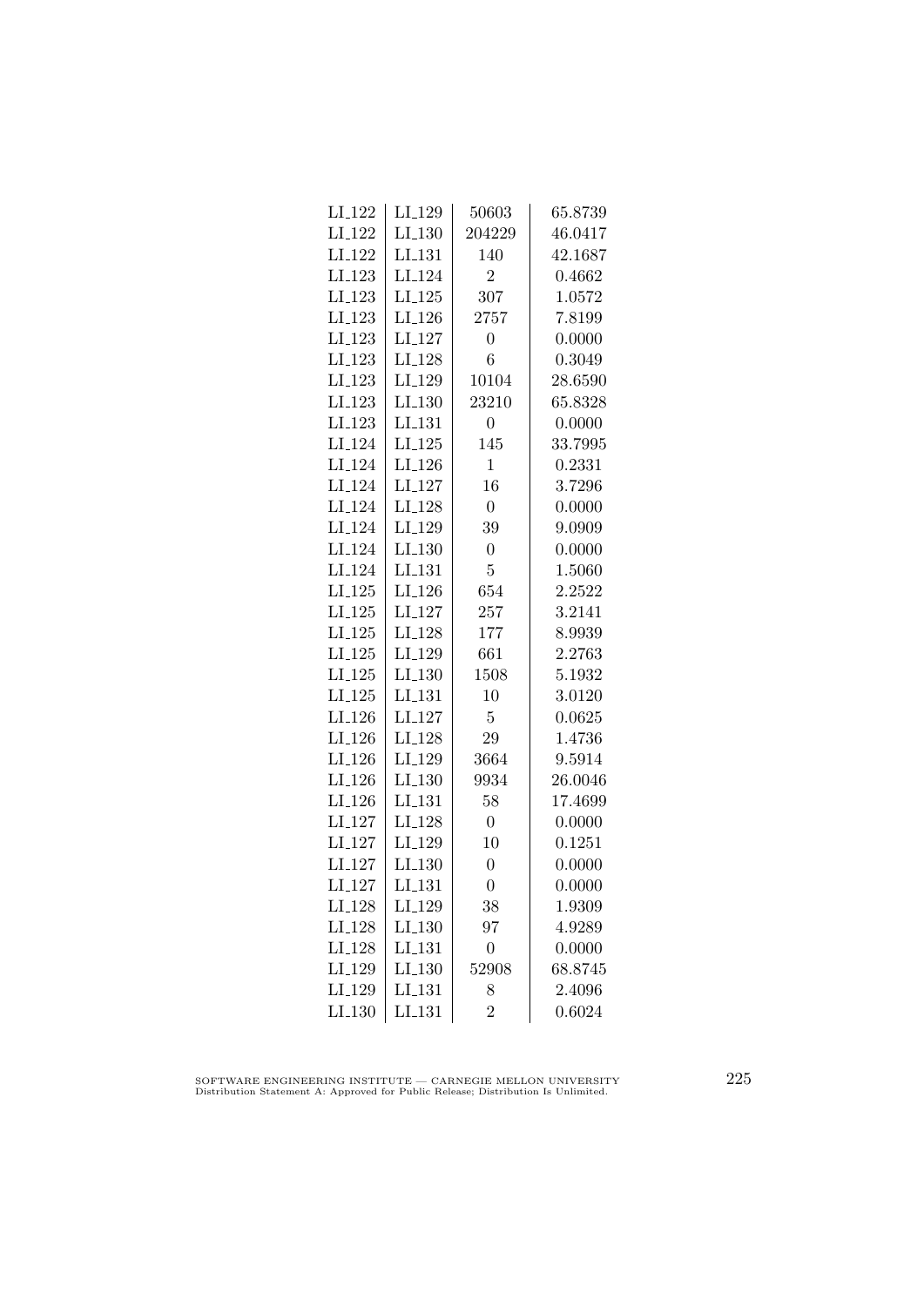| LI_122 | LI_129 | 50603 | 65.8739 |
|---|---|---|---|
| LI_122 | LI_130 | 204229 | 46.0417 |
| LI_122 | LI_131 | 140 | 42.1687 |
| LI_123 | LI_124 | 2 | 0.4662 |
| LI_123 | LI_125 | 307 | 1.0572 |
| LI_123 | LI_126 | 2757 | 7.8199 |
| LI_123 | LI_127 | 0 | 0.0000 |
| LI_123 | LI_128 | 6 | 0.3049 |
| LI_123 | LI_129 | 10104 | 28.6590 |
| LI_123 | LI_130 | 23210 | 65.8328 |
| LI_123 | LI_131 | 0 | 0.0000 |
| LI_124 | LI_125 | 145 | 33.7995 |
| LI_124 | LI_126 | 1 | 0.2331 |
| LI_124 | LI_127 | 16 | 3.7296 |
| LI_124 | LI_128 | 0 | 0.0000 |
| LI_124 | LI_129 | 39 | 9.0909 |
| LI_124 | LI_130 | 0 | 0.0000 |
| LI_124 | LI_131 | 5 | 1.5060 |
| LI_125 | LI_126 | 654 | 2.2522 |
| LI_125 | LI_127 | 257 | 3.2141 |
| LI_125 | LI_128 | 177 | 8.9939 |
| LI_125 | LI_129 | 661 | 2.2763 |
| LI_125 | LI_130 | 1508 | 5.1932 |
| LI_125 | LI_131 | 10 | 3.0120 |
| LI_126 | LI_127 | 5 | 0.0625 |
| LI_126 | LI_128 | 29 | 1.4736 |
| LI_126 | LI_129 | 3664 | 9.5914 |
| LI_126 | LI_130 | 9934 | 26.0046 |
| LI_126 | LI_131 | 58 | 17.4699 |
| LI_127 | LI_128 | 0 | 0.0000 |
| LI_127 | LI_129 | 10 | 0.1251 |
| LI_127 | LI_130 | 0 | 0.0000 |
| LI_127 | LI_131 | 0 | 0.0000 |
| LI_128 | LI_129 | 38 | 1.9309 |
| LI_128 | LI_130 | 97 | 4.9289 |
| LI_128 | LI_131 | 0 | 0.0000 |
| LI_129 | LI_130 | 52908 | 68.8745 |
| LI_129 | LI_131 | 8 | 2.4096 |
| LI_130 | LI_131 | 2 | 0.6024 |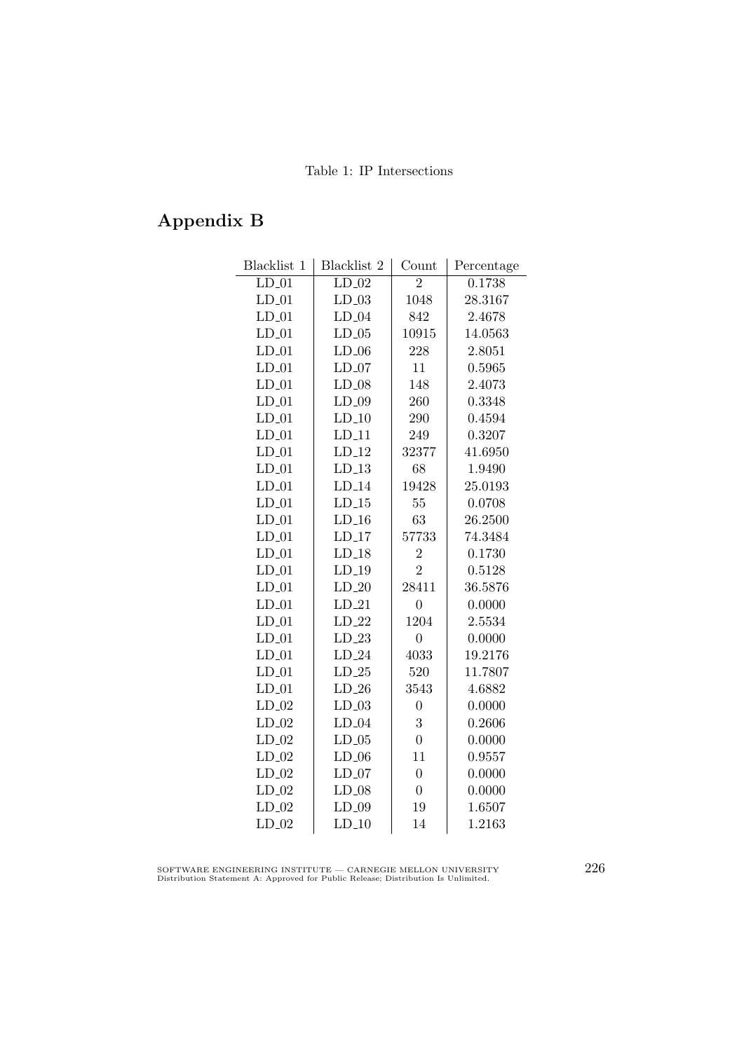Table 1: IP Intersections

# Appendix B

| Blacklist 1 | Blacklist 2 | Count | Percentage |
|---|---|---|---|
| LD_01 | LD_02 | 2 | 0.1738 |
| LD_01 | LD_03 | 1048 | 28.3167 |
| LD_01 | LD_04 | 842 | 2.4678 |
| LD_01 | LD_05 | 10915 | 14.0563 |
| LD_01 | LD_06 | 228 | 2.8051 |
| LD_01 | LD_07 | 11 | 0.5965 |
| LD_01 | LD_08 | 148 | 2.4073 |
| LD_01 | LD_09 | 260 | 0.3348 |
| LD_01 | LD_10 | 290 | 0.4594 |
| LD_01 | LD_11 | 249 | 0.3207 |
| LD_01 | LD_12 | 32377 | 41.6950 |
| LD_01 | LD_13 | 68 | 1.9490 |
| LD_01 | LD_14 | 19428 | 25.0193 |
| LD_01 | LD_15 | 55 | 0.0708 |
| LD_01 | LD_16 | 63 | 26.2500 |
| LD_01 | LD_17 | 57733 | 74.3484 |
| LD_01 | LD_18 | 2 | 0.1730 |
| LD_01 | LD_19 | 2 | 0.5128 |
| LD_01 | LD_20 | 28411 | 36.5876 |
| LD_01 | LD_21 | 0 | 0.0000 |
| LD_01 | LD_22 | 1204 | 2.5534 |
| LD_01 | LD_23 | 0 | 0.0000 |
| LD_01 | LD_24 | 4033 | 19.2176 |
| LD_01 | LD_25 | 520 | 11.7807 |
| LD_01 | LD_26 | 3543 | 4.6882 |
| LD_02 | LD_03 | 0 | 0.0000 |
| LD_02 | LD_04 | 3 | 0.2606 |
| LD_02 | LD_05 | 0 | 0.0000 |
| LD_02 | LD_06 | 11 | 0.9557 |
| LD_02 | LD_07 | 0 | 0.0000 |
| LD_02 | LD_08 | 0 | 0.0000 |
| LD_02 | LD_09 | 19 | 1.6507 |
| LD_02 | LD_10 | 14 | 1.2163 |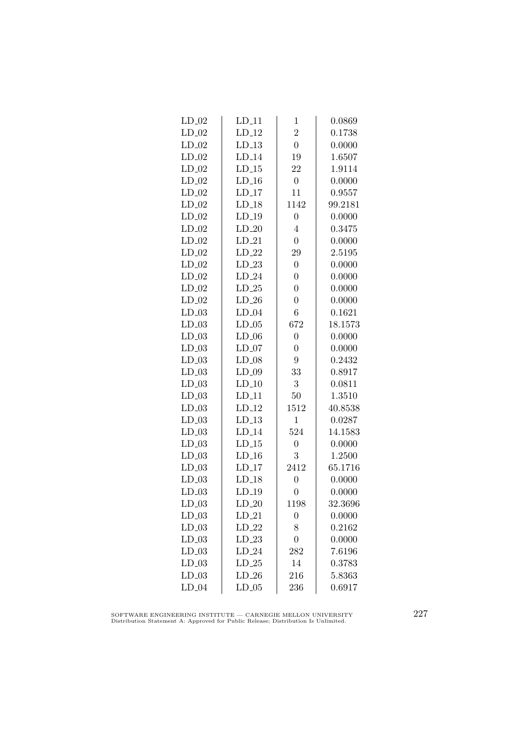| | | | |
|---|---|---|---|
| LD_02 | LD_11 | 1 | 0.0869 |
| LD_02 | LD_12 | 2 | 0.1738 |
| LD_02 | LD_13 | 0 | 0.0000 |
| LD_02 | LD_14 | 19 | 1.6507 |
| LD_02 | LD_15 | 22 | 1.9114 |
| LD_02 | LD_16 | 0 | 0.0000 |
| LD_02 | LD_17 | 11 | 0.9557 |
| LD_02 | LD_18 | 1142 | 99.2181 |
| LD_02 | LD_19 | 0 | 0.0000 |
| LD_02 | LD_20 | 4 | 0.3475 |
| LD_02 | LD_21 | 0 | 0.0000 |
| LD_02 | LD_22 | 29 | 2.5195 |
| LD_02 | LD_23 | 0 | 0.0000 |
| LD_02 | LD_24 | 0 | 0.0000 |
| LD_02 | LD_25 | 0 | 0.0000 |
| LD_02 | LD_26 | 0 | 0.0000 |
| LD_03 | LD_04 | 6 | 0.1621 |
| LD_03 | LD_05 | 672 | 18.1573 |
| LD_03 | LD_06 | 0 | 0.0000 |
| LD_03 | LD_07 | 0 | 0.0000 |
| LD_03 | LD_08 | 9 | 0.2432 |
| LD_03 | LD_09 | 33 | 0.8917 |
| LD_03 | LD_10 | 3 | 0.0811 |
| LD_03 | LD_11 | 50 | 1.3510 |
| LD_03 | LD_12 | 1512 | 40.8538 |
| LD_03 | LD_13 | 1 | 0.0287 |
| LD_03 | LD_14 | 524 | 14.1583 |
| LD_03 | LD_15 | 0 | 0.0000 |
| LD_03 | LD_16 | 3 | 1.2500 |
| LD_03 | LD_17 | 2412 | 65.1716 |
| LD_03 | LD_18 | 0 | 0.0000 |
| LD_03 | LD_19 | 0 | 0.0000 |
| LD_03 | LD_20 | 1198 | 32.3696 |
| LD_03 | LD_21 | 0 | 0.0000 |
| LD_03 | LD_22 | 8 | 0.2162 |
| LD_03 | LD_23 | 0 | 0.0000 |
| LD_03 | LD_24 | 282 | 7.6196 |
| LD_03 | LD_25 | 14 | 0.3783 |
| LD_03 | LD_26 | 216 | 5.8363 |
| LD_04 | LD_05 | 236 | 0.6917 |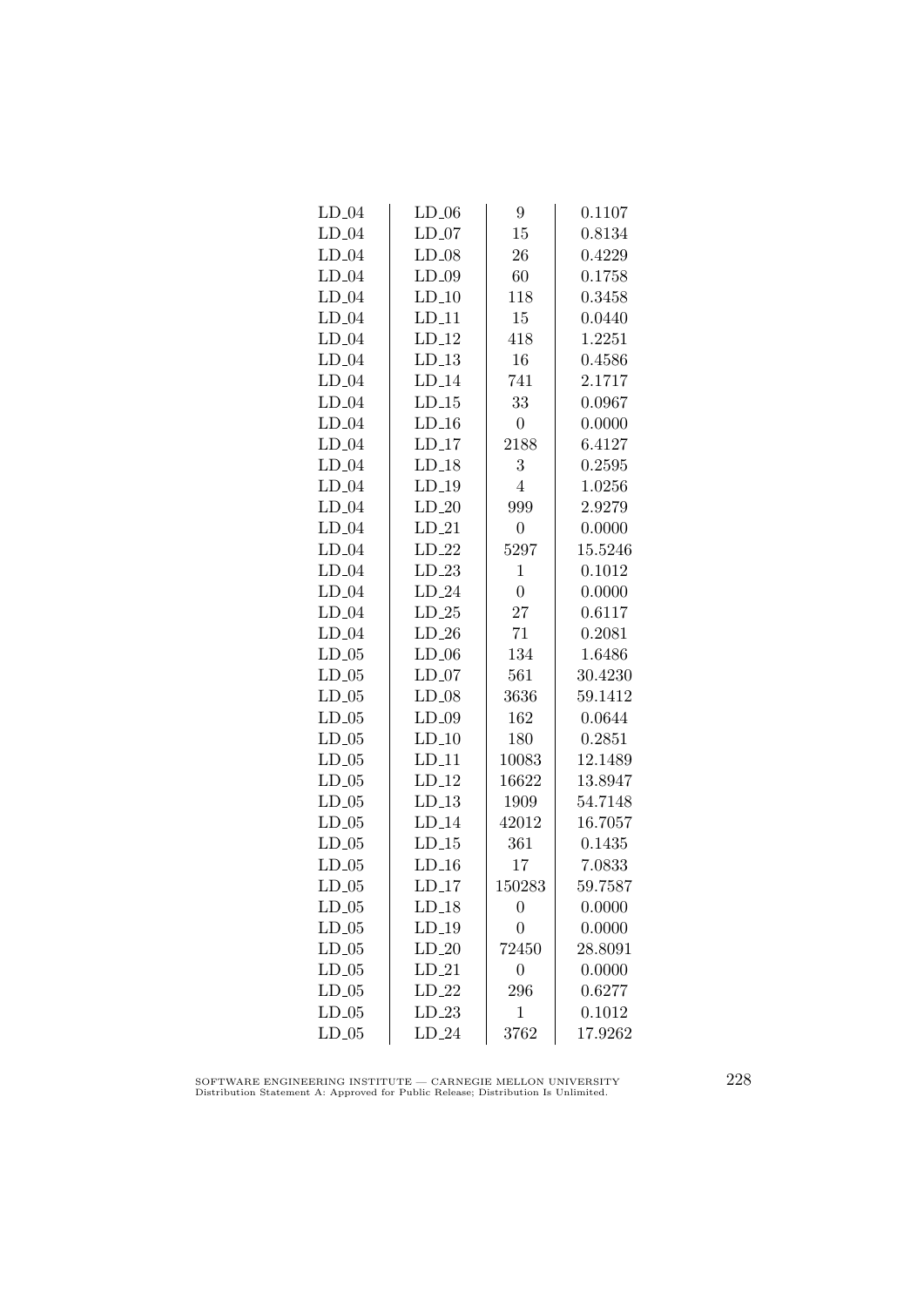| | | | |
|---|---|---|---|
| LD_04 | LD_06 | 9 | 0.1107 |
| LD_04 | LD_07 | 15 | 0.8134 |
| LD_04 | LD_08 | 26 | 0.4229 |
| LD_04 | LD_09 | 60 | 0.1758 |
| LD_04 | LD_10 | 118 | 0.3458 |
| LD_04 | LD_11 | 15 | 0.0440 |
| LD_04 | LD_12 | 418 | 1.2251 |
| LD_04 | LD_13 | 16 | 0.4586 |
| LD_04 | LD_14 | 741 | 2.1717 |
| LD_04 | LD_15 | 33 | 0.0967 |
| LD_04 | LD_16 | 0 | 0.0000 |
| LD_04 | LD_17 | 2188 | 6.4127 |
| LD_04 | LD_18 | 3 | 0.2595 |
| LD_04 | LD_19 | 4 | 1.0256 |
| LD_04 | LD_20 | 999 | 2.9279 |
| LD_04 | LD_21 | 0 | 0.0000 |
| LD_04 | LD_22 | 5297 | 15.5246 |
| LD_04 | LD_23 | 1 | 0.1012 |
| LD_04 | LD_24 | 0 | 0.0000 |
| LD_04 | LD_25 | 27 | 0.6117 |
| LD_04 | LD_26 | 71 | 0.2081 |
| LD_05 | LD_06 | 134 | 1.6486 |
| LD_05 | LD_07 | 561 | 30.4230 |
| LD_05 | LD_08 | 3636 | 59.1412 |
| LD_05 | LD_09 | 162 | 0.0644 |
| LD_05 | LD_10 | 180 | 0.2851 |
| LD_05 | LD_11 | 10083 | 12.1489 |
| LD_05 | LD_12 | 16622 | 13.8947 |
| LD_05 | LD_13 | 1909 | 54.7148 |
| LD_05 | LD_14 | 42012 | 16.7057 |
| LD_05 | LD_15 | 361 | 0.1435 |
| LD_05 | LD_16 | 17 | 7.0833 |
| LD_05 | LD_17 | 150283 | 59.7587 |
| LD_05 | LD_18 | 0 | 0.0000 |
| LD_05 | LD_19 | 0 | 0.0000 |
| LD_05 | LD_20 | 72450 | 28.8091 |
| LD_05 | LD_21 | 0 | 0.0000 |
| LD_05 | LD_22 | 296 | 0.6277 |
| LD_05 | LD_23 | 1 | 0.1012 |
| LD_05 | LD_24 | 3762 | 17.9262 |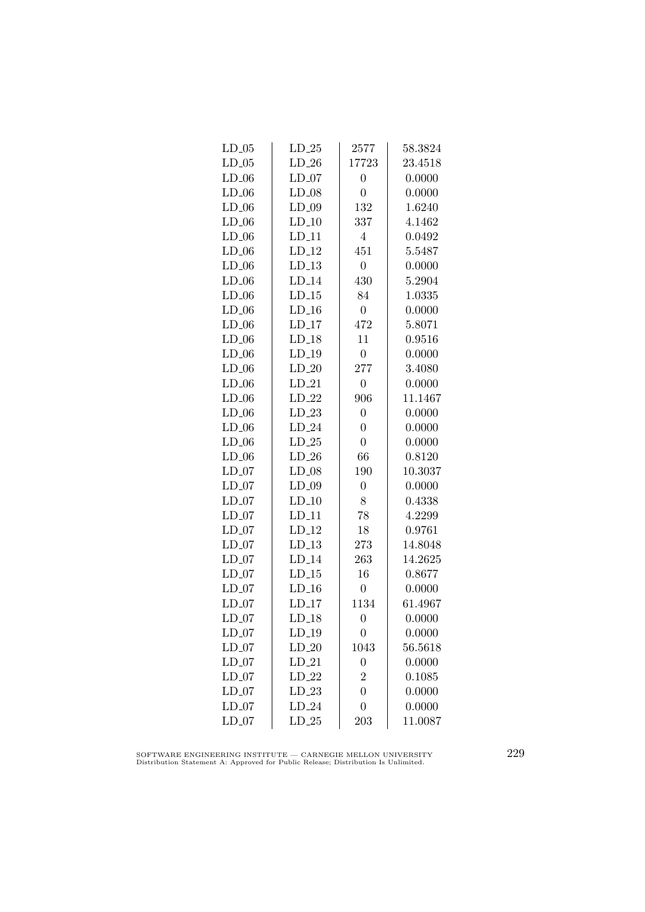| LD_05 | LD_25 | 2577 | 58.3824 |
|---|---|---|---|
| LD_05 | LD_26 | 17723 | 23.4518 |
| LD_06 | LD_07 | 0 | 0.0000 |
| LD_06 | LD_08 | 0 | 0.0000 |
| LD_06 | LD_09 | 132 | 1.6240 |
| LD_06 | LD_10 | 337 | 4.1462 |
| LD_06 | LD_11 | 4 | 0.0492 |
| LD_06 | LD_12 | 451 | 5.5487 |
| LD_06 | LD_13 | 0 | 0.0000 |
| LD_06 | LD_14 | 430 | 5.2904 |
| LD_06 | LD_15 | 84 | 1.0335 |
| LD_06 | LD_16 | 0 | 0.0000 |
| LD_06 | LD_17 | 472 | 5.8071 |
| LD_06 | LD_18 | 11 | 0.9516 |
| LD_06 | LD_19 | 0 | 0.0000 |
| LD_06 | LD_20 | 277 | 3.4080 |
| LD_06 | LD_21 | 0 | 0.0000 |
| LD_06 | LD_22 | 906 | 11.1467 |
| LD_06 | LD_23 | 0 | 0.0000 |
| LD_06 | LD_24 | 0 | 0.0000 |
| LD_06 | LD_25 | 0 | 0.0000 |
| LD_06 | LD_26 | 66 | 0.8120 |
| LD_07 | LD_08 | 190 | 10.3037 |
| LD_07 | LD_09 | 0 | 0.0000 |
| LD_07 | LD_10 | 8 | 0.4338 |
| LD_07 | LD_11 | 78 | 4.2299 |
| LD_07 | LD_12 | 18 | 0.9761 |
| LD_07 | LD_13 | 273 | 14.8048 |
| LD_07 | LD_14 | 263 | 14.2625 |
| LD_07 | LD_15 | 16 | 0.8677 |
| LD_07 | LD_16 | 0 | 0.0000 |
| LD_07 | LD_17 | 1134 | 61.4967 |
| LD_07 | LD_18 | 0 | 0.0000 |
| LD_07 | LD_19 | 0 | 0.0000 |
| LD_07 | LD_20 | 1043 | 56.5618 |
| LD_07 | LD_21 | 0 | 0.0000 |
| LD_07 | LD_22 | 2 | 0.1085 |
| LD_07 | LD_23 | 0 | 0.0000 |
| LD_07 | LD_24 | 0 | 0.0000 |
| LD_07 | LD_25 | 203 | 11.0087 |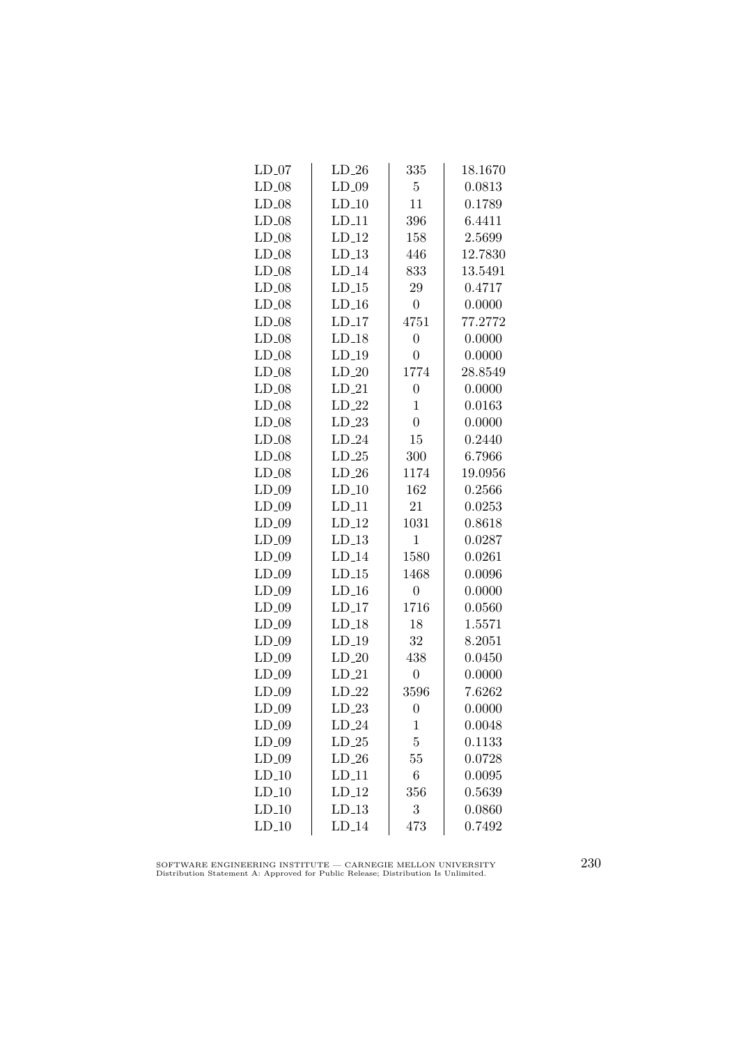| | | | |
|---|---|---|---|
| LD_07 | LD_26 | 335 | 18.1670 |
| LD_08 | LD_09 | 5 | 0.0813 |
| LD_08 | LD_10 | 11 | 0.1789 |
| LD_08 | LD_11 | 396 | 6.4411 |
| LD_08 | LD_12 | 158 | 2.5699 |
| LD_08 | LD_13 | 446 | 12.7830 |
| LD_08 | LD_14 | 833 | 13.5491 |
| LD_08 | LD_15 | 29 | 0.4717 |
| LD_08 | LD_16 | 0 | 0.0000 |
| LD_08 | LD_17 | 4751 | 77.2772 |
| LD_08 | LD_18 | 0 | 0.0000 |
| LD_08 | LD_19 | 0 | 0.0000 |
| LD_08 | LD_20 | 1774 | 28.8549 |
| LD_08 | LD_21 | 0 | 0.0000 |
| LD_08 | LD_22 | 1 | 0.0163 |
| LD_08 | LD_23 | 0 | 0.0000 |
| LD_08 | LD_24 | 15 | 0.2440 |
| LD_08 | LD_25 | 300 | 6.7966 |
| LD_08 | LD_26 | 1174 | 19.0956 |
| LD_09 | LD_10 | 162 | 0.2566 |
| LD_09 | LD_11 | 21 | 0.0253 |
| LD_09 | LD_12 | 1031 | 0.8618 |
| LD_09 | LD_13 | 1 | 0.0287 |
| LD_09 | LD_14 | 1580 | 0.0261 |
| LD_09 | LD_15 | 1468 | 0.0096 |
| LD_09 | LD_16 | 0 | 0.0000 |
| LD_09 | LD_17 | 1716 | 0.0560 |
| LD_09 | LD_18 | 18 | 1.5571 |
| LD_09 | LD_19 | 32 | 8.2051 |
| LD_09 | LD_20 | 438 | 0.0450 |
| LD_09 | LD_21 | 0 | 0.0000 |
| LD_09 | LD_22 | 3596 | 7.6262 |
| LD_09 | LD_23 | 0 | 0.0000 |
| LD_09 | LD_24 | 1 | 0.0048 |
| LD_09 | LD_25 | 5 | 0.1133 |
| LD_09 | LD_26 | 55 | 0.0728 |
| LD_10 | LD_11 | 6 | 0.0095 |
| LD_10 | LD_12 | 356 | 0.5639 |
| LD_10 | LD_13 | 3 | 0.0860 |
| LD_10 | LD_14 | 473 | 0.7492 |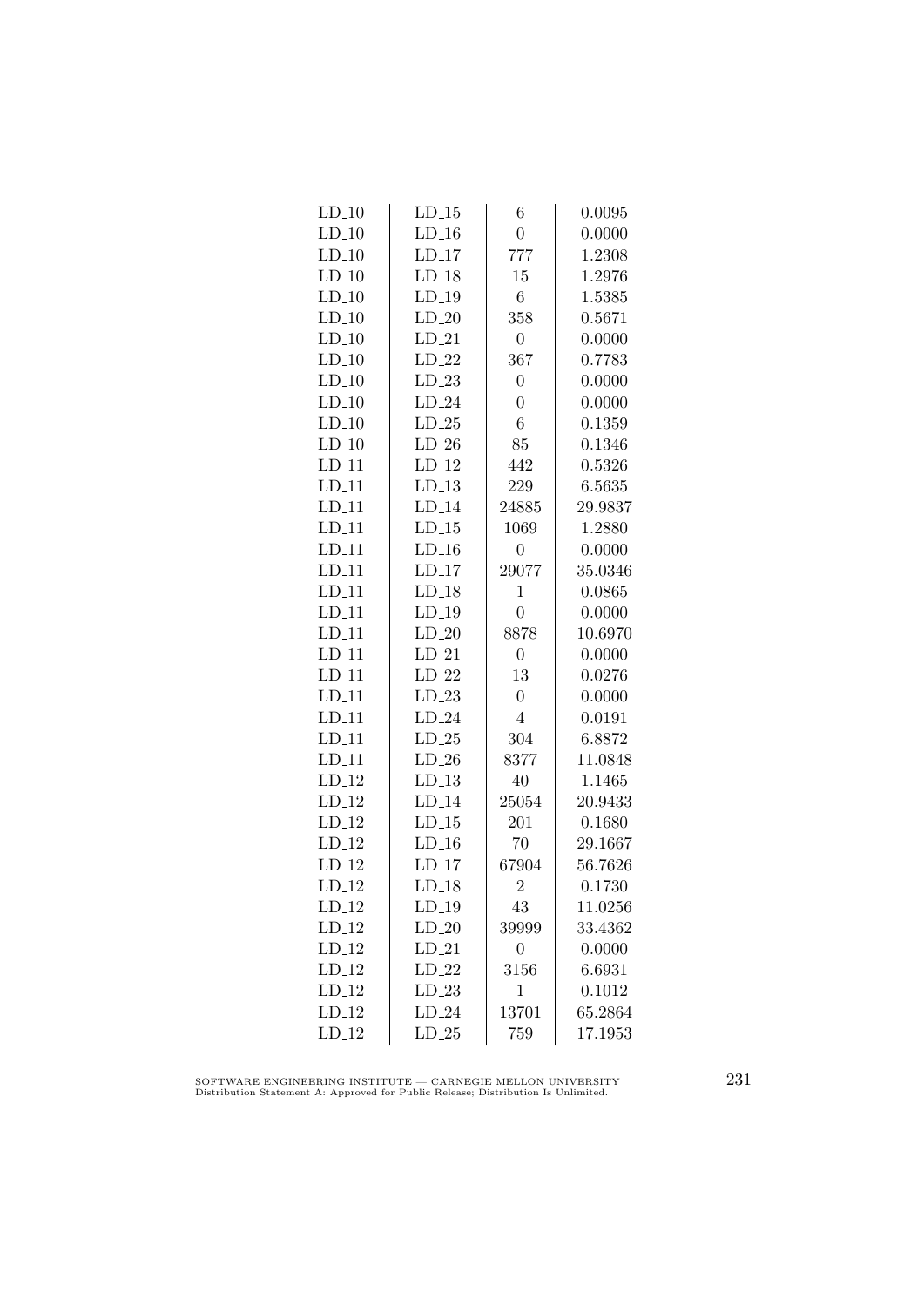| | | | |
|---|---|---|---|
| LD_10 | LD_15 | 6 | 0.0095 |
| LD_10 | LD_16 | 0 | 0.0000 |
| LD_10 | LD_17 | 777 | 1.2308 |
| LD_10 | LD_18 | 15 | 1.2976 |
| LD_10 | LD_19 | 6 | 1.5385 |
| LD_10 | LD_20 | 358 | 0.5671 |
| LD_10 | LD_21 | 0 | 0.0000 |
| LD_10 | LD_22 | 367 | 0.7783 |
| LD_10 | LD_23 | 0 | 0.0000 |
| LD_10 | LD_24 | 0 | 0.0000 |
| LD_10 | LD_25 | 6 | 0.1359 |
| LD_10 | LD_26 | 85 | 0.1346 |
| LD_11 | LD_12 | 442 | 0.5326 |
| LD_11 | LD_13 | 229 | 6.5635 |
| LD_11 | LD_14 | 24885 | 29.9837 |
| LD_11 | LD_15 | 1069 | 1.2880 |
| LD_11 | LD_16 | 0 | 0.0000 |
| LD_11 | LD_17 | 29077 | 35.0346 |
| LD_11 | LD_18 | 1 | 0.0865 |
| LD_11 | LD_19 | 0 | 0.0000 |
| LD_11 | LD_20 | 8878 | 10.6970 |
| LD_11 | LD_21 | 0 | 0.0000 |
| LD_11 | LD_22 | 13 | 0.0276 |
| LD_11 | LD_23 | 0 | 0.0000 |
| LD_11 | LD_24 | 4 | 0.0191 |
| LD_11 | LD_25 | 304 | 6.8872 |
| LD_11 | LD_26 | 8377 | 11.0848 |
| LD_12 | LD_13 | 40 | 1.1465 |
| LD_12 | LD_14 | 25054 | 20.9433 |
| LD_12 | LD_15 | 201 | 0.1680 |
| LD_12 | LD_16 | 70 | 29.1667 |
| LD_12 | LD_17 | 67904 | 56.7626 |
| LD_12 | LD_18 | 2 | 0.1730 |
| LD_12 | LD_19 | 43 | 11.0256 |
| LD_12 | LD_20 | 39999 | 33.4362 |
| LD_12 | LD_21 | 0 | 0.0000 |
| LD_12 | LD_22 | 3156 | 6.6931 |
| LD_12 | LD_23 | 1 | 0.1012 |
| LD_12 | LD_24 | 13701 | 65.2864 |
| LD_12 | LD_25 | 759 | 17.1953 |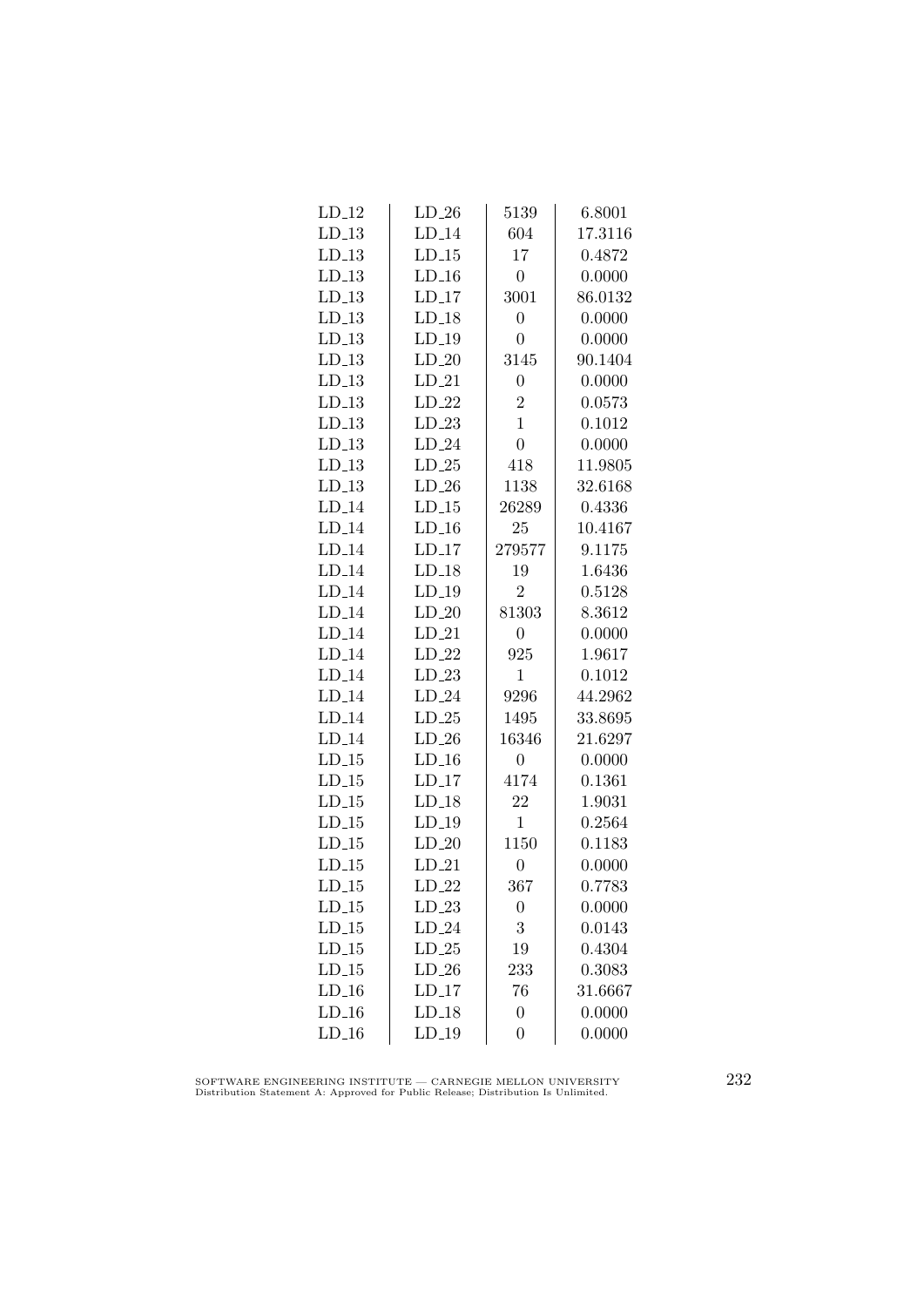| | | | |
|---|---|---|---|
| LD_12 | LD_26 | 5139 | 6.8001 |
| LD_13 | LD_14 | 604 | 17.3116 |
| LD_13 | LD_15 | 17 | 0.4872 |
| LD_13 | LD_16 | 0 | 0.0000 |
| LD_13 | LD_17 | 3001 | 86.0132 |
| LD_13 | LD_18 | 0 | 0.0000 |
| LD_13 | LD_19 | 0 | 0.0000 |
| LD_13 | LD_20 | 3145 | 90.1404 |
| LD_13 | LD_21 | 0 | 0.0000 |
| LD_13 | LD_22 | 2 | 0.0573 |
| LD_13 | LD_23 | 1 | 0.1012 |
| LD_13 | LD_24 | 0 | 0.0000 |
| LD_13 | LD_25 | 418 | 11.9805 |
| LD_13 | LD_26 | 1138 | 32.6168 |
| LD_14 | LD_15 | 26289 | 0.4336 |
| LD_14 | LD_16 | 25 | 10.4167 |
| LD_14 | LD_17 | 279577 | 9.1175 |
| LD_14 | LD_18 | 19 | 1.6436 |
| LD_14 | LD_19 | 2 | 0.5128 |
| LD_14 | LD_20 | 81303 | 8.3612 |
| LD_14 | LD_21 | 0 | 0.0000 |
| LD_14 | LD_22 | 925 | 1.9617 |
| LD_14 | LD_23 | 1 | 0.1012 |
| LD_14 | LD_24 | 9296 | 44.2962 |
| LD_14 | LD_25 | 1495 | 33.8695 |
| LD_14 | LD_26 | 16346 | 21.6297 |
| LD_15 | LD_16 | 0 | 0.0000 |
| LD_15 | LD_17 | 4174 | 0.1361 |
| LD_15 | LD_18 | 22 | 1.9031 |
| LD_15 | LD_19 | 1 | 0.2564 |
| LD_15 | LD_20 | 1150 | 0.1183 |
| LD_15 | LD_21 | 0 | 0.0000 |
| LD_15 | LD_22 | 367 | 0.7783 |
| LD_15 | LD_23 | 0 | 0.0000 |
| LD_15 | LD_24 | 3 | 0.0143 |
| LD_15 | LD_25 | 19 | 0.4304 |
| LD_15 | LD_26 | 233 | 0.3083 |
| LD_16 | LD_17 | 76 | 31.6667 |
| LD_16 | LD_18 | 0 | 0.0000 |
| LD_16 | LD_19 | 0 | 0.0000 |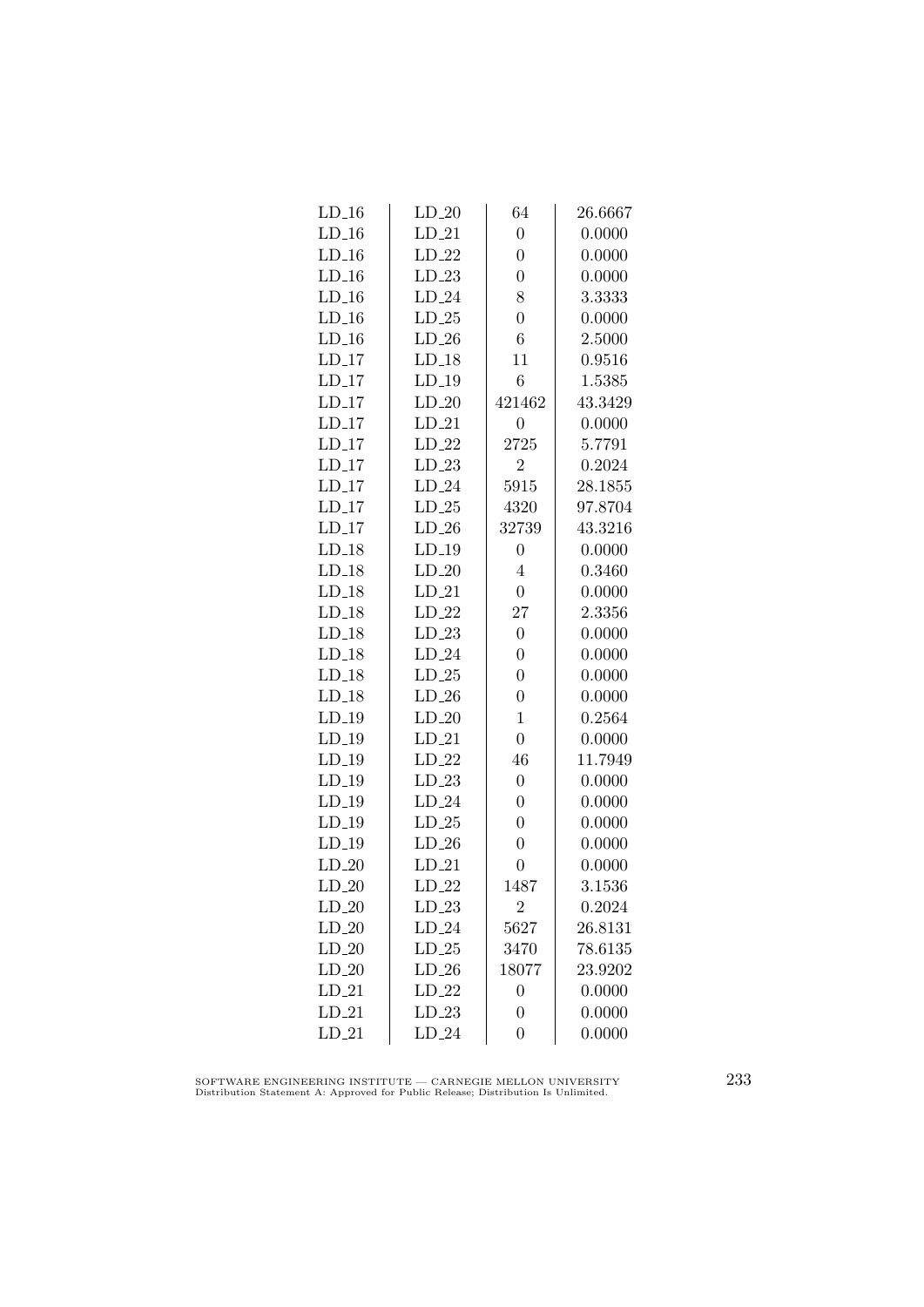| | | | |
|---|---|---|---|
| LD_16 | LD_20 | 64 | 26.6667 |
| LD_16 | LD_21 | 0 | 0.0000 |
| LD_16 | LD_22 | 0 | 0.0000 |
| LD_16 | LD_23 | 0 | 0.0000 |
| LD_16 | LD_24 | 8 | 3.3333 |
| LD_16 | LD_25 | 0 | 0.0000 |
| LD_16 | LD_26 | 6 | 2.5000 |
| LD_17 | LD_18 | 11 | 0.9516 |
| LD_17 | LD_19 | 6 | 1.5385 |
| LD_17 | LD_20 | 421462 | 43.3429 |
| LD_17 | LD_21 | 0 | 0.0000 |
| LD_17 | LD_22 | 2725 | 5.7791 |
| LD_17 | LD_23 | 2 | 0.2024 |
| LD_17 | LD_24 | 5915 | 28.1855 |
| LD_17 | LD_25 | 4320 | 97.8704 |
| LD_17 | LD_26 | 32739 | 43.3216 |
| LD_18 | LD_19 | 0 | 0.0000 |
| LD_18 | LD_20 | 4 | 0.3460 |
| LD_18 | LD_21 | 0 | 0.0000 |
| LD_18 | LD_22 | 27 | 2.3356 |
| LD_18 | LD_23 | 0 | 0.0000 |
| LD_18 | LD_24 | 0 | 0.0000 |
| LD_18 | LD_25 | 0 | 0.0000 |
| LD_18 | LD_26 | 0 | 0.0000 |
| LD_19 | LD_20 | 1 | 0.2564 |
| LD_19 | LD_21 | 0 | 0.0000 |
| LD_19 | LD_22 | 46 | 11.7949 |
| LD_19 | LD_23 | 0 | 0.0000 |
| LD_19 | LD_24 | 0 | 0.0000 |
| LD_19 | LD_25 | 0 | 0.0000 |
| LD_19 | LD_26 | 0 | 0.0000 |
| LD_20 | LD_21 | 0 | 0.0000 |
| LD_20 | LD_22 | 1487 | 3.1536 |
| LD_20 | LD_23 | 2 | 0.2024 |
| LD_20 | LD_24 | 5627 | 26.8131 |
| LD_20 | LD_25 | 3470 | 78.6135 |
| LD_20 | LD_26 | 18077 | 23.9202 |
| LD_21 | LD_22 | 0 | 0.0000 |
| LD_21 | LD_23 | 0 | 0.0000 |
| LD_21 | LD_24 | 0 | 0.0000 |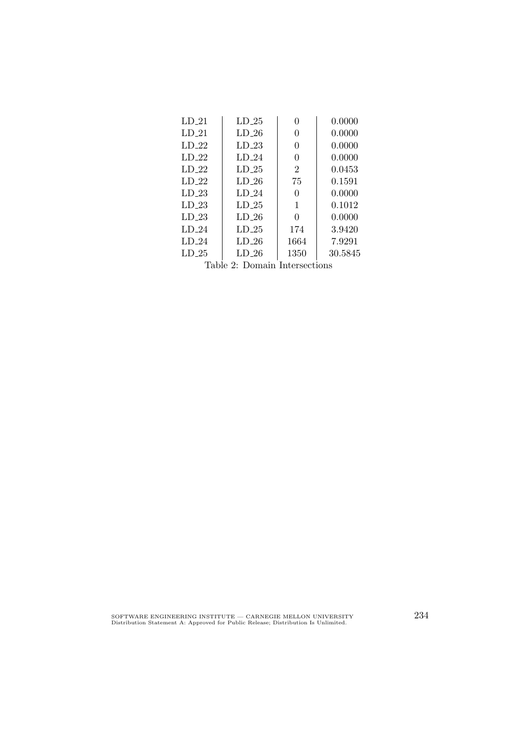| | | | |
|---|---|---|---|
| LD_21 | LD_25 | 0 | 0.0000 |
| LD_21 | LD_26 | 0 | 0.0000 |
| LD_22 | LD_23 | 0 | 0.0000 |
| LD_22 | LD_24 | 0 | 0.0000 |
| LD_22 | LD_25 | 2 | 0.0453 |
| LD_22 | LD_26 | 75 | 0.1591 |
| LD_23 | LD_24 | 0 | 0.0000 |
| LD_23 | LD_25 | 1 | 0.1012 |
| LD_23 | LD_26 | 0 | 0.0000 |
| LD_24 | LD_25 | 174 | 3.9420 |
| LD_24 | LD_26 | 1664 | 7.9291 |
| LD_25 | LD_26 | 1350 | 30.5845 |

Table 2: Domain Intersections

SOFTWARE ENGINEERING INSTITUTE — CARNEGIE MELLON UNIVERSITY
Distribution Statement A: Approved for Public Release; Distribution Is Unlimited.